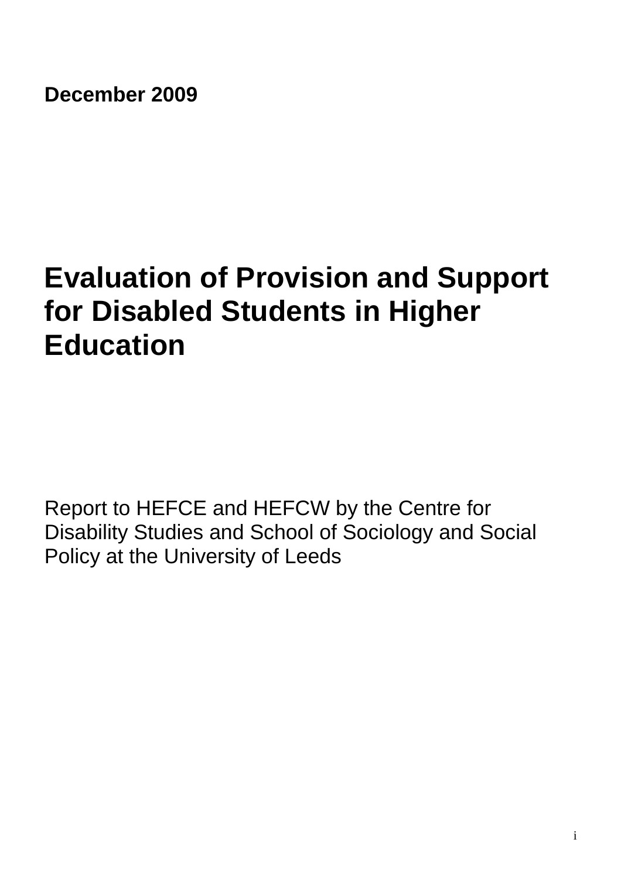**December 2009**

# Evaluation of Provision and Support for Disabled Students in Higher Education

Report to HEFCE and HEFCW by the Centre for Disability Studies and School of Sociology and Social Policy at the University of Leeds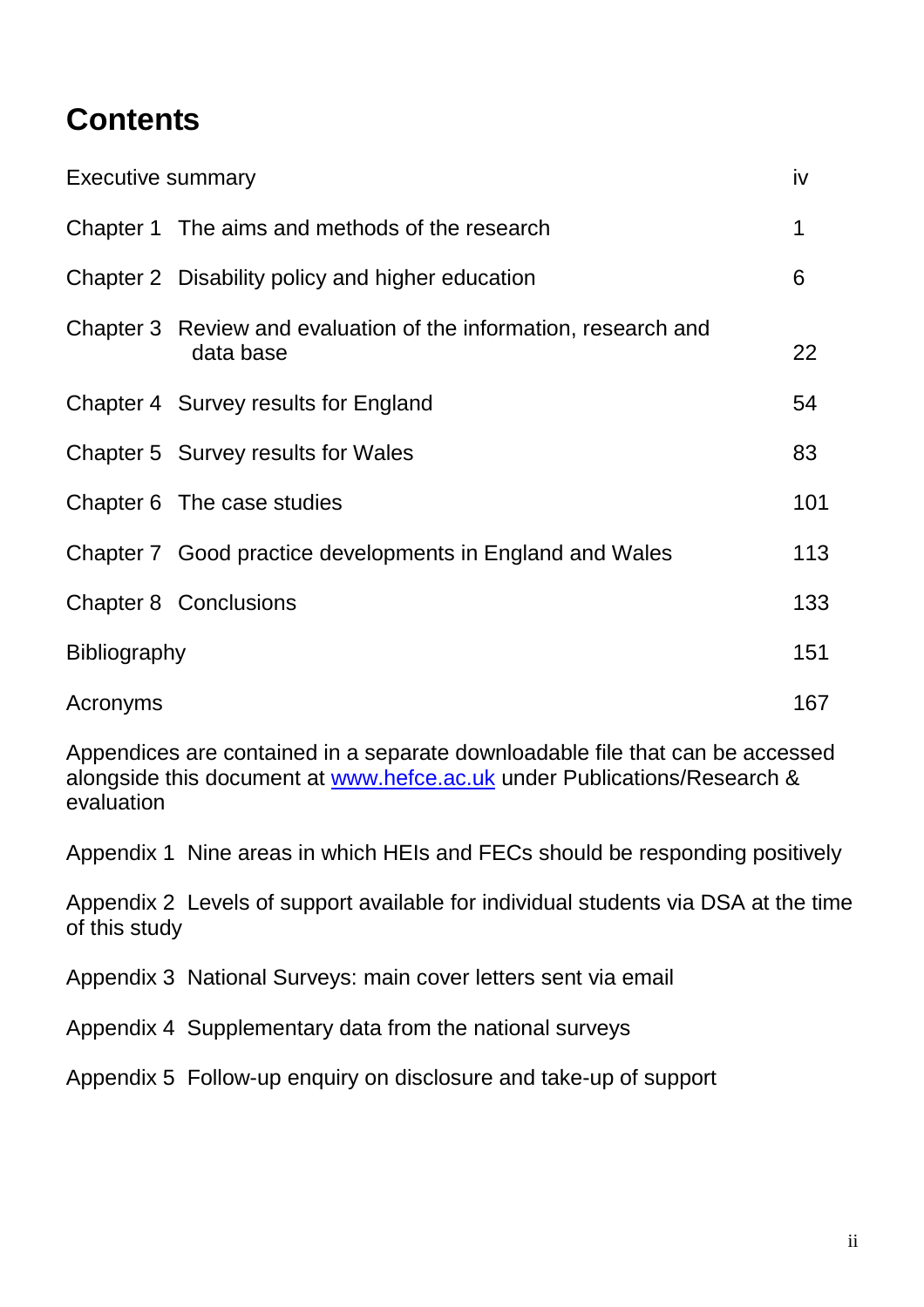# Contents

| | |
|---|---|
| Executive summary | iv |
| Chapter 1 The aims and methods of the research | 1 |
| Chapter 2 Disability policy and higher education | 6 |
| Chapter 3 Review and evaluation of the information, research and data base | 22 |
| Chapter 4 Survey results for England | 54 |
| Chapter 5 Survey results for Wales | 83 |
| Chapter 6 The case studies | 101 |
| Chapter 7 Good practice developments in England and Wales | 113 |
| Chapter 8 Conclusions | 133 |
| Bibliography | 151 |
| Acronyms | 167 |

Appendices are contained in a separate downloadable file that can be accessed alongside this document at www.hefce.ac.uk under Publications/Research & evaluation

Appendix 1 Nine areas in which HEIs and FECs should be responding positively

Appendix 2 Levels of support available for individual students via DSA at the time of this study

Appendix 3 National Surveys: main cover letters sent via email

Appendix 4 Supplementary data from the national surveys

Appendix 5 Follow-up enquiry on disclosure and take-up of support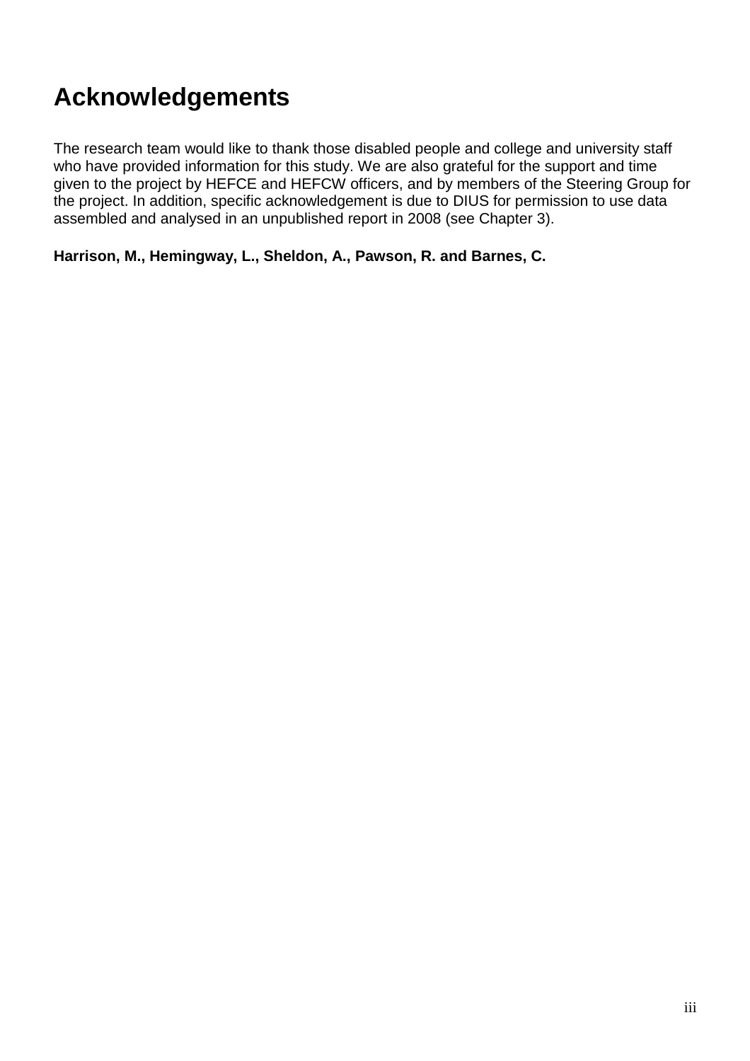# Acknowledgements

The research team would like to thank those disabled people and college and university staff who have provided information for this study. We are also grateful for the support and time given to the project by HEFCE and HEFCW officers, and by members of the Steering Group for the project. In addition, specific acknowledgement is due to DIUS for permission to use data assembled and analysed in an unpublished report in 2008 (see Chapter 3).

**Harrison, M., Hemingway, L., Sheldon, A., Pawson, R. and Barnes, C.**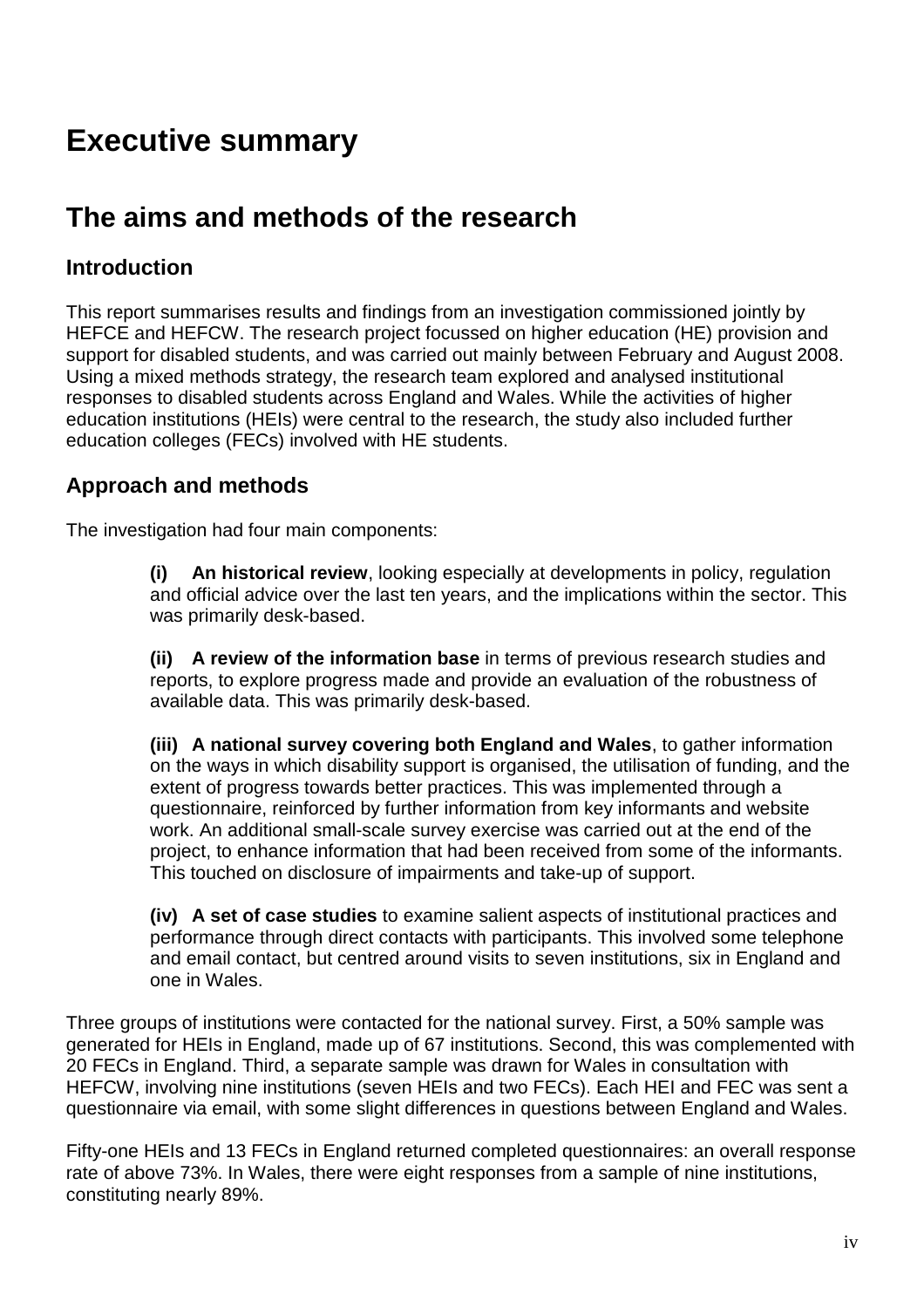# Executive summary

## The aims and methods of the research

### Introduction

This report summarises results and findings from an investigation commissioned jointly by HEFCE and HEFCW. The research project focussed on higher education (HE) provision and support for disabled students, and was carried out mainly between February and August 2008. Using a mixed methods strategy, the research team explored and analysed institutional responses to disabled students across England and Wales. While the activities of higher education institutions (HEIs) were central to the research, the study also included further education colleges (FECs) involved with HE students.

### Approach and methods

The investigation had four main components:

> **(i) An historical review**, looking especially at developments in policy, regulation and official advice over the last ten years, and the implications within the sector. This was primarily desk-based.
>
> **(ii) A review of the information base** in terms of previous research studies and reports, to explore progress made and provide an evaluation of the robustness of available data. This was primarily desk-based.
>
> **(iii) A national survey covering both England and Wales**, to gather information on the ways in which disability support is organised, the utilisation of funding, and the extent of progress towards better practices. This was implemented through a questionnaire, reinforced by further information from key informants and website work. An additional small-scale survey exercise was carried out at the end of the project, to enhance information that had been received from some of the informants. This touched on disclosure of impairments and take-up of support.
>
> **(iv) A set of case studies** to examine salient aspects of institutional practices and performance through direct contacts with participants. This involved some telephone and email contact, but centred around visits to seven institutions, six in England and one in Wales.

Three groups of institutions were contacted for the national survey. First, a 50% sample was generated for HEIs in England, made up of 67 institutions. Second, this was complemented with 20 FECs in England. Third, a separate sample was drawn for Wales in consultation with HEFCW, involving nine institutions (seven HEIs and two FECs). Each HEI and FEC was sent a questionnaire via email, with some slight differences in questions between England and Wales.

Fifty-one HEIs and 13 FECs in England returned completed questionnaires: an overall response rate of above 73%. In Wales, there were eight responses from a sample of nine institutions, constituting nearly 89%.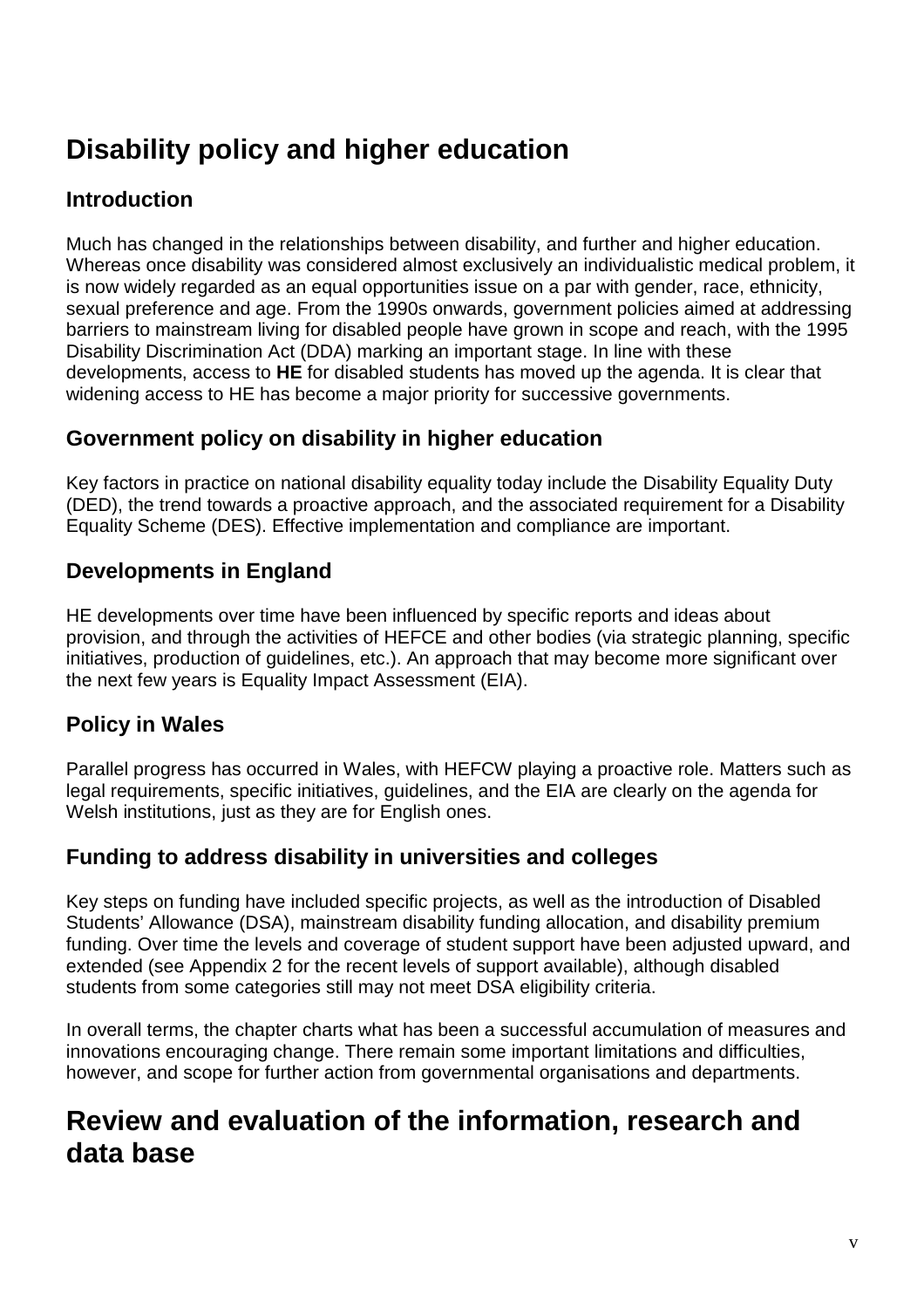# Disability policy and higher education

## Introduction

Much has changed in the relationships between disability, and further and higher education. Whereas once disability was considered almost exclusively an individualistic medical problem, it is now widely regarded as an equal opportunities issue on a par with gender, race, ethnicity, sexual preference and age. From the 1990s onwards, government policies aimed at addressing barriers to mainstream living for disabled people have grown in scope and reach, with the 1995 Disability Discrimination Act (DDA) marking an important stage. In line with these developments, access to **HE** for disabled students has moved up the agenda. It is clear that widening access to HE has become a major priority for successive governments.

## Government policy on disability in higher education

Key factors in practice on national disability equality today include the Disability Equality Duty (DED), the trend towards a proactive approach, and the associated requirement for a Disability Equality Scheme (DES). Effective implementation and compliance are important.

## Developments in England

HE developments over time have been influenced by specific reports and ideas about provision, and through the activities of HEFCE and other bodies (via strategic planning, specific initiatives, production of guidelines, etc.). An approach that may become more significant over the next few years is Equality Impact Assessment (EIA).

## Policy in Wales

Parallel progress has occurred in Wales, with HEFCW playing a proactive role. Matters such as legal requirements, specific initiatives, guidelines, and the EIA are clearly on the agenda for Welsh institutions, just as they are for English ones.

## Funding to address disability in universities and colleges

Key steps on funding have included specific projects, as well as the introduction of Disabled Students' Allowance (DSA), mainstream disability funding allocation, and disability premium funding. Over time the levels and coverage of student support have been adjusted upward, and extended (see Appendix 2 for the recent levels of support available), although disabled students from some categories still may not meet DSA eligibility criteria.

In overall terms, the chapter charts what has been a successful accumulation of measures and innovations encouraging change. There remain some important limitations and difficulties, however, and scope for further action from governmental organisations and departments.

# Review and evaluation of the information, research and data base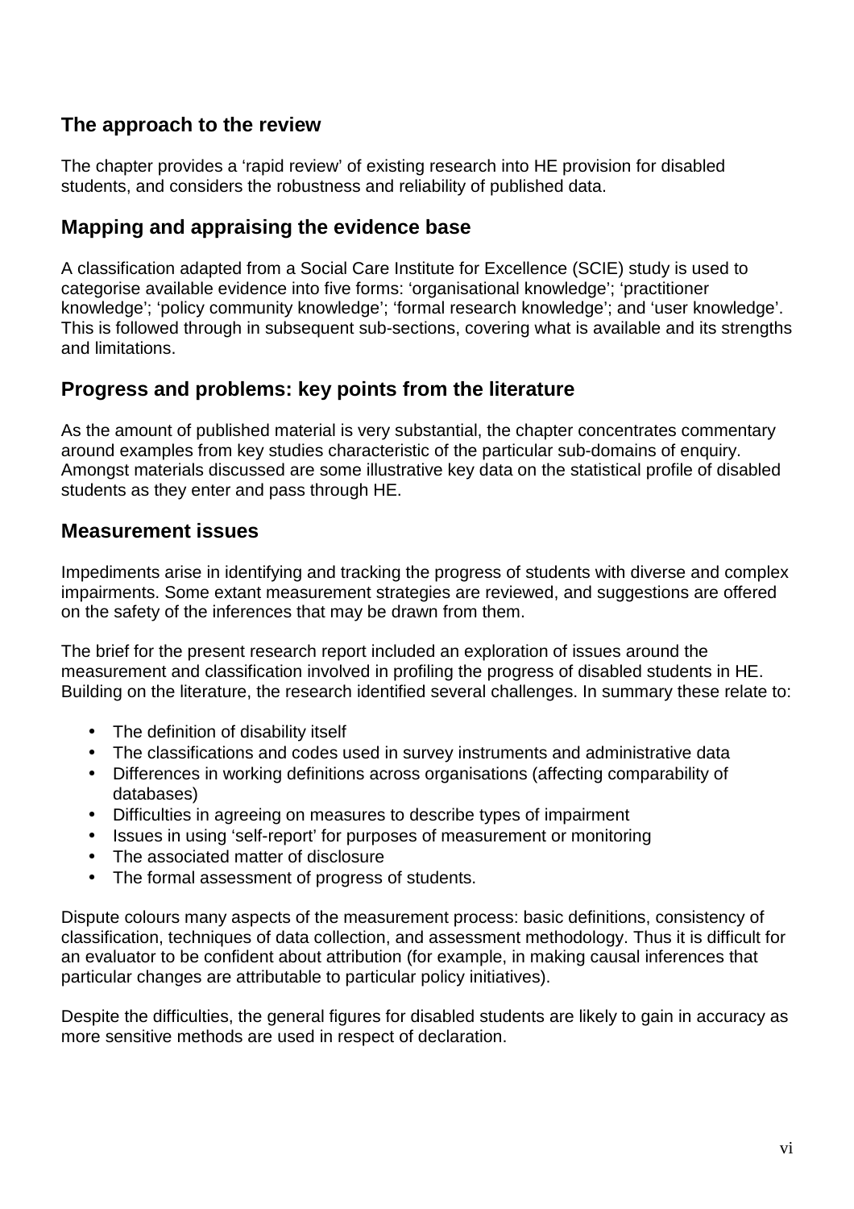### The approach to the review

The chapter provides a 'rapid review' of existing research into HE provision for disabled students, and considers the robustness and reliability of published data.

### Mapping and appraising the evidence base

A classification adapted from a Social Care Institute for Excellence (SCIE) study is used to categorise available evidence into five forms: 'organisational knowledge'; 'practitioner knowledge'; 'policy community knowledge'; 'formal research knowledge'; and 'user knowledge'. This is followed through in subsequent sub-sections, covering what is available and its strengths and limitations.

### Progress and problems: key points from the literature

As the amount of published material is very substantial, the chapter concentrates commentary around examples from key studies characteristic of the particular sub-domains of enquiry. Amongst materials discussed are some illustrative key data on the statistical profile of disabled students as they enter and pass through HE.

### Measurement issues

Impediments arise in identifying and tracking the progress of students with diverse and complex impairments. Some extant measurement strategies are reviewed, and suggestions are offered on the safety of the inferences that may be drawn from them.

The brief for the present research report included an exploration of issues around the measurement and classification involved in profiling the progress of disabled students in HE. Building on the literature, the research identified several challenges. In summary these relate to:

- The definition of disability itself
- The classifications and codes used in survey instruments and administrative data
- Differences in working definitions across organisations (affecting comparability of databases)
- Difficulties in agreeing on measures to describe types of impairment
- Issues in using 'self-report' for purposes of measurement or monitoring
- The associated matter of disclosure
- The formal assessment of progress of students.

Dispute colours many aspects of the measurement process: basic definitions, consistency of classification, techniques of data collection, and assessment methodology. Thus it is difficult for an evaluator to be confident about attribution (for example, in making causal inferences that particular changes are attributable to particular policy initiatives).

Despite the difficulties, the general figures for disabled students are likely to gain in accuracy as more sensitive methods are used in respect of declaration.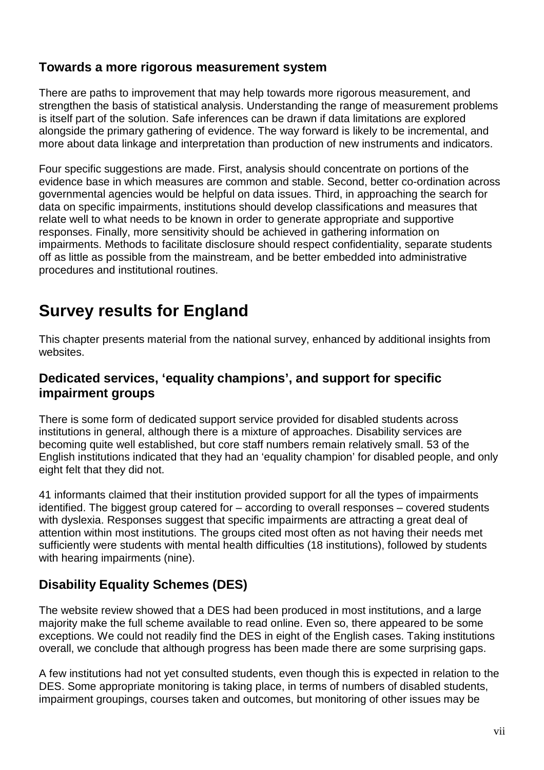### Towards a more rigorous measurement system

There are paths to improvement that may help towards more rigorous measurement, and strengthen the basis of statistical analysis. Understanding the range of measurement problems is itself part of the solution. Safe inferences can be drawn if data limitations are explored alongside the primary gathering of evidence. The way forward is likely to be incremental, and more about data linkage and interpretation than production of new instruments and indicators.

Four specific suggestions are made. First, analysis should concentrate on portions of the evidence base in which measures are common and stable. Second, better co-ordination across governmental agencies would be helpful on data issues. Third, in approaching the search for data on specific impairments, institutions should develop classifications and measures that relate well to what needs to be known in order to generate appropriate and supportive responses. Finally, more sensitivity should be achieved in gathering information on impairments. Methods to facilitate disclosure should respect confidentiality, separate students off as little as possible from the mainstream, and be better embedded into administrative procedures and institutional routines.

## Survey results for England

This chapter presents material from the national survey, enhanced by additional insights from websites.

### Dedicated services, 'equality champions', and support for specific impairment groups

There is some form of dedicated support service provided for disabled students across institutions in general, although there is a mixture of approaches. Disability services are becoming quite well established, but core staff numbers remain relatively small. 53 of the English institutions indicated that they had an 'equality champion' for disabled people, and only eight felt that they did not.

41 informants claimed that their institution provided support for all the types of impairments identified. The biggest group catered for – according to overall responses – covered students with dyslexia. Responses suggest that specific impairments are attracting a great deal of attention within most institutions. The groups cited most often as not having their needs met sufficiently were students with mental health difficulties (18 institutions), followed by students with hearing impairments (nine).

### Disability Equality Schemes (DES)

The website review showed that a DES had been produced in most institutions, and a large majority make the full scheme available to read online. Even so, there appeared to be some exceptions. We could not readily find the DES in eight of the English cases. Taking institutions overall, we conclude that although progress has been made there are some surprising gaps.

A few institutions had not yet consulted students, even though this is expected in relation to the DES. Some appropriate monitoring is taking place, in terms of numbers of disabled students, impairment groupings, courses taken and outcomes, but monitoring of other issues may be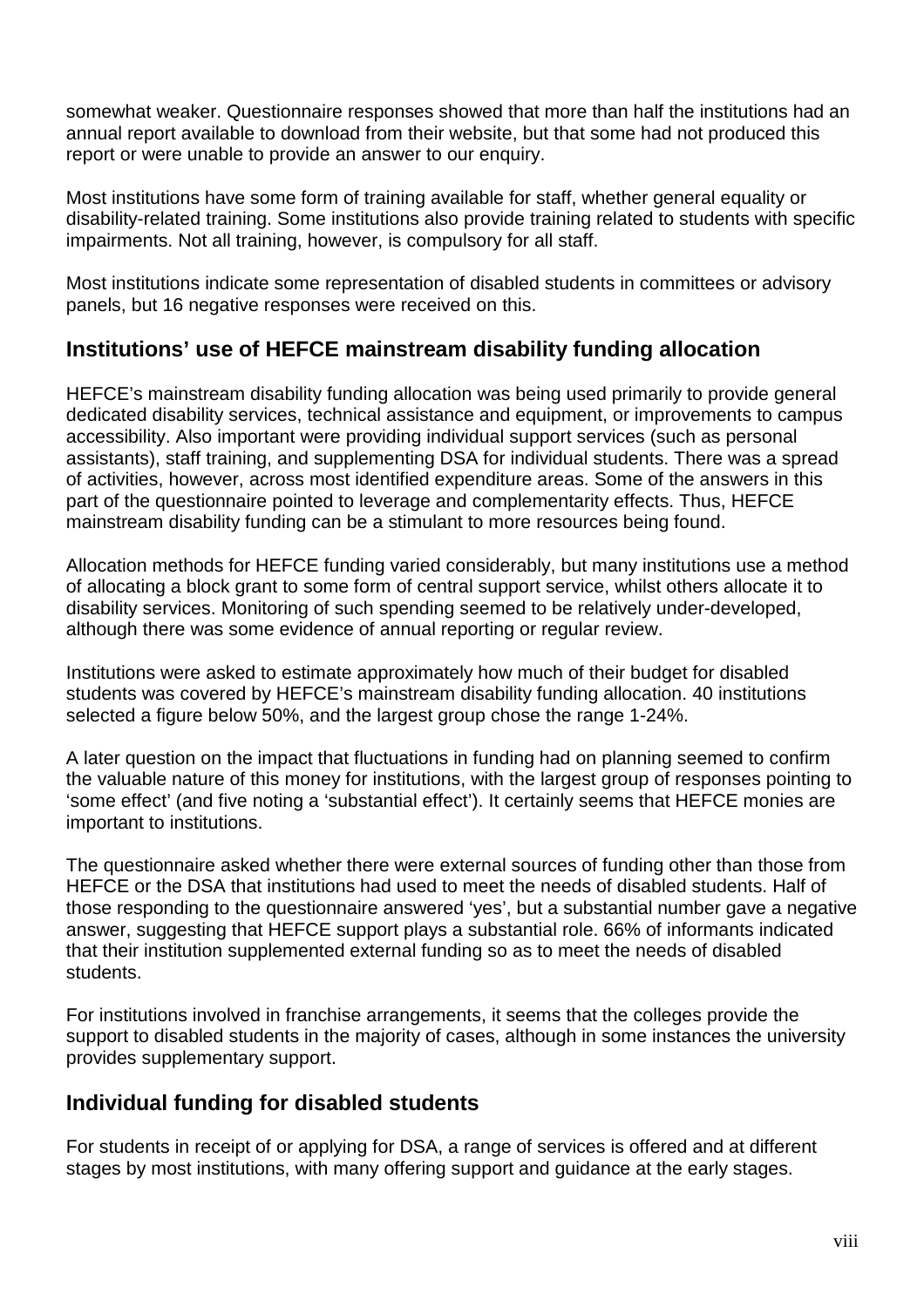somewhat weaker. Questionnaire responses showed that more than half the institutions had an annual report available to download from their website, but that some had not produced this report or were unable to provide an answer to our enquiry.

Most institutions have some form of training available for staff, whether general equality or disability-related training. Some institutions also provide training related to students with specific impairments. Not all training, however, is compulsory for all staff.

Most institutions indicate some representation of disabled students in committees or advisory panels, but 16 negative responses were received on this.

## Institutions' use of HEFCE mainstream disability funding allocation

HEFCE's mainstream disability funding allocation was being used primarily to provide general dedicated disability services, technical assistance and equipment, or improvements to campus accessibility. Also important were providing individual support services (such as personal assistants), staff training, and supplementing DSA for individual students. There was a spread of activities, however, across most identified expenditure areas. Some of the answers in this part of the questionnaire pointed to leverage and complementarity effects. Thus, HEFCE mainstream disability funding can be a stimulant to more resources being found.

Allocation methods for HEFCE funding varied considerably, but many institutions use a method of allocating a block grant to some form of central support service, whilst others allocate it to disability services. Monitoring of such spending seemed to be relatively under-developed, although there was some evidence of annual reporting or regular review.

Institutions were asked to estimate approximately how much of their budget for disabled students was covered by HEFCE's mainstream disability funding allocation. 40 institutions selected a figure below 50%, and the largest group chose the range 1-24%.

A later question on the impact that fluctuations in funding had on planning seemed to confirm the valuable nature of this money for institutions, with the largest group of responses pointing to 'some effect' (and five noting a 'substantial effect'). It certainly seems that HEFCE monies are important to institutions.

The questionnaire asked whether there were external sources of funding other than those from HEFCE or the DSA that institutions had used to meet the needs of disabled students. Half of those responding to the questionnaire answered 'yes', but a substantial number gave a negative answer, suggesting that HEFCE support plays a substantial role. 66% of informants indicated that their institution supplemented external funding so as to meet the needs of disabled students.

For institutions involved in franchise arrangements, it seems that the colleges provide the support to disabled students in the majority of cases, although in some instances the university provides supplementary support.

## Individual funding for disabled students

For students in receipt of or applying for DSA, a range of services is offered and at different stages by most institutions, with many offering support and guidance at the early stages.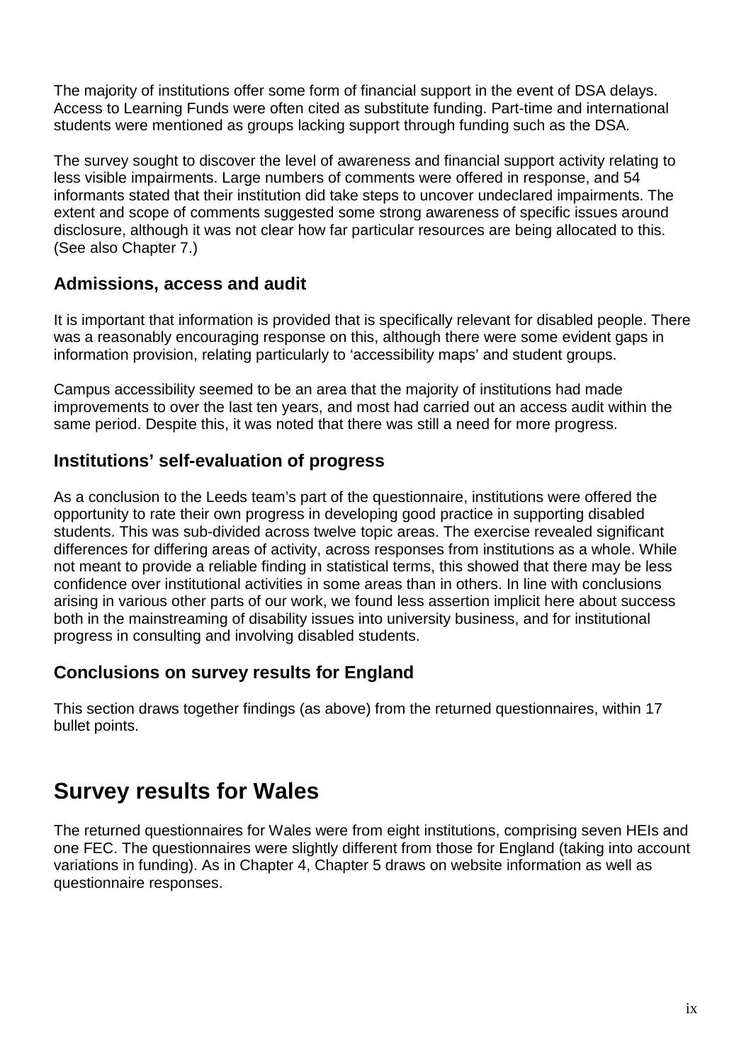The majority of institutions offer some form of financial support in the event of DSA delays. Access to Learning Funds were often cited as substitute funding. Part-time and international students were mentioned as groups lacking support through funding such as the DSA.

The survey sought to discover the level of awareness and financial support activity relating to less visible impairments. Large numbers of comments were offered in response, and 54 informants stated that their institution did take steps to uncover undeclared impairments. The extent and scope of comments suggested some strong awareness of specific issues around disclosure, although it was not clear how far particular resources are being allocated to this. (See also Chapter 7.)

### Admissions, access and audit

It is important that information is provided that is specifically relevant for disabled people. There was a reasonably encouraging response on this, although there were some evident gaps in information provision, relating particularly to 'accessibility maps' and student groups.

Campus accessibility seemed to be an area that the majority of institutions had made improvements to over the last ten years, and most had carried out an access audit within the same period. Despite this, it was noted that there was still a need for more progress.

### Institutions' self-evaluation of progress

As a conclusion to the Leeds team's part of the questionnaire, institutions were offered the opportunity to rate their own progress in developing good practice in supporting disabled students. This was sub-divided across twelve topic areas. The exercise revealed significant differences for differing areas of activity, across responses from institutions as a whole. While not meant to provide a reliable finding in statistical terms, this showed that there may be less confidence over institutional activities in some areas than in others. In line with conclusions arising in various other parts of our work, we found less assertion implicit here about success both in the mainstreaming of disability issues into university business, and for institutional progress in consulting and involving disabled students.

### Conclusions on survey results for England

This section draws together findings (as above) from the returned questionnaires, within 17 bullet points.

## Survey results for Wales

The returned questionnaires for Wales were from eight institutions, comprising seven HEIs and one FEC. The questionnaires were slightly different from those for England (taking into account variations in funding). As in Chapter 4, Chapter 5 draws on website information as well as questionnaire responses.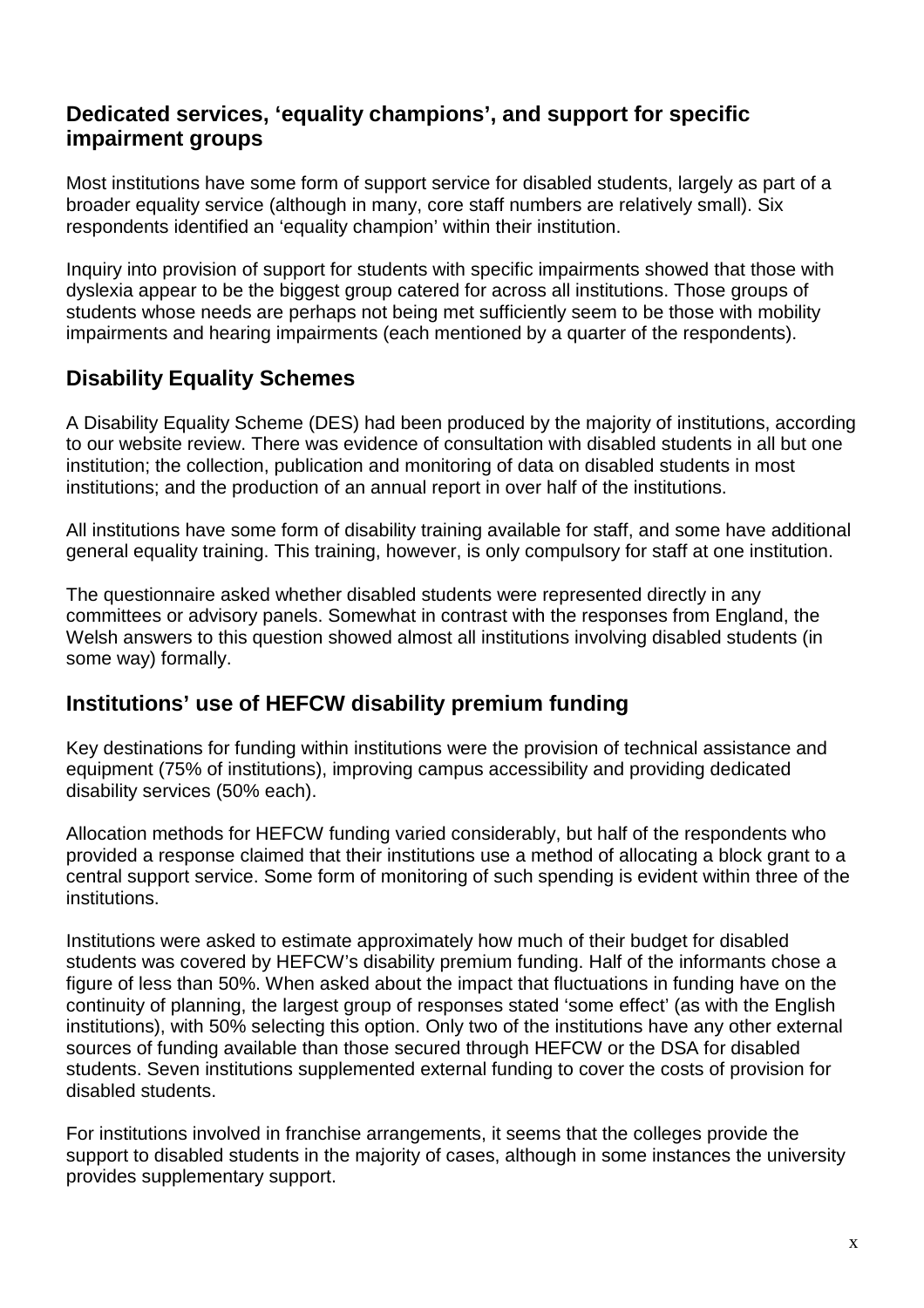## Dedicated services, 'equality champions', and support for specific impairment groups

Most institutions have some form of support service for disabled students, largely as part of a broader equality service (although in many, core staff numbers are relatively small). Six respondents identified an 'equality champion' within their institution.

Inquiry into provision of support for students with specific impairments showed that those with dyslexia appear to be the biggest group catered for across all institutions. Those groups of students whose needs are perhaps not being met sufficiently seem to be those with mobility impairments and hearing impairments (each mentioned by a quarter of the respondents).

## Disability Equality Schemes

A Disability Equality Scheme (DES) had been produced by the majority of institutions, according to our website review. There was evidence of consultation with disabled students in all but one institution; the collection, publication and monitoring of data on disabled students in most institutions; and the production of an annual report in over half of the institutions.

All institutions have some form of disability training available for staff, and some have additional general equality training. This training, however, is only compulsory for staff at one institution.

The questionnaire asked whether disabled students were represented directly in any committees or advisory panels. Somewhat in contrast with the responses from England, the Welsh answers to this question showed almost all institutions involving disabled students (in some way) formally.

## Institutions' use of HEFCW disability premium funding

Key destinations for funding within institutions were the provision of technical assistance and equipment (75% of institutions), improving campus accessibility and providing dedicated disability services (50% each).

Allocation methods for HEFCW funding varied considerably, but half of the respondents who provided a response claimed that their institutions use a method of allocating a block grant to a central support service. Some form of monitoring of such spending is evident within three of the institutions.

Institutions were asked to estimate approximately how much of their budget for disabled students was covered by HEFCW's disability premium funding. Half of the informants chose a figure of less than 50%. When asked about the impact that fluctuations in funding have on the continuity of planning, the largest group of responses stated 'some effect' (as with the English institutions), with 50% selecting this option. Only two of the institutions have any other external sources of funding available than those secured through HEFCW or the DSA for disabled students. Seven institutions supplemented external funding to cover the costs of provision for disabled students.

For institutions involved in franchise arrangements, it seems that the colleges provide the support to disabled students in the majority of cases, although in some instances the university provides supplementary support.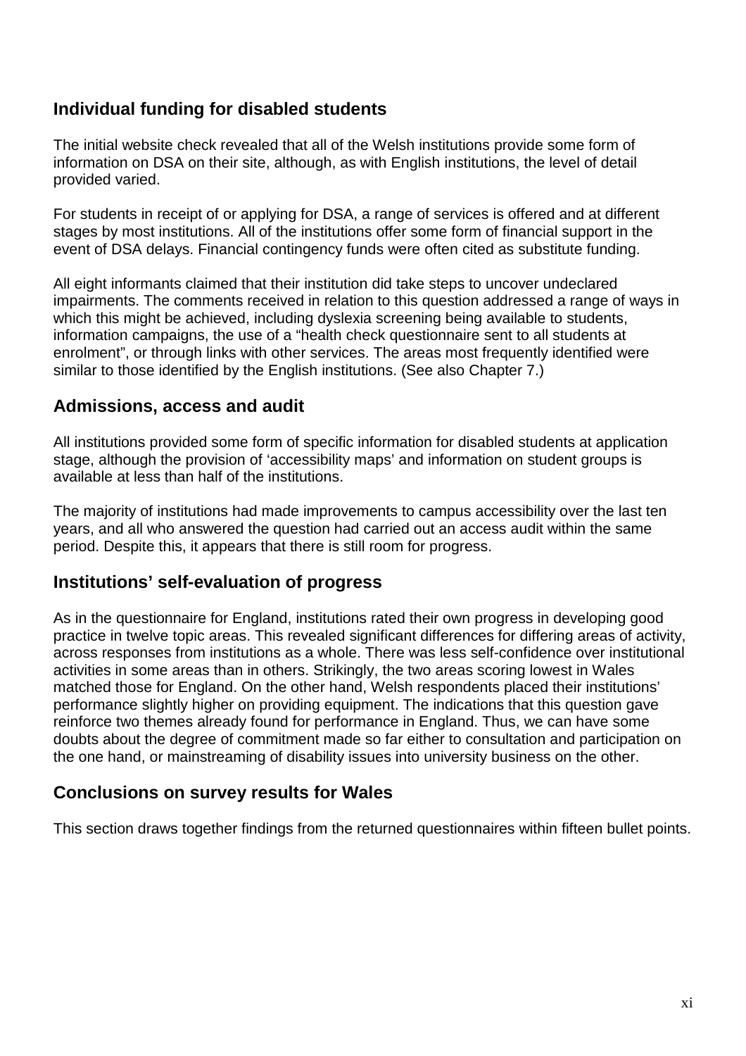## Individual funding for disabled students

The initial website check revealed that all of the Welsh institutions provide some form of information on DSA on their site, although, as with English institutions, the level of detail provided varied.

For students in receipt of or applying for DSA, a range of services is offered and at different stages by most institutions. All of the institutions offer some form of financial support in the event of DSA delays. Financial contingency funds were often cited as substitute funding.

All eight informants claimed that their institution did take steps to uncover undeclared impairments. The comments received in relation to this question addressed a range of ways in which this might be achieved, including dyslexia screening being available to students, information campaigns, the use of a "health check questionnaire sent to all students at enrolment", or through links with other services. The areas most frequently identified were similar to those identified by the English institutions. (See also Chapter 7.)

## Admissions, access and audit

All institutions provided some form of specific information for disabled students at application stage, although the provision of 'accessibility maps' and information on student groups is available at less than half of the institutions.

The majority of institutions had made improvements to campus accessibility over the last ten years, and all who answered the question had carried out an access audit within the same period. Despite this, it appears that there is still room for progress.

## Institutions' self-evaluation of progress

As in the questionnaire for England, institutions rated their own progress in developing good practice in twelve topic areas. This revealed significant differences for differing areas of activity, across responses from institutions as a whole. There was less self-confidence over institutional activities in some areas than in others. Strikingly, the two areas scoring lowest in Wales matched those for England. On the other hand, Welsh respondents placed their institutions' performance slightly higher on providing equipment. The indications that this question gave reinforce two themes already found for performance in England. Thus, we can have some doubts about the degree of commitment made so far either to consultation and participation on the one hand, or mainstreaming of disability issues into university business on the other.

## Conclusions on survey results for Wales

This section draws together findings from the returned questionnaires within fifteen bullet points.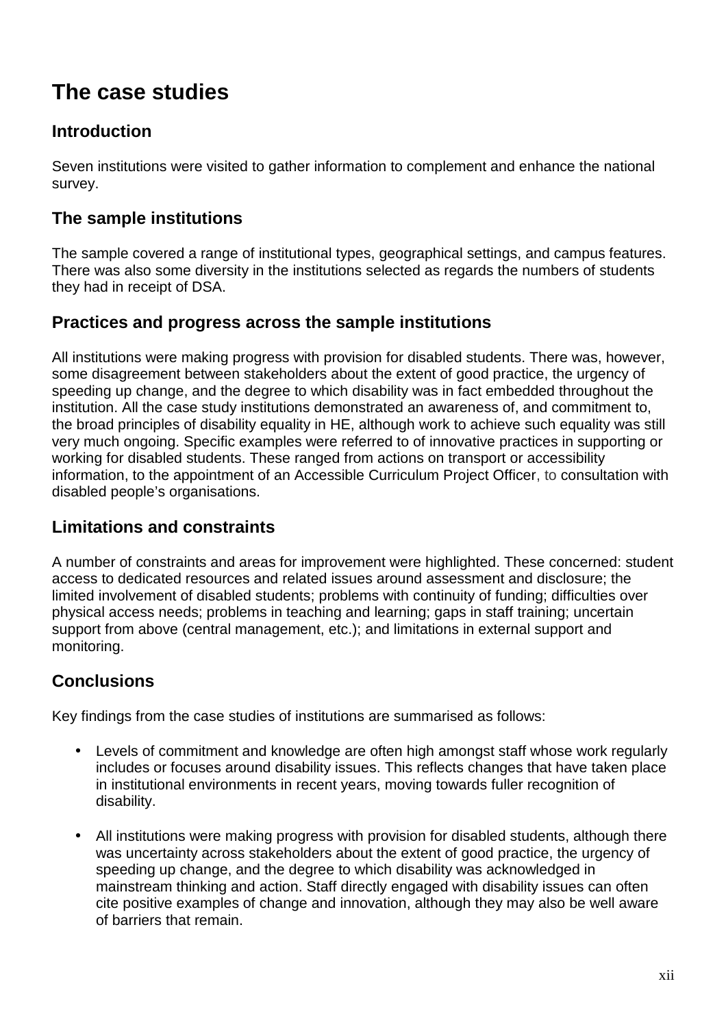# The case studies

## Introduction

Seven institutions were visited to gather information to complement and enhance the national survey.

## The sample institutions

The sample covered a range of institutional types, geographical settings, and campus features. There was also some diversity in the institutions selected as regards the numbers of students they had in receipt of DSA.

## Practices and progress across the sample institutions

All institutions were making progress with provision for disabled students. There was, however, some disagreement between stakeholders about the extent of good practice, the urgency of speeding up change, and the degree to which disability was in fact embedded throughout the institution. All the case study institutions demonstrated an awareness of, and commitment to, the broad principles of disability equality in HE, although work to achieve such equality was still very much ongoing. Specific examples were referred to of innovative practices in supporting or working for disabled students. These ranged from actions on transport or accessibility information, to the appointment of an Accessible Curriculum Project Officer, to consultation with disabled people's organisations.

## Limitations and constraints

A number of constraints and areas for improvement were highlighted. These concerned: student access to dedicated resources and related issues around assessment and disclosure; the limited involvement of disabled students; problems with continuity of funding; difficulties over physical access needs; problems in teaching and learning; gaps in staff training; uncertain support from above (central management, etc.); and limitations in external support and monitoring.

## Conclusions

Key findings from the case studies of institutions are summarised as follows:

- Levels of commitment and knowledge are often high amongst staff whose work regularly includes or focuses around disability issues. This reflects changes that have taken place in institutional environments in recent years, moving towards fuller recognition of disability.

- All institutions were making progress with provision for disabled students, although there was uncertainty across stakeholders about the extent of good practice, the urgency of speeding up change, and the degree to which disability was acknowledged in mainstream thinking and action. Staff directly engaged with disability issues can often cite positive examples of change and innovation, although they may also be well aware of barriers that remain.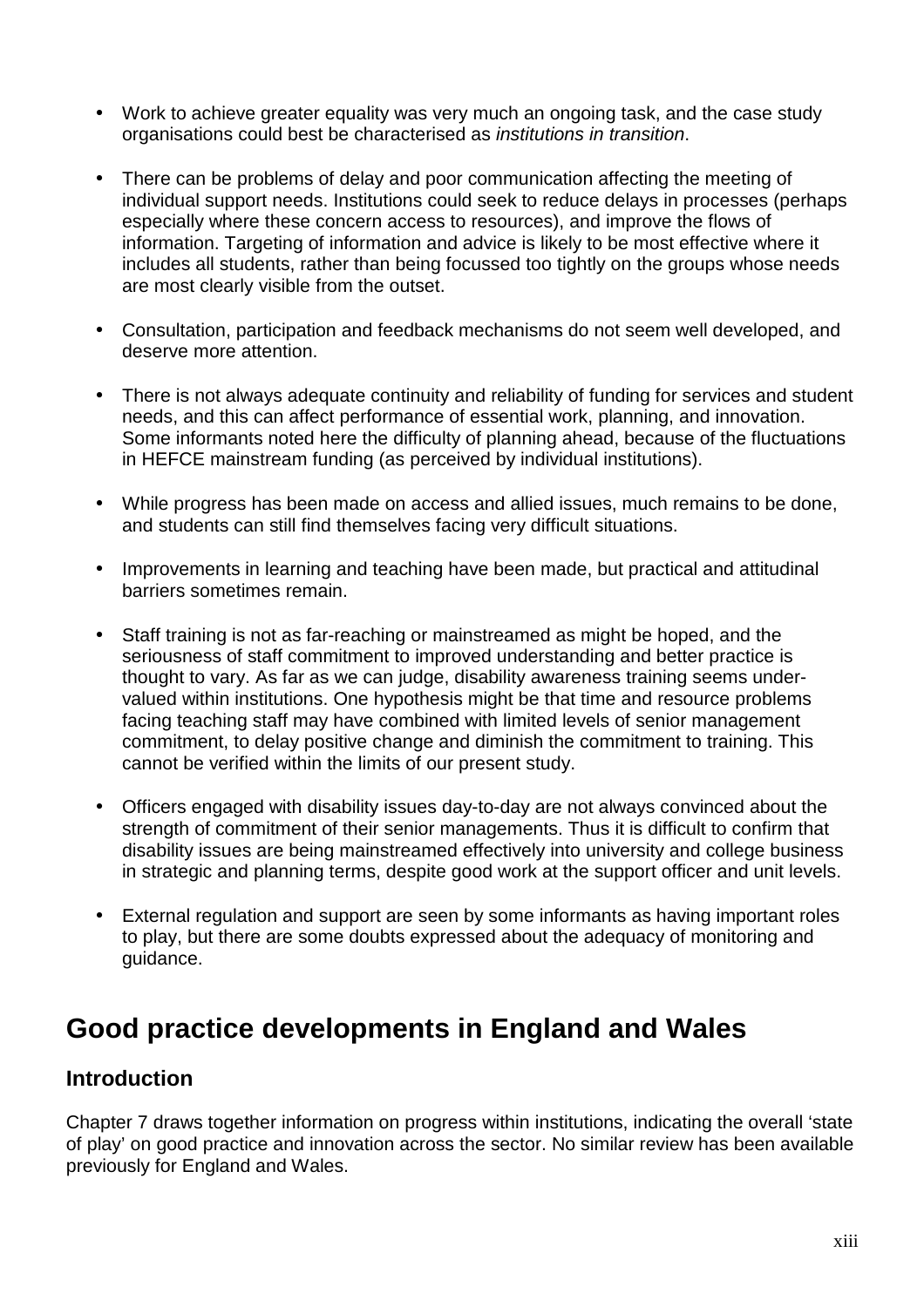- Work to achieve greater equality was very much an ongoing task, and the case study organisations could best be characterised as *institutions in transition*.

- There can be problems of delay and poor communication affecting the meeting of individual support needs. Institutions could seek to reduce delays in processes (perhaps especially where these concern access to resources), and improve the flows of information. Targeting of information and advice is likely to be most effective where it includes all students, rather than being focussed too tightly on the groups whose needs are most clearly visible from the outset.

- Consultation, participation and feedback mechanisms do not seem well developed, and deserve more attention.

- There is not always adequate continuity and reliability of funding for services and student needs, and this can affect performance of essential work, planning, and innovation. Some informants noted here the difficulty of planning ahead, because of the fluctuations in HEFCE mainstream funding (as perceived by individual institutions).

- While progress has been made on access and allied issues, much remains to be done, and students can still find themselves facing very difficult situations.

- Improvements in learning and teaching have been made, but practical and attitudinal barriers sometimes remain.

- Staff training is not as far-reaching or mainstreamed as might be hoped, and the seriousness of staff commitment to improved understanding and better practice is thought to vary. As far as we can judge, disability awareness training seems under-valued within institutions. One hypothesis might be that time and resource problems facing teaching staff may have combined with limited levels of senior management commitment, to delay positive change and diminish the commitment to training. This cannot be verified within the limits of our present study.

- Officers engaged with disability issues day-to-day are not always convinced about the strength of commitment of their senior managements. Thus it is difficult to confirm that disability issues are being mainstreamed effectively into university and college business in strategic and planning terms, despite good work at the support officer and unit levels.

- External regulation and support are seen by some informants as having important roles to play, but there are some doubts expressed about the adequacy of monitoring and guidance.

# Good practice developments in England and Wales

## Introduction

Chapter 7 draws together information on progress within institutions, indicating the overall 'state of play' on good practice and innovation across the sector. No similar review has been available previously for England and Wales.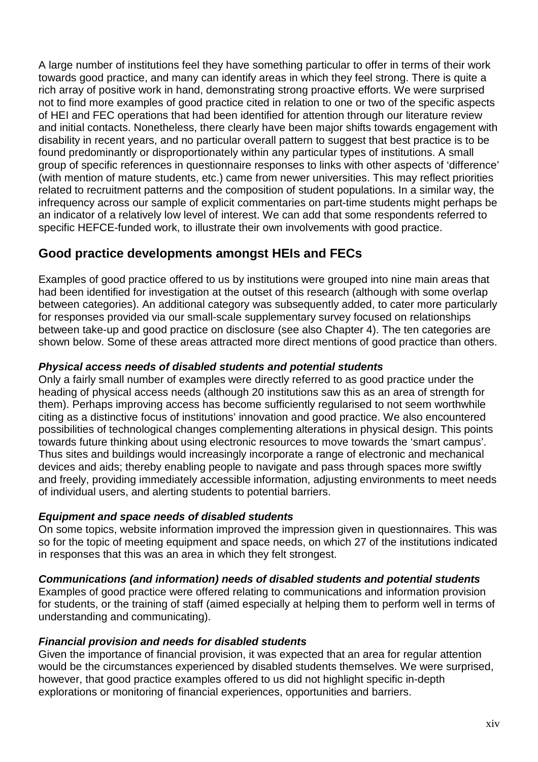A large number of institutions feel they have something particular to offer in terms of their work towards good practice, and many can identify areas in which they feel strong. There is quite a rich array of positive work in hand, demonstrating strong proactive efforts. We were surprised not to find more examples of good practice cited in relation to one or two of the specific aspects of HEI and FEC operations that had been identified for attention through our literature review and initial contacts. Nonetheless, there clearly have been major shifts towards engagement with disability in recent years, and no particular overall pattern to suggest that best practice is to be found predominantly or disproportionately within any particular types of institutions. A small group of specific references in questionnaire responses to links with other aspects of 'difference' (with mention of mature students, etc.) came from newer universities. This may reflect priorities related to recruitment patterns and the composition of student populations. In a similar way, the infrequency across our sample of explicit commentaries on part-time students might perhaps be an indicator of a relatively low level of interest. We can add that some respondents referred to specific HEFCE-funded work, to illustrate their own involvements with good practice.

## Good practice developments amongst HEIs and FECs

Examples of good practice offered to us by institutions were grouped into nine main areas that had been identified for investigation at the outset of this research (although with some overlap between categories). An additional category was subsequently added, to cater more particularly for responses provided via our small-scale supplementary survey focused on relationships between take-up and good practice on disclosure (see also Chapter 4). The ten categories are shown below. Some of these areas attracted more direct mentions of good practice than others.

### *Physical access needs of disabled students and potential students*

Only a fairly small number of examples were directly referred to as good practice under the heading of physical access needs (although 20 institutions saw this as an area of strength for them). Perhaps improving access has become sufficiently regularised to not seem worthwhile citing as a distinctive focus of institutions' innovation and good practice. We also encountered possibilities of technological changes complementing alterations in physical design. This points towards future thinking about using electronic resources to move towards the 'smart campus'. Thus sites and buildings would increasingly incorporate a range of electronic and mechanical devices and aids; thereby enabling people to navigate and pass through spaces more swiftly and freely, providing immediately accessible information, adjusting environments to meet needs of individual users, and alerting students to potential barriers.

### *Equipment and space needs of disabled students*

On some topics, website information improved the impression given in questionnaires. This was so for the topic of meeting equipment and space needs, on which 27 of the institutions indicated in responses that this was an area in which they felt strongest.

### *Communications (and information) needs of disabled students and potential students*

Examples of good practice were offered relating to communications and information provision for students, or the training of staff (aimed especially at helping them to perform well in terms of understanding and communicating).

### *Financial provision and needs for disabled students*

Given the importance of financial provision, it was expected that an area for regular attention would be the circumstances experienced by disabled students themselves. We were surprised, however, that good practice examples offered to us did not highlight specific in-depth explorations or monitoring of financial experiences, opportunities and barriers.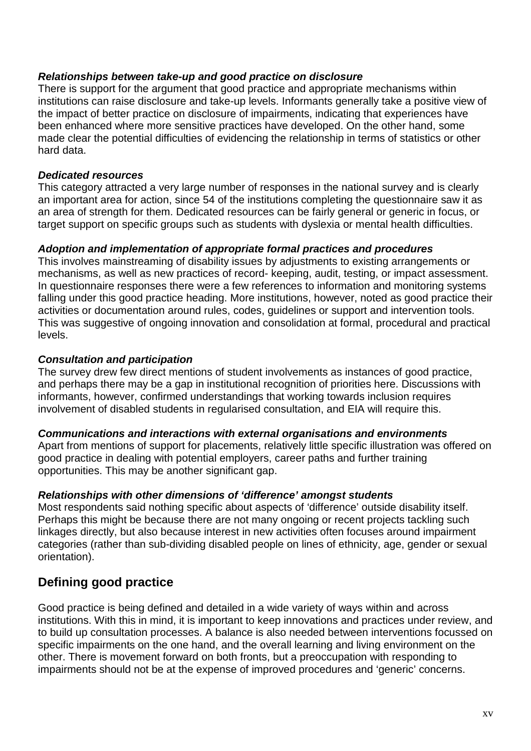***Relationships between take-up and good practice on disclosure***

There is support for the argument that good practice and appropriate mechanisms within institutions can raise disclosure and take-up levels. Informants generally take a positive view of the impact of better practice on disclosure of impairments, indicating that experiences have been enhanced where more sensitive practices have developed. On the other hand, some made clear the potential difficulties of evidencing the relationship in terms of statistics or other hard data.

***Dedicated resources***

This category attracted a very large number of responses in the national survey and is clearly an important area for action, since 54 of the institutions completing the questionnaire saw it as an area of strength for them. Dedicated resources can be fairly general or generic in focus, or target support on specific groups such as students with dyslexia or mental health difficulties.

***Adoption and implementation of appropriate formal practices and procedures***

This involves mainstreaming of disability issues by adjustments to existing arrangements or mechanisms, as well as new practices of record- keeping, audit, testing, or impact assessment. In questionnaire responses there were a few references to information and monitoring systems falling under this good practice heading. More institutions, however, noted as good practice their activities or documentation around rules, codes, guidelines or support and intervention tools. This was suggestive of ongoing innovation and consolidation at formal, procedural and practical levels.

***Consultation and participation***

The survey drew few direct mentions of student involvements as instances of good practice, and perhaps there may be a gap in institutional recognition of priorities here. Discussions with informants, however, confirmed understandings that working towards inclusion requires involvement of disabled students in regularised consultation, and EIA will require this.

***Communications and interactions with external organisations and environments***

Apart from mentions of support for placements, relatively little specific illustration was offered on good practice in dealing with potential employers, career paths and further training opportunities. This may be another significant gap.

***Relationships with other dimensions of 'difference' amongst students***

Most respondents said nothing specific about aspects of 'difference' outside disability itself. Perhaps this might be because there are not many ongoing or recent projects tackling such linkages directly, but also because interest in new activities often focuses around impairment categories (rather than sub-dividing disabled people on lines of ethnicity, age, gender or sexual orientation).

## Defining good practice

Good practice is being defined and detailed in a wide variety of ways within and across institutions. With this in mind, it is important to keep innovations and practices under review, and to build up consultation processes. A balance is also needed between interventions focussed on specific impairments on the one hand, and the overall learning and living environment on the other. There is movement forward on both fronts, but a preoccupation with responding to impairments should not be at the expense of improved procedures and 'generic' concerns.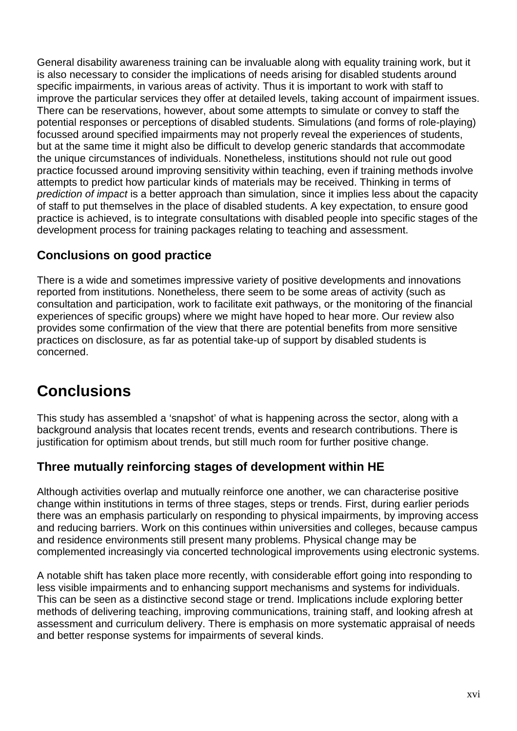General disability awareness training can be invaluable along with equality training work, but it is also necessary to consider the implications of needs arising for disabled students around specific impairments, in various areas of activity. Thus it is important to work with staff to improve the particular services they offer at detailed levels, taking account of impairment issues. There can be reservations, however, about some attempts to simulate or convey to staff the potential responses or perceptions of disabled students. Simulations (and forms of role-playing) focussed around specified impairments may not properly reveal the experiences of students, but at the same time it might also be difficult to develop generic standards that accommodate the unique circumstances of individuals. Nonetheless, institutions should not rule out good practice focussed around improving sensitivity within teaching, even if training methods involve attempts to predict how particular kinds of materials may be received. Thinking in terms of *prediction of impact* is a better approach than simulation, since it implies less about the capacity of staff to put themselves in the place of disabled students. A key expectation, to ensure good practice is achieved, is to integrate consultations with disabled people into specific stages of the development process for training packages relating to teaching and assessment.

### Conclusions on good practice

There is a wide and sometimes impressive variety of positive developments and innovations reported from institutions. Nonetheless, there seem to be some areas of activity (such as consultation and participation, work to facilitate exit pathways, or the monitoring of the financial experiences of specific groups) where we might have hoped to hear more. Our review also provides some confirmation of the view that there are potential benefits from more sensitive practices on disclosure, as far as potential take-up of support by disabled students is concerned.

## Conclusions

This study has assembled a 'snapshot' of what is happening across the sector, along with a background analysis that locates recent trends, events and research contributions. There is justification for optimism about trends, but still much room for further positive change.

### Three mutually reinforcing stages of development within HE

Although activities overlap and mutually reinforce one another, we can characterise positive change within institutions in terms of three stages, steps or trends. First, during earlier periods there was an emphasis particularly on responding to physical impairments, by improving access and reducing barriers. Work on this continues within universities and colleges, because campus and residence environments still present many problems. Physical change may be complemented increasingly via concerted technological improvements using electronic systems.

A notable shift has taken place more recently, with considerable effort going into responding to less visible impairments and to enhancing support mechanisms and systems for individuals. This can be seen as a distinctive second stage or trend. Implications include exploring better methods of delivering teaching, improving communications, training staff, and looking afresh at assessment and curriculum delivery. There is emphasis on more systematic appraisal of needs and better response systems for impairments of several kinds.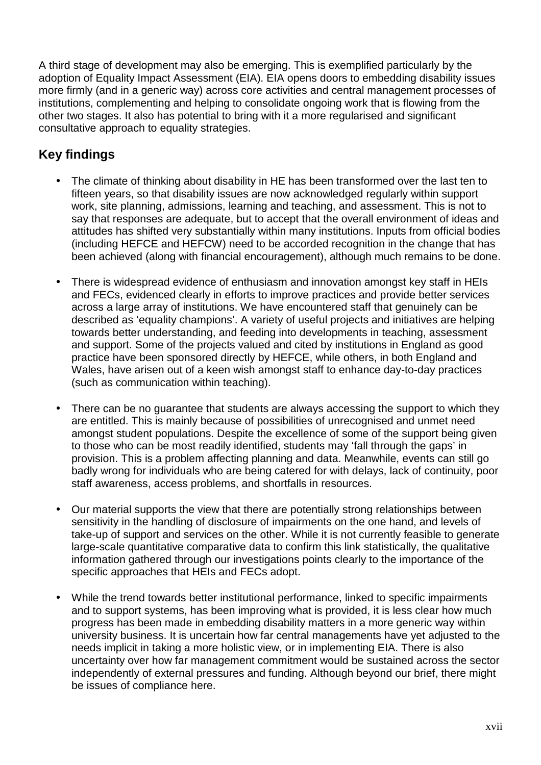A third stage of development may also be emerging. This is exemplified particularly by the adoption of Equality Impact Assessment (EIA). EIA opens doors to embedding disability issues more firmly (and in a generic way) across core activities and central management processes of institutions, complementing and helping to consolidate ongoing work that is flowing from the other two stages. It also has potential to bring with it a more regularised and significant consultative approach to equality strategies.

## Key findings

- The climate of thinking about disability in HE has been transformed over the last ten to fifteen years, so that disability issues are now acknowledged regularly within support work, site planning, admissions, learning and teaching, and assessment. This is not to say that responses are adequate, but to accept that the overall environment of ideas and attitudes has shifted very substantially within many institutions. Inputs from official bodies (including HEFCE and HEFCW) need to be accorded recognition in the change that has been achieved (along with financial encouragement), although much remains to be done.

- There is widespread evidence of enthusiasm and innovation amongst key staff in HEIs and FECs, evidenced clearly in efforts to improve practices and provide better services across a large array of institutions. We have encountered staff that genuinely can be described as 'equality champions'. A variety of useful projects and initiatives are helping towards better understanding, and feeding into developments in teaching, assessment and support. Some of the projects valued and cited by institutions in England as good practice have been sponsored directly by HEFCE, while others, in both England and Wales, have arisen out of a keen wish amongst staff to enhance day-to-day practices (such as communication within teaching).

- There can be no guarantee that students are always accessing the support to which they are entitled. This is mainly because of possibilities of unrecognised and unmet need amongst student populations. Despite the excellence of some of the support being given to those who can be most readily identified, students may 'fall through the gaps' in provision. This is a problem affecting planning and data. Meanwhile, events can still go badly wrong for individuals who are being catered for with delays, lack of continuity, poor staff awareness, access problems, and shortfalls in resources.

- Our material supports the view that there are potentially strong relationships between sensitivity in the handling of disclosure of impairments on the one hand, and levels of take-up of support and services on the other. While it is not currently feasible to generate large-scale quantitative comparative data to confirm this link statistically, the qualitative information gathered through our investigations points clearly to the importance of the specific approaches that HEIs and FECs adopt.

- While the trend towards better institutional performance, linked to specific impairments and to support systems, has been improving what is provided, it is less clear how much progress has been made in embedding disability matters in a more generic way within university business. It is uncertain how far central managements have yet adjusted to the needs implicit in taking a more holistic view, or in implementing EIA. There is also uncertainty over how far management commitment would be sustained across the sector independently of external pressures and funding. Although beyond our brief, there might be issues of compliance here.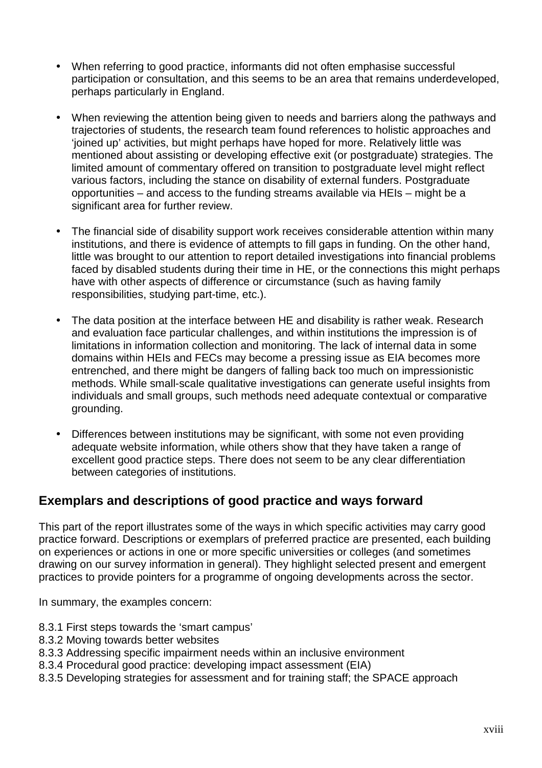- When referring to good practice, informants did not often emphasise successful participation or consultation, and this seems to be an area that remains underdeveloped, perhaps particularly in England.

- When reviewing the attention being given to needs and barriers along the pathways and trajectories of students, the research team found references to holistic approaches and 'joined up' activities, but might perhaps have hoped for more. Relatively little was mentioned about assisting or developing effective exit (or postgraduate) strategies. The limited amount of commentary offered on transition to postgraduate level might reflect various factors, including the stance on disability of external funders. Postgraduate opportunities – and access to the funding streams available via HEIs – might be a significant area for further review.

- The financial side of disability support work receives considerable attention within many institutions, and there is evidence of attempts to fill gaps in funding. On the other hand, little was brought to our attention to report detailed investigations into financial problems faced by disabled students during their time in HE, or the connections this might perhaps have with other aspects of difference or circumstance (such as having family responsibilities, studying part-time, etc.).

- The data position at the interface between HE and disability is rather weak. Research and evaluation face particular challenges, and within institutions the impression is of limitations in information collection and monitoring. The lack of internal data in some domains within HEIs and FECs may become a pressing issue as EIA becomes more entrenched, and there might be dangers of falling back too much on impressionistic methods. While small-scale qualitative investigations can generate useful insights from individuals and small groups, such methods need adequate contextual or comparative grounding.

- Differences between institutions may be significant, with some not even providing adequate website information, while others show that they have taken a range of excellent good practice steps. There does not seem to be any clear differentiation between categories of institutions.

## Exemplars and descriptions of good practice and ways forward

This part of the report illustrates some of the ways in which specific activities may carry good practice forward. Descriptions or exemplars of preferred practice are presented, each building on experiences or actions in one or more specific universities or colleges (and sometimes drawing on our survey information in general). They highlight selected present and emergent practices to provide pointers for a programme of ongoing developments across the sector.

In summary, the examples concern:

8.3.1 First steps towards the 'smart campus'
8.3.2 Moving towards better websites
8.3.3 Addressing specific impairment needs within an inclusive environment
8.3.4 Procedural good practice: developing impact assessment (EIA)
8.3.5 Developing strategies for assessment and for training staff; the SPACE approach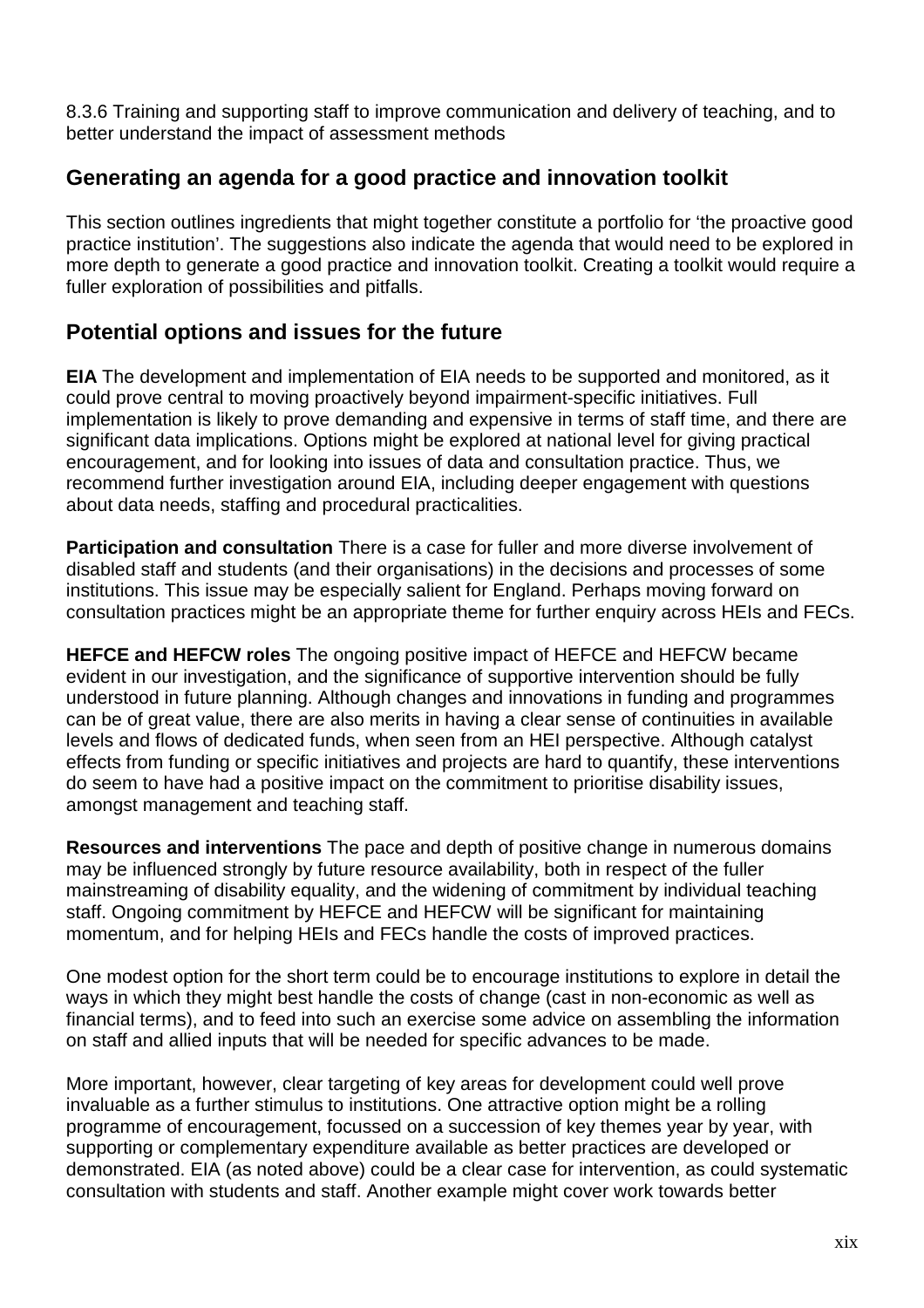8.3.6 Training and supporting staff to improve communication and delivery of teaching, and to better understand the impact of assessment methods

## Generating an agenda for a good practice and innovation toolkit

This section outlines ingredients that might together constitute a portfolio for 'the proactive good practice institution'. The suggestions also indicate the agenda that would need to be explored in more depth to generate a good practice and innovation toolkit. Creating a toolkit would require a fuller exploration of possibilities and pitfalls.

## Potential options and issues for the future

**EIA** The development and implementation of EIA needs to be supported and monitored, as it could prove central to moving proactively beyond impairment-specific initiatives. Full implementation is likely to prove demanding and expensive in terms of staff time, and there are significant data implications. Options might be explored at national level for giving practical encouragement, and for looking into issues of data and consultation practice. Thus, we recommend further investigation around EIA, including deeper engagement with questions about data needs, staffing and procedural practicalities.

**Participation and consultation** There is a case for fuller and more diverse involvement of disabled staff and students (and their organisations) in the decisions and processes of some institutions. This issue may be especially salient for England. Perhaps moving forward on consultation practices might be an appropriate theme for further enquiry across HEIs and FECs.

**HEFCE and HEFCW roles** The ongoing positive impact of HEFCE and HEFCW became evident in our investigation, and the significance of supportive intervention should be fully understood in future planning. Although changes and innovations in funding and programmes can be of great value, there are also merits in having a clear sense of continuities in available levels and flows of dedicated funds, when seen from an HEI perspective. Although catalyst effects from funding or specific initiatives and projects are hard to quantify, these interventions do seem to have had a positive impact on the commitment to prioritise disability issues, amongst management and teaching staff.

**Resources and interventions** The pace and depth of positive change in numerous domains may be influenced strongly by future resource availability, both in respect of the fuller mainstreaming of disability equality, and the widening of commitment by individual teaching staff. Ongoing commitment by HEFCE and HEFCW will be significant for maintaining momentum, and for helping HEIs and FECs handle the costs of improved practices.

One modest option for the short term could be to encourage institutions to explore in detail the ways in which they might best handle the costs of change (cast in non-economic as well as financial terms), and to feed into such an exercise some advice on assembling the information on staff and allied inputs that will be needed for specific advances to be made.

More important, however, clear targeting of key areas for development could well prove invaluable as a further stimulus to institutions. One attractive option might be a rolling programme of encouragement, focussed on a succession of key themes year by year, with supporting or complementary expenditure available as better practices are developed or demonstrated. EIA (as noted above) could be a clear case for intervention, as could systematic consultation with students and staff. Another example might cover work towards better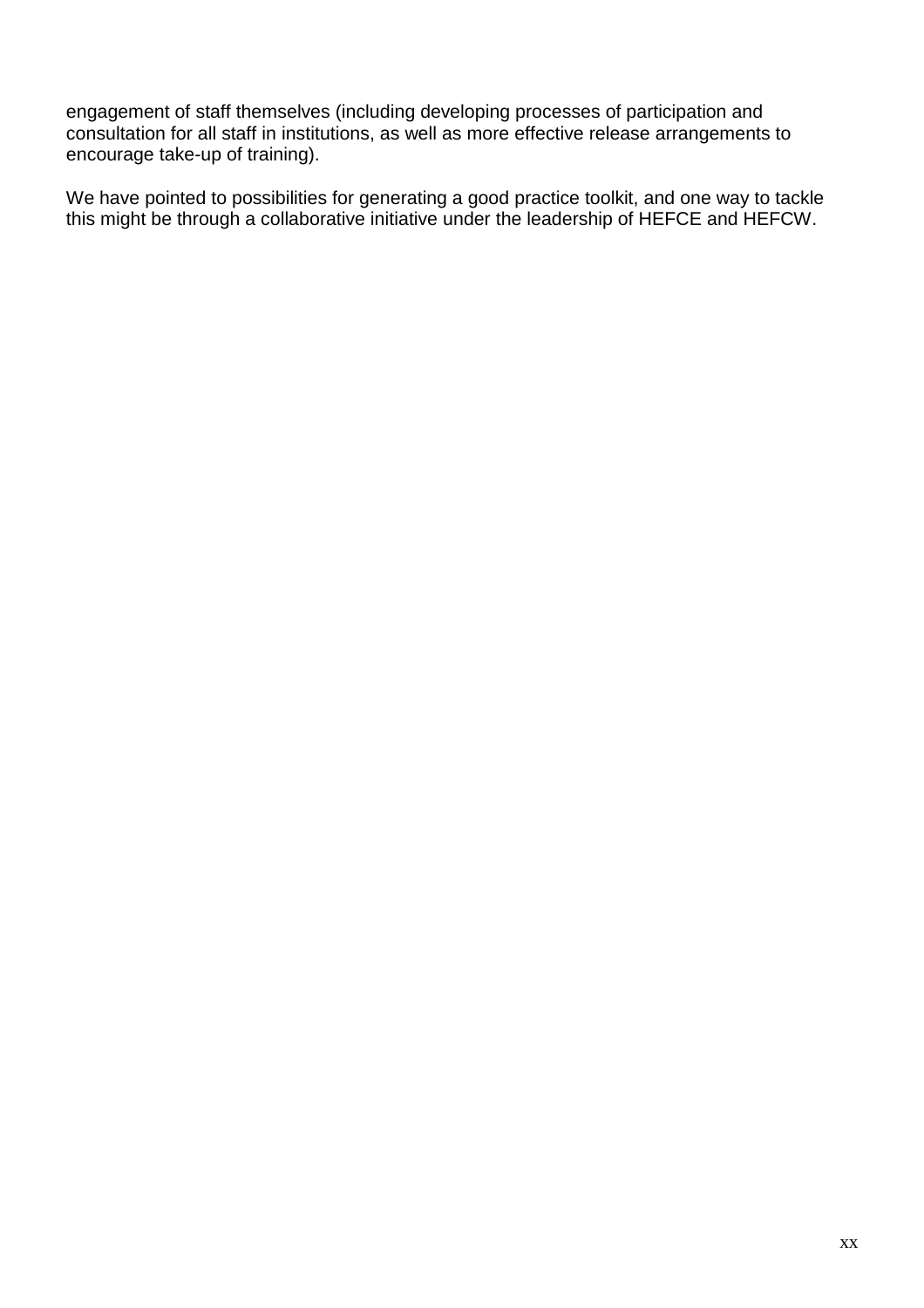engagement of staff themselves (including developing processes of participation and consultation for all staff in institutions, as well as more effective release arrangements to encourage take-up of training).

We have pointed to possibilities for generating a good practice toolkit, and one way to tackle this might be through a collaborative initiative under the leadership of HEFCE and HEFCW.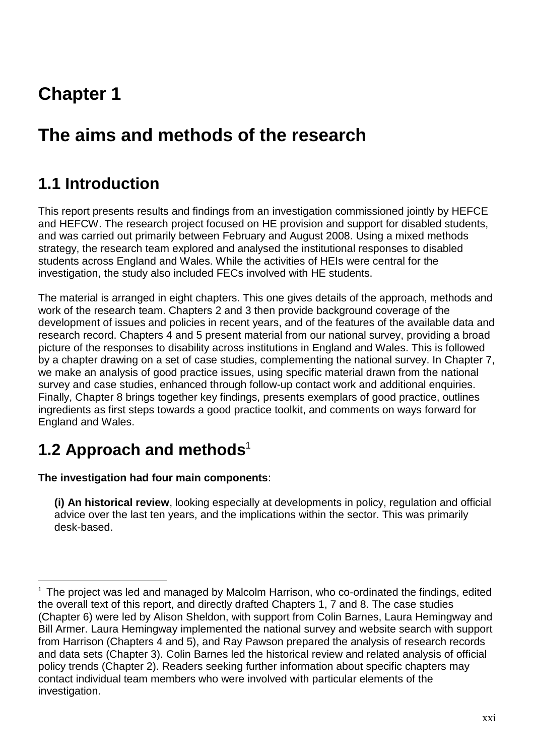# Chapter 1

# The aims and methods of the research

## 1.1 Introduction

This report presents results and findings from an investigation commissioned jointly by HEFCE and HEFCW. The research project focused on HE provision and support for disabled students, and was carried out primarily between February and August 2008. Using a mixed methods strategy, the research team explored and analysed the institutional responses to disabled students across England and Wales. While the activities of HEIs were central for the investigation, the study also included FECs involved with HE students.

The material is arranged in eight chapters. This one gives details of the approach, methods and work of the research team. Chapters 2 and 3 then provide background coverage of the development of issues and policies in recent years, and of the features of the available data and research record. Chapters 4 and 5 present material from our national survey, providing a broad picture of the responses to disability across institutions in England and Wales. This is followed by a chapter drawing on a set of case studies, complementing the national survey. In Chapter 7, we make an analysis of good practice issues, using specific material drawn from the national survey and case studies, enhanced through follow-up contact work and additional enquiries. Finally, Chapter 8 brings together key findings, presents exemplars of good practice, outlines ingredients as first steps towards a good practice toolkit, and comments on ways forward for England and Wales.

## 1.2 Approach and methods[1]

**The investigation had four main components**:

**(i) An historical review**, looking especially at developments in policy, regulation and official advice over the last ten years, and the implications within the sector. This was primarily desk-based.

---

[1] The project was led and managed by Malcolm Harrison, who co-ordinated the findings, edited the overall text of this report, and directly drafted Chapters 1, 7 and 8. The case studies (Chapter 6) were led by Alison Sheldon, with support from Colin Barnes, Laura Hemingway and Bill Armer. Laura Hemingway implemented the national survey and website search with support from Harrison (Chapters 4 and 5), and Ray Pawson prepared the analysis of research records and data sets (Chapter 3). Colin Barnes led the historical review and related analysis of official policy trends (Chapter 2). Readers seeking further information about specific chapters may contact individual team members who were involved with particular elements of the investigation.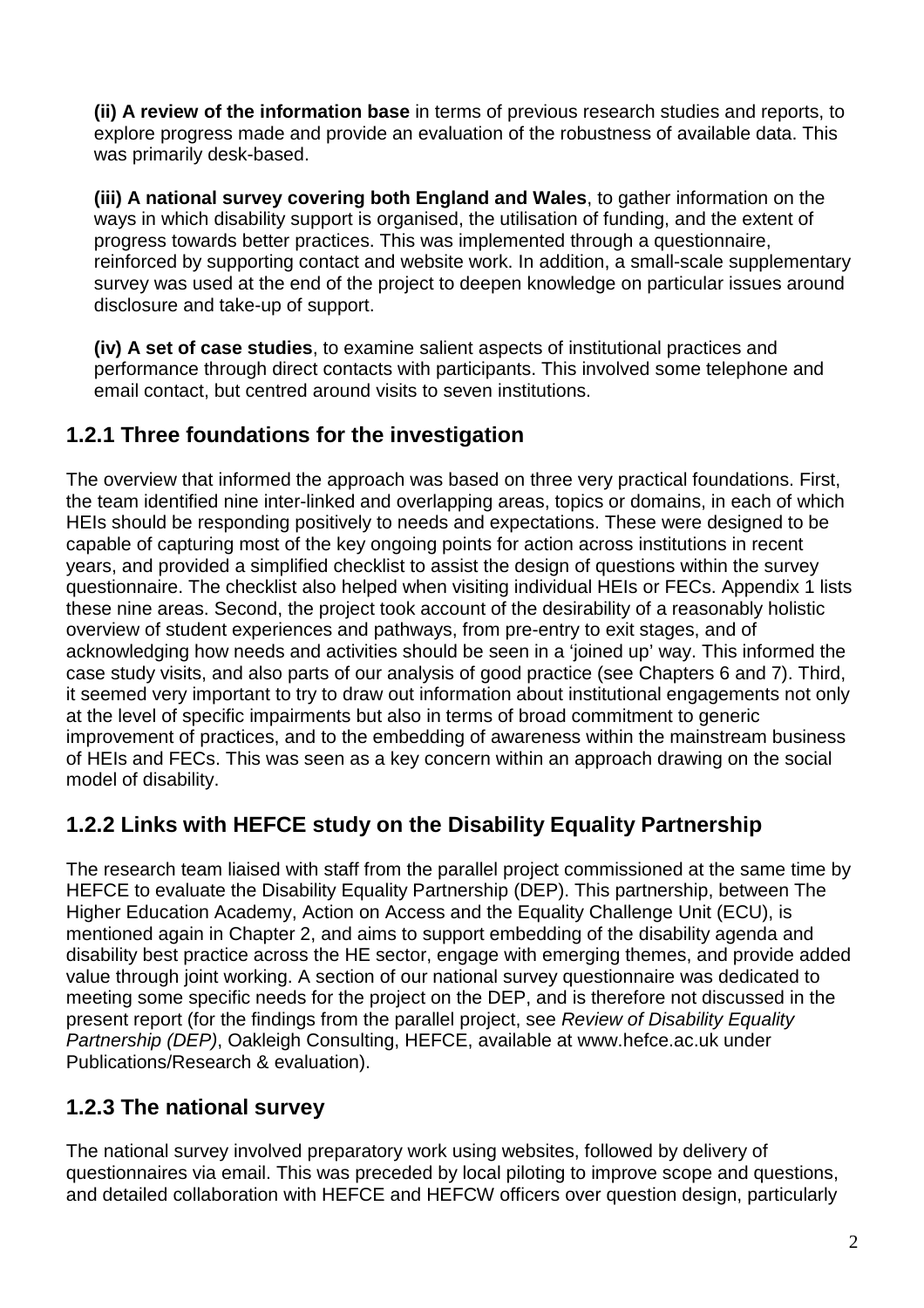**(ii) A review of the information base** in terms of previous research studies and reports, to explore progress made and provide an evaluation of the robustness of available data. This was primarily desk-based.

**(iii) A national survey covering both England and Wales**, to gather information on the ways in which disability support is organised, the utilisation of funding, and the extent of progress towards better practices. This was implemented through a questionnaire, reinforced by supporting contact and website work. In addition, a small-scale supplementary survey was used at the end of the project to deepen knowledge on particular issues around disclosure and take-up of support.

**(iv) A set of case studies**, to examine salient aspects of institutional practices and performance through direct contacts with participants. This involved some telephone and email contact, but centred around visits to seven institutions.

### 1.2.1 Three foundations for the investigation

The overview that informed the approach was based on three very practical foundations. First, the team identified nine inter-linked and overlapping areas, topics or domains, in each of which HEIs should be responding positively to needs and expectations. These were designed to be capable of capturing most of the key ongoing points for action across institutions in recent years, and provided a simplified checklist to assist the design of questions within the survey questionnaire. The checklist also helped when visiting individual HEIs or FECs. Appendix 1 lists these nine areas. Second, the project took account of the desirability of a reasonably holistic overview of student experiences and pathways, from pre-entry to exit stages, and of acknowledging how needs and activities should be seen in a 'joined up' way. This informed the case study visits, and also parts of our analysis of good practice (see Chapters 6 and 7). Third, it seemed very important to try to draw out information about institutional engagements not only at the level of specific impairments but also in terms of broad commitment to generic improvement of practices, and to the embedding of awareness within the mainstream business of HEIs and FECs. This was seen as a key concern within an approach drawing on the social model of disability.

### 1.2.2 Links with HEFCE study on the Disability Equality Partnership

The research team liaised with staff from the parallel project commissioned at the same time by HEFCE to evaluate the Disability Equality Partnership (DEP). This partnership, between The Higher Education Academy, Action on Access and the Equality Challenge Unit (ECU), is mentioned again in Chapter 2, and aims to support embedding of the disability agenda and disability best practice across the HE sector, engage with emerging themes, and provide added value through joint working. A section of our national survey questionnaire was dedicated to meeting some specific needs for the project on the DEP, and is therefore not discussed in the present report (for the findings from the parallel project, see *Review of Disability Equality Partnership (DEP)*, Oakleigh Consulting, HEFCE, available at www.hefce.ac.uk under Publications/Research & evaluation).

### 1.2.3 The national survey

The national survey involved preparatory work using websites, followed by delivery of questionnaires via email. This was preceded by local piloting to improve scope and questions, and detailed collaboration with HEFCE and HEFCW officers over question design, particularly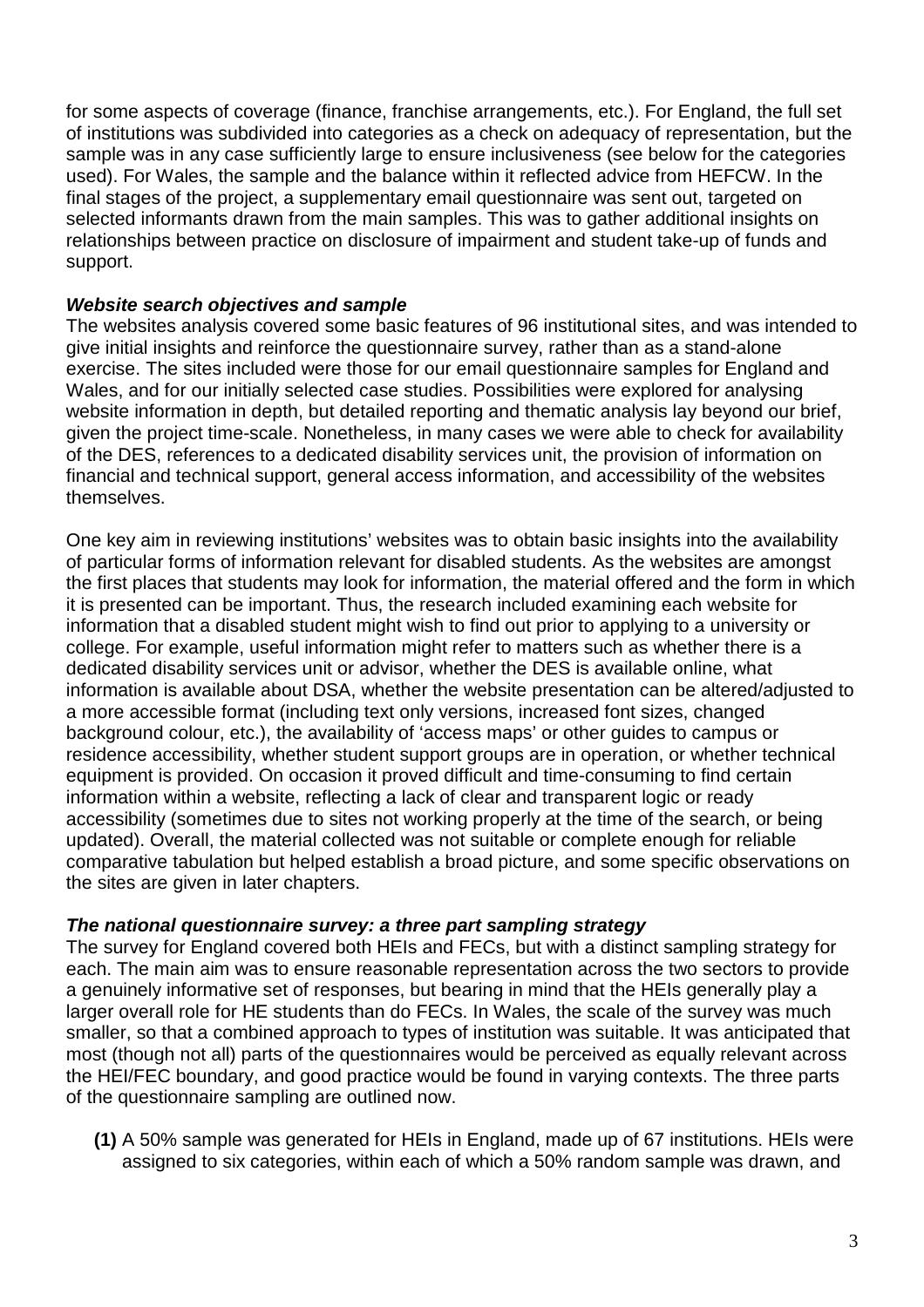for some aspects of coverage (finance, franchise arrangements, etc.). For England, the full set of institutions was subdivided into categories as a check on adequacy of representation, but the sample was in any case sufficiently large to ensure inclusiveness (see below for the categories used). For Wales, the sample and the balance within it reflected advice from HEFCW. In the final stages of the project, a supplementary email questionnaire was sent out, targeted on selected informants drawn from the main samples. This was to gather additional insights on relationships between practice on disclosure of impairment and student take-up of funds and support.

***Website search objectives and sample***

The websites analysis covered some basic features of 96 institutional sites, and was intended to give initial insights and reinforce the questionnaire survey, rather than as a stand-alone exercise. The sites included were those for our email questionnaire samples for England and Wales, and for our initially selected case studies. Possibilities were explored for analysing website information in depth, but detailed reporting and thematic analysis lay beyond our brief, given the project time-scale. Nonetheless, in many cases we were able to check for availability of the DES, references to a dedicated disability services unit, the provision of information on financial and technical support, general access information, and accessibility of the websites themselves.

One key aim in reviewing institutions' websites was to obtain basic insights into the availability of particular forms of information relevant for disabled students. As the websites are amongst the first places that students may look for information, the material offered and the form in which it is presented can be important. Thus, the research included examining each website for information that a disabled student might wish to find out prior to applying to a university or college. For example, useful information might refer to matters such as whether there is a dedicated disability services unit or advisor, whether the DES is available online, what information is available about DSA, whether the website presentation can be altered/adjusted to a more accessible format (including text only versions, increased font sizes, changed background colour, etc.), the availability of 'access maps' or other guides to campus or residence accessibility, whether student support groups are in operation, or whether technical equipment is provided. On occasion it proved difficult and time-consuming to find certain information within a website, reflecting a lack of clear and transparent logic or ready accessibility (sometimes due to sites not working properly at the time of the search, or being updated). Overall, the material collected was not suitable or complete enough for reliable comparative tabulation but helped establish a broad picture, and some specific observations on the sites are given in later chapters.

***The national questionnaire survey: a three part sampling strategy***

The survey for England covered both HEIs and FECs, but with a distinct sampling strategy for each. The main aim was to ensure reasonable representation across the two sectors to provide a genuinely informative set of responses, but bearing in mind that the HEIs generally play a larger overall role for HE students than do FECs. In Wales, the scale of the survey was much smaller, so that a combined approach to types of institution was suitable. It was anticipated that most (though not all) parts of the questionnaires would be perceived as equally relevant across the HEI/FEC boundary, and good practice would be found in varying contexts. The three parts of the questionnaire sampling are outlined now.

- **(1)** A 50% sample was generated for HEIs in England, made up of 67 institutions. HEIs were assigned to six categories, within each of which a 50% random sample was drawn, and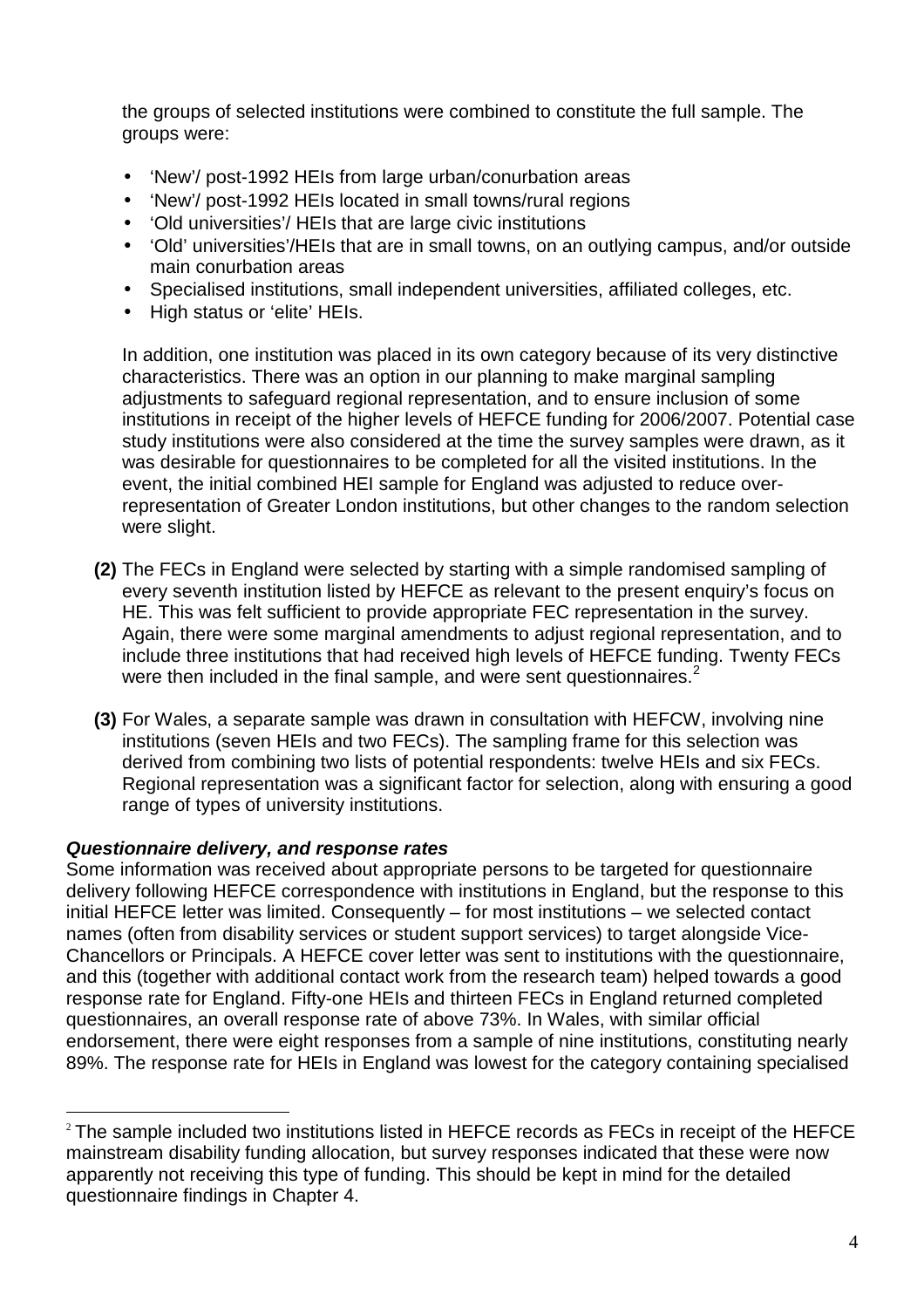the groups of selected institutions were combined to constitute the full sample. The groups were:

- 'New'/ post-1992 HEIs from large urban/conurbation areas
- 'New'/ post-1992 HEIs located in small towns/rural regions
- 'Old universities'/ HEIs that are large civic institutions
- 'Old' universities'/HEIs that are in small towns, on an outlying campus, and/or outside main conurbation areas
- Specialised institutions, small independent universities, affiliated colleges, etc.
- High status or 'elite' HEIs.

In addition, one institution was placed in its own category because of its very distinctive characteristics. There was an option in our planning to make marginal sampling adjustments to safeguard regional representation, and to ensure inclusion of some institutions in receipt of the higher levels of HEFCE funding for 2006/2007. Potential case study institutions were also considered at the time the survey samples were drawn, as it was desirable for questionnaires to be completed for all the visited institutions. In the event, the initial combined HEI sample for England was adjusted to reduce over-representation of Greater London institutions, but other changes to the random selection were slight.

**(2)** The FECs in England were selected by starting with a simple randomised sampling of every seventh institution listed by HEFCE as relevant to the present enquiry's focus on HE. This was felt sufficient to provide appropriate FEC representation in the survey. Again, there were some marginal amendments to adjust regional representation, and to include three institutions that had received high levels of HEFCE funding. Twenty FECs were then included in the final sample, and were sent questionnaires.[2]

**(3)** For Wales, a separate sample was drawn in consultation with HEFCW, involving nine institutions (seven HEIs and two FECs). The sampling frame for this selection was derived from combining two lists of potential respondents: twelve HEIs and six FECs. Regional representation was a significant factor for selection, along with ensuring a good range of types of university institutions.

***Questionnaire delivery, and response rates***

Some information was received about appropriate persons to be targeted for questionnaire delivery following HEFCE correspondence with institutions in England, but the response to this initial HEFCE letter was limited. Consequently – for most institutions – we selected contact names (often from disability services or student support services) to target alongside Vice-Chancellors or Principals. A HEFCE cover letter was sent to institutions with the questionnaire, and this (together with additional contact work from the research team) helped towards a good response rate for England. Fifty-one HEIs and thirteen FECs in England returned completed questionnaires, an overall response rate of above 73%. In Wales, with similar official endorsement, there were eight responses from a sample of nine institutions, constituting nearly 89%. The response rate for HEIs in England was lowest for the category containing specialised

[2] The sample included two institutions listed in HEFCE records as FECs in receipt of the HEFCE mainstream disability funding allocation, but survey responses indicated that these were now apparently not receiving this type of funding. This should be kept in mind for the detailed questionnaire findings in Chapter 4.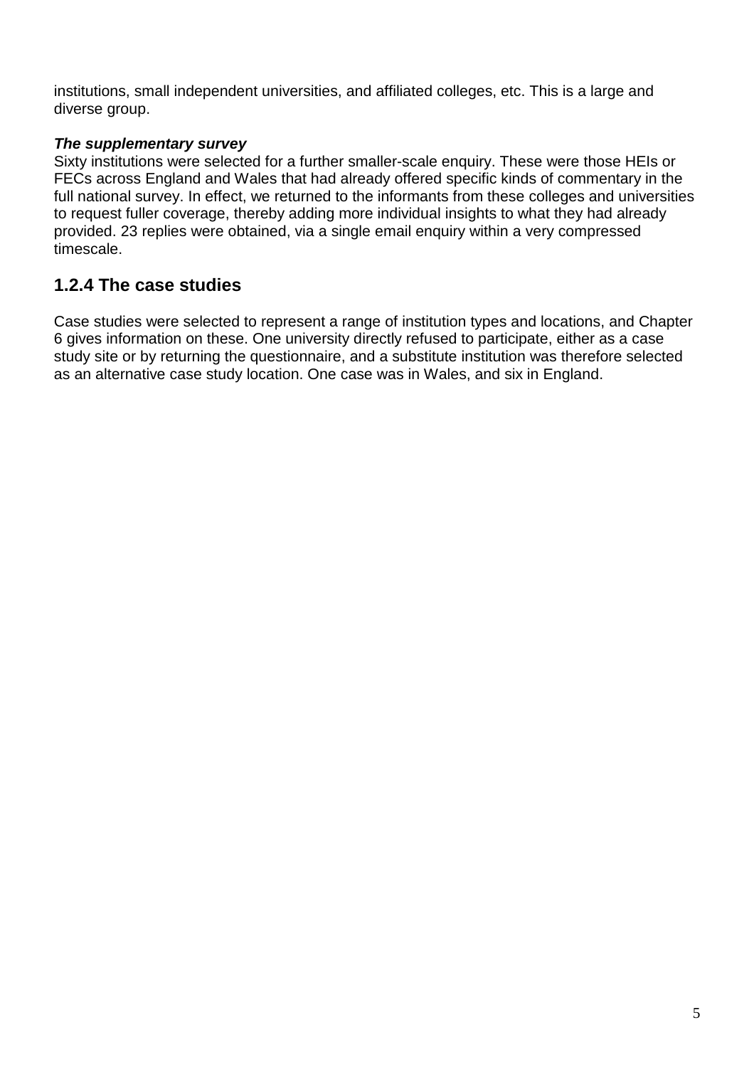institutions, small independent universities, and affiliated colleges, etc. This is a large and diverse group.

***The supplementary survey***

Sixty institutions were selected for a further smaller-scale enquiry. These were those HEIs or FECs across England and Wales that had already offered specific kinds of commentary in the full national survey. In effect, we returned to the informants from these colleges and universities to request fuller coverage, thereby adding more individual insights to what they had already provided. 23 replies were obtained, via a single email enquiry within a very compressed timescale.

### 1.2.4 The case studies

Case studies were selected to represent a range of institution types and locations, and Chapter 6 gives information on these. One university directly refused to participate, either as a case study site or by returning the questionnaire, and a substitute institution was therefore selected as an alternative case study location. One case was in Wales, and six in England.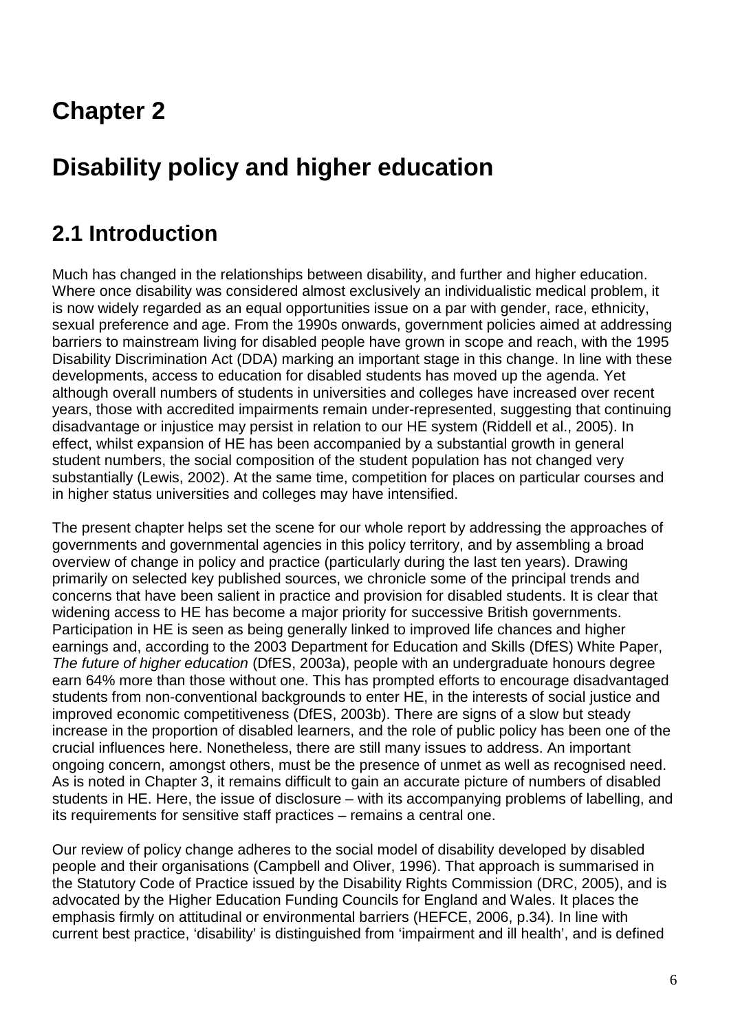# Chapter 2

# Disability policy and higher education

## 2.1 Introduction

Much has changed in the relationships between disability, and further and higher education. Where once disability was considered almost exclusively an individualistic medical problem, it is now widely regarded as an equal opportunities issue on a par with gender, race, ethnicity, sexual preference and age. From the 1990s onwards, government policies aimed at addressing barriers to mainstream living for disabled people have grown in scope and reach, with the 1995 Disability Discrimination Act (DDA) marking an important stage in this change. In line with these developments, access to education for disabled students has moved up the agenda. Yet although overall numbers of students in universities and colleges have increased over recent years, those with accredited impairments remain under-represented, suggesting that continuing disadvantage or injustice may persist in relation to our HE system (Riddell et al., 2005). In effect, whilst expansion of HE has been accompanied by a substantial growth in general student numbers, the social composition of the student population has not changed very substantially (Lewis, 2002). At the same time, competition for places on particular courses and in higher status universities and colleges may have intensified.

The present chapter helps set the scene for our whole report by addressing the approaches of governments and governmental agencies in this policy territory, and by assembling a broad overview of change in policy and practice (particularly during the last ten years). Drawing primarily on selected key published sources, we chronicle some of the principal trends and concerns that have been salient in practice and provision for disabled students. It is clear that widening access to HE has become a major priority for successive British governments. Participation in HE is seen as being generally linked to improved life chances and higher earnings and, according to the 2003 Department for Education and Skills (DfES) White Paper, *The future of higher education* (DfES, 2003a), people with an undergraduate honours degree earn 64% more than those without one. This has prompted efforts to encourage disadvantaged students from non-conventional backgrounds to enter HE, in the interests of social justice and improved economic competitiveness (DfES, 2003b). There are signs of a slow but steady increase in the proportion of disabled learners, and the role of public policy has been one of the crucial influences here. Nonetheless, there are still many issues to address. An important ongoing concern, amongst others, must be the presence of unmet as well as recognised need. As is noted in Chapter 3, it remains difficult to gain an accurate picture of numbers of disabled students in HE. Here, the issue of disclosure – with its accompanying problems of labelling, and its requirements for sensitive staff practices – remains a central one.

Our review of policy change adheres to the social model of disability developed by disabled people and their organisations (Campbell and Oliver, 1996). That approach is summarised in the Statutory Code of Practice issued by the Disability Rights Commission (DRC, 2005), and is advocated by the Higher Education Funding Councils for England and Wales. It places the emphasis firmly on attitudinal or environmental barriers (HEFCE, 2006, p.34). In line with current best practice, 'disability' is distinguished from 'impairment and ill health', and is defined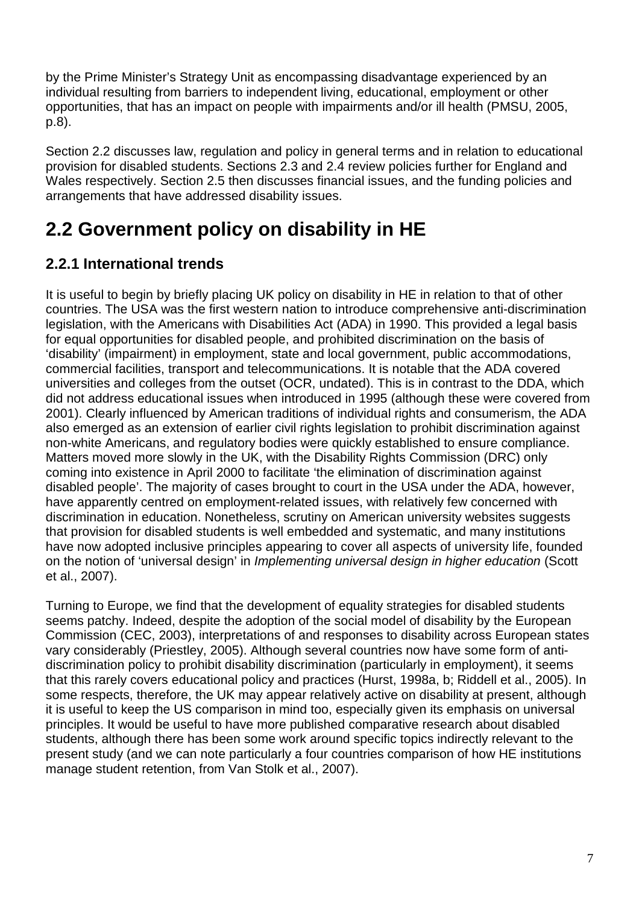by the Prime Minister's Strategy Unit as encompassing disadvantage experienced by an individual resulting from barriers to independent living, educational, employment or other opportunities, that has an impact on people with impairments and/or ill health (PMSU, 2005, p.8).

Section 2.2 discusses law, regulation and policy in general terms and in relation to educational provision for disabled students. Sections 2.3 and 2.4 review policies further for England and Wales respectively. Section 2.5 then discusses financial issues, and the funding policies and arrangements that have addressed disability issues.

## 2.2 Government policy on disability in HE

### 2.2.1 International trends

It is useful to begin by briefly placing UK policy on disability in HE in relation to that of other countries. The USA was the first western nation to introduce comprehensive anti-discrimination legislation, with the Americans with Disabilities Act (ADA) in 1990. This provided a legal basis for equal opportunities for disabled people, and prohibited discrimination on the basis of 'disability' (impairment) in employment, state and local government, public accommodations, commercial facilities, transport and telecommunications. It is notable that the ADA covered universities and colleges from the outset (OCR, undated). This is in contrast to the DDA, which did not address educational issues when introduced in 1995 (although these were covered from 2001). Clearly influenced by American traditions of individual rights and consumerism, the ADA also emerged as an extension of earlier civil rights legislation to prohibit discrimination against non-white Americans, and regulatory bodies were quickly established to ensure compliance. Matters moved more slowly in the UK, with the Disability Rights Commission (DRC) only coming into existence in April 2000 to facilitate 'the elimination of discrimination against disabled people'. The majority of cases brought to court in the USA under the ADA, however, have apparently centred on employment-related issues, with relatively few concerned with discrimination in education. Nonetheless, scrutiny on American university websites suggests that provision for disabled students is well embedded and systematic, and many institutions have now adopted inclusive principles appearing to cover all aspects of university life, founded on the notion of 'universal design' in *Implementing universal design in higher education* (Scott et al., 2007).

Turning to Europe, we find that the development of equality strategies for disabled students seems patchy. Indeed, despite the adoption of the social model of disability by the European Commission (CEC, 2003), interpretations of and responses to disability across European states vary considerably (Priestley, 2005). Although several countries now have some form of anti-discrimination policy to prohibit disability discrimination (particularly in employment), it seems that this rarely covers educational policy and practices (Hurst, 1998a, b; Riddell et al., 2005). In some respects, therefore, the UK may appear relatively active on disability at present, although it is useful to keep the US comparison in mind too, especially given its emphasis on universal principles. It would be useful to have more published comparative research about disabled students, although there has been some work around specific topics indirectly relevant to the present study (and we can note particularly a four countries comparison of how HE institutions manage student retention, from Van Stolk et al., 2007).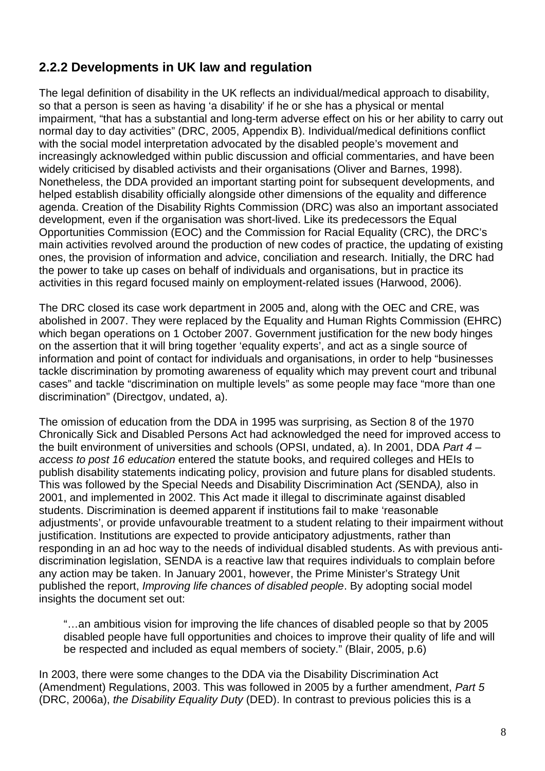## 2.2.2 Developments in UK law and regulation

The legal definition of disability in the UK reflects an individual/medical approach to disability, so that a person is seen as having 'a disability' if he or she has a physical or mental impairment, "that has a substantial and long-term adverse effect on his or her ability to carry out normal day to day activities" (DRC, 2005, Appendix B). Individual/medical definitions conflict with the social model interpretation advocated by the disabled people's movement and increasingly acknowledged within public discussion and official commentaries, and have been widely criticised by disabled activists and their organisations (Oliver and Barnes, 1998). Nonetheless, the DDA provided an important starting point for subsequent developments, and helped establish disability officially alongside other dimensions of the equality and difference agenda. Creation of the Disability Rights Commission (DRC) was also an important associated development, even if the organisation was short-lived. Like its predecessors the Equal Opportunities Commission (EOC) and the Commission for Racial Equality (CRC), the DRC's main activities revolved around the production of new codes of practice, the updating of existing ones, the provision of information and advice, conciliation and research. Initially, the DRC had the power to take up cases on behalf of individuals and organisations, but in practice its activities in this regard focused mainly on employment-related issues (Harwood, 2006).

The DRC closed its case work department in 2005 and, along with the OEC and CRE, was abolished in 2007. They were replaced by the Equality and Human Rights Commission (EHRC) which began operations on 1 October 2007. Government justification for the new body hinges on the assertion that it will bring together 'equality experts', and act as a single source of information and point of contact for individuals and organisations, in order to help "businesses tackle discrimination by promoting awareness of equality which may prevent court and tribunal cases" and tackle "discrimination on multiple levels" as some people may face "more than one discrimination" (Directgov, undated, a).

The omission of education from the DDA in 1995 was surprising, as Section 8 of the 1970 Chronically Sick and Disabled Persons Act had acknowledged the need for improved access to the built environment of universities and schools (OPSI, undated, a). In 2001, DDA *Part 4 – access to post 16 education* entered the statute books, and required colleges and HEIs to publish disability statements indicating policy, provision and future plans for disabled students. This was followed by the Special Needs and Disability Discrimination Act *(*SENDA*),* also in 2001, and implemented in 2002. This Act made it illegal to discriminate against disabled students. Discrimination is deemed apparent if institutions fail to make 'reasonable adjustments', or provide unfavourable treatment to a student relating to their impairment without justification. Institutions are expected to provide anticipatory adjustments, rather than responding in an ad hoc way to the needs of individual disabled students. As with previous anti-discrimination legislation, SENDA is a reactive law that requires individuals to complain before any action may be taken. In January 2001, however, the Prime Minister's Strategy Unit published the report, *Improving life chances of disabled people*. By adopting social model insights the document set out:

> "…an ambitious vision for improving the life chances of disabled people so that by 2005 disabled people have full opportunities and choices to improve their quality of life and will be respected and included as equal members of society." (Blair, 2005, p.6)

In 2003, there were some changes to the DDA via the Disability Discrimination Act (Amendment) Regulations, 2003. This was followed in 2005 by a further amendment, *Part 5* (DRC, 2006a), *the Disability Equality Duty* (DED). In contrast to previous policies this is a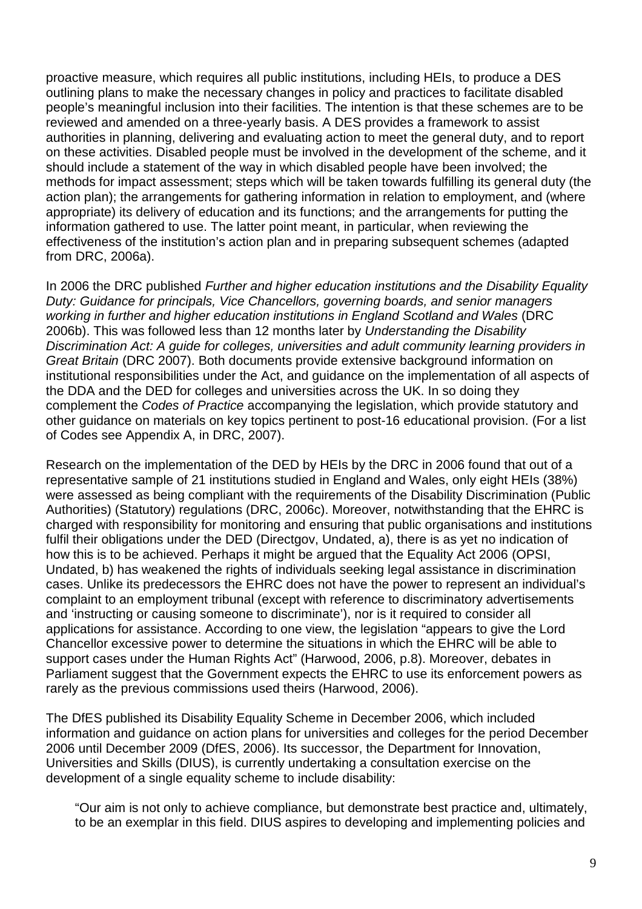proactive measure, which requires all public institutions, including HEIs, to produce a DES outlining plans to make the necessary changes in policy and practices to facilitate disabled people's meaningful inclusion into their facilities. The intention is that these schemes are to be reviewed and amended on a three-yearly basis. A DES provides a framework to assist authorities in planning, delivering and evaluating action to meet the general duty, and to report on these activities. Disabled people must be involved in the development of the scheme, and it should include a statement of the way in which disabled people have been involved; the methods for impact assessment; steps which will be taken towards fulfilling its general duty (the action plan); the arrangements for gathering information in relation to employment, and (where appropriate) its delivery of education and its functions; and the arrangements for putting the information gathered to use. The latter point meant, in particular, when reviewing the effectiveness of the institution's action plan and in preparing subsequent schemes (adapted from DRC, 2006a).

In 2006 the DRC published *Further and higher education institutions and the Disability Equality Duty: Guidance for principals, Vice Chancellors, governing boards, and senior managers working in further and higher education institutions in England Scotland and Wales* (DRC 2006b). This was followed less than 12 months later by *Understanding the Disability Discrimination Act: A guide for colleges, universities and adult community learning providers in Great Britain* (DRC 2007). Both documents provide extensive background information on institutional responsibilities under the Act, and guidance on the implementation of all aspects of the DDA and the DED for colleges and universities across the UK. In so doing they complement the *Codes of Practice* accompanying the legislation, which provide statutory and other guidance on materials on key topics pertinent to post-16 educational provision. (For a list of Codes see Appendix A, in DRC, 2007).

Research on the implementation of the DED by HEIs by the DRC in 2006 found that out of a representative sample of 21 institutions studied in England and Wales, only eight HEIs (38%) were assessed as being compliant with the requirements of the Disability Discrimination (Public Authorities) (Statutory) regulations (DRC, 2006c). Moreover, notwithstanding that the EHRC is charged with responsibility for monitoring and ensuring that public organisations and institutions fulfil their obligations under the DED (Directgov, Undated, a), there is as yet no indication of how this is to be achieved. Perhaps it might be argued that the Equality Act 2006 (OPSI, Undated, b) has weakened the rights of individuals seeking legal assistance in discrimination cases. Unlike its predecessors the EHRC does not have the power to represent an individual's complaint to an employment tribunal (except with reference to discriminatory advertisements and 'instructing or causing someone to discriminate'), nor is it required to consider all applications for assistance. According to one view, the legislation "appears to give the Lord Chancellor excessive power to determine the situations in which the EHRC will be able to support cases under the Human Rights Act" (Harwood, 2006, p.8). Moreover, debates in Parliament suggest that the Government expects the EHRC to use its enforcement powers as rarely as the previous commissions used theirs (Harwood, 2006).

The DfES published its Disability Equality Scheme in December 2006, which included information and guidance on action plans for universities and colleges for the period December 2006 until December 2009 (DfES, 2006). Its successor, the Department for Innovation, Universities and Skills (DIUS), is currently undertaking a consultation exercise on the development of a single equality scheme to include disability:

> "Our aim is not only to achieve compliance, but demonstrate best practice and, ultimately, to be an exemplar in this field. DIUS aspires to developing and implementing policies and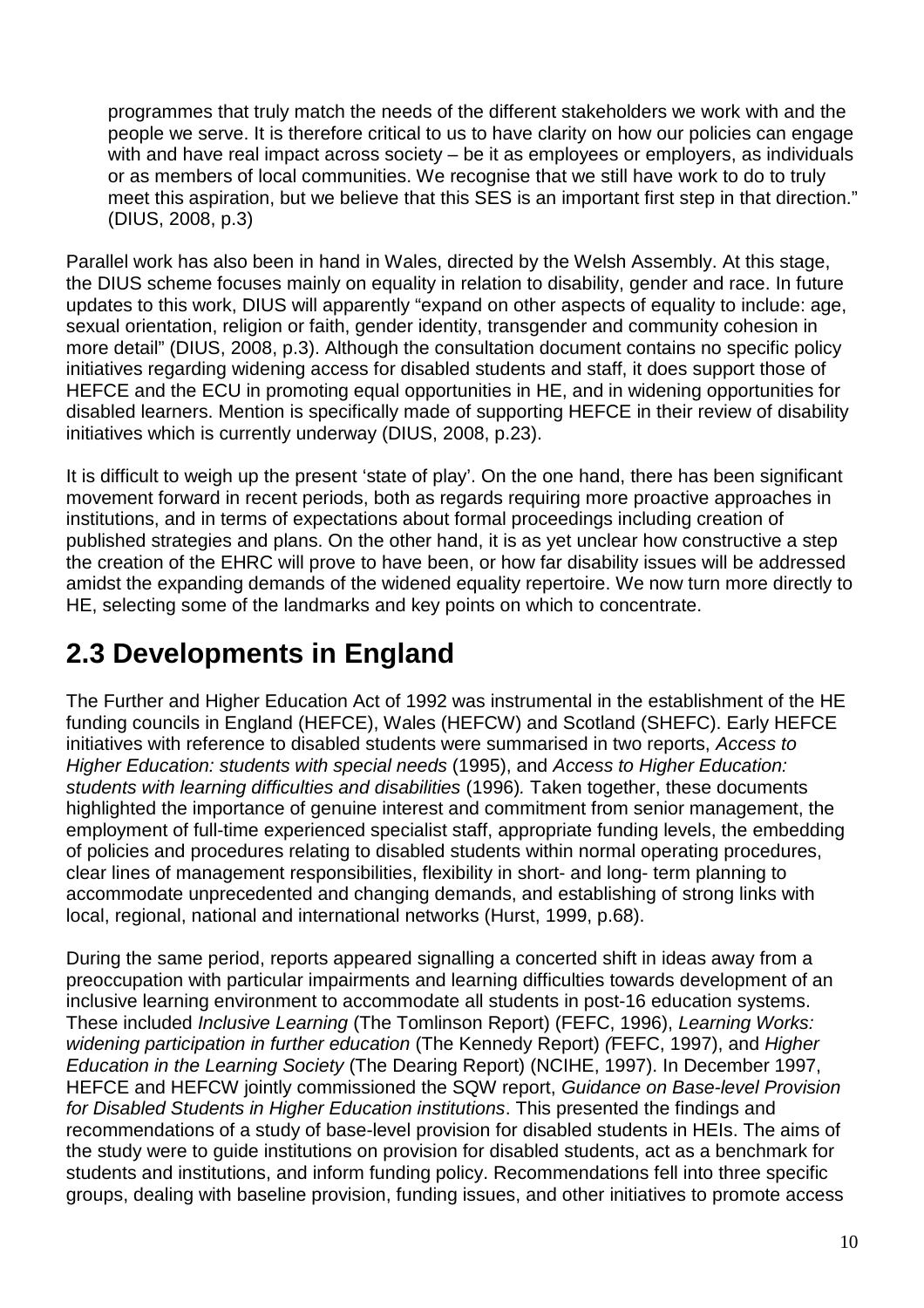programmes that truly match the needs of the different stakeholders we work with and the people we serve. It is therefore critical to us to have clarity on how our policies can engage with and have real impact across society – be it as employees or employers, as individuals or as members of local communities. We recognise that we still have work to do to truly meet this aspiration, but we believe that this SES is an important first step in that direction." (DIUS, 2008, p.3)

Parallel work has also been in hand in Wales, directed by the Welsh Assembly. At this stage, the DIUS scheme focuses mainly on equality in relation to disability, gender and race. In future updates to this work, DIUS will apparently "expand on other aspects of equality to include: age, sexual orientation, religion or faith, gender identity, transgender and community cohesion in more detail" (DIUS, 2008, p.3). Although the consultation document contains no specific policy initiatives regarding widening access for disabled students and staff, it does support those of HEFCE and the ECU in promoting equal opportunities in HE, and in widening opportunities for disabled learners. Mention is specifically made of supporting HEFCE in their review of disability initiatives which is currently underway (DIUS, 2008, p.23).

It is difficult to weigh up the present 'state of play'. On the one hand, there has been significant movement forward in recent periods, both as regards requiring more proactive approaches in institutions, and in terms of expectations about formal proceedings including creation of published strategies and plans. On the other hand, it is as yet unclear how constructive a step the creation of the EHRC will prove to have been, or how far disability issues will be addressed amidst the expanding demands of the widened equality repertoire. We now turn more directly to HE, selecting some of the landmarks and key points on which to concentrate.

## 2.3 Developments in England

The Further and Higher Education Act of 1992 was instrumental in the establishment of the HE funding councils in England (HEFCE), Wales (HEFCW) and Scotland (SHEFC). Early HEFCE initiatives with reference to disabled students were summarised in two reports, *Access to Higher Education: students with special needs* (1995), and *Access to Higher Education: students with learning difficulties and disabilities* (1996). Taken together, these documents highlighted the importance of genuine interest and commitment from senior management, the employment of full-time experienced specialist staff, appropriate funding levels, the embedding of policies and procedures relating to disabled students within normal operating procedures, clear lines of management responsibilities, flexibility in short- and long- term planning to accommodate unprecedented and changing demands, and establishing of strong links with local, regional, national and international networks (Hurst, 1999, p.68).

During the same period, reports appeared signalling a concerted shift in ideas away from a preoccupation with particular impairments and learning difficulties towards development of an inclusive learning environment to accommodate all students in post-16 education systems. These included *Inclusive Learning* (The Tomlinson Report) (FEFC, 1996), *Learning Works: widening participation in further education* (The Kennedy Report) (FEFC, 1997), and *Higher Education in the Learning Society* (The Dearing Report) (NCIHE, 1997). In December 1997, HEFCE and HEFCW jointly commissioned the SQW report, *Guidance on Base-level Provision for Disabled Students in Higher Education institutions*. This presented the findings and recommendations of a study of base-level provision for disabled students in HEIs. The aims of the study were to guide institutions on provision for disabled students, act as a benchmark for students and institutions, and inform funding policy. Recommendations fell into three specific groups, dealing with baseline provision, funding issues, and other initiatives to promote access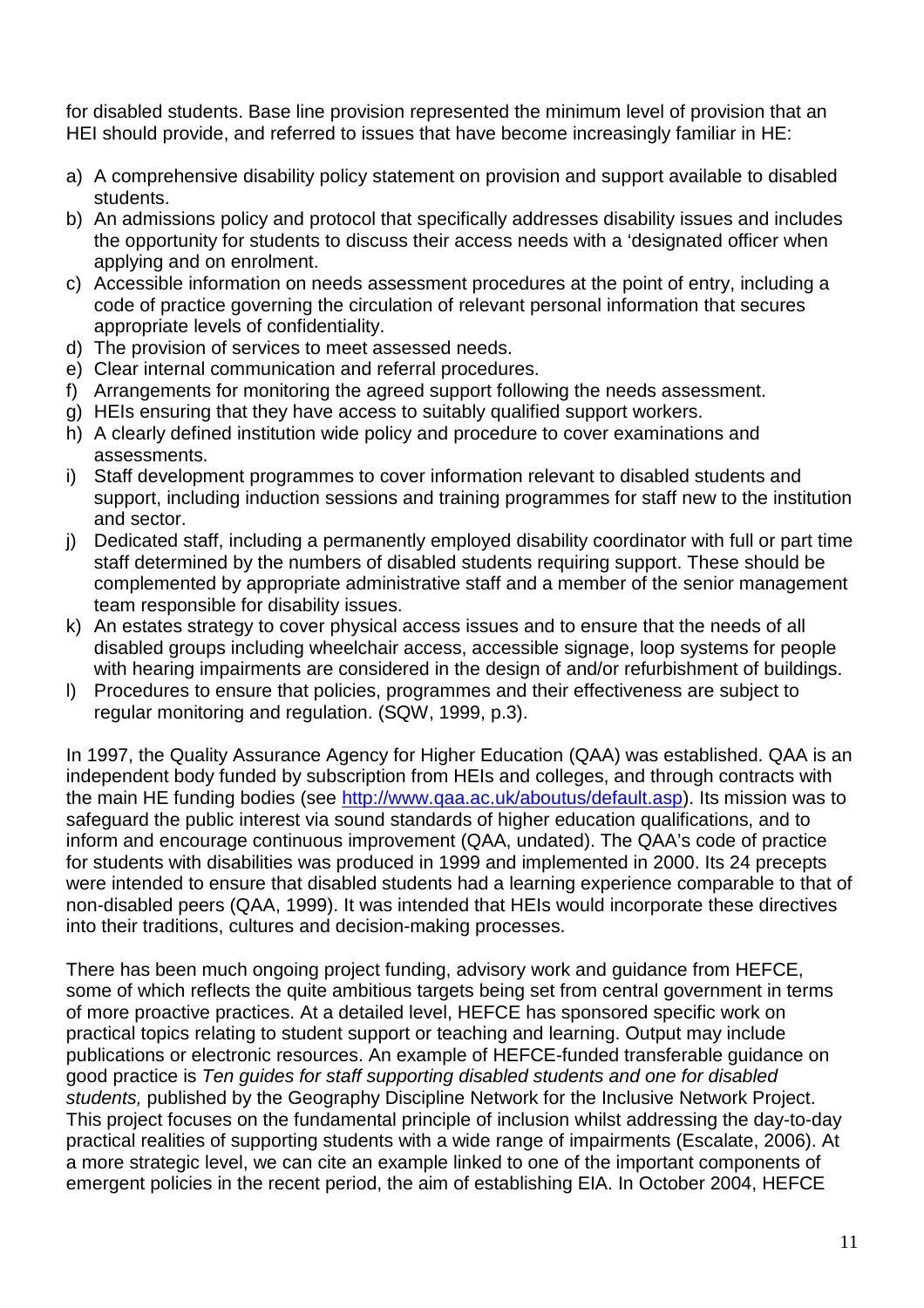for disabled students. Base line provision represented the minimum level of provision that an HEI should provide, and referred to issues that have become increasingly familiar in HE:

a) A comprehensive disability policy statement on provision and support available to disabled students.
b) An admissions policy and protocol that specifically addresses disability issues and includes the opportunity for students to discuss their access needs with a 'designated officer when applying and on enrolment.
c) Accessible information on needs assessment procedures at the point of entry, including a code of practice governing the circulation of relevant personal information that secures appropriate levels of confidentiality.
d) The provision of services to meet assessed needs.
e) Clear internal communication and referral procedures.
f) Arrangements for monitoring the agreed support following the needs assessment.
g) HEIs ensuring that they have access to suitably qualified support workers.
h) A clearly defined institution wide policy and procedure to cover examinations and assessments.
i) Staff development programmes to cover information relevant to disabled students and support, including induction sessions and training programmes for staff new to the institution and sector.
j) Dedicated staff, including a permanently employed disability coordinator with full or part time staff determined by the numbers of disabled students requiring support. These should be complemented by appropriate administrative staff and a member of the senior management team responsible for disability issues.
k) An estates strategy to cover physical access issues and to ensure that the needs of all disabled groups including wheelchair access, accessible signage, loop systems for people with hearing impairments are considered in the design of and/or refurbishment of buildings.
l) Procedures to ensure that policies, programmes and their effectiveness are subject to regular monitoring and regulation. (SQW, 1999, p.3).

In 1997, the Quality Assurance Agency for Higher Education (QAA) was established. QAA is an independent body funded by subscription from HEIs and colleges, and through contracts with the main HE funding bodies (see http://www.qaa.ac.uk/aboutus/default.asp). Its mission was to safeguard the public interest via sound standards of higher education qualifications, and to inform and encourage continuous improvement (QAA, undated). The QAA's code of practice for students with disabilities was produced in 1999 and implemented in 2000. Its 24 precepts were intended to ensure that disabled students had a learning experience comparable to that of non-disabled peers (QAA, 1999). It was intended that HEIs would incorporate these directives into their traditions, cultures and decision-making processes.

There has been much ongoing project funding, advisory work and guidance from HEFCE, some of which reflects the quite ambitious targets being set from central government in terms of more proactive practices. At a detailed level, HEFCE has sponsored specific work on practical topics relating to student support or teaching and learning. Output may include publications or electronic resources. An example of HEFCE-funded transferable guidance on good practice is *Ten guides for staff supporting disabled students and one for disabled students,* published by the Geography Discipline Network for the Inclusive Network Project. This project focuses on the fundamental principle of inclusion whilst addressing the day-to-day practical realities of supporting students with a wide range of impairments (Escalate, 2006). At a more strategic level, we can cite an example linked to one of the important components of emergent policies in the recent period, the aim of establishing EIA. In October 2004, HEFCE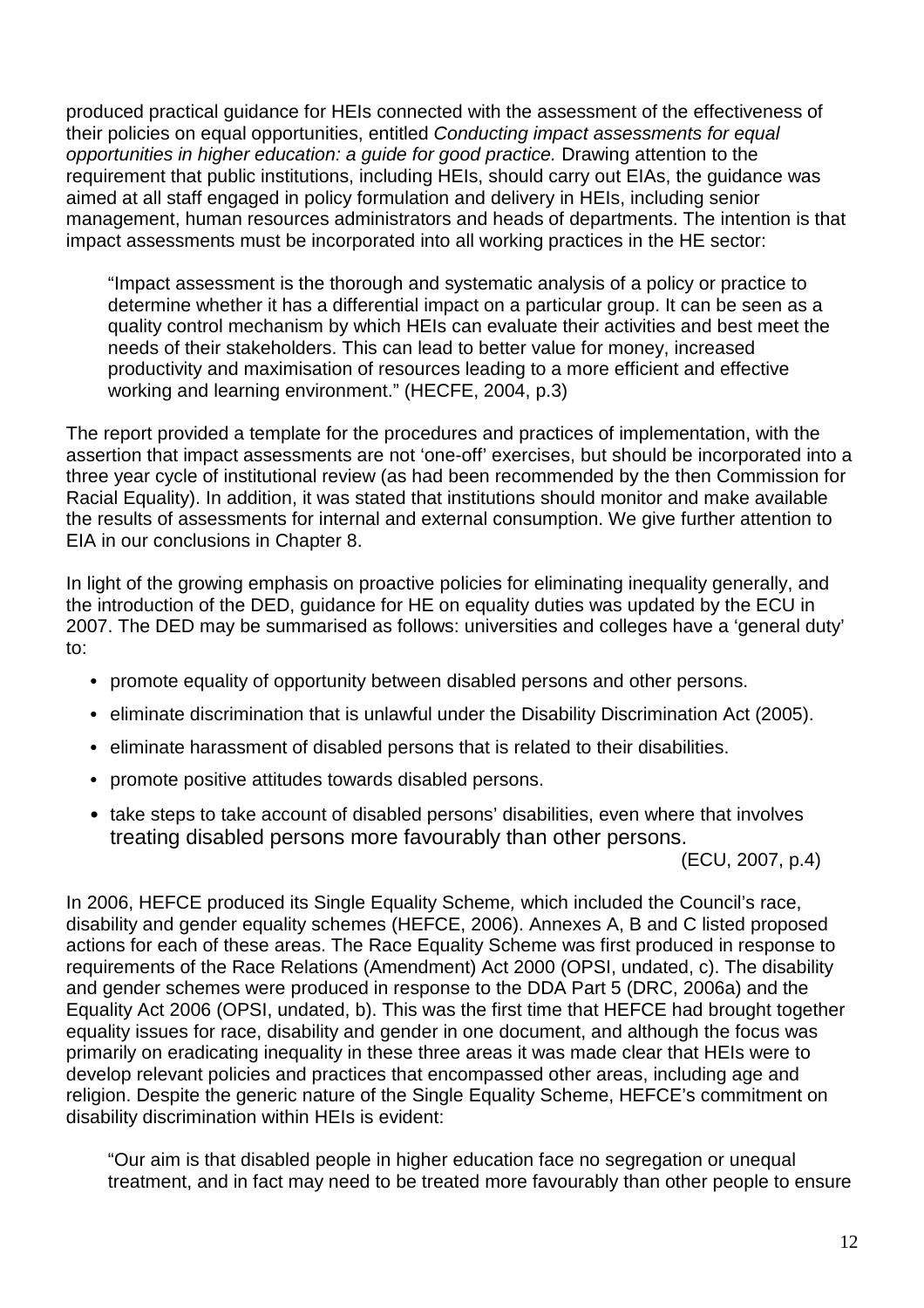produced practical guidance for HEIs connected with the assessment of the effectiveness of their policies on equal opportunities, entitled *Conducting impact assessments for equal opportunities in higher education: a guide for good practice.* Drawing attention to the requirement that public institutions, including HEIs, should carry out EIAs, the guidance was aimed at all staff engaged in policy formulation and delivery in HEIs, including senior management, human resources administrators and heads of departments. The intention is that impact assessments must be incorporated into all working practices in the HE sector:

> "Impact assessment is the thorough and systematic analysis of a policy or practice to determine whether it has a differential impact on a particular group. It can be seen as a quality control mechanism by which HEIs can evaluate their activities and best meet the needs of their stakeholders. This can lead to better value for money, increased productivity and maximisation of resources leading to a more efficient and effective working and learning environment." (HECFE, 2004, p.3)

The report provided a template for the procedures and practices of implementation, with the assertion that impact assessments are not 'one-off' exercises, but should be incorporated into a three year cycle of institutional review (as had been recommended by the then Commission for Racial Equality). In addition, it was stated that institutions should monitor and make available the results of assessments for internal and external consumption. We give further attention to EIA in our conclusions in Chapter 8.

In light of the growing emphasis on proactive policies for eliminating inequality generally, and the introduction of the DED, guidance for HE on equality duties was updated by the ECU in 2007. The DED may be summarised as follows: universities and colleges have a 'general duty' to:

- promote equality of opportunity between disabled persons and other persons.
- eliminate discrimination that is unlawful under the Disability Discrimination Act (2005).
- eliminate harassment of disabled persons that is related to their disabilities.
- promote positive attitudes towards disabled persons.
- take steps to take account of disabled persons' disabilities, even where that involves treating disabled persons more favourably than other persons.

(ECU, 2007, p.4)

In 2006, HEFCE produced its Single Equality Scheme, which included the Council's race, disability and gender equality schemes (HEFCE, 2006). Annexes A, B and C listed proposed actions for each of these areas. The Race Equality Scheme was first produced in response to requirements of the Race Relations (Amendment) Act 2000 (OPSI, undated, c). The disability and gender schemes were produced in response to the DDA Part 5 (DRC, 2006a) and the Equality Act 2006 (OPSI, undated, b). This was the first time that HEFCE had brought together equality issues for race, disability and gender in one document, and although the focus was primarily on eradicating inequality in these three areas it was made clear that HEIs were to develop relevant policies and practices that encompassed other areas, including age and religion. Despite the generic nature of the Single Equality Scheme, HEFCE's commitment on disability discrimination within HEIs is evident:

> "Our aim is that disabled people in higher education face no segregation or unequal treatment, and in fact may need to be treated more favourably than other people to ensure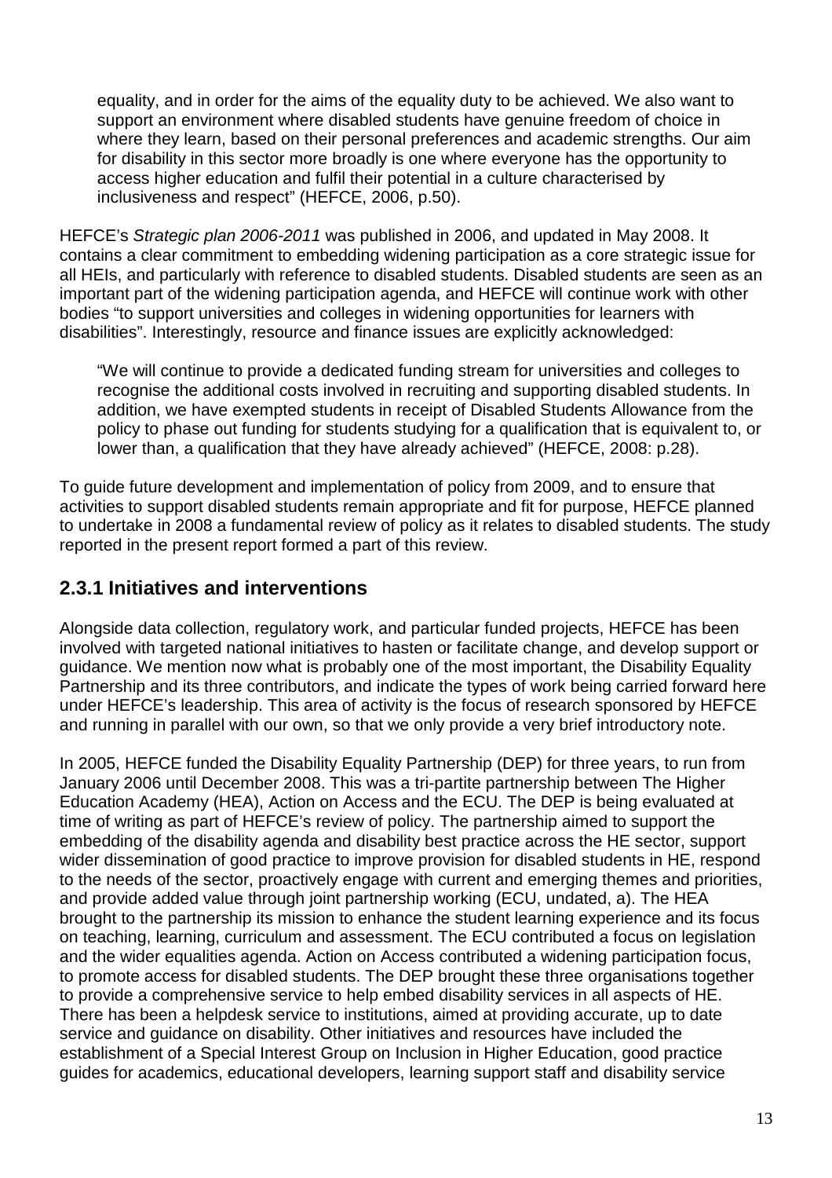> equality, and in order for the aims of the equality duty to be achieved. We also want to support an environment where disabled students have genuine freedom of choice in where they learn, based on their personal preferences and academic strengths. Our aim for disability in this sector more broadly is one where everyone has the opportunity to access higher education and fulfil their potential in a culture characterised by inclusiveness and respect" (HEFCE, 2006, p.50).

HEFCE's *Strategic plan 2006-2011* was published in 2006, and updated in May 2008. It contains a clear commitment to embedding widening participation as a core strategic issue for all HEIs, and particularly with reference to disabled students. Disabled students are seen as an important part of the widening participation agenda, and HEFCE will continue work with other bodies "to support universities and colleges in widening opportunities for learners with disabilities". Interestingly, resource and finance issues are explicitly acknowledged:

> "We will continue to provide a dedicated funding stream for universities and colleges to recognise the additional costs involved in recruiting and supporting disabled students. In addition, we have exempted students in receipt of Disabled Students Allowance from the policy to phase out funding for students studying for a qualification that is equivalent to, or lower than, a qualification that they have already achieved" (HEFCE, 2008: p.28).

To guide future development and implementation of policy from 2009, and to ensure that activities to support disabled students remain appropriate and fit for purpose, HEFCE planned to undertake in 2008 a fundamental review of policy as it relates to disabled students. The study reported in the present report formed a part of this review.

## 2.3.1 Initiatives and interventions

Alongside data collection, regulatory work, and particular funded projects, HEFCE has been involved with targeted national initiatives to hasten or facilitate change, and develop support or guidance. We mention now what is probably one of the most important, the Disability Equality Partnership and its three contributors, and indicate the types of work being carried forward here under HEFCE's leadership. This area of activity is the focus of research sponsored by HEFCE and running in parallel with our own, so that we only provide a very brief introductory note.

In 2005, HEFCE funded the Disability Equality Partnership (DEP) for three years, to run from January 2006 until December 2008. This was a tri-partite partnership between The Higher Education Academy (HEA), Action on Access and the ECU. The DEP is being evaluated at time of writing as part of HEFCE's review of policy. The partnership aimed to support the embedding of the disability agenda and disability best practice across the HE sector, support wider dissemination of good practice to improve provision for disabled students in HE, respond to the needs of the sector, proactively engage with current and emerging themes and priorities, and provide added value through joint partnership working (ECU, undated, a). The HEA brought to the partnership its mission to enhance the student learning experience and its focus on teaching, learning, curriculum and assessment. The ECU contributed a focus on legislation and the wider equalities agenda. Action on Access contributed a widening participation focus, to promote access for disabled students. The DEP brought these three organisations together to provide a comprehensive service to help embed disability services in all aspects of HE. There has been a helpdesk service to institutions, aimed at providing accurate, up to date service and guidance on disability. Other initiatives and resources have included the establishment of a Special Interest Group on Inclusion in Higher Education, good practice guides for academics, educational developers, learning support staff and disability service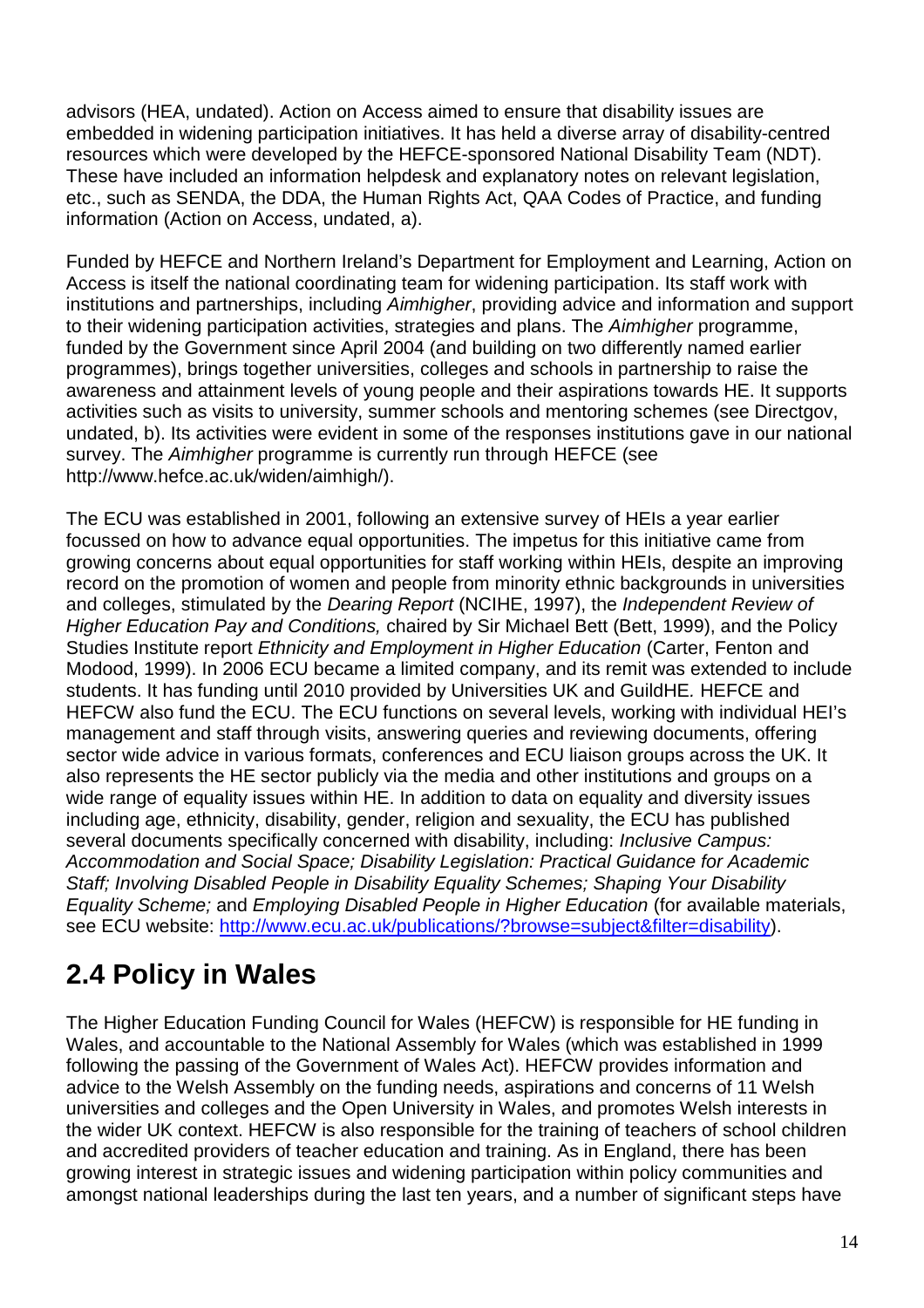advisors (HEA, undated). Action on Access aimed to ensure that disability issues are embedded in widening participation initiatives. It has held a diverse array of disability-centred resources which were developed by the HEFCE-sponsored National Disability Team (NDT). These have included an information helpdesk and explanatory notes on relevant legislation, etc., such as SENDA, the DDA, the Human Rights Act, QAA Codes of Practice, and funding information (Action on Access, undated, a).

Funded by HEFCE and Northern Ireland's Department for Employment and Learning, Action on Access is itself the national coordinating team for widening participation. Its staff work with institutions and partnerships, including *Aimhigher*, providing advice and information and support to their widening participation activities, strategies and plans. The *Aimhigher* programme, funded by the Government since April 2004 (and building on two differently named earlier programmes), brings together universities, colleges and schools in partnership to raise the awareness and attainment levels of young people and their aspirations towards HE. It supports activities such as visits to university, summer schools and mentoring schemes (see Directgov, undated, b). Its activities were evident in some of the responses institutions gave in our national survey. The *Aimhigher* programme is currently run through HEFCE (see http://www.hefce.ac.uk/widen/aimhigh/).

The ECU was established in 2001, following an extensive survey of HEIs a year earlier focussed on how to advance equal opportunities. The impetus for this initiative came from growing concerns about equal opportunities for staff working within HEIs, despite an improving record on the promotion of women and people from minority ethnic backgrounds in universities and colleges, stimulated by the *Dearing Report* (NCIHE, 1997), the *Independent Review of Higher Education Pay and Conditions,* chaired by Sir Michael Bett (Bett, 1999), and the Policy Studies Institute report *Ethnicity and Employment in Higher Education* (Carter, Fenton and Modood, 1999). In 2006 ECU became a limited company, and its remit was extended to include students. It has funding until 2010 provided by Universities UK and GuildHE. HEFCE and HEFCW also fund the ECU. The ECU functions on several levels, working with individual HEI's management and staff through visits, answering queries and reviewing documents, offering sector wide advice in various formats, conferences and ECU liaison groups across the UK. It also represents the HE sector publicly via the media and other institutions and groups on a wide range of equality issues within HE. In addition to data on equality and diversity issues including age, ethnicity, disability, gender, religion and sexuality, the ECU has published several documents specifically concerned with disability, including: *Inclusive Campus: Accommodation and Social Space; Disability Legislation: Practical Guidance for Academic Staff; Involving Disabled People in Disability Equality Schemes; Shaping Your Disability Equality Scheme;* and *Employing Disabled People in Higher Education* (for available materials, see ECU website: http://www.ecu.ac.uk/publications/?browse=subject&filter=disability).

## 2.4 Policy in Wales

The Higher Education Funding Council for Wales (HEFCW) is responsible for HE funding in Wales, and accountable to the National Assembly for Wales (which was established in 1999 following the passing of the Government of Wales Act). HEFCW provides information and advice to the Welsh Assembly on the funding needs, aspirations and concerns of 11 Welsh universities and colleges and the Open University in Wales, and promotes Welsh interests in the wider UK context. HEFCW is also responsible for the training of teachers of school children and accredited providers of teacher education and training. As in England, there has been growing interest in strategic issues and widening participation within policy communities and amongst national leaderships during the last ten years, and a number of significant steps have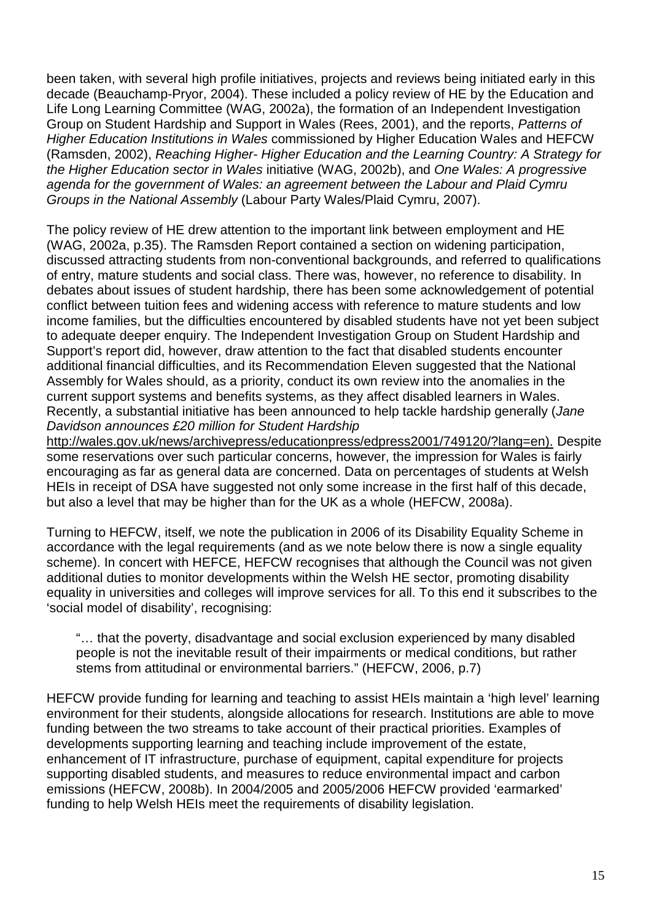been taken, with several high profile initiatives, projects and reviews being initiated early in this decade (Beauchamp-Pryor, 2004). These included a policy review of HE by the Education and Life Long Learning Committee (WAG, 2002a), the formation of an Independent Investigation Group on Student Hardship and Support in Wales (Rees, 2001), and the reports, *Patterns of Higher Education Institutions in Wales* commissioned by Higher Education Wales and HEFCW (Ramsden, 2002), *Reaching Higher- Higher Education and the Learning Country: A Strategy for the Higher Education sector in Wales* initiative (WAG, 2002b), and *One Wales: A progressive agenda for the government of Wales: an agreement between the Labour and Plaid Cymru Groups in the National Assembly* (Labour Party Wales/Plaid Cymru, 2007).

The policy review of HE drew attention to the important link between employment and HE (WAG, 2002a, p.35). The Ramsden Report contained a section on widening participation, discussed attracting students from non-conventional backgrounds, and referred to qualifications of entry, mature students and social class. There was, however, no reference to disability. In debates about issues of student hardship, there has been some acknowledgement of potential conflict between tuition fees and widening access with reference to mature students and low income families, but the difficulties encountered by disabled students have not yet been subject to adequate deeper enquiry. The Independent Investigation Group on Student Hardship and Support's report did, however, draw attention to the fact that disabled students encounter additional financial difficulties, and its Recommendation Eleven suggested that the National Assembly for Wales should, as a priority, conduct its own review into the anomalies in the current support systems and benefits systems, as they affect disabled learners in Wales. Recently, a substantial initiative has been announced to help tackle hardship generally (*Jane Davidson announces £20 million for Student Hardship* http://wales.gov.uk/news/archivepress/educationpress/edpress2001/749120/?lang=en). Despite some reservations over such particular concerns, however, the impression for Wales is fairly encouraging as far as general data are concerned. Data on percentages of students at Welsh HEIs in receipt of DSA have suggested not only some increase in the first half of this decade, but also a level that may be higher than for the UK as a whole (HEFCW, 2008a).

Turning to HEFCW, itself, we note the publication in 2006 of its Disability Equality Scheme in accordance with the legal requirements (and as we note below there is now a single equality scheme). In concert with HEFCE, HEFCW recognises that although the Council was not given additional duties to monitor developments within the Welsh HE sector, promoting disability equality in universities and colleges will improve services for all. To this end it subscribes to the 'social model of disability', recognising:

> "… that the poverty, disadvantage and social exclusion experienced by many disabled people is not the inevitable result of their impairments or medical conditions, but rather stems from attitudinal or environmental barriers." (HEFCW, 2006, p.7)

HEFCW provide funding for learning and teaching to assist HEIs maintain a 'high level' learning environment for their students, alongside allocations for research. Institutions are able to move funding between the two streams to take account of their practical priorities. Examples of developments supporting learning and teaching include improvement of the estate, enhancement of IT infrastructure, purchase of equipment, capital expenditure for projects supporting disabled students, and measures to reduce environmental impact and carbon emissions (HEFCW, 2008b). In 2004/2005 and 2005/2006 HEFCW provided 'earmarked' funding to help Welsh HEIs meet the requirements of disability legislation.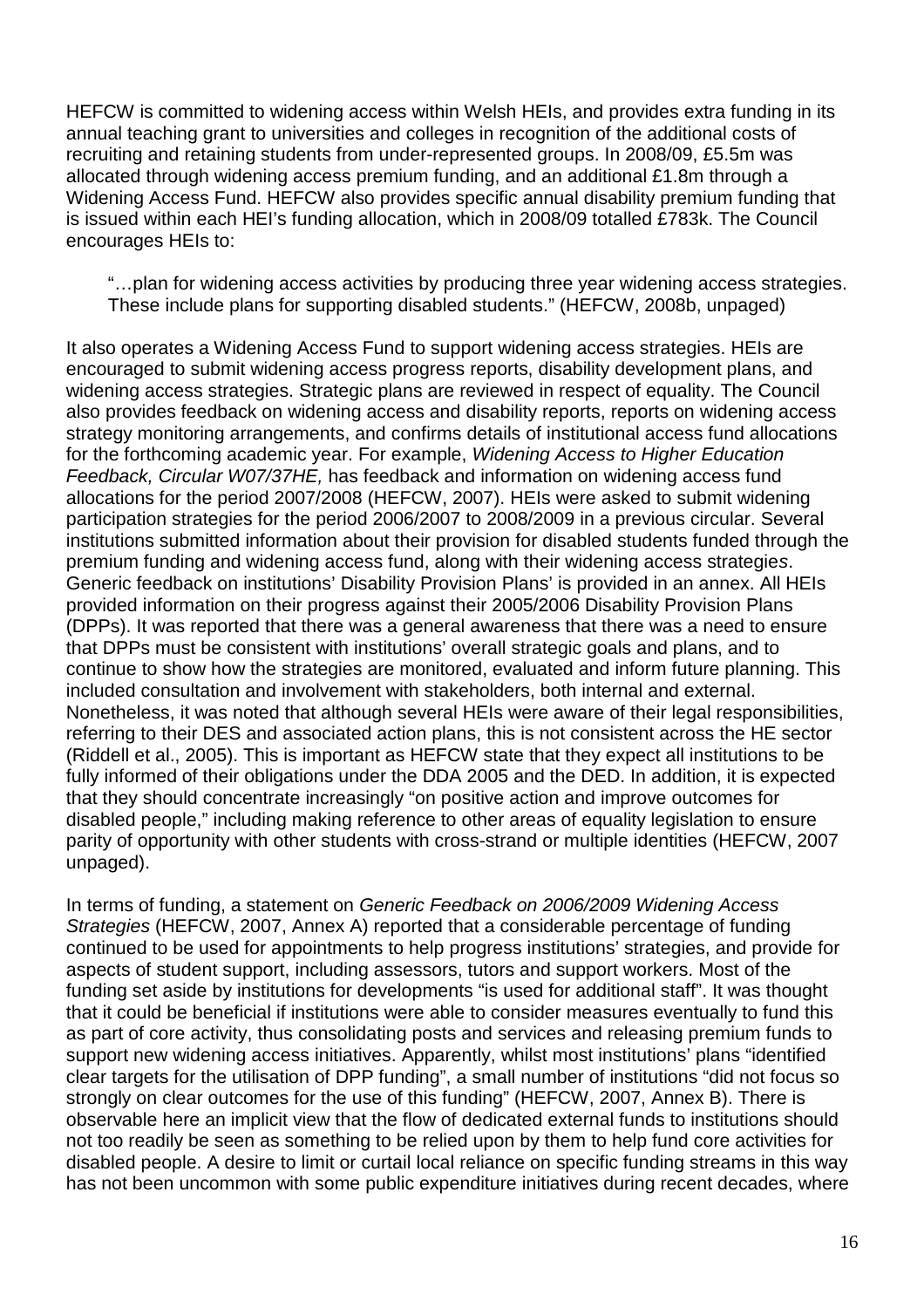HEFCW is committed to widening access within Welsh HEIs, and provides extra funding in its annual teaching grant to universities and colleges in recognition of the additional costs of recruiting and retaining students from under-represented groups. In 2008/09, £5.5m was allocated through widening access premium funding, and an additional £1.8m through a Widening Access Fund. HEFCW also provides specific annual disability premium funding that is issued within each HEI's funding allocation, which in 2008/09 totalled £783k. The Council encourages HEIs to:

> "…plan for widening access activities by producing three year widening access strategies. These include plans for supporting disabled students." (HEFCW, 2008b, unpaged)

It also operates a Widening Access Fund to support widening access strategies. HEIs are encouraged to submit widening access progress reports, disability development plans, and widening access strategies. Strategic plans are reviewed in respect of equality. The Council also provides feedback on widening access and disability reports, reports on widening access strategy monitoring arrangements, and confirms details of institutional access fund allocations for the forthcoming academic year. For example, *Widening Access to Higher Education Feedback, Circular W07/37HE,* has feedback and information on widening access fund allocations for the period 2007/2008 (HEFCW, 2007). HEIs were asked to submit widening participation strategies for the period 2006/2007 to 2008/2009 in a previous circular. Several institutions submitted information about their provision for disabled students funded through the premium funding and widening access fund, along with their widening access strategies. Generic feedback on institutions' Disability Provision Plans' is provided in an annex. All HEIs provided information on their progress against their 2005/2006 Disability Provision Plans (DPPs). It was reported that there was a general awareness that there was a need to ensure that DPPs must be consistent with institutions' overall strategic goals and plans, and to continue to show how the strategies are monitored, evaluated and inform future planning. This included consultation and involvement with stakeholders, both internal and external. Nonetheless, it was noted that although several HEIs were aware of their legal responsibilities, referring to their DES and associated action plans, this is not consistent across the HE sector (Riddell et al., 2005). This is important as HEFCW state that they expect all institutions to be fully informed of their obligations under the DDA 2005 and the DED. In addition, it is expected that they should concentrate increasingly "on positive action and improve outcomes for disabled people," including making reference to other areas of equality legislation to ensure parity of opportunity with other students with cross-strand or multiple identities (HEFCW, 2007 unpaged).

In terms of funding, a statement on *Generic Feedback on 2006/2009 Widening Access Strategies* (HEFCW, 2007, Annex A) reported that a considerable percentage of funding continued to be used for appointments to help progress institutions' strategies, and provide for aspects of student support, including assessors, tutors and support workers. Most of the funding set aside by institutions for developments "is used for additional staff". It was thought that it could be beneficial if institutions were able to consider measures eventually to fund this as part of core activity, thus consolidating posts and services and releasing premium funds to support new widening access initiatives. Apparently, whilst most institutions' plans "identified clear targets for the utilisation of DPP funding", a small number of institutions "did not focus so strongly on clear outcomes for the use of this funding" (HEFCW, 2007, Annex B). There is observable here an implicit view that the flow of dedicated external funds to institutions should not too readily be seen as something to be relied upon by them to help fund core activities for disabled people. A desire to limit or curtail local reliance on specific funding streams in this way has not been uncommon with some public expenditure initiatives during recent decades, where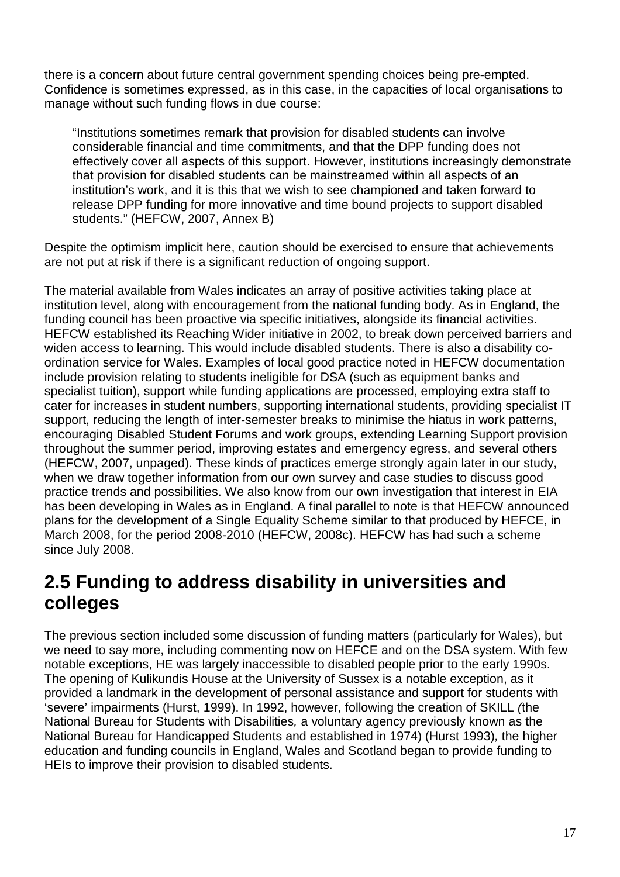there is a concern about future central government spending choices being pre-empted. Confidence is sometimes expressed, as in this case, in the capacities of local organisations to manage without such funding flows in due course:

> "Institutions sometimes remark that provision for disabled students can involve considerable financial and time commitments, and that the DPP funding does not effectively cover all aspects of this support. However, institutions increasingly demonstrate that provision for disabled students can be mainstreamed within all aspects of an institution's work, and it is this that we wish to see championed and taken forward to release DPP funding for more innovative and time bound projects to support disabled students." (HEFCW, 2007, Annex B)

Despite the optimism implicit here, caution should be exercised to ensure that achievements are not put at risk if there is a significant reduction of ongoing support.

The material available from Wales indicates an array of positive activities taking place at institution level, along with encouragement from the national funding body. As in England, the funding council has been proactive via specific initiatives, alongside its financial activities. HEFCW established its Reaching Wider initiative in 2002, to break down perceived barriers and widen access to learning. This would include disabled students. There is also a disability co-ordination service for Wales. Examples of local good practice noted in HEFCW documentation include provision relating to students ineligible for DSA (such as equipment banks and specialist tuition), support while funding applications are processed, employing extra staff to cater for increases in student numbers, supporting international students, providing specialist IT support, reducing the length of inter-semester breaks to minimise the hiatus in work patterns, encouraging Disabled Student Forums and work groups, extending Learning Support provision throughout the summer period, improving estates and emergency egress, and several others (HEFCW, 2007, unpaged). These kinds of practices emerge strongly again later in our study, when we draw together information from our own survey and case studies to discuss good practice trends and possibilities. We also know from our own investigation that interest in EIA has been developing in Wales as in England. A final parallel to note is that HEFCW announced plans for the development of a Single Equality Scheme similar to that produced by HEFCE, in March 2008, for the period 2008-2010 (HEFCW, 2008c). HEFCW has had such a scheme since July 2008.

## 2.5 Funding to address disability in universities and colleges

The previous section included some discussion of funding matters (particularly for Wales), but we need to say more, including commenting now on HEFCE and on the DSA system. With few notable exceptions, HE was largely inaccessible to disabled people prior to the early 1990s. The opening of Kulikundis House at the University of Sussex is a notable exception, as it provided a landmark in the development of personal assistance and support for students with 'severe' impairments (Hurst, 1999). In 1992, however, following the creation of SKILL *(*the National Bureau for Students with Disabilities*,* a voluntary agency previously known as the National Bureau for Handicapped Students and established in 1974) (Hurst 1993)*,* the higher education and funding councils in England, Wales and Scotland began to provide funding to HEIs to improve their provision to disabled students.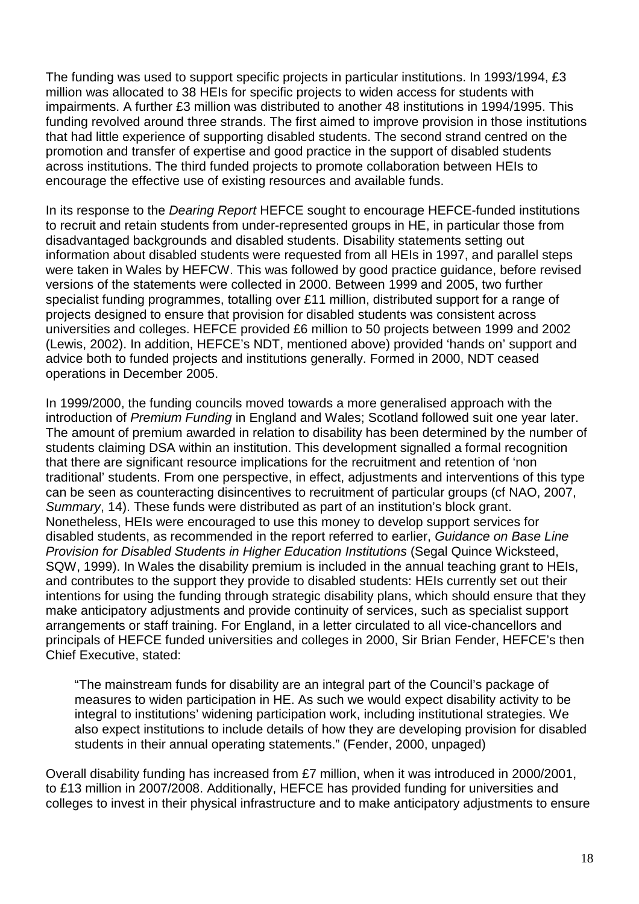The funding was used to support specific projects in particular institutions. In 1993/1994, £3 million was allocated to 38 HEIs for specific projects to widen access for students with impairments. A further £3 million was distributed to another 48 institutions in 1994/1995. This funding revolved around three strands. The first aimed to improve provision in those institutions that had little experience of supporting disabled students. The second strand centred on the promotion and transfer of expertise and good practice in the support of disabled students across institutions. The third funded projects to promote collaboration between HEIs to encourage the effective use of existing resources and available funds.

In its response to the *Dearing Report* HEFCE sought to encourage HEFCE-funded institutions to recruit and retain students from under-represented groups in HE, in particular those from disadvantaged backgrounds and disabled students. Disability statements setting out information about disabled students were requested from all HEIs in 1997, and parallel steps were taken in Wales by HEFCW. This was followed by good practice guidance, before revised versions of the statements were collected in 2000. Between 1999 and 2005, two further specialist funding programmes, totalling over £11 million, distributed support for a range of projects designed to ensure that provision for disabled students was consistent across universities and colleges. HEFCE provided £6 million to 50 projects between 1999 and 2002 (Lewis, 2002). In addition, HEFCE's NDT, mentioned above) provided 'hands on' support and advice both to funded projects and institutions generally. Formed in 2000, NDT ceased operations in December 2005.

In 1999/2000, the funding councils moved towards a more generalised approach with the introduction of *Premium Funding* in England and Wales; Scotland followed suit one year later. The amount of premium awarded in relation to disability has been determined by the number of students claiming DSA within an institution. This development signalled a formal recognition that there are significant resource implications for the recruitment and retention of 'non traditional' students. From one perspective, in effect, adjustments and interventions of this type can be seen as counteracting disincentives to recruitment of particular groups (cf NAO, 2007, *Summary*, 14). These funds were distributed as part of an institution's block grant. Nonetheless, HEIs were encouraged to use this money to develop support services for disabled students, as recommended in the report referred to earlier, *Guidance on Base Line Provision for Disabled Students in Higher Education Institutions* (Segal Quince Wicksteed, SQW, 1999). In Wales the disability premium is included in the annual teaching grant to HEIs, and contributes to the support they provide to disabled students: HEIs currently set out their intentions for using the funding through strategic disability plans, which should ensure that they make anticipatory adjustments and provide continuity of services, such as specialist support arrangements or staff training. For England, in a letter circulated to all vice-chancellors and principals of HEFCE funded universities and colleges in 2000, Sir Brian Fender, HEFCE's then Chief Executive, stated:

> "The mainstream funds for disability are an integral part of the Council's package of measures to widen participation in HE. As such we would expect disability activity to be integral to institutions' widening participation work, including institutional strategies. We also expect institutions to include details of how they are developing provision for disabled students in their annual operating statements." (Fender, 2000, unpaged)

Overall disability funding has increased from £7 million, when it was introduced in 2000/2001, to £13 million in 2007/2008. Additionally, HEFCE has provided funding for universities and colleges to invest in their physical infrastructure and to make anticipatory adjustments to ensure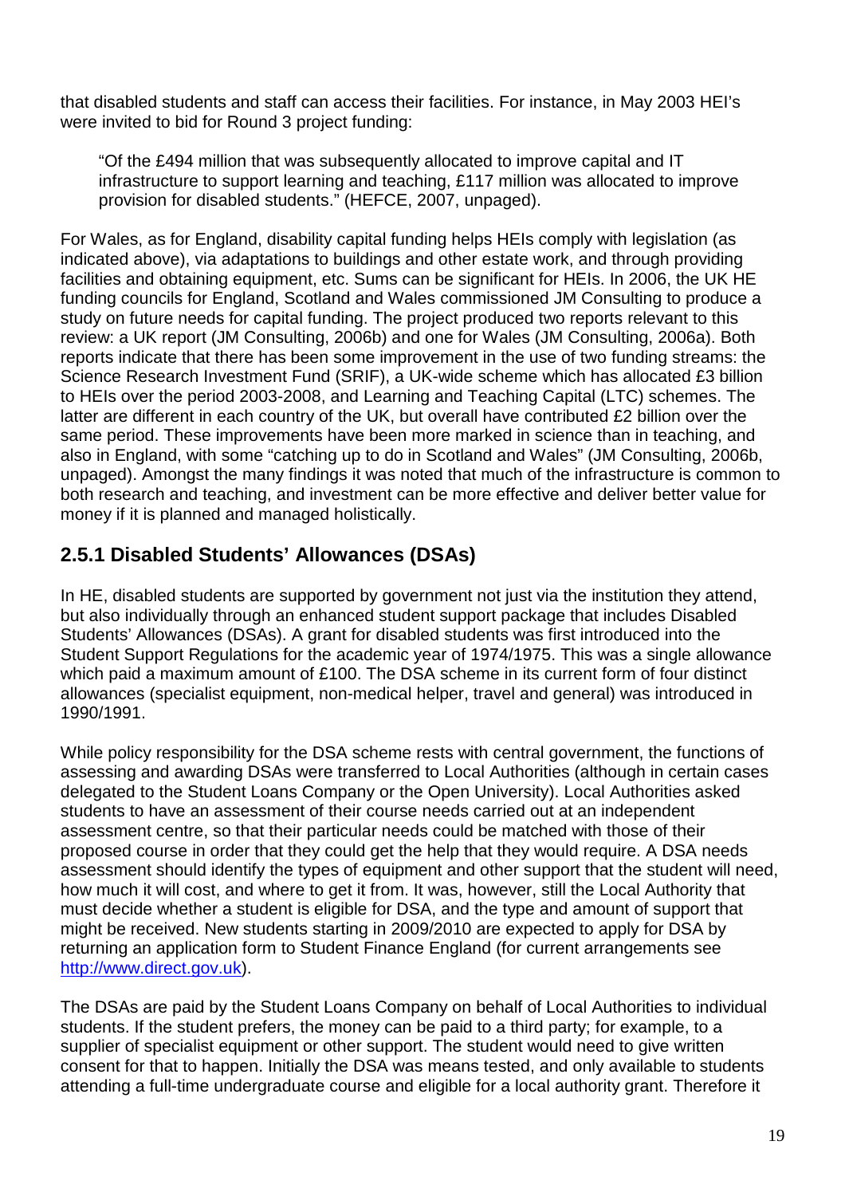that disabled students and staff can access their facilities. For instance, in May 2003 HEI's were invited to bid for Round 3 project funding:

> "Of the £494 million that was subsequently allocated to improve capital and IT infrastructure to support learning and teaching, £117 million was allocated to improve provision for disabled students." (HEFCE, 2007, unpaged).

For Wales, as for England, disability capital funding helps HEIs comply with legislation (as indicated above), via adaptations to buildings and other estate work, and through providing facilities and obtaining equipment, etc. Sums can be significant for HEIs. In 2006, the UK HE funding councils for England, Scotland and Wales commissioned JM Consulting to produce a study on future needs for capital funding. The project produced two reports relevant to this review: a UK report (JM Consulting, 2006b) and one for Wales (JM Consulting, 2006a). Both reports indicate that there has been some improvement in the use of two funding streams: the Science Research Investment Fund (SRIF), a UK-wide scheme which has allocated £3 billion to HEIs over the period 2003-2008, and Learning and Teaching Capital (LTC) schemes. The latter are different in each country of the UK, but overall have contributed £2 billion over the same period. These improvements have been more marked in science than in teaching, and also in England, with some "catching up to do in Scotland and Wales" (JM Consulting, 2006b, unpaged). Amongst the many findings it was noted that much of the infrastructure is common to both research and teaching, and investment can be more effective and deliver better value for money if it is planned and managed holistically.

## 2.5.1 Disabled Students' Allowances (DSAs)

In HE, disabled students are supported by government not just via the institution they attend, but also individually through an enhanced student support package that includes Disabled Students' Allowances (DSAs). A grant for disabled students was first introduced into the Student Support Regulations for the academic year of 1974/1975. This was a single allowance which paid a maximum amount of £100. The DSA scheme in its current form of four distinct allowances (specialist equipment, non-medical helper, travel and general) was introduced in 1990/1991.

While policy responsibility for the DSA scheme rests with central government, the functions of assessing and awarding DSAs were transferred to Local Authorities (although in certain cases delegated to the Student Loans Company or the Open University). Local Authorities asked students to have an assessment of their course needs carried out at an independent assessment centre, so that their particular needs could be matched with those of their proposed course in order that they could get the help that they would require. A DSA needs assessment should identify the types of equipment and other support that the student will need, how much it will cost, and where to get it from. It was, however, still the Local Authority that must decide whether a student is eligible for DSA, and the type and amount of support that might be received. New students starting in 2009/2010 are expected to apply for DSA by returning an application form to Student Finance England (for current arrangements see http://www.direct.gov.uk).

The DSAs are paid by the Student Loans Company on behalf of Local Authorities to individual students. If the student prefers, the money can be paid to a third party; for example, to a supplier of specialist equipment or other support. The student would need to give written consent for that to happen. Initially the DSA was means tested, and only available to students attending a full-time undergraduate course and eligible for a local authority grant. Therefore it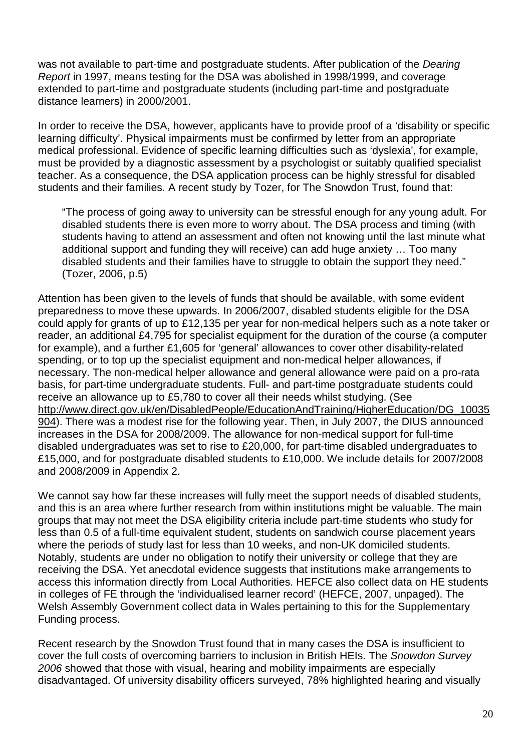was not available to part-time and postgraduate students. After publication of the *Dearing Report* in 1997, means testing for the DSA was abolished in 1998/1999, and coverage extended to part-time and postgraduate students (including part-time and postgraduate distance learners) in 2000/2001.

In order to receive the DSA, however, applicants have to provide proof of a 'disability or specific learning difficulty'. Physical impairments must be confirmed by letter from an appropriate medical professional. Evidence of specific learning difficulties such as 'dyslexia', for example, must be provided by a diagnostic assessment by a psychologist or suitably qualified specialist teacher. As a consequence, the DSA application process can be highly stressful for disabled students and their families. A recent study by Tozer, for The Snowdon Trust*,* found that:

> "The process of going away to university can be stressful enough for any young adult. For disabled students there is even more to worry about. The DSA process and timing (with students having to attend an assessment and often not knowing until the last minute what additional support and funding they will receive) can add huge anxiety … Too many disabled students and their families have to struggle to obtain the support they need." (Tozer, 2006, p.5)

Attention has been given to the levels of funds that should be available, with some evident preparedness to move these upwards. In 2006/2007, disabled students eligible for the DSA could apply for grants of up to £12,135 per year for non-medical helpers such as a note taker or reader, an additional £4,795 for specialist equipment for the duration of the course (a computer for example), and a further £1,605 for 'general' allowances to cover other disability-related spending, or to top up the specialist equipment and non-medical helper allowances, if necessary. The non-medical helper allowance and general allowance were paid on a pro-rata basis, for part-time undergraduate students. Full- and part-time postgraduate students could receive an allowance up to £5,780 to cover all their needs whilst studying. (See http://www.direct.gov.uk/en/DisabledPeople/EducationAndTraining/HigherEducation/DG_10035904). There was a modest rise for the following year. Then, in July 2007, the DIUS announced increases in the DSA for 2008/2009. The allowance for non-medical support for full-time disabled undergraduates was set to rise to £20,000, for part-time disabled undergraduates to £15,000, and for postgraduate disabled students to £10,000. We include details for 2007/2008 and 2008/2009 in Appendix 2.

We cannot say how far these increases will fully meet the support needs of disabled students, and this is an area where further research from within institutions might be valuable. The main groups that may not meet the DSA eligibility criteria include part-time students who study for less than 0.5 of a full-time equivalent student, students on sandwich course placement years where the periods of study last for less than 10 weeks, and non-UK domiciled students. Notably, students are under no obligation to notify their university or college that they are receiving the DSA. Yet anecdotal evidence suggests that institutions make arrangements to access this information directly from Local Authorities. HEFCE also collect data on HE students in colleges of FE through the 'individualised learner record' (HEFCE, 2007, unpaged). The Welsh Assembly Government collect data in Wales pertaining to this for the Supplementary Funding process.

Recent research by the Snowdon Trust found that in many cases the DSA is insufficient to cover the full costs of overcoming barriers to inclusion in British HEIs. The *Snowdon Survey 2006* showed that those with visual, hearing and mobility impairments are especially disadvantaged. Of university disability officers surveyed, 78% highlighted hearing and visually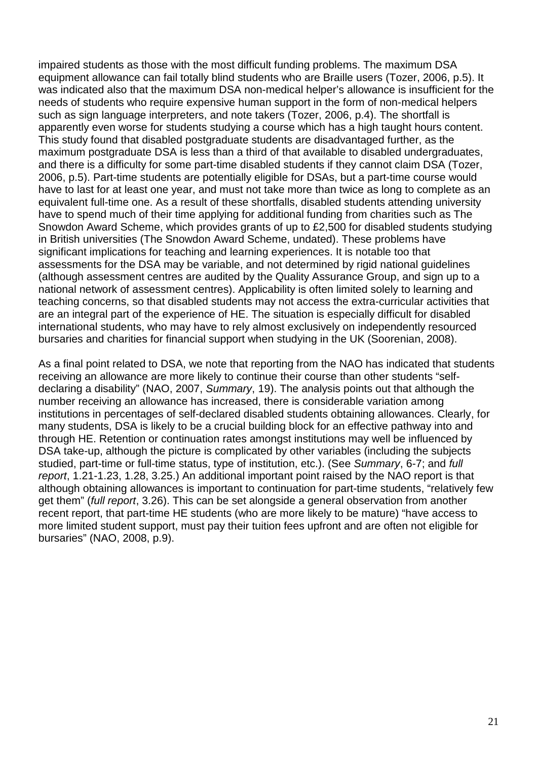impaired students as those with the most difficult funding problems. The maximum DSA equipment allowance can fail totally blind students who are Braille users (Tozer, 2006, p.5). It was indicated also that the maximum DSA non-medical helper's allowance is insufficient for the needs of students who require expensive human support in the form of non-medical helpers such as sign language interpreters, and note takers (Tozer, 2006, p.4). The shortfall is apparently even worse for students studying a course which has a high taught hours content. This study found that disabled postgraduate students are disadvantaged further, as the maximum postgraduate DSA is less than a third of that available to disabled undergraduates, and there is a difficulty for some part-time disabled students if they cannot claim DSA (Tozer, 2006, p.5). Part-time students are potentially eligible for DSAs, but a part-time course would have to last for at least one year, and must not take more than twice as long to complete as an equivalent full-time one. As a result of these shortfalls, disabled students attending university have to spend much of their time applying for additional funding from charities such as The Snowdon Award Scheme, which provides grants of up to £2,500 for disabled students studying in British universities (The Snowdon Award Scheme, undated). These problems have significant implications for teaching and learning experiences. It is notable too that assessments for the DSA may be variable, and not determined by rigid national guidelines (although assessment centres are audited by the Quality Assurance Group, and sign up to a national network of assessment centres). Applicability is often limited solely to learning and teaching concerns, so that disabled students may not access the extra-curricular activities that are an integral part of the experience of HE. The situation is especially difficult for disabled international students, who may have to rely almost exclusively on independently resourced bursaries and charities for financial support when studying in the UK (Soorenian, 2008).

As a final point related to DSA, we note that reporting from the NAO has indicated that students receiving an allowance are more likely to continue their course than other students "self-declaring a disability" (NAO, 2007, *Summary*, 19). The analysis points out that although the number receiving an allowance has increased, there is considerable variation among institutions in percentages of self-declared disabled students obtaining allowances. Clearly, for many students, DSA is likely to be a crucial building block for an effective pathway into and through HE. Retention or continuation rates amongst institutions may well be influenced by DSA take-up, although the picture is complicated by other variables (including the subjects studied, part-time or full-time status, type of institution, etc.). (See *Summary*, 6-7; and *full report*, 1.21-1.23, 1.28, 3.25.) An additional important point raised by the NAO report is that although obtaining allowances is important to continuation for part-time students, "relatively few get them" (*full report*, 3.26). This can be set alongside a general observation from another recent report, that part-time HE students (who are more likely to be mature) "have access to more limited student support, must pay their tuition fees upfront and are often not eligible for bursaries" (NAO, 2008, p.9).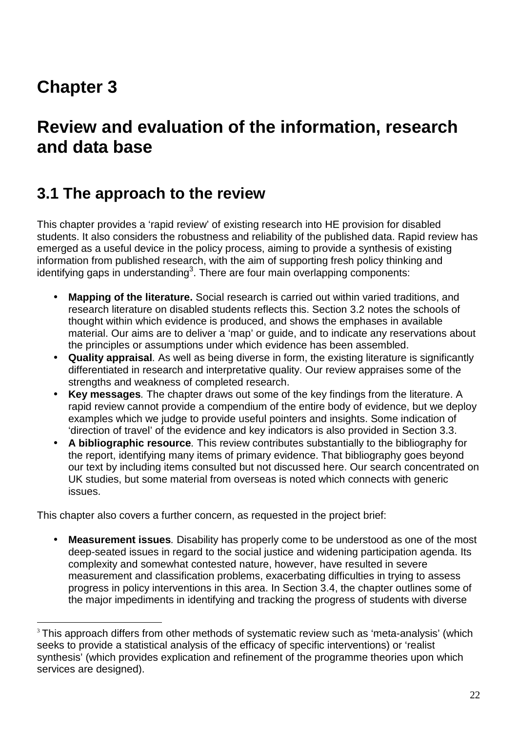# Chapter 3

# Review and evaluation of the information, research and data base

## 3.1 The approach to the review

This chapter provides a 'rapid review' of existing research into HE provision for disabled students. It also considers the robustness and reliability of the published data. Rapid review has emerged as a useful device in the policy process, aiming to provide a synthesis of existing information from published research, with the aim of supporting fresh policy thinking and identifying gaps in understanding[3]. There are four main overlapping components:

- **Mapping of the literature.** Social research is carried out within varied traditions, and research literature on disabled students reflects this. Section 3.2 notes the schools of thought within which evidence is produced, and shows the emphases in available material. Our aims are to deliver a 'map' or guide, and to indicate any reservations about the principles or assumptions under which evidence has been assembled.
- **Quality appraisal***.* As well as being diverse in form, the existing literature is significantly differentiated in research and interpretative quality. Our review appraises some of the strengths and weakness of completed research.
- **Key messages***.* The chapter draws out some of the key findings from the literature. A rapid review cannot provide a compendium of the entire body of evidence, but we deploy examples which we judge to provide useful pointers and insights. Some indication of 'direction of travel' of the evidence and key indicators is also provided in Section 3.3.
- **A bibliographic resource***.* This review contributes substantially to the bibliography for the report, identifying many items of primary evidence. That bibliography goes beyond our text by including items consulted but not discussed here. Our search concentrated on UK studies, but some material from overseas is noted which connects with generic issues.

This chapter also covers a further concern, as requested in the project brief:

- **Measurement issues***.* Disability has properly come to be understood as one of the most deep-seated issues in regard to the social justice and widening participation agenda. Its complexity and somewhat contested nature, however, have resulted in severe measurement and classification problems, exacerbating difficulties in trying to assess progress in policy interventions in this area. In Section 3.4, the chapter outlines some of the major impediments in identifying and tracking the progress of students with diverse

[3] This approach differs from other methods of systematic review such as 'meta-analysis' (which seeks to provide a statistical analysis of the efficacy of specific interventions) or 'realist synthesis' (which provides explication and refinement of the programme theories upon which services are designed).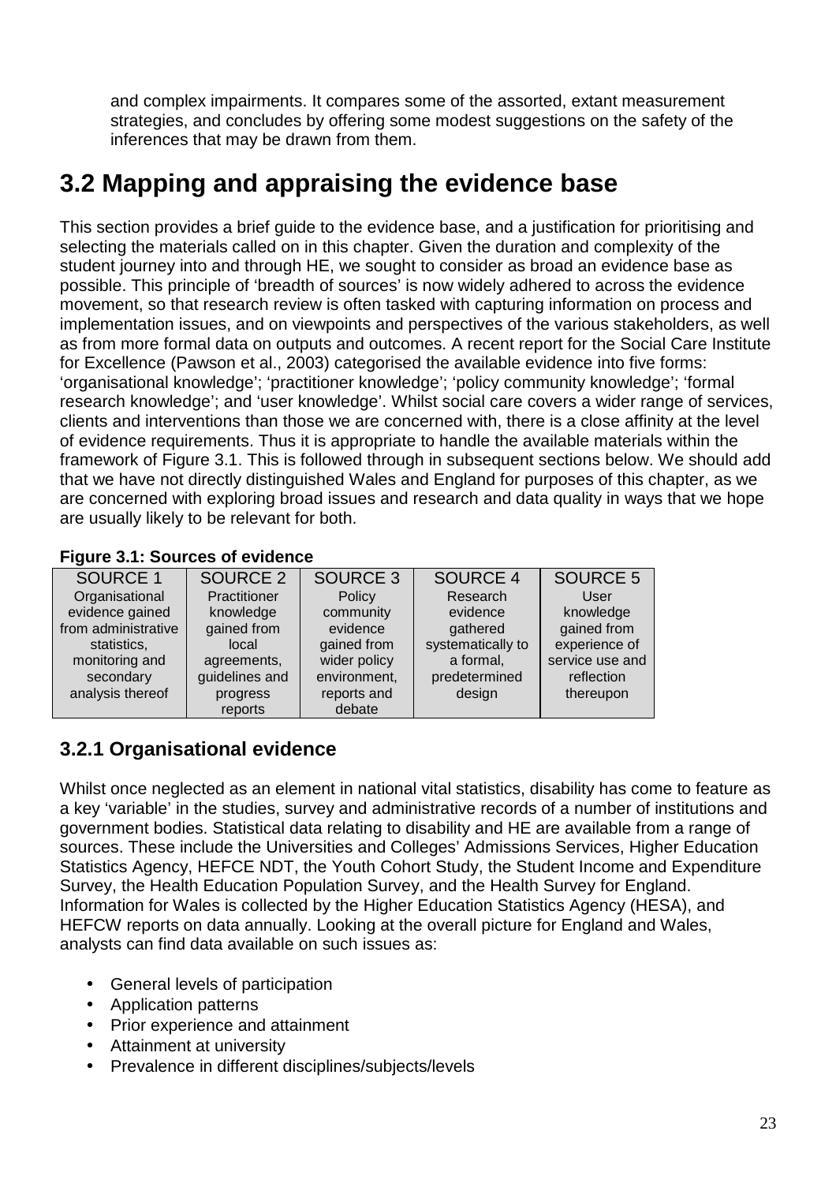and complex impairments. It compares some of the assorted, extant measurement strategies, and concludes by offering some modest suggestions on the safety of the inferences that may be drawn from them.

## 3.2 Mapping and appraising the evidence base

This section provides a brief guide to the evidence base, and a justification for prioritising and selecting the materials called on in this chapter. Given the duration and complexity of the student journey into and through HE, we sought to consider as broad an evidence base as possible. This principle of 'breadth of sources' is now widely adhered to across the evidence movement, so that research review is often tasked with capturing information on process and implementation issues, and on viewpoints and perspectives of the various stakeholders, as well as from more formal data on outputs and outcomes. A recent report for the Social Care Institute for Excellence (Pawson et al., 2003) categorised the available evidence into five forms: 'organisational knowledge'; 'practitioner knowledge'; 'policy community knowledge'; 'formal research knowledge'; and 'user knowledge'. Whilst social care covers a wider range of services, clients and interventions than those we are concerned with, there is a close affinity at the level of evidence requirements. Thus it is appropriate to handle the available materials within the framework of Figure 3.1. This is followed through in subsequent sections below. We should add that we have not directly distinguished Wales and England for purposes of this chapter, as we are concerned with exploring broad issues and research and data quality in ways that we hope are usually likely to be relevant for both.

**Figure 3.1: Sources of evidence**

| SOURCE 1 | SOURCE 2 | SOURCE 3 | SOURCE 4 | SOURCE 5 |
|---|---|---|---|---|
| Organisational evidence gained from administrative statistics, monitoring and secondary analysis thereof | Practitioner knowledge gained from local agreements, guidelines and progress reports | Policy community evidence gained from wider policy environment, reports and debate | Research evidence gathered systematically to a formal, predetermined design | User knowledge gained from experience of service use and reflection thereupon |

### 3.2.1 Organisational evidence

Whilst once neglected as an element in national vital statistics, disability has come to feature as a key 'variable' in the studies, survey and administrative records of a number of institutions and government bodies. Statistical data relating to disability and HE are available from a range of sources. These include the Universities and Colleges' Admissions Services, Higher Education Statistics Agency, HEFCE NDT, the Youth Cohort Study, the Student Income and Expenditure Survey, the Health Education Population Survey, and the Health Survey for England. Information for Wales is collected by the Higher Education Statistics Agency (HESA), and HEFCW reports on data annually. Looking at the overall picture for England and Wales, analysts can find data available on such issues as:

- General levels of participation
- Application patterns
- Prior experience and attainment
- Attainment at university
- Prevalence in different disciplines/subjects/levels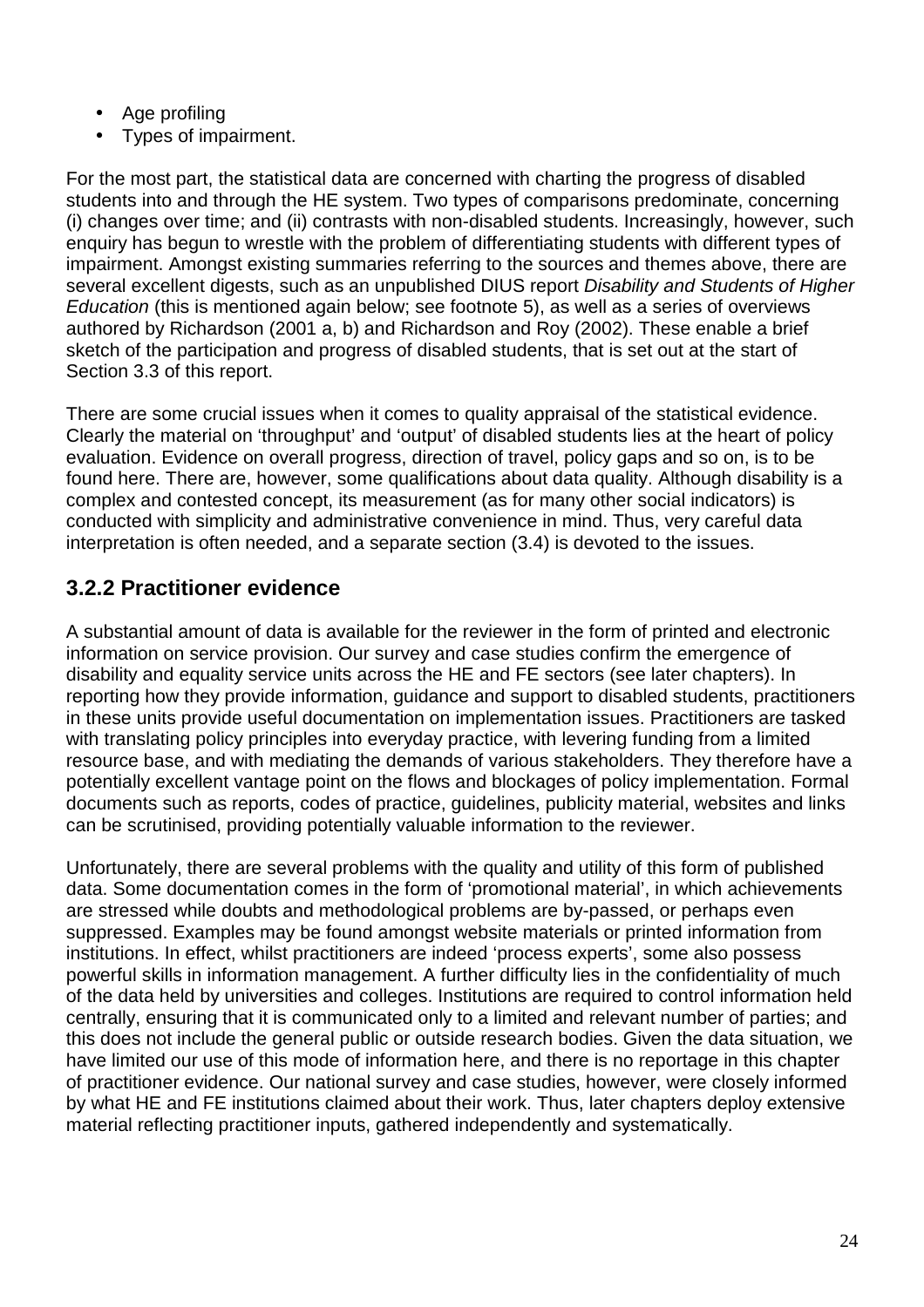- Age profiling
- Types of impairment.

For the most part, the statistical data are concerned with charting the progress of disabled students into and through the HE system. Two types of comparisons predominate, concerning (i) changes over time; and (ii) contrasts with non-disabled students. Increasingly, however, such enquiry has begun to wrestle with the problem of differentiating students with different types of impairment. Amongst existing summaries referring to the sources and themes above, there are several excellent digests, such as an unpublished DIUS report *Disability and Students of Higher Education* (this is mentioned again below; see footnote 5), as well as a series of overviews authored by Richardson (2001 a, b) and Richardson and Roy (2002). These enable a brief sketch of the participation and progress of disabled students, that is set out at the start of Section 3.3 of this report.

There are some crucial issues when it comes to quality appraisal of the statistical evidence. Clearly the material on 'throughput' and 'output' of disabled students lies at the heart of policy evaluation. Evidence on overall progress, direction of travel, policy gaps and so on, is to be found here. There are, however, some qualifications about data quality. Although disability is a complex and contested concept, its measurement (as for many other social indicators) is conducted with simplicity and administrative convenience in mind. Thus, very careful data interpretation is often needed, and a separate section (3.4) is devoted to the issues.

### 3.2.2 Practitioner evidence

A substantial amount of data is available for the reviewer in the form of printed and electronic information on service provision. Our survey and case studies confirm the emergence of disability and equality service units across the HE and FE sectors (see later chapters). In reporting how they provide information, guidance and support to disabled students, practitioners in these units provide useful documentation on implementation issues. Practitioners are tasked with translating policy principles into everyday practice, with levering funding from a limited resource base, and with mediating the demands of various stakeholders. They therefore have a potentially excellent vantage point on the flows and blockages of policy implementation. Formal documents such as reports, codes of practice, guidelines, publicity material, websites and links can be scrutinised, providing potentially valuable information to the reviewer.

Unfortunately, there are several problems with the quality and utility of this form of published data. Some documentation comes in the form of 'promotional material', in which achievements are stressed while doubts and methodological problems are by-passed, or perhaps even suppressed. Examples may be found amongst website materials or printed information from institutions. In effect, whilst practitioners are indeed 'process experts', some also possess powerful skills in information management. A further difficulty lies in the confidentiality of much of the data held by universities and colleges. Institutions are required to control information held centrally, ensuring that it is communicated only to a limited and relevant number of parties; and this does not include the general public or outside research bodies. Given the data situation, we have limited our use of this mode of information here, and there is no reportage in this chapter of practitioner evidence. Our national survey and case studies, however, were closely informed by what HE and FE institutions claimed about their work. Thus, later chapters deploy extensive material reflecting practitioner inputs, gathered independently and systematically.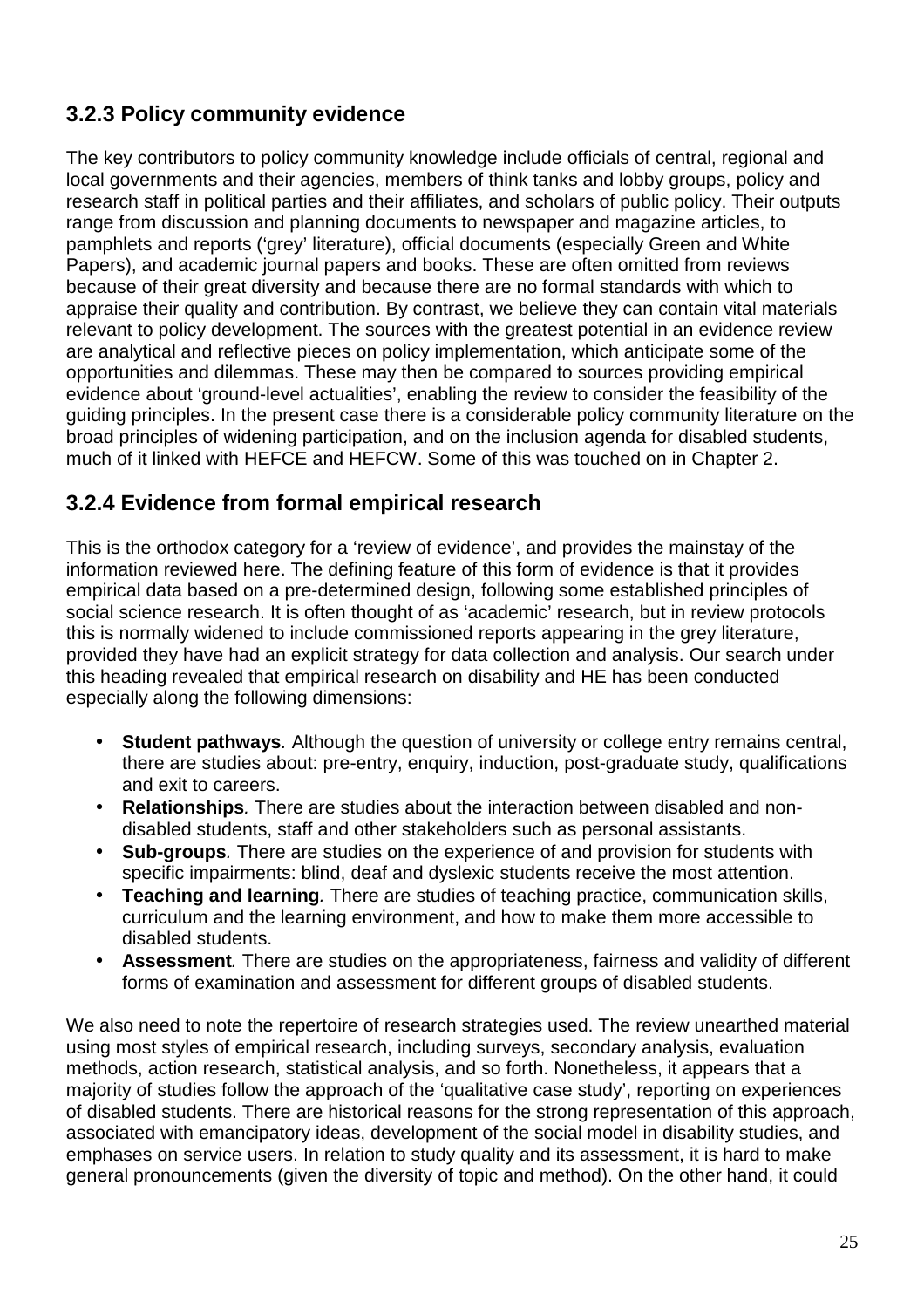### 3.2.3 Policy community evidence

The key contributors to policy community knowledge include officials of central, regional and local governments and their agencies, members of think tanks and lobby groups, policy and research staff in political parties and their affiliates, and scholars of public policy. Their outputs range from discussion and planning documents to newspaper and magazine articles, to pamphlets and reports ('grey' literature), official documents (especially Green and White Papers), and academic journal papers and books. These are often omitted from reviews because of their great diversity and because there are no formal standards with which to appraise their quality and contribution. By contrast, we believe they can contain vital materials relevant to policy development. The sources with the greatest potential in an evidence review are analytical and reflective pieces on policy implementation, which anticipate some of the opportunities and dilemmas. These may then be compared to sources providing empirical evidence about 'ground-level actualities', enabling the review to consider the feasibility of the guiding principles. In the present case there is a considerable policy community literature on the broad principles of widening participation, and on the inclusion agenda for disabled students, much of it linked with HEFCE and HEFCW. Some of this was touched on in Chapter 2.

### 3.2.4 Evidence from formal empirical research

This is the orthodox category for a 'review of evidence', and provides the mainstay of the information reviewed here. The defining feature of this form of evidence is that it provides empirical data based on a pre-determined design, following some established principles of social science research. It is often thought of as 'academic' research, but in review protocols this is normally widened to include commissioned reports appearing in the grey literature, provided they have had an explicit strategy for data collection and analysis. Our search under this heading revealed that empirical research on disability and HE has been conducted especially along the following dimensions:

- **Student pathways***.* Although the question of university or college entry remains central, there are studies about: pre-entry, enquiry, induction, post-graduate study, qualifications and exit to careers.
- **Relationships***.* There are studies about the interaction between disabled and non-disabled students, staff and other stakeholders such as personal assistants.
- **Sub-groups***.* There are studies on the experience of and provision for students with specific impairments: blind, deaf and dyslexic students receive the most attention.
- **Teaching and learning***.* There are studies of teaching practice, communication skills, curriculum and the learning environment, and how to make them more accessible to disabled students.
- **Assessment***.* There are studies on the appropriateness, fairness and validity of different forms of examination and assessment for different groups of disabled students.

We also need to note the repertoire of research strategies used. The review unearthed material using most styles of empirical research, including surveys, secondary analysis, evaluation methods, action research, statistical analysis, and so forth. Nonetheless, it appears that a majority of studies follow the approach of the 'qualitative case study', reporting on experiences of disabled students. There are historical reasons for the strong representation of this approach, associated with emancipatory ideas, development of the social model in disability studies, and emphases on service users. In relation to study quality and its assessment, it is hard to make general pronouncements (given the diversity of topic and method). On the other hand, it could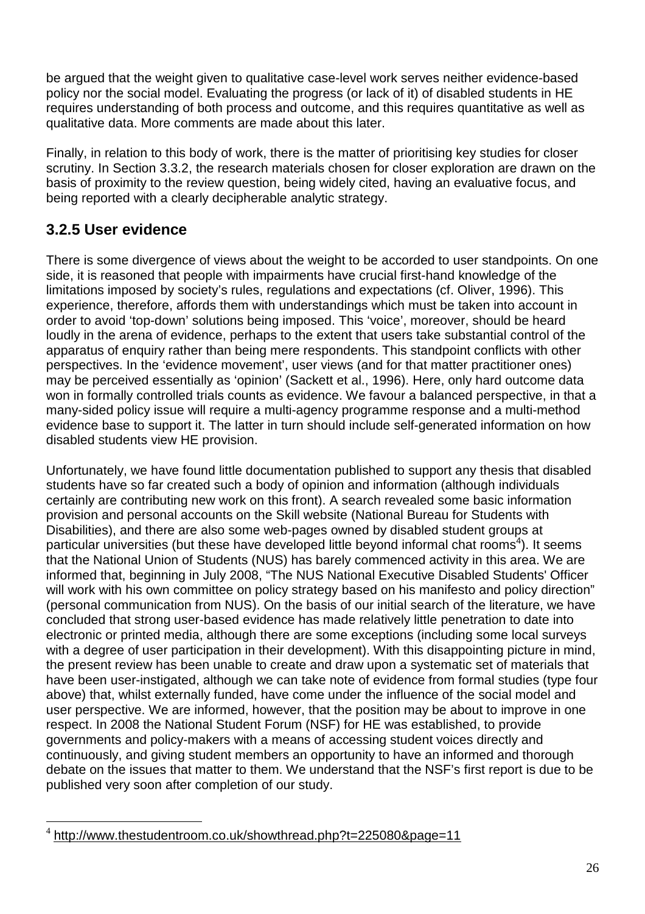be argued that the weight given to qualitative case-level work serves neither evidence-based policy nor the social model. Evaluating the progress (or lack of it) of disabled students in HE requires understanding of both process and outcome, and this requires quantitative as well as qualitative data. More comments are made about this later.

Finally, in relation to this body of work, there is the matter of prioritising key studies for closer scrutiny. In Section 3.3.2, the research materials chosen for closer exploration are drawn on the basis of proximity to the review question, being widely cited, having an evaluative focus, and being reported with a clearly decipherable analytic strategy.

### 3.2.5 User evidence

There is some divergence of views about the weight to be accorded to user standpoints. On one side, it is reasoned that people with impairments have crucial first-hand knowledge of the limitations imposed by society's rules, regulations and expectations (cf. Oliver, 1996). This experience, therefore, affords them with understandings which must be taken into account in order to avoid 'top-down' solutions being imposed. This 'voice', moreover, should be heard loudly in the arena of evidence, perhaps to the extent that users take substantial control of the apparatus of enquiry rather than being mere respondents. This standpoint conflicts with other perspectives. In the 'evidence movement', user views (and for that matter practitioner ones) may be perceived essentially as 'opinion' (Sackett et al., 1996). Here, only hard outcome data won in formally controlled trials counts as evidence. We favour a balanced perspective, in that a many-sided policy issue will require a multi-agency programme response and a multi-method evidence base to support it. The latter in turn should include self-generated information on how disabled students view HE provision.

Unfortunately, we have found little documentation published to support any thesis that disabled students have so far created such a body of opinion and information (although individuals certainly are contributing new work on this front). A search revealed some basic information provision and personal accounts on the Skill website (National Bureau for Students with Disabilities), and there are also some web-pages owned by disabled student groups at particular universities (but these have developed little beyond informal chat rooms[4]). It seems that the National Union of Students (NUS) has barely commenced activity in this area. We are informed that, beginning in July 2008, "The NUS National Executive Disabled Students' Officer will work with his own committee on policy strategy based on his manifesto and policy direction" (personal communication from NUS). On the basis of our initial search of the literature, we have concluded that strong user-based evidence has made relatively little penetration to date into electronic or printed media, although there are some exceptions (including some local surveys with a degree of user participation in their development). With this disappointing picture in mind, the present review has been unable to create and draw upon a systematic set of materials that have been user-instigated, although we can take note of evidence from formal studies (type four above) that, whilst externally funded, have come under the influence of the social model and user perspective. We are informed, however, that the position may be about to improve in one respect. In 2008 the National Student Forum (NSF) for HE was established, to provide governments and policy-makers with a means of accessing student voices directly and continuously, and giving student members an opportunity to have an informed and thorough debate on the issues that matter to them. We understand that the NSF's first report is due to be published very soon after completion of our study.

[4] http://www.thestudentroom.co.uk/showthread.php?t=225080&page=11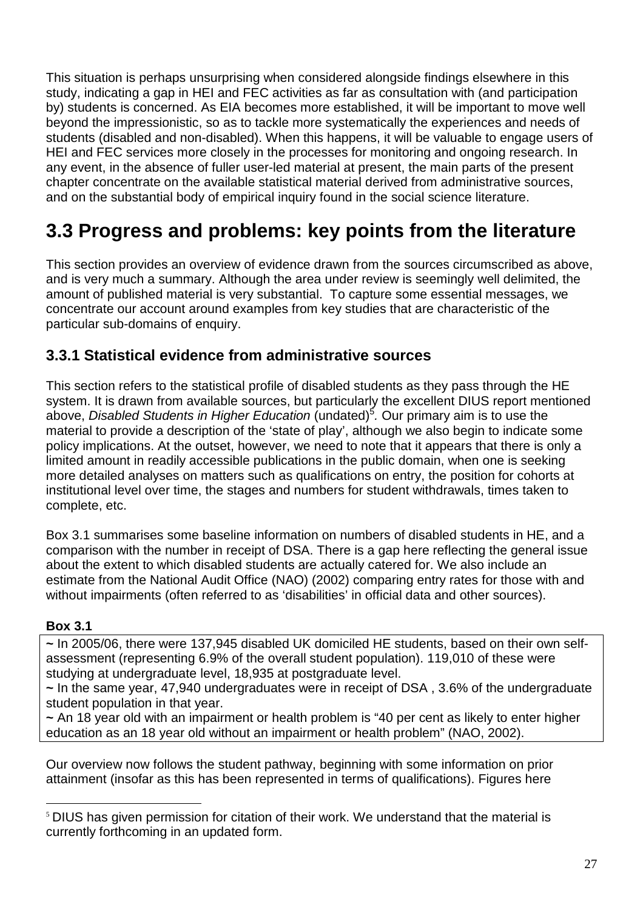This situation is perhaps unsurprising when considered alongside findings elsewhere in this study, indicating a gap in HEI and FEC activities as far as consultation with (and participation by) students is concerned. As EIA becomes more established, it will be important to move well beyond the impressionistic, so as to tackle more systematically the experiences and needs of students (disabled and non-disabled). When this happens, it will be valuable to engage users of HEI and FEC services more closely in the processes for monitoring and ongoing research. In any event, in the absence of fuller user-led material at present, the main parts of the present chapter concentrate on the available statistical material derived from administrative sources, and on the substantial body of empirical inquiry found in the social science literature.

## 3.3 Progress and problems: key points from the literature

This section provides an overview of evidence drawn from the sources circumscribed as above, and is very much a summary. Although the area under review is seemingly well delimited, the amount of published material is very substantial. To capture some essential messages, we concentrate our account around examples from key studies that are characteristic of the particular sub-domains of enquiry.

### 3.3.1 Statistical evidence from administrative sources

This section refers to the statistical profile of disabled students as they pass through the HE system. It is drawn from available sources, but particularly the excellent DIUS report mentioned above, *Disabled Students in Higher Education* (undated)[5]. Our primary aim is to use the material to provide a description of the 'state of play', although we also begin to indicate some policy implications. At the outset, however, we need to note that it appears that there is only a limited amount in readily accessible publications in the public domain, when one is seeking more detailed analyses on matters such as qualifications on entry, the position for cohorts at institutional level over time, the stages and numbers for student withdrawals, times taken to complete, etc.

Box 3.1 summarises some baseline information on numbers of disabled students in HE, and a comparison with the number in receipt of DSA. There is a gap here reflecting the general issue about the extent to which disabled students are actually catered for. We also include an estimate from the National Audit Office (NAO) (2002) comparing entry rates for those with and without impairments (often referred to as 'disabilities' in official data and other sources).

**Box 3.1**

~ In 2005/06, there were 137,945 disabled UK domiciled HE students, based on their own self-assessment (representing 6.9% of the overall student population). 119,010 of these were studying at undergraduate level, 18,935 at postgraduate level.

~ In the same year, 47,940 undergraduates were in receipt of DSA , 3.6% of the undergraduate student population in that year.

~ An 18 year old with an impairment or health problem is "40 per cent as likely to enter higher education as an 18 year old without an impairment or health problem" (NAO, 2002).

Our overview now follows the student pathway, beginning with some information on prior attainment (insofar as this has been represented in terms of qualifications). Figures here

[5] DIUS has given permission for citation of their work. We understand that the material is currently forthcoming in an updated form.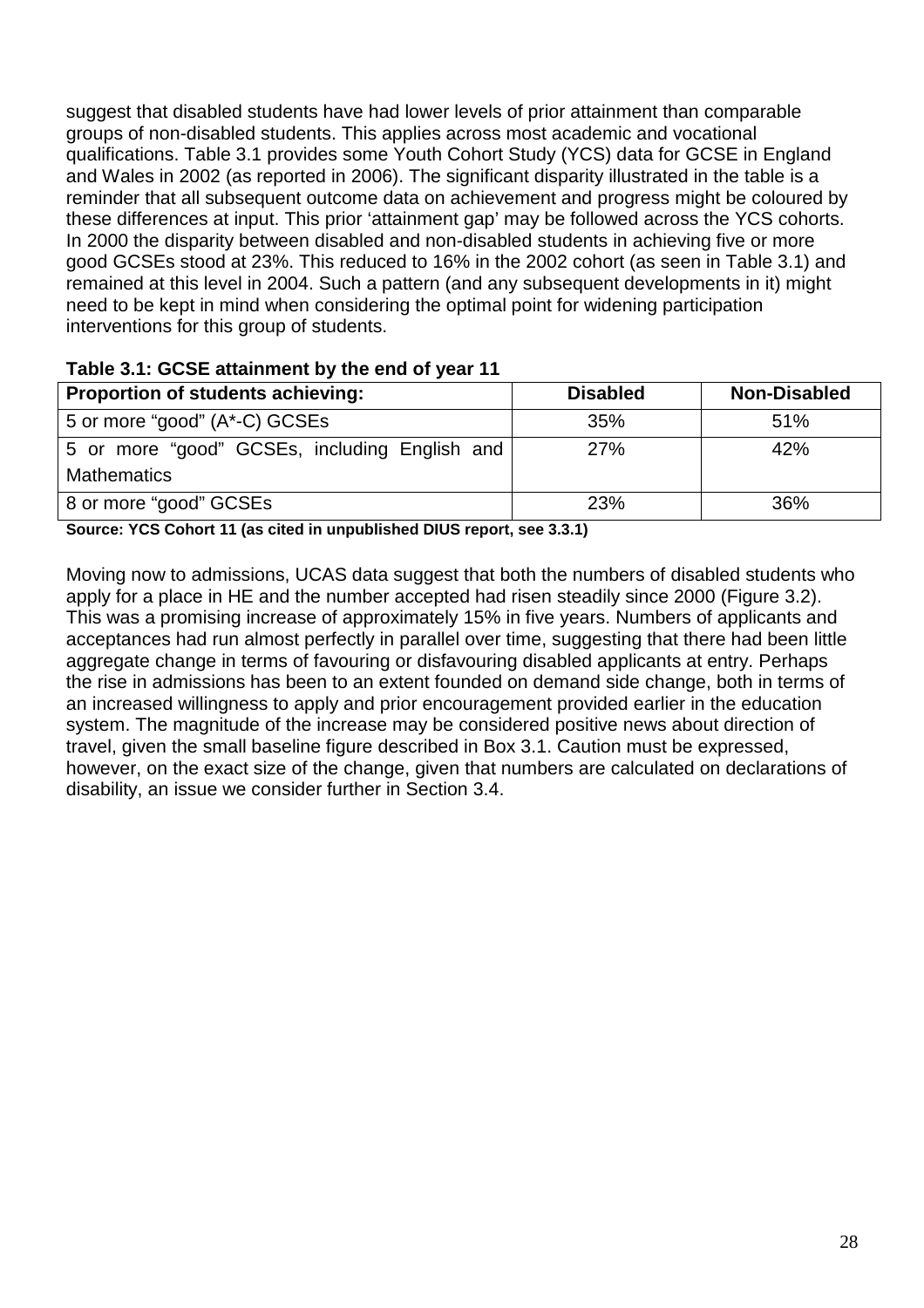suggest that disabled students have had lower levels of prior attainment than comparable groups of non-disabled students. This applies across most academic and vocational qualifications. Table 3.1 provides some Youth Cohort Study (YCS) data for GCSE in England and Wales in 2002 (as reported in 2006). The significant disparity illustrated in the table is a reminder that all subsequent outcome data on achievement and progress might be coloured by these differences at input. This prior 'attainment gap' may be followed across the YCS cohorts. In 2000 the disparity between disabled and non-disabled students in achieving five or more good GCSEs stood at 23%. This reduced to 16% in the 2002 cohort (as seen in Table 3.1) and remained at this level in 2004. Such a pattern (and any subsequent developments in it) might need to be kept in mind when considering the optimal point for widening participation interventions for this group of students.

**Table 3.1: GCSE attainment by the end of year 11**

| Proportion of students achieving: | Disabled | Non-Disabled |
|---|---|---|
| 5 or more "good" (A*-C) GCSEs | 35% | 51% |
| 5 or more "good" GCSEs, including English and Mathematics | 27% | 42% |
| 8 or more "good" GCSEs | 23% | 36% |

**Source: YCS Cohort 11 (as cited in unpublished DIUS report, see 3.3.1)**

Moving now to admissions, UCAS data suggest that both the numbers of disabled students who apply for a place in HE and the number accepted had risen steadily since 2000 (Figure 3.2). This was a promising increase of approximately 15% in five years. Numbers of applicants and acceptances had run almost perfectly in parallel over time, suggesting that there had been little aggregate change in terms of favouring or disfavouring disabled applicants at entry. Perhaps the rise in admissions has been to an extent founded on demand side change, both in terms of an increased willingness to apply and prior encouragement provided earlier in the education system. The magnitude of the increase may be considered positive news about direction of travel, given the small baseline figure described in Box 3.1. Caution must be expressed, however, on the exact size of the change, given that numbers are calculated on declarations of disability, an issue we consider further in Section 3.4.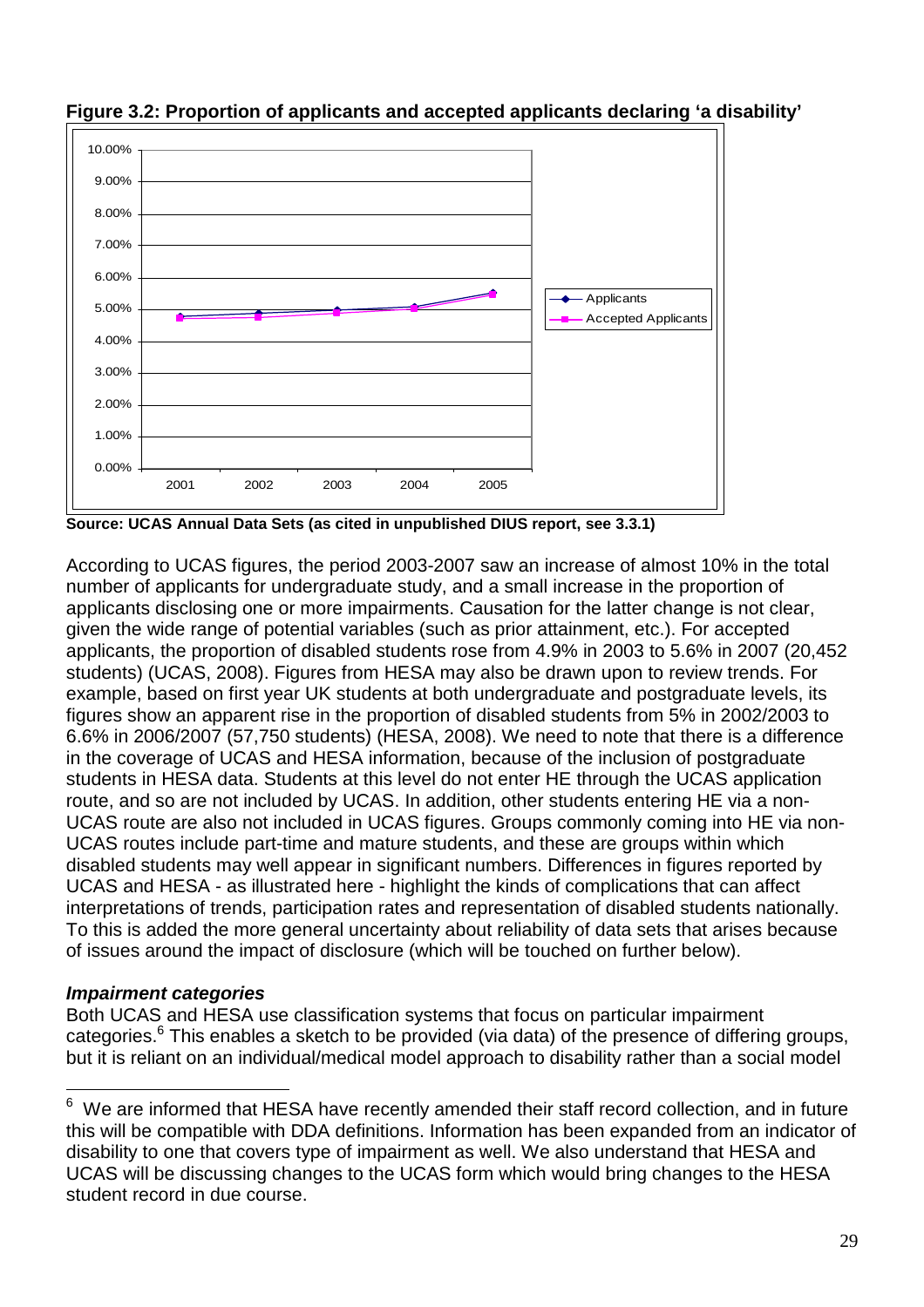**Figure 3.2: Proportion of applicants and accepted applicants declaring 'a disability'**

**Source: UCAS Annual Data Sets (as cited in unpublished DIUS report, see 3.3.1)**

According to UCAS figures, the period 2003-2007 saw an increase of almost 10% in the total number of applicants for undergraduate study, and a small increase in the proportion of applicants disclosing one or more impairments. Causation for the latter change is not clear, given the wide range of potential variables (such as prior attainment, etc.). For accepted applicants, the proportion of disabled students rose from 4.9% in 2003 to 5.6% in 2007 (20,452 students) (UCAS, 2008). Figures from HESA may also be drawn upon to review trends. For example, based on first year UK students at both undergraduate and postgraduate levels, its figures show an apparent rise in the proportion of disabled students from 5% in 2002/2003 to 6.6% in 2006/2007 (57,750 students) (HESA, 2008). We need to note that there is a difference in the coverage of UCAS and HESA information, because of the inclusion of postgraduate students in HESA data. Students at this level do not enter HE through the UCAS application route, and so are not included by UCAS. In addition, other students entering HE via a non-UCAS route are also not included in UCAS figures. Groups commonly coming into HE via non-UCAS routes include part-time and mature students, and these are groups within which disabled students may well appear in significant numbers. Differences in figures reported by UCAS and HESA - as illustrated here - highlight the kinds of complications that can affect interpretations of trends, participation rates and representation of disabled students nationally. To this is added the more general uncertainty about reliability of data sets that arises because of issues around the impact of disclosure (which will be touched on further below).

***Impairment categories***

Both UCAS and HESA use classification systems that focus on particular impairment categories.[6] This enables a sketch to be provided (via data) of the presence of differing groups, but it is reliant on an individual/medical model approach to disability rather than a social model

[6] We are informed that HESA have recently amended their staff record collection, and in future this will be compatible with DDA definitions. Information has been expanded from an indicator of disability to one that covers type of impairment as well. We also understand that HESA and UCAS will be discussing changes to the UCAS form which would bring changes to the HESA student record in due course.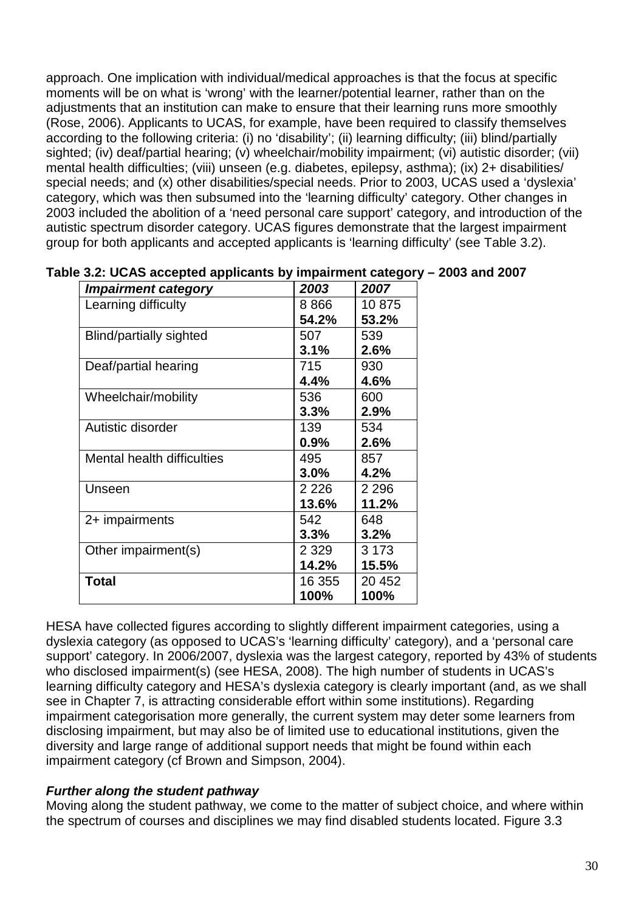approach. One implication with individual/medical approaches is that the focus at specific moments will be on what is 'wrong' with the learner/potential learner, rather than on the adjustments that an institution can make to ensure that their learning runs more smoothly (Rose, 2006). Applicants to UCAS, for example, have been required to classify themselves according to the following criteria: (i) no 'disability'; (ii) learning difficulty; (iii) blind/partially sighted; (iv) deaf/partial hearing; (v) wheelchair/mobility impairment; (vi) autistic disorder; (vii) mental health difficulties; (viii) unseen (e.g. diabetes, epilepsy, asthma); (ix) 2+ disabilities/ special needs; and (x) other disabilities/special needs. Prior to 2003, UCAS used a 'dyslexia' category, which was then subsumed into the 'learning difficulty' category. Other changes in 2003 included the abolition of a 'need personal care support' category, and introduction of the autistic spectrum disorder category. UCAS figures demonstrate that the largest impairment group for both applicants and accepted applicants is 'learning difficulty' (see Table 3.2).

**Table 3.2: UCAS accepted applicants by impairment category – 2003 and 2007**

| ***Impairment category*** | ***2003*** | ***2007*** |
|---|---|---|
| Learning difficulty | 8 866 **54.2%** | 10 875 **53.2%** |
| Blind/partially sighted | 507 **3.1%** | 539 **2.6%** |
| Deaf/partial hearing | 715 **4.4%** | 930 **4.6%** |
| Wheelchair/mobility | 536 **3.3%** | 600 **2.9%** |
| Autistic disorder | 139 **0.9%** | 534 **2.6%** |
| Mental health difficulties | 495 **3.0%** | 857 **4.2%** |
| Unseen | 2 226 **13.6%** | 2 296 **11.2%** |
| 2+ impairments | 542 **3.3%** | 648 **3.2%** |
| Other impairment(s) | 2 329 **14.2%** | 3 173 **15.5%** |
| **Total** | 16 355 **100%** | 20 452 **100%** |

HESA have collected figures according to slightly different impairment categories, using a dyslexia category (as opposed to UCAS's 'learning difficulty' category), and a 'personal care support' category. In 2006/2007, dyslexia was the largest category, reported by 43% of students who disclosed impairment(s) (see HESA, 2008). The high number of students in UCAS's learning difficulty category and HESA's dyslexia category is clearly important (and, as we shall see in Chapter 7, is attracting considerable effort within some institutions). Regarding impairment categorisation more generally, the current system may deter some learners from disclosing impairment, but may also be of limited use to educational institutions, given the diversity and large range of additional support needs that might be found within each impairment category (cf Brown and Simpson, 2004).

***Further along the student pathway***

Moving along the student pathway, we come to the matter of subject choice, and where within the spectrum of courses and disciplines we may find disabled students located. Figure 3.3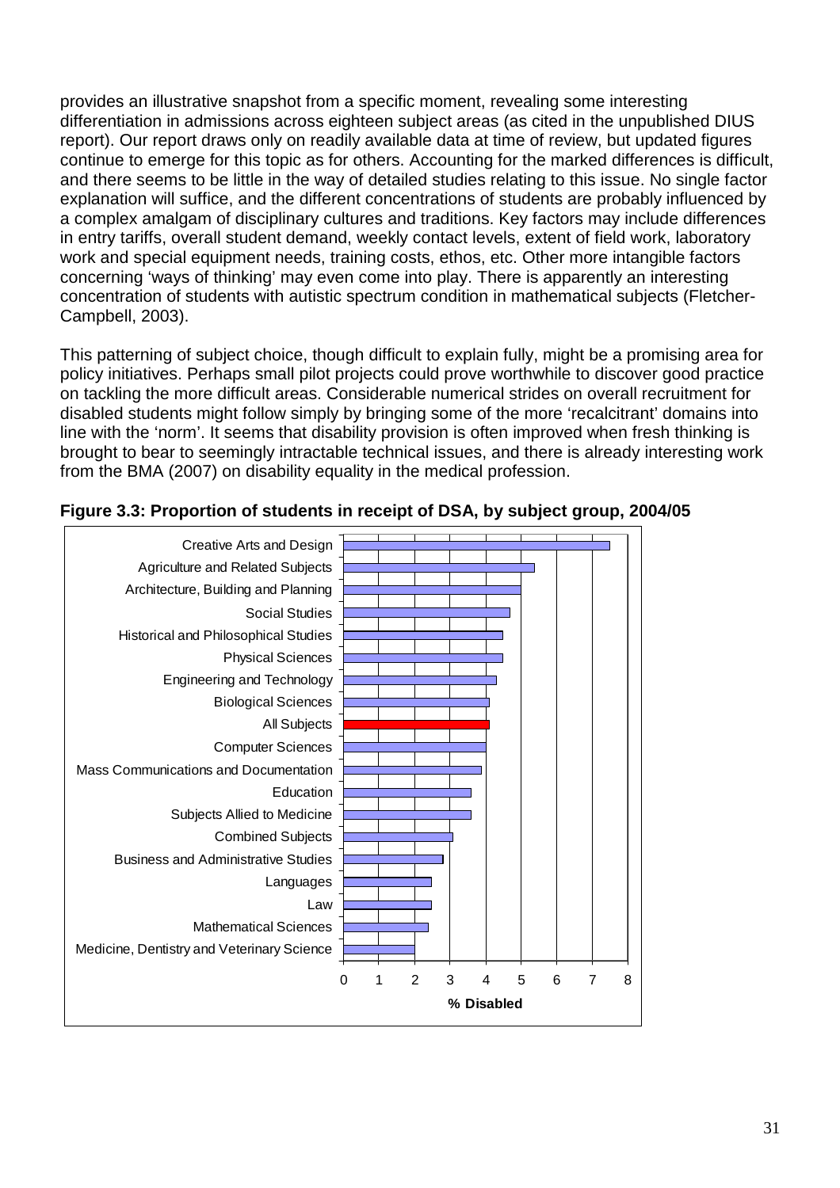provides an illustrative snapshot from a specific moment, revealing some interesting differentiation in admissions across eighteen subject areas (as cited in the unpublished DIUS report). Our report draws only on readily available data at time of review, but updated figures continue to emerge for this topic as for others. Accounting for the marked differences is difficult, and there seems to be little in the way of detailed studies relating to this issue. No single factor explanation will suffice, and the different concentrations of students are probably influenced by a complex amalgam of disciplinary cultures and traditions. Key factors may include differences in entry tariffs, overall student demand, weekly contact levels, extent of field work, laboratory work and special equipment needs, training costs, ethos, etc. Other more intangible factors concerning 'ways of thinking' may even come into play. There is apparently an interesting concentration of students with autistic spectrum condition in mathematical subjects (Fletcher-Campbell, 2003).

This patterning of subject choice, though difficult to explain fully, might be a promising area for policy initiatives. Perhaps small pilot projects could prove worthwhile to discover good practice on tackling the more difficult areas. Considerable numerical strides on overall recruitment for disabled students might follow simply by bringing some of the more 'recalcitrant' domains into line with the 'norm'. It seems that disability provision is often improved when fresh thinking is brought to bear to seemingly intractable technical issues, and there is already interesting work from the BMA (2007) on disability equality in the medical profession.

**Figure 3.3: Proportion of students in receipt of DSA, by subject group, 2004/05**

| Subject group | % Disabled (approx.) |
|---|---|
| Creative Arts and Design | 7.5 |
| Agriculture and Related Subjects | 5.4 |
| Architecture, Building and Planning | 5.0 |
| Social Studies | 4.7 |
| Historical and Philosophical Studies | 4.5 |
| Physical Sciences | 4.5 |
| Engineering and Technology | 4.3 |
| Biological Sciences | 4.1 |
| All Subjects | 4.1 |
| Computer Sciences | 4.0 |
| Mass Communications and Documentation | 3.9 |
| Education | 3.6 |
| Subjects Allied to Medicine | 3.6 |
| Combined Subjects | 3.1 |
| Business and Administrative Studies | 2.8 |
| Languages | 2.5 |
| Law | 2.5 |
| Mathematical Sciences | 2.4 |
| Medicine, Dentistry and Veterinary Science | 2.0 |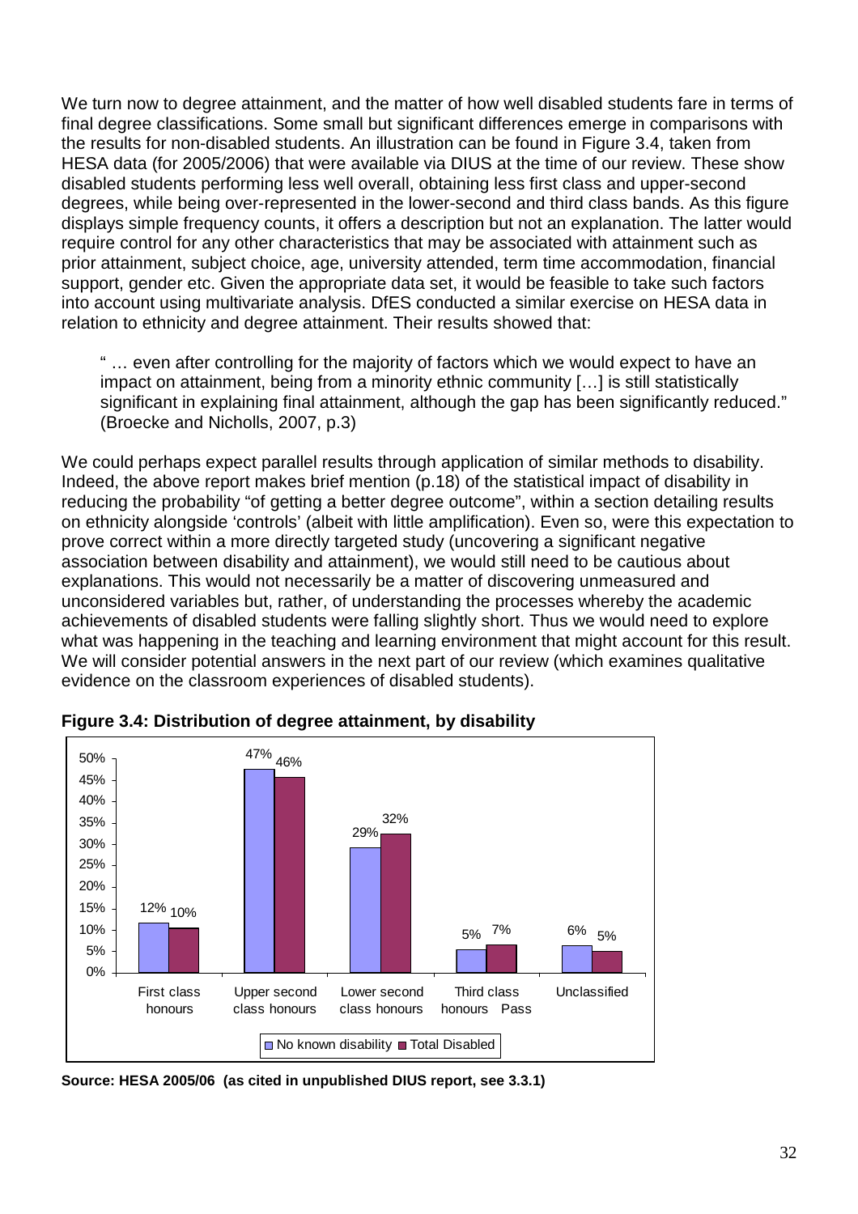We turn now to degree attainment, and the matter of how well disabled students fare in terms of final degree classifications. Some small but significant differences emerge in comparisons with the results for non-disabled students. An illustration can be found in Figure 3.4, taken from HESA data (for 2005/2006) that were available via DIUS at the time of our review. These show disabled students performing less well overall, obtaining less first class and upper-second degrees, while being over-represented in the lower-second and third class bands. As this figure displays simple frequency counts, it offers a description but not an explanation. The latter would require control for any other characteristics that may be associated with attainment such as prior attainment, subject choice, age, university attended, term time accommodation, financial support, gender etc. Given the appropriate data set, it would be feasible to take such factors into account using multivariate analysis. DfES conducted a similar exercise on HESA data in relation to ethnicity and degree attainment. Their results showed that:

> " … even after controlling for the majority of factors which we would expect to have an impact on attainment, being from a minority ethnic community […] is still statistically significant in explaining final attainment, although the gap has been significantly reduced." (Broecke and Nicholls, 2007, p.3)

We could perhaps expect parallel results through application of similar methods to disability. Indeed, the above report makes brief mention (p.18) of the statistical impact of disability in reducing the probability "of getting a better degree outcome", within a section detailing results on ethnicity alongside 'controls' (albeit with little amplification). Even so, were this expectation to prove correct within a more directly targeted study (uncovering a significant negative association between disability and attainment), we would still need to be cautious about explanations. This would not necessarily be a matter of discovering unmeasured and unconsidered variables but, rather, of understanding the processes whereby the academic achievements of disabled students were falling slightly short. Thus we would need to explore what was happening in the teaching and learning environment that might account for this result. We will consider potential answers in the next part of our review (which examines qualitative evidence on the classroom experiences of disabled students).

**Figure 3.4: Distribution of degree attainment, by disability**

| | First class honours | Upper second class honours | Lower second class honours | Third class honours Pass | Unclassified |
|---|---|---|---|---|---|
| No known disability | 12% | 47% | 29% | 5% | 6% |
| Total Disabled | 10% | 46% | 32% | 7% | 5% |

**Source: HESA 2005/06 (as cited in unpublished DIUS report, see 3.3.1)**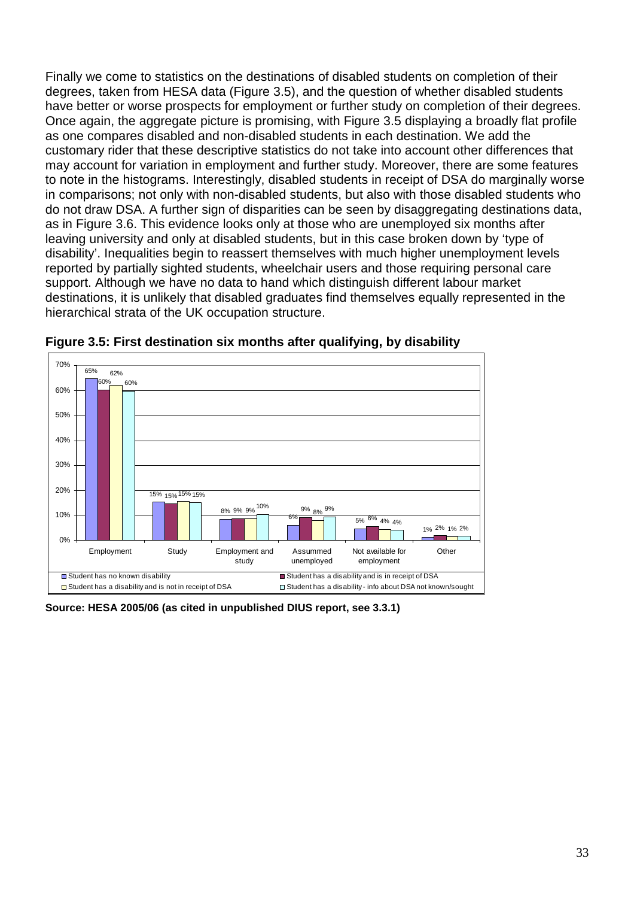Finally we come to statistics on the destinations of disabled students on completion of their degrees, taken from HESA data (Figure 3.5), and the question of whether disabled students have better or worse prospects for employment or further study on completion of their degrees. Once again, the aggregate picture is promising, with Figure 3.5 displaying a broadly flat profile as one compares disabled and non-disabled students in each destination. We add the customary rider that these descriptive statistics do not take into account other differences that may account for variation in employment and further study. Moreover, there are some features to note in the histograms. Interestingly, disabled students in receipt of DSA do marginally worse in comparisons; not only with non-disabled students, but also with those disabled students who do not draw DSA. A further sign of disparities can be seen by disaggregating destinations data, as in Figure 3.6. This evidence looks only at those who are unemployed six months after leaving university and only at disabled students, but in this case broken down by 'type of disability'. Inequalities begin to reassert themselves with much higher unemployment levels reported by partially sighted students, wheelchair users and those requiring personal care support. Although we have no data to hand which distinguish different labour market destinations, it is unlikely that disabled graduates find themselves equally represented in the hierarchical strata of the UK occupation structure.

**Figure 3.5: First destination six months after qualifying, by disability**

| | Employment | Study | Employment and study | Assummed unemployed | Not available for employment | Other |
|---|---|---|---|---|---|---|
| Student has no known disability | 65% | 15% | 8% | 6% | 5% | 1% |
| Student has a disability and is in receipt of DSA | 60% | 15% | 9% | 9% | 6% | 2% |
| Student has a disability and is not in receipt of DSA | 62% | 15% | 9% | 8% | 4% | 1% |
| Student has a disability - info about DSA not known/sought | 60% | 15% | 10% | 9% | 4% | 2% |

**Source: HESA 2005/06 (as cited in unpublished DIUS report, see 3.3.1)**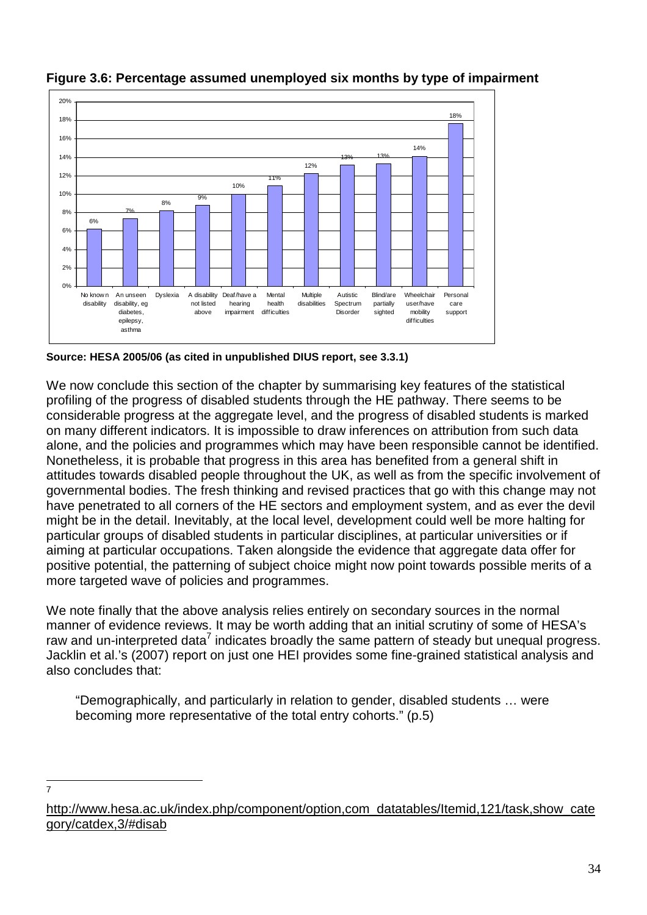**Figure 3.6: Percentage assumed unemployed six months by type of impairment**

| Type of impairment | Percentage |
|---|---|
| No known disability | 6% |
| An unseen disability, eg diabetes, epilepsy, asthma | 7% |
| Dyslexia | 8% |
| A disability not listed above | 9% |
| Deaf/have a hearing impairment | 10% |
| Mental health difficulties | 11% |
| Multiple disabilities | 12% |
| Autistic Spectrum Disorder | 13% |
| Blind/are partially sighted | 13% |
| Wheelchair user/have mobility difficulties | 14% |
| Personal care support | 18% |

**Source: HESA 2005/06 (as cited in unpublished DIUS report, see 3.3.1)**

We now conclude this section of the chapter by summarising key features of the statistical profiling of the progress of disabled students through the HE pathway. There seems to be considerable progress at the aggregate level, and the progress of disabled students is marked on many different indicators. It is impossible to draw inferences on attribution from such data alone, and the policies and programmes which may have been responsible cannot be identified. Nonetheless, it is probable that progress in this area has benefited from a general shift in attitudes towards disabled people throughout the UK, as well as from the specific involvement of governmental bodies. The fresh thinking and revised practices that go with this change may not have penetrated to all corners of the HE sectors and employment system, and as ever the devil might be in the detail. Inevitably, at the local level, development could well be more halting for particular groups of disabled students in particular disciplines, at particular universities or if aiming at particular occupations. Taken alongside the evidence that aggregate data offer for positive potential, the patterning of subject choice might now point towards possible merits of a more targeted wave of policies and programmes.

We note finally that the above analysis relies entirely on secondary sources in the normal manner of evidence reviews. It may be worth adding that an initial scrutiny of some of HESA's raw and un-interpreted data[7] indicates broadly the same pattern of steady but unequal progress. Jacklin et al.'s (2007) report on just one HEI provides some fine-grained statistical analysis and also concludes that:

> "Demographically, and particularly in relation to gender, disabled students … were becoming more representative of the total entry cohorts." (p.5)

---

[7] http://www.hesa.ac.uk/index.php/component/option,com_datatables/Itemid,121/task,show_category/catdex,3/#disab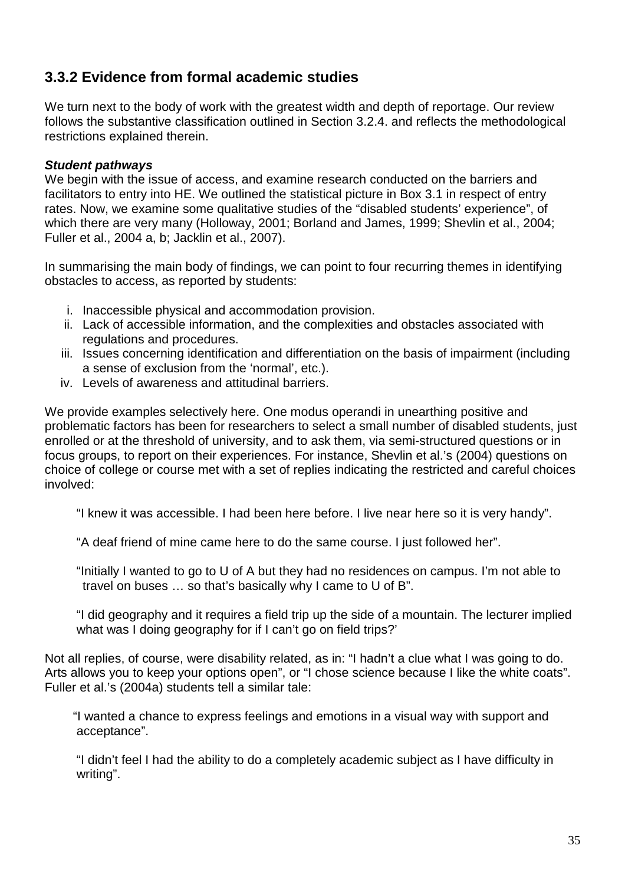### 3.3.2 Evidence from formal academic studies

We turn next to the body of work with the greatest width and depth of reportage. Our review follows the substantive classification outlined in Section 3.2.4. and reflects the methodological restrictions explained therein.

***Student pathways***

We begin with the issue of access, and examine research conducted on the barriers and facilitators to entry into HE. We outlined the statistical picture in Box 3.1 in respect of entry rates. Now, we examine some qualitative studies of the "disabled students' experience", of which there are very many (Holloway, 2001; Borland and James, 1999; Shevlin et al., 2004; Fuller et al., 2004 a, b; Jacklin et al., 2007).

In summarising the main body of findings, we can point to four recurring themes in identifying obstacles to access, as reported by students:

i. Inaccessible physical and accommodation provision.
ii. Lack of accessible information, and the complexities and obstacles associated with regulations and procedures.
iii. Issues concerning identification and differentiation on the basis of impairment (including a sense of exclusion from the 'normal', etc.).
iv. Levels of awareness and attitudinal barriers.

We provide examples selectively here. One modus operandi in unearthing positive and problematic factors has been for researchers to select a small number of disabled students, just enrolled or at the threshold of university, and to ask them, via semi-structured questions or in focus groups, to report on their experiences. For instance, Shevlin et al.'s (2004) questions on choice of college or course met with a set of replies indicating the restricted and careful choices involved:

> "I knew it was accessible. I had been here before. I live near here so it is very handy".
>
> "A deaf friend of mine came here to do the same course. I just followed her".
>
> "Initially I wanted to go to U of A but they had no residences on campus. I'm not able to travel on buses … so that's basically why I came to U of B".
>
> "I did geography and it requires a field trip up the side of a mountain. The lecturer implied what was I doing geography for if I can't go on field trips?'

Not all replies, of course, were disability related, as in: "I hadn't a clue what I was going to do. Arts allows you to keep your options open", or "I chose science because I like the white coats". Fuller et al.'s (2004a) students tell a similar tale:

> "I wanted a chance to express feelings and emotions in a visual way with support and acceptance".
>
> "I didn't feel I had the ability to do a completely academic subject as I have difficulty in writing".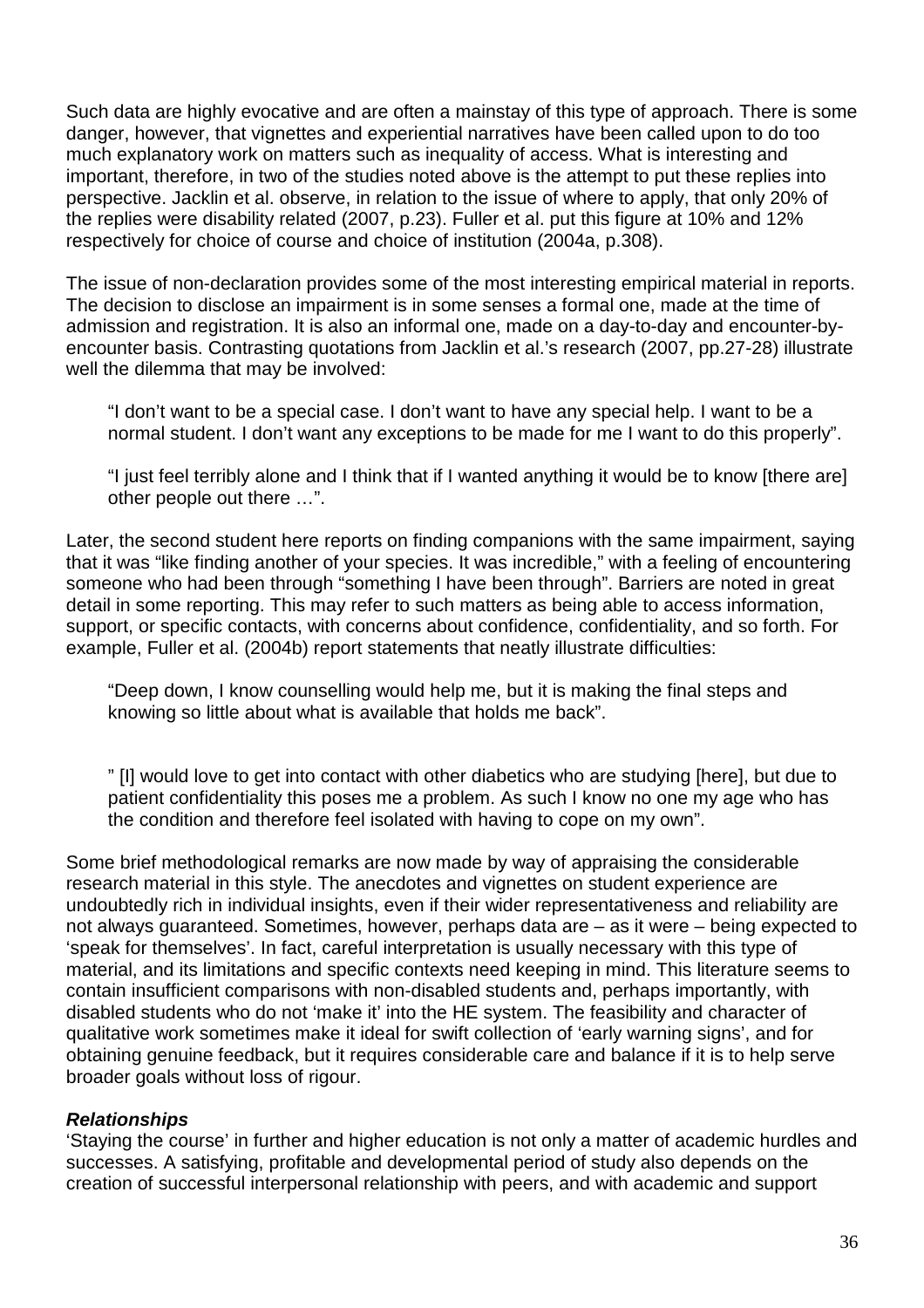Such data are highly evocative and are often a mainstay of this type of approach. There is some danger, however, that vignettes and experiential narratives have been called upon to do too much explanatory work on matters such as inequality of access. What is interesting and important, therefore, in two of the studies noted above is the attempt to put these replies into perspective. Jacklin et al. observe, in relation to the issue of where to apply, that only 20% of the replies were disability related (2007, p.23). Fuller et al. put this figure at 10% and 12% respectively for choice of course and choice of institution (2004a, p.308).

The issue of non-declaration provides some of the most interesting empirical material in reports. The decision to disclose an impairment is in some senses a formal one, made at the time of admission and registration. It is also an informal one, made on a day-to-day and encounter-by-encounter basis. Contrasting quotations from Jacklin et al.'s research (2007, pp.27-28) illustrate well the dilemma that may be involved:

> "I don't want to be a special case. I don't want to have any special help. I want to be a normal student. I don't want any exceptions to be made for me I want to do this properly".

> "I just feel terribly alone and I think that if I wanted anything it would be to know [there are] other people out there …".

Later, the second student here reports on finding companions with the same impairment, saying that it was "like finding another of your species. It was incredible," with a feeling of encountering someone who had been through "something I have been through". Barriers are noted in great detail in some reporting. This may refer to such matters as being able to access information, support, or specific contacts, with concerns about confidence, confidentiality, and so forth. For example, Fuller et al. (2004b) report statements that neatly illustrate difficulties:

> "Deep down, I know counselling would help me, but it is making the final steps and knowing so little about what is available that holds me back".

> " [I] would love to get into contact with other diabetics who are studying [here], but due to patient confidentiality this poses me a problem. As such I know no one my age who has the condition and therefore feel isolated with having to cope on my own".

Some brief methodological remarks are now made by way of appraising the considerable research material in this style. The anecdotes and vignettes on student experience are undoubtedly rich in individual insights, even if their wider representativeness and reliability are not always guaranteed. Sometimes, however, perhaps data are – as it were – being expected to 'speak for themselves'. In fact, careful interpretation is usually necessary with this type of material, and its limitations and specific contexts need keeping in mind. This literature seems to contain insufficient comparisons with non-disabled students and, perhaps importantly, with disabled students who do not 'make it' into the HE system. The feasibility and character of qualitative work sometimes make it ideal for swift collection of 'early warning signs', and for obtaining genuine feedback, but it requires considerable care and balance if it is to help serve broader goals without loss of rigour.

***Relationships***

'Staying the course' in further and higher education is not only a matter of academic hurdles and successes. A satisfying, profitable and developmental period of study also depends on the creation of successful interpersonal relationship with peers, and with academic and support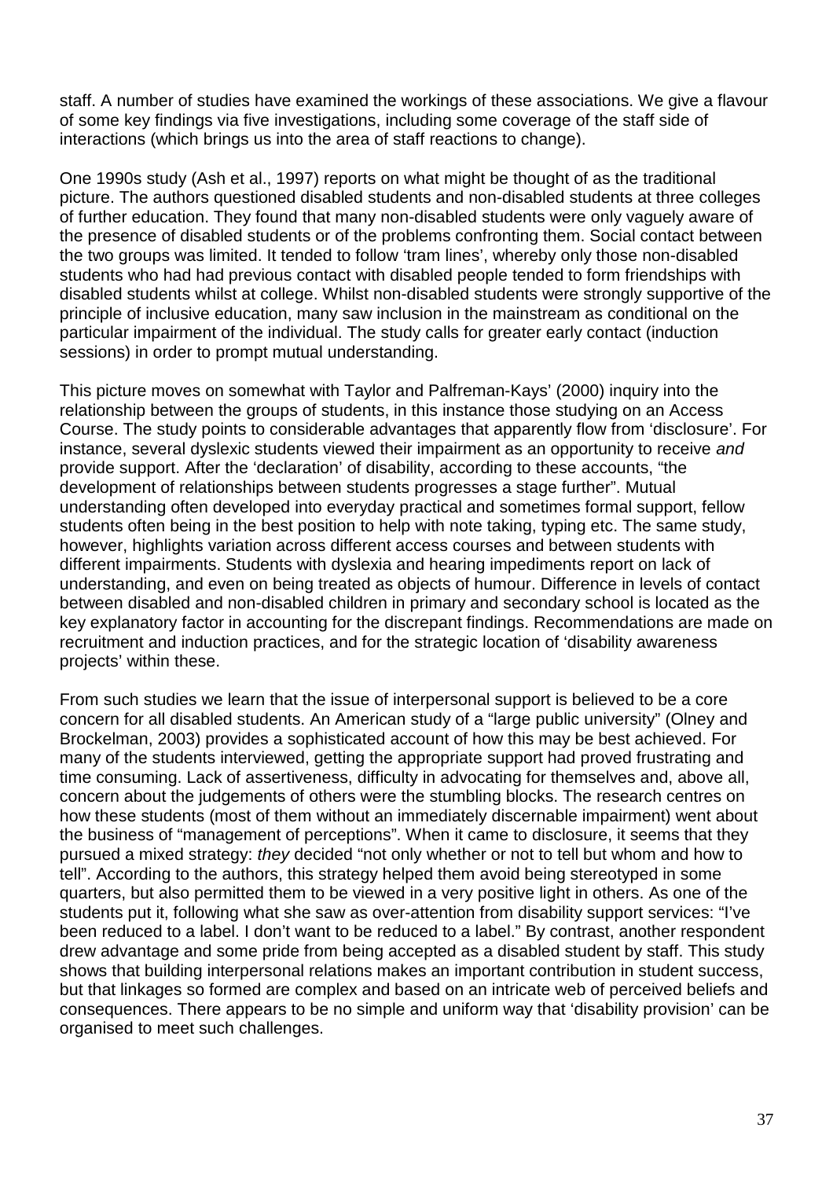staff. A number of studies have examined the workings of these associations. We give a flavour of some key findings via five investigations, including some coverage of the staff side of interactions (which brings us into the area of staff reactions to change).

One 1990s study (Ash et al., 1997) reports on what might be thought of as the traditional picture. The authors questioned disabled students and non-disabled students at three colleges of further education. They found that many non-disabled students were only vaguely aware of the presence of disabled students or of the problems confronting them. Social contact between the two groups was limited. It tended to follow 'tram lines', whereby only those non-disabled students who had had previous contact with disabled people tended to form friendships with disabled students whilst at college. Whilst non-disabled students were strongly supportive of the principle of inclusive education, many saw inclusion in the mainstream as conditional on the particular impairment of the individual. The study calls for greater early contact (induction sessions) in order to prompt mutual understanding.

This picture moves on somewhat with Taylor and Palfreman-Kays' (2000) inquiry into the relationship between the groups of students, in this instance those studying on an Access Course. The study points to considerable advantages that apparently flow from 'disclosure'. For instance, several dyslexic students viewed their impairment as an opportunity to receive *and* provide support. After the 'declaration' of disability, according to these accounts, "the development of relationships between students progresses a stage further". Mutual understanding often developed into everyday practical and sometimes formal support, fellow students often being in the best position to help with note taking, typing etc. The same study, however, highlights variation across different access courses and between students with different impairments. Students with dyslexia and hearing impediments report on lack of understanding, and even on being treated as objects of humour. Difference in levels of contact between disabled and non-disabled children in primary and secondary school is located as the key explanatory factor in accounting for the discrepant findings. Recommendations are made on recruitment and induction practices, and for the strategic location of 'disability awareness projects' within these.

From such studies we learn that the issue of interpersonal support is believed to be a core concern for all disabled students. An American study of a "large public university" (Olney and Brockelman, 2003) provides a sophisticated account of how this may be best achieved. For many of the students interviewed, getting the appropriate support had proved frustrating and time consuming. Lack of assertiveness, difficulty in advocating for themselves and, above all, concern about the judgements of others were the stumbling blocks. The research centres on how these students (most of them without an immediately discernable impairment) went about the business of "management of perceptions". When it came to disclosure, it seems that they pursued a mixed strategy: *they* decided "not only whether or not to tell but whom and how to tell". According to the authors, this strategy helped them avoid being stereotyped in some quarters, but also permitted them to be viewed in a very positive light in others. As one of the students put it, following what she saw as over-attention from disability support services: "I've been reduced to a label. I don't want to be reduced to a label." By contrast, another respondent drew advantage and some pride from being accepted as a disabled student by staff. This study shows that building interpersonal relations makes an important contribution in student success, but that linkages so formed are complex and based on an intricate web of perceived beliefs and consequences. There appears to be no simple and uniform way that 'disability provision' can be organised to meet such challenges.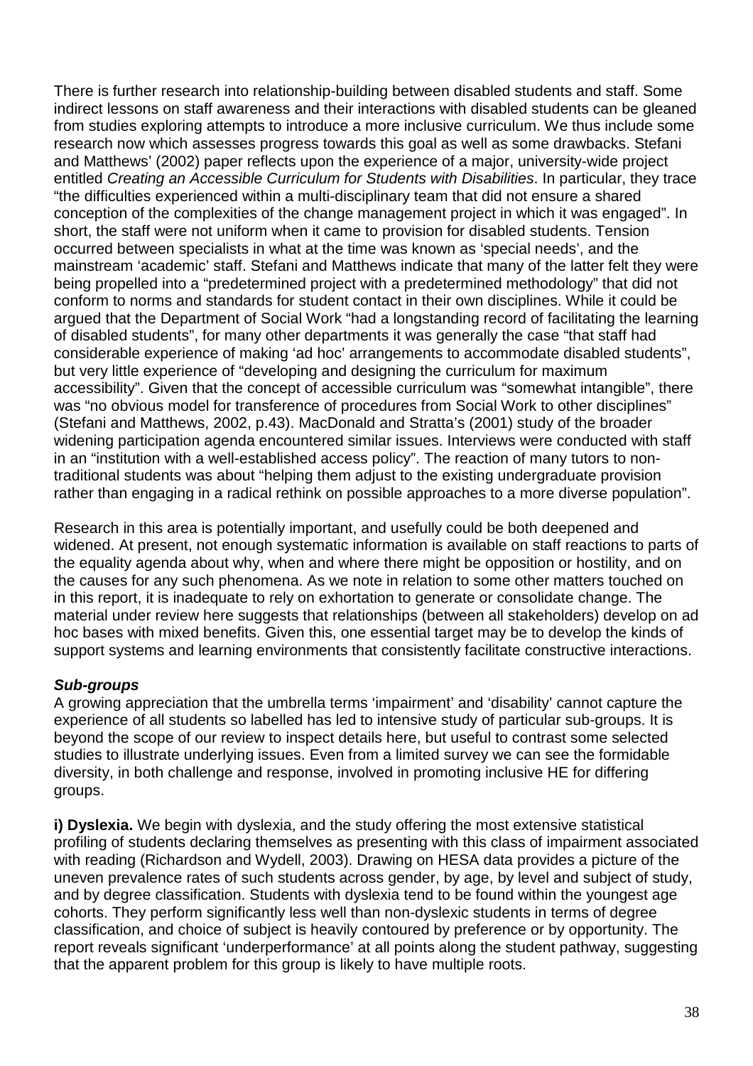There is further research into relationship-building between disabled students and staff. Some indirect lessons on staff awareness and their interactions with disabled students can be gleaned from studies exploring attempts to introduce a more inclusive curriculum. We thus include some research now which assesses progress towards this goal as well as some drawbacks. Stefani and Matthews' (2002) paper reflects upon the experience of a major, university-wide project entitled *Creating an Accessible Curriculum for Students with Disabilities*. In particular, they trace "the difficulties experienced within a multi-disciplinary team that did not ensure a shared conception of the complexities of the change management project in which it was engaged". In short, the staff were not uniform when it came to provision for disabled students. Tension occurred between specialists in what at the time was known as 'special needs', and the mainstream 'academic' staff. Stefani and Matthews indicate that many of the latter felt they were being propelled into a "predetermined project with a predetermined methodology" that did not conform to norms and standards for student contact in their own disciplines. While it could be argued that the Department of Social Work "had a longstanding record of facilitating the learning of disabled students", for many other departments it was generally the case "that staff had considerable experience of making 'ad hoc' arrangements to accommodate disabled students", but very little experience of "developing and designing the curriculum for maximum accessibility". Given that the concept of accessible curriculum was "somewhat intangible", there was "no obvious model for transference of procedures from Social Work to other disciplines" (Stefani and Matthews, 2002, p.43). MacDonald and Stratta's (2001) study of the broader widening participation agenda encountered similar issues. Interviews were conducted with staff in an "institution with a well-established access policy". The reaction of many tutors to non-traditional students was about "helping them adjust to the existing undergraduate provision rather than engaging in a radical rethink on possible approaches to a more diverse population".

Research in this area is potentially important, and usefully could be both deepened and widened. At present, not enough systematic information is available on staff reactions to parts of the equality agenda about why, when and where there might be opposition or hostility, and on the causes for any such phenomena. As we note in relation to some other matters touched on in this report, it is inadequate to rely on exhortation to generate or consolidate change. The material under review here suggests that relationships (between all stakeholders) develop on ad hoc bases with mixed benefits. Given this, one essential target may be to develop the kinds of support systems and learning environments that consistently facilitate constructive interactions.

### ***Sub-groups***

A growing appreciation that the umbrella terms 'impairment' and 'disability' cannot capture the experience of all students so labelled has led to intensive study of particular sub-groups. It is beyond the scope of our review to inspect details here, but useful to contrast some selected studies to illustrate underlying issues. Even from a limited survey we can see the formidable diversity, in both challenge and response, involved in promoting inclusive HE for differing groups.

**i) Dyslexia.** We begin with dyslexia, and the study offering the most extensive statistical profiling of students declaring themselves as presenting with this class of impairment associated with reading (Richardson and Wydell, 2003). Drawing on HESA data provides a picture of the uneven prevalence rates of such students across gender, by age, by level and subject of study, and by degree classification. Students with dyslexia tend to be found within the youngest age cohorts. They perform significantly less well than non-dyslexic students in terms of degree classification, and choice of subject is heavily contoured by preference or by opportunity. The report reveals significant 'underperformance' at all points along the student pathway, suggesting that the apparent problem for this group is likely to have multiple roots.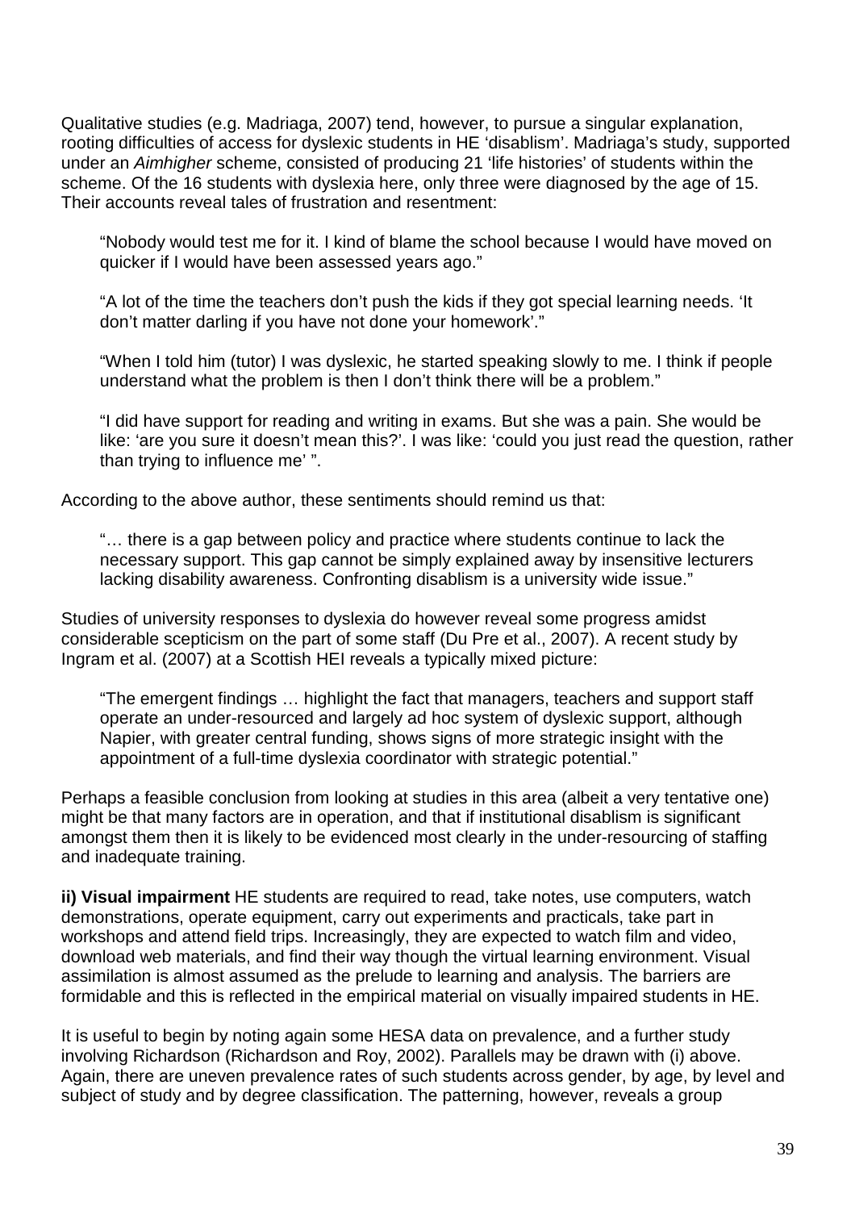Qualitative studies (e.g. Madriaga, 2007) tend, however, to pursue a singular explanation, rooting difficulties of access for dyslexic students in HE 'disablism'. Madriaga's study, supported under an *Aimhigher* scheme, consisted of producing 21 'life histories' of students within the scheme. Of the 16 students with dyslexia here, only three were diagnosed by the age of 15. Their accounts reveal tales of frustration and resentment:

> "Nobody would test me for it. I kind of blame the school because I would have moved on quicker if I would have been assessed years ago."
>
> "A lot of the time the teachers don't push the kids if they got special learning needs. 'It don't matter darling if you have not done your homework'."
>
> "When I told him (tutor) I was dyslexic, he started speaking slowly to me. I think if people understand what the problem is then I don't think there will be a problem."
>
> "I did have support for reading and writing in exams. But she was a pain. She would be like: 'are you sure it doesn't mean this?'. I was like: 'could you just read the question, rather than trying to influence me' ".

According to the above author, these sentiments should remind us that:

> "… there is a gap between policy and practice where students continue to lack the necessary support. This gap cannot be simply explained away by insensitive lecturers lacking disability awareness. Confronting disablism is a university wide issue."

Studies of university responses to dyslexia do however reveal some progress amidst considerable scepticism on the part of some staff (Du Pre et al., 2007). A recent study by Ingram et al. (2007) at a Scottish HEI reveals a typically mixed picture:

> "The emergent findings … highlight the fact that managers, teachers and support staff operate an under-resourced and largely ad hoc system of dyslexic support, although Napier, with greater central funding, shows signs of more strategic insight with the appointment of a full-time dyslexia coordinator with strategic potential."

Perhaps a feasible conclusion from looking at studies in this area (albeit a very tentative one) might be that many factors are in operation, and that if institutional disablism is significant amongst them then it is likely to be evidenced most clearly in the under-resourcing of staffing and inadequate training.

**ii) Visual impairment** HE students are required to read, take notes, use computers, watch demonstrations, operate equipment, carry out experiments and practicals, take part in workshops and attend field trips. Increasingly, they are expected to watch film and video, download web materials, and find their way though the virtual learning environment. Visual assimilation is almost assumed as the prelude to learning and analysis. The barriers are formidable and this is reflected in the empirical material on visually impaired students in HE.

It is useful to begin by noting again some HESA data on prevalence, and a further study involving Richardson (Richardson and Roy, 2002). Parallels may be drawn with (i) above. Again, there are uneven prevalence rates of such students across gender, by age, by level and subject of study and by degree classification. The patterning, however, reveals a group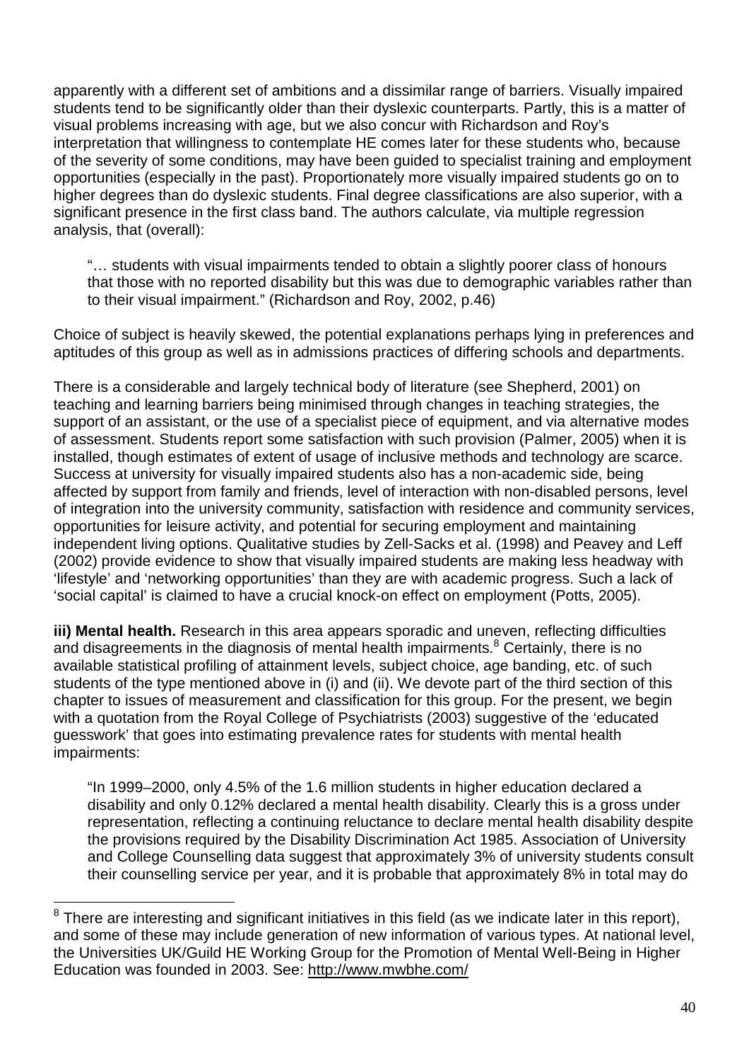apparently with a different set of ambitions and a dissimilar range of barriers. Visually impaired students tend to be significantly older than their dyslexic counterparts. Partly, this is a matter of visual problems increasing with age, but we also concur with Richardson and Roy's interpretation that willingness to contemplate HE comes later for these students who, because of the severity of some conditions, may have been guided to specialist training and employment opportunities (especially in the past). Proportionately more visually impaired students go on to higher degrees than do dyslexic students. Final degree classifications are also superior, with a significant presence in the first class band. The authors calculate, via multiple regression analysis, that (overall):

> "… students with visual impairments tended to obtain a slightly poorer class of honours that those with no reported disability but this was due to demographic variables rather than to their visual impairment." (Richardson and Roy, 2002, p.46)

Choice of subject is heavily skewed, the potential explanations perhaps lying in preferences and aptitudes of this group as well as in admissions practices of differing schools and departments.

There is a considerable and largely technical body of literature (see Shepherd, 2001) on teaching and learning barriers being minimised through changes in teaching strategies, the support of an assistant, or the use of a specialist piece of equipment, and via alternative modes of assessment. Students report some satisfaction with such provision (Palmer, 2005) when it is installed, though estimates of extent of usage of inclusive methods and technology are scarce. Success at university for visually impaired students also has a non-academic side, being affected by support from family and friends, level of interaction with non-disabled persons, level of integration into the university community, satisfaction with residence and community services, opportunities for leisure activity, and potential for securing employment and maintaining independent living options. Qualitative studies by Zell-Sacks et al. (1998) and Peavey and Leff (2002) provide evidence to show that visually impaired students are making less headway with 'lifestyle' and 'networking opportunities' than they are with academic progress. Such a lack of 'social capital' is claimed to have a crucial knock-on effect on employment (Potts, 2005).

**iii) Mental health.** Research in this area appears sporadic and uneven, reflecting difficulties and disagreements in the diagnosis of mental health impairments.[8] Certainly, there is no available statistical profiling of attainment levels, subject choice, age banding, etc. of such students of the type mentioned above in (i) and (ii). We devote part of the third section of this chapter to issues of measurement and classification for this group. For the present, we begin with a quotation from the Royal College of Psychiatrists (2003) suggestive of the 'educated guesswork' that goes into estimating prevalence rates for students with mental health impairments:

> "In 1999–2000, only 4.5% of the 1.6 million students in higher education declared a disability and only 0.12% declared a mental health disability. Clearly this is a gross under representation, reflecting a continuing reluctance to declare mental health disability despite the provisions required by the Disability Discrimination Act 1985. Association of University and College Counselling data suggest that approximately 3% of university students consult their counselling service per year, and it is probable that approximately 8% in total may do

---

[8] There are interesting and significant initiatives in this field (as we indicate later in this report), and some of these may include generation of new information of various types. At national level, the Universities UK/Guild HE Working Group for the Promotion of Mental Well-Being in Higher Education was founded in 2003. See: http://www.mwbhe.com/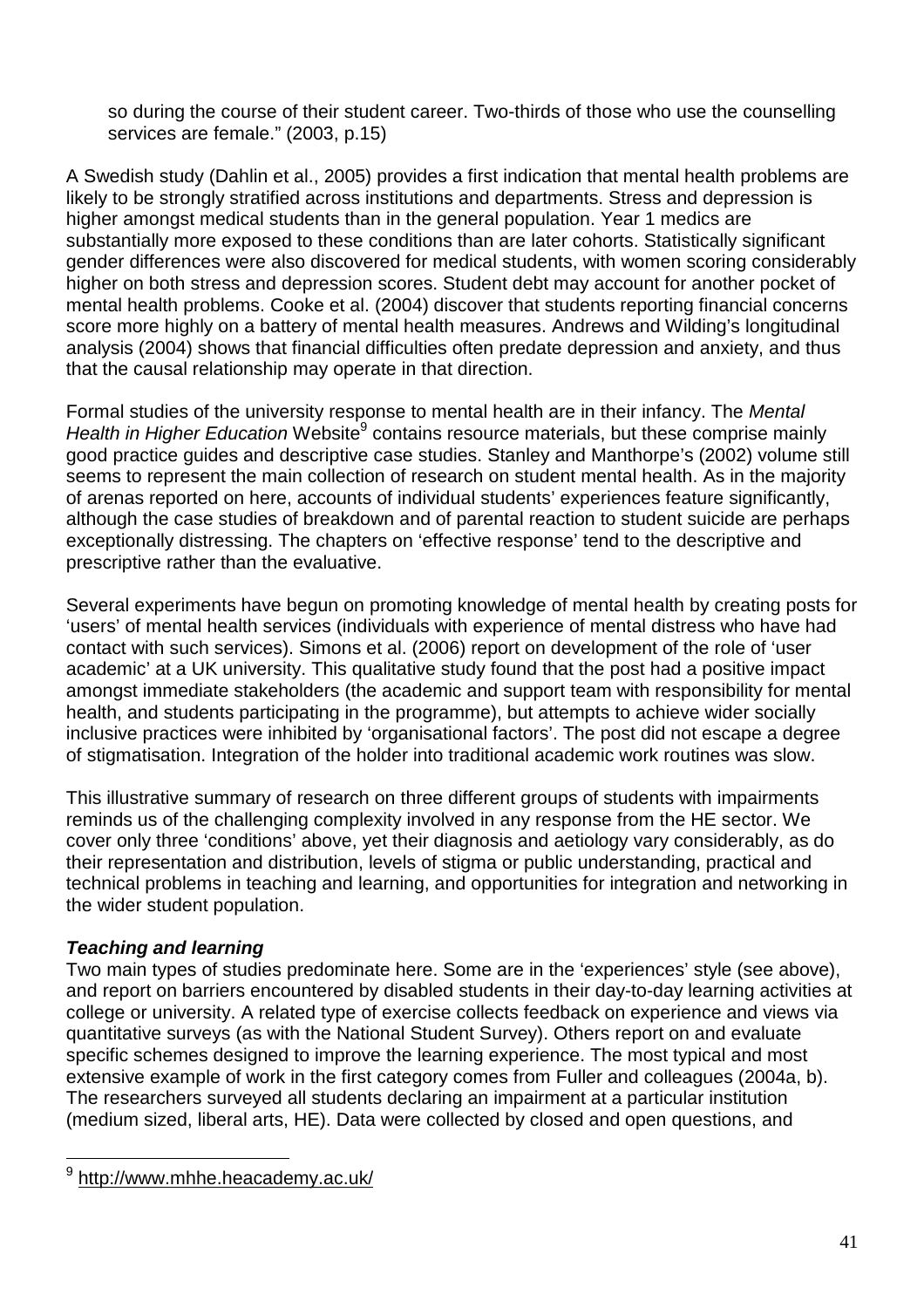so during the course of their student career. Two-thirds of those who use the counselling services are female." (2003, p.15)

A Swedish study (Dahlin et al., 2005) provides a first indication that mental health problems are likely to be strongly stratified across institutions and departments. Stress and depression is higher amongst medical students than in the general population. Year 1 medics are substantially more exposed to these conditions than are later cohorts. Statistically significant gender differences were also discovered for medical students, with women scoring considerably higher on both stress and depression scores. Student debt may account for another pocket of mental health problems. Cooke et al. (2004) discover that students reporting financial concerns score more highly on a battery of mental health measures. Andrews and Wilding's longitudinal analysis (2004) shows that financial difficulties often predate depression and anxiety, and thus that the causal relationship may operate in that direction.

Formal studies of the university response to mental health are in their infancy. The *Mental Health in Higher Education* Website[9] contains resource materials, but these comprise mainly good practice guides and descriptive case studies. Stanley and Manthorpe's (2002) volume still seems to represent the main collection of research on student mental health. As in the majority of arenas reported on here, accounts of individual students' experiences feature significantly, although the case studies of breakdown and of parental reaction to student suicide are perhaps exceptionally distressing. The chapters on 'effective response' tend to the descriptive and prescriptive rather than the evaluative.

Several experiments have begun on promoting knowledge of mental health by creating posts for 'users' of mental health services (individuals with experience of mental distress who have had contact with such services). Simons et al. (2006) report on development of the role of 'user academic' at a UK university. This qualitative study found that the post had a positive impact amongst immediate stakeholders (the academic and support team with responsibility for mental health, and students participating in the programme), but attempts to achieve wider socially inclusive practices were inhibited by 'organisational factors'. The post did not escape a degree of stigmatisation. Integration of the holder into traditional academic work routines was slow.

This illustrative summary of research on three different groups of students with impairments reminds us of the challenging complexity involved in any response from the HE sector. We cover only three 'conditions' above, yet their diagnosis and aetiology vary considerably, as do their representation and distribution, levels of stigma or public understanding, practical and technical problems in teaching and learning, and opportunities for integration and networking in the wider student population.

***Teaching and learning***

Two main types of studies predominate here. Some are in the 'experiences' style (see above), and report on barriers encountered by disabled students in their day-to-day learning activities at college or university. A related type of exercise collects feedback on experience and views via quantitative surveys (as with the National Student Survey). Others report on and evaluate specific schemes designed to improve the learning experience. The most typical and most extensive example of work in the first category comes from Fuller and colleagues (2004a, b). The researchers surveyed all students declaring an impairment at a particular institution (medium sized, liberal arts, HE). Data were collected by closed and open questions, and

[9] http://www.mhhe.heacademy.ac.uk/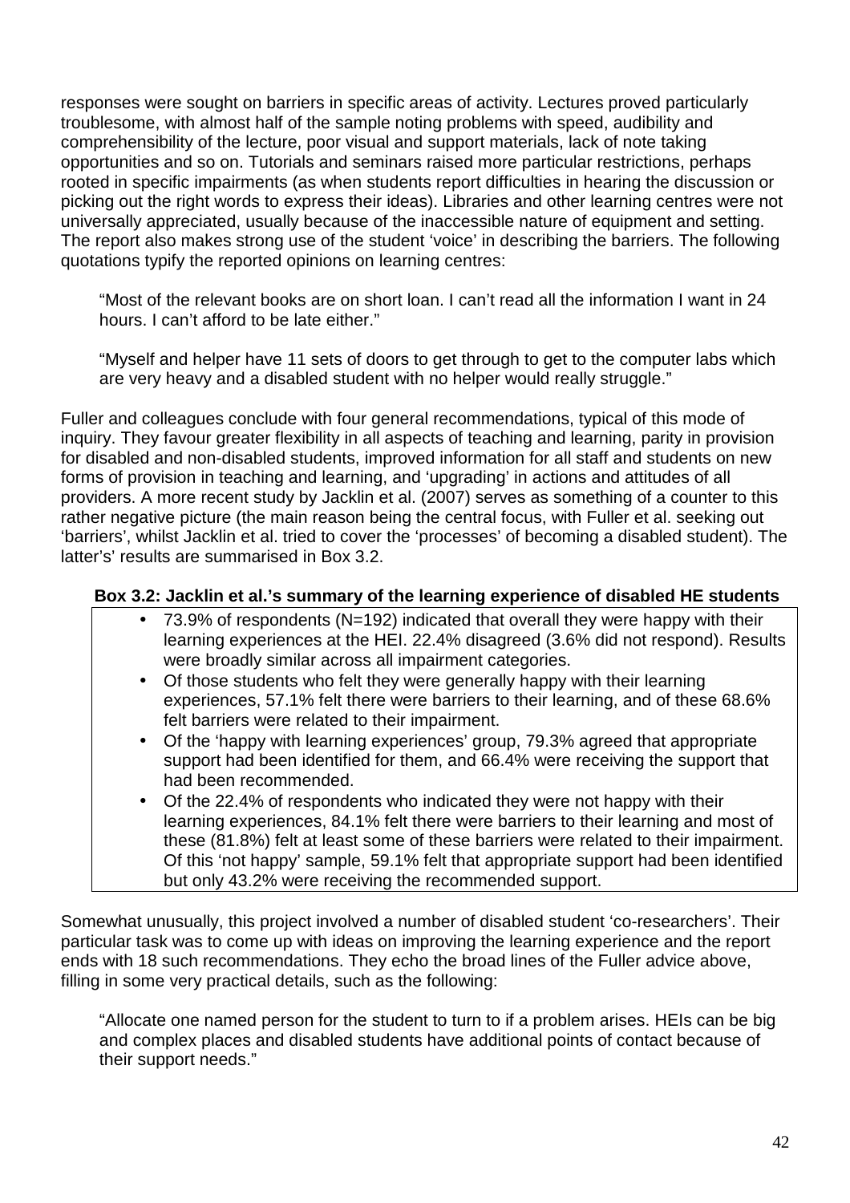responses were sought on barriers in specific areas of activity. Lectures proved particularly troublesome, with almost half of the sample noting problems with speed, audibility and comprehensibility of the lecture, poor visual and support materials, lack of note taking opportunities and so on. Tutorials and seminars raised more particular restrictions, perhaps rooted in specific impairments (as when students report difficulties in hearing the discussion or picking out the right words to express their ideas). Libraries and other learning centres were not universally appreciated, usually because of the inaccessible nature of equipment and setting. The report also makes strong use of the student 'voice' in describing the barriers. The following quotations typify the reported opinions on learning centres:

> "Most of the relevant books are on short loan. I can't read all the information I want in 24 hours. I can't afford to be late either."

> "Myself and helper have 11 sets of doors to get through to get to the computer labs which are very heavy and a disabled student with no helper would really struggle."

Fuller and colleagues conclude with four general recommendations, typical of this mode of inquiry. They favour greater flexibility in all aspects of teaching and learning, parity in provision for disabled and non-disabled students, improved information for all staff and students on new forms of provision in teaching and learning, and 'upgrading' in actions and attitudes of all providers. A more recent study by Jacklin et al. (2007) serves as something of a counter to this rather negative picture (the main reason being the central focus, with Fuller et al. seeking out 'barriers', whilst Jacklin et al. tried to cover the 'processes' of becoming a disabled student). The latter's' results are summarised in Box 3.2.

**Box 3.2: Jacklin et al.'s summary of the learning experience of disabled HE students**

- 73.9% of respondents (N=192) indicated that overall they were happy with their learning experiences at the HEI. 22.4% disagreed (3.6% did not respond). Results were broadly similar across all impairment categories.
- Of those students who felt they were generally happy with their learning experiences, 57.1% felt there were barriers to their learning, and of these 68.6% felt barriers were related to their impairment.
- Of the 'happy with learning experiences' group, 79.3% agreed that appropriate support had been identified for them, and 66.4% were receiving the support that had been recommended.
- Of the 22.4% of respondents who indicated they were not happy with their learning experiences, 84.1% felt there were barriers to their learning and most of these (81.8%) felt at least some of these barriers were related to their impairment. Of this 'not happy' sample, 59.1% felt that appropriate support had been identified but only 43.2% were receiving the recommended support.

Somewhat unusually, this project involved a number of disabled student 'co-researchers'. Their particular task was to come up with ideas on improving the learning experience and the report ends with 18 such recommendations. They echo the broad lines of the Fuller advice above, filling in some very practical details, such as the following:

> "Allocate one named person for the student to turn to if a problem arises. HEIs can be big and complex places and disabled students have additional points of contact because of their support needs."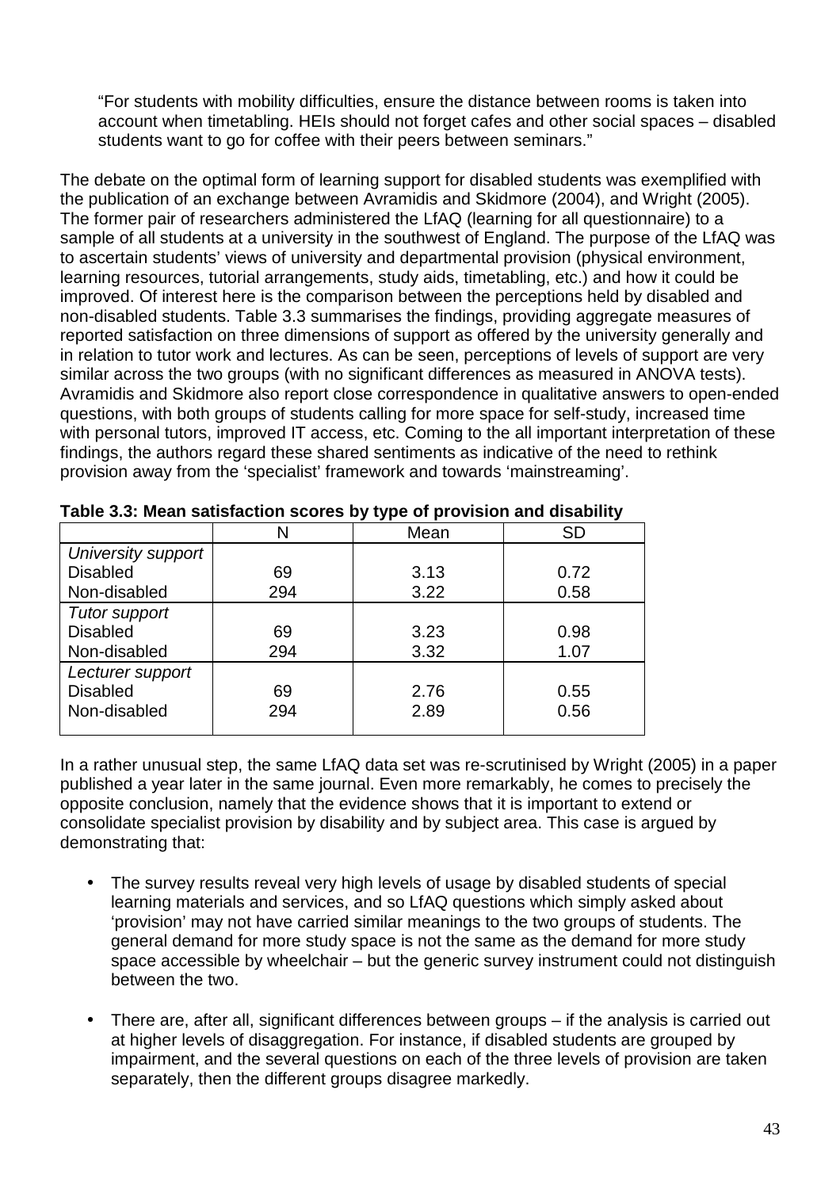"For students with mobility difficulties, ensure the distance between rooms is taken into account when timetabling. HEIs should not forget cafes and other social spaces – disabled students want to go for coffee with their peers between seminars."

The debate on the optimal form of learning support for disabled students was exemplified with the publication of an exchange between Avramidis and Skidmore (2004), and Wright (2005). The former pair of researchers administered the LfAQ (learning for all questionnaire) to a sample of all students at a university in the southwest of England. The purpose of the LfAQ was to ascertain students' views of university and departmental provision (physical environment, learning resources, tutorial arrangements, study aids, timetabling, etc.) and how it could be improved. Of interest here is the comparison between the perceptions held by disabled and non-disabled students. Table 3.3 summarises the findings, providing aggregate measures of reported satisfaction on three dimensions of support as offered by the university generally and in relation to tutor work and lectures. As can be seen, perceptions of levels of support are very similar across the two groups (with no significant differences as measured in ANOVA tests). Avramidis and Skidmore also report close correspondence in qualitative answers to open-ended questions, with both groups of students calling for more space for self-study, increased time with personal tutors, improved IT access, etc. Coming to the all important interpretation of these findings, the authors regard these shared sentiments as indicative of the need to rethink provision away from the 'specialist' framework and towards 'mainstreaming'.

**Table 3.3: Mean satisfaction scores by type of provision and disability**

| | N | Mean | SD |
|---|---|---|---|
| *University support* | | | |
| Disabled | 69 | 3.13 | 0.72 |
| Non-disabled | 294 | 3.22 | 0.58 |
| *Tutor support* | | | |
| Disabled | 69 | 3.23 | 0.98 |
| Non-disabled | 294 | 3.32 | 1.07 |
| *Lecturer support* | | | |
| Disabled | 69 | 2.76 | 0.55 |
| Non-disabled | 294 | 2.89 | 0.56 |

In a rather unusual step, the same LfAQ data set was re-scrutinised by Wright (2005) in a paper published a year later in the same journal. Even more remarkably, he comes to precisely the opposite conclusion, namely that the evidence shows that it is important to extend or consolidate specialist provision by disability and by subject area. This case is argued by demonstrating that:

- The survey results reveal very high levels of usage by disabled students of special learning materials and services, and so LfAQ questions which simply asked about 'provision' may not have carried similar meanings to the two groups of students. The general demand for more study space is not the same as the demand for more study space accessible by wheelchair – but the generic survey instrument could not distinguish between the two.

- There are, after all, significant differences between groups – if the analysis is carried out at higher levels of disaggregation. For instance, if disabled students are grouped by impairment, and the several questions on each of the three levels of provision are taken separately, then the different groups disagree markedly.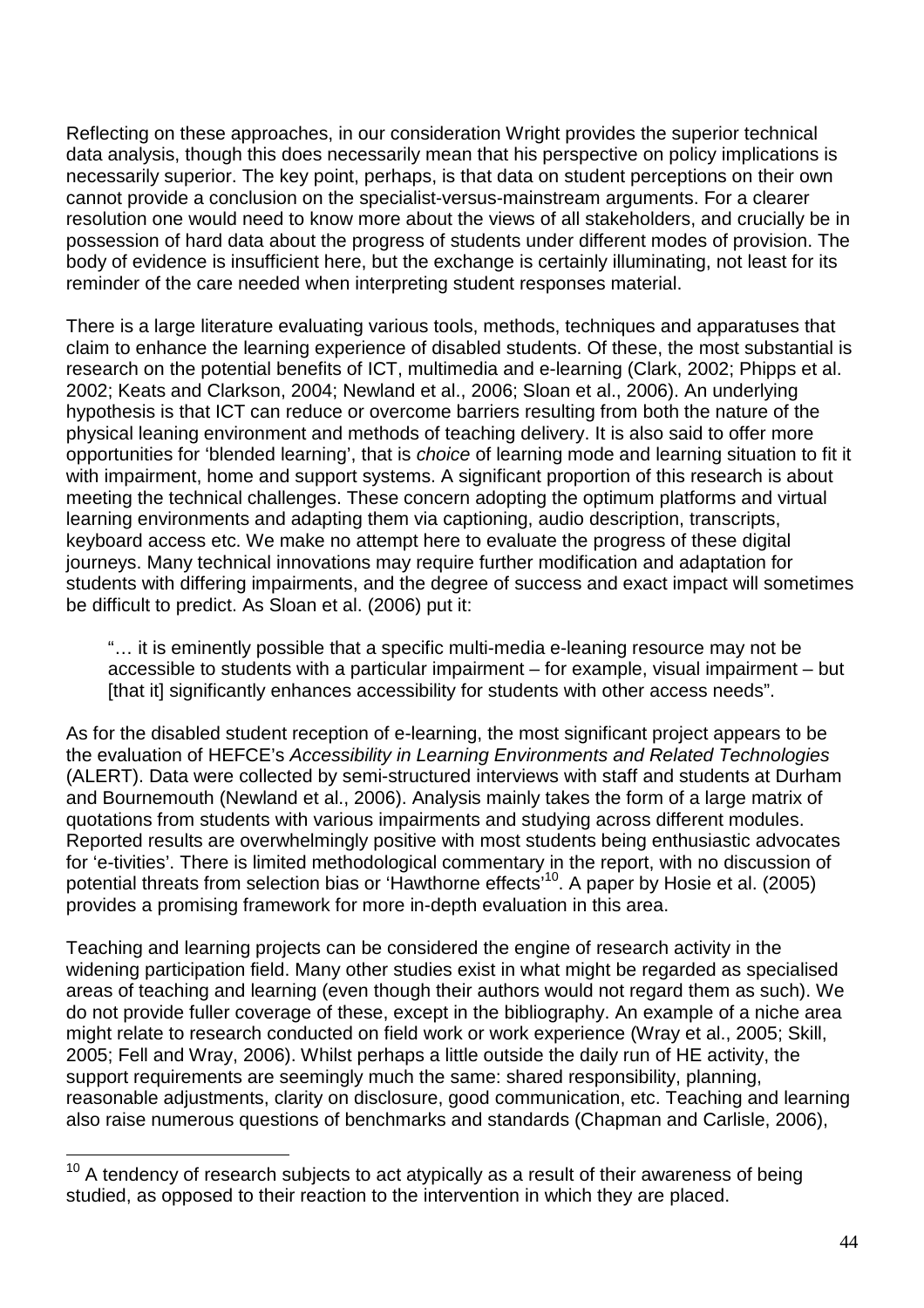Reflecting on these approaches, in our consideration Wright provides the superior technical data analysis, though this does necessarily mean that his perspective on policy implications is necessarily superior. The key point, perhaps, is that data on student perceptions on their own cannot provide a conclusion on the specialist-versus-mainstream arguments. For a clearer resolution one would need to know more about the views of all stakeholders, and crucially be in possession of hard data about the progress of students under different modes of provision. The body of evidence is insufficient here, but the exchange is certainly illuminating, not least for its reminder of the care needed when interpreting student responses material.

There is a large literature evaluating various tools, methods, techniques and apparatuses that claim to enhance the learning experience of disabled students. Of these, the most substantial is research on the potential benefits of ICT, multimedia and e-learning (Clark, 2002; Phipps et al. 2002; Keats and Clarkson, 2004; Newland et al., 2006; Sloan et al., 2006). An underlying hypothesis is that ICT can reduce or overcome barriers resulting from both the nature of the physical leaning environment and methods of teaching delivery. It is also said to offer more opportunities for 'blended learning', that is *choice* of learning mode and learning situation to fit it with impairment, home and support systems. A significant proportion of this research is about meeting the technical challenges. These concern adopting the optimum platforms and virtual learning environments and adapting them via captioning, audio description, transcripts, keyboard access etc. We make no attempt here to evaluate the progress of these digital journeys. Many technical innovations may require further modification and adaptation for students with differing impairments, and the degree of success and exact impact will sometimes be difficult to predict. As Sloan et al. (2006) put it:

> "… it is eminently possible that a specific multi-media e-leaning resource may not be accessible to students with a particular impairment – for example, visual impairment – but [that it] significantly enhances accessibility for students with other access needs".

As for the disabled student reception of e-learning, the most significant project appears to be the evaluation of HEFCE's *Accessibility in Learning Environments and Related Technologies* (ALERT). Data were collected by semi-structured interviews with staff and students at Durham and Bournemouth (Newland et al., 2006). Analysis mainly takes the form of a large matrix of quotations from students with various impairments and studying across different modules. Reported results are overwhelmingly positive with most students being enthusiastic advocates for 'e-tivities'. There is limited methodological commentary in the report, with no discussion of potential threats from selection bias or 'Hawthorne effects'[10]. A paper by Hosie et al. (2005) provides a promising framework for more in-depth evaluation in this area.

Teaching and learning projects can be considered the engine of research activity in the widening participation field. Many other studies exist in what might be regarded as specialised areas of teaching and learning (even though their authors would not regard them as such). We do not provide fuller coverage of these, except in the bibliography. An example of a niche area might relate to research conducted on field work or work experience (Wray et al., 2005; Skill, 2005; Fell and Wray, 2006). Whilst perhaps a little outside the daily run of HE activity, the support requirements are seemingly much the same: shared responsibility, planning, reasonable adjustments, clarity on disclosure, good communication, etc. Teaching and learning also raise numerous questions of benchmarks and standards (Chapman and Carlisle, 2006),

[10] A tendency of research subjects to act atypically as a result of their awareness of being studied, as opposed to their reaction to the intervention in which they are placed.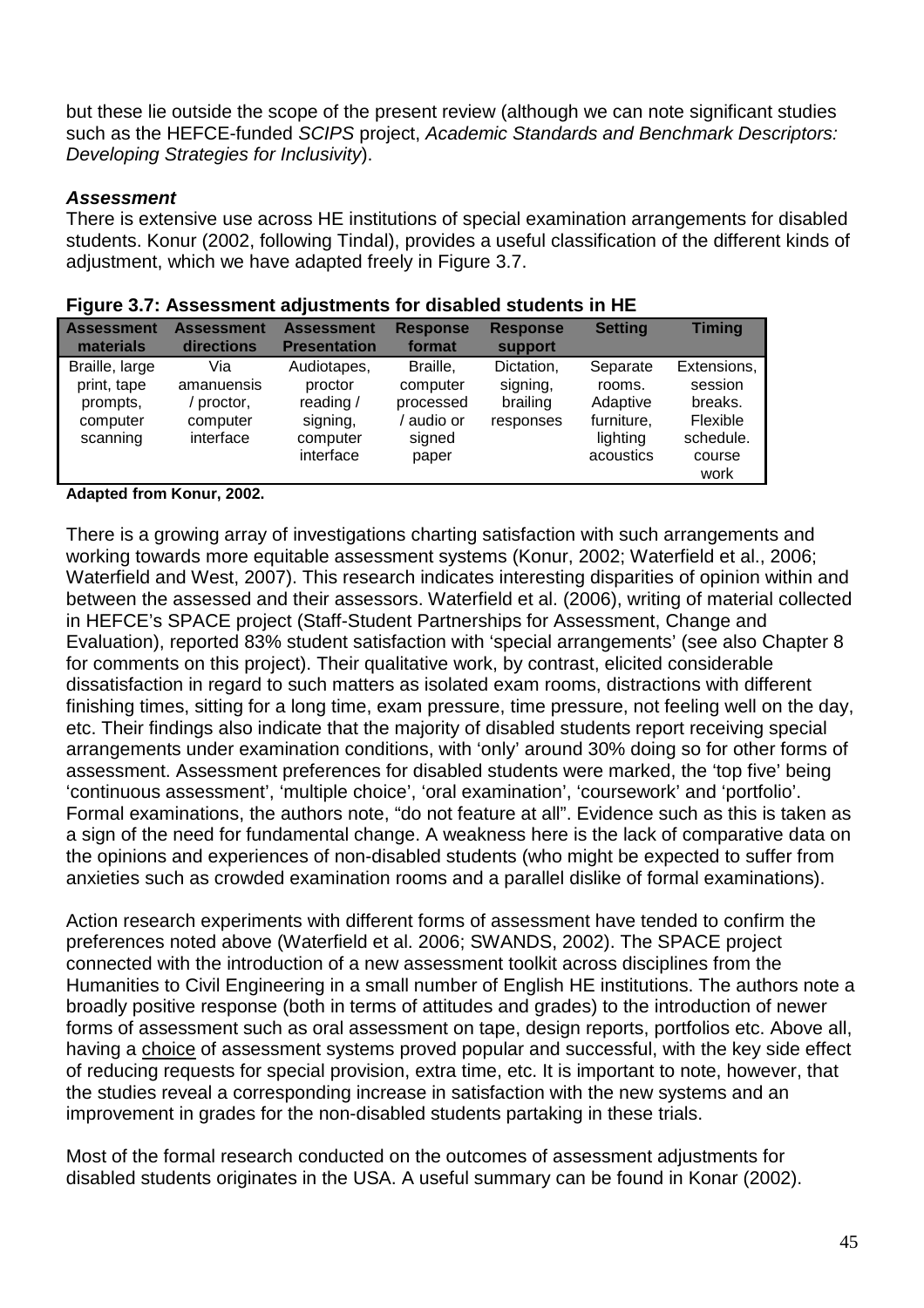but these lie outside the scope of the present review (although we can note significant studies such as the HEFCE-funded *SCIPS* project, *Academic Standards and Benchmark Descriptors: Developing Strategies for Inclusivity*).

***Assessment***

There is extensive use across HE institutions of special examination arrangements for disabled students. Konur (2002, following Tindal), provides a useful classification of the different kinds of adjustment, which we have adapted freely in Figure 3.7.

**Figure 3.7: Assessment adjustments for disabled students in HE**

| Assessment materials | Assessment directions | Assessment Presentation | Response format | Response support | Setting | Timing |
|---|---|---|---|---|---|---|
| Braille, large print, tape prompts, computer scanning | Via amanuensis / proctor, computer interface | Audiotapes, proctor reading / signing, computer interface | Braille, computer processed / audio or signed paper | Dictation, signing, brailing responses | Separate rooms. Adaptive furniture, lighting acoustics | Extensions, session breaks. Flexible schedule. course work |

**Adapted from Konur, 2002.**

There is a growing array of investigations charting satisfaction with such arrangements and working towards more equitable assessment systems (Konur, 2002; Waterfield et al., 2006; Waterfield and West, 2007). This research indicates interesting disparities of opinion within and between the assessed and their assessors. Waterfield et al. (2006), writing of material collected in HEFCE's SPACE project (Staff-Student Partnerships for Assessment, Change and Evaluation), reported 83% student satisfaction with 'special arrangements' (see also Chapter 8 for comments on this project). Their qualitative work, by contrast, elicited considerable dissatisfaction in regard to such matters as isolated exam rooms, distractions with different finishing times, sitting for a long time, exam pressure, time pressure, not feeling well on the day, etc. Their findings also indicate that the majority of disabled students report receiving special arrangements under examination conditions, with 'only' around 30% doing so for other forms of assessment. Assessment preferences for disabled students were marked, the 'top five' being 'continuous assessment', 'multiple choice', 'oral examination', 'coursework' and 'portfolio'. Formal examinations, the authors note, "do not feature at all". Evidence such as this is taken as a sign of the need for fundamental change. A weakness here is the lack of comparative data on the opinions and experiences of non-disabled students (who might be expected to suffer from anxieties such as crowded examination rooms and a parallel dislike of formal examinations).

Action research experiments with different forms of assessment have tended to confirm the preferences noted above (Waterfield et al. 2006; SWANDS, 2002). The SPACE project connected with the introduction of a new assessment toolkit across disciplines from the Humanities to Civil Engineering in a small number of English HE institutions. The authors note a broadly positive response (both in terms of attitudes and grades) to the introduction of newer forms of assessment such as oral assessment on tape, design reports, portfolios etc. Above all, having a <u>choice</u> of assessment systems proved popular and successful, with the key side effect of reducing requests for special provision, extra time, etc. It is important to note, however, that the studies reveal a corresponding increase in satisfaction with the new systems and an improvement in grades for the non-disabled students partaking in these trials.

Most of the formal research conducted on the outcomes of assessment adjustments for disabled students originates in the USA. A useful summary can be found in Konar (2002).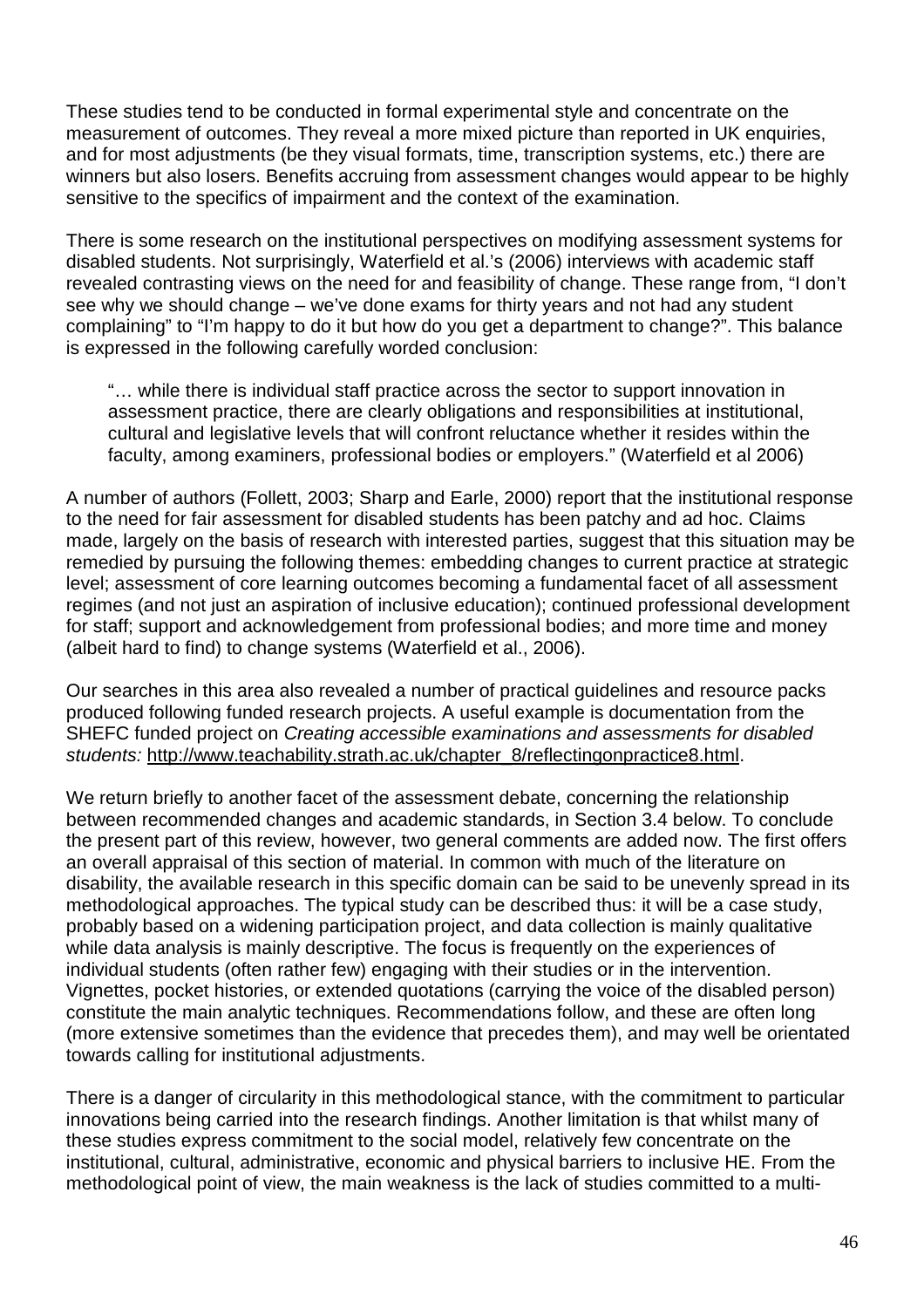These studies tend to be conducted in formal experimental style and concentrate on the measurement of outcomes. They reveal a more mixed picture than reported in UK enquiries, and for most adjustments (be they visual formats, time, transcription systems, etc.) there are winners but also losers. Benefits accruing from assessment changes would appear to be highly sensitive to the specifics of impairment and the context of the examination.

There is some research on the institutional perspectives on modifying assessment systems for disabled students. Not surprisingly, Waterfield et al.'s (2006) interviews with academic staff revealed contrasting views on the need for and feasibility of change. These range from, "I don't see why we should change – we've done exams for thirty years and not had any student complaining" to "I'm happy to do it but how do you get a department to change?". This balance is expressed in the following carefully worded conclusion:

> "… while there is individual staff practice across the sector to support innovation in assessment practice, there are clearly obligations and responsibilities at institutional, cultural and legislative levels that will confront reluctance whether it resides within the faculty, among examiners, professional bodies or employers." (Waterfield et al 2006)

A number of authors (Follett, 2003; Sharp and Earle, 2000) report that the institutional response to the need for fair assessment for disabled students has been patchy and ad hoc. Claims made, largely on the basis of research with interested parties, suggest that this situation may be remedied by pursuing the following themes: embedding changes to current practice at strategic level; assessment of core learning outcomes becoming a fundamental facet of all assessment regimes (and not just an aspiration of inclusive education); continued professional development for staff; support and acknowledgement from professional bodies; and more time and money (albeit hard to find) to change systems (Waterfield et al., 2006).

Our searches in this area also revealed a number of practical guidelines and resource packs produced following funded research projects. A useful example is documentation from the SHEFC funded project on *Creating accessible examinations and assessments for disabled students:* http://www.teachability.strath.ac.uk/chapter_8/reflectingonpractice8.html.

We return briefly to another facet of the assessment debate, concerning the relationship between recommended changes and academic standards, in Section 3.4 below. To conclude the present part of this review, however, two general comments are added now. The first offers an overall appraisal of this section of material. In common with much of the literature on disability, the available research in this specific domain can be said to be unevenly spread in its methodological approaches. The typical study can be described thus: it will be a case study, probably based on a widening participation project, and data collection is mainly qualitative while data analysis is mainly descriptive. The focus is frequently on the experiences of individual students (often rather few) engaging with their studies or in the intervention. Vignettes, pocket histories, or extended quotations (carrying the voice of the disabled person) constitute the main analytic techniques. Recommendations follow, and these are often long (more extensive sometimes than the evidence that precedes them), and may well be orientated towards calling for institutional adjustments.

There is a danger of circularity in this methodological stance, with the commitment to particular innovations being carried into the research findings. Another limitation is that whilst many of these studies express commitment to the social model, relatively few concentrate on the institutional, cultural, administrative, economic and physical barriers to inclusive HE. From the methodological point of view, the main weakness is the lack of studies committed to a multi-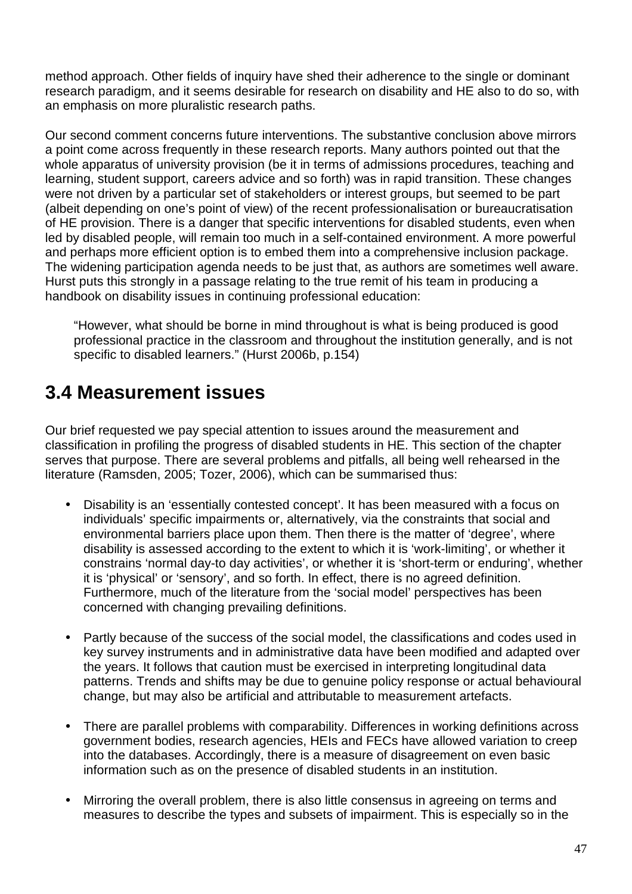method approach. Other fields of inquiry have shed their adherence to the single or dominant research paradigm, and it seems desirable for research on disability and HE also to do so, with an emphasis on more pluralistic research paths.

Our second comment concerns future interventions. The substantive conclusion above mirrors a point come across frequently in these research reports. Many authors pointed out that the whole apparatus of university provision (be it in terms of admissions procedures, teaching and learning, student support, careers advice and so forth) was in rapid transition. These changes were not driven by a particular set of stakeholders or interest groups, but seemed to be part (albeit depending on one's point of view) of the recent professionalisation or bureaucratisation of HE provision. There is a danger that specific interventions for disabled students, even when led by disabled people, will remain too much in a self-contained environment. A more powerful and perhaps more efficient option is to embed them into a comprehensive inclusion package. The widening participation agenda needs to be just that, as authors are sometimes well aware. Hurst puts this strongly in a passage relating to the true remit of his team in producing a handbook on disability issues in continuing professional education:

> "However, what should be borne in mind throughout is what is being produced is good professional practice in the classroom and throughout the institution generally, and is not specific to disabled learners." (Hurst 2006b, p.154)

## 3.4 Measurement issues

Our brief requested we pay special attention to issues around the measurement and classification in profiling the progress of disabled students in HE. This section of the chapter serves that purpose. There are several problems and pitfalls, all being well rehearsed in the literature (Ramsden, 2005; Tozer, 2006), which can be summarised thus:

- Disability is an 'essentially contested concept'. It has been measured with a focus on individuals' specific impairments or, alternatively, via the constraints that social and environmental barriers place upon them. Then there is the matter of 'degree', where disability is assessed according to the extent to which it is 'work-limiting', or whether it constrains 'normal day-to day activities', or whether it is 'short-term or enduring', whether it is 'physical' or 'sensory', and so forth. In effect, there is no agreed definition. Furthermore, much of the literature from the 'social model' perspectives has been concerned with changing prevailing definitions.

- Partly because of the success of the social model, the classifications and codes used in key survey instruments and in administrative data have been modified and adapted over the years. It follows that caution must be exercised in interpreting longitudinal data patterns. Trends and shifts may be due to genuine policy response or actual behavioural change, but may also be artificial and attributable to measurement artefacts.

- There are parallel problems with comparability. Differences in working definitions across government bodies, research agencies, HEIs and FECs have allowed variation to creep into the databases. Accordingly, there is a measure of disagreement on even basic information such as on the presence of disabled students in an institution.

- Mirroring the overall problem, there is also little consensus in agreeing on terms and measures to describe the types and subsets of impairment. This is especially so in the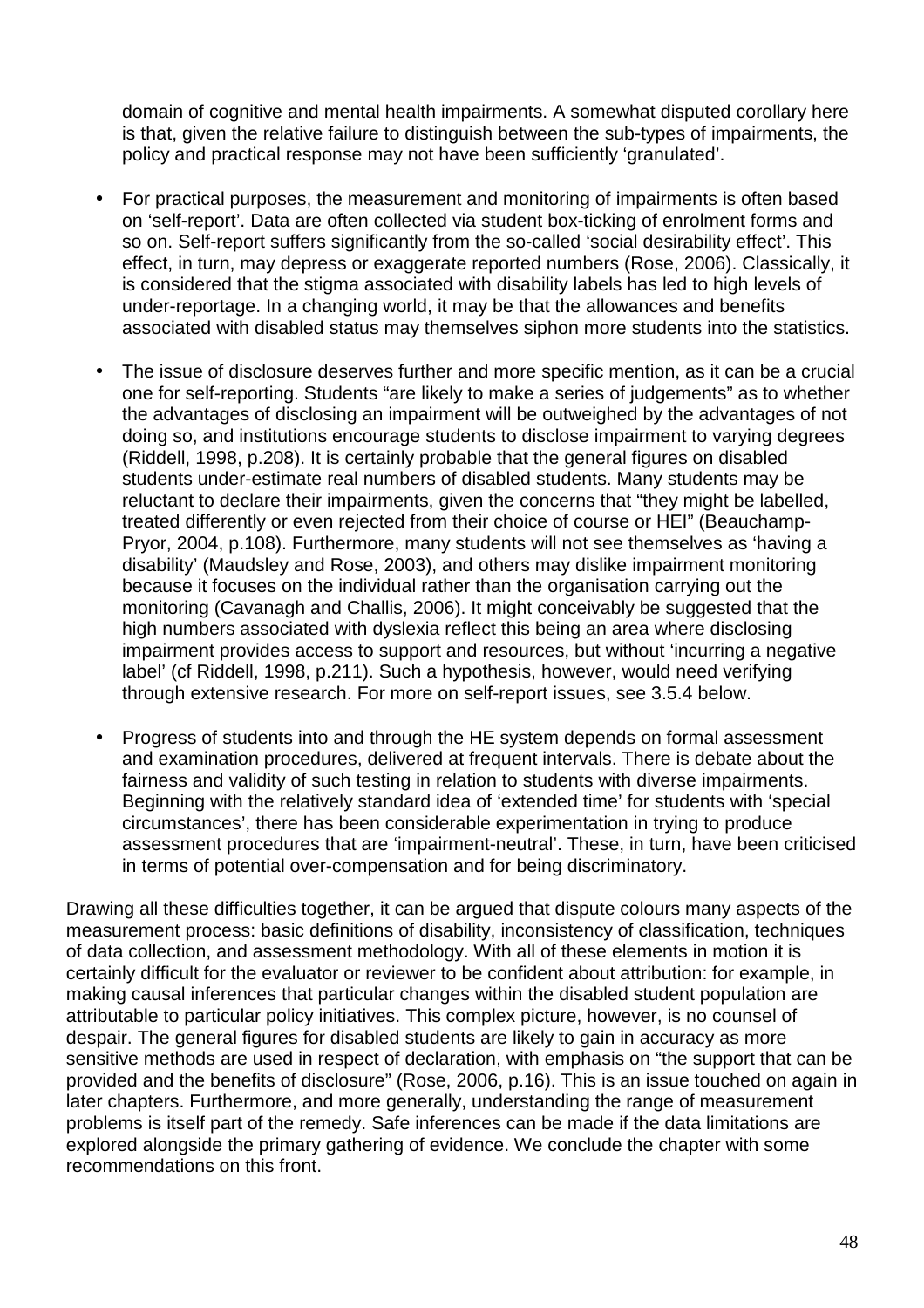domain of cognitive and mental health impairments. A somewhat disputed corollary here is that, given the relative failure to distinguish between the sub-types of impairments, the policy and practical response may not have been sufficiently 'granulated'.

- For practical purposes, the measurement and monitoring of impairments is often based on 'self-report'. Data are often collected via student box-ticking of enrolment forms and so on. Self-report suffers significantly from the so-called 'social desirability effect'. This effect, in turn, may depress or exaggerate reported numbers (Rose, 2006). Classically, it is considered that the stigma associated with disability labels has led to high levels of under-reportage. In a changing world, it may be that the allowances and benefits associated with disabled status may themselves siphon more students into the statistics.

- The issue of disclosure deserves further and more specific mention, as it can be a crucial one for self-reporting. Students "are likely to make a series of judgements" as to whether the advantages of disclosing an impairment will be outweighed by the advantages of not doing so, and institutions encourage students to disclose impairment to varying degrees (Riddell, 1998, p.208). It is certainly probable that the general figures on disabled students under-estimate real numbers of disabled students. Many students may be reluctant to declare their impairments, given the concerns that "they might be labelled, treated differently or even rejected from their choice of course or HEI" (Beauchamp-Pryor, 2004, p.108). Furthermore, many students will not see themselves as 'having a disability' (Maudsley and Rose, 2003), and others may dislike impairment monitoring because it focuses on the individual rather than the organisation carrying out the monitoring (Cavanagh and Challis, 2006). It might conceivably be suggested that the high numbers associated with dyslexia reflect this being an area where disclosing impairment provides access to support and resources, but without 'incurring a negative label' (cf Riddell, 1998, p.211). Such a hypothesis, however, would need verifying through extensive research. For more on self-report issues, see 3.5.4 below.

- Progress of students into and through the HE system depends on formal assessment and examination procedures, delivered at frequent intervals. There is debate about the fairness and validity of such testing in relation to students with diverse impairments. Beginning with the relatively standard idea of 'extended time' for students with 'special circumstances', there has been considerable experimentation in trying to produce assessment procedures that are 'impairment-neutral'. These, in turn, have been criticised in terms of potential over-compensation and for being discriminatory.

Drawing all these difficulties together, it can be argued that dispute colours many aspects of the measurement process: basic definitions of disability, inconsistency of classification, techniques of data collection, and assessment methodology. With all of these elements in motion it is certainly difficult for the evaluator or reviewer to be confident about attribution: for example, in making causal inferences that particular changes within the disabled student population are attributable to particular policy initiatives. This complex picture, however, is no counsel of despair. The general figures for disabled students are likely to gain in accuracy as more sensitive methods are used in respect of declaration, with emphasis on "the support that can be provided and the benefits of disclosure" (Rose, 2006, p.16). This is an issue touched on again in later chapters. Furthermore, and more generally, understanding the range of measurement problems is itself part of the remedy. Safe inferences can be made if the data limitations are explored alongside the primary gathering of evidence. We conclude the chapter with some recommendations on this front.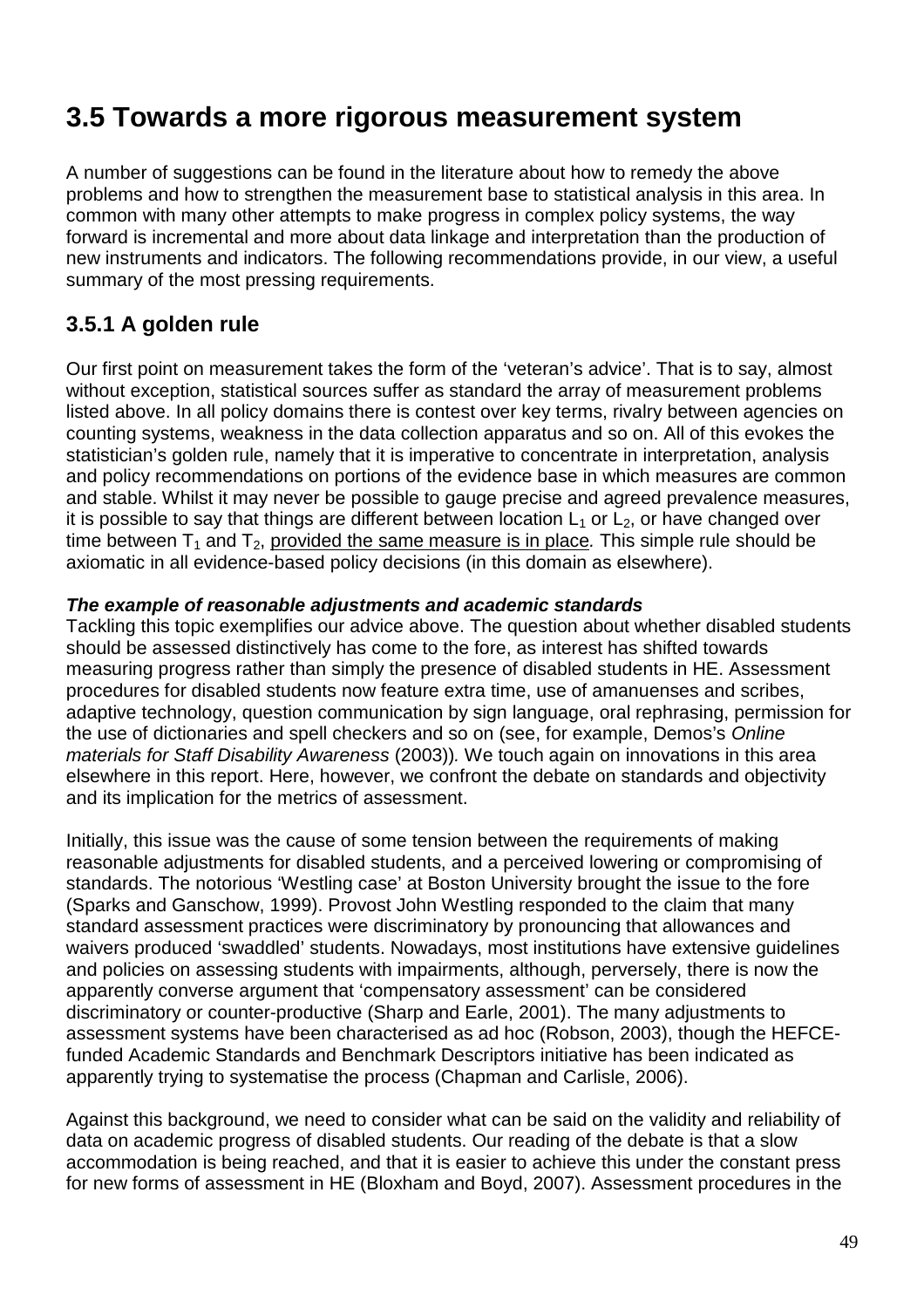## 3.5 Towards a more rigorous measurement system

A number of suggestions can be found in the literature about how to remedy the above problems and how to strengthen the measurement base to statistical analysis in this area. In common with many other attempts to make progress in complex policy systems, the way forward is incremental and more about data linkage and interpretation than the production of new instruments and indicators. The following recommendations provide, in our view, a useful summary of the most pressing requirements.

### 3.5.1 A golden rule

Our first point on measurement takes the form of the 'veteran's advice'. That is to say, almost without exception, statistical sources suffer as standard the array of measurement problems listed above. In all policy domains there is contest over key terms, rivalry between agencies on counting systems, weakness in the data collection apparatus and so on. All of this evokes the statistician's golden rule, namely that it is imperative to concentrate in interpretation, analysis and policy recommendations on portions of the evidence base in which measures are common and stable. Whilst it may never be possible to gauge precise and agreed prevalence measures, it is possible to say that things are different between location $L_1$ or $L_2$, or have changed over time between $T_1$ and $T_2$, <u>provided the same measure is in place</u>*.* This simple rule should be axiomatic in all evidence-based policy decisions (in this domain as elsewhere).

***The example of reasonable adjustments and academic standards***

Tackling this topic exemplifies our advice above. The question about whether disabled students should be assessed distinctively has come to the fore, as interest has shifted towards measuring progress rather than simply the presence of disabled students in HE. Assessment procedures for disabled students now feature extra time, use of amanuenses and scribes, adaptive technology, question communication by sign language, oral rephrasing, permission for the use of dictionaries and spell checkers and so on (see, for example, Demos's *Online materials for Staff Disability Awareness* (2003)). We touch again on innovations in this area elsewhere in this report. Here, however, we confront the debate on standards and objectivity and its implication for the metrics of assessment.

Initially, this issue was the cause of some tension between the requirements of making reasonable adjustments for disabled students, and a perceived lowering or compromising of standards. The notorious 'Westling case' at Boston University brought the issue to the fore (Sparks and Ganschow, 1999). Provost John Westling responded to the claim that many standard assessment practices were discriminatory by pronouncing that allowances and waivers produced 'swaddled' students. Nowadays, most institutions have extensive guidelines and policies on assessing students with impairments, although, perversely, there is now the apparently converse argument that 'compensatory assessment' can be considered discriminatory or counter-productive (Sharp and Earle, 2001). The many adjustments to assessment systems have been characterised as ad hoc (Robson, 2003), though the HEFCE-funded Academic Standards and Benchmark Descriptors initiative has been indicated as apparently trying to systematise the process (Chapman and Carlisle, 2006).

Against this background, we need to consider what can be said on the validity and reliability of data on academic progress of disabled students. Our reading of the debate is that a slow accommodation is being reached, and that it is easier to achieve this under the constant press for new forms of assessment in HE (Bloxham and Boyd, 2007). Assessment procedures in the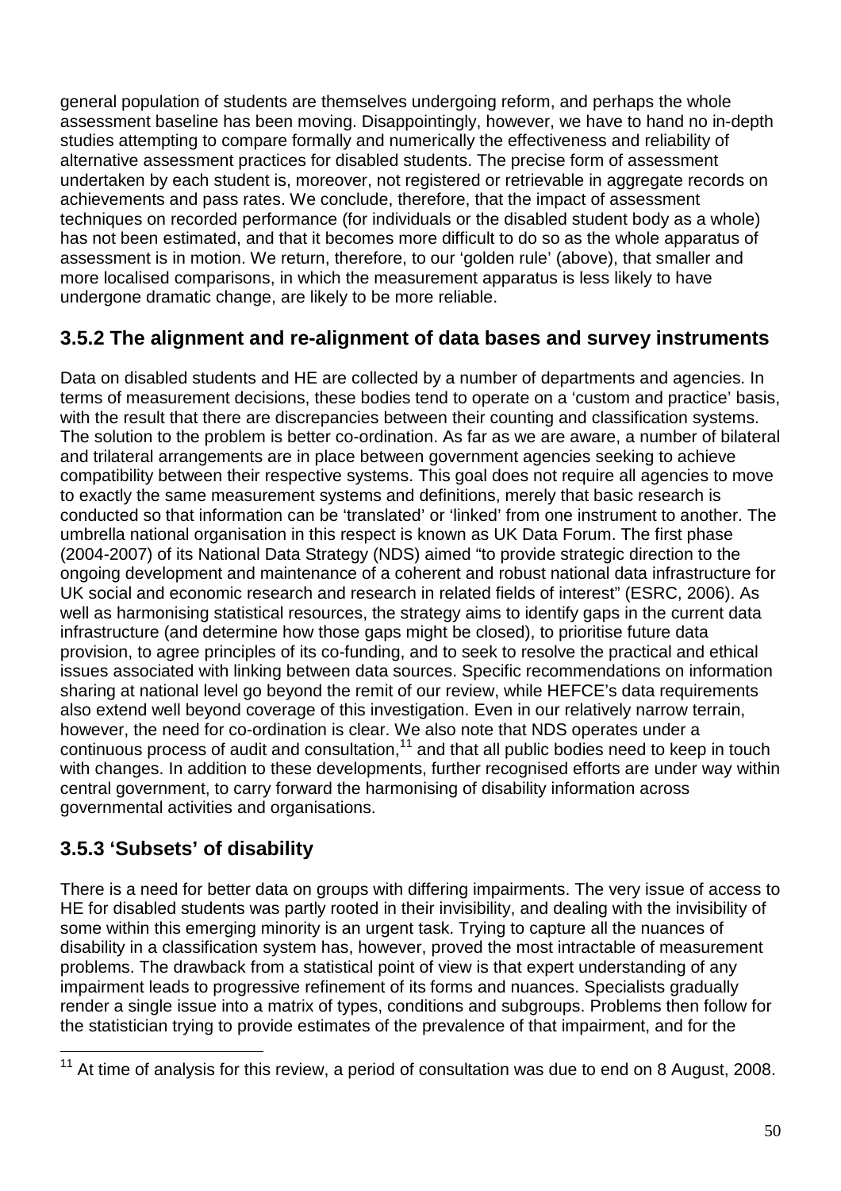general population of students are themselves undergoing reform, and perhaps the whole assessment baseline has been moving. Disappointingly, however, we have to hand no in-depth studies attempting to compare formally and numerically the effectiveness and reliability of alternative assessment practices for disabled students. The precise form of assessment undertaken by each student is, moreover, not registered or retrievable in aggregate records on achievements and pass rates. We conclude, therefore, that the impact of assessment techniques on recorded performance (for individuals or the disabled student body as a whole) has not been estimated, and that it becomes more difficult to do so as the whole apparatus of assessment is in motion. We return, therefore, to our 'golden rule' (above), that smaller and more localised comparisons, in which the measurement apparatus is less likely to have undergone dramatic change, are likely to be more reliable.

### 3.5.2 The alignment and re-alignment of data bases and survey instruments

Data on disabled students and HE are collected by a number of departments and agencies. In terms of measurement decisions, these bodies tend to operate on a 'custom and practice' basis, with the result that there are discrepancies between their counting and classification systems. The solution to the problem is better co-ordination. As far as we are aware, a number of bilateral and trilateral arrangements are in place between government agencies seeking to achieve compatibility between their respective systems. This goal does not require all agencies to move to exactly the same measurement systems and definitions, merely that basic research is conducted so that information can be 'translated' or 'linked' from one instrument to another. The umbrella national organisation in this respect is known as UK Data Forum. The first phase (2004-2007) of its National Data Strategy (NDS) aimed "to provide strategic direction to the ongoing development and maintenance of a coherent and robust national data infrastructure for UK social and economic research and research in related fields of interest" (ESRC, 2006). As well as harmonising statistical resources, the strategy aims to identify gaps in the current data infrastructure (and determine how those gaps might be closed), to prioritise future data provision, to agree principles of its co-funding, and to seek to resolve the practical and ethical issues associated with linking between data sources. Specific recommendations on information sharing at national level go beyond the remit of our review, while HEFCE's data requirements also extend well beyond coverage of this investigation. Even in our relatively narrow terrain, however, the need for co-ordination is clear. We also note that NDS operates under a continuous process of audit and consultation,[11] and that all public bodies need to keep in touch with changes. In addition to these developments, further recognised efforts are under way within central government, to carry forward the harmonising of disability information across governmental activities and organisations.

### 3.5.3 'Subsets' of disability

There is a need for better data on groups with differing impairments. The very issue of access to HE for disabled students was partly rooted in their invisibility, and dealing with the invisibility of some within this emerging minority is an urgent task. Trying to capture all the nuances of disability in a classification system has, however, proved the most intractable of measurement problems. The drawback from a statistical point of view is that expert understanding of any impairment leads to progressive refinement of its forms and nuances. Specialists gradually render a single issue into a matrix of types, conditions and subgroups. Problems then follow for the statistician trying to provide estimates of the prevalence of that impairment, and for the

[11] At time of analysis for this review, a period of consultation was due to end on 8 August, 2008.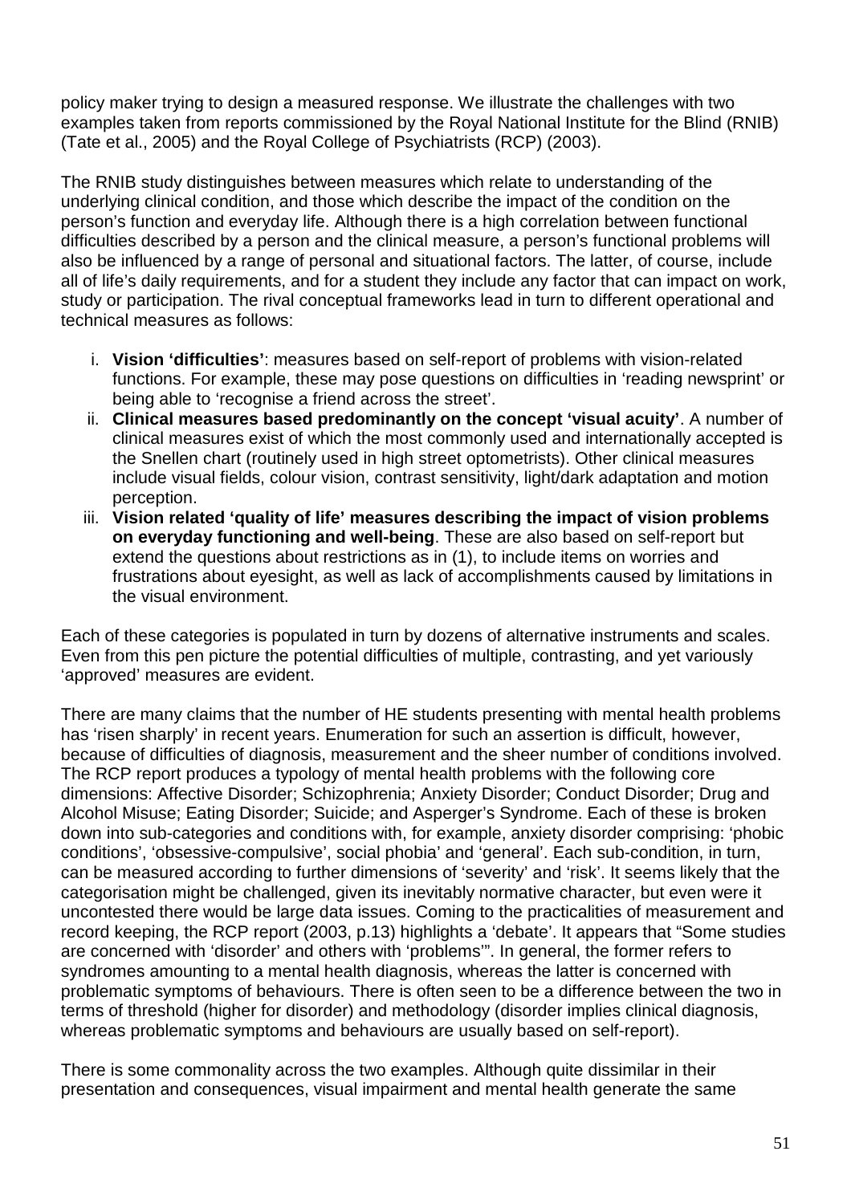policy maker trying to design a measured response. We illustrate the challenges with two examples taken from reports commissioned by the Royal National Institute for the Blind (RNIB) (Tate et al., 2005) and the Royal College of Psychiatrists (RCP) (2003).

The RNIB study distinguishes between measures which relate to understanding of the underlying clinical condition, and those which describe the impact of the condition on the person's function and everyday life. Although there is a high correlation between functional difficulties described by a person and the clinical measure, a person's functional problems will also be influenced by a range of personal and situational factors. The latter, of course, include all of life's daily requirements, and for a student they include any factor that can impact on work, study or participation. The rival conceptual frameworks lead in turn to different operational and technical measures as follows:

i. **Vision 'difficulties'**: measures based on self-report of problems with vision-related functions. For example, these may pose questions on difficulties in 'reading newsprint' or being able to 'recognise a friend across the street'.
ii. **Clinical measures based predominantly on the concept 'visual acuity'**. A number of clinical measures exist of which the most commonly used and internationally accepted is the Snellen chart (routinely used in high street optometrists). Other clinical measures include visual fields, colour vision, contrast sensitivity, light/dark adaptation and motion perception.
iii. **Vision related 'quality of life' measures describing the impact of vision problems on everyday functioning and well-being**. These are also based on self-report but extend the questions about restrictions as in (1), to include items on worries and frustrations about eyesight, as well as lack of accomplishments caused by limitations in the visual environment.

Each of these categories is populated in turn by dozens of alternative instruments and scales. Even from this pen picture the potential difficulties of multiple, contrasting, and yet variously 'approved' measures are evident.

There are many claims that the number of HE students presenting with mental health problems has 'risen sharply' in recent years. Enumeration for such an assertion is difficult, however, because of difficulties of diagnosis, measurement and the sheer number of conditions involved. The RCP report produces a typology of mental health problems with the following core dimensions: Affective Disorder; Schizophrenia; Anxiety Disorder; Conduct Disorder; Drug and Alcohol Misuse; Eating Disorder; Suicide; and Asperger's Syndrome. Each of these is broken down into sub-categories and conditions with, for example, anxiety disorder comprising: 'phobic conditions', 'obsessive-compulsive', social phobia' and 'general'. Each sub-condition, in turn, can be measured according to further dimensions of 'severity' and 'risk'. It seems likely that the categorisation might be challenged, given its inevitably normative character, but even were it uncontested there would be large data issues. Coming to the practicalities of measurement and record keeping, the RCP report (2003, p.13) highlights a 'debate'. It appears that "Some studies are concerned with 'disorder' and others with 'problems'". In general, the former refers to syndromes amounting to a mental health diagnosis, whereas the latter is concerned with problematic symptoms of behaviours. There is often seen to be a difference between the two in terms of threshold (higher for disorder) and methodology (disorder implies clinical diagnosis, whereas problematic symptoms and behaviours are usually based on self-report).

There is some commonality across the two examples. Although quite dissimilar in their presentation and consequences, visual impairment and mental health generate the same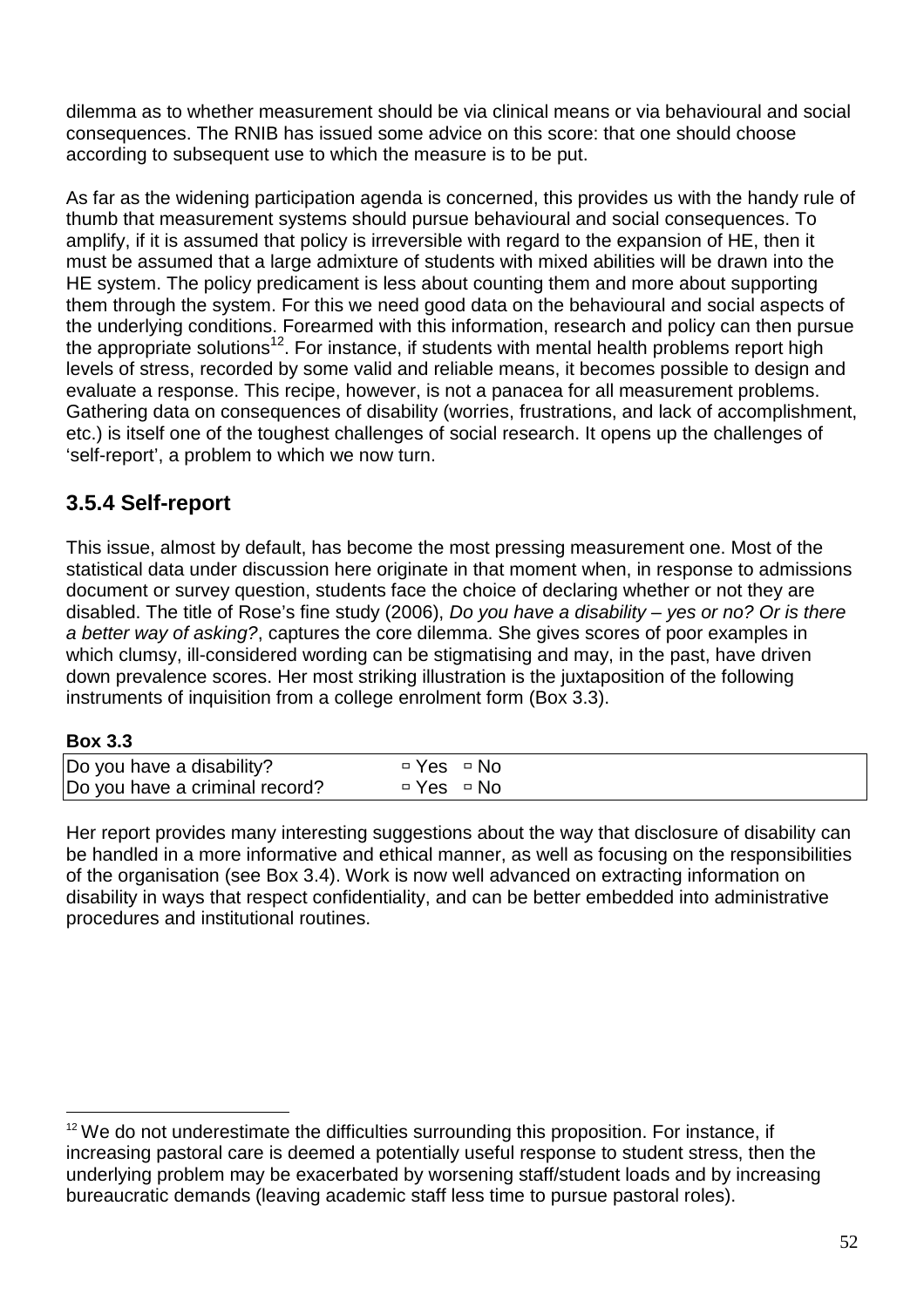dilemma as to whether measurement should be via clinical means or via behavioural and social consequences. The RNIB has issued some advice on this score: that one should choose according to subsequent use to which the measure is to be put.

As far as the widening participation agenda is concerned, this provides us with the handy rule of thumb that measurement systems should pursue behavioural and social consequences. To amplify, if it is assumed that policy is irreversible with regard to the expansion of HE, then it must be assumed that a large admixture of students with mixed abilities will be drawn into the HE system. The policy predicament is less about counting them and more about supporting them through the system. For this we need good data on the behavioural and social aspects of the underlying conditions. Forearmed with this information, research and policy can then pursue the appropriate solutions[12]. For instance, if students with mental health problems report high levels of stress, recorded by some valid and reliable means, it becomes possible to design and evaluate a response. This recipe, however, is not a panacea for all measurement problems. Gathering data on consequences of disability (worries, frustrations, and lack of accomplishment, etc.) is itself one of the toughest challenges of social research. It opens up the challenges of 'self-report', a problem to which we now turn.

### 3.5.4 Self-report

This issue, almost by default, has become the most pressing measurement one. Most of the statistical data under discussion here originate in that moment when, in response to admissions document or survey question, students face the choice of declaring whether or not they are disabled. The title of Rose's fine study (2006), *Do you have a disability – yes or no? Or is there a better way of asking?*, captures the core dilemma. She gives scores of poor examples in which clumsy, ill-considered wording can be stigmatising and may, in the past, have driven down prevalence scores. Her most striking illustration is the juxtaposition of the following instruments of inquisition from a college enrolment form (Box 3.3).

**Box 3.3**

| | |
|---|---|
| Do you have a disability? | ▫ Yes ▫ No |
| Do you have a criminal record? | ▫ Yes ▫ No |

Her report provides many interesting suggestions about the way that disclosure of disability can be handled in a more informative and ethical manner, as well as focusing on the responsibilities of the organisation (see Box 3.4). Work is now well advanced on extracting information on disability in ways that respect confidentiality, and can be better embedded into administrative procedures and institutional routines.

---

[12] We do not underestimate the difficulties surrounding this proposition. For instance, if increasing pastoral care is deemed a potentially useful response to student stress, then the underlying problem may be exacerbated by worsening staff/student loads and by increasing bureaucratic demands (leaving academic staff less time to pursue pastoral roles).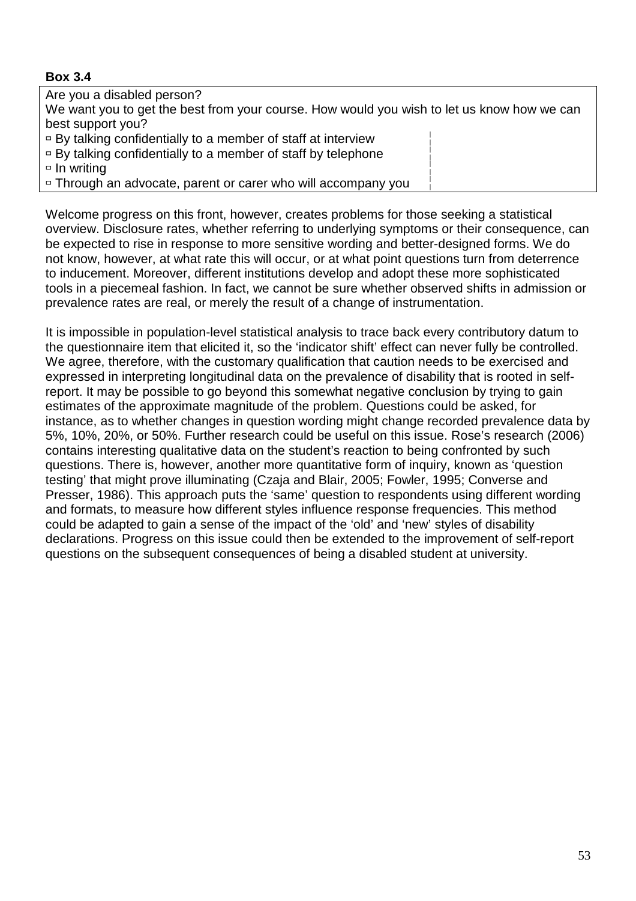**Box 3.4**

> Are you a disabled person?
> We want you to get the best from your course. How would you wish to let us know how we can best support you?
> - By talking confidentially to a member of staff at interview
> - By talking confidentially to a member of staff by telephone
> - In writing
> - Through an advocate, parent or carer who will accompany you

Welcome progress on this front, however, creates problems for those seeking a statistical overview. Disclosure rates, whether referring to underlying symptoms or their consequence, can be expected to rise in response to more sensitive wording and better-designed forms. We do not know, however, at what rate this will occur, or at what point questions turn from deterrence to inducement. Moreover, different institutions develop and adopt these more sophisticated tools in a piecemeal fashion. In fact, we cannot be sure whether observed shifts in admission or prevalence rates are real, or merely the result of a change of instrumentation.

It is impossible in population-level statistical analysis to trace back every contributory datum to the questionnaire item that elicited it, so the 'indicator shift' effect can never fully be controlled. We agree, therefore, with the customary qualification that caution needs to be exercised and expressed in interpreting longitudinal data on the prevalence of disability that is rooted in self-report. It may be possible to go beyond this somewhat negative conclusion by trying to gain estimates of the approximate magnitude of the problem. Questions could be asked, for instance, as to whether changes in question wording might change recorded prevalence data by 5%, 10%, 20%, or 50%. Further research could be useful on this issue. Rose's research (2006) contains interesting qualitative data on the student's reaction to being confronted by such questions. There is, however, another more quantitative form of inquiry, known as 'question testing' that might prove illuminating (Czaja and Blair, 2005; Fowler, 1995; Converse and Presser, 1986). This approach puts the 'same' question to respondents using different wording and formats, to measure how different styles influence response frequencies. This method could be adapted to gain a sense of the impact of the 'old' and 'new' styles of disability declarations. Progress on this issue could then be extended to the improvement of self-report questions on the subsequent consequences of being a disabled student at university.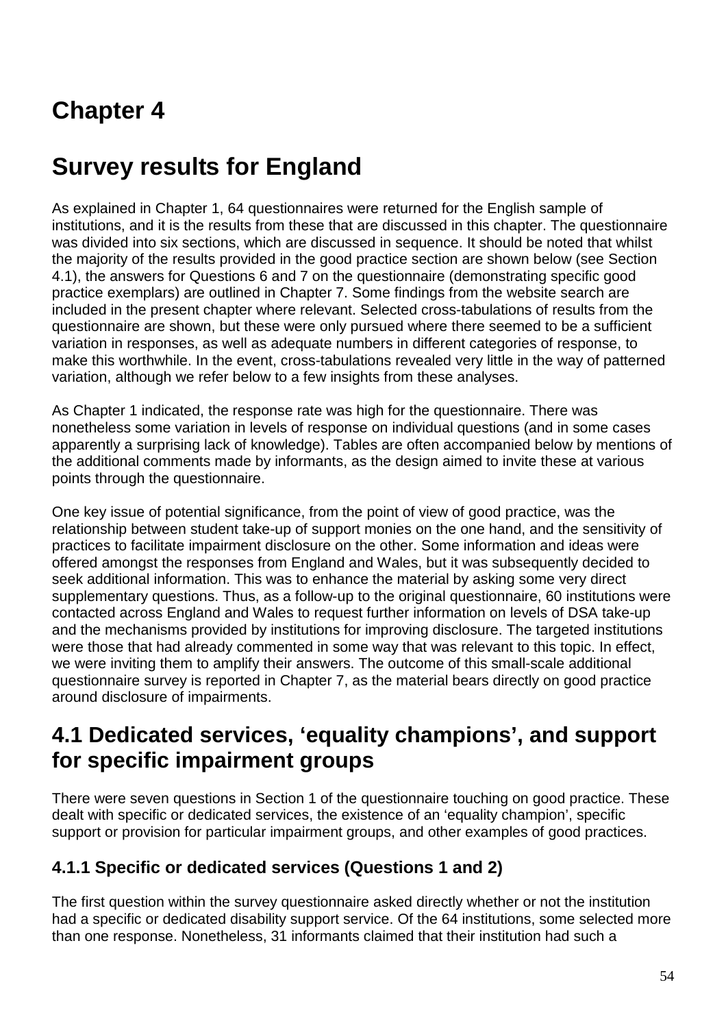# Chapter 4

# Survey results for England

As explained in Chapter 1, 64 questionnaires were returned for the English sample of institutions, and it is the results from these that are discussed in this chapter. The questionnaire was divided into six sections, which are discussed in sequence. It should be noted that whilst the majority of the results provided in the good practice section are shown below (see Section 4.1), the answers for Questions 6 and 7 on the questionnaire (demonstrating specific good practice exemplars) are outlined in Chapter 7. Some findings from the website search are included in the present chapter where relevant. Selected cross-tabulations of results from the questionnaire are shown, but these were only pursued where there seemed to be a sufficient variation in responses, as well as adequate numbers in different categories of response, to make this worthwhile. In the event, cross-tabulations revealed very little in the way of patterned variation, although we refer below to a few insights from these analyses.

As Chapter 1 indicated, the response rate was high for the questionnaire. There was nonetheless some variation in levels of response on individual questions (and in some cases apparently a surprising lack of knowledge). Tables are often accompanied below by mentions of the additional comments made by informants, as the design aimed to invite these at various points through the questionnaire.

One key issue of potential significance, from the point of view of good practice, was the relationship between student take-up of support monies on the one hand, and the sensitivity of practices to facilitate impairment disclosure on the other. Some information and ideas were offered amongst the responses from England and Wales, but it was subsequently decided to seek additional information. This was to enhance the material by asking some very direct supplementary questions. Thus, as a follow-up to the original questionnaire, 60 institutions were contacted across England and Wales to request further information on levels of DSA take-up and the mechanisms provided by institutions for improving disclosure. The targeted institutions were those that had already commented in some way that was relevant to this topic. In effect, we were inviting them to amplify their answers. The outcome of this small-scale additional questionnaire survey is reported in Chapter 7, as the material bears directly on good practice around disclosure of impairments.

## 4.1 Dedicated services, 'equality champions', and support for specific impairment groups

There were seven questions in Section 1 of the questionnaire touching on good practice. These dealt with specific or dedicated services, the existence of an 'equality champion', specific support or provision for particular impairment groups, and other examples of good practices.

### 4.1.1 Specific or dedicated services (Questions 1 and 2)

The first question within the survey questionnaire asked directly whether or not the institution had a specific or dedicated disability support service. Of the 64 institutions, some selected more than one response. Nonetheless, 31 informants claimed that their institution had such a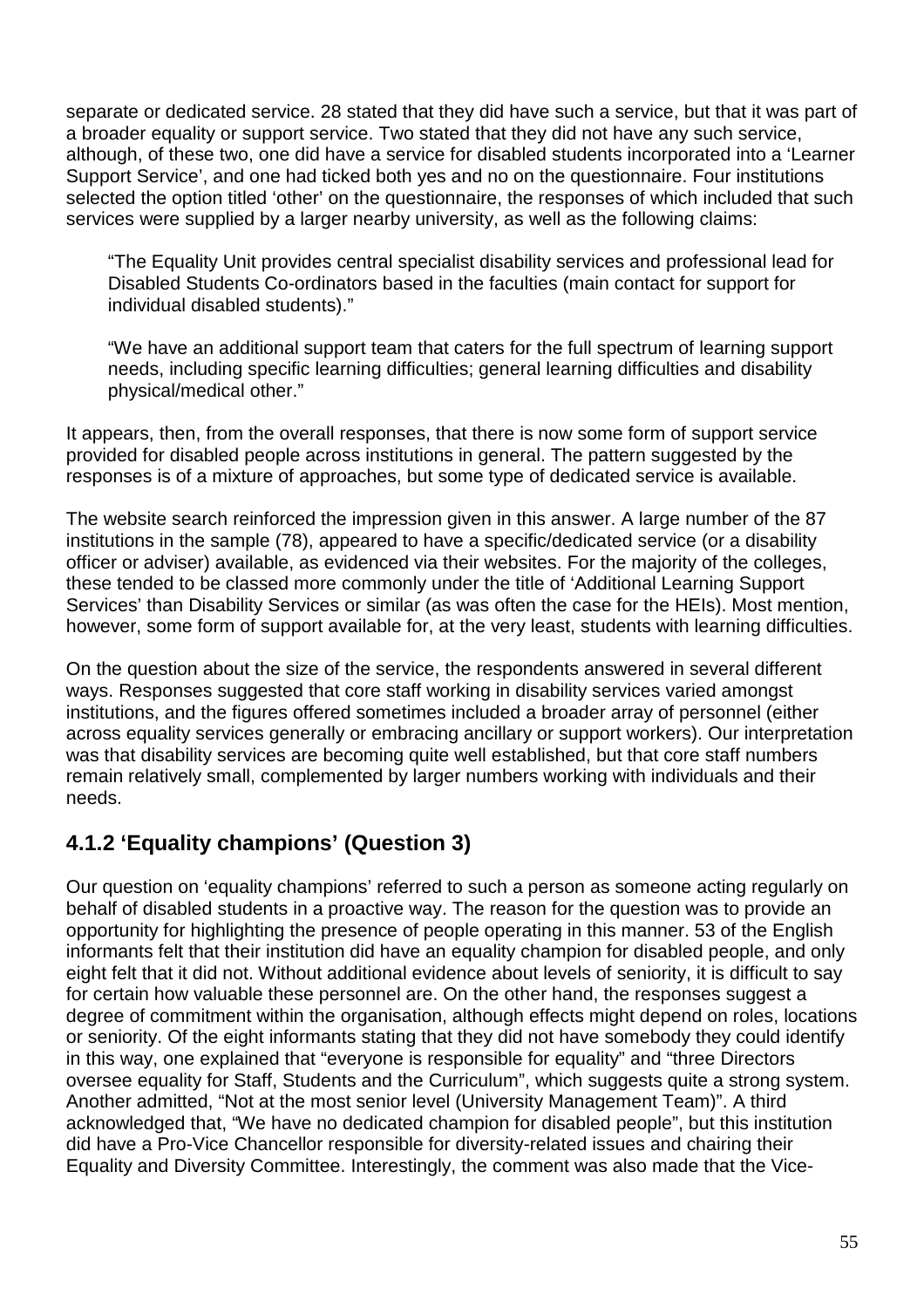separate or dedicated service. 28 stated that they did have such a service, but that it was part of a broader equality or support service. Two stated that they did not have any such service, although, of these two, one did have a service for disabled students incorporated into a 'Learner Support Service', and one had ticked both yes and no on the questionnaire. Four institutions selected the option titled 'other' on the questionnaire, the responses of which included that such services were supplied by a larger nearby university, as well as the following claims:

> "The Equality Unit provides central specialist disability services and professional lead for Disabled Students Co-ordinators based in the faculties (main contact for support for individual disabled students)."

> "We have an additional support team that caters for the full spectrum of learning support needs, including specific learning difficulties; general learning difficulties and disability physical/medical other."

It appears, then, from the overall responses, that there is now some form of support service provided for disabled people across institutions in general. The pattern suggested by the responses is of a mixture of approaches, but some type of dedicated service is available.

The website search reinforced the impression given in this answer. A large number of the 87 institutions in the sample (78), appeared to have a specific/dedicated service (or a disability officer or adviser) available, as evidenced via their websites. For the majority of the colleges, these tended to be classed more commonly under the title of 'Additional Learning Support Services' than Disability Services or similar (as was often the case for the HEIs). Most mention, however, some form of support available for, at the very least, students with learning difficulties.

On the question about the size of the service, the respondents answered in several different ways. Responses suggested that core staff working in disability services varied amongst institutions, and the figures offered sometimes included a broader array of personnel (either across equality services generally or embracing ancillary or support workers). Our interpretation was that disability services are becoming quite well established, but that core staff numbers remain relatively small, complemented by larger numbers working with individuals and their needs.

### 4.1.2 'Equality champions' (Question 3)

Our question on 'equality champions' referred to such a person as someone acting regularly on behalf of disabled students in a proactive way. The reason for the question was to provide an opportunity for highlighting the presence of people operating in this manner. 53 of the English informants felt that their institution did have an equality champion for disabled people, and only eight felt that it did not. Without additional evidence about levels of seniority, it is difficult to say for certain how valuable these personnel are. On the other hand, the responses suggest a degree of commitment within the organisation, although effects might depend on roles, locations or seniority. Of the eight informants stating that they did not have somebody they could identify in this way, one explained that "everyone is responsible for equality" and "three Directors oversee equality for Staff, Students and the Curriculum", which suggests quite a strong system. Another admitted, "Not at the most senior level (University Management Team)". A third acknowledged that, "We have no dedicated champion for disabled people", but this institution did have a Pro-Vice Chancellor responsible for diversity-related issues and chairing their Equality and Diversity Committee. Interestingly, the comment was also made that the Vice-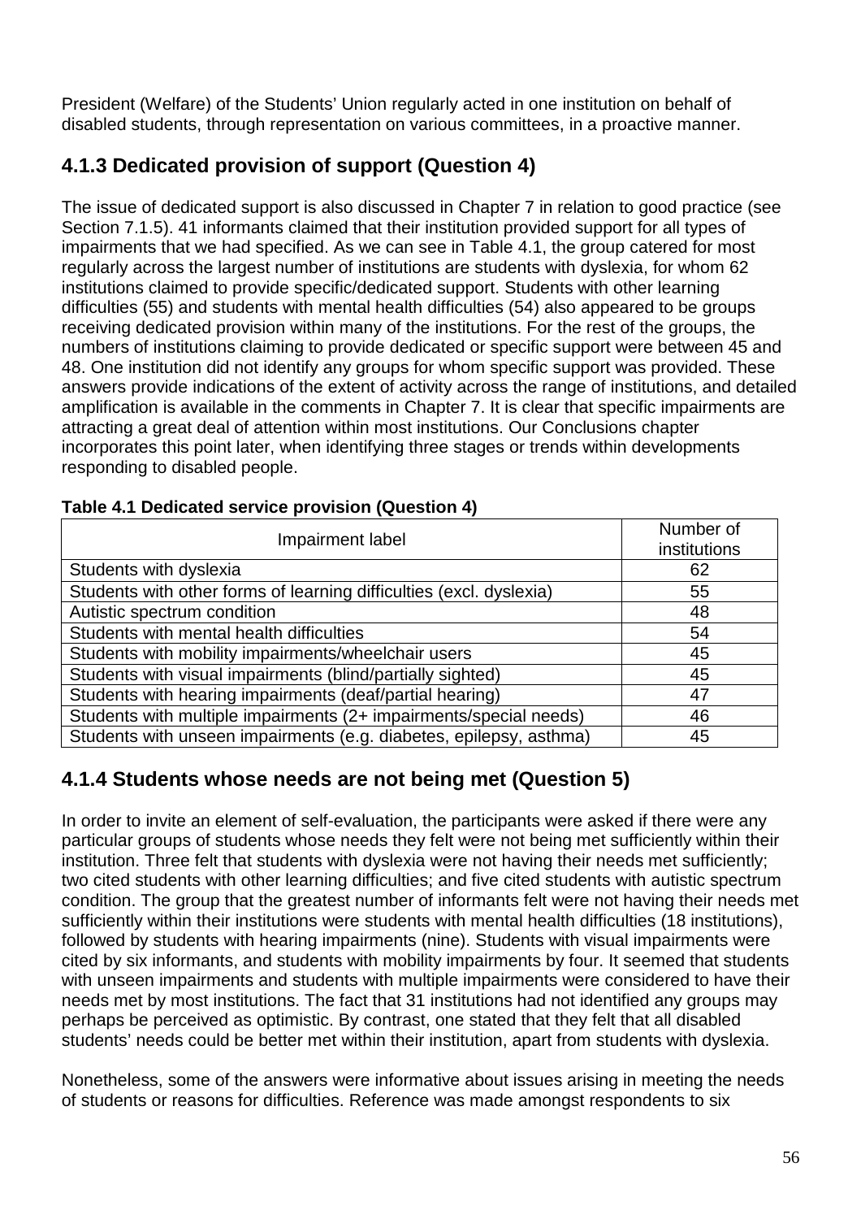President (Welfare) of the Students' Union regularly acted in one institution on behalf of disabled students, through representation on various committees, in a proactive manner.

### 4.1.3 Dedicated provision of support (Question 4)

The issue of dedicated support is also discussed in Chapter 7 in relation to good practice (see Section 7.1.5). 41 informants claimed that their institution provided support for all types of impairments that we had specified. As we can see in Table 4.1, the group catered for most regularly across the largest number of institutions are students with dyslexia, for whom 62 institutions claimed to provide specific/dedicated support. Students with other learning difficulties (55) and students with mental health difficulties (54) also appeared to be groups receiving dedicated provision within many of the institutions. For the rest of the groups, the numbers of institutions claiming to provide dedicated or specific support were between 45 and 48. One institution did not identify any groups for whom specific support was provided. These answers provide indications of the extent of activity across the range of institutions, and detailed amplification is available in the comments in Chapter 7. It is clear that specific impairments are attracting a great deal of attention within most institutions. Our Conclusions chapter incorporates this point later, when identifying three stages or trends within developments responding to disabled people.

**Table 4.1 Dedicated service provision (Question 4)**

| Impairment label | Number of institutions |
|---|---|
| Students with dyslexia | 62 |
| Students with other forms of learning difficulties (excl. dyslexia) | 55 |
| Autistic spectrum condition | 48 |
| Students with mental health difficulties | 54 |
| Students with mobility impairments/wheelchair users | 45 |
| Students with visual impairments (blind/partially sighted) | 45 |
| Students with hearing impairments (deaf/partial hearing) | 47 |
| Students with multiple impairments (2+ impairments/special needs) | 46 |
| Students with unseen impairments (e.g. diabetes, epilepsy, asthma) | 45 |

### 4.1.4 Students whose needs are not being met (Question 5)

In order to invite an element of self-evaluation, the participants were asked if there were any particular groups of students whose needs they felt were not being met sufficiently within their institution. Three felt that students with dyslexia were not having their needs met sufficiently; two cited students with other learning difficulties; and five cited students with autistic spectrum condition. The group that the greatest number of informants felt were not having their needs met sufficiently within their institutions were students with mental health difficulties (18 institutions), followed by students with hearing impairments (nine). Students with visual impairments were cited by six informants, and students with mobility impairments by four. It seemed that students with unseen impairments and students with multiple impairments were considered to have their needs met by most institutions. The fact that 31 institutions had not identified any groups may perhaps be perceived as optimistic. By contrast, one stated that they felt that all disabled students' needs could be better met within their institution, apart from students with dyslexia.

Nonetheless, some of the answers were informative about issues arising in meeting the needs of students or reasons for difficulties. Reference was made amongst respondents to six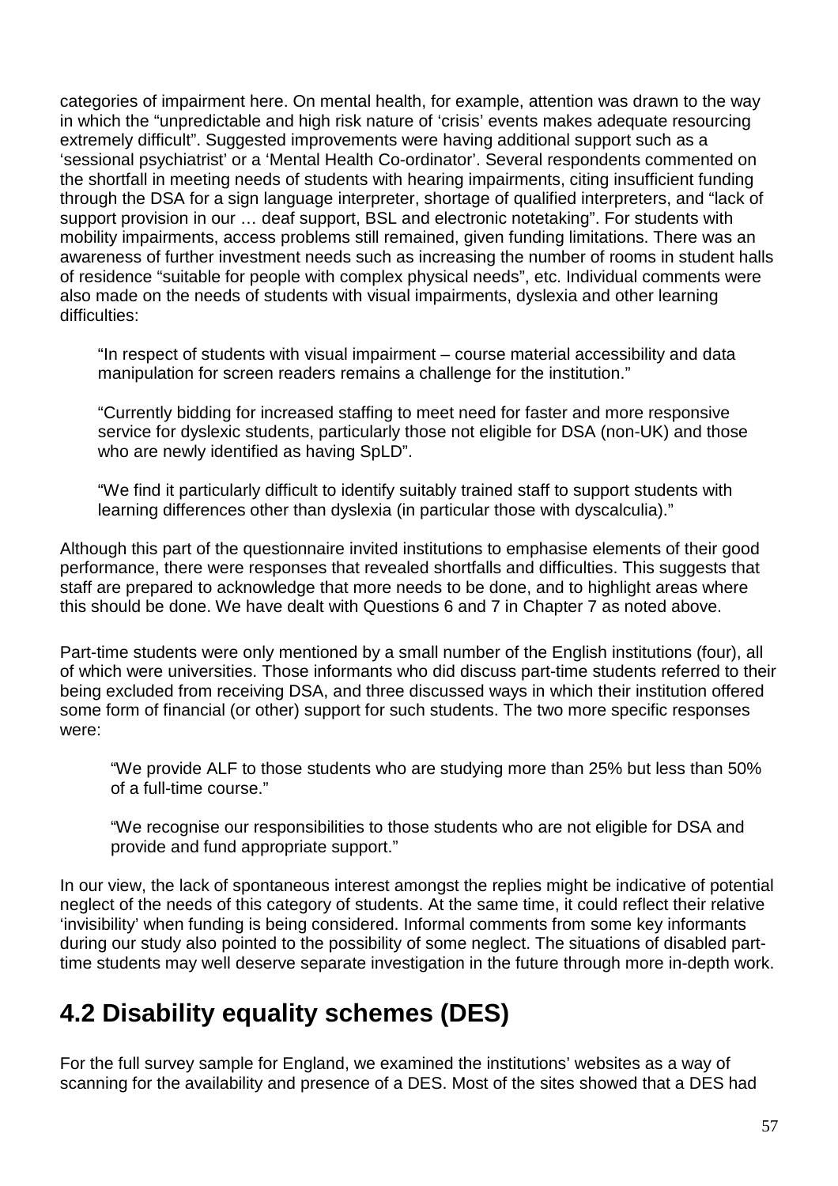categories of impairment here. On mental health, for example, attention was drawn to the way in which the "unpredictable and high risk nature of 'crisis' events makes adequate resourcing extremely difficult". Suggested improvements were having additional support such as a 'sessional psychiatrist' or a 'Mental Health Co-ordinator'. Several respondents commented on the shortfall in meeting needs of students with hearing impairments, citing insufficient funding through the DSA for a sign language interpreter, shortage of qualified interpreters, and "lack of support provision in our … deaf support, BSL and electronic notetaking". For students with mobility impairments, access problems still remained, given funding limitations. There was an awareness of further investment needs such as increasing the number of rooms in student halls of residence "suitable for people with complex physical needs", etc. Individual comments were also made on the needs of students with visual impairments, dyslexia and other learning difficulties:

> "In respect of students with visual impairment – course material accessibility and data manipulation for screen readers remains a challenge for the institution."
>
> "Currently bidding for increased staffing to meet need for faster and more responsive service for dyslexic students, particularly those not eligible for DSA (non-UK) and those who are newly identified as having SpLD".
>
> "We find it particularly difficult to identify suitably trained staff to support students with learning differences other than dyslexia (in particular those with dyscalculia)."

Although this part of the questionnaire invited institutions to emphasise elements of their good performance, there were responses that revealed shortfalls and difficulties. This suggests that staff are prepared to acknowledge that more needs to be done, and to highlight areas where this should be done. We have dealt with Questions 6 and 7 in Chapter 7 as noted above.

Part-time students were only mentioned by a small number of the English institutions (four), all of which were universities. Those informants who did discuss part-time students referred to their being excluded from receiving DSA, and three discussed ways in which their institution offered some form of financial (or other) support for such students. The two more specific responses were:

> "We provide ALF to those students who are studying more than 25% but less than 50% of a full-time course."
>
> "We recognise our responsibilities to those students who are not eligible for DSA and provide and fund appropriate support."

In our view, the lack of spontaneous interest amongst the replies might be indicative of potential neglect of the needs of this category of students. At the same time, it could reflect their relative 'invisibility' when funding is being considered. Informal comments from some key informants during our study also pointed to the possibility of some neglect. The situations of disabled part-time students may well deserve separate investigation in the future through more in-depth work.

## 4.2 Disability equality schemes (DES)

For the full survey sample for England, we examined the institutions' websites as a way of scanning for the availability and presence of a DES. Most of the sites showed that a DES had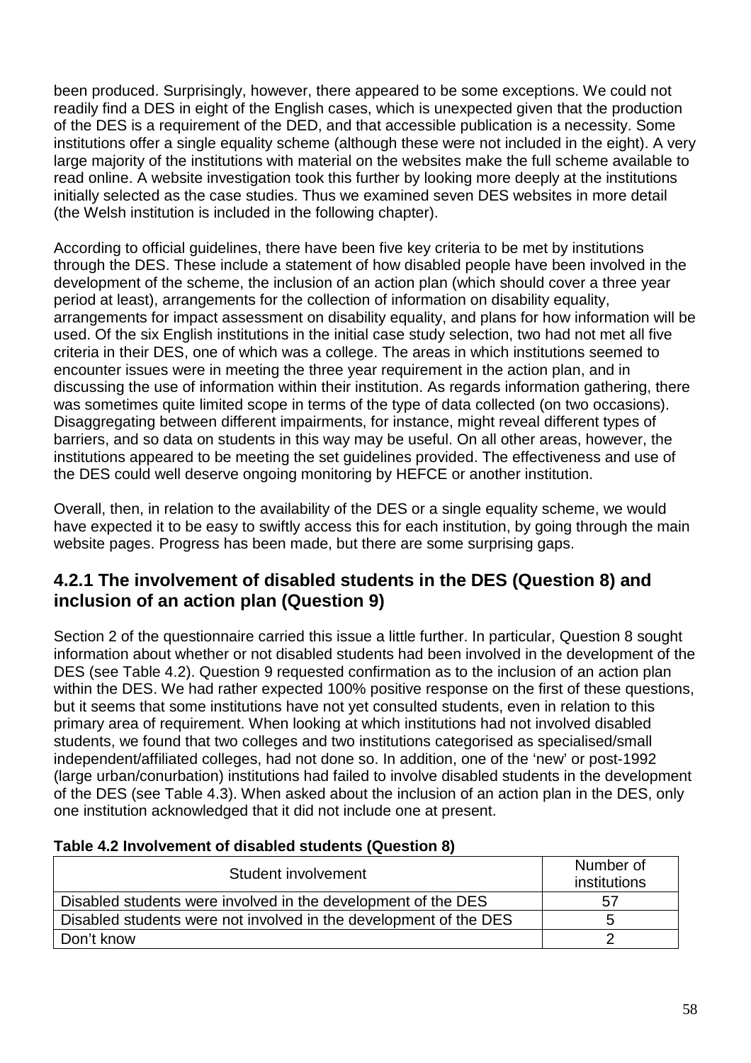been produced. Surprisingly, however, there appeared to be some exceptions. We could not readily find a DES in eight of the English cases, which is unexpected given that the production of the DES is a requirement of the DED, and that accessible publication is a necessity. Some institutions offer a single equality scheme (although these were not included in the eight). A very large majority of the institutions with material on the websites make the full scheme available to read online. A website investigation took this further by looking more deeply at the institutions initially selected as the case studies. Thus we examined seven DES websites in more detail (the Welsh institution is included in the following chapter).

According to official guidelines, there have been five key criteria to be met by institutions through the DES. These include a statement of how disabled people have been involved in the development of the scheme, the inclusion of an action plan (which should cover a three year period at least), arrangements for the collection of information on disability equality, arrangements for impact assessment on disability equality, and plans for how information will be used. Of the six English institutions in the initial case study selection, two had not met all five criteria in their DES, one of which was a college. The areas in which institutions seemed to encounter issues were in meeting the three year requirement in the action plan, and in discussing the use of information within their institution. As regards information gathering, there was sometimes quite limited scope in terms of the type of data collected (on two occasions). Disaggregating between different impairments, for instance, might reveal different types of barriers, and so data on students in this way may be useful. On all other areas, however, the institutions appeared to be meeting the set guidelines provided. The effectiveness and use of the DES could well deserve ongoing monitoring by HEFCE or another institution.

Overall, then, in relation to the availability of the DES or a single equality scheme, we would have expected it to be easy to swiftly access this for each institution, by going through the main website pages. Progress has been made, but there are some surprising gaps.

### 4.2.1 The involvement of disabled students in the DES (Question 8) and inclusion of an action plan (Question 9)

Section 2 of the questionnaire carried this issue a little further. In particular, Question 8 sought information about whether or not disabled students had been involved in the development of the DES (see Table 4.2). Question 9 requested confirmation as to the inclusion of an action plan within the DES. We had rather expected 100% positive response on the first of these questions, but it seems that some institutions have not yet consulted students, even in relation to this primary area of requirement. When looking at which institutions had not involved disabled students, we found that two colleges and two institutions categorised as specialised/small independent/affiliated colleges, had not done so. In addition, one of the 'new' or post-1992 (large urban/conurbation) institutions had failed to involve disabled students in the development of the DES (see Table 4.3). When asked about the inclusion of an action plan in the DES, only one institution acknowledged that it did not include one at present.

**Table 4.2 Involvement of disabled students (Question 8)**

| Student involvement | Number of institutions |
|---|---|
| Disabled students were involved in the development of the DES | 57 |
| Disabled students were not involved in the development of the DES | 5 |
| Don't know | 2 |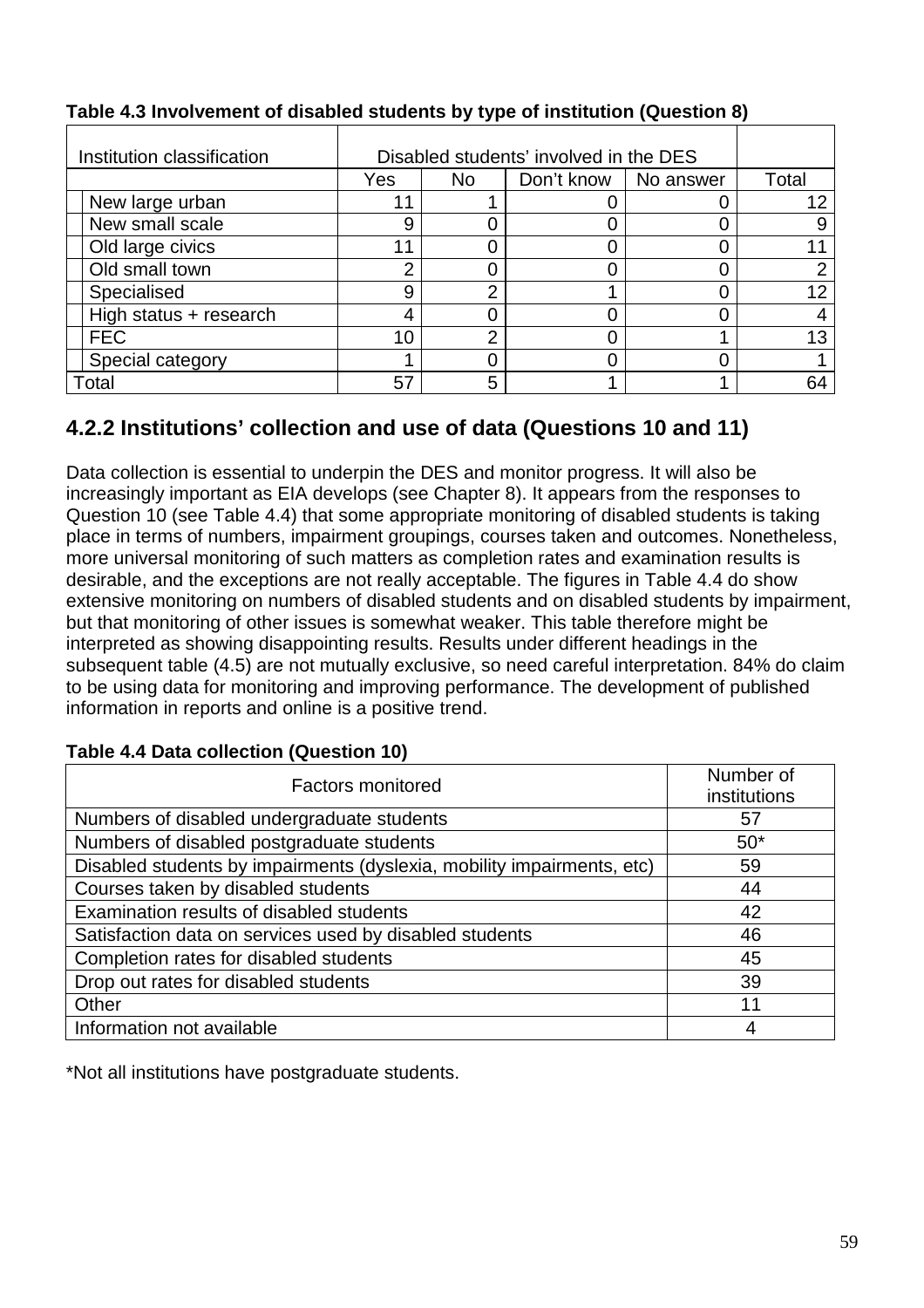**Table 4.3 Involvement of disabled students by type of institution (Question 8)**

| Institution classification | Disabled students' involved in the DES | | | | |
|---|---|---|---|---|---|
| | Yes | No | Don't know | No answer | Total |
| New large urban | 11 | 1 | 0 | 0 | 12 |
| New small scale | 9 | 0 | 0 | 0 | 9 |
| Old large civics | 11 | 0 | 0 | 0 | 11 |
| Old small town | 2 | 0 | 0 | 0 | 2 |
| Specialised | 9 | 2 | 1 | 0 | 12 |
| High status + research | 4 | 0 | 0 | 0 | 4 |
| FEC | 10 | 2 | 0 | 1 | 13 |
| Special category | 1 | 0 | 0 | 0 | 1 |
| Total | 57 | 5 | 1 | 1 | 64 |

## 4.2.2 Institutions' collection and use of data (Questions 10 and 11)

Data collection is essential to underpin the DES and monitor progress. It will also be increasingly important as EIA develops (see Chapter 8). It appears from the responses to Question 10 (see Table 4.4) that some appropriate monitoring of disabled students is taking place in terms of numbers, impairment groupings, courses taken and outcomes. Nonetheless, more universal monitoring of such matters as completion rates and examination results is desirable, and the exceptions are not really acceptable. The figures in Table 4.4 do show extensive monitoring on numbers of disabled students and on disabled students by impairment, but that monitoring of other issues is somewhat weaker. This table therefore might be interpreted as showing disappointing results. Results under different headings in the subsequent table (4.5) are not mutually exclusive, so need careful interpretation. 84% do claim to be using data for monitoring and improving performance. The development of published information in reports and online is a positive trend.

**Table 4.4 Data collection (Question 10)**

| Factors monitored | Number of institutions |
|---|---|
| Numbers of disabled undergraduate students | 57 |
| Numbers of disabled postgraduate students | 50* |
| Disabled students by impairments (dyslexia, mobility impairments, etc) | 59 |
| Courses taken by disabled students | 44 |
| Examination results of disabled students | 42 |
| Satisfaction data on services used by disabled students | 46 |
| Completion rates for disabled students | 45 |
| Drop out rates for disabled students | 39 |
| Other | 11 |
| Information not available | 4 |

*Not all institutions have postgraduate students.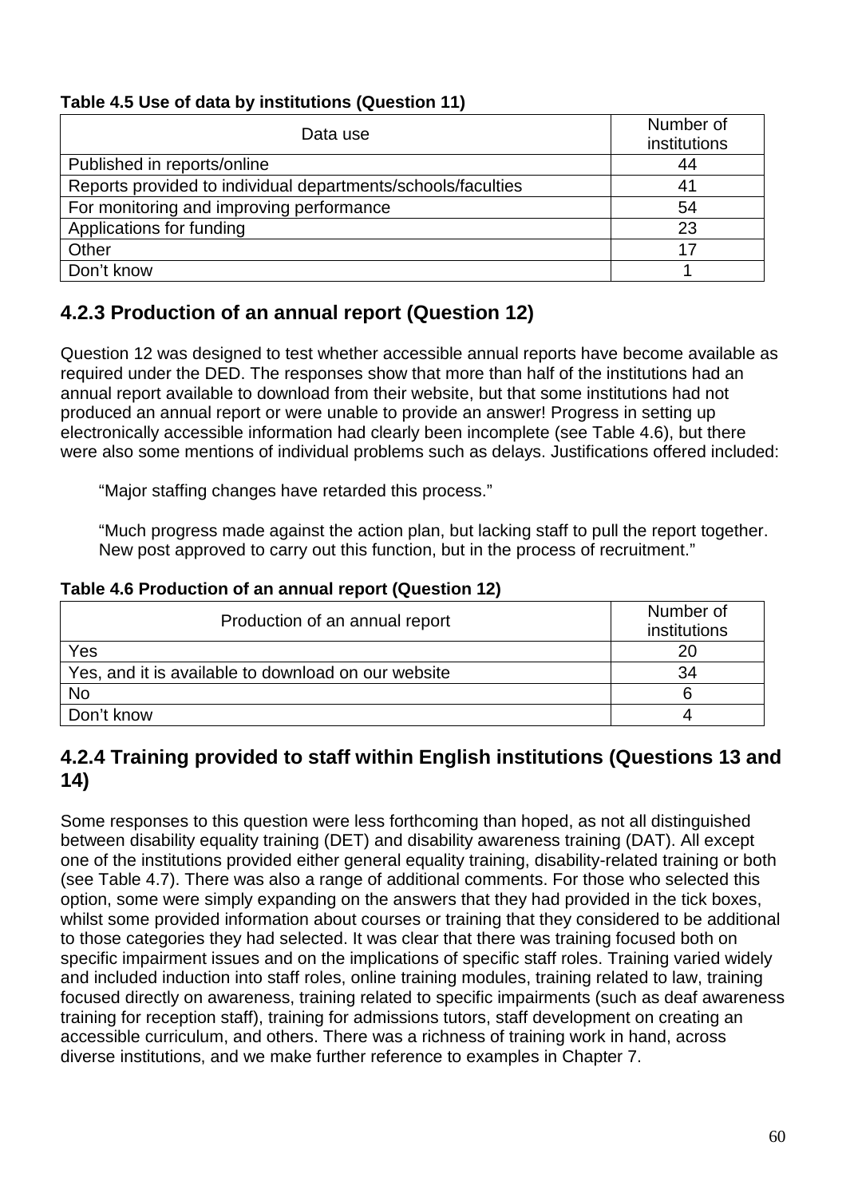**Table 4.5 Use of data by institutions (Question 11)**

| Data use | Number of institutions |
|---|---|
| Published in reports/online | 44 |
| Reports provided to individual departments/schools/faculties | 41 |
| For monitoring and improving performance | 54 |
| Applications for funding | 23 |
| Other | 17 |
| Don't know | 1 |

## 4.2.3 Production of an annual report (Question 12)

Question 12 was designed to test whether accessible annual reports have become available as required under the DED. The responses show that more than half of the institutions had an annual report available to download from their website, but that some institutions had not produced an annual report or were unable to provide an answer! Progress in setting up electronically accessible information had clearly been incomplete (see Table 4.6), but there were also some mentions of individual problems such as delays. Justifications offered included:

> "Major staffing changes have retarded this process."
>
> "Much progress made against the action plan, but lacking staff to pull the report together. New post approved to carry out this function, but in the process of recruitment."

**Table 4.6 Production of an annual report (Question 12)**

| Production of an annual report | Number of institutions |
|---|---|
| Yes | 20 |
| Yes, and it is available to download on our website | 34 |
| No | 6 |
| Don't know | 4 |

## 4.2.4 Training provided to staff within English institutions (Questions 13 and 14)

Some responses to this question were less forthcoming than hoped, as not all distinguished between disability equality training (DET) and disability awareness training (DAT). All except one of the institutions provided either general equality training, disability-related training or both (see Table 4.7). There was also a range of additional comments. For those who selected this option, some were simply expanding on the answers that they had provided in the tick boxes, whilst some provided information about courses or training that they considered to be additional to those categories they had selected. It was clear that there was training focused both on specific impairment issues and on the implications of specific staff roles. Training varied widely and included induction into staff roles, online training modules, training related to law, training focused directly on awareness, training related to specific impairments (such as deaf awareness training for reception staff), training for admissions tutors, staff development on creating an accessible curriculum, and others. There was a richness of training work in hand, across diverse institutions, and we make further reference to examples in Chapter 7.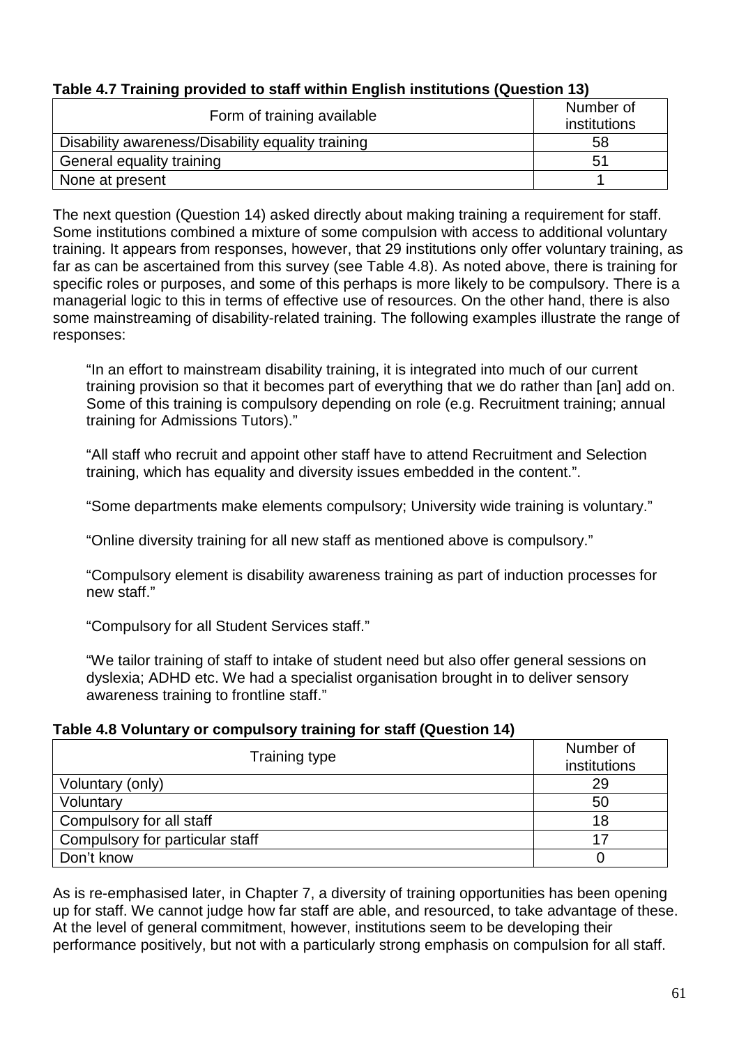**Table 4.7 Training provided to staff within English institutions (Question 13)**

| Form of training available | Number of institutions |
|---|---|
| Disability awareness/Disability equality training | 58 |
| General equality training | 51 |
| None at present | 1 |

The next question (Question 14) asked directly about making training a requirement for staff. Some institutions combined a mixture of some compulsion with access to additional voluntary training. It appears from responses, however, that 29 institutions only offer voluntary training, as far as can be ascertained from this survey (see Table 4.8). As noted above, there is training for specific roles or purposes, and some of this perhaps is more likely to be compulsory. There is a managerial logic to this in terms of effective use of resources. On the other hand, there is also some mainstreaming of disability-related training. The following examples illustrate the range of responses:

> "In an effort to mainstream disability training, it is integrated into much of our current training provision so that it becomes part of everything that we do rather than [an] add on. Some of this training is compulsory depending on role (e.g. Recruitment training; annual training for Admissions Tutors)."

> "All staff who recruit and appoint other staff have to attend Recruitment and Selection training, which has equality and diversity issues embedded in the content.".

> "Some departments make elements compulsory; University wide training is voluntary."

> "Online diversity training for all new staff as mentioned above is compulsory."

> "Compulsory element is disability awareness training as part of induction processes for new staff."

> "Compulsory for all Student Services staff."

> "We tailor training of staff to intake of student need but also offer general sessions on dyslexia; ADHD etc. We had a specialist organisation brought in to deliver sensory awareness training to frontline staff."

**Table 4.8 Voluntary or compulsory training for staff (Question 14)**

| Training type | Number of institutions |
|---|---|
| Voluntary (only) | 29 |
| Voluntary | 50 |
| Compulsory for all staff | 18 |
| Compulsory for particular staff | 17 |
| Don't know | 0 |

As is re-emphasised later, in Chapter 7, a diversity of training opportunities has been opening up for staff. We cannot judge how far staff are able, and resourced, to take advantage of these. At the level of general commitment, however, institutions seem to be developing their performance positively, but not with a particularly strong emphasis on compulsion for all staff.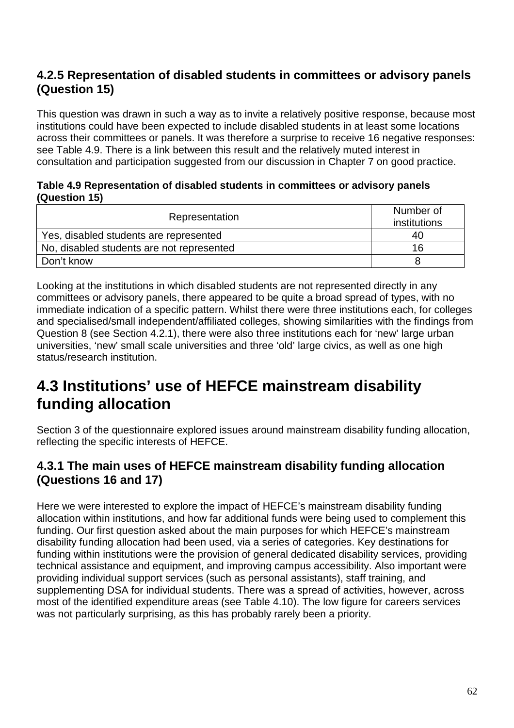### 4.2.5 Representation of disabled students in committees or advisory panels (Question 15)

This question was drawn in such a way as to invite a relatively positive response, because most institutions could have been expected to include disabled students in at least some locations across their committees or panels. It was therefore a surprise to receive 16 negative responses: see Table 4.9. There is a link between this result and the relatively muted interest in consultation and participation suggested from our discussion in Chapter 7 on good practice.

**Table 4.9 Representation of disabled students in committees or advisory panels (Question 15)**

| Representation | Number of institutions |
|---|---|
| Yes, disabled students are represented | 40 |
| No, disabled students are not represented | 16 |
| Don't know | 8 |

Looking at the institutions in which disabled students are not represented directly in any committees or advisory panels, there appeared to be quite a broad spread of types, with no immediate indication of a specific pattern. Whilst there were three institutions each, for colleges and specialised/small independent/affiliated colleges, showing similarities with the findings from Question 8 (see Section 4.2.1), there were also three institutions each for 'new' large urban universities, 'new' small scale universities and three 'old' large civics, as well as one high status/research institution.

## 4.3 Institutions' use of HEFCE mainstream disability funding allocation

Section 3 of the questionnaire explored issues around mainstream disability funding allocation, reflecting the specific interests of HEFCE.

### 4.3.1 The main uses of HEFCE mainstream disability funding allocation (Questions 16 and 17)

Here we were interested to explore the impact of HEFCE's mainstream disability funding allocation within institutions, and how far additional funds were being used to complement this funding. Our first question asked about the main purposes for which HEFCE's mainstream disability funding allocation had been used, via a series of categories. Key destinations for funding within institutions were the provision of general dedicated disability services, providing technical assistance and equipment, and improving campus accessibility. Also important were providing individual support services (such as personal assistants), staff training, and supplementing DSA for individual students. There was a spread of activities, however, across most of the identified expenditure areas (see Table 4.10). The low figure for careers services was not particularly surprising, as this has probably rarely been a priority.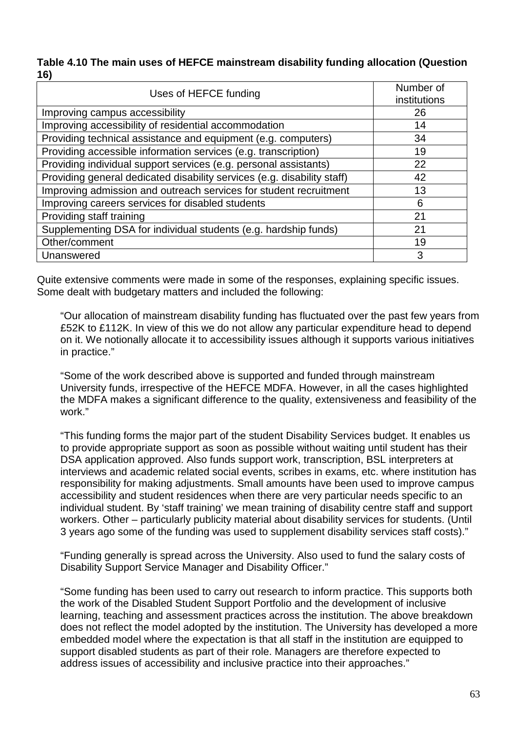**Table 4.10 The main uses of HEFCE mainstream disability funding allocation (Question 16)**

| Uses of HEFCE funding | Number of institutions |
|---|---|
| Improving campus accessibility | 26 |
| Improving accessibility of residential accommodation | 14 |
| Providing technical assistance and equipment (e.g. computers) | 34 |
| Providing accessible information services (e.g. transcription) | 19 |
| Providing individual support services (e.g. personal assistants) | 22 |
| Providing general dedicated disability services (e.g. disability staff) | 42 |
| Improving admission and outreach services for student recruitment | 13 |
| Improving careers services for disabled students | 6 |
| Providing staff training | 21 |
| Supplementing DSA for individual students (e.g. hardship funds) | 21 |
| Other/comment | 19 |
| Unanswered | 3 |

Quite extensive comments were made in some of the responses, explaining specific issues. Some dealt with budgetary matters and included the following:

> "Our allocation of mainstream disability funding has fluctuated over the past few years from £52K to £112K. In view of this we do not allow any particular expenditure head to depend on it. We notionally allocate it to accessibility issues although it supports various initiatives in practice."

> "Some of the work described above is supported and funded through mainstream University funds, irrespective of the HEFCE MDFA. However, in all the cases highlighted the MDFA makes a significant difference to the quality, extensiveness and feasibility of the work."

> "This funding forms the major part of the student Disability Services budget. It enables us to provide appropriate support as soon as possible without waiting until student has their DSA application approved. Also funds support work, transcription, BSL interpreters at interviews and academic related social events, scribes in exams, etc. where institution has responsibility for making adjustments. Small amounts have been used to improve campus accessibility and student residences when there are very particular needs specific to an individual student. By 'staff training' we mean training of disability centre staff and support workers. Other – particularly publicity material about disability services for students. (Until 3 years ago some of the funding was used to supplement disability services staff costs)."

> "Funding generally is spread across the University. Also used to fund the salary costs of Disability Support Service Manager and Disability Officer."

> "Some funding has been used to carry out research to inform practice. This supports both the work of the Disabled Student Support Portfolio and the development of inclusive learning, teaching and assessment practices across the institution. The above breakdown does not reflect the model adopted by the institution. The University has developed a more embedded model where the expectation is that all staff in the institution are equipped to support disabled students as part of their role. Managers are therefore expected to address issues of accessibility and inclusive practice into their approaches."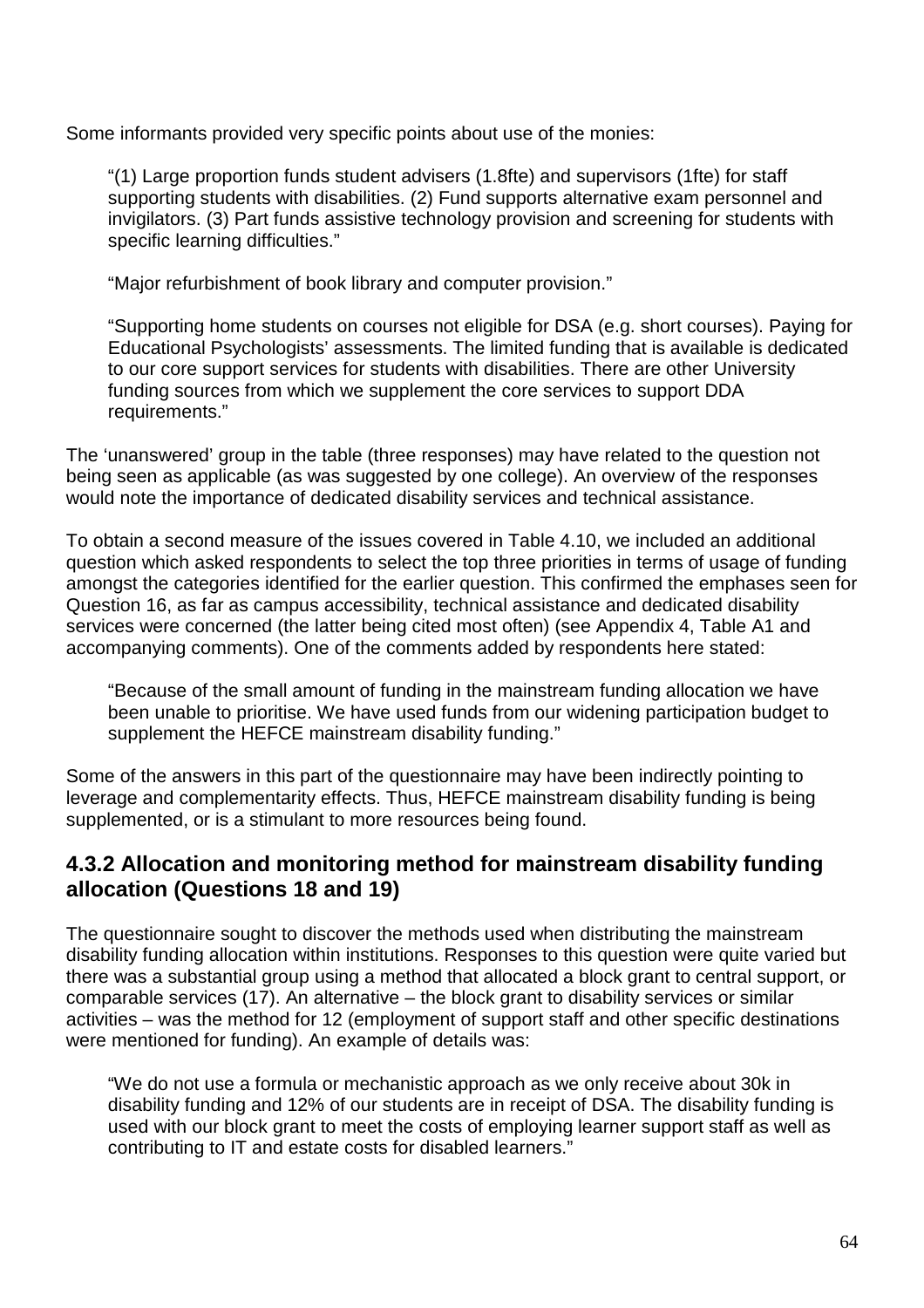Some informants provided very specific points about use of the monies:

> “(1) Large proportion funds student advisers (1.8fte) and supervisors (1fte) for staff supporting students with disabilities. (2) Fund supports alternative exam personnel and invigilators. (3) Part funds assistive technology provision and screening for students with specific learning difficulties.”
>
> “Major refurbishment of book library and computer provision.”
>
> “Supporting home students on courses not eligible for DSA (e.g. short courses). Paying for Educational Psychologists’ assessments. The limited funding that is available is dedicated to our core support services for students with disabilities. There are other University funding sources from which we supplement the core services to support DDA requirements.”

The ‘unanswered’ group in the table (three responses) may have related to the question not being seen as applicable (as was suggested by one college). An overview of the responses would note the importance of dedicated disability services and technical assistance.

To obtain a second measure of the issues covered in Table 4.10, we included an additional question which asked respondents to select the top three priorities in terms of usage of funding amongst the categories identified for the earlier question. This confirmed the emphases seen for Question 16, as far as campus accessibility, technical assistance and dedicated disability services were concerned (the latter being cited most often) (see Appendix 4, Table A1 and accompanying comments). One of the comments added by respondents here stated:

> “Because of the small amount of funding in the mainstream funding allocation we have been unable to prioritise. We have used funds from our widening participation budget to supplement the HEFCE mainstream disability funding.”

Some of the answers in this part of the questionnaire may have been indirectly pointing to leverage and complementarity effects. Thus, HEFCE mainstream disability funding is being supplemented, or is a stimulant to more resources being found.

### 4.3.2 Allocation and monitoring method for mainstream disability funding allocation (Questions 18 and 19)

The questionnaire sought to discover the methods used when distributing the mainstream disability funding allocation within institutions. Responses to this question were quite varied but there was a substantial group using a method that allocated a block grant to central support, or comparable services (17). An alternative – the block grant to disability services or similar activities – was the method for 12 (employment of support staff and other specific destinations were mentioned for funding). An example of details was:

> “We do not use a formula or mechanistic approach as we only receive about 30k in disability funding and 12% of our students are in receipt of DSA. The disability funding is used with our block grant to meet the costs of employing learner support staff as well as contributing to IT and estate costs for disabled learners.”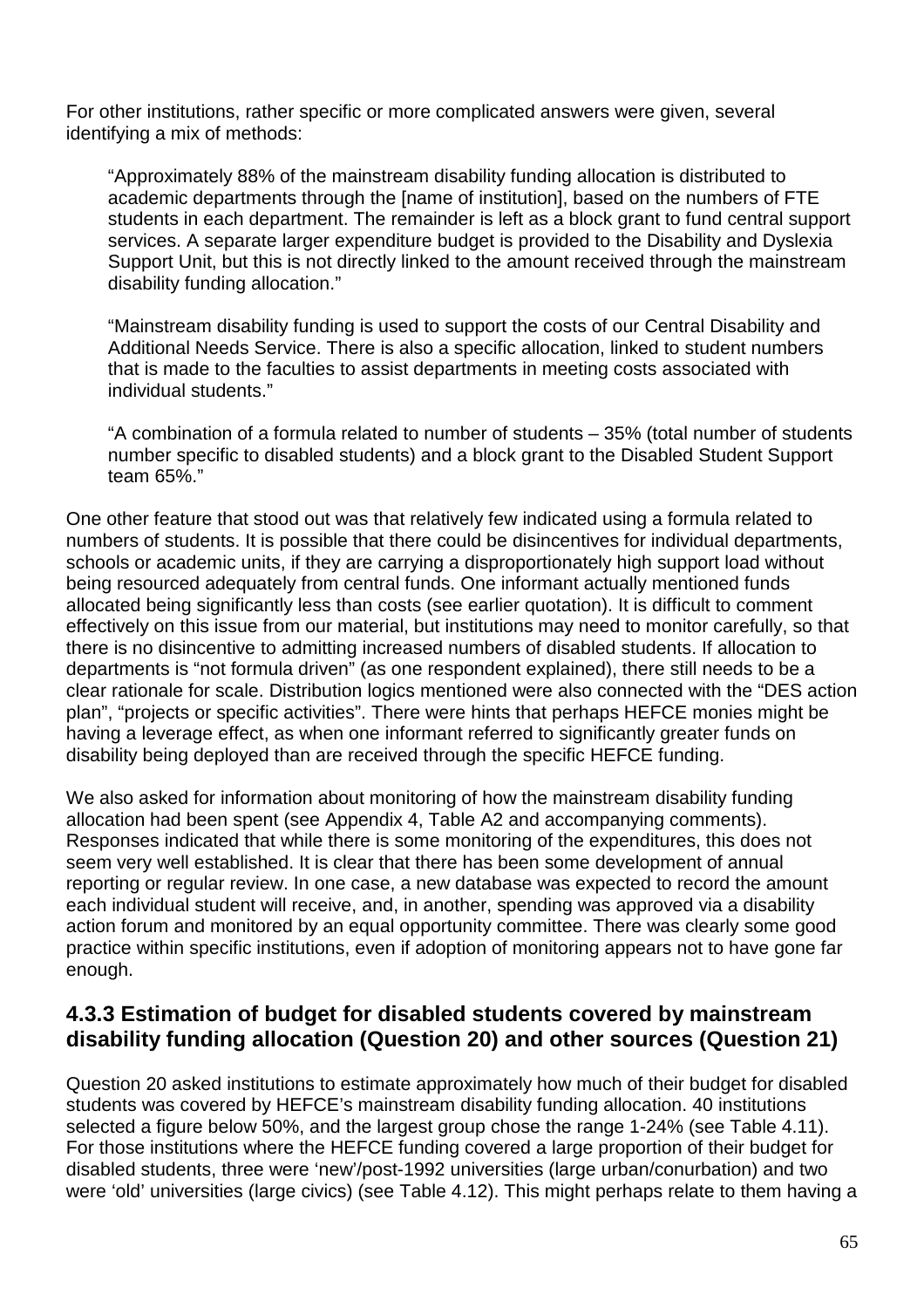For other institutions, rather specific or more complicated answers were given, several identifying a mix of methods:

> "Approximately 88% of the mainstream disability funding allocation is distributed to academic departments through the [name of institution], based on the numbers of FTE students in each department. The remainder is left as a block grant to fund central support services. A separate larger expenditure budget is provided to the Disability and Dyslexia Support Unit, but this is not directly linked to the amount received through the mainstream disability funding allocation."

> "Mainstream disability funding is used to support the costs of our Central Disability and Additional Needs Service. There is also a specific allocation, linked to student numbers that is made to the faculties to assist departments in meeting costs associated with individual students."

> "A combination of a formula related to number of students – 35% (total number of students number specific to disabled students) and a block grant to the Disabled Student Support team 65%."

One other feature that stood out was that relatively few indicated using a formula related to numbers of students. It is possible that there could be disincentives for individual departments, schools or academic units, if they are carrying a disproportionately high support load without being resourced adequately from central funds. One informant actually mentioned funds allocated being significantly less than costs (see earlier quotation). It is difficult to comment effectively on this issue from our material, but institutions may need to monitor carefully, so that there is no disincentive to admitting increased numbers of disabled students. If allocation to departments is "not formula driven" (as one respondent explained), there still needs to be a clear rationale for scale. Distribution logics mentioned were also connected with the "DES action plan", "projects or specific activities". There were hints that perhaps HEFCE monies might be having a leverage effect, as when one informant referred to significantly greater funds on disability being deployed than are received through the specific HEFCE funding.

We also asked for information about monitoring of how the mainstream disability funding allocation had been spent (see Appendix 4, Table A2 and accompanying comments). Responses indicated that while there is some monitoring of the expenditures, this does not seem very well established. It is clear that there has been some development of annual reporting or regular review. In one case, a new database was expected to record the amount each individual student will receive, and, in another, spending was approved via a disability action forum and monitored by an equal opportunity committee. There was clearly some good practice within specific institutions, even if adoption of monitoring appears not to have gone far enough.

### 4.3.3 Estimation of budget for disabled students covered by mainstream disability funding allocation (Question 20) and other sources (Question 21)

Question 20 asked institutions to estimate approximately how much of their budget for disabled students was covered by HEFCE's mainstream disability funding allocation. 40 institutions selected a figure below 50%, and the largest group chose the range 1-24% (see Table 4.11). For those institutions where the HEFCE funding covered a large proportion of their budget for disabled students, three were 'new'/post-1992 universities (large urban/conurbation) and two were 'old' universities (large civics) (see Table 4.12). This might perhaps relate to them having a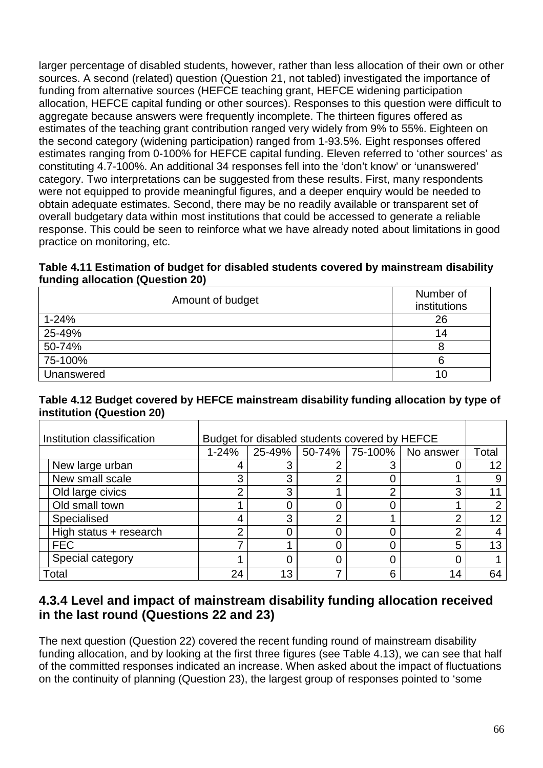larger percentage of disabled students, however, rather than less allocation of their own or other sources. A second (related) question (Question 21, not tabled) investigated the importance of funding from alternative sources (HEFCE teaching grant, HEFCE widening participation allocation, HEFCE capital funding or other sources). Responses to this question were difficult to aggregate because answers were frequently incomplete. The thirteen figures offered as estimates of the teaching grant contribution ranged very widely from 9% to 55%. Eighteen on the second category (widening participation) ranged from 1-93.5%. Eight responses offered estimates ranging from 0-100% for HEFCE capital funding. Eleven referred to 'other sources' as constituting 4.7-100%. An additional 34 responses fell into the 'don't know' or 'unanswered' category. Two interpretations can be suggested from these results. First, many respondents were not equipped to provide meaningful figures, and a deeper enquiry would be needed to obtain adequate estimates. Second, there may be no readily available or transparent set of overall budgetary data within most institutions that could be accessed to generate a reliable response. This could be seen to reinforce what we have already noted about limitations in good practice on monitoring, etc.

**Table 4.11 Estimation of budget for disabled students covered by mainstream disability funding allocation (Question 20)**

| Amount of budget | Number of institutions |
|---|---|
| 1-24% | 26 |
| 25-49% | 14 |
| 50-74% | 8 |
| 75-100% | 6 |
| Unanswered | 10 |

**Table 4.12 Budget covered by HEFCE mainstream disability funding allocation by type of institution (Question 20)**

| Institution classification | Budget for disabled students covered by HEFCE | | | | | |
|---|---|---|---|---|---|---|
| | 1-24% | 25-49% | 50-74% | 75-100% | No answer | Total |
| New large urban | 4 | 3 | 2 | 3 | 0 | 12 |
| New small scale | 3 | 3 | 2 | 0 | 1 | 9 |
| Old large civics | 2 | 3 | 1 | 2 | 3 | 11 |
| Old small town | 1 | 0 | 0 | 0 | 1 | 2 |
| Specialised | 4 | 3 | 2 | 1 | 2 | 12 |
| High status + research | 2 | 0 | 0 | 0 | 2 | 4 |
| FEC | 7 | 1 | 0 | 0 | 5 | 13 |
| Special category | 1 | 0 | 0 | 0 | 0 | 1 |
| Total | 24 | 13 | 7 | 6 | 14 | 64 |

### 4.3.4 Level and impact of mainstream disability funding allocation received in the last round (Questions 22 and 23)

The next question (Question 22) covered the recent funding round of mainstream disability funding allocation, and by looking at the first three figures (see Table 4.13), we can see that half of the committed responses indicated an increase. When asked about the impact of fluctuations on the continuity of planning (Question 23), the largest group of responses pointed to 'some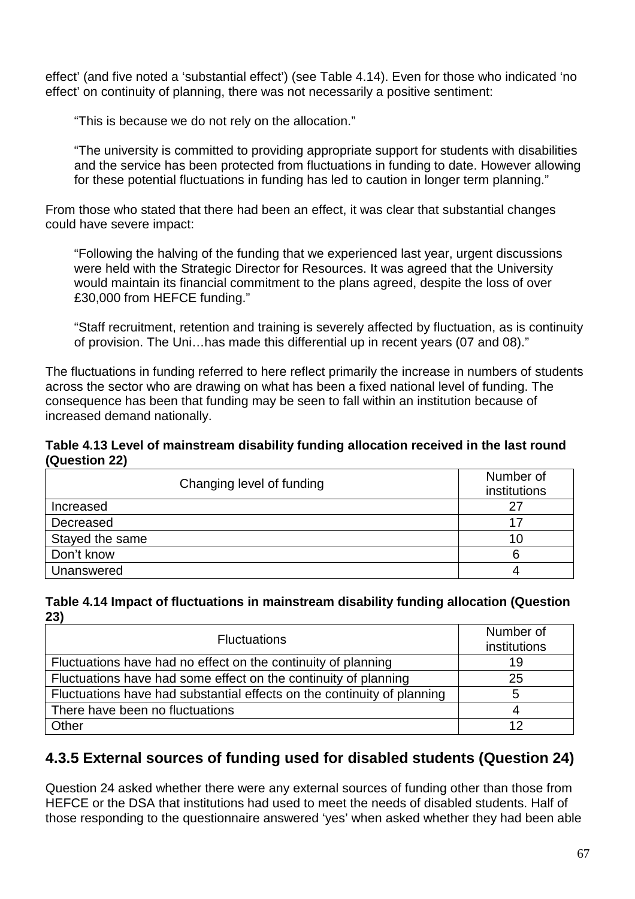effect' (and five noted a 'substantial effect') (see Table 4.14). Even for those who indicated 'no effect' on continuity of planning, there was not necessarily a positive sentiment:

> "This is because we do not rely on the allocation."

> "The university is committed to providing appropriate support for students with disabilities and the service has been protected from fluctuations in funding to date. However allowing for these potential fluctuations in funding has led to caution in longer term planning."

From those who stated that there had been an effect, it was clear that substantial changes could have severe impact:

> "Following the halving of the funding that we experienced last year, urgent discussions were held with the Strategic Director for Resources. It was agreed that the University would maintain its financial commitment to the plans agreed, despite the loss of over £30,000 from HEFCE funding."

> "Staff recruitment, retention and training is severely affected by fluctuation, as is continuity of provision. The Uni…has made this differential up in recent years (07 and 08)."

The fluctuations in funding referred to here reflect primarily the increase in numbers of students across the sector who are drawing on what has been a fixed national level of funding. The consequence has been that funding may be seen to fall within an institution because of increased demand nationally.

**Table 4.13 Level of mainstream disability funding allocation received in the last round (Question 22)**

| Changing level of funding | Number of institutions |
|---|---|
| Increased | 27 |
| Decreased | 17 |
| Stayed the same | 10 |
| Don't know | 6 |
| Unanswered | 4 |

**Table 4.14 Impact of fluctuations in mainstream disability funding allocation (Question 23)**

| Fluctuations | Number of institutions |
|---|---|
| Fluctuations have had no effect on the continuity of planning | 19 |
| Fluctuations have had some effect on the continuity of planning | 25 |
| Fluctuations have had substantial effects on the continuity of planning | 5 |
| There have been no fluctuations | 4 |
| Other | 12 |

### 4.3.5 External sources of funding used for disabled students (Question 24)

Question 24 asked whether there were any external sources of funding other than those from HEFCE or the DSA that institutions had used to meet the needs of disabled students. Half of those responding to the questionnaire answered 'yes' when asked whether they had been able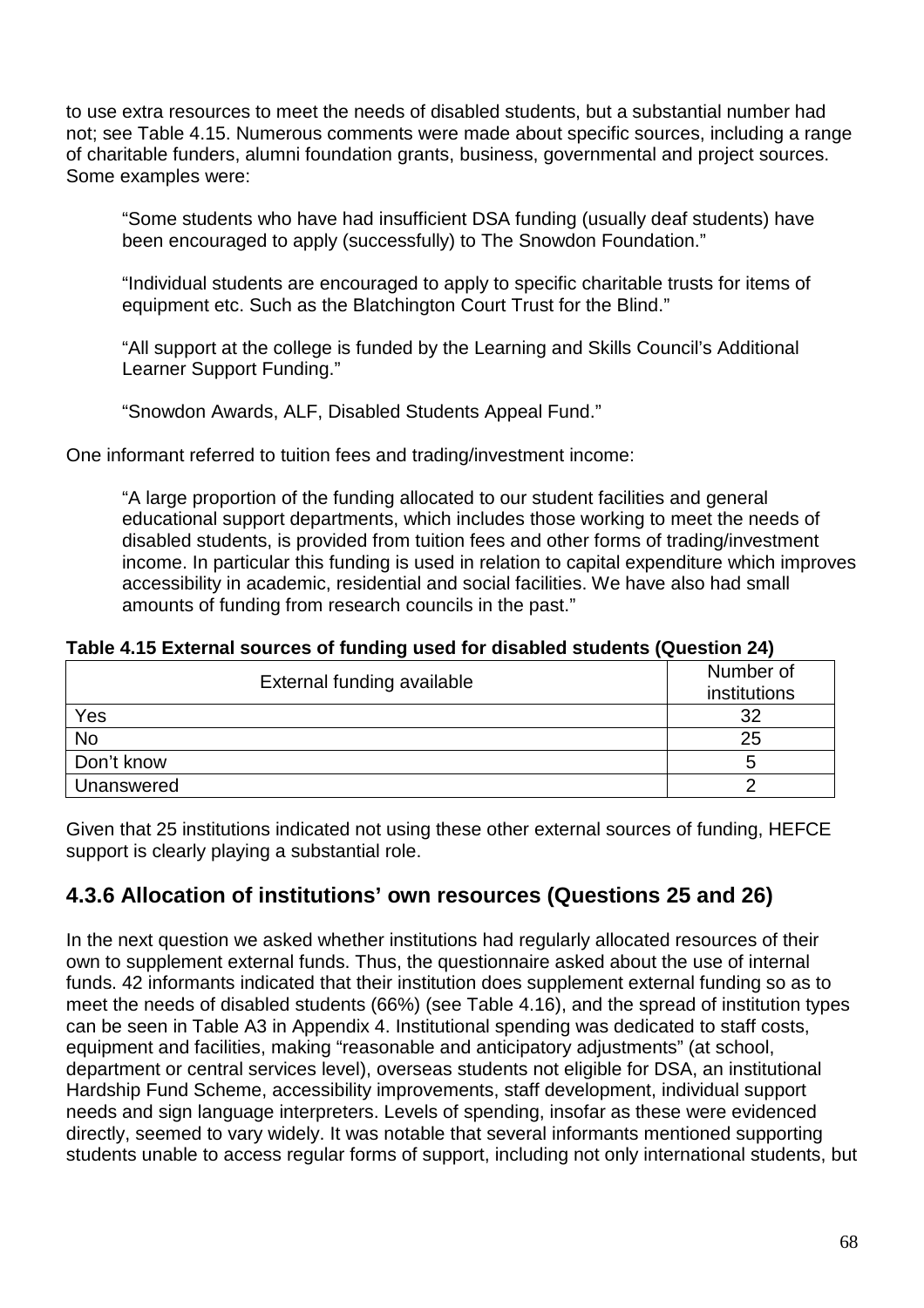to use extra resources to meet the needs of disabled students, but a substantial number had not; see Table 4.15. Numerous comments were made about specific sources, including a range of charitable funders, alumni foundation grants, business, governmental and project sources. Some examples were:

> "Some students who have had insufficient DSA funding (usually deaf students) have been encouraged to apply (successfully) to The Snowdon Foundation."

> "Individual students are encouraged to apply to specific charitable trusts for items of equipment etc. Such as the Blatchington Court Trust for the Blind."

> "All support at the college is funded by the Learning and Skills Council's Additional Learner Support Funding."

> "Snowdon Awards, ALF, Disabled Students Appeal Fund."

One informant referred to tuition fees and trading/investment income:

> "A large proportion of the funding allocated to our student facilities and general educational support departments, which includes those working to meet the needs of disabled students, is provided from tuition fees and other forms of trading/investment income. In particular this funding is used in relation to capital expenditure which improves accessibility in academic, residential and social facilities. We have also had small amounts of funding from research councils in the past."

**Table 4.15 External sources of funding used for disabled students (Question 24)**

| External funding available | Number of institutions |
|---|---|
| Yes | 32 |
| No | 25 |
| Don't know | 5 |
| Unanswered | 2 |

Given that 25 institutions indicated not using these other external sources of funding, HEFCE support is clearly playing a substantial role.

### 4.3.6 Allocation of institutions' own resources (Questions 25 and 26)

In the next question we asked whether institutions had regularly allocated resources of their own to supplement external funds. Thus, the questionnaire asked about the use of internal funds. 42 informants indicated that their institution does supplement external funding so as to meet the needs of disabled students (66%) (see Table 4.16), and the spread of institution types can be seen in Table A3 in Appendix 4. Institutional spending was dedicated to staff costs, equipment and facilities, making "reasonable and anticipatory adjustments" (at school, department or central services level), overseas students not eligible for DSA, an institutional Hardship Fund Scheme, accessibility improvements, staff development, individual support needs and sign language interpreters. Levels of spending, insofar as these were evidenced directly, seemed to vary widely. It was notable that several informants mentioned supporting students unable to access regular forms of support, including not only international students, but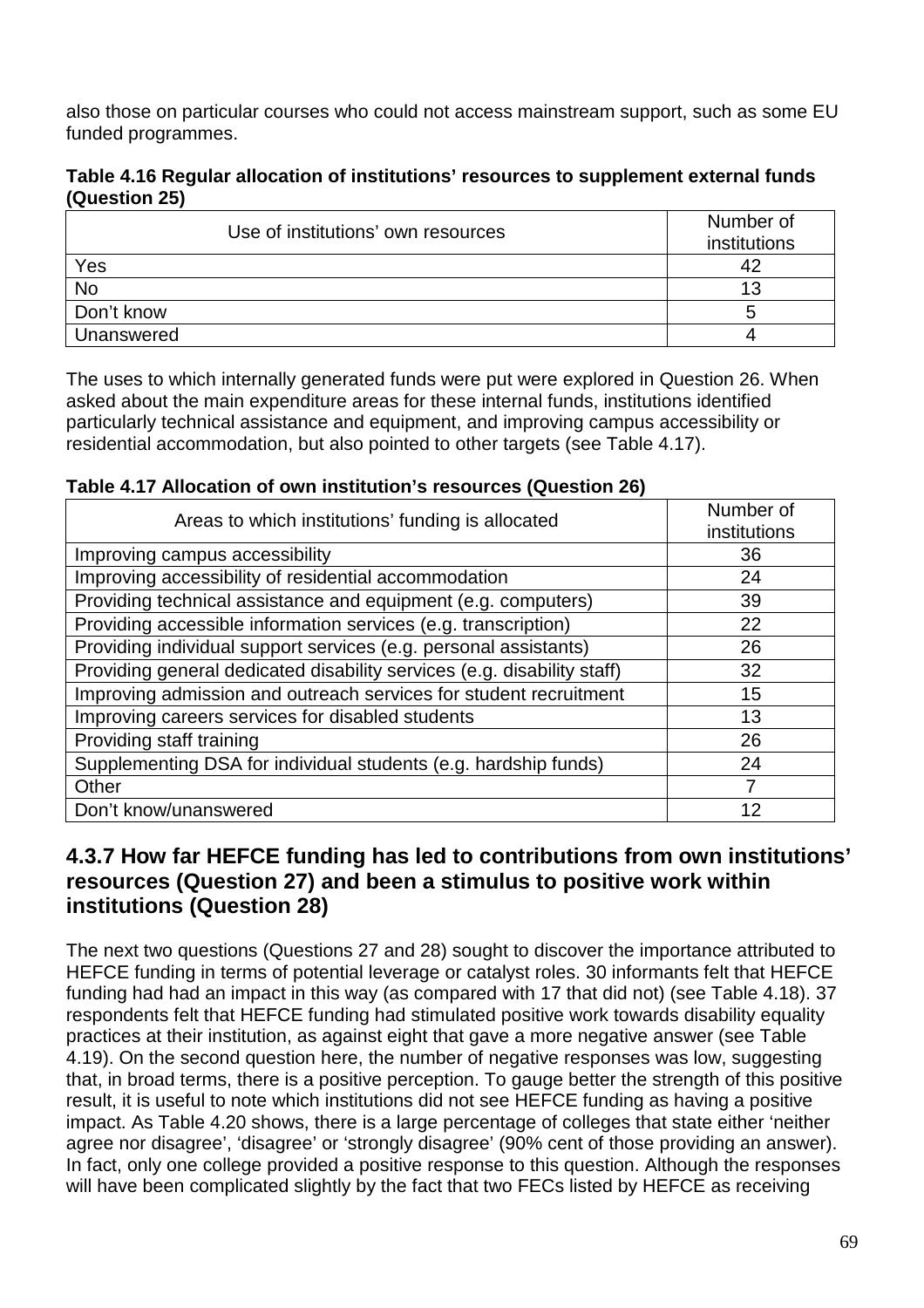also those on particular courses who could not access mainstream support, such as some EU funded programmes.

**Table 4.16 Regular allocation of institutions' resources to supplement external funds (Question 25)**

| Use of institutions' own resources | Number of institutions |
|---|---|
| Yes | 42 |
| No | 13 |
| Don't know | 5 |
| Unanswered | 4 |

The uses to which internally generated funds were put were explored in Question 26. When asked about the main expenditure areas for these internal funds, institutions identified particularly technical assistance and equipment, and improving campus accessibility or residential accommodation, but also pointed to other targets (see Table 4.17).

**Table 4.17 Allocation of own institution's resources (Question 26)**

| Areas to which institutions' funding is allocated | Number of institutions |
|---|---|
| Improving campus accessibility | 36 |
| Improving accessibility of residential accommodation | 24 |
| Providing technical assistance and equipment (e.g. computers) | 39 |
| Providing accessible information services (e.g. transcription) | 22 |
| Providing individual support services (e.g. personal assistants) | 26 |
| Providing general dedicated disability services (e.g. disability staff) | 32 |
| Improving admission and outreach services for student recruitment | 15 |
| Improving careers services for disabled students | 13 |
| Providing staff training | 26 |
| Supplementing DSA for individual students (e.g. hardship funds) | 24 |
| Other | 7 |
| Don't know/unanswered | 12 |

### 4.3.7 How far HEFCE funding has led to contributions from own institutions' resources (Question 27) and been a stimulus to positive work within institutions (Question 28)

The next two questions (Questions 27 and 28) sought to discover the importance attributed to HEFCE funding in terms of potential leverage or catalyst roles. 30 informants felt that HEFCE funding had had an impact in this way (as compared with 17 that did not) (see Table 4.18). 37 respondents felt that HEFCE funding had stimulated positive work towards disability equality practices at their institution, as against eight that gave a more negative answer (see Table 4.19). On the second question here, the number of negative responses was low, suggesting that, in broad terms, there is a positive perception. To gauge better the strength of this positive result, it is useful to note which institutions did not see HEFCE funding as having a positive impact. As Table 4.20 shows, there is a large percentage of colleges that state either 'neither agree nor disagree', 'disagree' or 'strongly disagree' (90% cent of those providing an answer). In fact, only one college provided a positive response to this question. Although the responses will have been complicated slightly by the fact that two FECs listed by HEFCE as receiving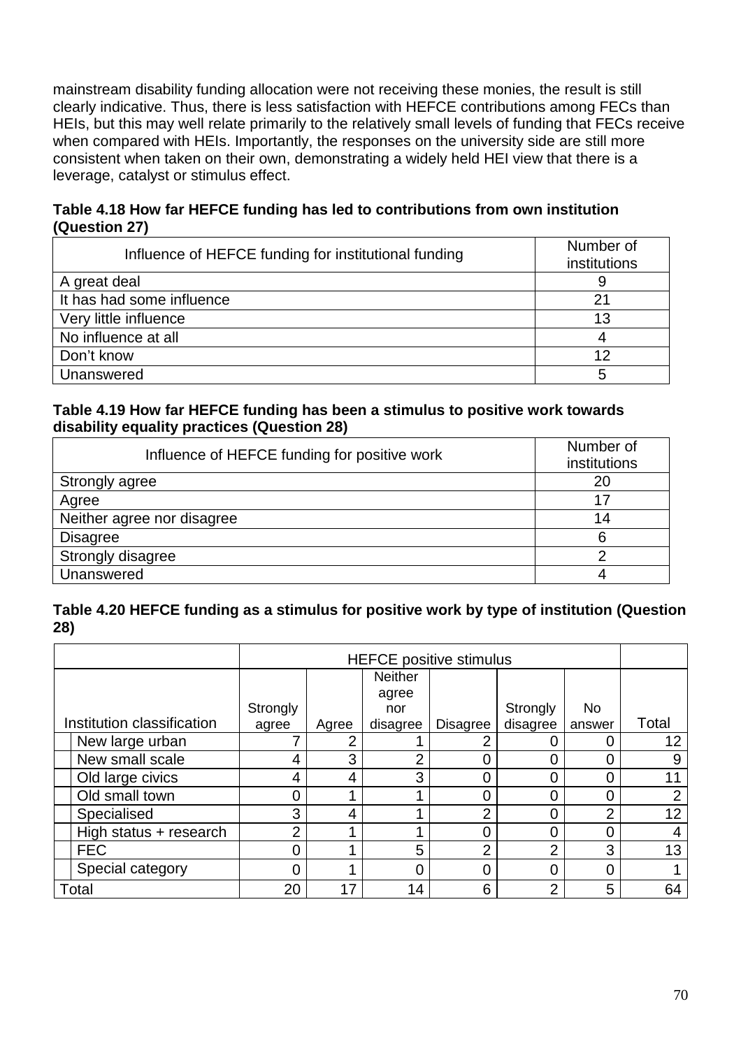mainstream disability funding allocation were not receiving these monies, the result is still clearly indicative. Thus, there is less satisfaction with HEFCE contributions among FECs than HEIs, but this may well relate primarily to the relatively small levels of funding that FECs receive when compared with HEIs. Importantly, the responses on the university side are still more consistent when taken on their own, demonstrating a widely held HEI view that there is a leverage, catalyst or stimulus effect.

**Table 4.18 How far HEFCE funding has led to contributions from own institution (Question 27)**

| Influence of HEFCE funding for institutional funding | Number of institutions |
|---|---|
| A great deal | 9 |
| It has had some influence | 21 |
| Very little influence | 13 |
| No influence at all | 4 |
| Don't know | 12 |
| Unanswered | 5 |

**Table 4.19 How far HEFCE funding has been a stimulus to positive work towards disability equality practices (Question 28)**

| Influence of HEFCE funding for positive work | Number of institutions |
|---|---|
| Strongly agree | 20 |
| Agree | 17 |
| Neither agree nor disagree | 14 |
| Disagree | 6 |
| Strongly disagree | 2 |
| Unanswered | 4 |

**Table 4.20 HEFCE funding as a stimulus for positive work by type of institution (Question 28)**

| | HEFCE positive stimulus | | | | | | |
|---|---|---|---|---|---|---|---|
| Institution classification | Strongly agree | Agree | Neither agree nor disagree | Disagree | Strongly disagree | No answer | Total |
| New large urban | 7 | 2 | 1 | 2 | 0 | 0 | 12 |
| New small scale | 4 | 3 | 2 | 0 | 0 | 0 | 9 |
| Old large civics | 4 | 4 | 3 | 0 | 0 | 0 | 11 |
| Old small town | 0 | 1 | 1 | 0 | 0 | 0 | 2 |
| Specialised | 3 | 4 | 1 | 2 | 0 | 2 | 12 |
| High status + research | 2 | 1 | 1 | 0 | 0 | 0 | 4 |
| FEC | 0 | 1 | 5 | 2 | 2 | 3 | 13 |
| Special category | 0 | 1 | 0 | 0 | 0 | 0 | 1 |
| Total | 20 | 17 | 14 | 6 | 2 | 5 | 64 |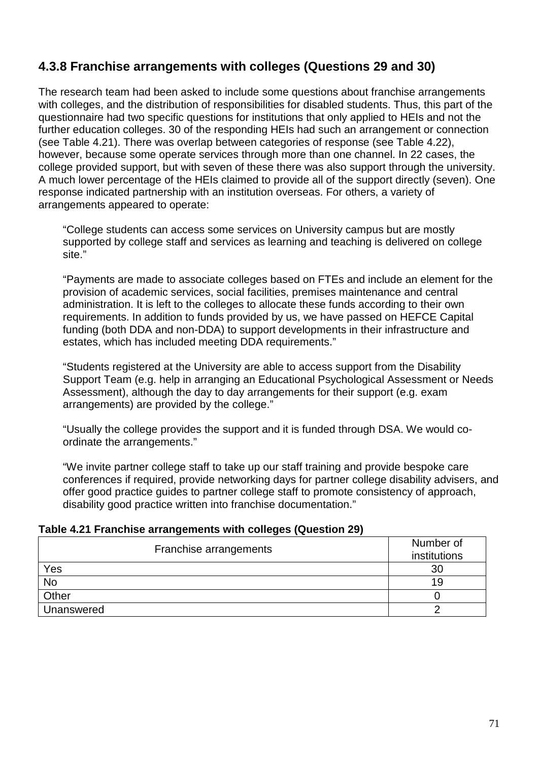### 4.3.8 Franchise arrangements with colleges (Questions 29 and 30)

The research team had been asked to include some questions about franchise arrangements with colleges, and the distribution of responsibilities for disabled students. Thus, this part of the questionnaire had two specific questions for institutions that only applied to HEIs and not the further education colleges. 30 of the responding HEIs had such an arrangement or connection (see Table 4.21). There was overlap between categories of response (see Table 4.22), however, because some operate services through more than one channel. In 22 cases, the college provided support, but with seven of these there was also support through the university. A much lower percentage of the HEIs claimed to provide all of the support directly (seven). One response indicated partnership with an institution overseas. For others, a variety of arrangements appeared to operate:

> "College students can access some services on University campus but are mostly supported by college staff and services as learning and teaching is delivered on college site."

> "Payments are made to associate colleges based on FTEs and include an element for the provision of academic services, social facilities, premises maintenance and central administration. It is left to the colleges to allocate these funds according to their own requirements. In addition to funds provided by us, we have passed on HEFCE Capital funding (both DDA and non-DDA) to support developments in their infrastructure and estates, which has included meeting DDA requirements."

> "Students registered at the University are able to access support from the Disability Support Team (e.g. help in arranging an Educational Psychological Assessment or Needs Assessment), although the day to day arrangements for their support (e.g. exam arrangements) are provided by the college."

> "Usually the college provides the support and it is funded through DSA. We would co-ordinate the arrangements."

> "We invite partner college staff to take up our staff training and provide bespoke care conferences if required, provide networking days for partner college disability advisers, and offer good practice guides to partner college staff to promote consistency of approach, disability good practice written into franchise documentation."

**Table 4.21 Franchise arrangements with colleges (Question 29)**

| Franchise arrangements | Number of institutions |
|---|---|
| Yes | 30 |
| No | 19 |
| Other | 0 |
| Unanswered | 2 |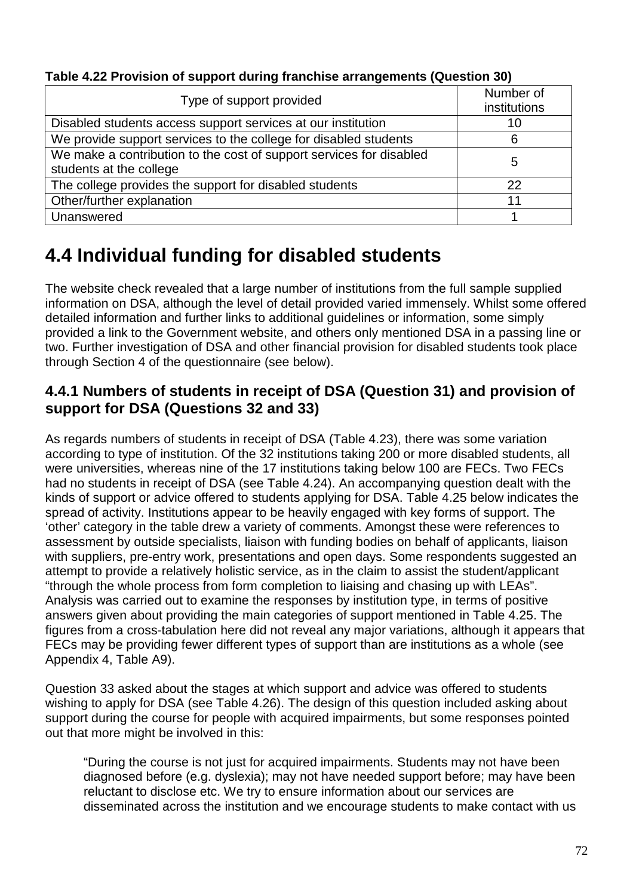**Table 4.22 Provision of support during franchise arrangements (Question 30)**

| Type of support provided | Number of institutions |
|---|---|
| Disabled students access support services at our institution | 10 |
| We provide support services to the college for disabled students | 6 |
| We make a contribution to the cost of support services for disabled students at the college | 5 |
| The college provides the support for disabled students | 22 |
| Other/further explanation | 11 |
| Unanswered | 1 |

## 4.4 Individual funding for disabled students

The website check revealed that a large number of institutions from the full sample supplied information on DSA, although the level of detail provided varied immensely. Whilst some offered detailed information and further links to additional guidelines or information, some simply provided a link to the Government website, and others only mentioned DSA in a passing line or two. Further investigation of DSA and other financial provision for disabled students took place through Section 4 of the questionnaire (see below).

### 4.4.1 Numbers of students in receipt of DSA (Question 31) and provision of support for DSA (Questions 32 and 33)

As regards numbers of students in receipt of DSA (Table 4.23), there was some variation according to type of institution. Of the 32 institutions taking 200 or more disabled students, all were universities, whereas nine of the 17 institutions taking below 100 are FECs. Two FECs had no students in receipt of DSA (see Table 4.24). An accompanying question dealt with the kinds of support or advice offered to students applying for DSA. Table 4.25 below indicates the spread of activity. Institutions appear to be heavily engaged with key forms of support. The 'other' category in the table drew a variety of comments. Amongst these were references to assessment by outside specialists, liaison with funding bodies on behalf of applicants, liaison with suppliers, pre-entry work, presentations and open days. Some respondents suggested an attempt to provide a relatively holistic service, as in the claim to assist the student/applicant "through the whole process from form completion to liaising and chasing up with LEAs". Analysis was carried out to examine the responses by institution type, in terms of positive answers given about providing the main categories of support mentioned in Table 4.25. The figures from a cross-tabulation here did not reveal any major variations, although it appears that FECs may be providing fewer different types of support than are institutions as a whole (see Appendix 4, Table A9).

Question 33 asked about the stages at which support and advice was offered to students wishing to apply for DSA (see Table 4.26). The design of this question included asking about support during the course for people with acquired impairments, but some responses pointed out that more might be involved in this:

> "During the course is not just for acquired impairments. Students may not have been diagnosed before (e.g. dyslexia); may not have needed support before; may have been reluctant to disclose etc. We try to ensure information about our services are disseminated across the institution and we encourage students to make contact with us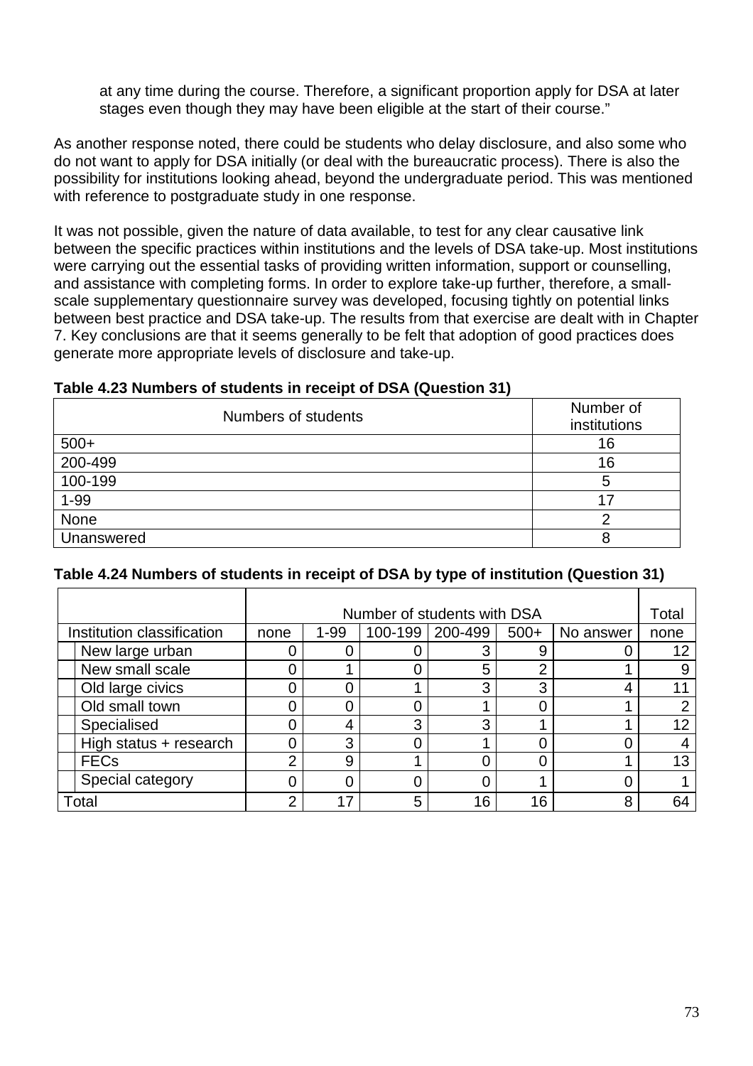at any time during the course. Therefore, a significant proportion apply for DSA at later stages even though they may have been eligible at the start of their course."

As another response noted, there could be students who delay disclosure, and also some who do not want to apply for DSA initially (or deal with the bureaucratic process). There is also the possibility for institutions looking ahead, beyond the undergraduate period. This was mentioned with reference to postgraduate study in one response.

It was not possible, given the nature of data available, to test for any clear causative link between the specific practices within institutions and the levels of DSA take-up. Most institutions were carrying out the essential tasks of providing written information, support or counselling, and assistance with completing forms. In order to explore take-up further, therefore, a small-scale supplementary questionnaire survey was developed, focusing tightly on potential links between best practice and DSA take-up. The results from that exercise are dealt with in Chapter 7. Key conclusions are that it seems generally to be felt that adoption of good practices does generate more appropriate levels of disclosure and take-up.

**Table 4.23 Numbers of students in receipt of DSA (Question 31)**

| Numbers of students | Number of institutions |
|---|---|
| 500+ | 16 |
| 200-499 | 16 |
| 100-199 | 5 |
| 1-99 | 17 |
| None | 2 |
| Unanswered | 8 |

**Table 4.24 Numbers of students in receipt of DSA by type of institution (Question 31)**

| | Number of students with DSA | | | | | | Total |
|---|---|---|---|---|---|---|---|
| Institution classification | none | 1-99 | 100-199 | 200-499 | 500+ | No answer | none |
| New large urban | 0 | 0 | 0 | 3 | 9 | 0 | 12 |
| New small scale | 0 | 1 | 0 | 5 | 2 | 1 | 9 |
| Old large civics | 0 | 0 | 1 | 3 | 3 | 4 | 11 |
| Old small town | 0 | 0 | 0 | 1 | 0 | 1 | 2 |
| Specialised | 0 | 4 | 3 | 3 | 1 | 1 | 12 |
| High status + research | 0 | 3 | 0 | 1 | 0 | 0 | 4 |
| FECs | 2 | 9 | 1 | 0 | 0 | 1 | 13 |
| Special category | 0 | 0 | 0 | 0 | 1 | 0 | 1 |
| Total | 2 | 17 | 5 | 16 | 16 | 8 | 64 |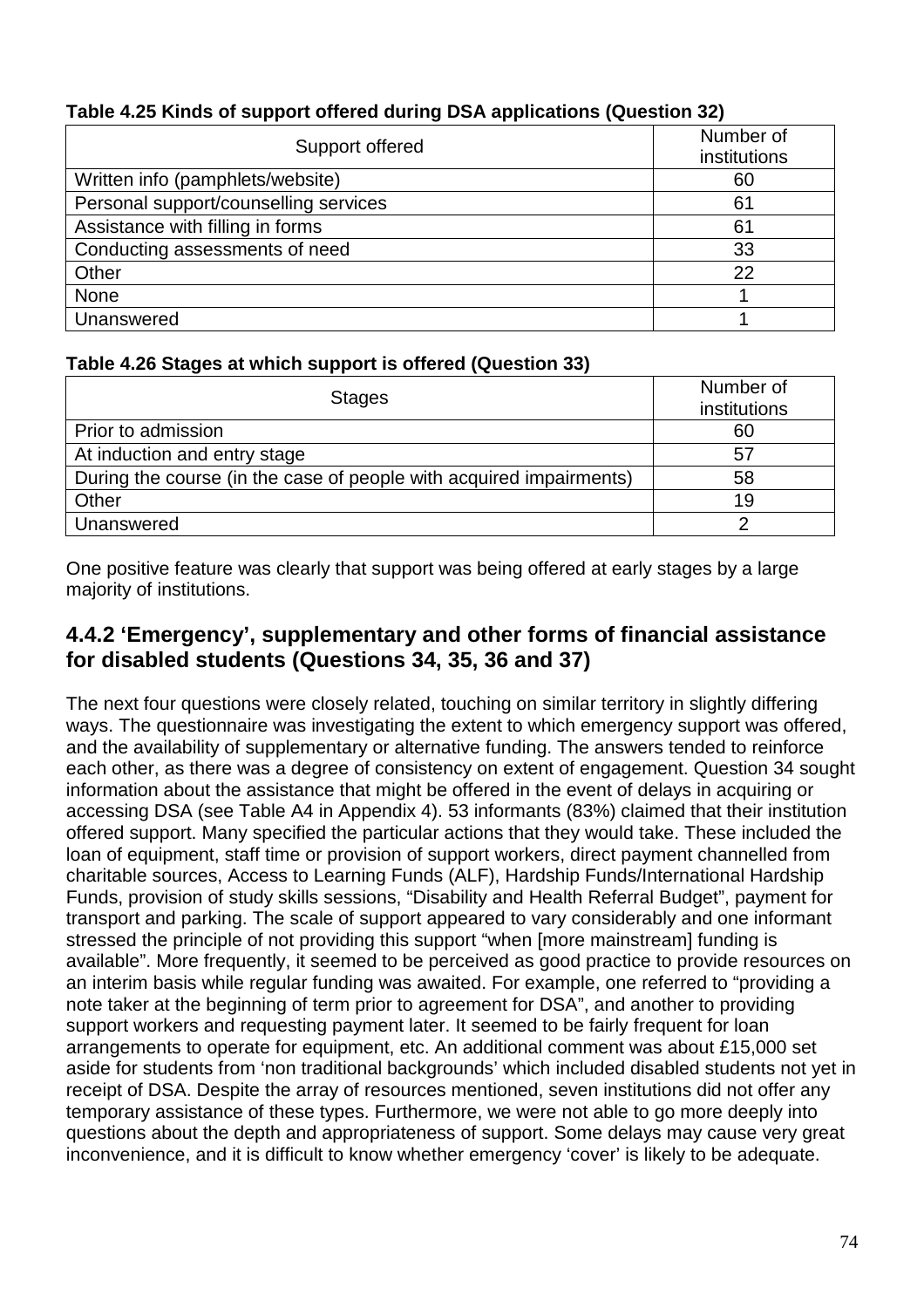**Table 4.25 Kinds of support offered during DSA applications (Question 32)**

| Support offered | Number of institutions |
|---|---|
| Written info (pamphlets/website) | 60 |
| Personal support/counselling services | 61 |
| Assistance with filling in forms | 61 |
| Conducting assessments of need | 33 |
| Other | 22 |
| None | 1 |
| Unanswered | 1 |

**Table 4.26 Stages at which support is offered (Question 33)**

| Stages | Number of institutions |
|---|---|
| Prior to admission | 60 |
| At induction and entry stage | 57 |
| During the course (in the case of people with acquired impairments) | 58 |
| Other | 19 |
| Unanswered | 2 |

One positive feature was clearly that support was being offered at early stages by a large majority of institutions.

### 4.4.2 'Emergency', supplementary and other forms of financial assistance for disabled students (Questions 34, 35, 36 and 37)

The next four questions were closely related, touching on similar territory in slightly differing ways. The questionnaire was investigating the extent to which emergency support was offered, and the availability of supplementary or alternative funding. The answers tended to reinforce each other, as there was a degree of consistency on extent of engagement. Question 34 sought information about the assistance that might be offered in the event of delays in acquiring or accessing DSA (see Table A4 in Appendix 4). 53 informants (83%) claimed that their institution offered support. Many specified the particular actions that they would take. These included the loan of equipment, staff time or provision of support workers, direct payment channelled from charitable sources, Access to Learning Funds (ALF), Hardship Funds/International Hardship Funds, provision of study skills sessions, "Disability and Health Referral Budget", payment for transport and parking. The scale of support appeared to vary considerably and one informant stressed the principle of not providing this support "when [more mainstream] funding is available". More frequently, it seemed to be perceived as good practice to provide resources on an interim basis while regular funding was awaited. For example, one referred to "providing a note taker at the beginning of term prior to agreement for DSA", and another to providing support workers and requesting payment later. It seemed to be fairly frequent for loan arrangements to operate for equipment, etc. An additional comment was about £15,000 set aside for students from 'non traditional backgrounds' which included disabled students not yet in receipt of DSA. Despite the array of resources mentioned, seven institutions did not offer any temporary assistance of these types. Furthermore, we were not able to go more deeply into questions about the depth and appropriateness of support. Some delays may cause very great inconvenience, and it is difficult to know whether emergency 'cover' is likely to be adequate.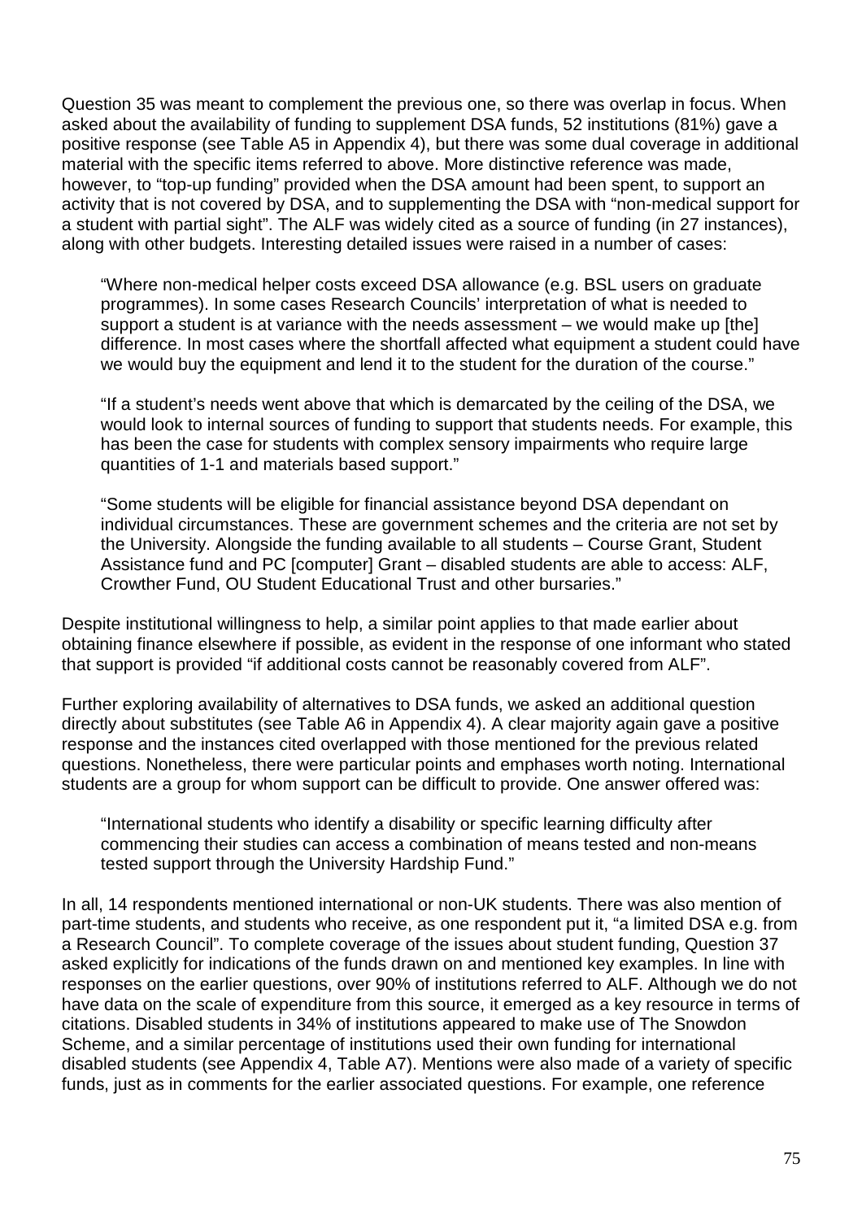Question 35 was meant to complement the previous one, so there was overlap in focus. When asked about the availability of funding to supplement DSA funds, 52 institutions (81%) gave a positive response (see Table A5 in Appendix 4), but there was some dual coverage in additional material with the specific items referred to above. More distinctive reference was made, however, to "top-up funding" provided when the DSA amount had been spent, to support an activity that is not covered by DSA, and to supplementing the DSA with "non-medical support for a student with partial sight". The ALF was widely cited as a source of funding (in 27 instances), along with other budgets. Interesting detailed issues were raised in a number of cases:

> "Where non-medical helper costs exceed DSA allowance (e.g. BSL users on graduate programmes). In some cases Research Councils' interpretation of what is needed to support a student is at variance with the needs assessment – we would make up [the] difference. In most cases where the shortfall affected what equipment a student could have we would buy the equipment and lend it to the student for the duration of the course."

> "If a student's needs went above that which is demarcated by the ceiling of the DSA, we would look to internal sources of funding to support that students needs. For example, this has been the case for students with complex sensory impairments who require large quantities of 1-1 and materials based support."

> "Some students will be eligible for financial assistance beyond DSA dependant on individual circumstances. These are government schemes and the criteria are not set by the University. Alongside the funding available to all students – Course Grant, Student Assistance fund and PC [computer] Grant – disabled students are able to access: ALF, Crowther Fund, OU Student Educational Trust and other bursaries."

Despite institutional willingness to help, a similar point applies to that made earlier about obtaining finance elsewhere if possible, as evident in the response of one informant who stated that support is provided "if additional costs cannot be reasonably covered from ALF".

Further exploring availability of alternatives to DSA funds, we asked an additional question directly about substitutes (see Table A6 in Appendix 4). A clear majority again gave a positive response and the instances cited overlapped with those mentioned for the previous related questions. Nonetheless, there were particular points and emphases worth noting. International students are a group for whom support can be difficult to provide. One answer offered was:

> "International students who identify a disability or specific learning difficulty after commencing their studies can access a combination of means tested and non-means tested support through the University Hardship Fund."

In all, 14 respondents mentioned international or non-UK students. There was also mention of part-time students, and students who receive, as one respondent put it, "a limited DSA e.g. from a Research Council". To complete coverage of the issues about student funding, Question 37 asked explicitly for indications of the funds drawn on and mentioned key examples. In line with responses on the earlier questions, over 90% of institutions referred to ALF. Although we do not have data on the scale of expenditure from this source, it emerged as a key resource in terms of citations. Disabled students in 34% of institutions appeared to make use of The Snowdon Scheme, and a similar percentage of institutions used their own funding for international disabled students (see Appendix 4, Table A7). Mentions were also made of a variety of specific funds, just as in comments for the earlier associated questions. For example, one reference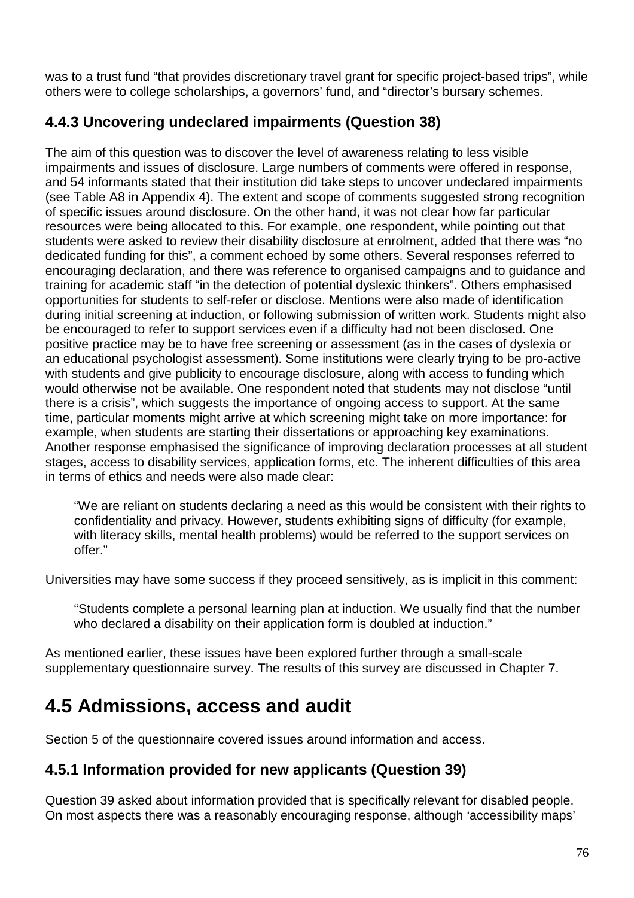was to a trust fund "that provides discretionary travel grant for specific project-based trips", while others were to college scholarships, a governors' fund, and "director's bursary schemes.

### 4.4.3 Uncovering undeclared impairments (Question 38)

The aim of this question was to discover the level of awareness relating to less visible impairments and issues of disclosure. Large numbers of comments were offered in response, and 54 informants stated that their institution did take steps to uncover undeclared impairments (see Table A8 in Appendix 4). The extent and scope of comments suggested strong recognition of specific issues around disclosure. On the other hand, it was not clear how far particular resources were being allocated to this. For example, one respondent, while pointing out that students were asked to review their disability disclosure at enrolment, added that there was "no dedicated funding for this", a comment echoed by some others. Several responses referred to encouraging declaration, and there was reference to organised campaigns and to guidance and training for academic staff "in the detection of potential dyslexic thinkers". Others emphasised opportunities for students to self-refer or disclose. Mentions were also made of identification during initial screening at induction, or following submission of written work. Students might also be encouraged to refer to support services even if a difficulty had not been disclosed. One positive practice may be to have free screening or assessment (as in the cases of dyslexia or an educational psychologist assessment). Some institutions were clearly trying to be pro-active with students and give publicity to encourage disclosure, along with access to funding which would otherwise not be available. One respondent noted that students may not disclose "until there is a crisis", which suggests the importance of ongoing access to support. At the same time, particular moments might arrive at which screening might take on more importance: for example, when students are starting their dissertations or approaching key examinations. Another response emphasised the significance of improving declaration processes at all student stages, access to disability services, application forms, etc. The inherent difficulties of this area in terms of ethics and needs were also made clear:

> "We are reliant on students declaring a need as this would be consistent with their rights to confidentiality and privacy. However, students exhibiting signs of difficulty (for example, with literacy skills, mental health problems) would be referred to the support services on offer."

Universities may have some success if they proceed sensitively, as is implicit in this comment:

> "Students complete a personal learning plan at induction. We usually find that the number who declared a disability on their application form is doubled at induction."

As mentioned earlier, these issues have been explored further through a small-scale supplementary questionnaire survey. The results of this survey are discussed in Chapter 7.

## 4.5 Admissions, access and audit

Section 5 of the questionnaire covered issues around information and access.

### 4.5.1 Information provided for new applicants (Question 39)

Question 39 asked about information provided that is specifically relevant for disabled people. On most aspects there was a reasonably encouraging response, although 'accessibility maps'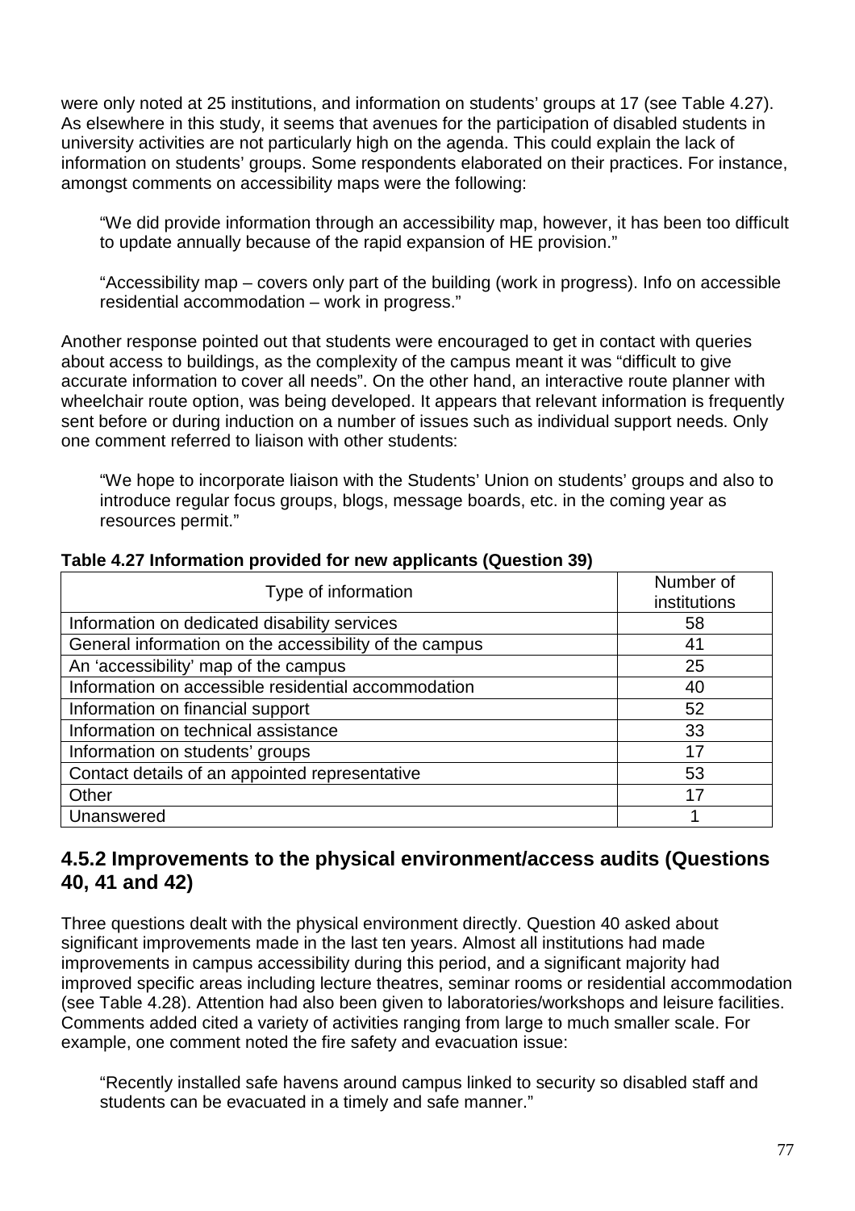were only noted at 25 institutions, and information on students' groups at 17 (see Table 4.27). As elsewhere in this study, it seems that avenues for the participation of disabled students in university activities are not particularly high on the agenda. This could explain the lack of information on students' groups. Some respondents elaborated on their practices. For instance, amongst comments on accessibility maps were the following:

> "We did provide information through an accessibility map, however, it has been too difficult to update annually because of the rapid expansion of HE provision."

> "Accessibility map – covers only part of the building (work in progress). Info on accessible residential accommodation – work in progress."

Another response pointed out that students were encouraged to get in contact with queries about access to buildings, as the complexity of the campus meant it was "difficult to give accurate information to cover all needs". On the other hand, an interactive route planner with wheelchair route option, was being developed. It appears that relevant information is frequently sent before or during induction on a number of issues such as individual support needs. Only one comment referred to liaison with other students:

> "We hope to incorporate liaison with the Students' Union on students' groups and also to introduce regular focus groups, blogs, message boards, etc. in the coming year as resources permit."

**Table 4.27 Information provided for new applicants (Question 39)**

| Type of information | Number of institutions |
|---|---|
| Information on dedicated disability services | 58 |
| General information on the accessibility of the campus | 41 |
| An 'accessibility' map of the campus | 25 |
| Information on accessible residential accommodation | 40 |
| Information on financial support | 52 |
| Information on technical assistance | 33 |
| Information on students' groups | 17 |
| Contact details of an appointed representative | 53 |
| Other | 17 |
| Unanswered | 1 |

### 4.5.2 Improvements to the physical environment/access audits (Questions 40, 41 and 42)

Three questions dealt with the physical environment directly. Question 40 asked about significant improvements made in the last ten years. Almost all institutions had made improvements in campus accessibility during this period, and a significant majority had improved specific areas including lecture theatres, seminar rooms or residential accommodation (see Table 4.28). Attention had also been given to laboratories/workshops and leisure facilities. Comments added cited a variety of activities ranging from large to much smaller scale. For example, one comment noted the fire safety and evacuation issue:

> "Recently installed safe havens around campus linked to security so disabled staff and students can be evacuated in a timely and safe manner."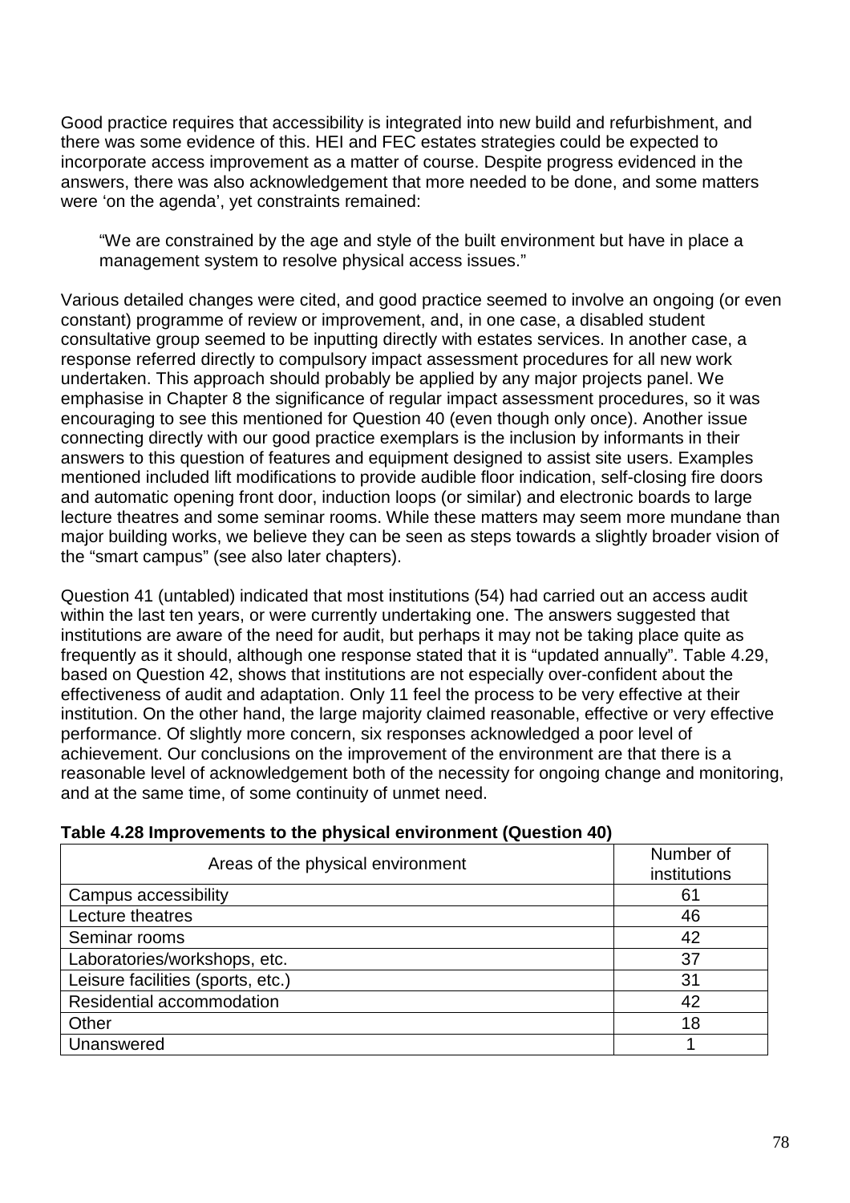Good practice requires that accessibility is integrated into new build and refurbishment, and there was some evidence of this. HEI and FEC estates strategies could be expected to incorporate access improvement as a matter of course. Despite progress evidenced in the answers, there was also acknowledgement that more needed to be done, and some matters were 'on the agenda', yet constraints remained:

> "We are constrained by the age and style of the built environment but have in place a management system to resolve physical access issues."

Various detailed changes were cited, and good practice seemed to involve an ongoing (or even constant) programme of review or improvement, and, in one case, a disabled student consultative group seemed to be inputting directly with estates services. In another case, a response referred directly to compulsory impact assessment procedures for all new work undertaken. This approach should probably be applied by any major projects panel. We emphasise in Chapter 8 the significance of regular impact assessment procedures, so it was encouraging to see this mentioned for Question 40 (even though only once). Another issue connecting directly with our good practice exemplars is the inclusion by informants in their answers to this question of features and equipment designed to assist site users. Examples mentioned included lift modifications to provide audible floor indication, self-closing fire doors and automatic opening front door, induction loops (or similar) and electronic boards to large lecture theatres and some seminar rooms. While these matters may seem more mundane than major building works, we believe they can be seen as steps towards a slightly broader vision of the "smart campus" (see also later chapters).

Question 41 (untabled) indicated that most institutions (54) had carried out an access audit within the last ten years, or were currently undertaking one. The answers suggested that institutions are aware of the need for audit, but perhaps it may not be taking place quite as frequently as it should, although one response stated that it is "updated annually". Table 4.29, based on Question 42, shows that institutions are not especially over-confident about the effectiveness of audit and adaptation. Only 11 feel the process to be very effective at their institution. On the other hand, the large majority claimed reasonable, effective or very effective performance. Of slightly more concern, six responses acknowledged a poor level of achievement. Our conclusions on the improvement of the environment are that there is a reasonable level of acknowledgement both of the necessity for ongoing change and monitoring, and at the same time, of some continuity of unmet need.

**Table 4.28 Improvements to the physical environment (Question 40)**

| Areas of the physical environment | Number of institutions |
|---|---|
| Campus accessibility | 61 |
| Lecture theatres | 46 |
| Seminar rooms | 42 |
| Laboratories/workshops, etc. | 37 |
| Leisure facilities (sports, etc.) | 31 |
| Residential accommodation | 42 |
| Other | 18 |
| Unanswered | 1 |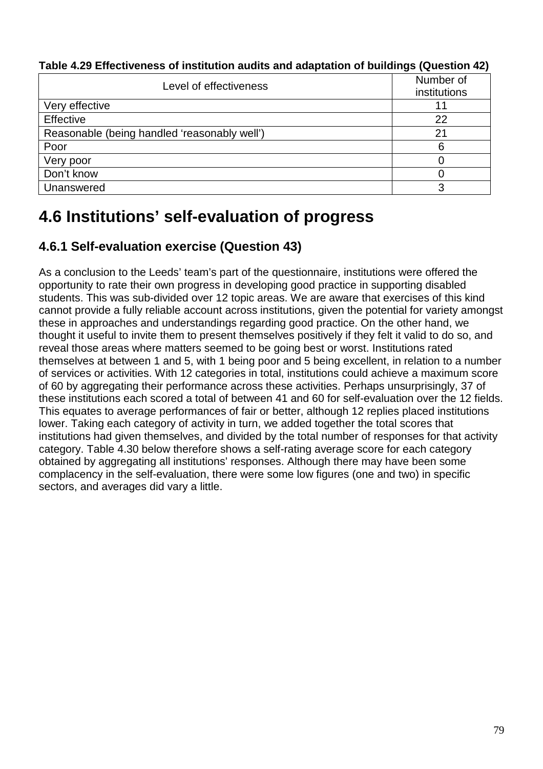**Table 4.29 Effectiveness of institution audits and adaptation of buildings (Question 42)**

| Level of effectiveness | Number of institutions |
| --- | --- |
| Very effective | 11 |
| Effective | 22 |
| Reasonable (being handled 'reasonably well') | 21 |
| Poor | 6 |
| Very poor | 0 |
| Don't know | 0 |
| Unanswered | 3 |

## 4.6 Institutions' self-evaluation of progress

### 4.6.1 Self-evaluation exercise (Question 43)

As a conclusion to the Leeds' team's part of the questionnaire, institutions were offered the opportunity to rate their own progress in developing good practice in supporting disabled students. This was sub-divided over 12 topic areas. We are aware that exercises of this kind cannot provide a fully reliable account across institutions, given the potential for variety amongst these in approaches and understandings regarding good practice. On the other hand, we thought it useful to invite them to present themselves positively if they felt it valid to do so, and reveal those areas where matters seemed to be going best or worst. Institutions rated themselves at between 1 and 5, with 1 being poor and 5 being excellent, in relation to a number of services or activities. With 12 categories in total, institutions could achieve a maximum score of 60 by aggregating their performance across these activities. Perhaps unsurprisingly, 37 of these institutions each scored a total of between 41 and 60 for self-evaluation over the 12 fields. This equates to average performances of fair or better, although 12 replies placed institutions lower. Taking each category of activity in turn, we added together the total scores that institutions had given themselves, and divided by the total number of responses for that activity category. Table 4.30 below therefore shows a self-rating average score for each category obtained by aggregating all institutions' responses. Although there may have been some complacency in the self-evaluation, there were some low figures (one and two) in specific sectors, and averages did vary a little.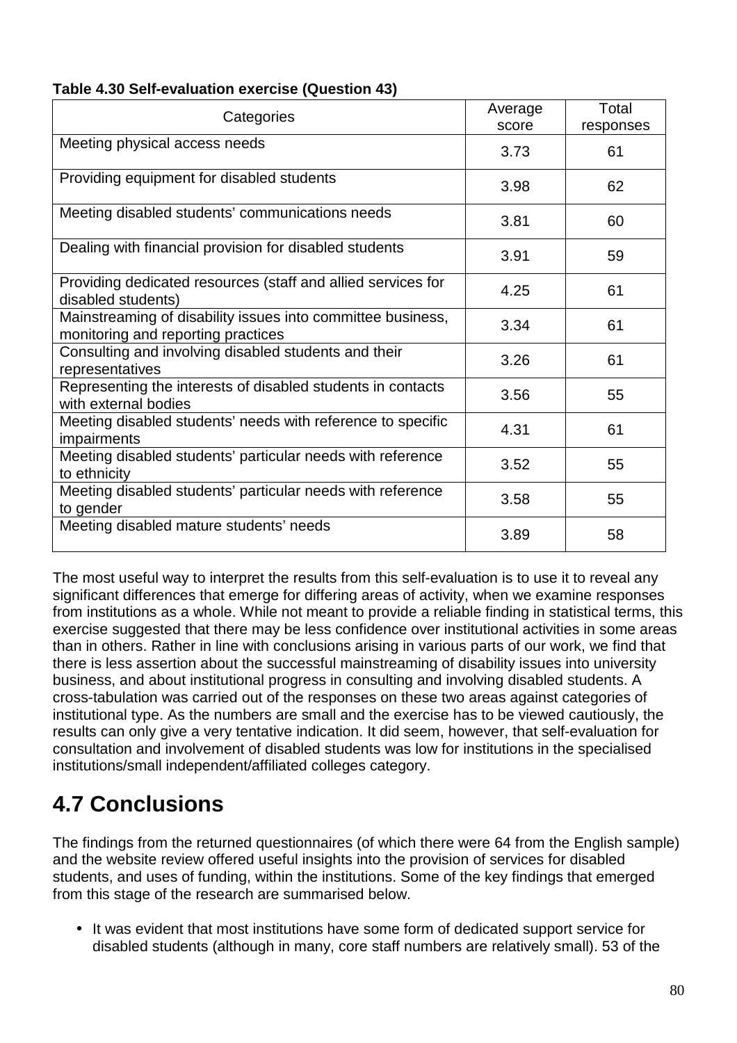**Table 4.30 Self-evaluation exercise (Question 43)**

| Categories | Average score | Total responses |
|---|---|---|
| Meeting physical access needs | 3.73 | 61 |
| Providing equipment for disabled students | 3.98 | 62 |
| Meeting disabled students' communications needs | 3.81 | 60 |
| Dealing with financial provision for disabled students | 3.91 | 59 |
| Providing dedicated resources (staff and allied services for disabled students) | 4.25 | 61 |
| Mainstreaming of disability issues into committee business, monitoring and reporting practices | 3.34 | 61 |
| Consulting and involving disabled students and their representatives | 3.26 | 61 |
| Representing the interests of disabled students in contacts with external bodies | 3.56 | 55 |
| Meeting disabled students' needs with reference to specific impairments | 4.31 | 61 |
| Meeting disabled students' particular needs with reference to ethnicity | 3.52 | 55 |
| Meeting disabled students' particular needs with reference to gender | 3.58 | 55 |
| Meeting disabled mature students' needs | 3.89 | 58 |

The most useful way to interpret the results from this self-evaluation is to use it to reveal any significant differences that emerge for differing areas of activity, when we examine responses from institutions as a whole. While not meant to provide a reliable finding in statistical terms, this exercise suggested that there may be less confidence over institutional activities in some areas than in others. Rather in line with conclusions arising in various parts of our work, we find that there is less assertion about the successful mainstreaming of disability issues into university business, and about institutional progress in consulting and involving disabled students. A cross-tabulation was carried out of the responses on these two areas against categories of institutional type. As the numbers are small and the exercise has to be viewed cautiously, the results can only give a very tentative indication. It did seem, however, that self-evaluation for consultation and involvement of disabled students was low for institutions in the specialised institutions/small independent/affiliated colleges category.

# 4.7 Conclusions

The findings from the returned questionnaires (of which there were 64 from the English sample) and the website review offered useful insights into the provision of services for disabled students, and uses of funding, within the institutions. Some of the key findings that emerged from this stage of the research are summarised below.

- It was evident that most institutions have some form of dedicated support service for disabled students (although in many, core staff numbers are relatively small). 53 of the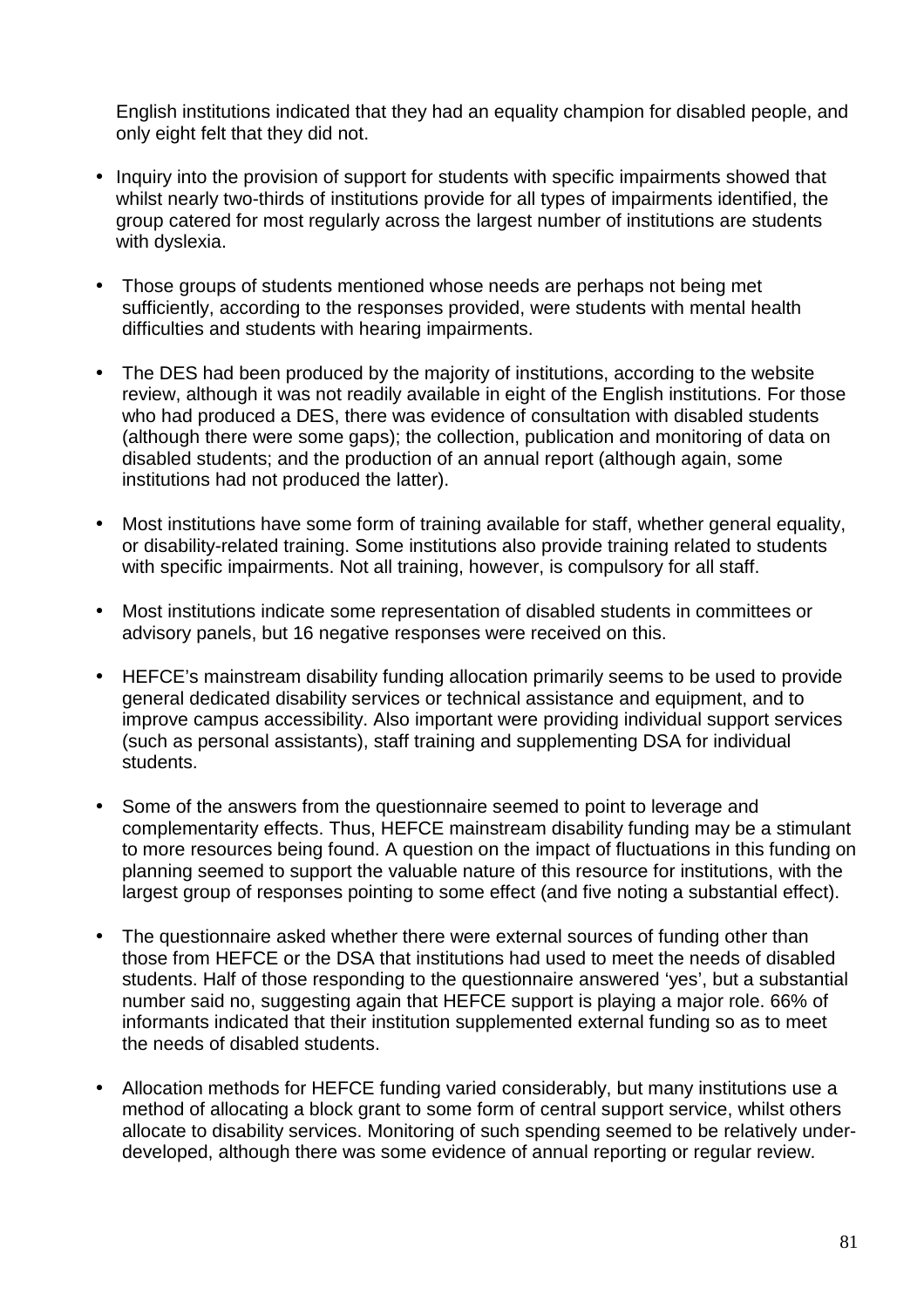English institutions indicated that they had an equality champion for disabled people, and only eight felt that they did not.

- Inquiry into the provision of support for students with specific impairments showed that whilst nearly two-thirds of institutions provide for all types of impairments identified, the group catered for most regularly across the largest number of institutions are students with dyslexia.

- Those groups of students mentioned whose needs are perhaps not being met sufficiently, according to the responses provided, were students with mental health difficulties and students with hearing impairments.

- The DES had been produced by the majority of institutions, according to the website review, although it was not readily available in eight of the English institutions. For those who had produced a DES, there was evidence of consultation with disabled students (although there were some gaps); the collection, publication and monitoring of data on disabled students; and the production of an annual report (although again, some institutions had not produced the latter).

- Most institutions have some form of training available for staff, whether general equality, or disability-related training. Some institutions also provide training related to students with specific impairments. Not all training, however, is compulsory for all staff.

- Most institutions indicate some representation of disabled students in committees or advisory panels, but 16 negative responses were received on this.

- HEFCE's mainstream disability funding allocation primarily seems to be used to provide general dedicated disability services or technical assistance and equipment, and to improve campus accessibility. Also important were providing individual support services (such as personal assistants), staff training and supplementing DSA for individual students.

- Some of the answers from the questionnaire seemed to point to leverage and complementarity effects. Thus, HEFCE mainstream disability funding may be a stimulant to more resources being found. A question on the impact of fluctuations in this funding on planning seemed to support the valuable nature of this resource for institutions, with the largest group of responses pointing to some effect (and five noting a substantial effect).

- The questionnaire asked whether there were external sources of funding other than those from HEFCE or the DSA that institutions had used to meet the needs of disabled students. Half of those responding to the questionnaire answered 'yes', but a substantial number said no, suggesting again that HEFCE support is playing a major role. 66% of informants indicated that their institution supplemented external funding so as to meet the needs of disabled students.

- Allocation methods for HEFCE funding varied considerably, but many institutions use a method of allocating a block grant to some form of central support service, whilst others allocate to disability services. Monitoring of such spending seemed to be relatively under-developed, although there was some evidence of annual reporting or regular review.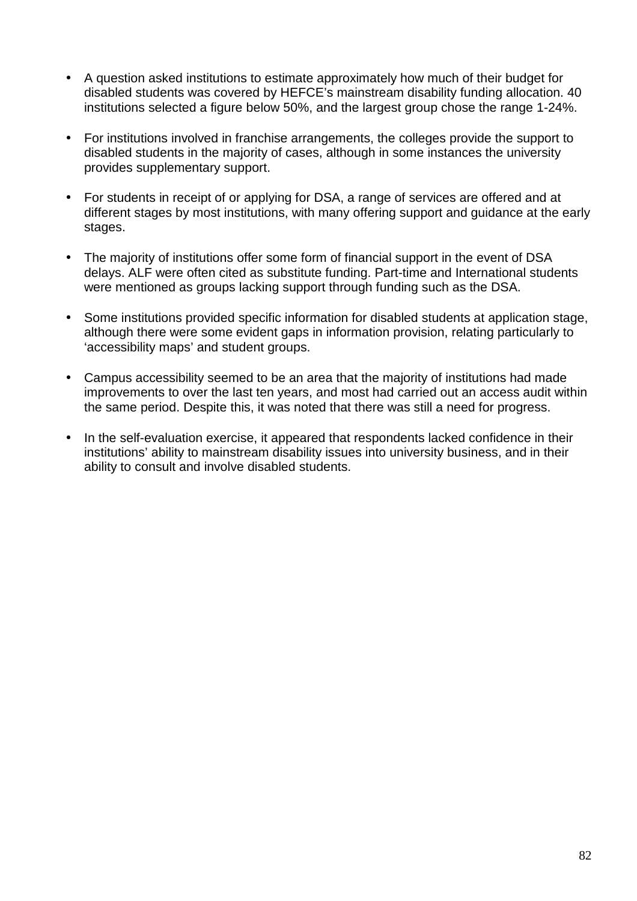- A question asked institutions to estimate approximately how much of their budget for disabled students was covered by HEFCE's mainstream disability funding allocation. 40 institutions selected a figure below 50%, and the largest group chose the range 1-24%.

- For institutions involved in franchise arrangements, the colleges provide the support to disabled students in the majority of cases, although in some instances the university provides supplementary support.

- For students in receipt of or applying for DSA, a range of services are offered and at different stages by most institutions, with many offering support and guidance at the early stages.

- The majority of institutions offer some form of financial support in the event of DSA delays. ALF were often cited as substitute funding. Part-time and International students were mentioned as groups lacking support through funding such as the DSA.

- Some institutions provided specific information for disabled students at application stage, although there were some evident gaps in information provision, relating particularly to 'accessibility maps' and student groups.

- Campus accessibility seemed to be an area that the majority of institutions had made improvements to over the last ten years, and most had carried out an access audit within the same period. Despite this, it was noted that there was still a need for progress.

- In the self-evaluation exercise, it appeared that respondents lacked confidence in their institutions' ability to mainstream disability issues into university business, and in their ability to consult and involve disabled students.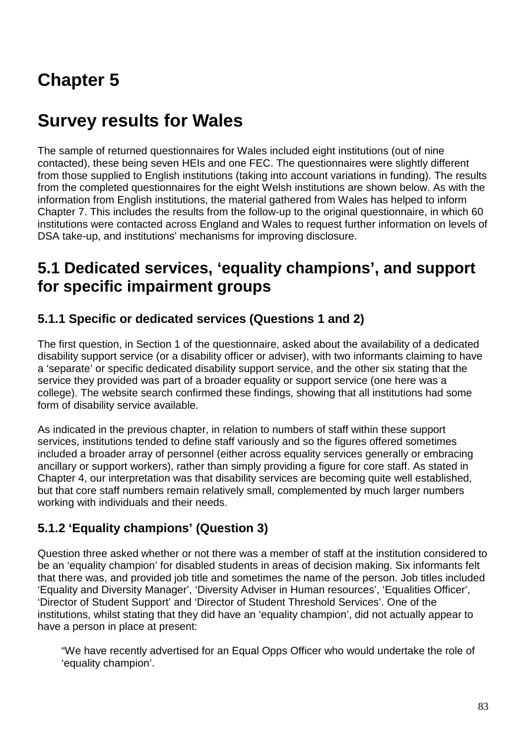# Chapter 5

# Survey results for Wales

The sample of returned questionnaires for Wales included eight institutions (out of nine contacted), these being seven HEIs and one FEC. The questionnaires were slightly different from those supplied to English institutions (taking into account variations in funding). The results from the completed questionnaires for the eight Welsh institutions are shown below. As with the information from English institutions, the material gathered from Wales has helped to inform Chapter 7. This includes the results from the follow-up to the original questionnaire, in which 60 institutions were contacted across England and Wales to request further information on levels of DSA take-up, and institutions' mechanisms for improving disclosure.

## 5.1 Dedicated services, 'equality champions', and support for specific impairment groups

### 5.1.1 Specific or dedicated services (Questions 1 and 2)

The first question, in Section 1 of the questionnaire, asked about the availability of a dedicated disability support service (or a disability officer or adviser), with two informants claiming to have a 'separate' or specific dedicated disability support service, and the other six stating that the service they provided was part of a broader equality or support service (one here was a college). The website search confirmed these findings, showing that all institutions had some form of disability service available.

As indicated in the previous chapter, in relation to numbers of staff within these support services, institutions tended to define staff variously and so the figures offered sometimes included a broader array of personnel (either across equality services generally or embracing ancillary or support workers), rather than simply providing a figure for core staff. As stated in Chapter 4, our interpretation was that disability services are becoming quite well established, but that core staff numbers remain relatively small, complemented by much larger numbers working with individuals and their needs.

### 5.1.2 'Equality champions' (Question 3)

Question three asked whether or not there was a member of staff at the institution considered to be an 'equality champion' for disabled students in areas of decision making. Six informants felt that there was, and provided job title and sometimes the name of the person. Job titles included 'Equality and Diversity Manager', 'Diversity Adviser in Human resources', 'Equalities Officer', 'Director of Student Support' and 'Director of Student Threshold Services'. One of the institutions, whilst stating that they did have an 'equality champion', did not actually appear to have a person in place at present:

> "We have recently advertised for an Equal Opps Officer who would undertake the role of 'equality champion'.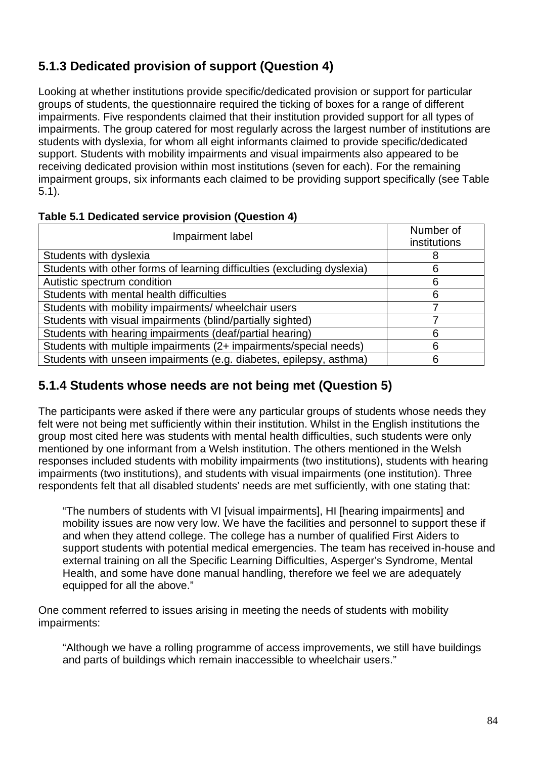### 5.1.3 Dedicated provision of support (Question 4)

Looking at whether institutions provide specific/dedicated provision or support for particular groups of students, the questionnaire required the ticking of boxes for a range of different impairments. Five respondents claimed that their institution provided support for all types of impairments. The group catered for most regularly across the largest number of institutions are students with dyslexia, for whom all eight informants claimed to provide specific/dedicated support. Students with mobility impairments and visual impairments also appeared to be receiving dedicated provision within most institutions (seven for each). For the remaining impairment groups, six informants each claimed to be providing support specifically (see Table 5.1).

**Table 5.1 Dedicated service provision (Question 4)**

| Impairment label | Number of institutions |
|---|---|
| Students with dyslexia | 8 |
| Students with other forms of learning difficulties (excluding dyslexia) | 6 |
| Autistic spectrum condition | 6 |
| Students with mental health difficulties | 6 |
| Students with mobility impairments/ wheelchair users | 7 |
| Students with visual impairments (blind/partially sighted) | 7 |
| Students with hearing impairments (deaf/partial hearing) | 6 |
| Students with multiple impairments (2+ impairments/special needs) | 6 |
| Students with unseen impairments (e.g. diabetes, epilepsy, asthma) | 6 |

### 5.1.4 Students whose needs are not being met (Question 5)

The participants were asked if there were any particular groups of students whose needs they felt were not being met sufficiently within their institution. Whilst in the English institutions the group most cited here was students with mental health difficulties, such students were only mentioned by one informant from a Welsh institution. The others mentioned in the Welsh responses included students with mobility impairments (two institutions), students with hearing impairments (two institutions), and students with visual impairments (one institution). Three respondents felt that all disabled students' needs are met sufficiently, with one stating that:

> "The numbers of students with VI [visual impairments], HI [hearing impairments] and mobility issues are now very low. We have the facilities and personnel to support these if and when they attend college. The college has a number of qualified First Aiders to support students with potential medical emergencies. The team has received in-house and external training on all the Specific Learning Difficulties, Asperger's Syndrome, Mental Health, and some have done manual handling, therefore we feel we are adequately equipped for all the above."

One comment referred to issues arising in meeting the needs of students with mobility impairments:

> "Although we have a rolling programme of access improvements, we still have buildings and parts of buildings which remain inaccessible to wheelchair users."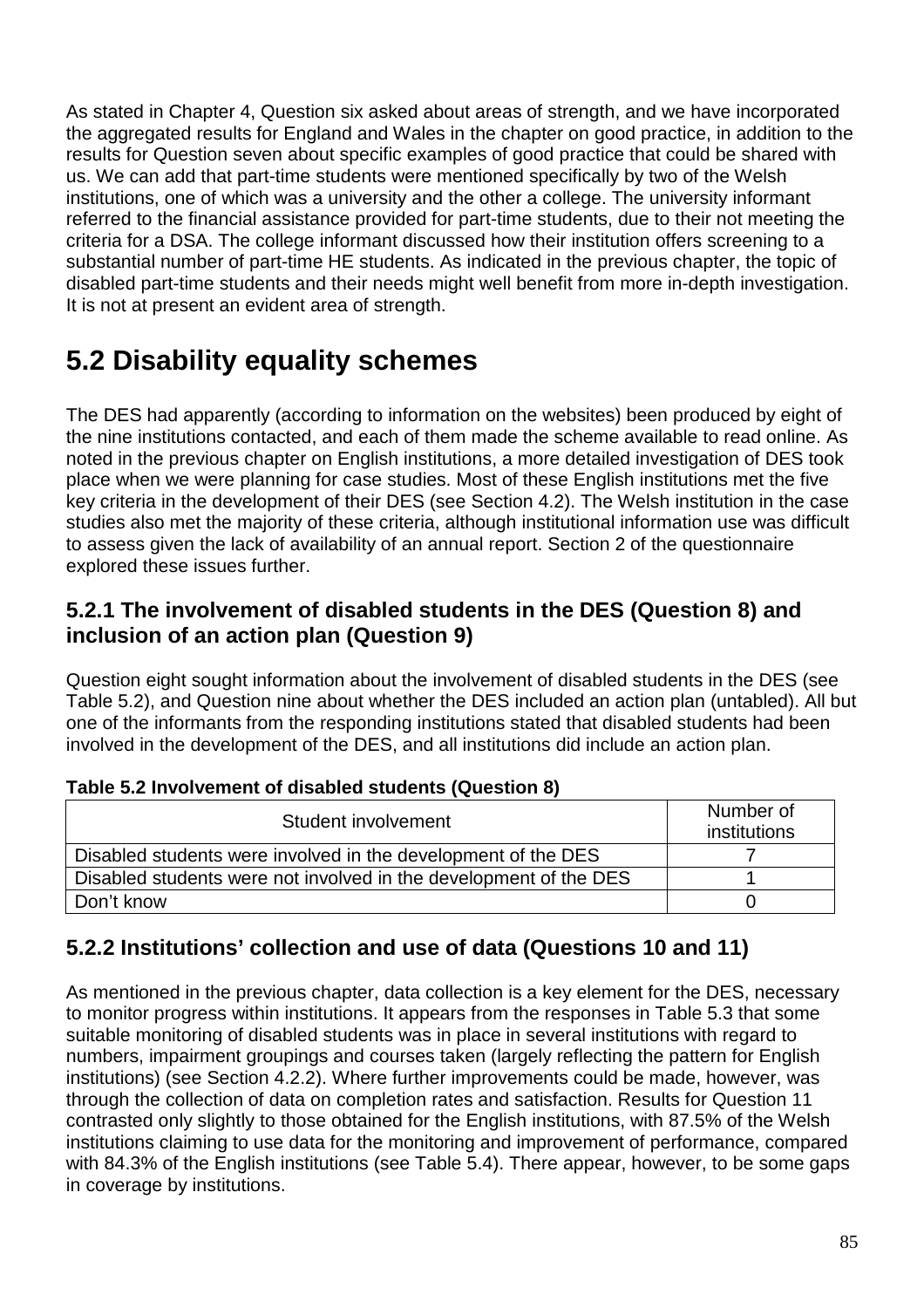As stated in Chapter 4, Question six asked about areas of strength, and we have incorporated the aggregated results for England and Wales in the chapter on good practice, in addition to the results for Question seven about specific examples of good practice that could be shared with us. We can add that part-time students were mentioned specifically by two of the Welsh institutions, one of which was a university and the other a college. The university informant referred to the financial assistance provided for part-time students, due to their not meeting the criteria for a DSA. The college informant discussed how their institution offers screening to a substantial number of part-time HE students. As indicated in the previous chapter, the topic of disabled part-time students and their needs might well benefit from more in-depth investigation. It is not at present an evident area of strength.

## 5.2 Disability equality schemes

The DES had apparently (according to information on the websites) been produced by eight of the nine institutions contacted, and each of them made the scheme available to read online. As noted in the previous chapter on English institutions, a more detailed investigation of DES took place when we were planning for case studies. Most of these English institutions met the five key criteria in the development of their DES (see Section 4.2). The Welsh institution in the case studies also met the majority of these criteria, although institutional information use was difficult to assess given the lack of availability of an annual report. Section 2 of the questionnaire explored these issues further.

### 5.2.1 The involvement of disabled students in the DES (Question 8) and inclusion of an action plan (Question 9)

Question eight sought information about the involvement of disabled students in the DES (see Table 5.2), and Question nine about whether the DES included an action plan (untabled). All but one of the informants from the responding institutions stated that disabled students had been involved in the development of the DES, and all institutions did include an action plan.

**Table 5.2 Involvement of disabled students (Question 8)**

| Student involvement | Number of institutions |
|---|---|
| Disabled students were involved in the development of the DES | 7 |
| Disabled students were not involved in the development of the DES | 1 |
| Don't know | 0 |

### 5.2.2 Institutions' collection and use of data (Questions 10 and 11)

As mentioned in the previous chapter, data collection is a key element for the DES, necessary to monitor progress within institutions. It appears from the responses in Table 5.3 that some suitable monitoring of disabled students was in place in several institutions with regard to numbers, impairment groupings and courses taken (largely reflecting the pattern for English institutions) (see Section 4.2.2). Where further improvements could be made, however, was through the collection of data on completion rates and satisfaction. Results for Question 11 contrasted only slightly to those obtained for the English institutions, with 87.5% of the Welsh institutions claiming to use data for the monitoring and improvement of performance, compared with 84.3% of the English institutions (see Table 5.4). There appear, however, to be some gaps in coverage by institutions.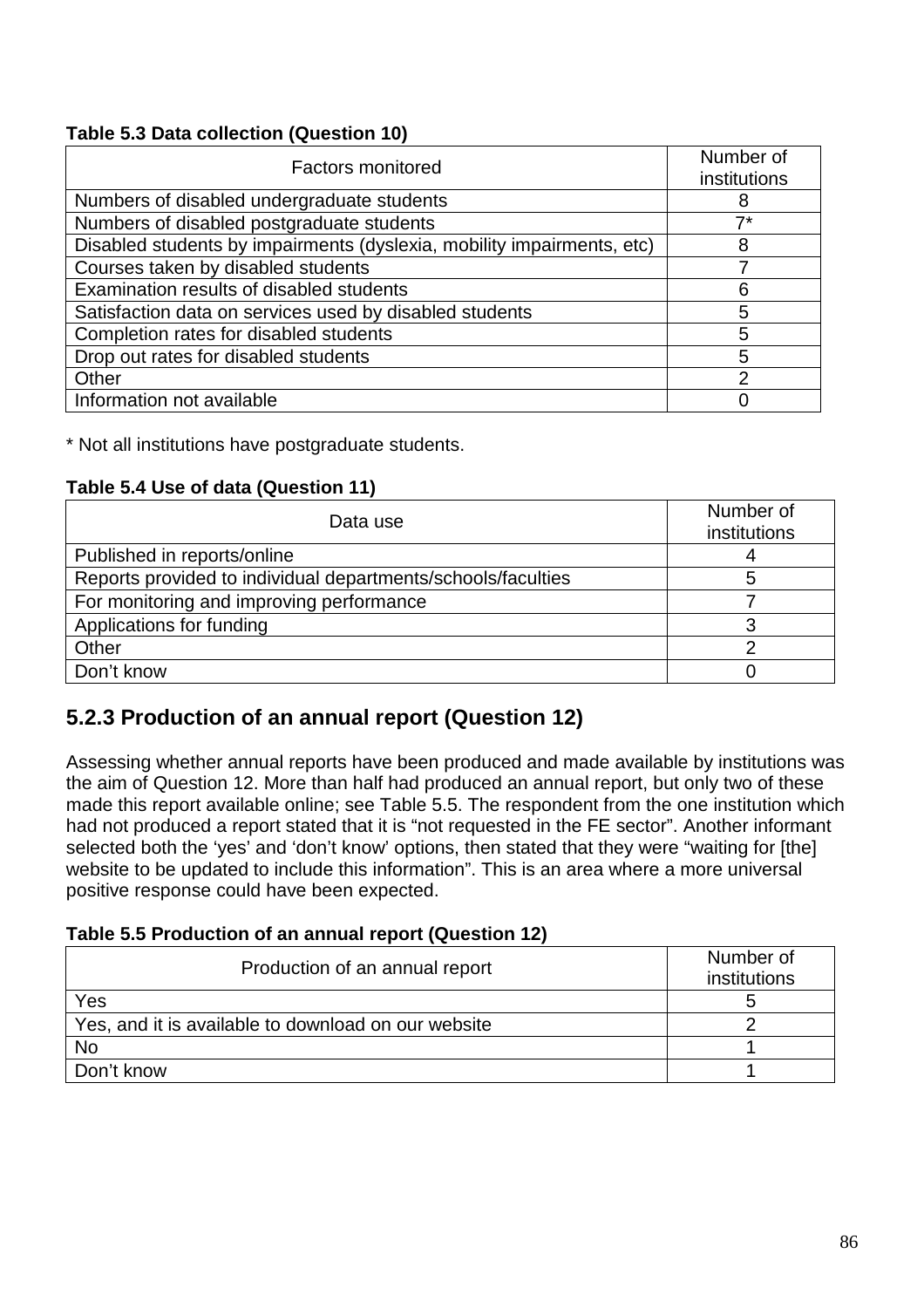**Table 5.3 Data collection (Question 10)**

| Factors monitored | Number of institutions |
|---|---|
| Numbers of disabled undergraduate students | 8 |
| Numbers of disabled postgraduate students | 7* |
| Disabled students by impairments (dyslexia, mobility impairments, etc) | 8 |
| Courses taken by disabled students | 7 |
| Examination results of disabled students | 6 |
| Satisfaction data on services used by disabled students | 5 |
| Completion rates for disabled students | 5 |
| Drop out rates for disabled students | 5 |
| Other | 2 |
| Information not available | 0 |

* Not all institutions have postgraduate students.

**Table 5.4 Use of data (Question 11)**

| Data use | Number of institutions |
|---|---|
| Published in reports/online | 4 |
| Reports provided to individual departments/schools/faculties | 5 |
| For monitoring and improving performance | 7 |
| Applications for funding | 3 |
| Other | 2 |
| Don't know | 0 |

## 5.2.3 Production of an annual report (Question 12)

Assessing whether annual reports have been produced and made available by institutions was the aim of Question 12. More than half had produced an annual report, but only two of these made this report available online; see Table 5.5. The respondent from the one institution which had not produced a report stated that it is "not requested in the FE sector". Another informant selected both the 'yes' and 'don't know' options, then stated that they were "waiting for [the] website to be updated to include this information". This is an area where a more universal positive response could have been expected.

**Table 5.5 Production of an annual report (Question 12)**

| Production of an annual report | Number of institutions |
|---|---|
| Yes | 5 |
| Yes, and it is available to download on our website | 2 |
| No | 1 |
| Don't know | 1 |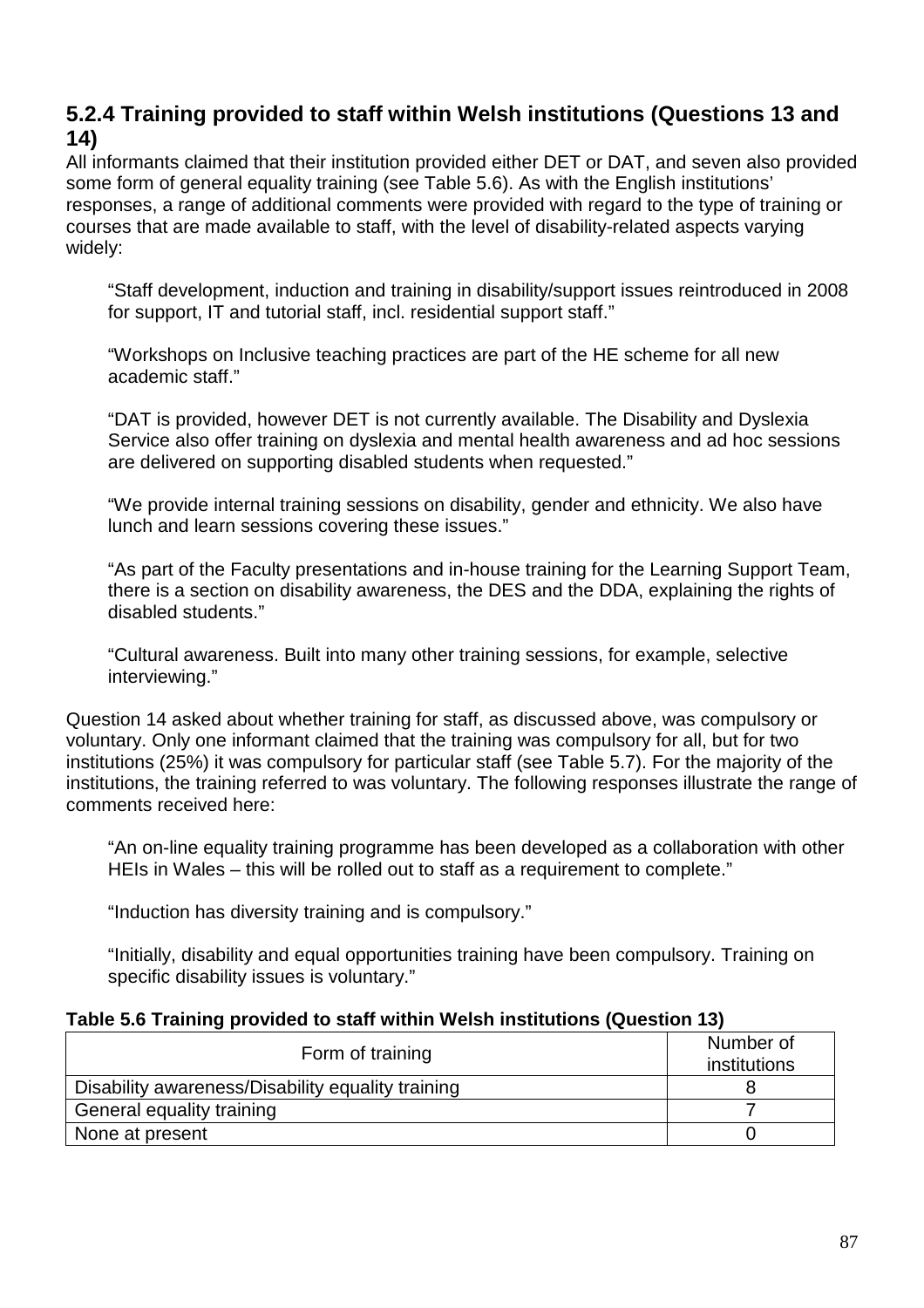### 5.2.4 Training provided to staff within Welsh institutions (Questions 13 and 14)

All informants claimed that their institution provided either DET or DAT, and seven also provided some form of general equality training (see Table 5.6). As with the English institutions' responses, a range of additional comments were provided with regard to the type of training or courses that are made available to staff, with the level of disability-related aspects varying widely:

> "Staff development, induction and training in disability/support issues reintroduced in 2008 for support, IT and tutorial staff, incl. residential support staff."

> "Workshops on Inclusive teaching practices are part of the HE scheme for all new academic staff."

> "DAT is provided, however DET is not currently available. The Disability and Dyslexia Service also offer training on dyslexia and mental health awareness and ad hoc sessions are delivered on supporting disabled students when requested."

> "We provide internal training sessions on disability, gender and ethnicity. We also have lunch and learn sessions covering these issues."

> "As part of the Faculty presentations and in-house training for the Learning Support Team, there is a section on disability awareness, the DES and the DDA, explaining the rights of disabled students."

> "Cultural awareness. Built into many other training sessions, for example, selective interviewing."

Question 14 asked about whether training for staff, as discussed above, was compulsory or voluntary. Only one informant claimed that the training was compulsory for all, but for two institutions (25%) it was compulsory for particular staff (see Table 5.7). For the majority of the institutions, the training referred to was voluntary. The following responses illustrate the range of comments received here:

> "An on-line equality training programme has been developed as a collaboration with other HEIs in Wales – this will be rolled out to staff as a requirement to complete."

> "Induction has diversity training and is compulsory."

> "Initially, disability and equal opportunities training have been compulsory. Training on specific disability issues is voluntary."

**Table 5.6 Training provided to staff within Welsh institutions (Question 13)**

| Form of training | Number of institutions |
|---|---|
| Disability awareness/Disability equality training | 8 |
| General equality training | 7 |
| None at present | 0 |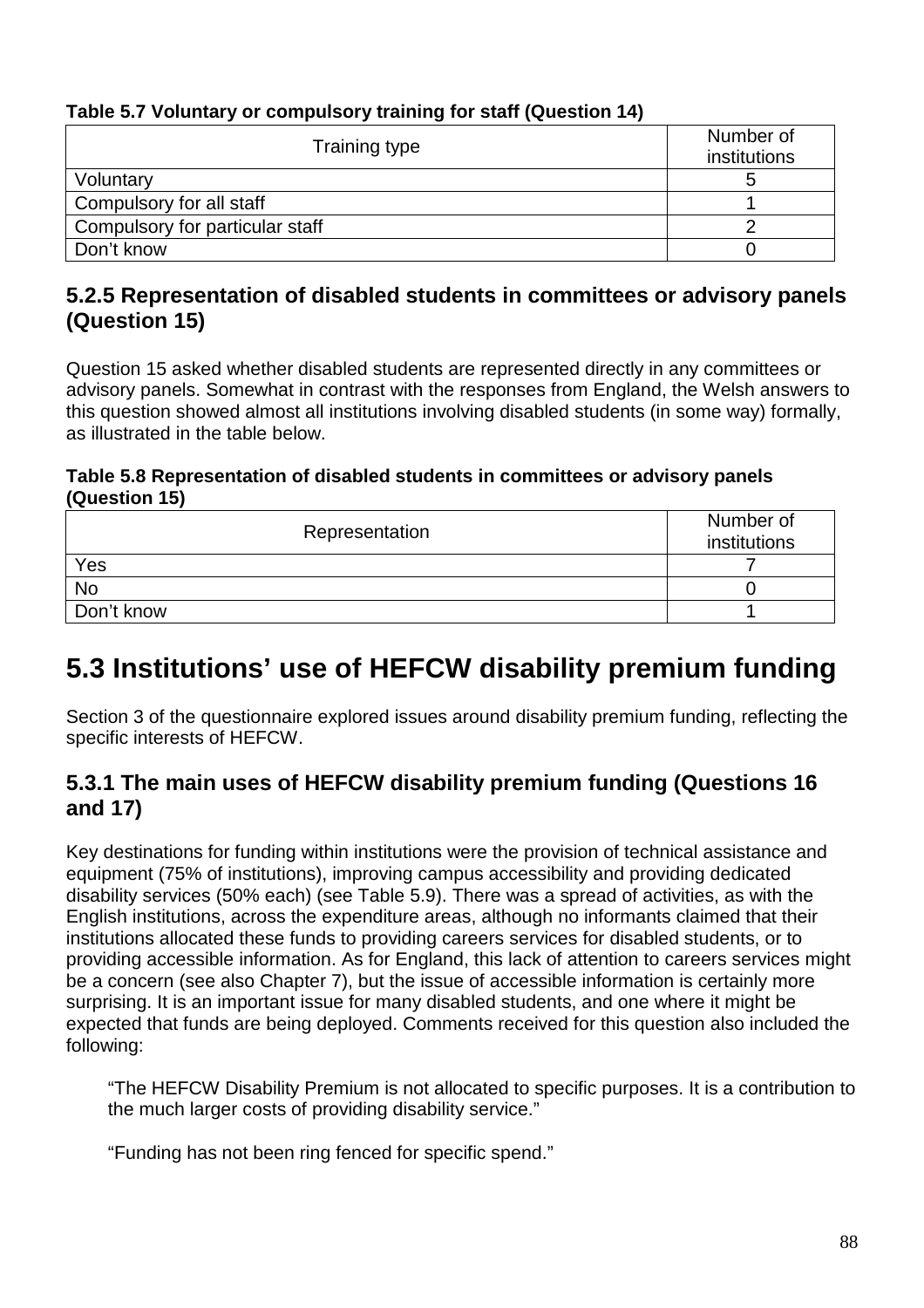**Table 5.7 Voluntary or compulsory training for staff (Question 14)**

| Training type | Number of institutions |
|---|---|
| Voluntary | 5 |
| Compulsory for all staff | 1 |
| Compulsory for particular staff | 2 |
| Don't know | 0 |

### 5.2.5 Representation of disabled students in committees or advisory panels (Question 15)

Question 15 asked whether disabled students are represented directly in any committees or advisory panels. Somewhat in contrast with the responses from England, the Welsh answers to this question showed almost all institutions involving disabled students (in some way) formally, as illustrated in the table below.

**Table 5.8 Representation of disabled students in committees or advisory panels (Question 15)**

| Representation | Number of institutions |
|---|---|
| Yes | 7 |
| No | 0 |
| Don't know | 1 |

## 5.3 Institutions' use of HEFCW disability premium funding

Section 3 of the questionnaire explored issues around disability premium funding, reflecting the specific interests of HEFCW.

### 5.3.1 The main uses of HEFCW disability premium funding (Questions 16 and 17)

Key destinations for funding within institutions were the provision of technical assistance and equipment (75% of institutions), improving campus accessibility and providing dedicated disability services (50% each) (see Table 5.9). There was a spread of activities, as with the English institutions, across the expenditure areas, although no informants claimed that their institutions allocated these funds to providing careers services for disabled students, or to providing accessible information. As for England, this lack of attention to careers services might be a concern (see also Chapter 7), but the issue of accessible information is certainly more surprising. It is an important issue for many disabled students, and one where it might be expected that funds are being deployed. Comments received for this question also included the following:

> "The HEFCW Disability Premium is not allocated to specific purposes. It is a contribution to the much larger costs of providing disability service."
>
> "Funding has not been ring fenced for specific spend."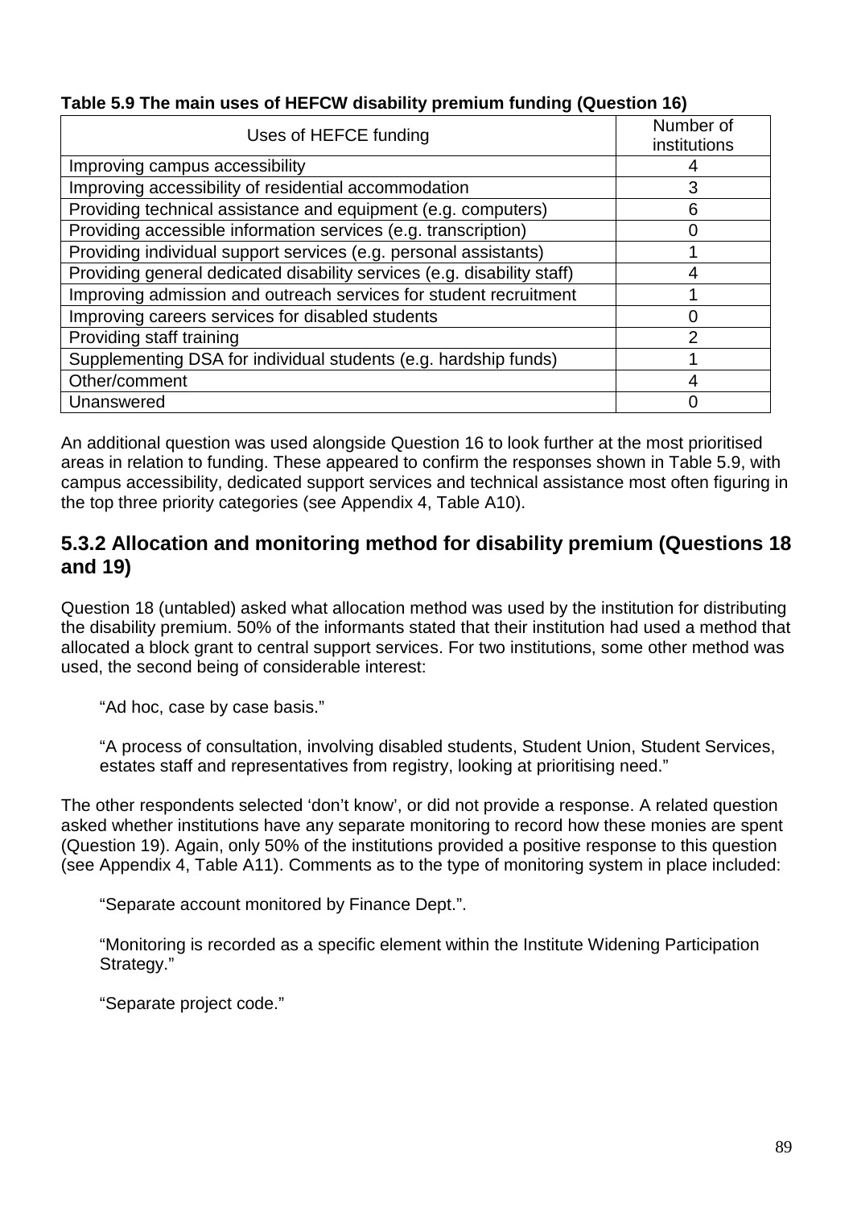**Table 5.9 The main uses of HEFCW disability premium funding (Question 16)**

| Uses of HEFCE funding | Number of institutions |
|---|---|
| Improving campus accessibility | 4 |
| Improving accessibility of residential accommodation | 3 |
| Providing technical assistance and equipment (e.g. computers) | 6 |
| Providing accessible information services (e.g. transcription) | 0 |
| Providing individual support services (e.g. personal assistants) | 1 |
| Providing general dedicated disability services (e.g. disability staff) | 4 |
| Improving admission and outreach services for student recruitment | 1 |
| Improving careers services for disabled students | 0 |
| Providing staff training | 2 |
| Supplementing DSA for individual students (e.g. hardship funds) | 1 |
| Other/comment | 4 |
| Unanswered | 0 |

An additional question was used alongside Question 16 to look further at the most prioritised areas in relation to funding. These appeared to confirm the responses shown in Table 5.9, with campus accessibility, dedicated support services and technical assistance most often figuring in the top three priority categories (see Appendix 4, Table A10).

### 5.3.2 Allocation and monitoring method for disability premium (Questions 18 and 19)

Question 18 (untabled) asked what allocation method was used by the institution for distributing the disability premium. 50% of the informants stated that their institution had used a method that allocated a block grant to central support services. For two institutions, some other method was used, the second being of considerable interest:

> "Ad hoc, case by case basis."

> "A process of consultation, involving disabled students, Student Union, Student Services, estates staff and representatives from registry, looking at prioritising need."

The other respondents selected 'don't know', or did not provide a response. A related question asked whether institutions have any separate monitoring to record how these monies are spent (Question 19). Again, only 50% of the institutions provided a positive response to this question (see Appendix 4, Table A11). Comments as to the type of monitoring system in place included:

> "Separate account monitored by Finance Dept.".

> "Monitoring is recorded as a specific element within the Institute Widening Participation Strategy."

> "Separate project code."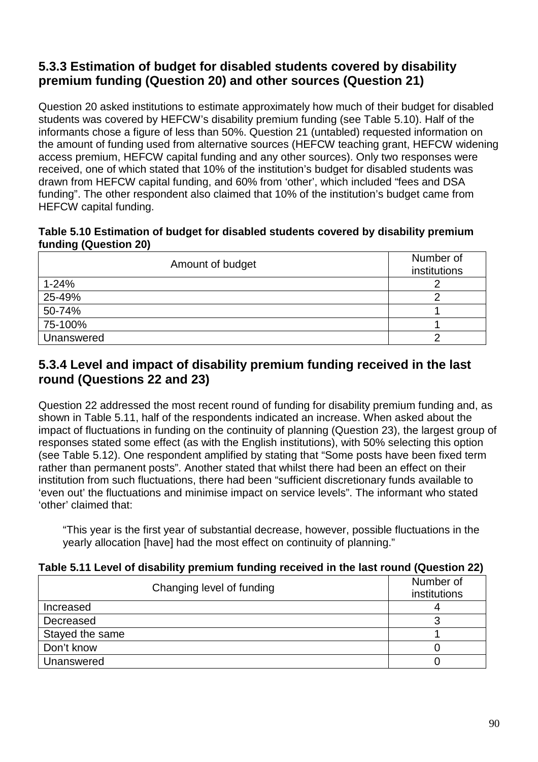### 5.3.3 Estimation of budget for disabled students covered by disability premium funding (Question 20) and other sources (Question 21)

Question 20 asked institutions to estimate approximately how much of their budget for disabled students was covered by HEFCW's disability premium funding (see Table 5.10). Half of the informants chose a figure of less than 50%. Question 21 (untabled) requested information on the amount of funding used from alternative sources (HEFCW teaching grant, HEFCW widening access premium, HEFCW capital funding and any other sources). Only two responses were received, one of which stated that 10% of the institution's budget for disabled students was drawn from HEFCW capital funding, and 60% from 'other', which included "fees and DSA funding". The other respondent also claimed that 10% of the institution's budget came from HEFCW capital funding.

**Table 5.10 Estimation of budget for disabled students covered by disability premium funding (Question 20)**

| Amount of budget | Number of institutions |
|---|---|
| 1-24% | 2 |
| 25-49% | 2 |
| 50-74% | 1 |
| 75-100% | 1 |
| Unanswered | 2 |

### 5.3.4 Level and impact of disability premium funding received in the last round (Questions 22 and 23)

Question 22 addressed the most recent round of funding for disability premium funding and, as shown in Table 5.11, half of the respondents indicated an increase. When asked about the impact of fluctuations in funding on the continuity of planning (Question 23), the largest group of responses stated some effect (as with the English institutions), with 50% selecting this option (see Table 5.12). One respondent amplified by stating that "Some posts have been fixed term rather than permanent posts". Another stated that whilst there had been an effect on their institution from such fluctuations, there had been "sufficient discretionary funds available to 'even out' the fluctuations and minimise impact on service levels". The informant who stated 'other' claimed that:

> "This year is the first year of substantial decrease, however, possible fluctuations in the yearly allocation [have] had the most effect on continuity of planning."

**Table 5.11 Level of disability premium funding received in the last round (Question 22)**

| Changing level of funding | Number of institutions |
|---|---|
| Increased | 4 |
| Decreased | 3 |
| Stayed the same | 1 |
| Don't know | 0 |
| Unanswered | 0 |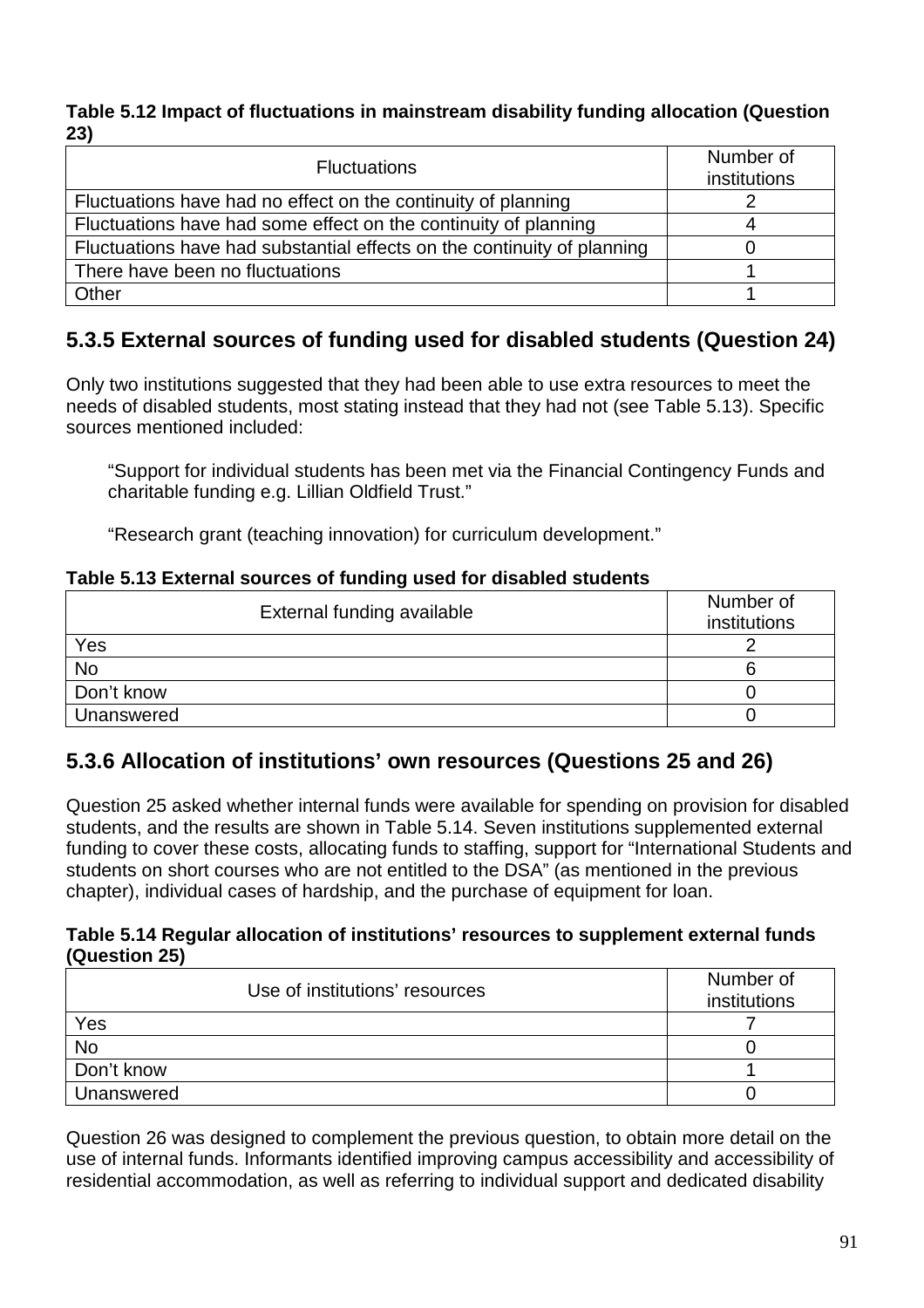**Table 5.12 Impact of fluctuations in mainstream disability funding allocation (Question 23)**

| Fluctuations | Number of institutions |
|---|---|
| Fluctuations have had no effect on the continuity of planning | 2 |
| Fluctuations have had some effect on the continuity of planning | 4 |
| Fluctuations have had substantial effects on the continuity of planning | 0 |
| There have been no fluctuations | 1 |
| Other | 1 |

## 5.3.5 External sources of funding used for disabled students (Question 24)

Only two institutions suggested that they had been able to use extra resources to meet the needs of disabled students, most stating instead that they had not (see Table 5.13). Specific sources mentioned included:

> "Support for individual students has been met via the Financial Contingency Funds and charitable funding e.g. Lillian Oldfield Trust."

> "Research grant (teaching innovation) for curriculum development."

**Table 5.13 External sources of funding used for disabled students**

| External funding available | Number of institutions |
|---|---|
| Yes | 2 |
| No | 6 |
| Don't know | 0 |
| Unanswered | 0 |

## 5.3.6 Allocation of institutions' own resources (Questions 25 and 26)

Question 25 asked whether internal funds were available for spending on provision for disabled students, and the results are shown in Table 5.14. Seven institutions supplemented external funding to cover these costs, allocating funds to staffing, support for "International Students and students on short courses who are not entitled to the DSA" (as mentioned in the previous chapter), individual cases of hardship, and the purchase of equipment for loan.

**Table 5.14 Regular allocation of institutions' resources to supplement external funds (Question 25)**

| Use of institutions' resources | Number of institutions |
|---|---|
| Yes | 7 |
| No | 0 |
| Don't know | 1 |
| Unanswered | 0 |

Question 26 was designed to complement the previous question, to obtain more detail on the use of internal funds. Informants identified improving campus accessibility and accessibility of residential accommodation, as well as referring to individual support and dedicated disability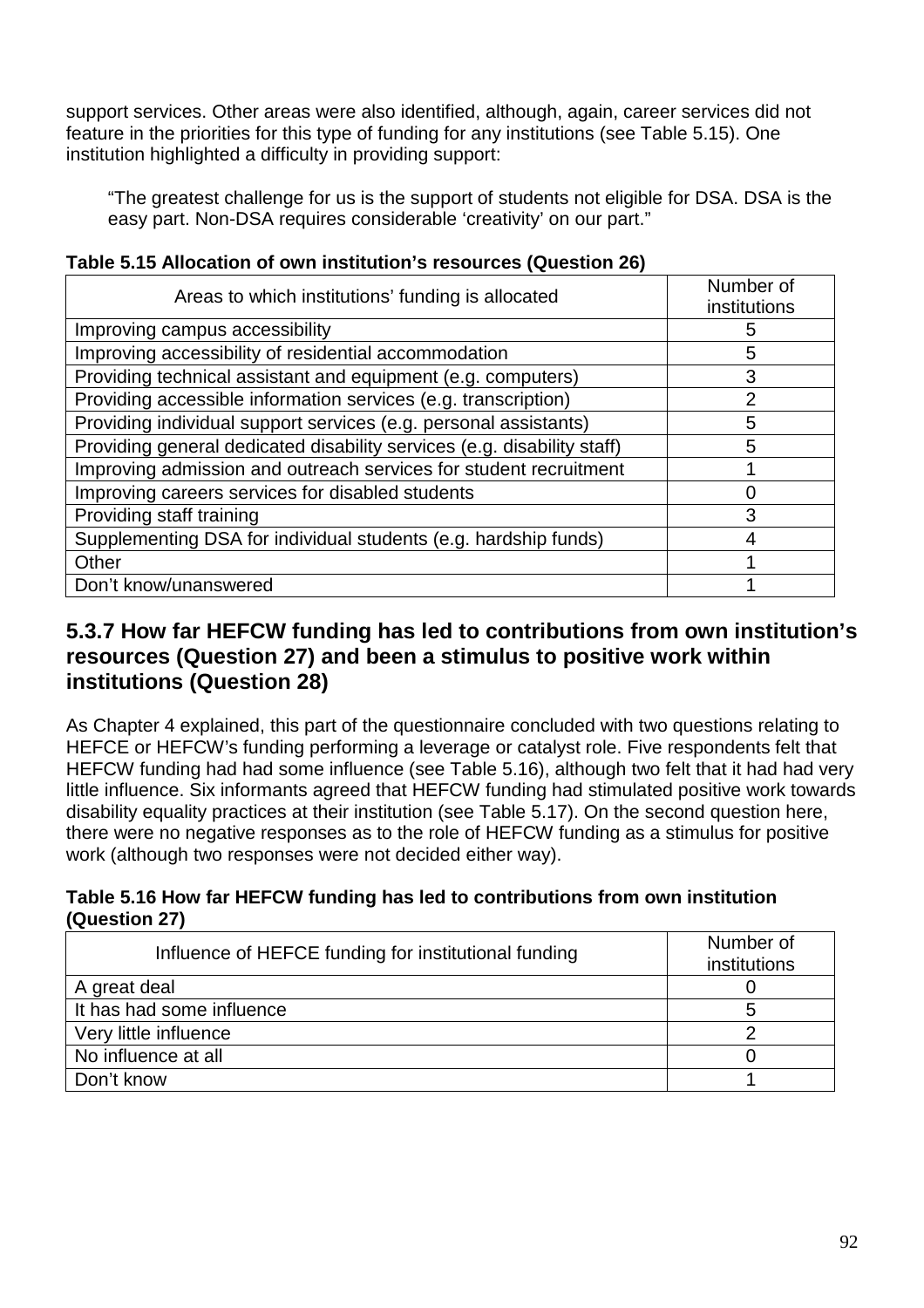support services. Other areas were also identified, although, again, career services did not feature in the priorities for this type of funding for any institutions (see Table 5.15). One institution highlighted a difficulty in providing support:

> "The greatest challenge for us is the support of students not eligible for DSA. DSA is the easy part. Non-DSA requires considerable 'creativity' on our part."

**Table 5.15 Allocation of own institution's resources (Question 26)**

| Areas to which institutions' funding is allocated | Number of institutions |
|---|---|
| Improving campus accessibility | 5 |
| Improving accessibility of residential accommodation | 5 |
| Providing technical assistant and equipment (e.g. computers) | 3 |
| Providing accessible information services (e.g. transcription) | 2 |
| Providing individual support services (e.g. personal assistants) | 5 |
| Providing general dedicated disability services (e.g. disability staff) | 5 |
| Improving admission and outreach services for student recruitment | 1 |
| Improving careers services for disabled students | 0 |
| Providing staff training | 3 |
| Supplementing DSA for individual students (e.g. hardship funds) | 4 |
| Other | 1 |
| Don't know/unanswered | 1 |

### 5.3.7 How far HEFCW funding has led to contributions from own institution's resources (Question 27) and been a stimulus to positive work within institutions (Question 28)

As Chapter 4 explained, this part of the questionnaire concluded with two questions relating to HEFCE or HEFCW's funding performing a leverage or catalyst role. Five respondents felt that HEFCW funding had had some influence (see Table 5.16), although two felt that it had had very little influence. Six informants agreed that HEFCW funding had stimulated positive work towards disability equality practices at their institution (see Table 5.17). On the second question here, there were no negative responses as to the role of HEFCW funding as a stimulus for positive work (although two responses were not decided either way).

**Table 5.16 How far HEFCW funding has led to contributions from own institution (Question 27)**

| Influence of HEFCE funding for institutional funding | Number of institutions |
|---|---|
| A great deal | 0 |
| It has had some influence | 5 |
| Very little influence | 2 |
| No influence at all | 0 |
| Don't know | 1 |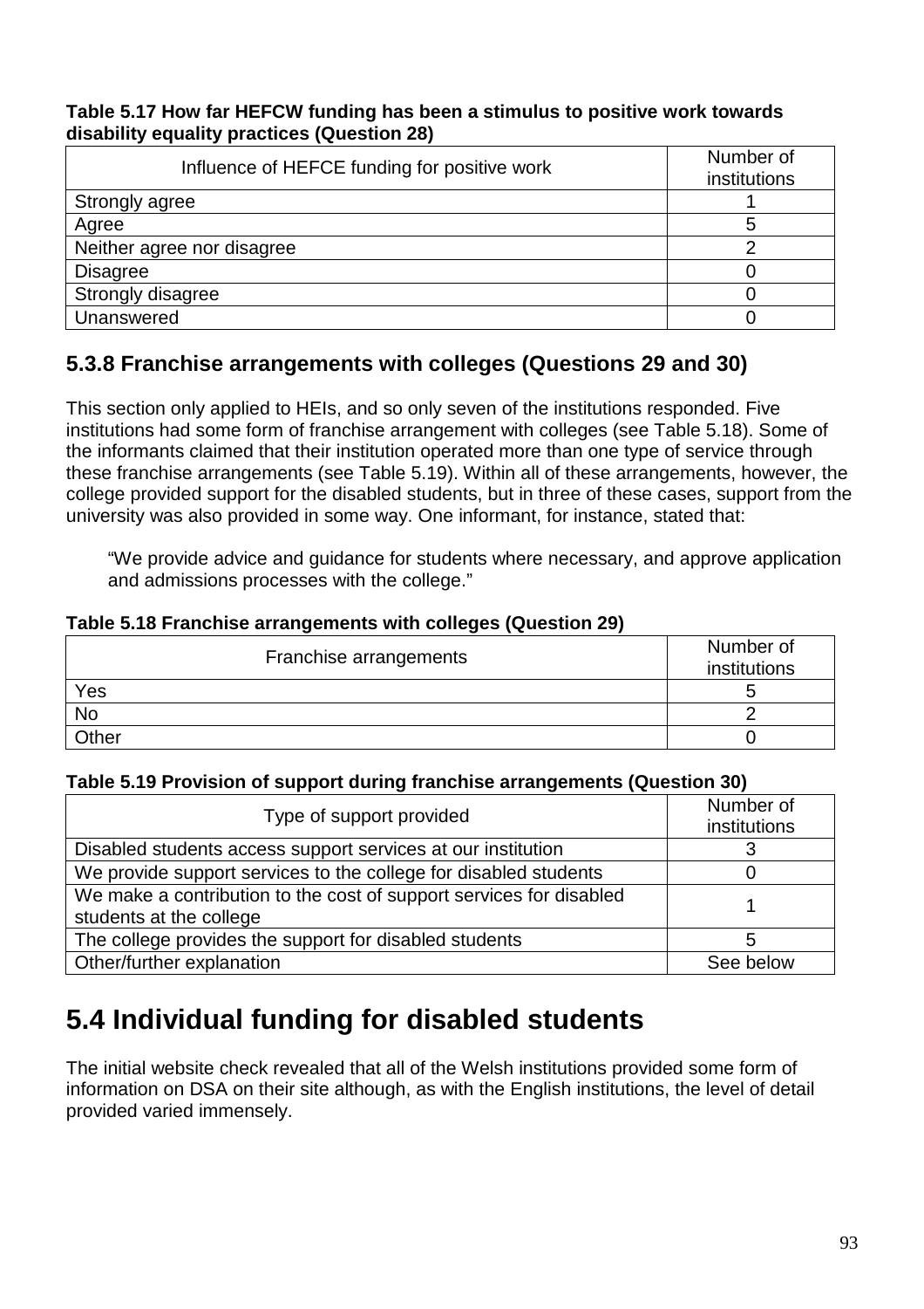**Table 5.17 How far HEFCW funding has been a stimulus to positive work towards disability equality practices (Question 28)**

| Influence of HEFCE funding for positive work | Number of institutions |
|---|---|
| Strongly agree | 1 |
| Agree | 5 |
| Neither agree nor disagree | 2 |
| Disagree | 0 |
| Strongly disagree | 0 |
| Unanswered | 0 |

### 5.3.8 Franchise arrangements with colleges (Questions 29 and 30)

This section only applied to HEIs, and so only seven of the institutions responded. Five institutions had some form of franchise arrangement with colleges (see Table 5.18). Some of the informants claimed that their institution operated more than one type of service through these franchise arrangements (see Table 5.19). Within all of these arrangements, however, the college provided support for the disabled students, but in three of these cases, support from the university was also provided in some way. One informant, for instance, stated that:

> "We provide advice and guidance for students where necessary, and approve application and admissions processes with the college."

**Table 5.18 Franchise arrangements with colleges (Question 29)**

| Franchise arrangements | Number of institutions |
|---|---|
| Yes | 5 |
| No | 2 |
| Other | 0 |

**Table 5.19 Provision of support during franchise arrangements (Question 30)**

| Type of support provided | Number of institutions |
|---|---|
| Disabled students access support services at our institution | 3 |
| We provide support services to the college for disabled students | 0 |
| We make a contribution to the cost of support services for disabled students at the college | 1 |
| The college provides the support for disabled students | 5 |
| Other/further explanation | See below |

## 5.4 Individual funding for disabled students

The initial website check revealed that all of the Welsh institutions provided some form of information on DSA on their site although, as with the English institutions, the level of detail provided varied immensely.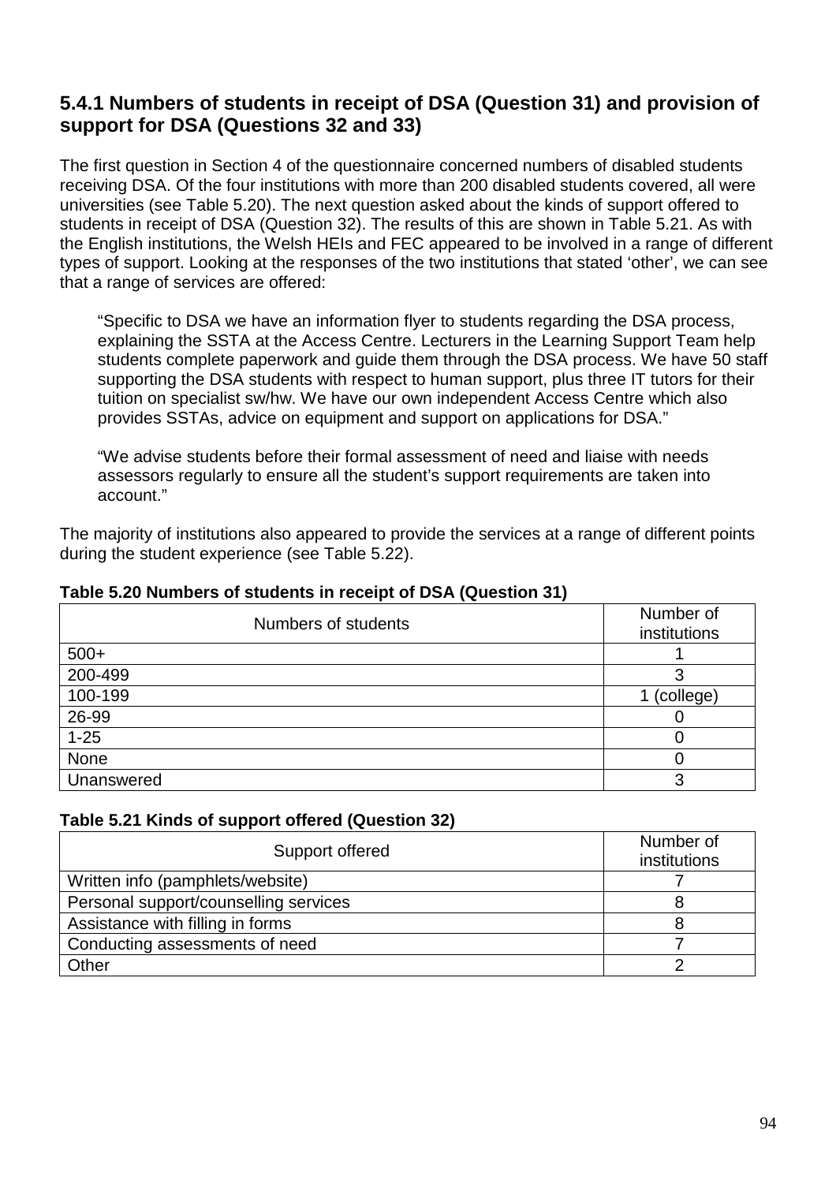### 5.4.1 Numbers of students in receipt of DSA (Question 31) and provision of support for DSA (Questions 32 and 33)

The first question in Section 4 of the questionnaire concerned numbers of disabled students receiving DSA. Of the four institutions with more than 200 disabled students covered, all were universities (see Table 5.20). The next question asked about the kinds of support offered to students in receipt of DSA (Question 32). The results of this are shown in Table 5.21. As with the English institutions, the Welsh HEIs and FEC appeared to be involved in a range of different types of support. Looking at the responses of the two institutions that stated 'other', we can see that a range of services are offered:

> "Specific to DSA we have an information flyer to students regarding the DSA process, explaining the SSTA at the Access Centre. Lecturers in the Learning Support Team help students complete paperwork and guide them through the DSA process. We have 50 staff supporting the DSA students with respect to human support, plus three IT tutors for their tuition on specialist sw/hw. We have our own independent Access Centre which also provides SSTAs, advice on equipment and support on applications for DSA."

> "We advise students before their formal assessment of need and liaise with needs assessors regularly to ensure all the student's support requirements are taken into account."

The majority of institutions also appeared to provide the services at a range of different points during the student experience (see Table 5.22).

**Table 5.20 Numbers of students in receipt of DSA (Question 31)**

| Numbers of students | Number of institutions |
|---|---|
| 500+ | 1 |
| 200-499 | 3 |
| 100-199 | 1 (college) |
| 26-99 | 0 |
| 1-25 | 0 |
| None | 0 |
| Unanswered | 3 |

**Table 5.21 Kinds of support offered (Question 32)**

| Support offered | Number of institutions |
|---|---|
| Written info (pamphlets/website) | 7 |
| Personal support/counselling services | 8 |
| Assistance with filling in forms | 8 |
| Conducting assessments of need | 7 |
| Other | 2 |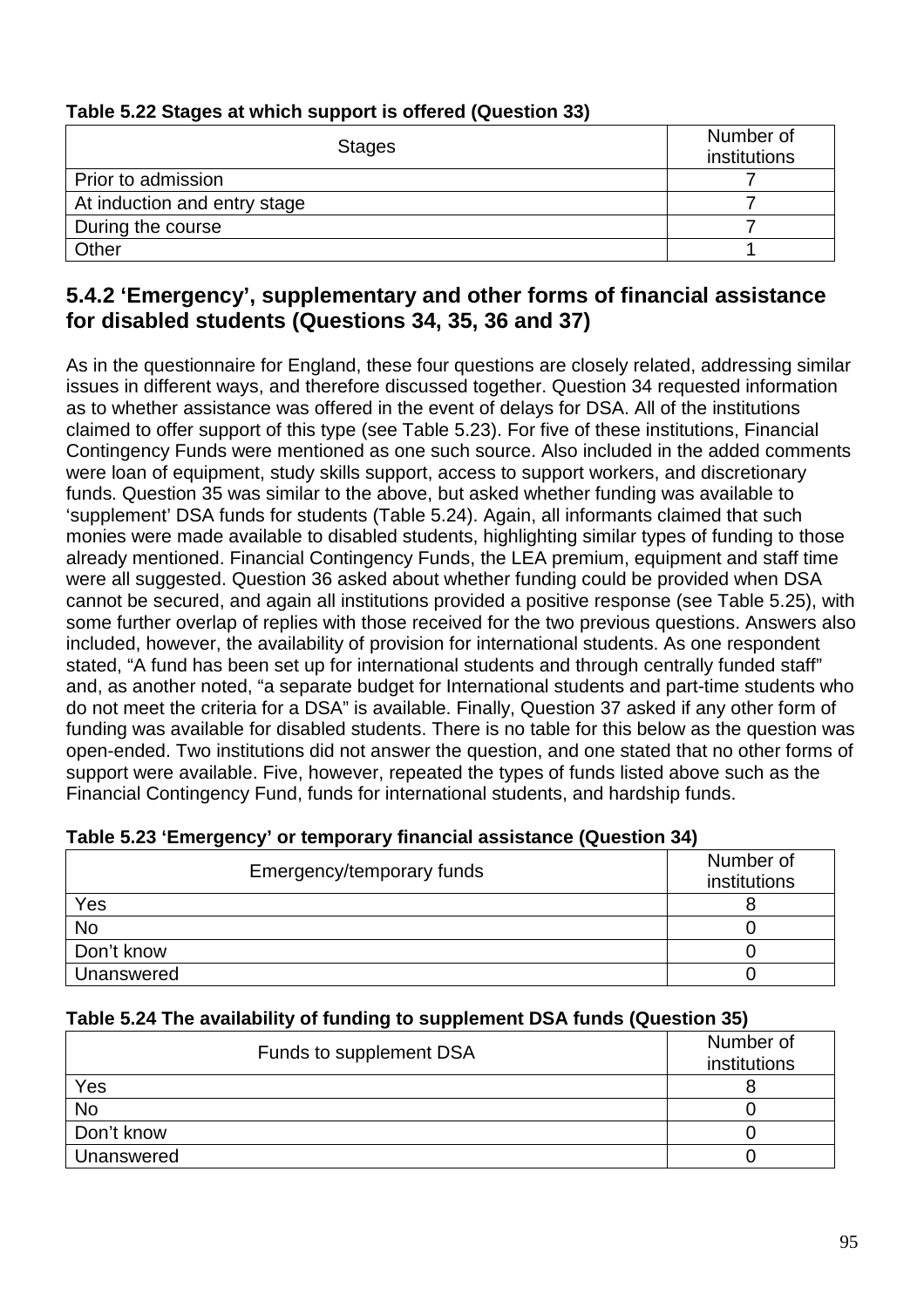**Table 5.22 Stages at which support is offered (Question 33)**

| Stages | Number of institutions |
|---|---|
| Prior to admission | 7 |
| At induction and entry stage | 7 |
| During the course | 7 |
| Other | 1 |

### 5.4.2 'Emergency', supplementary and other forms of financial assistance for disabled students (Questions 34, 35, 36 and 37)

As in the questionnaire for England, these four questions are closely related, addressing similar issues in different ways, and therefore discussed together. Question 34 requested information as to whether assistance was offered in the event of delays for DSA. All of the institutions claimed to offer support of this type (see Table 5.23). For five of these institutions, Financial Contingency Funds were mentioned as one such source. Also included in the added comments were loan of equipment, study skills support, access to support workers, and discretionary funds. Question 35 was similar to the above, but asked whether funding was available to 'supplement' DSA funds for students (Table 5.24). Again, all informants claimed that such monies were made available to disabled students, highlighting similar types of funding to those already mentioned. Financial Contingency Funds, the LEA premium, equipment and staff time were all suggested. Question 36 asked about whether funding could be provided when DSA cannot be secured, and again all institutions provided a positive response (see Table 5.25), with some further overlap of replies with those received for the two previous questions. Answers also included, however, the availability of provision for international students. As one respondent stated, "A fund has been set up for international students and through centrally funded staff" and, as another noted, "a separate budget for International students and part-time students who do not meet the criteria for a DSA" is available. Finally, Question 37 asked if any other form of funding was available for disabled students. There is no table for this below as the question was open-ended. Two institutions did not answer the question, and one stated that no other forms of support were available. Five, however, repeated the types of funds listed above such as the Financial Contingency Fund, funds for international students, and hardship funds.

**Table 5.23 'Emergency' or temporary financial assistance (Question 34)**

| Emergency/temporary funds | Number of institutions |
|---|---|
| Yes | 8 |
| No | 0 |
| Don't know | 0 |
| Unanswered | 0 |

**Table 5.24 The availability of funding to supplement DSA funds (Question 35)**

| Funds to supplement DSA | Number of institutions |
|---|---|
| Yes | 8 |
| No | 0 |
| Don't know | 0 |
| Unanswered | 0 |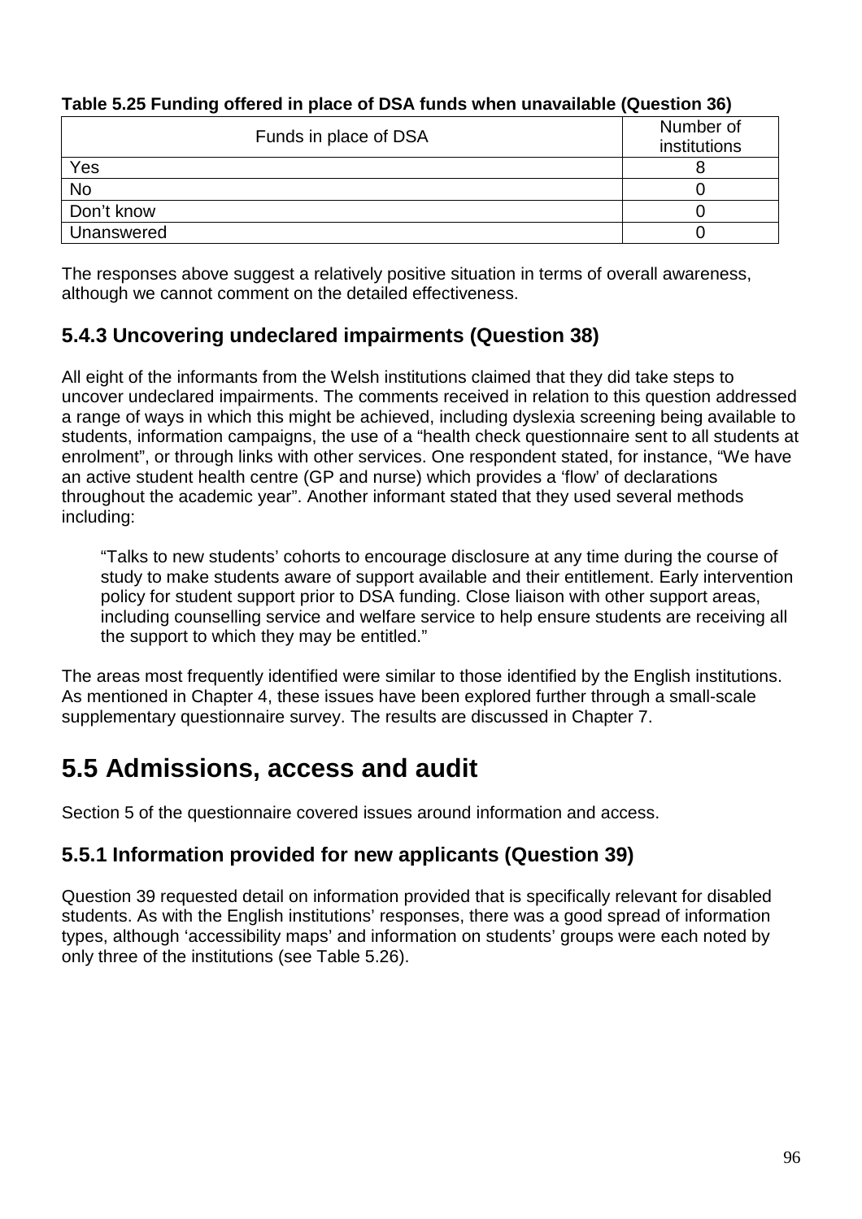**Table 5.25 Funding offered in place of DSA funds when unavailable (Question 36)**

| Funds in place of DSA | Number of institutions |
|---|---|
| Yes | 8 |
| No | 0 |
| Don't know | 0 |
| Unanswered | 0 |

The responses above suggest a relatively positive situation in terms of overall awareness, although we cannot comment on the detailed effectiveness.

### 5.4.3 Uncovering undeclared impairments (Question 38)

All eight of the informants from the Welsh institutions claimed that they did take steps to uncover undeclared impairments. The comments received in relation to this question addressed a range of ways in which this might be achieved, including dyslexia screening being available to students, information campaigns, the use of a "health check questionnaire sent to all students at enrolment", or through links with other services. One respondent stated, for instance, "We have an active student health centre (GP and nurse) which provides a 'flow' of declarations throughout the academic year". Another informant stated that they used several methods including:

> "Talks to new students' cohorts to encourage disclosure at any time during the course of study to make students aware of support available and their entitlement. Early intervention policy for student support prior to DSA funding. Close liaison with other support areas, including counselling service and welfare service to help ensure students are receiving all the support to which they may be entitled."

The areas most frequently identified were similar to those identified by the English institutions. As mentioned in Chapter 4, these issues have been explored further through a small-scale supplementary questionnaire survey. The results are discussed in Chapter 7.

## 5.5 Admissions, access and audit

Section 5 of the questionnaire covered issues around information and access.

### 5.5.1 Information provided for new applicants (Question 39)

Question 39 requested detail on information provided that is specifically relevant for disabled students. As with the English institutions' responses, there was a good spread of information types, although 'accessibility maps' and information on students' groups were each noted by only three of the institutions (see Table 5.26).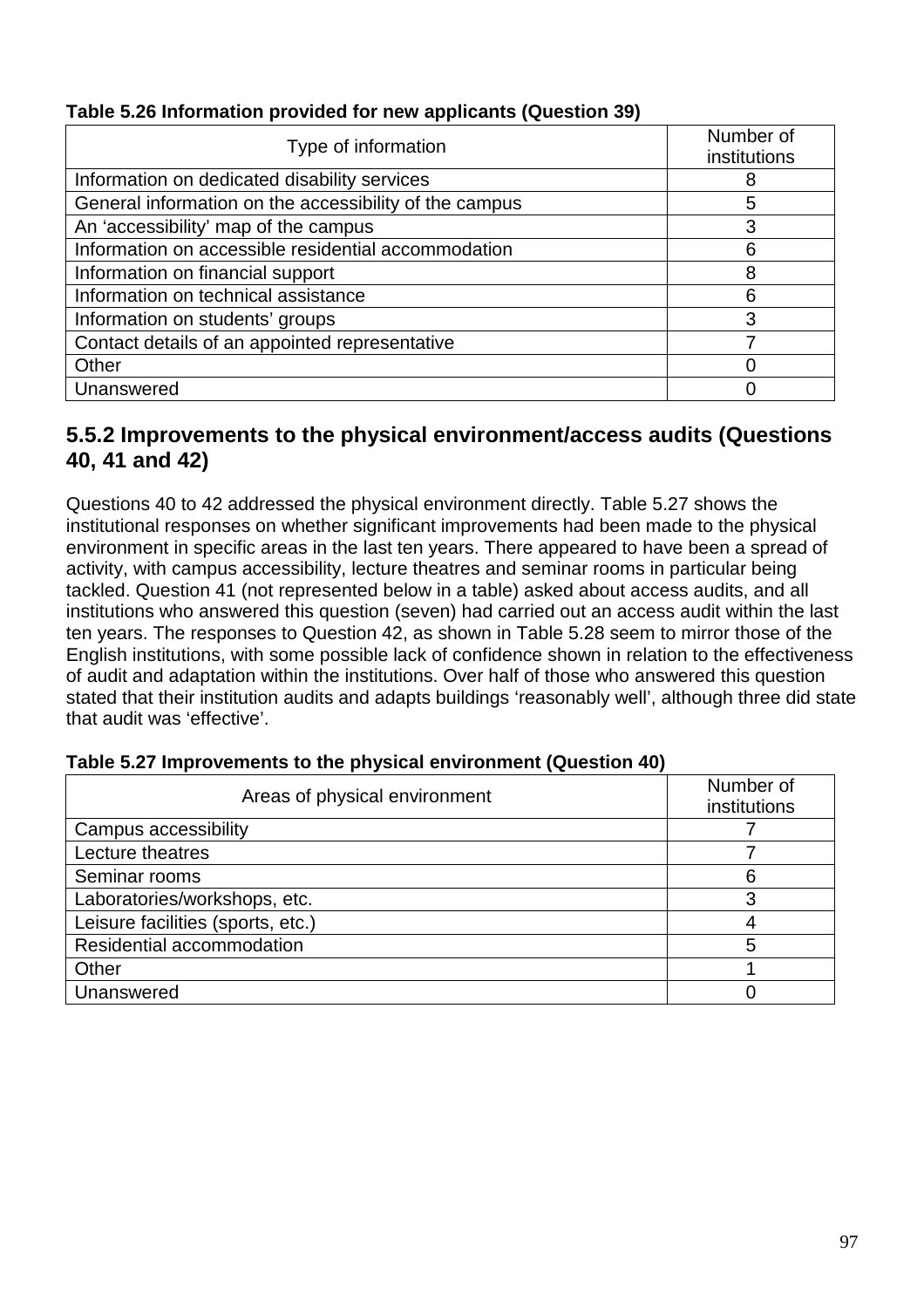**Table 5.26 Information provided for new applicants (Question 39)**

| Type of information | Number of institutions |
| --- | --- |
| Information on dedicated disability services | 8 |
| General information on the accessibility of the campus | 5 |
| An 'accessibility' map of the campus | 3 |
| Information on accessible residential accommodation | 6 |
| Information on financial support | 8 |
| Information on technical assistance | 6 |
| Information on students' groups | 3 |
| Contact details of an appointed representative | 7 |
| Other | 0 |
| Unanswered | 0 |

### 5.5.2 Improvements to the physical environment/access audits (Questions 40, 41 and 42)

Questions 40 to 42 addressed the physical environment directly. Table 5.27 shows the institutional responses on whether significant improvements had been made to the physical environment in specific areas in the last ten years. There appeared to have been a spread of activity, with campus accessibility, lecture theatres and seminar rooms in particular being tackled. Question 41 (not represented below in a table) asked about access audits, and all institutions who answered this question (seven) had carried out an access audit within the last ten years. The responses to Question 42, as shown in Table 5.28 seem to mirror those of the English institutions, with some possible lack of confidence shown in relation to the effectiveness of audit and adaptation within the institutions. Over half of those who answered this question stated that their institution audits and adapts buildings 'reasonably well', although three did state that audit was 'effective'.

**Table 5.27 Improvements to the physical environment (Question 40)**

| Areas of physical environment | Number of institutions |
| --- | --- |
| Campus accessibility | 7 |
| Lecture theatres | 7 |
| Seminar rooms | 6 |
| Laboratories/workshops, etc. | 3 |
| Leisure facilities (sports, etc.) | 4 |
| Residential accommodation | 5 |
| Other | 1 |
| Unanswered | 0 |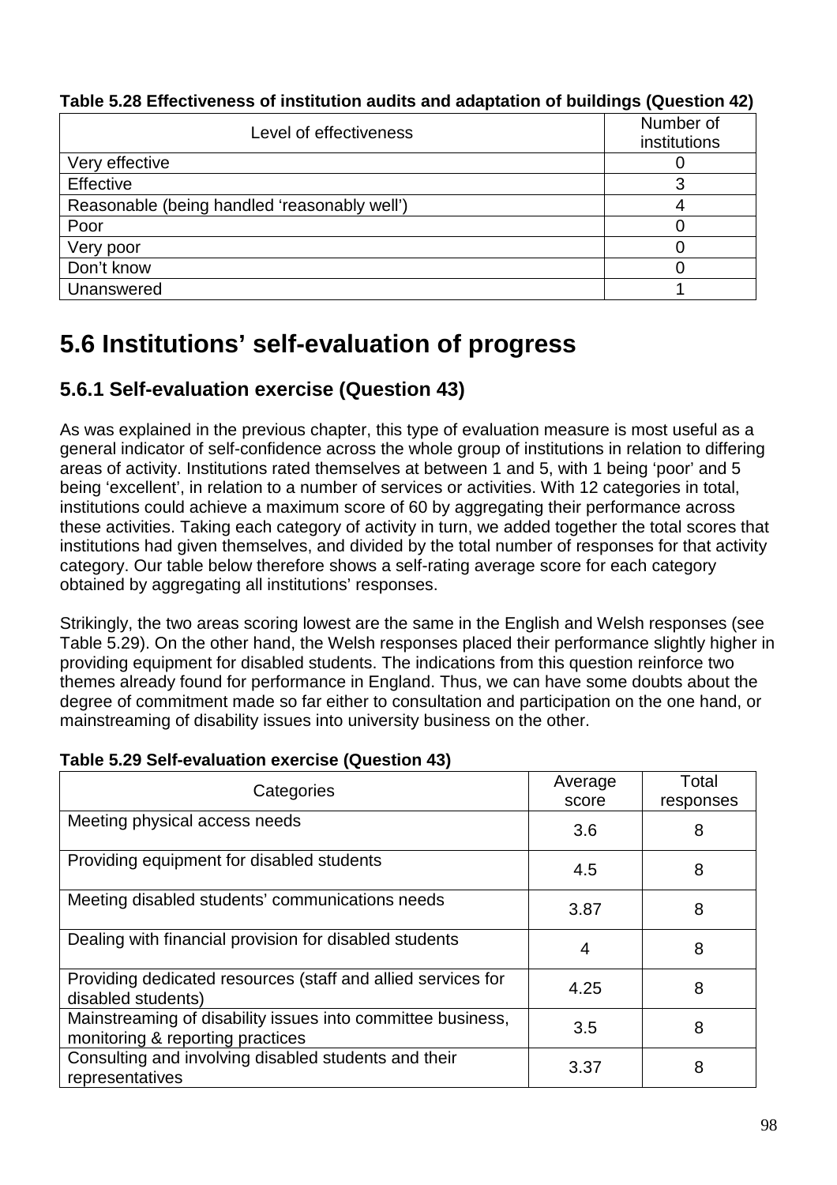**Table 5.28 Effectiveness of institution audits and adaptation of buildings (Question 42)**

| Level of effectiveness | Number of institutions |
|---|---|
| Very effective | 0 |
| Effective | 3 |
| Reasonable (being handled 'reasonably well') | 4 |
| Poor | 0 |
| Very poor | 0 |
| Don't know | 0 |
| Unanswered | 1 |

## 5.6 Institutions' self-evaluation of progress

### 5.6.1 Self-evaluation exercise (Question 43)

As was explained in the previous chapter, this type of evaluation measure is most useful as a general indicator of self-confidence across the whole group of institutions in relation to differing areas of activity. Institutions rated themselves at between 1 and 5, with 1 being 'poor' and 5 being 'excellent', in relation to a number of services or activities. With 12 categories in total, institutions could achieve a maximum score of 60 by aggregating their performance across these activities. Taking each category of activity in turn, we added together the total scores that institutions had given themselves, and divided by the total number of responses for that activity category. Our table below therefore shows a self-rating average score for each category obtained by aggregating all institutions' responses.

Strikingly, the two areas scoring lowest are the same in the English and Welsh responses (see Table 5.29). On the other hand, the Welsh responses placed their performance slightly higher in providing equipment for disabled students. The indications from this question reinforce two themes already found for performance in England. Thus, we can have some doubts about the degree of commitment made so far either to consultation and participation on the one hand, or mainstreaming of disability issues into university business on the other.

**Table 5.29 Self-evaluation exercise (Question 43)**

| Categories | Average score | Total responses |
|---|---|---|
| Meeting physical access needs | 3.6 | 8 |
| Providing equipment for disabled students | 4.5 | 8 |
| Meeting disabled students' communications needs | 3.87 | 8 |
| Dealing with financial provision for disabled students | 4 | 8 |
| Providing dedicated resources (staff and allied services for disabled students) | 4.25 | 8 |
| Mainstreaming of disability issues into committee business, monitoring & reporting practices | 3.5 | 8 |
| Consulting and involving disabled students and their representatives | 3.37 | 8 |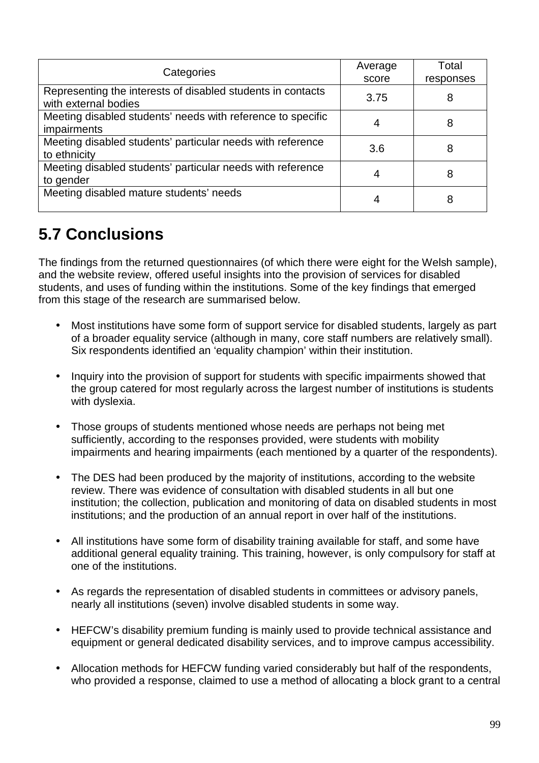| Categories | Average score | Total responses |
|---|---|---|
| Representing the interests of disabled students in contacts with external bodies | 3.75 | 8 |
| Meeting disabled students’ needs with reference to specific impairments | 4 | 8 |
| Meeting disabled students’ particular needs with reference to ethnicity | 3.6 | 8 |
| Meeting disabled students’ particular needs with reference to gender | 4 | 8 |
| Meeting disabled mature students’ needs | 4 | 8 |

## 5.7 Conclusions

The findings from the returned questionnaires (of which there were eight for the Welsh sample), and the website review, offered useful insights into the provision of services for disabled students, and uses of funding within the institutions. Some of the key findings that emerged from this stage of the research are summarised below.

- Most institutions have some form of support service for disabled students, largely as part of a broader equality service (although in many, core staff numbers are relatively small). Six respondents identified an ‘equality champion’ within their institution.

- Inquiry into the provision of support for students with specific impairments showed that the group catered for most regularly across the largest number of institutions is students with dyslexia.

- Those groups of students mentioned whose needs are perhaps not being met sufficiently, according to the responses provided, were students with mobility impairments and hearing impairments (each mentioned by a quarter of the respondents).

- The DES had been produced by the majority of institutions, according to the website review. There was evidence of consultation with disabled students in all but one institution; the collection, publication and monitoring of data on disabled students in most institutions; and the production of an annual report in over half of the institutions.

- All institutions have some form of disability training available for staff, and some have additional general equality training. This training, however, is only compulsory for staff at one of the institutions.

- As regards the representation of disabled students in committees or advisory panels, nearly all institutions (seven) involve disabled students in some way.

- HEFCW’s disability premium funding is mainly used to provide technical assistance and equipment or general dedicated disability services, and to improve campus accessibility.

- Allocation methods for HEFCW funding varied considerably but half of the respondents, who provided a response, claimed to use a method of allocating a block grant to a central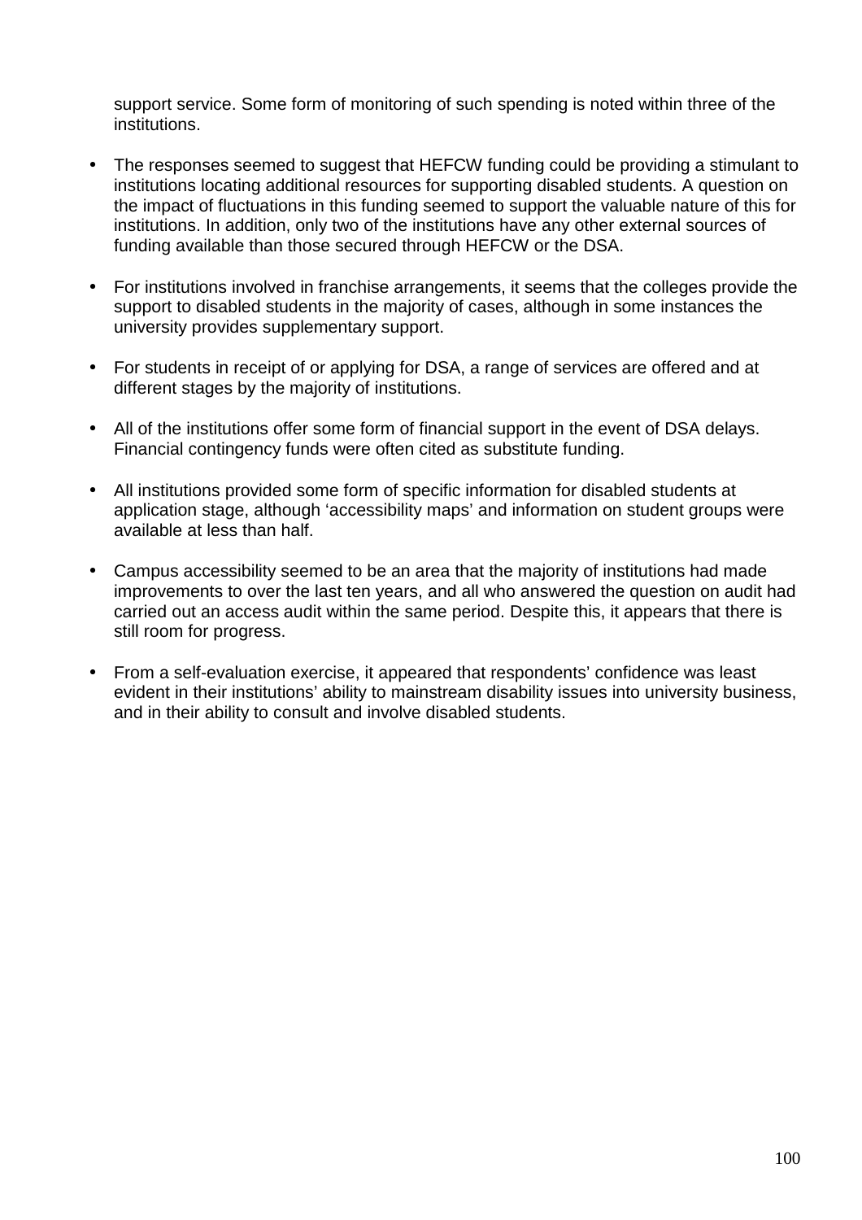support service. Some form of monitoring of such spending is noted within three of the institutions.

- The responses seemed to suggest that HEFCW funding could be providing a stimulant to institutions locating additional resources for supporting disabled students. A question on the impact of fluctuations in this funding seemed to support the valuable nature of this for institutions. In addition, only two of the institutions have any other external sources of funding available than those secured through HEFCW or the DSA.

- For institutions involved in franchise arrangements, it seems that the colleges provide the support to disabled students in the majority of cases, although in some instances the university provides supplementary support.

- For students in receipt of or applying for DSA, a range of services are offered and at different stages by the majority of institutions.

- All of the institutions offer some form of financial support in the event of DSA delays. Financial contingency funds were often cited as substitute funding.

- All institutions provided some form of specific information for disabled students at application stage, although ‘accessibility maps’ and information on student groups were available at less than half.

- Campus accessibility seemed to be an area that the majority of institutions had made improvements to over the last ten years, and all who answered the question on audit had carried out an access audit within the same period. Despite this, it appears that there is still room for progress.

- From a self-evaluation exercise, it appeared that respondents’ confidence was least evident in their institutions’ ability to mainstream disability issues into university business, and in their ability to consult and involve disabled students.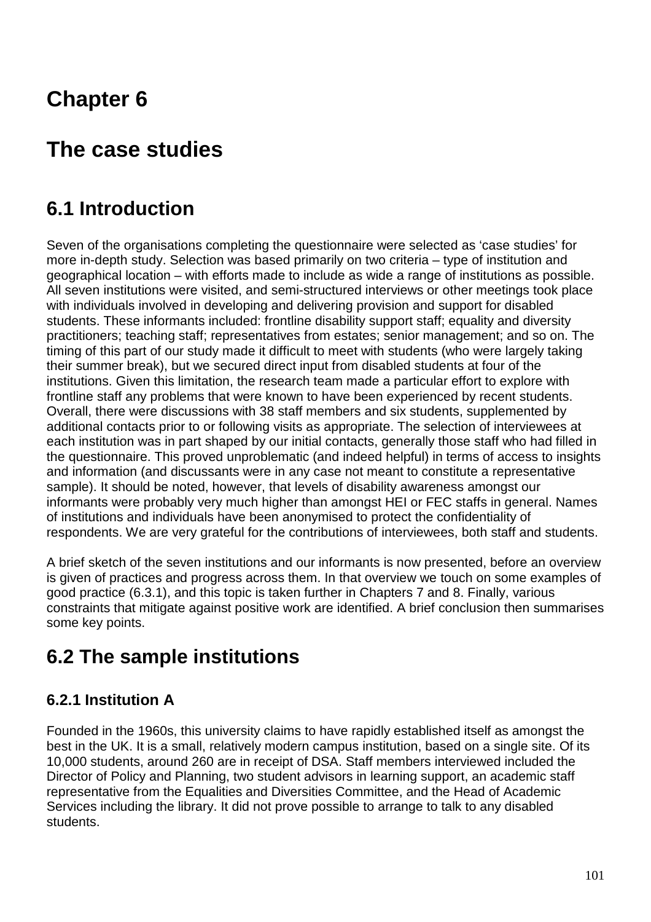# Chapter 6

# The case studies

## 6.1 Introduction

Seven of the organisations completing the questionnaire were selected as 'case studies' for more in-depth study. Selection was based primarily on two criteria – type of institution and geographical location – with efforts made to include as wide a range of institutions as possible. All seven institutions were visited, and semi-structured interviews or other meetings took place with individuals involved in developing and delivering provision and support for disabled students. These informants included: frontline disability support staff; equality and diversity practitioners; teaching staff; representatives from estates; senior management; and so on. The timing of this part of our study made it difficult to meet with students (who were largely taking their summer break), but we secured direct input from disabled students at four of the institutions. Given this limitation, the research team made a particular effort to explore with frontline staff any problems that were known to have been experienced by recent students. Overall, there were discussions with 38 staff members and six students, supplemented by additional contacts prior to or following visits as appropriate. The selection of interviewees at each institution was in part shaped by our initial contacts, generally those staff who had filled in the questionnaire. This proved unproblematic (and indeed helpful) in terms of access to insights and information (and discussants were in any case not meant to constitute a representative sample). It should be noted, however, that levels of disability awareness amongst our informants were probably very much higher than amongst HEI or FEC staffs in general. Names of institutions and individuals have been anonymised to protect the confidentiality of respondents. We are very grateful for the contributions of interviewees, both staff and students.

A brief sketch of the seven institutions and our informants is now presented, before an overview is given of practices and progress across them. In that overview we touch on some examples of good practice (6.3.1), and this topic is taken further in Chapters 7 and 8. Finally, various constraints that mitigate against positive work are identified. A brief conclusion then summarises some key points.

## 6.2 The sample institutions

### 6.2.1 Institution A

Founded in the 1960s, this university claims to have rapidly established itself as amongst the best in the UK. It is a small, relatively modern campus institution, based on a single site. Of its 10,000 students, around 260 are in receipt of DSA. Staff members interviewed included the Director of Policy and Planning, two student advisors in learning support, an academic staff representative from the Equalities and Diversities Committee, and the Head of Academic Services including the library. It did not prove possible to arrange to talk to any disabled students.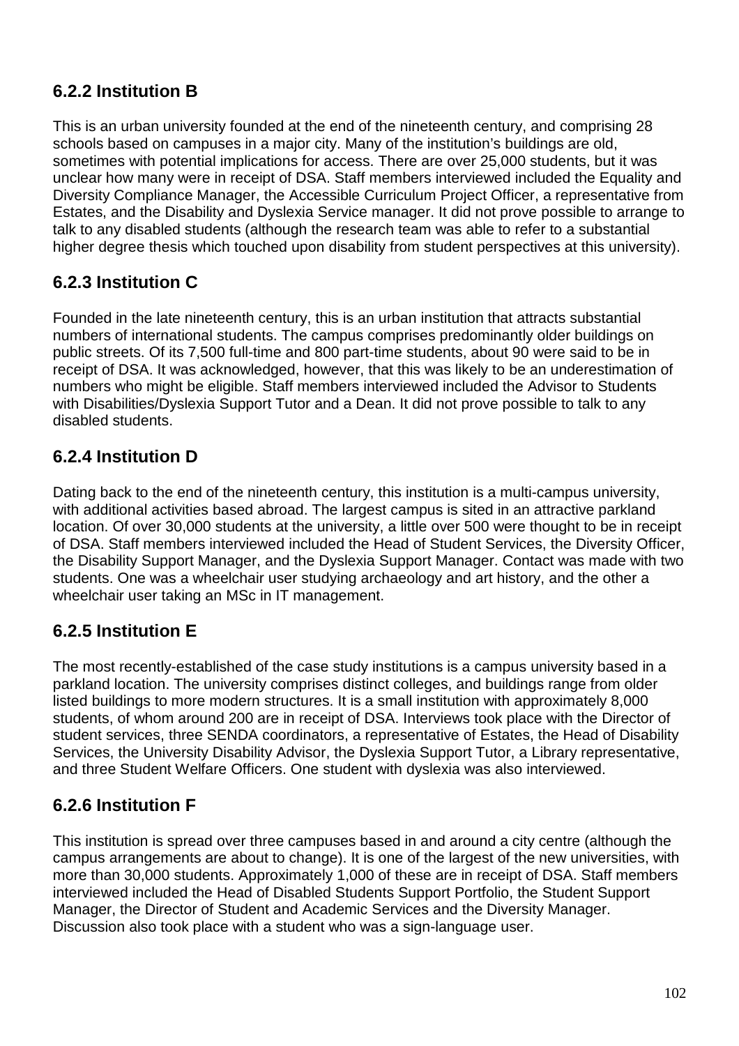### 6.2.2 Institution B

This is an urban university founded at the end of the nineteenth century, and comprising 28 schools based on campuses in a major city. Many of the institution's buildings are old, sometimes with potential implications for access. There are over 25,000 students, but it was unclear how many were in receipt of DSA. Staff members interviewed included the Equality and Diversity Compliance Manager, the Accessible Curriculum Project Officer, a representative from Estates, and the Disability and Dyslexia Service manager. It did not prove possible to arrange to talk to any disabled students (although the research team was able to refer to a substantial higher degree thesis which touched upon disability from student perspectives at this university).

### 6.2.3 Institution C

Founded in the late nineteenth century, this is an urban institution that attracts substantial numbers of international students. The campus comprises predominantly older buildings on public streets. Of its 7,500 full-time and 800 part-time students, about 90 were said to be in receipt of DSA. It was acknowledged, however, that this was likely to be an underestimation of numbers who might be eligible. Staff members interviewed included the Advisor to Students with Disabilities/Dyslexia Support Tutor and a Dean. It did not prove possible to talk to any disabled students.

### 6.2.4 Institution D

Dating back to the end of the nineteenth century, this institution is a multi-campus university, with additional activities based abroad. The largest campus is sited in an attractive parkland location. Of over 30,000 students at the university, a little over 500 were thought to be in receipt of DSA. Staff members interviewed included the Head of Student Services, the Diversity Officer, the Disability Support Manager, and the Dyslexia Support Manager. Contact was made with two students. One was a wheelchair user studying archaeology and art history, and the other a wheelchair user taking an MSc in IT management.

### 6.2.5 Institution E

The most recently-established of the case study institutions is a campus university based in a parkland location. The university comprises distinct colleges, and buildings range from older listed buildings to more modern structures. It is a small institution with approximately 8,000 students, of whom around 200 are in receipt of DSA. Interviews took place with the Director of student services, three SENDA coordinators, a representative of Estates, the Head of Disability Services, the University Disability Advisor, the Dyslexia Support Tutor, a Library representative, and three Student Welfare Officers. One student with dyslexia was also interviewed.

### 6.2.6 Institution F

This institution is spread over three campuses based in and around a city centre (although the campus arrangements are about to change). It is one of the largest of the new universities, with more than 30,000 students. Approximately 1,000 of these are in receipt of DSA. Staff members interviewed included the Head of Disabled Students Support Portfolio, the Student Support Manager, the Director of Student and Academic Services and the Diversity Manager. Discussion also took place with a student who was a sign-language user.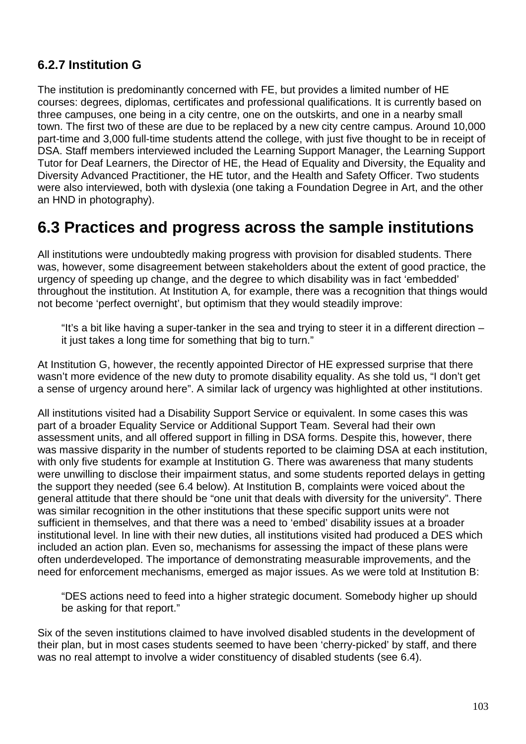### 6.2.7 Institution G

The institution is predominantly concerned with FE, but provides a limited number of HE courses: degrees, diplomas, certificates and professional qualifications. It is currently based on three campuses, one being in a city centre, one on the outskirts, and one in a nearby small town. The first two of these are due to be replaced by a new city centre campus. Around 10,000 part-time and 3,000 full-time students attend the college, with just five thought to be in receipt of DSA. Staff members interviewed included the Learning Support Manager, the Learning Support Tutor for Deaf Learners, the Director of HE, the Head of Equality and Diversity, the Equality and Diversity Advanced Practitioner, the HE tutor, and the Health and Safety Officer. Two students were also interviewed, both with dyslexia (one taking a Foundation Degree in Art, and the other an HND in photography).

## 6.3 Practices and progress across the sample institutions

All institutions were undoubtedly making progress with provision for disabled students. There was, however, some disagreement between stakeholders about the extent of good practice, the urgency of speeding up change, and the degree to which disability was in fact 'embedded' throughout the institution. At Institution A*,* for example, there was a recognition that things would not become 'perfect overnight', but optimism that they would steadily improve:

> "It's a bit like having a super-tanker in the sea and trying to steer it in a different direction – it just takes a long time for something that big to turn."

At Institution G, however, the recently appointed Director of HE expressed surprise that there wasn't more evidence of the new duty to promote disability equality. As she told us, "I don't get a sense of urgency around here". A similar lack of urgency was highlighted at other institutions.

All institutions visited had a Disability Support Service or equivalent. In some cases this was part of a broader Equality Service or Additional Support Team. Several had their own assessment units, and all offered support in filling in DSA forms. Despite this, however, there was massive disparity in the number of students reported to be claiming DSA at each institution, with only five students for example at Institution G. There was awareness that many students were unwilling to disclose their impairment status, and some students reported delays in getting the support they needed (see 6.4 below). At Institution B, complaints were voiced about the general attitude that there should be "one unit that deals with diversity for the university". There was similar recognition in the other institutions that these specific support units were not sufficient in themselves, and that there was a need to 'embed' disability issues at a broader institutional level. In line with their new duties, all institutions visited had produced a DES which included an action plan. Even so, mechanisms for assessing the impact of these plans were often underdeveloped. The importance of demonstrating measurable improvements, and the need for enforcement mechanisms, emerged as major issues. As we were told at Institution B:

> "DES actions need to feed into a higher strategic document. Somebody higher up should be asking for that report."

Six of the seven institutions claimed to have involved disabled students in the development of their plan, but in most cases students seemed to have been 'cherry-picked' by staff, and there was no real attempt to involve a wider constituency of disabled students (see 6.4).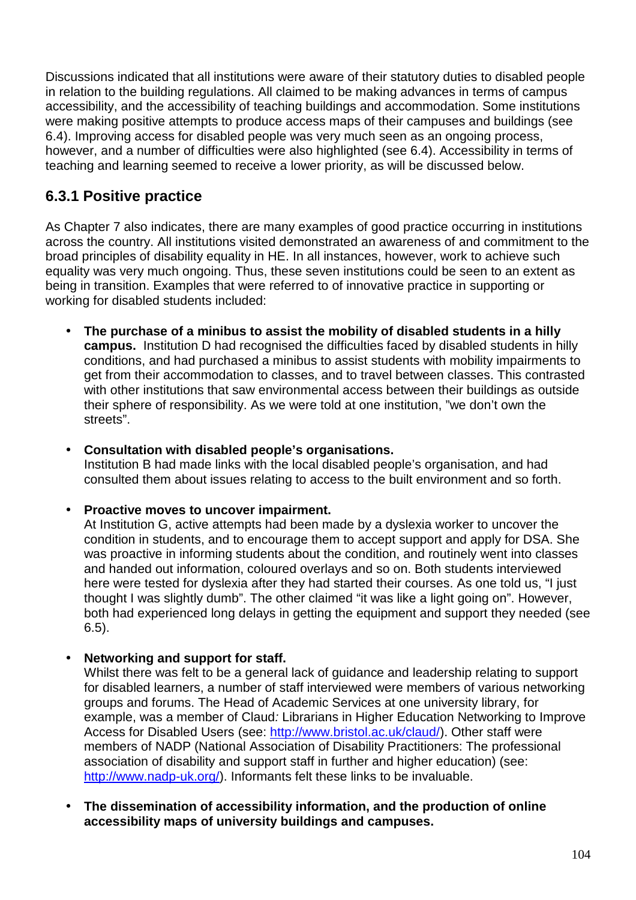Discussions indicated that all institutions were aware of their statutory duties to disabled people in relation to the building regulations. All claimed to be making advances in terms of campus accessibility, and the accessibility of teaching buildings and accommodation. Some institutions were making positive attempts to produce access maps of their campuses and buildings (see 6.4). Improving access for disabled people was very much seen as an ongoing process, however, and a number of difficulties were also highlighted (see 6.4). Accessibility in terms of teaching and learning seemed to receive a lower priority, as will be discussed below.

### 6.3.1 Positive practice

As Chapter 7 also indicates, there are many examples of good practice occurring in institutions across the country. All institutions visited demonstrated an awareness of and commitment to the broad principles of disability equality in HE. In all instances, however, work to achieve such equality was very much ongoing. Thus, these seven institutions could be seen to an extent as being in transition. Examples that were referred to of innovative practice in supporting or working for disabled students included:

- **The purchase of a minibus to assist the mobility of disabled students in a hilly campus.** Institution D had recognised the difficulties faced by disabled students in hilly conditions, and had purchased a minibus to assist students with mobility impairments to get from their accommodation to classes, and to travel between classes. This contrasted with other institutions that saw environmental access between their buildings as outside their sphere of responsibility. As we were told at one institution, "we don't own the streets".

- **Consultation with disabled people's organisations.**
  Institution B had made links with the local disabled people's organisation, and had consulted them about issues relating to access to the built environment and so forth.

- **Proactive moves to uncover impairment.**
  At Institution G, active attempts had been made by a dyslexia worker to uncover the condition in students, and to encourage them to accept support and apply for DSA. She was proactive in informing students about the condition, and routinely went into classes and handed out information, coloured overlays and so on. Both students interviewed here were tested for dyslexia after they had started their courses. As one told us, "I just thought I was slightly dumb". The other claimed "it was like a light going on". However, both had experienced long delays in getting the equipment and support they needed (see 6.5).

- **Networking and support for staff.**
  Whilst there was felt to be a general lack of guidance and leadership relating to support for disabled learners, a number of staff interviewed were members of various networking groups and forums. The Head of Academic Services at one university library, for example, was a member of Claud*:* Librarians in Higher Education Networking to Improve Access for Disabled Users (see: http://www.bristol.ac.uk/claud/). Other staff were members of NADP (National Association of Disability Practitioners: The professional association of disability and support staff in further and higher education) (see: http://www.nadp-uk.org/). Informants felt these links to be invaluable.

- **The dissemination of accessibility information, and the production of online accessibility maps of university buildings and campuses.**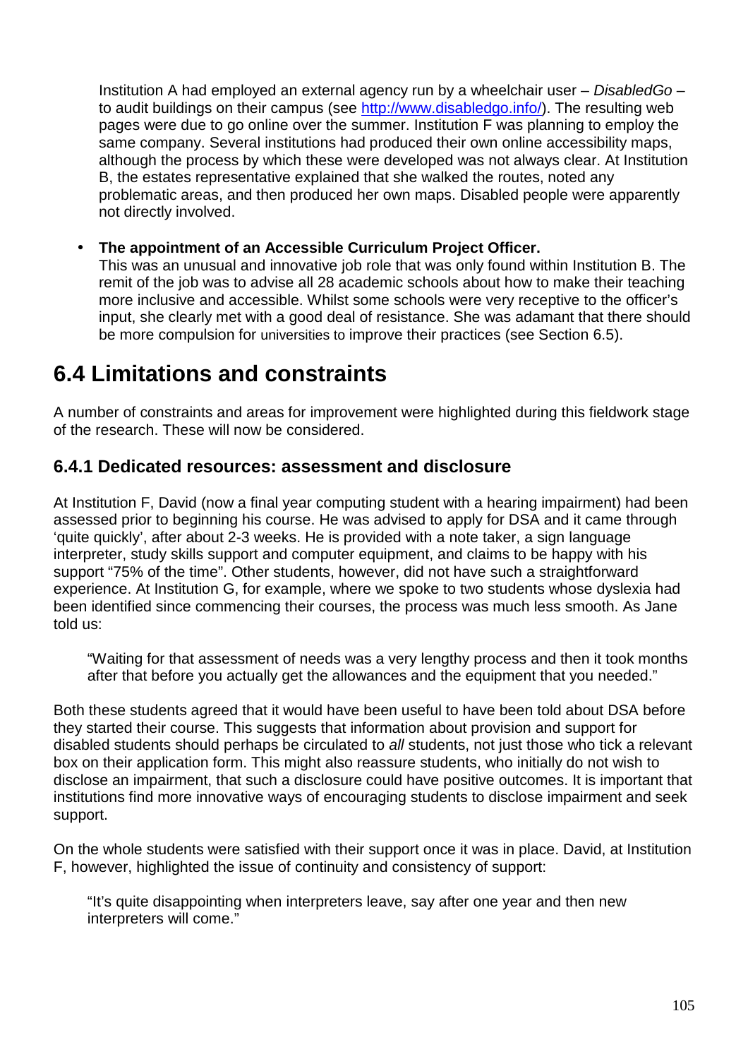Institution A had employed an external agency run by a wheelchair user – *DisabledGo* – to audit buildings on their campus (see [http://www.disabledgo.info/](http://www.disabledgo.info/)). The resulting web pages were due to go online over the summer. Institution F was planning to employ the same company. Several institutions had produced their own online accessibility maps, although the process by which these were developed was not always clear. At Institution B, the estates representative explained that she walked the routes, noted any problematic areas, and then produced her own maps. Disabled people were apparently not directly involved.

- **The appointment of an Accessible Curriculum Project Officer.**
  This was an unusual and innovative job role that was only found within Institution B. The remit of the job was to advise all 28 academic schools about how to make their teaching more inclusive and accessible. Whilst some schools were very receptive to the officer's input, she clearly met with a good deal of resistance. She was adamant that there should be more compulsion for universities to improve their practices (see Section 6.5).

# 6.4 Limitations and constraints

A number of constraints and areas for improvement were highlighted during this fieldwork stage of the research. These will now be considered.

## 6.4.1 Dedicated resources: assessment and disclosure

At Institution F, David (now a final year computing student with a hearing impairment) had been assessed prior to beginning his course. He was advised to apply for DSA and it came through 'quite quickly', after about 2-3 weeks. He is provided with a note taker, a sign language interpreter, study skills support and computer equipment, and claims to be happy with his support "75% of the time". Other students, however, did not have such a straightforward experience. At Institution G, for example, where we spoke to two students whose dyslexia had been identified since commencing their courses, the process was much less smooth. As Jane told us:

> "Waiting for that assessment of needs was a very lengthy process and then it took months after that before you actually get the allowances and the equipment that you needed."

Both these students agreed that it would have been useful to have been told about DSA before they started their course. This suggests that information about provision and support for disabled students should perhaps be circulated to *all* students, not just those who tick a relevant box on their application form. This might also reassure students, who initially do not wish to disclose an impairment, that such a disclosure could have positive outcomes. It is important that institutions find more innovative ways of encouraging students to disclose impairment and seek support.

On the whole students were satisfied with their support once it was in place. David, at Institution F, however, highlighted the issue of continuity and consistency of support:

> "It's quite disappointing when interpreters leave, say after one year and then new interpreters will come."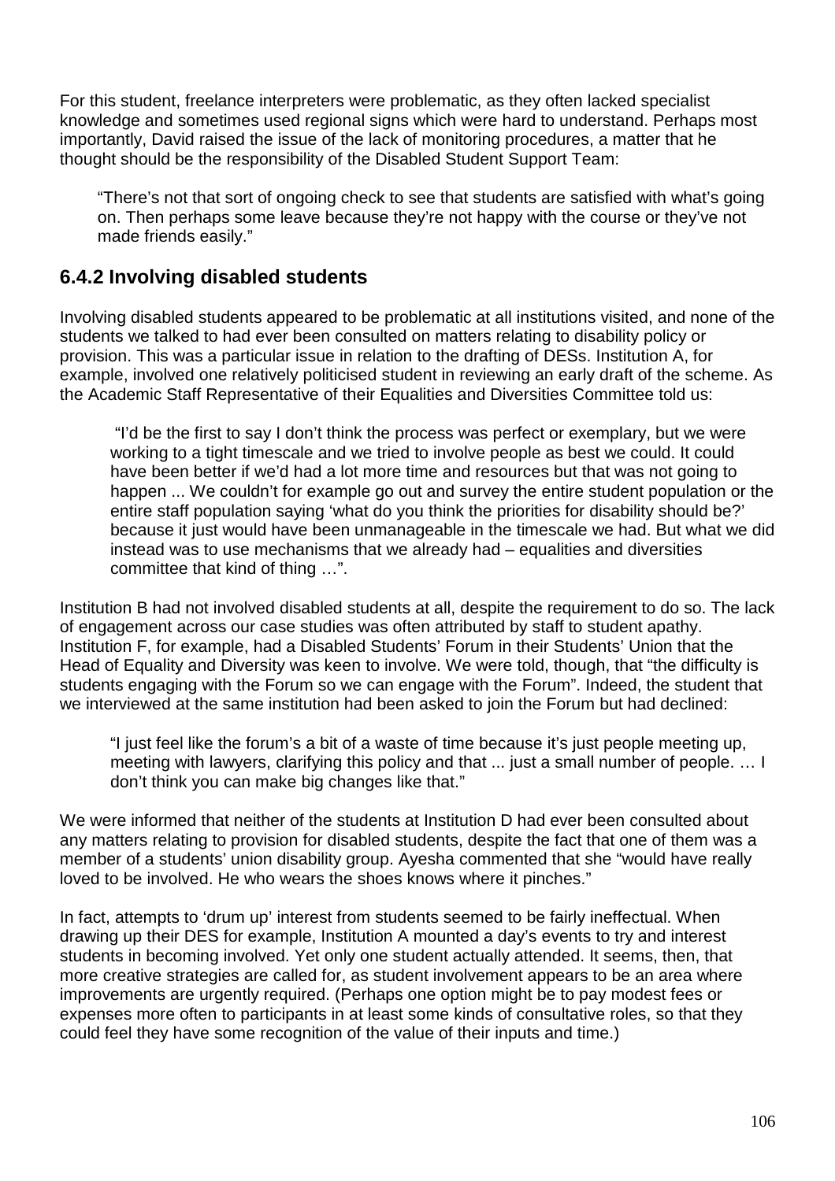For this student, freelance interpreters were problematic, as they often lacked specialist knowledge and sometimes used regional signs which were hard to understand. Perhaps most importantly, David raised the issue of the lack of monitoring procedures, a matter that he thought should be the responsibility of the Disabled Student Support Team:

> "There's not that sort of ongoing check to see that students are satisfied with what's going on. Then perhaps some leave because they're not happy with the course or they've not made friends easily."

### 6.4.2 Involving disabled students

Involving disabled students appeared to be problematic at all institutions visited, and none of the students we talked to had ever been consulted on matters relating to disability policy or provision. This was a particular issue in relation to the drafting of DESs. Institution A, for example, involved one relatively politicised student in reviewing an early draft of the scheme. As the Academic Staff Representative of their Equalities and Diversities Committee told us:

> "I'd be the first to say I don't think the process was perfect or exemplary, but we were working to a tight timescale and we tried to involve people as best we could. It could have been better if we'd had a lot more time and resources but that was not going to happen ... We couldn't for example go out and survey the entire student population or the entire staff population saying 'what do you think the priorities for disability should be?' because it just would have been unmanageable in the timescale we had. But what we did instead was to use mechanisms that we already had – equalities and diversities committee that kind of thing …".

Institution B had not involved disabled students at all, despite the requirement to do so. The lack of engagement across our case studies was often attributed by staff to student apathy. Institution F, for example, had a Disabled Students' Forum in their Students' Union that the Head of Equality and Diversity was keen to involve. We were told, though, that "the difficulty is students engaging with the Forum so we can engage with the Forum". Indeed, the student that we interviewed at the same institution had been asked to join the Forum but had declined:

> "I just feel like the forum's a bit of a waste of time because it's just people meeting up, meeting with lawyers, clarifying this policy and that ... just a small number of people. … I don't think you can make big changes like that."

We were informed that neither of the students at Institution D had ever been consulted about any matters relating to provision for disabled students, despite the fact that one of them was a member of a students' union disability group. Ayesha commented that she "would have really loved to be involved. He who wears the shoes knows where it pinches."

In fact, attempts to 'drum up' interest from students seemed to be fairly ineffectual. When drawing up their DES for example, Institution A mounted a day's events to try and interest students in becoming involved. Yet only one student actually attended. It seems, then, that more creative strategies are called for, as student involvement appears to be an area where improvements are urgently required. (Perhaps one option might be to pay modest fees or expenses more often to participants in at least some kinds of consultative roles, so that they could feel they have some recognition of the value of their inputs and time.)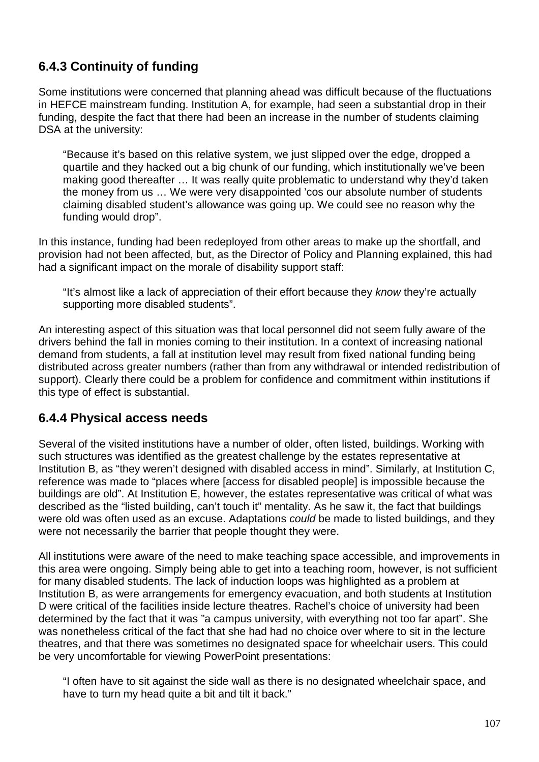### 6.4.3 Continuity of funding

Some institutions were concerned that planning ahead was difficult because of the fluctuations in HEFCE mainstream funding. Institution A, for example, had seen a substantial drop in their funding, despite the fact that there had been an increase in the number of students claiming DSA at the university:

> "Because it's based on this relative system, we just slipped over the edge, dropped a quartile and they hacked out a big chunk of our funding, which institutionally we've been making good thereafter … It was really quite problematic to understand why they'd taken the money from us … We were very disappointed 'cos our absolute number of students claiming disabled student's allowance was going up. We could see no reason why the funding would drop".

In this instance, funding had been redeployed from other areas to make up the shortfall, and provision had not been affected, but, as the Director of Policy and Planning explained, this had had a significant impact on the morale of disability support staff:

> "It's almost like a lack of appreciation of their effort because they *know* they're actually supporting more disabled students".

An interesting aspect of this situation was that local personnel did not seem fully aware of the drivers behind the fall in monies coming to their institution. In a context of increasing national demand from students, a fall at institution level may result from fixed national funding being distributed across greater numbers (rather than from any withdrawal or intended redistribution of support). Clearly there could be a problem for confidence and commitment within institutions if this type of effect is substantial.

### 6.4.4 Physical access needs

Several of the visited institutions have a number of older, often listed, buildings. Working with such structures was identified as the greatest challenge by the estates representative at Institution B, as "they weren't designed with disabled access in mind". Similarly, at Institution C, reference was made to "places where [access for disabled people] is impossible because the buildings are old". At Institution E, however, the estates representative was critical of what was described as the "listed building, can't touch it" mentality. As he saw it, the fact that buildings were old was often used as an excuse. Adaptations *could* be made to listed buildings, and they were not necessarily the barrier that people thought they were.

All institutions were aware of the need to make teaching space accessible, and improvements in this area were ongoing. Simply being able to get into a teaching room, however, is not sufficient for many disabled students. The lack of induction loops was highlighted as a problem at Institution B, as were arrangements for emergency evacuation, and both students at Institution D were critical of the facilities inside lecture theatres. Rachel's choice of university had been determined by the fact that it was "a campus university, with everything not too far apart". She was nonetheless critical of the fact that she had had no choice over where to sit in the lecture theatres, and that there was sometimes no designated space for wheelchair users. This could be very uncomfortable for viewing PowerPoint presentations:

> "I often have to sit against the side wall as there is no designated wheelchair space, and have to turn my head quite a bit and tilt it back."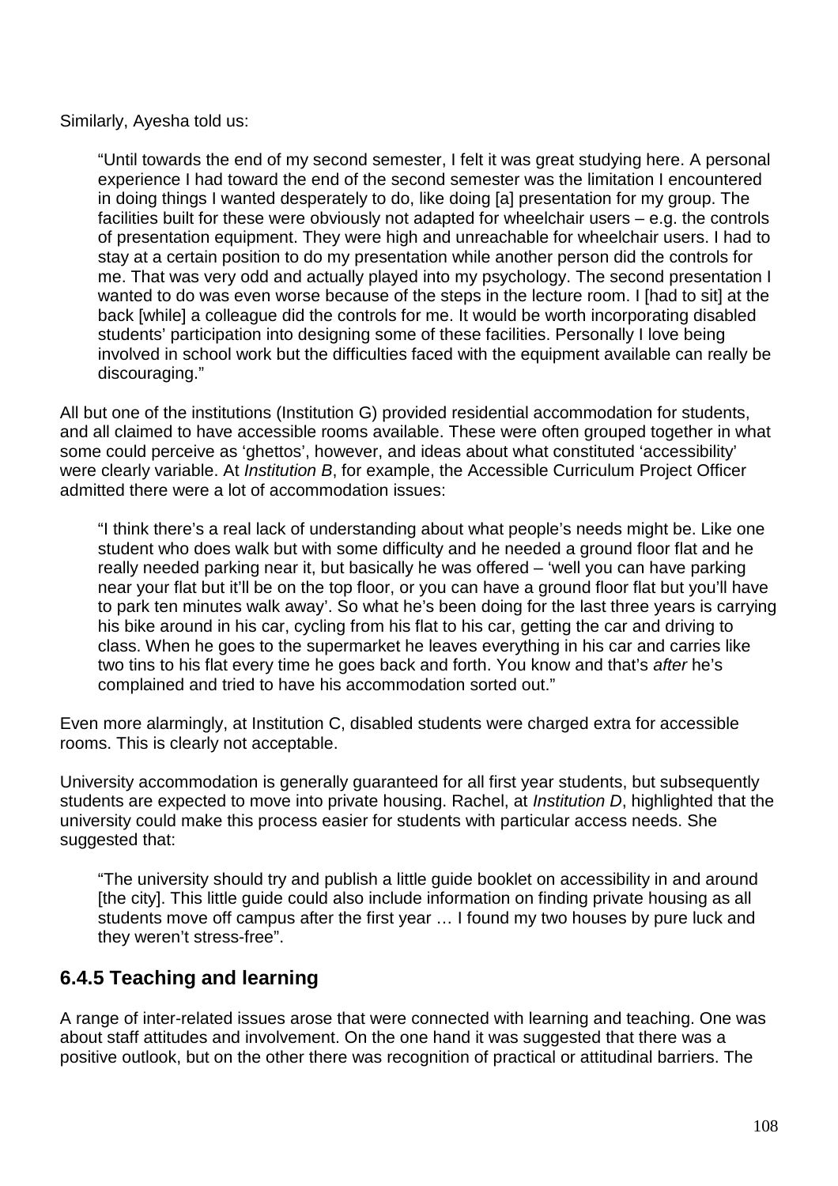Similarly, Ayesha told us:

> "Until towards the end of my second semester, I felt it was great studying here. A personal experience I had toward the end of the second semester was the limitation I encountered in doing things I wanted desperately to do, like doing [a] presentation for my group. The facilities built for these were obviously not adapted for wheelchair users – e.g. the controls of presentation equipment. They were high and unreachable for wheelchair users. I had to stay at a certain position to do my presentation while another person did the controls for me. That was very odd and actually played into my psychology. The second presentation I wanted to do was even worse because of the steps in the lecture room. I [had to sit] at the back [while] a colleague did the controls for me. It would be worth incorporating disabled students' participation into designing some of these facilities. Personally I love being involved in school work but the difficulties faced with the equipment available can really be discouraging."

All but one of the institutions (Institution G) provided residential accommodation for students, and all claimed to have accessible rooms available. These were often grouped together in what some could perceive as 'ghettos', however, and ideas about what constituted 'accessibility' were clearly variable. At *Institution B*, for example, the Accessible Curriculum Project Officer admitted there were a lot of accommodation issues:

> "I think there's a real lack of understanding about what people's needs might be. Like one student who does walk but with some difficulty and he needed a ground floor flat and he really needed parking near it, but basically he was offered – 'well you can have parking near your flat but it'll be on the top floor, or you can have a ground floor flat but you'll have to park ten minutes walk away'. So what he's been doing for the last three years is carrying his bike around in his car, cycling from his flat to his car, getting the car and driving to class. When he goes to the supermarket he leaves everything in his car and carries like two tins to his flat every time he goes back and forth. You know and that's *after* he's complained and tried to have his accommodation sorted out."

Even more alarmingly, at Institution C, disabled students were charged extra for accessible rooms. This is clearly not acceptable.

University accommodation is generally guaranteed for all first year students, but subsequently students are expected to move into private housing. Rachel, at *Institution D*, highlighted that the university could make this process easier for students with particular access needs. She suggested that:

> "The university should try and publish a little guide booklet on accessibility in and around [the city]. This little guide could also include information on finding private housing as all students move off campus after the first year … I found my two houses by pure luck and they weren't stress-free".

### 6.4.5 Teaching and learning

A range of inter-related issues arose that were connected with learning and teaching. One was about staff attitudes and involvement. On the one hand it was suggested that there was a positive outlook, but on the other there was recognition of practical or attitudinal barriers. The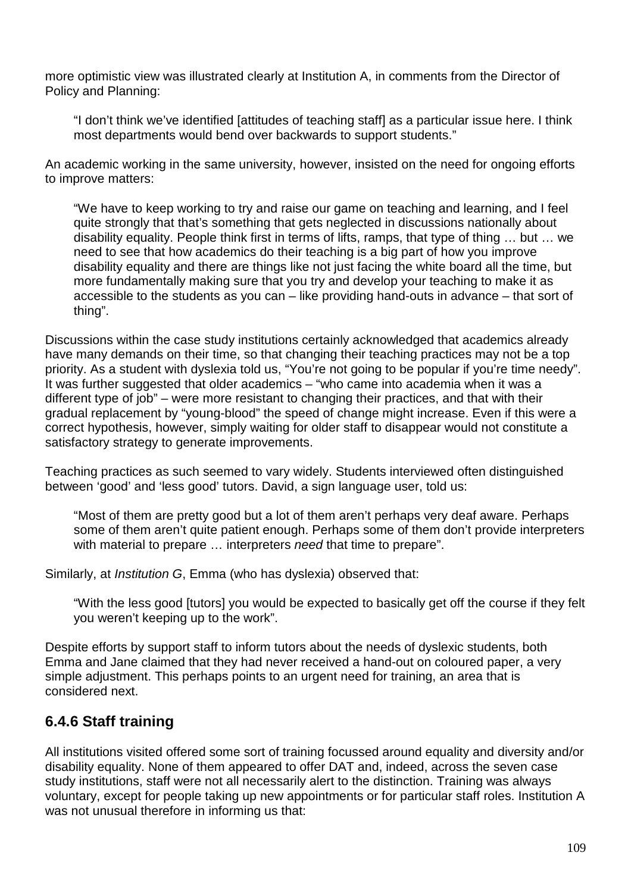more optimistic view was illustrated clearly at Institution A, in comments from the Director of Policy and Planning:

> "I don't think we've identified [attitudes of teaching staff] as a particular issue here. I think most departments would bend over backwards to support students."

An academic working in the same university, however, insisted on the need for ongoing efforts to improve matters:

> "We have to keep working to try and raise our game on teaching and learning, and I feel quite strongly that that's something that gets neglected in discussions nationally about disability equality. People think first in terms of lifts, ramps, that type of thing … but … we need to see that how academics do their teaching is a big part of how you improve disability equality and there are things like not just facing the white board all the time, but more fundamentally making sure that you try and develop your teaching to make it as accessible to the students as you can – like providing hand-outs in advance – that sort of thing".

Discussions within the case study institutions certainly acknowledged that academics already have many demands on their time, so that changing their teaching practices may not be a top priority. As a student with dyslexia told us, "You're not going to be popular if you're time needy". It was further suggested that older academics – "who came into academia when it was a different type of job" – were more resistant to changing their practices, and that with their gradual replacement by "young-blood" the speed of change might increase. Even if this were a correct hypothesis, however, simply waiting for older staff to disappear would not constitute a satisfactory strategy to generate improvements.

Teaching practices as such seemed to vary widely. Students interviewed often distinguished between 'good' and 'less good' tutors. David, a sign language user, told us:

> "Most of them are pretty good but a lot of them aren't perhaps very deaf aware. Perhaps some of them aren't quite patient enough. Perhaps some of them don't provide interpreters with material to prepare … interpreters *need* that time to prepare".

Similarly, at *Institution G*, Emma (who has dyslexia) observed that:

> "With the less good [tutors] you would be expected to basically get off the course if they felt you weren't keeping up to the work".

Despite efforts by support staff to inform tutors about the needs of dyslexic students, both Emma and Jane claimed that they had never received a hand-out on coloured paper, a very simple adjustment. This perhaps points to an urgent need for training, an area that is considered next.

### 6.4.6 Staff training

All institutions visited offered some sort of training focussed around equality and diversity and/or disability equality. None of them appeared to offer DAT and, indeed, across the seven case study institutions, staff were not all necessarily alert to the distinction. Training was always voluntary, except for people taking up new appointments or for particular staff roles. Institution A was not unusual therefore in informing us that: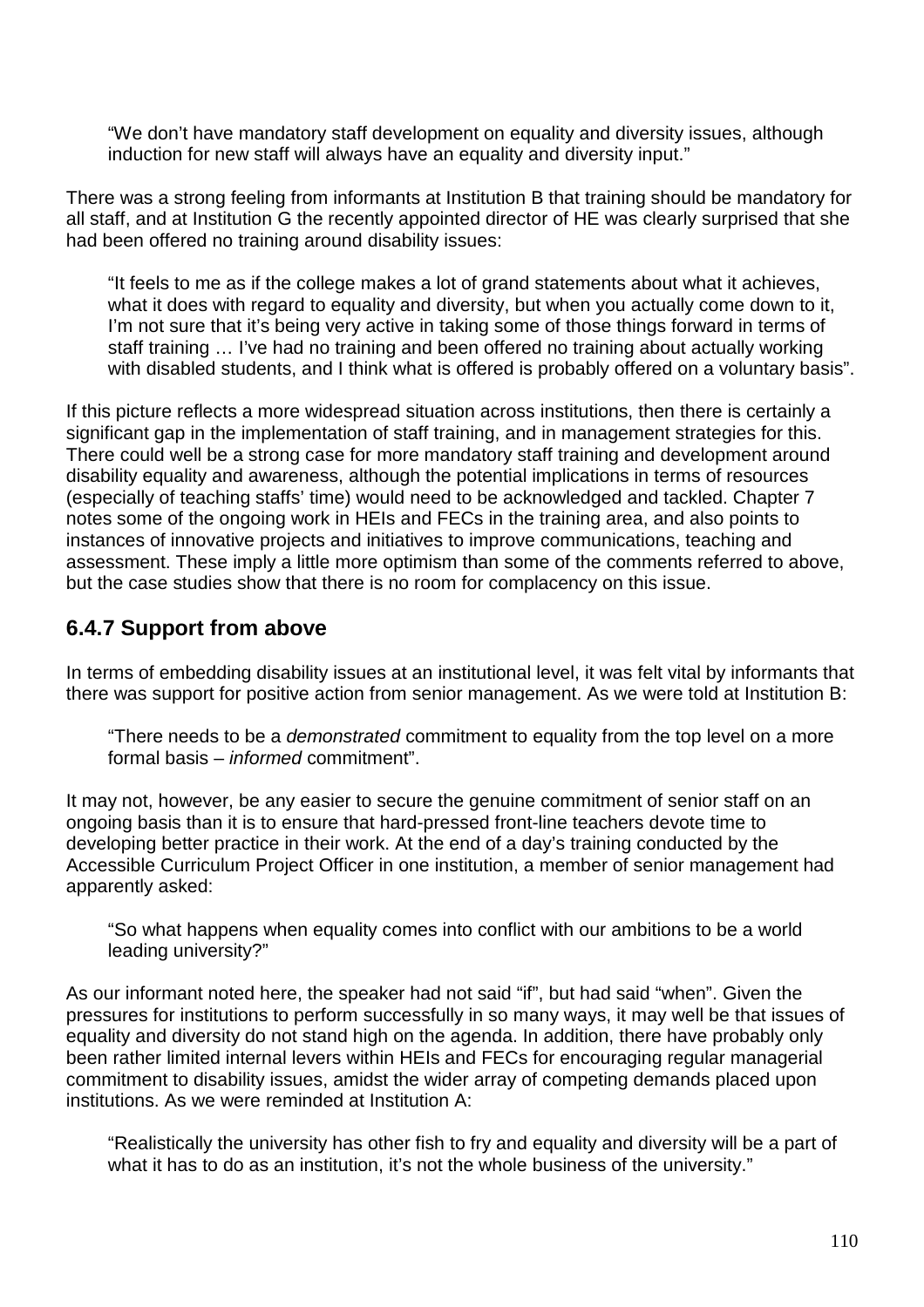> "We don't have mandatory staff development on equality and diversity issues, although induction for new staff will always have an equality and diversity input."

There was a strong feeling from informants at Institution B that training should be mandatory for all staff, and at Institution G the recently appointed director of HE was clearly surprised that she had been offered no training around disability issues:

> "It feels to me as if the college makes a lot of grand statements about what it achieves, what it does with regard to equality and diversity, but when you actually come down to it, I'm not sure that it's being very active in taking some of those things forward in terms of staff training … I've had no training and been offered no training about actually working with disabled students, and I think what is offered is probably offered on a voluntary basis".

If this picture reflects a more widespread situation across institutions, then there is certainly a significant gap in the implementation of staff training, and in management strategies for this. There could well be a strong case for more mandatory staff training and development around disability equality and awareness, although the potential implications in terms of resources (especially of teaching staffs' time) would need to be acknowledged and tackled. Chapter 7 notes some of the ongoing work in HEIs and FECs in the training area, and also points to instances of innovative projects and initiatives to improve communications, teaching and assessment. These imply a little more optimism than some of the comments referred to above, but the case studies show that there is no room for complacency on this issue.

### 6.4.7 Support from above

In terms of embedding disability issues at an institutional level, it was felt vital by informants that there was support for positive action from senior management. As we were told at Institution B:

> "There needs to be a *demonstrated* commitment to equality from the top level on a more formal basis – *informed* commitment".

It may not, however, be any easier to secure the genuine commitment of senior staff on an ongoing basis than it is to ensure that hard-pressed front-line teachers devote time to developing better practice in their work. At the end of a day's training conducted by the Accessible Curriculum Project Officer in one institution, a member of senior management had apparently asked:

> "So what happens when equality comes into conflict with our ambitions to be a world leading university?"

As our informant noted here, the speaker had not said "if", but had said "when". Given the pressures for institutions to perform successfully in so many ways, it may well be that issues of equality and diversity do not stand high on the agenda. In addition, there have probably only been rather limited internal levers within HEIs and FECs for encouraging regular managerial commitment to disability issues, amidst the wider array of competing demands placed upon institutions. As we were reminded at Institution A:

> "Realistically the university has other fish to fry and equality and diversity will be a part of what it has to do as an institution, it's not the whole business of the university."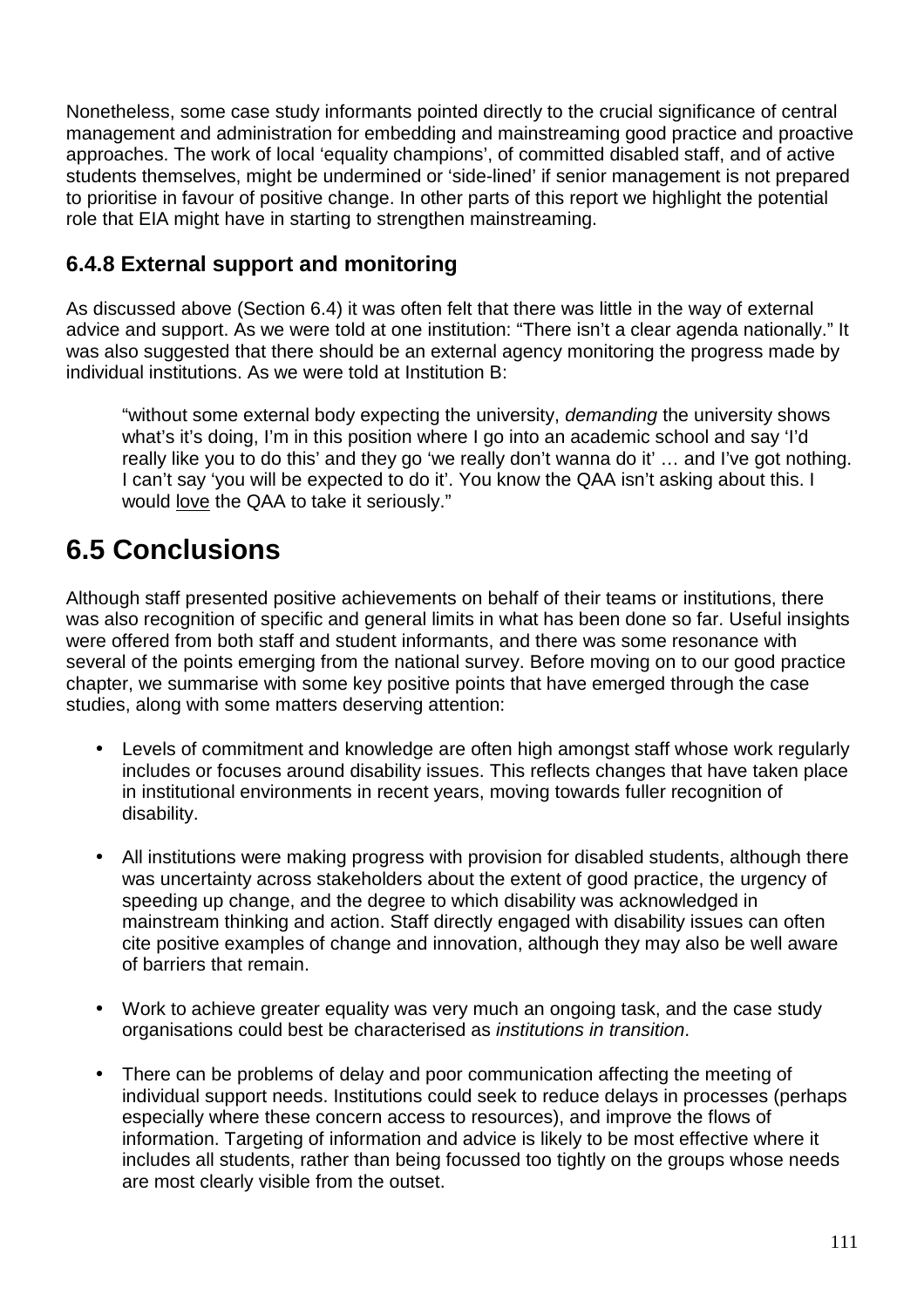Nonetheless, some case study informants pointed directly to the crucial significance of central management and administration for embedding and mainstreaming good practice and proactive approaches. The work of local 'equality champions', of committed disabled staff, and of active students themselves, might be undermined or 'side-lined' if senior management is not prepared to prioritise in favour of positive change. In other parts of this report we highlight the potential role that EIA might have in starting to strengthen mainstreaming.

### 6.4.8 External support and monitoring

As discussed above (Section 6.4) it was often felt that there was little in the way of external advice and support. As we were told at one institution: "There isn't a clear agenda nationally." It was also suggested that there should be an external agency monitoring the progress made by individual institutions. As we were told at Institution B:

> "without some external body expecting the university, *demanding* the university shows what's it's doing, I'm in this position where I go into an academic school and say 'I'd really like you to do this' and they go 'we really don't wanna do it' … and I've got nothing. I can't say 'you will be expected to do it'. You know the QAA isn't asking about this. I would <u>love</u> the QAA to take it seriously."

## 6.5 Conclusions

Although staff presented positive achievements on behalf of their teams or institutions, there was also recognition of specific and general limits in what has been done so far. Useful insights were offered from both staff and student informants, and there was some resonance with several of the points emerging from the national survey. Before moving on to our good practice chapter, we summarise with some key positive points that have emerged through the case studies, along with some matters deserving attention:

- Levels of commitment and knowledge are often high amongst staff whose work regularly includes or focuses around disability issues. This reflects changes that have taken place in institutional environments in recent years, moving towards fuller recognition of disability.

- All institutions were making progress with provision for disabled students, although there was uncertainty across stakeholders about the extent of good practice, the urgency of speeding up change, and the degree to which disability was acknowledged in mainstream thinking and action. Staff directly engaged with disability issues can often cite positive examples of change and innovation, although they may also be well aware of barriers that remain.

- Work to achieve greater equality was very much an ongoing task, and the case study organisations could best be characterised as *institutions in transition*.

- There can be problems of delay and poor communication affecting the meeting of individual support needs. Institutions could seek to reduce delays in processes (perhaps especially where these concern access to resources), and improve the flows of information. Targeting of information and advice is likely to be most effective where it includes all students, rather than being focussed too tightly on the groups whose needs are most clearly visible from the outset.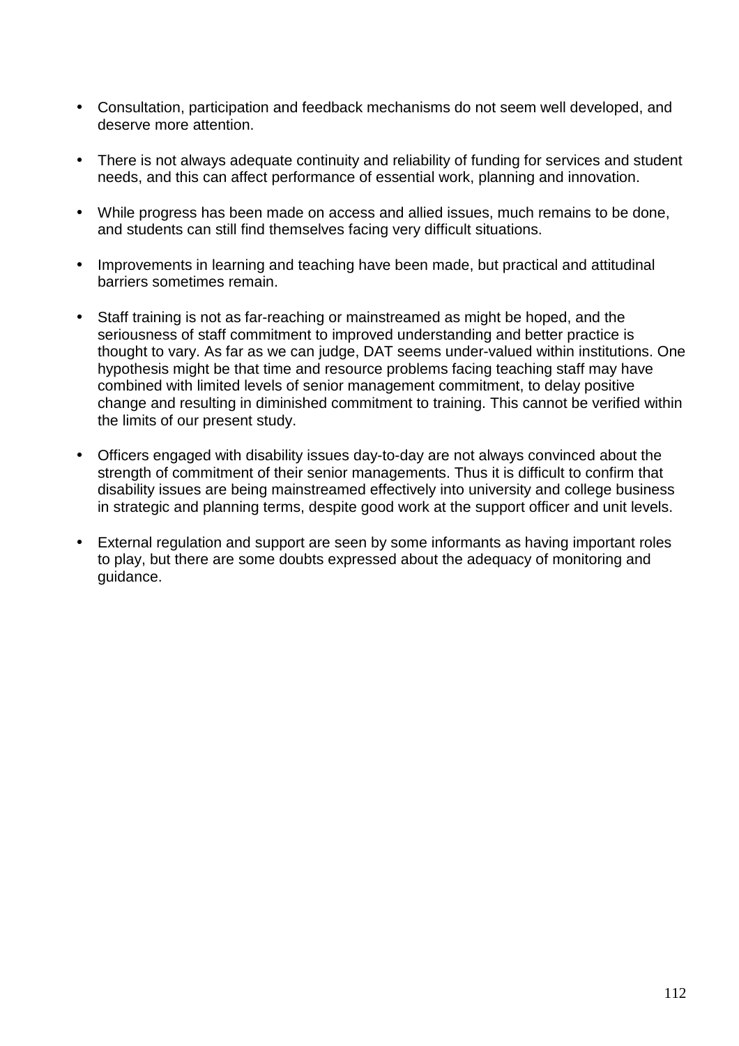- Consultation, participation and feedback mechanisms do not seem well developed, and deserve more attention.

- There is not always adequate continuity and reliability of funding for services and student needs, and this can affect performance of essential work, planning and innovation.

- While progress has been made on access and allied issues, much remains to be done, and students can still find themselves facing very difficult situations.

- Improvements in learning and teaching have been made, but practical and attitudinal barriers sometimes remain.

- Staff training is not as far-reaching or mainstreamed as might be hoped, and the seriousness of staff commitment to improved understanding and better practice is thought to vary. As far as we can judge, DAT seems under-valued within institutions. One hypothesis might be that time and resource problems facing teaching staff may have combined with limited levels of senior management commitment, to delay positive change and resulting in diminished commitment to training. This cannot be verified within the limits of our present study.

- Officers engaged with disability issues day-to-day are not always convinced about the strength of commitment of their senior managements. Thus it is difficult to confirm that disability issues are being mainstreamed effectively into university and college business in strategic and planning terms, despite good work at the support officer and unit levels.

- External regulation and support are seen by some informants as having important roles to play, but there are some doubts expressed about the adequacy of monitoring and guidance.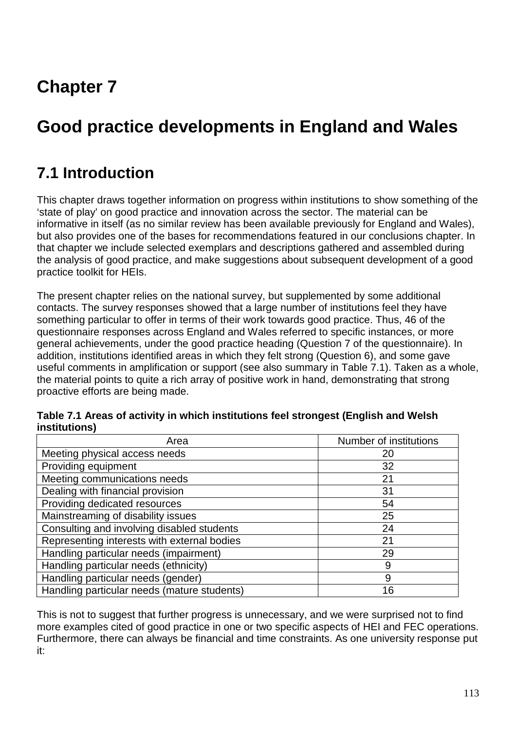# Chapter 7

# Good practice developments in England and Wales

## 7.1 Introduction

This chapter draws together information on progress within institutions to show something of the 'state of play' on good practice and innovation across the sector. The material can be informative in itself (as no similar review has been available previously for England and Wales), but also provides one of the bases for recommendations featured in our conclusions chapter. In that chapter we include selected exemplars and descriptions gathered and assembled during the analysis of good practice, and make suggestions about subsequent development of a good practice toolkit for HEIs.

The present chapter relies on the national survey, but supplemented by some additional contacts. The survey responses showed that a large number of institutions feel they have something particular to offer in terms of their work towards good practice. Thus, 46 of the questionnaire responses across England and Wales referred to specific instances, or more general achievements, under the good practice heading (Question 7 of the questionnaire). In addition, institutions identified areas in which they felt strong (Question 6), and some gave useful comments in amplification or support (see also summary in Table 7.1). Taken as a whole, the material points to quite a rich array of positive work in hand, demonstrating that strong proactive efforts are being made.

**Table 7.1 Areas of activity in which institutions feel strongest (English and Welsh institutions)**

| Area | Number of institutions |
|---|---|
| Meeting physical access needs | 20 |
| Providing equipment | 32 |
| Meeting communications needs | 21 |
| Dealing with financial provision | 31 |
| Providing dedicated resources | 54 |
| Mainstreaming of disability issues | 25 |
| Consulting and involving disabled students | 24 |
| Representing interests with external bodies | 21 |
| Handling particular needs (impairment) | 29 |
| Handling particular needs (ethnicity) | 9 |
| Handling particular needs (gender) | 9 |
| Handling particular needs (mature students) | 16 |

This is not to suggest that further progress is unnecessary, and we were surprised not to find more examples cited of good practice in one or two specific aspects of HEI and FEC operations. Furthermore, there can always be financial and time constraints. As one university response put it: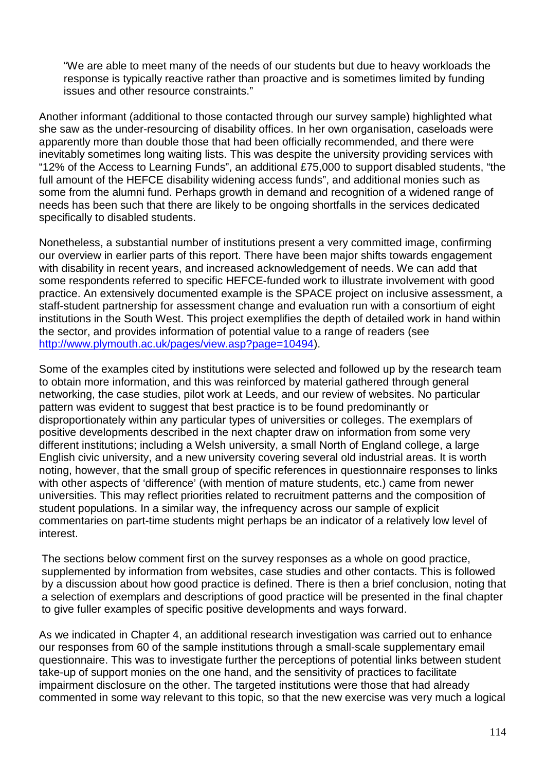> "We are able to meet many of the needs of our students but due to heavy workloads the response is typically reactive rather than proactive and is sometimes limited by funding issues and other resource constraints."

Another informant (additional to those contacted through our survey sample) highlighted what she saw as the under-resourcing of disability offices. In her own organisation, caseloads were apparently more than double those that had been officially recommended, and there were inevitably sometimes long waiting lists. This was despite the university providing services with "12% of the Access to Learning Funds", an additional £75,000 to support disabled students, "the full amount of the HEFCE disability widening access funds", and additional monies such as some from the alumni fund. Perhaps growth in demand and recognition of a widened range of needs has been such that there are likely to be ongoing shortfalls in the services dedicated specifically to disabled students.

Nonetheless, a substantial number of institutions present a very committed image, confirming our overview in earlier parts of this report. There have been major shifts towards engagement with disability in recent years, and increased acknowledgement of needs. We can add that some respondents referred to specific HEFCE-funded work to illustrate involvement with good practice. An extensively documented example is the SPACE project on inclusive assessment, a staff-student partnership for assessment change and evaluation run with a consortium of eight institutions in the South West. This project exemplifies the depth of detailed work in hand within the sector, and provides information of potential value to a range of readers (see [http://www.plymouth.ac.uk/pages/view.asp?page=10494](http://www.plymouth.ac.uk/pages/view.asp?page=10494)).

Some of the examples cited by institutions were selected and followed up by the research team to obtain more information, and this was reinforced by material gathered through general networking, the case studies, pilot work at Leeds, and our review of websites. No particular pattern was evident to suggest that best practice is to be found predominantly or disproportionately within any particular types of universities or colleges. The exemplars of positive developments described in the next chapter draw on information from some very different institutions; including a Welsh university, a small North of England college, a large English civic university, and a new university covering several old industrial areas. It is worth noting, however, that the small group of specific references in questionnaire responses to links with other aspects of 'difference' (with mention of mature students, etc.) came from newer universities. This may reflect priorities related to recruitment patterns and the composition of student populations. In a similar way, the infrequency across our sample of explicit commentaries on part-time students might perhaps be an indicator of a relatively low level of interest.

The sections below comment first on the survey responses as a whole on good practice, supplemented by information from websites, case studies and other contacts. This is followed by a discussion about how good practice is defined. There is then a brief conclusion, noting that a selection of exemplars and descriptions of good practice will be presented in the final chapter to give fuller examples of specific positive developments and ways forward.

As we indicated in Chapter 4, an additional research investigation was carried out to enhance our responses from 60 of the sample institutions through a small-scale supplementary email questionnaire. This was to investigate further the perceptions of potential links between student take-up of support monies on the one hand, and the sensitivity of practices to facilitate impairment disclosure on the other. The targeted institutions were those that had already commented in some way relevant to this topic, so that the new exercise was very much a logical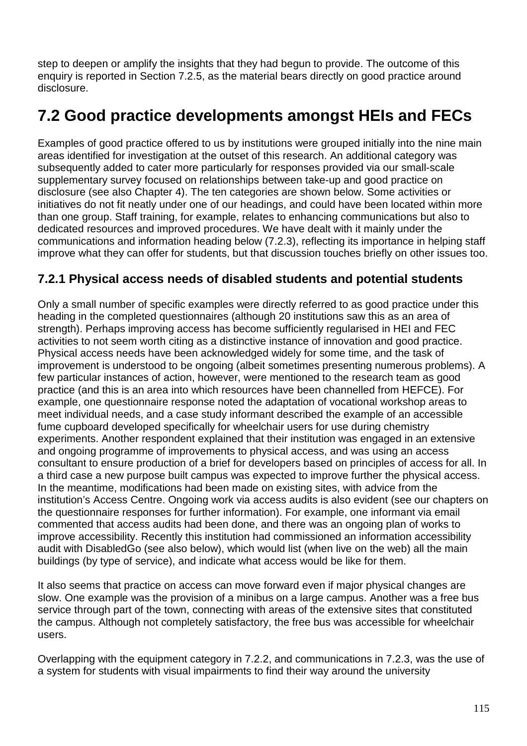step to deepen or amplify the insights that they had begun to provide. The outcome of this enquiry is reported in Section 7.2.5, as the material bears directly on good practice around disclosure.

# 7.2 Good practice developments amongst HEIs and FECs

Examples of good practice offered to us by institutions were grouped initially into the nine main areas identified for investigation at the outset of this research. An additional category was subsequently added to cater more particularly for responses provided via our small-scale supplementary survey focused on relationships between take-up and good practice on disclosure (see also Chapter 4). The ten categories are shown below. Some activities or initiatives do not fit neatly under one of our headings, and could have been located within more than one group. Staff training, for example, relates to enhancing communications but also to dedicated resources and improved procedures. We have dealt with it mainly under the communications and information heading below (7.2.3), reflecting its importance in helping staff improve what they can offer for students, but that discussion touches briefly on other issues too.

## 7.2.1 Physical access needs of disabled students and potential students

Only a small number of specific examples were directly referred to as good practice under this heading in the completed questionnaires (although 20 institutions saw this as an area of strength). Perhaps improving access has become sufficiently regularised in HEI and FEC activities to not seem worth citing as a distinctive instance of innovation and good practice. Physical access needs have been acknowledged widely for some time, and the task of improvement is understood to be ongoing (albeit sometimes presenting numerous problems). A few particular instances of action, however, were mentioned to the research team as good practice (and this is an area into which resources have been channelled from HEFCE). For example, one questionnaire response noted the adaptation of vocational workshop areas to meet individual needs, and a case study informant described the example of an accessible fume cupboard developed specifically for wheelchair users for use during chemistry experiments. Another respondent explained that their institution was engaged in an extensive and ongoing programme of improvements to physical access, and was using an access consultant to ensure production of a brief for developers based on principles of access for all. In a third case a new purpose built campus was expected to improve further the physical access. In the meantime, modifications had been made on existing sites, with advice from the institution's Access Centre. Ongoing work via access audits is also evident (see our chapters on the questionnaire responses for further information). For example, one informant via email commented that access audits had been done, and there was an ongoing plan of works to improve accessibility. Recently this institution had commissioned an information accessibility audit with DisabledGo (see also below), which would list (when live on the web) all the main buildings (by type of service), and indicate what access would be like for them.

It also seems that practice on access can move forward even if major physical changes are slow. One example was the provision of a minibus on a large campus. Another was a free bus service through part of the town, connecting with areas of the extensive sites that constituted the campus. Although not completely satisfactory, the free bus was accessible for wheelchair users.

Overlapping with the equipment category in 7.2.2, and communications in 7.2.3, was the use of a system for students with visual impairments to find their way around the university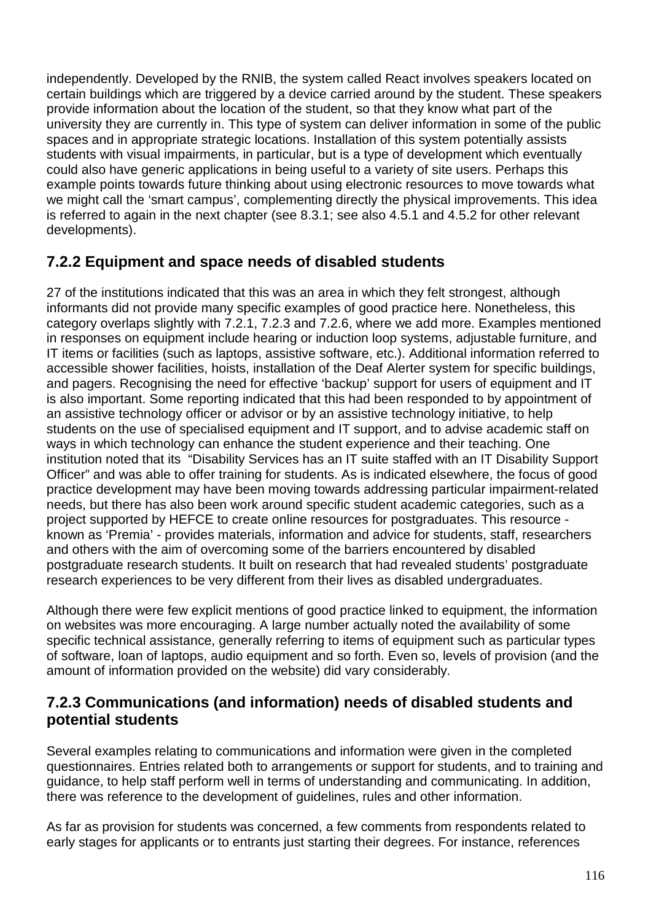independently. Developed by the RNIB, the system called React involves speakers located on certain buildings which are triggered by a device carried around by the student. These speakers provide information about the location of the student, so that they know what part of the university they are currently in. This type of system can deliver information in some of the public spaces and in appropriate strategic locations. Installation of this system potentially assists students with visual impairments, in particular, but is a type of development which eventually could also have generic applications in being useful to a variety of site users. Perhaps this example points towards future thinking about using electronic resources to move towards what we might call the 'smart campus', complementing directly the physical improvements. This idea is referred to again in the next chapter (see 8.3.1; see also 4.5.1 and 4.5.2 for other relevant developments).

### 7.2.2 Equipment and space needs of disabled students

27 of the institutions indicated that this was an area in which they felt strongest, although informants did not provide many specific examples of good practice here. Nonetheless, this category overlaps slightly with 7.2.1, 7.2.3 and 7.2.6, where we add more. Examples mentioned in responses on equipment include hearing or induction loop systems, adjustable furniture, and IT items or facilities (such as laptops, assistive software, etc.). Additional information referred to accessible shower facilities, hoists, installation of the Deaf Alerter system for specific buildings, and pagers. Recognising the need for effective 'backup' support for users of equipment and IT is also important. Some reporting indicated that this had been responded to by appointment of an assistive technology officer or advisor or by an assistive technology initiative, to help students on the use of specialised equipment and IT support, and to advise academic staff on ways in which technology can enhance the student experience and their teaching. One institution noted that its "Disability Services has an IT suite staffed with an IT Disability Support Officer" and was able to offer training for students. As is indicated elsewhere, the focus of good practice development may have been moving towards addressing particular impairment-related needs, but there has also been work around specific student academic categories, such as a project supported by HEFCE to create online resources for postgraduates. This resource - known as 'Premia' - provides materials, information and advice for students, staff, researchers and others with the aim of overcoming some of the barriers encountered by disabled postgraduate research students. It built on research that had revealed students' postgraduate research experiences to be very different from their lives as disabled undergraduates.

Although there were few explicit mentions of good practice linked to equipment, the information on websites was more encouraging. A large number actually noted the availability of some specific technical assistance, generally referring to items of equipment such as particular types of software, loan of laptops, audio equipment and so forth. Even so, levels of provision (and the amount of information provided on the website) did vary considerably.

### 7.2.3 Communications (and information) needs of disabled students and potential students

Several examples relating to communications and information were given in the completed questionnaires. Entries related both to arrangements or support for students, and to training and guidance, to help staff perform well in terms of understanding and communicating. In addition, there was reference to the development of guidelines, rules and other information.

As far as provision for students was concerned, a few comments from respondents related to early stages for applicants or to entrants just starting their degrees. For instance, references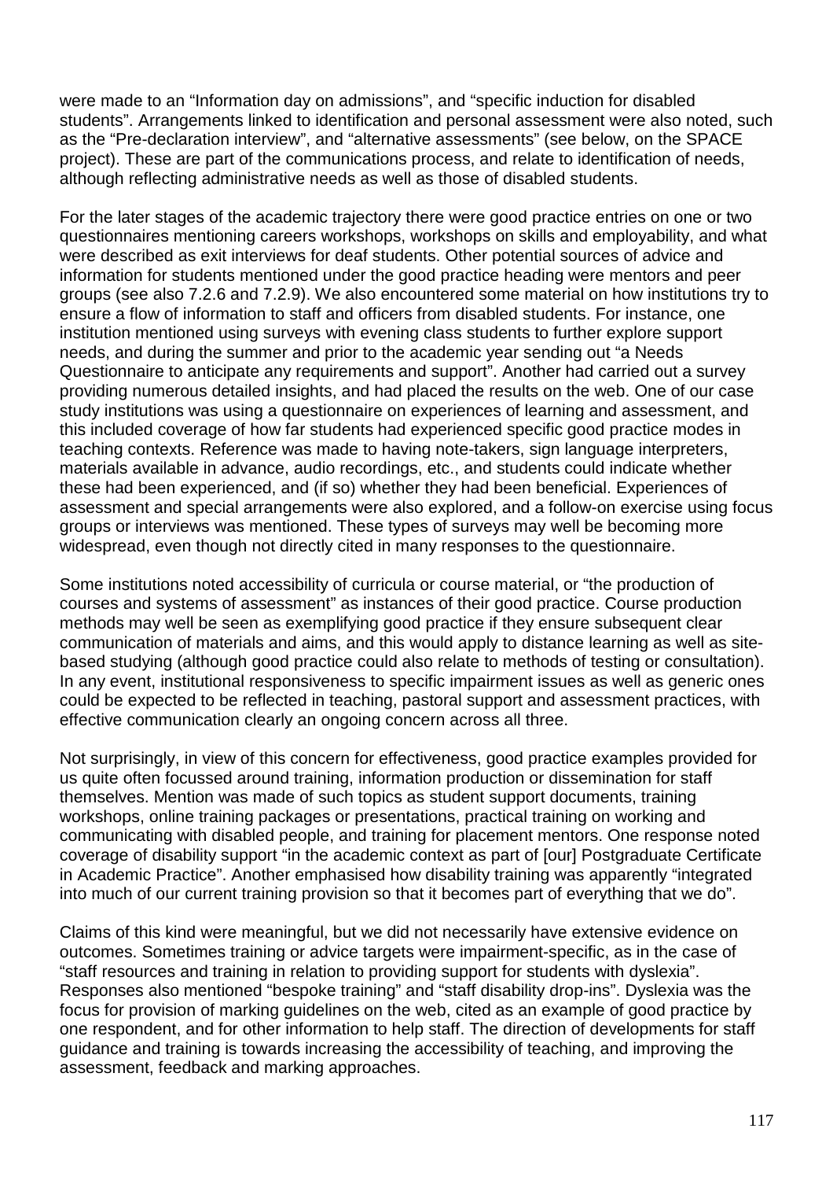were made to an "Information day on admissions", and "specific induction for disabled students". Arrangements linked to identification and personal assessment were also noted, such as the "Pre-declaration interview", and "alternative assessments" (see below, on the SPACE project). These are part of the communications process, and relate to identification of needs, although reflecting administrative needs as well as those of disabled students.

For the later stages of the academic trajectory there were good practice entries on one or two questionnaires mentioning careers workshops, workshops on skills and employability, and what were described as exit interviews for deaf students. Other potential sources of advice and information for students mentioned under the good practice heading were mentors and peer groups (see also 7.2.6 and 7.2.9). We also encountered some material on how institutions try to ensure a flow of information to staff and officers from disabled students. For instance, one institution mentioned using surveys with evening class students to further explore support needs, and during the summer and prior to the academic year sending out "a Needs Questionnaire to anticipate any requirements and support". Another had carried out a survey providing numerous detailed insights, and had placed the results on the web. One of our case study institutions was using a questionnaire on experiences of learning and assessment, and this included coverage of how far students had experienced specific good practice modes in teaching contexts. Reference was made to having note-takers, sign language interpreters, materials available in advance, audio recordings, etc., and students could indicate whether these had been experienced, and (if so) whether they had been beneficial. Experiences of assessment and special arrangements were also explored, and a follow-on exercise using focus groups or interviews was mentioned. These types of surveys may well be becoming more widespread, even though not directly cited in many responses to the questionnaire.

Some institutions noted accessibility of curricula or course material, or "the production of courses and systems of assessment" as instances of their good practice. Course production methods may well be seen as exemplifying good practice if they ensure subsequent clear communication of materials and aims, and this would apply to distance learning as well as site-based studying (although good practice could also relate to methods of testing or consultation). In any event, institutional responsiveness to specific impairment issues as well as generic ones could be expected to be reflected in teaching, pastoral support and assessment practices, with effective communication clearly an ongoing concern across all three.

Not surprisingly, in view of this concern for effectiveness, good practice examples provided for us quite often focussed around training, information production or dissemination for staff themselves. Mention was made of such topics as student support documents, training workshops, online training packages or presentations, practical training on working and communicating with disabled people, and training for placement mentors. One response noted coverage of disability support "in the academic context as part of [our] Postgraduate Certificate in Academic Practice". Another emphasised how disability training was apparently "integrated into much of our current training provision so that it becomes part of everything that we do".

Claims of this kind were meaningful, but we did not necessarily have extensive evidence on outcomes. Sometimes training or advice targets were impairment-specific, as in the case of "staff resources and training in relation to providing support for students with dyslexia". Responses also mentioned "bespoke training" and "staff disability drop-ins". Dyslexia was the focus for provision of marking guidelines on the web, cited as an example of good practice by one respondent, and for other information to help staff. The direction of developments for staff guidance and training is towards increasing the accessibility of teaching, and improving the assessment, feedback and marking approaches.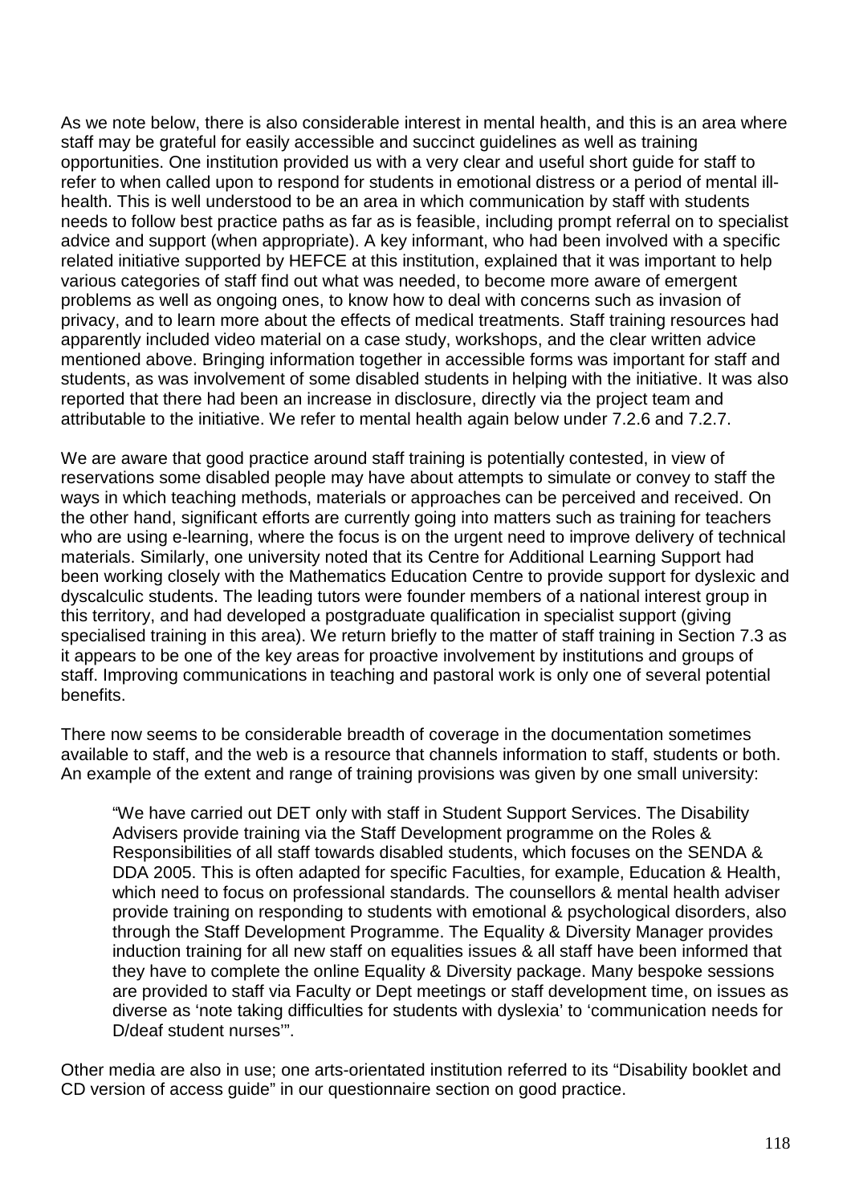As we note below, there is also considerable interest in mental health, and this is an area where staff may be grateful for easily accessible and succinct guidelines as well as training opportunities. One institution provided us with a very clear and useful short guide for staff to refer to when called upon to respond for students in emotional distress or a period of mental ill-health. This is well understood to be an area in which communication by staff with students needs to follow best practice paths as far as is feasible, including prompt referral on to specialist advice and support (when appropriate). A key informant, who had been involved with a specific related initiative supported by HEFCE at this institution, explained that it was important to help various categories of staff find out what was needed, to become more aware of emergent problems as well as ongoing ones, to know how to deal with concerns such as invasion of privacy, and to learn more about the effects of medical treatments. Staff training resources had apparently included video material on a case study, workshops, and the clear written advice mentioned above. Bringing information together in accessible forms was important for staff and students, as was involvement of some disabled students in helping with the initiative. It was also reported that there had been an increase in disclosure, directly via the project team and attributable to the initiative. We refer to mental health again below under 7.2.6 and 7.2.7.

We are aware that good practice around staff training is potentially contested, in view of reservations some disabled people may have about attempts to simulate or convey to staff the ways in which teaching methods, materials or approaches can be perceived and received. On the other hand, significant efforts are currently going into matters such as training for teachers who are using e-learning, where the focus is on the urgent need to improve delivery of technical materials. Similarly, one university noted that its Centre for Additional Learning Support had been working closely with the Mathematics Education Centre to provide support for dyslexic and dyscalculic students. The leading tutors were founder members of a national interest group in this territory, and had developed a postgraduate qualification in specialist support (giving specialised training in this area). We return briefly to the matter of staff training in Section 7.3 as it appears to be one of the key areas for proactive involvement by institutions and groups of staff. Improving communications in teaching and pastoral work is only one of several potential benefits.

There now seems to be considerable breadth of coverage in the documentation sometimes available to staff, and the web is a resource that channels information to staff, students or both. An example of the extent and range of training provisions was given by one small university:

> "We have carried out DET only with staff in Student Support Services. The Disability Advisers provide training via the Staff Development programme on the Roles & Responsibilities of all staff towards disabled students, which focuses on the SENDA & DDA 2005. This is often adapted for specific Faculties, for example, Education & Health, which need to focus on professional standards. The counsellors & mental health adviser provide training on responding to students with emotional & psychological disorders, also through the Staff Development Programme. The Equality & Diversity Manager provides induction training for all new staff on equalities issues & all staff have been informed that they have to complete the online Equality & Diversity package. Many bespoke sessions are provided to staff via Faculty or Dept meetings or staff development time, on issues as diverse as 'note taking difficulties for students with dyslexia' to 'communication needs for D/deaf student nurses'".

Other media are also in use; one arts-orientated institution referred to its "Disability booklet and CD version of access guide" in our questionnaire section on good practice.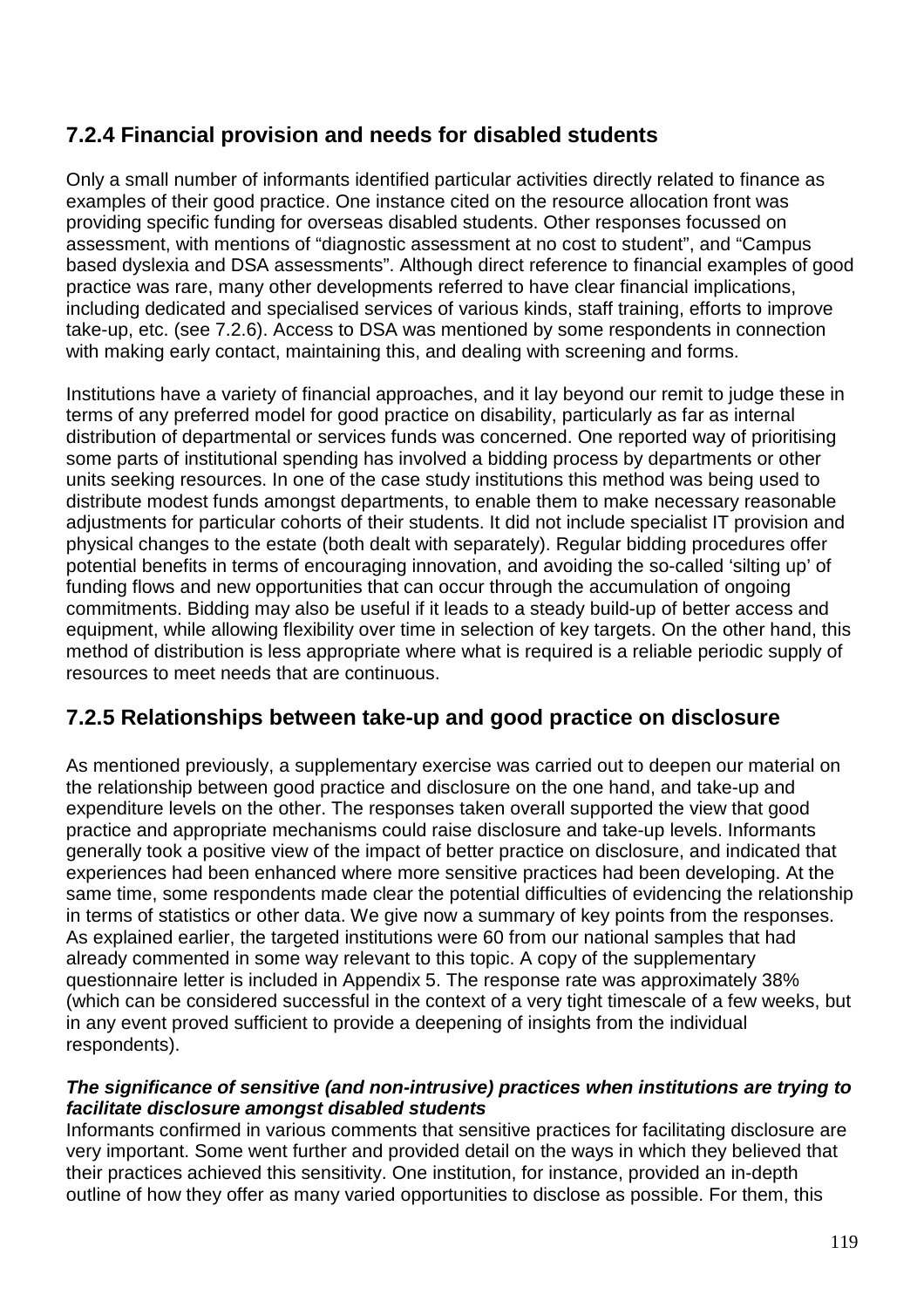## 7.2.4 Financial provision and needs for disabled students

Only a small number of informants identified particular activities directly related to finance as examples of their good practice. One instance cited on the resource allocation front was providing specific funding for overseas disabled students. Other responses focussed on assessment, with mentions of "diagnostic assessment at no cost to student", and "Campus based dyslexia and DSA assessments". Although direct reference to financial examples of good practice was rare, many other developments referred to have clear financial implications, including dedicated and specialised services of various kinds, staff training, efforts to improve take-up, etc. (see 7.2.6). Access to DSA was mentioned by some respondents in connection with making early contact, maintaining this, and dealing with screening and forms.

Institutions have a variety of financial approaches, and it lay beyond our remit to judge these in terms of any preferred model for good practice on disability, particularly as far as internal distribution of departmental or services funds was concerned. One reported way of prioritising some parts of institutional spending has involved a bidding process by departments or other units seeking resources. In one of the case study institutions this method was being used to distribute modest funds amongst departments, to enable them to make necessary reasonable adjustments for particular cohorts of their students. It did not include specialist IT provision and physical changes to the estate (both dealt with separately). Regular bidding procedures offer potential benefits in terms of encouraging innovation, and avoiding the so-called 'silting up' of funding flows and new opportunities that can occur through the accumulation of ongoing commitments. Bidding may also be useful if it leads to a steady build-up of better access and equipment, while allowing flexibility over time in selection of key targets. On the other hand, this method of distribution is less appropriate where what is required is a reliable periodic supply of resources to meet needs that are continuous.

## 7.2.5 Relationships between take-up and good practice on disclosure

As mentioned previously, a supplementary exercise was carried out to deepen our material on the relationship between good practice and disclosure on the one hand, and take-up and expenditure levels on the other. The responses taken overall supported the view that good practice and appropriate mechanisms could raise disclosure and take-up levels. Informants generally took a positive view of the impact of better practice on disclosure, and indicated that experiences had been enhanced where more sensitive practices had been developing. At the same time, some respondents made clear the potential difficulties of evidencing the relationship in terms of statistics or other data. We give now a summary of key points from the responses. As explained earlier, the targeted institutions were 60 from our national samples that had already commented in some way relevant to this topic. A copy of the supplementary questionnaire letter is included in Appendix 5. The response rate was approximately 38% (which can be considered successful in the context of a very tight timescale of a few weeks, but in any event proved sufficient to provide a deepening of insights from the individual respondents).

***The significance of sensitive (and non-intrusive) practices when institutions are trying to facilitate disclosure amongst disabled students***

Informants confirmed in various comments that sensitive practices for facilitating disclosure are very important. Some went further and provided detail on the ways in which they believed that their practices achieved this sensitivity. One institution, for instance, provided an in-depth outline of how they offer as many varied opportunities to disclose as possible. For them, this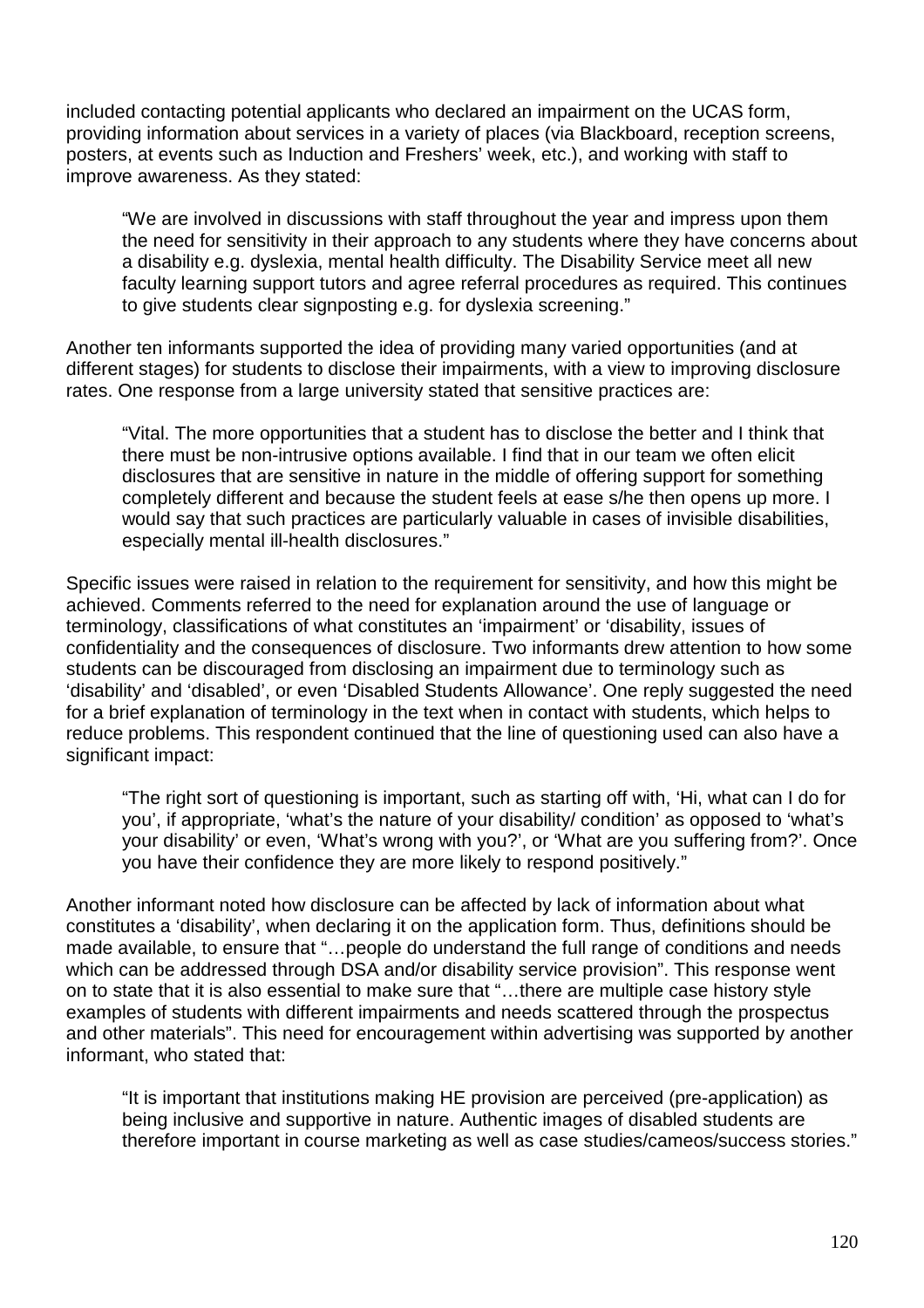included contacting potential applicants who declared an impairment on the UCAS form, providing information about services in a variety of places (via Blackboard, reception screens, posters, at events such as Induction and Freshers' week, etc.), and working with staff to improve awareness. As they stated:

> "We are involved in discussions with staff throughout the year and impress upon them the need for sensitivity in their approach to any students where they have concerns about a disability e.g. dyslexia, mental health difficulty. The Disability Service meet all new faculty learning support tutors and agree referral procedures as required. This continues to give students clear signposting e.g. for dyslexia screening."

Another ten informants supported the idea of providing many varied opportunities (and at different stages) for students to disclose their impairments, with a view to improving disclosure rates. One response from a large university stated that sensitive practices are:

> "Vital. The more opportunities that a student has to disclose the better and I think that there must be non-intrusive options available. I find that in our team we often elicit disclosures that are sensitive in nature in the middle of offering support for something completely different and because the student feels at ease s/he then opens up more. I would say that such practices are particularly valuable in cases of invisible disabilities, especially mental ill-health disclosures."

Specific issues were raised in relation to the requirement for sensitivity, and how this might be achieved. Comments referred to the need for explanation around the use of language or terminology, classifications of what constitutes an 'impairment' or 'disability, issues of confidentiality and the consequences of disclosure. Two informants drew attention to how some students can be discouraged from disclosing an impairment due to terminology such as 'disability' and 'disabled', or even 'Disabled Students Allowance'. One reply suggested the need for a brief explanation of terminology in the text when in contact with students, which helps to reduce problems. This respondent continued that the line of questioning used can also have a significant impact:

> "The right sort of questioning is important, such as starting off with, 'Hi, what can I do for you', if appropriate, 'what's the nature of your disability/ condition' as opposed to 'what's your disability' or even, 'What's wrong with you?', or 'What are you suffering from?'. Once you have their confidence they are more likely to respond positively."

Another informant noted how disclosure can be affected by lack of information about what constitutes a 'disability', when declaring it on the application form. Thus, definitions should be made available, to ensure that "…people do understand the full range of conditions and needs which can be addressed through DSA and/or disability service provision". This response went on to state that it is also essential to make sure that "…there are multiple case history style examples of students with different impairments and needs scattered through the prospectus and other materials". This need for encouragement within advertising was supported by another informant, who stated that:

> "It is important that institutions making HE provision are perceived (pre-application) as being inclusive and supportive in nature. Authentic images of disabled students are therefore important in course marketing as well as case studies/cameos/success stories."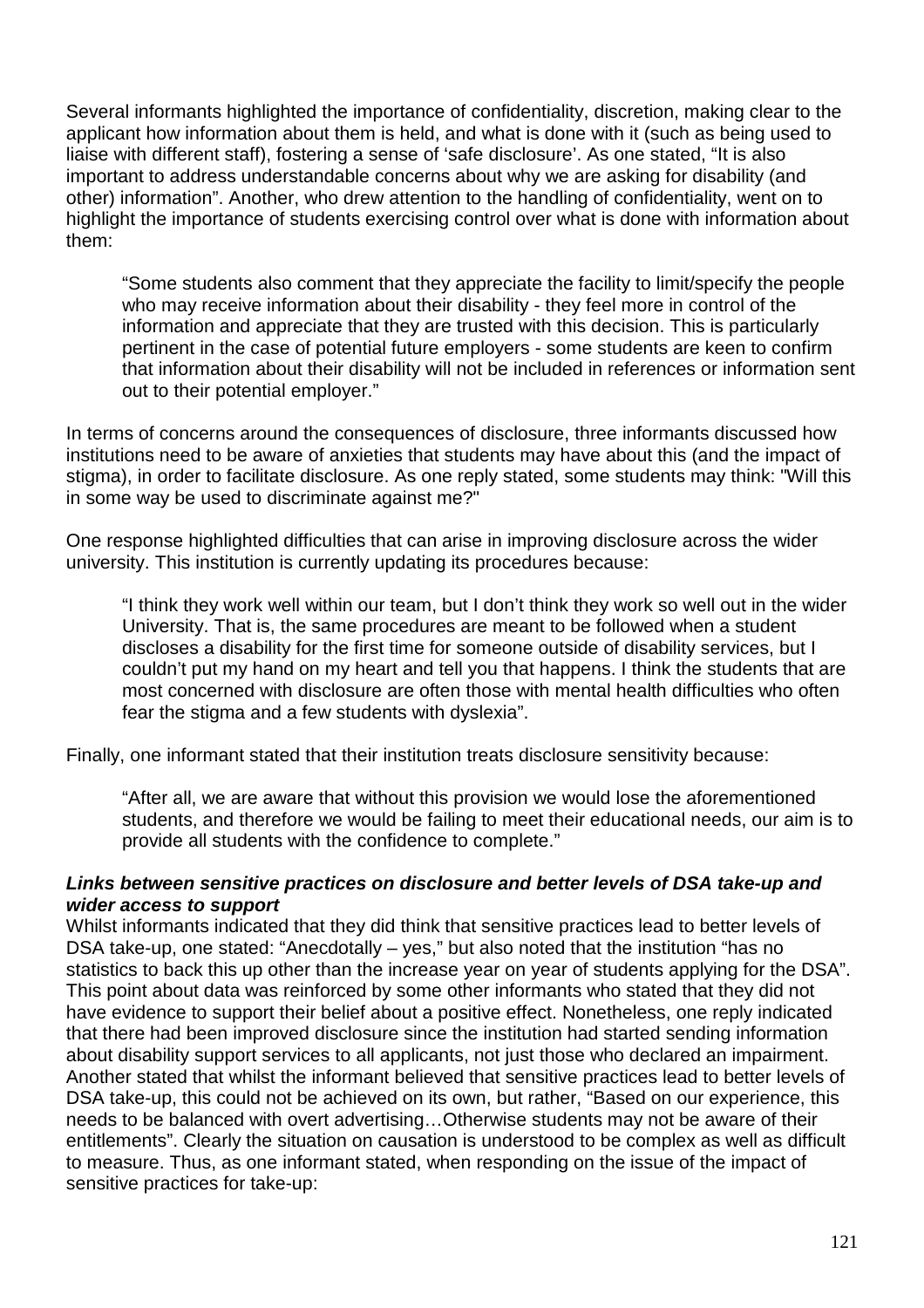Several informants highlighted the importance of confidentiality, discretion, making clear to the applicant how information about them is held, and what is done with it (such as being used to liaise with different staff), fostering a sense of 'safe disclosure'. As one stated, "It is also important to address understandable concerns about why we are asking for disability (and other) information". Another, who drew attention to the handling of confidentiality, went on to highlight the importance of students exercising control over what is done with information about them:

> "Some students also comment that they appreciate the facility to limit/specify the people who may receive information about their disability - they feel more in control of the information and appreciate that they are trusted with this decision. This is particularly pertinent in the case of potential future employers - some students are keen to confirm that information about their disability will not be included in references or information sent out to their potential employer."

In terms of concerns around the consequences of disclosure, three informants discussed how institutions need to be aware of anxieties that students may have about this (and the impact of stigma), in order to facilitate disclosure. As one reply stated, some students may think: "Will this in some way be used to discriminate against me?"

One response highlighted difficulties that can arise in improving disclosure across the wider university. This institution is currently updating its procedures because:

> "I think they work well within our team, but I don't think they work so well out in the wider University. That is, the same procedures are meant to be followed when a student discloses a disability for the first time for someone outside of disability services, but I couldn't put my hand on my heart and tell you that happens. I think the students that are most concerned with disclosure are often those with mental health difficulties who often fear the stigma and a few students with dyslexia".

Finally, one informant stated that their institution treats disclosure sensitivity because:

> "After all, we are aware that without this provision we would lose the aforementioned students, and therefore we would be failing to meet their educational needs, our aim is to provide all students with the confidence to complete."

#### ***Links between sensitive practices on disclosure and better levels of DSA take-up and wider access to support***

Whilst informants indicated that they did think that sensitive practices lead to better levels of DSA take-up, one stated: "Anecdotally – yes," but also noted that the institution "has no statistics to back this up other than the increase year on year of students applying for the DSA". This point about data was reinforced by some other informants who stated that they did not have evidence to support their belief about a positive effect. Nonetheless, one reply indicated that there had been improved disclosure since the institution had started sending information about disability support services to all applicants, not just those who declared an impairment. Another stated that whilst the informant believed that sensitive practices lead to better levels of DSA take-up, this could not be achieved on its own, but rather, "Based on our experience, this needs to be balanced with overt advertising…Otherwise students may not be aware of their entitlements". Clearly the situation on causation is understood to be complex as well as difficult to measure. Thus, as one informant stated, when responding on the issue of the impact of sensitive practices for take-up: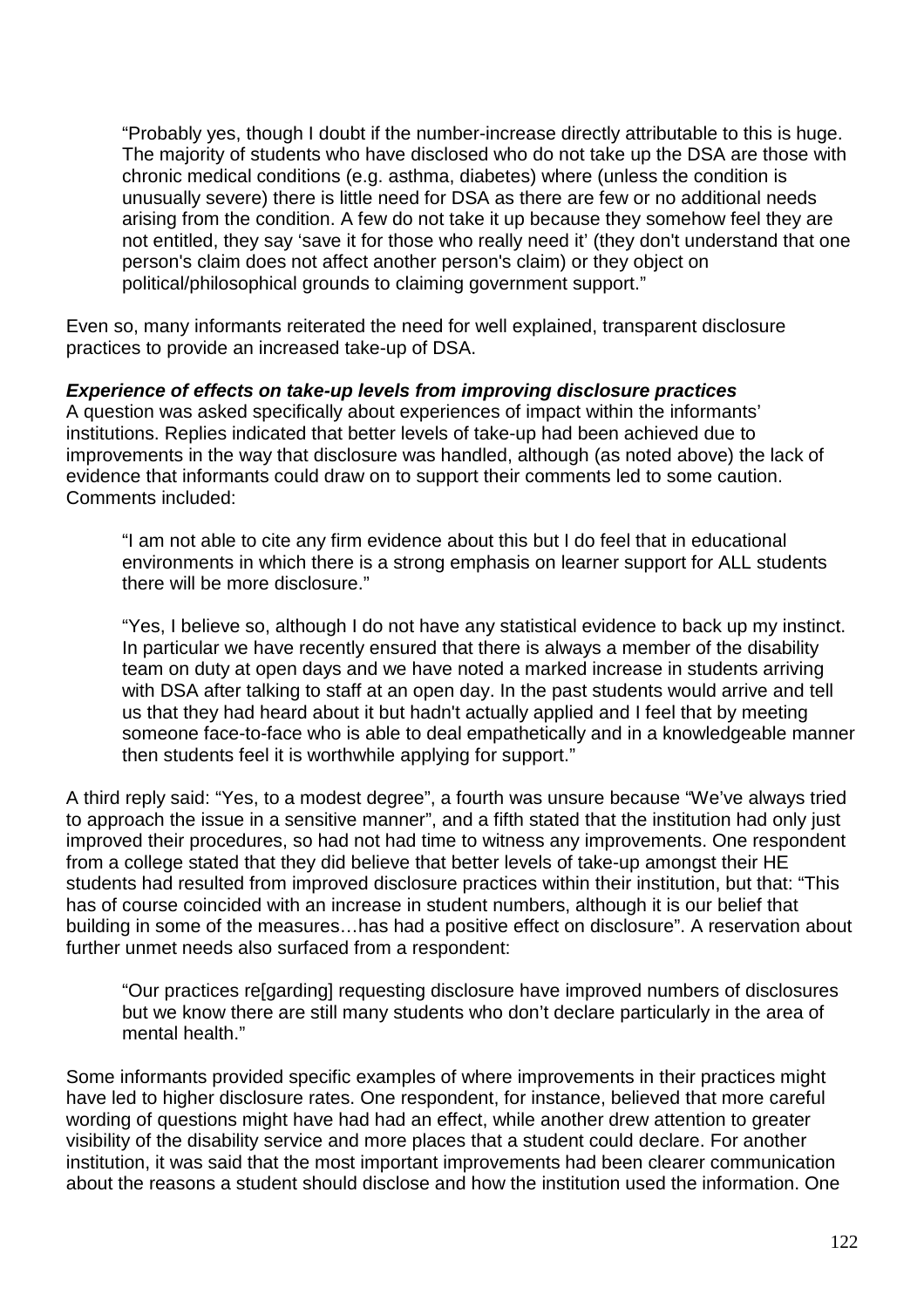> "Probably yes, though I doubt if the number-increase directly attributable to this is huge. The majority of students who have disclosed who do not take up the DSA are those with chronic medical conditions (e.g. asthma, diabetes) where (unless the condition is unusually severe) there is little need for DSA as there are few or no additional needs arising from the condition. A few do not take it up because they somehow feel they are not entitled, they say 'save it for those who really need it' (they don't understand that one person's claim does not affect another person's claim) or they object on political/philosophical grounds to claiming government support."

Even so, many informants reiterated the need for well explained, transparent disclosure practices to provide an increased take-up of DSA.

***Experience of effects on take-up levels from improving disclosure practices***
A question was asked specifically about experiences of impact within the informants' institutions. Replies indicated that better levels of take-up had been achieved due to improvements in the way that disclosure was handled, although (as noted above) the lack of evidence that informants could draw on to support their comments led to some caution. Comments included:

> "I am not able to cite any firm evidence about this but I do feel that in educational environments in which there is a strong emphasis on learner support for ALL students there will be more disclosure."

> "Yes, I believe so, although I do not have any statistical evidence to back up my instinct. In particular we have recently ensured that there is always a member of the disability team on duty at open days and we have noted a marked increase in students arriving with DSA after talking to staff at an open day. In the past students would arrive and tell us that they had heard about it but hadn't actually applied and I feel that by meeting someone face-to-face who is able to deal empathetically and in a knowledgeable manner then students feel it is worthwhile applying for support."

A third reply said: "Yes, to a modest degree", a fourth was unsure because "We've always tried to approach the issue in a sensitive manner", and a fifth stated that the institution had only just improved their procedures, so had not had time to witness any improvements. One respondent from a college stated that they did believe that better levels of take-up amongst their HE students had resulted from improved disclosure practices within their institution, but that: "This has of course coincided with an increase in student numbers, although it is our belief that building in some of the measures…has had a positive effect on disclosure". A reservation about further unmet needs also surfaced from a respondent:

> "Our practices re[garding] requesting disclosure have improved numbers of disclosures but we know there are still many students who don't declare particularly in the area of mental health."

Some informants provided specific examples of where improvements in their practices might have led to higher disclosure rates. One respondent, for instance, believed that more careful wording of questions might have had had an effect, while another drew attention to greater visibility of the disability service and more places that a student could declare. For another institution, it was said that the most important improvements had been clearer communication about the reasons a student should disclose and how the institution used the information. One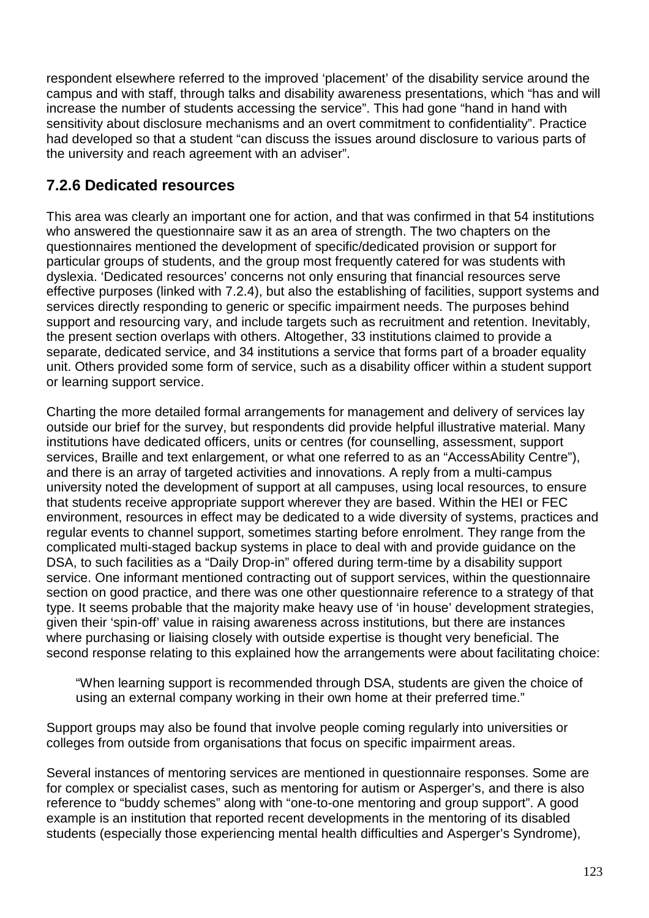respondent elsewhere referred to the improved 'placement' of the disability service around the campus and with staff, through talks and disability awareness presentations, which "has and will increase the number of students accessing the service". This had gone "hand in hand with sensitivity about disclosure mechanisms and an overt commitment to confidentiality". Practice had developed so that a student "can discuss the issues around disclosure to various parts of the university and reach agreement with an adviser".

### 7.2.6 Dedicated resources

This area was clearly an important one for action, and that was confirmed in that 54 institutions who answered the questionnaire saw it as an area of strength. The two chapters on the questionnaires mentioned the development of specific/dedicated provision or support for particular groups of students, and the group most frequently catered for was students with dyslexia. 'Dedicated resources' concerns not only ensuring that financial resources serve effective purposes (linked with 7.2.4), but also the establishing of facilities, support systems and services directly responding to generic or specific impairment needs. The purposes behind support and resourcing vary, and include targets such as recruitment and retention. Inevitably, the present section overlaps with others. Altogether, 33 institutions claimed to provide a separate, dedicated service, and 34 institutions a service that forms part of a broader equality unit. Others provided some form of service, such as a disability officer within a student support or learning support service.

Charting the more detailed formal arrangements for management and delivery of services lay outside our brief for the survey, but respondents did provide helpful illustrative material. Many institutions have dedicated officers, units or centres (for counselling, assessment, support services, Braille and text enlargement, or what one referred to as an "AccessAbility Centre"), and there is an array of targeted activities and innovations. A reply from a multi-campus university noted the development of support at all campuses, using local resources, to ensure that students receive appropriate support wherever they are based. Within the HEI or FEC environment, resources in effect may be dedicated to a wide diversity of systems, practices and regular events to channel support, sometimes starting before enrolment. They range from the complicated multi-staged backup systems in place to deal with and provide guidance on the DSA, to such facilities as a "Daily Drop-in" offered during term-time by a disability support service. One informant mentioned contracting out of support services, within the questionnaire section on good practice, and there was one other questionnaire reference to a strategy of that type. It seems probable that the majority make heavy use of 'in house' development strategies, given their 'spin-off' value in raising awareness across institutions, but there are instances where purchasing or liaising closely with outside expertise is thought very beneficial. The second response relating to this explained how the arrangements were about facilitating choice:

> "When learning support is recommended through DSA, students are given the choice of using an external company working in their own home at their preferred time."

Support groups may also be found that involve people coming regularly into universities or colleges from outside from organisations that focus on specific impairment areas.

Several instances of mentoring services are mentioned in questionnaire responses. Some are for complex or specialist cases, such as mentoring for autism or Asperger's, and there is also reference to "buddy schemes" along with "one-to-one mentoring and group support". A good example is an institution that reported recent developments in the mentoring of its disabled students (especially those experiencing mental health difficulties and Asperger's Syndrome),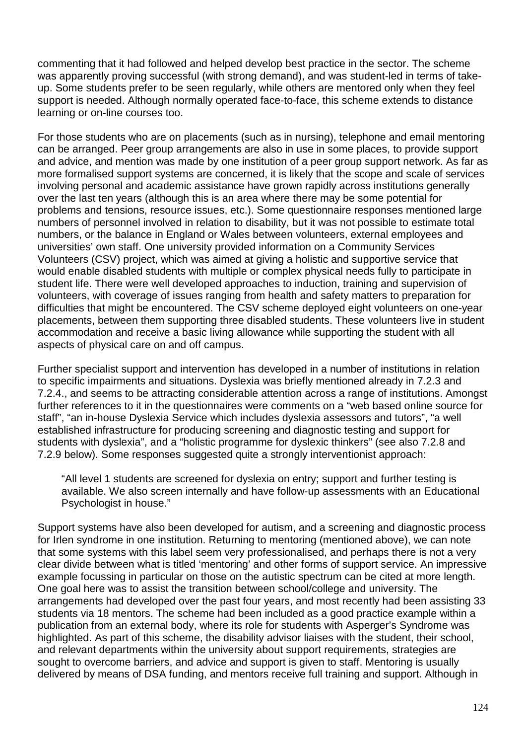commenting that it had followed and helped develop best practice in the sector. The scheme was apparently proving successful (with strong demand), and was student-led in terms of take-up. Some students prefer to be seen regularly, while others are mentored only when they feel support is needed. Although normally operated face-to-face, this scheme extends to distance learning or on-line courses too.

For those students who are on placements (such as in nursing), telephone and email mentoring can be arranged. Peer group arrangements are also in use in some places, to provide support and advice, and mention was made by one institution of a peer group support network. As far as more formalised support systems are concerned, it is likely that the scope and scale of services involving personal and academic assistance have grown rapidly across institutions generally over the last ten years (although this is an area where there may be some potential for problems and tensions, resource issues, etc.). Some questionnaire responses mentioned large numbers of personnel involved in relation to disability, but it was not possible to estimate total numbers, or the balance in England or Wales between volunteers, external employees and universities' own staff. One university provided information on a Community Services Volunteers (CSV) project, which was aimed at giving a holistic and supportive service that would enable disabled students with multiple or complex physical needs fully to participate in student life. There were well developed approaches to induction, training and supervision of volunteers, with coverage of issues ranging from health and safety matters to preparation for difficulties that might be encountered. The CSV scheme deployed eight volunteers on one-year placements, between them supporting three disabled students. These volunteers live in student accommodation and receive a basic living allowance while supporting the student with all aspects of physical care on and off campus.

Further specialist support and intervention has developed in a number of institutions in relation to specific impairments and situations. Dyslexia was briefly mentioned already in 7.2.3 and 7.2.4., and seems to be attracting considerable attention across a range of institutions. Amongst further references to it in the questionnaires were comments on a "web based online source for staff", "an in-house Dyslexia Service which includes dyslexia assessors and tutors", "a well established infrastructure for producing screening and diagnostic testing and support for students with dyslexia", and a "holistic programme for dyslexic thinkers" (see also 7.2.8 and 7.2.9 below). Some responses suggested quite a strongly interventionist approach:

> "All level 1 students are screened for dyslexia on entry; support and further testing is available. We also screen internally and have follow-up assessments with an Educational Psychologist in house."

Support systems have also been developed for autism, and a screening and diagnostic process for Irlen syndrome in one institution. Returning to mentoring (mentioned above), we can note that some systems with this label seem very professionalised, and perhaps there is not a very clear divide between what is titled 'mentoring' and other forms of support service. An impressive example focussing in particular on those on the autistic spectrum can be cited at more length. One goal here was to assist the transition between school/college and university. The arrangements had developed over the past four years, and most recently had been assisting 33 students via 18 mentors. The scheme had been included as a good practice example within a publication from an external body, where its role for students with Asperger's Syndrome was highlighted. As part of this scheme, the disability advisor liaises with the student, their school, and relevant departments within the university about support requirements, strategies are sought to overcome barriers, and advice and support is given to staff. Mentoring is usually delivered by means of DSA funding, and mentors receive full training and support. Although in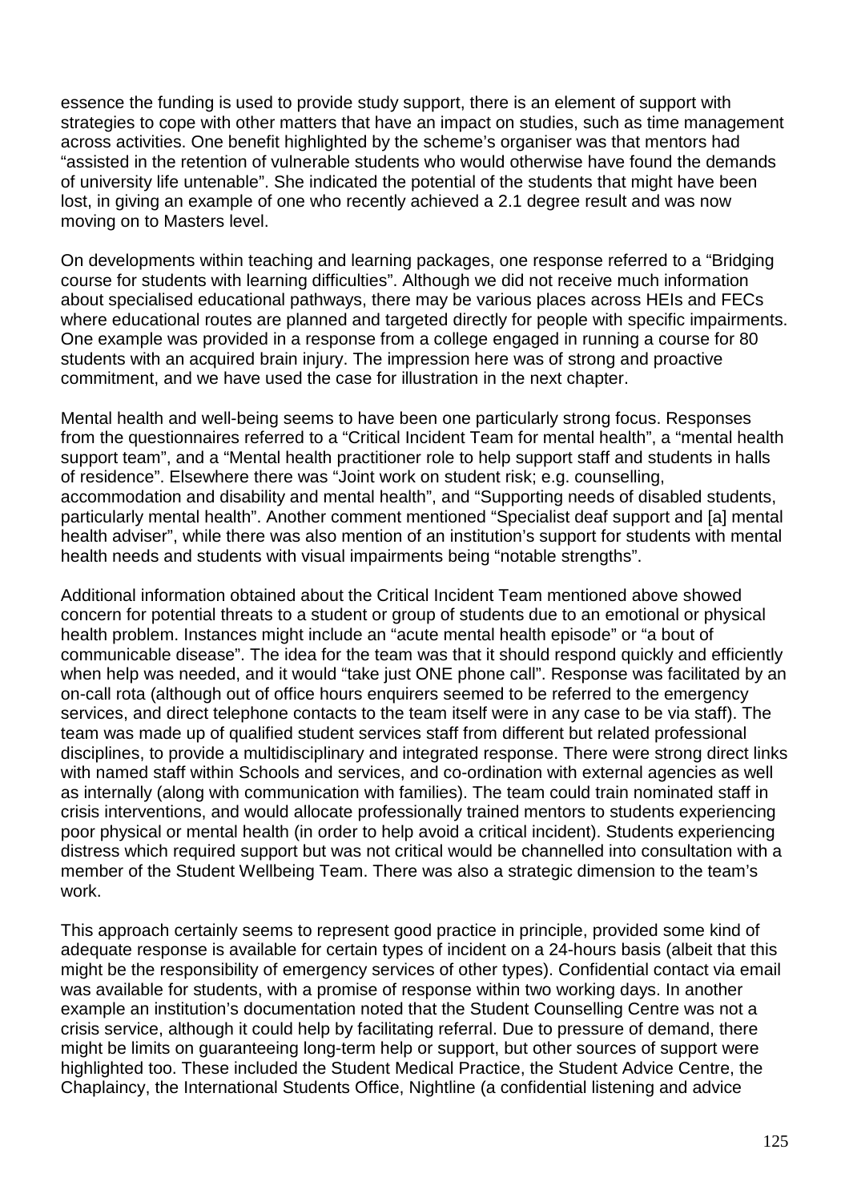essence the funding is used to provide study support, there is an element of support with strategies to cope with other matters that have an impact on studies, such as time management across activities. One benefit highlighted by the scheme's organiser was that mentors had "assisted in the retention of vulnerable students who would otherwise have found the demands of university life untenable". She indicated the potential of the students that might have been lost, in giving an example of one who recently achieved a 2.1 degree result and was now moving on to Masters level.

On developments within teaching and learning packages, one response referred to a "Bridging course for students with learning difficulties". Although we did not receive much information about specialised educational pathways, there may be various places across HEIs and FECs where educational routes are planned and targeted directly for people with specific impairments. One example was provided in a response from a college engaged in running a course for 80 students with an acquired brain injury. The impression here was of strong and proactive commitment, and we have used the case for illustration in the next chapter.

Mental health and well-being seems to have been one particularly strong focus. Responses from the questionnaires referred to a "Critical Incident Team for mental health", a "mental health support team", and a "Mental health practitioner role to help support staff and students in halls of residence". Elsewhere there was "Joint work on student risk; e.g. counselling, accommodation and disability and mental health", and "Supporting needs of disabled students, particularly mental health". Another comment mentioned "Specialist deaf support and [a] mental health adviser", while there was also mention of an institution's support for students with mental health needs and students with visual impairments being "notable strengths".

Additional information obtained about the Critical Incident Team mentioned above showed concern for potential threats to a student or group of students due to an emotional or physical health problem. Instances might include an "acute mental health episode" or "a bout of communicable disease". The idea for the team was that it should respond quickly and efficiently when help was needed, and it would "take just ONE phone call". Response was facilitated by an on-call rota (although out of office hours enquirers seemed to be referred to the emergency services, and direct telephone contacts to the team itself were in any case to be via staff). The team was made up of qualified student services staff from different but related professional disciplines, to provide a multidisciplinary and integrated response. There were strong direct links with named staff within Schools and services, and co-ordination with external agencies as well as internally (along with communication with families). The team could train nominated staff in crisis interventions, and would allocate professionally trained mentors to students experiencing poor physical or mental health (in order to help avoid a critical incident). Students experiencing distress which required support but was not critical would be channelled into consultation with a member of the Student Wellbeing Team. There was also a strategic dimension to the team's work.

This approach certainly seems to represent good practice in principle, provided some kind of adequate response is available for certain types of incident on a 24-hours basis (albeit that this might be the responsibility of emergency services of other types). Confidential contact via email was available for students, with a promise of response within two working days. In another example an institution's documentation noted that the Student Counselling Centre was not a crisis service, although it could help by facilitating referral. Due to pressure of demand, there might be limits on guaranteeing long-term help or support, but other sources of support were highlighted too. These included the Student Medical Practice, the Student Advice Centre, the Chaplaincy, the International Students Office, Nightline (a confidential listening and advice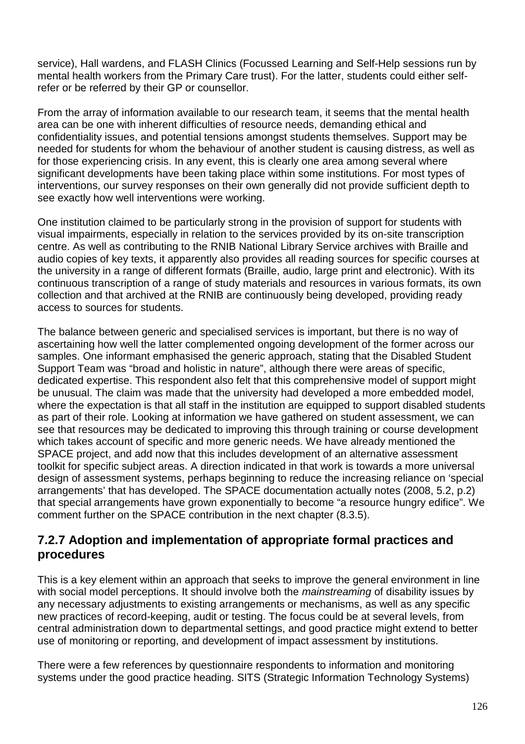service), Hall wardens, and FLASH Clinics (Focussed Learning and Self-Help sessions run by mental health workers from the Primary Care trust). For the latter, students could either self-refer or be referred by their GP or counsellor.

From the array of information available to our research team, it seems that the mental health area can be one with inherent difficulties of resource needs, demanding ethical and confidentiality issues, and potential tensions amongst students themselves. Support may be needed for students for whom the behaviour of another student is causing distress, as well as for those experiencing crisis. In any event, this is clearly one area among several where significant developments have been taking place within some institutions. For most types of interventions, our survey responses on their own generally did not provide sufficient depth to see exactly how well interventions were working.

One institution claimed to be particularly strong in the provision of support for students with visual impairments, especially in relation to the services provided by its on-site transcription centre. As well as contributing to the RNIB National Library Service archives with Braille and audio copies of key texts, it apparently also provides all reading sources for specific courses at the university in a range of different formats (Braille, audio, large print and electronic). With its continuous transcription of a range of study materials and resources in various formats, its own collection and that archived at the RNIB are continuously being developed, providing ready access to sources for students.

The balance between generic and specialised services is important, but there is no way of ascertaining how well the latter complemented ongoing development of the former across our samples. One informant emphasised the generic approach, stating that the Disabled Student Support Team was "broad and holistic in nature", although there were areas of specific, dedicated expertise. This respondent also felt that this comprehensive model of support might be unusual. The claim was made that the university had developed a more embedded model, where the expectation is that all staff in the institution are equipped to support disabled students as part of their role. Looking at information we have gathered on student assessment, we can see that resources may be dedicated to improving this through training or course development which takes account of specific and more generic needs. We have already mentioned the SPACE project, and add now that this includes development of an alternative assessment toolkit for specific subject areas. A direction indicated in that work is towards a more universal design of assessment systems, perhaps beginning to reduce the increasing reliance on 'special arrangements' that has developed. The SPACE documentation actually notes (2008, 5.2, p.2) that special arrangements have grown exponentially to become "a resource hungry edifice". We comment further on the SPACE contribution in the next chapter (8.3.5).

### 7.2.7 Adoption and implementation of appropriate formal practices and procedures

This is a key element within an approach that seeks to improve the general environment in line with social model perceptions. It should involve both the *mainstreaming* of disability issues by any necessary adjustments to existing arrangements or mechanisms, as well as any specific new practices of record-keeping, audit or testing. The focus could be at several levels, from central administration down to departmental settings, and good practice might extend to better use of monitoring or reporting, and development of impact assessment by institutions.

There were a few references by questionnaire respondents to information and monitoring systems under the good practice heading. SITS (Strategic Information Technology Systems)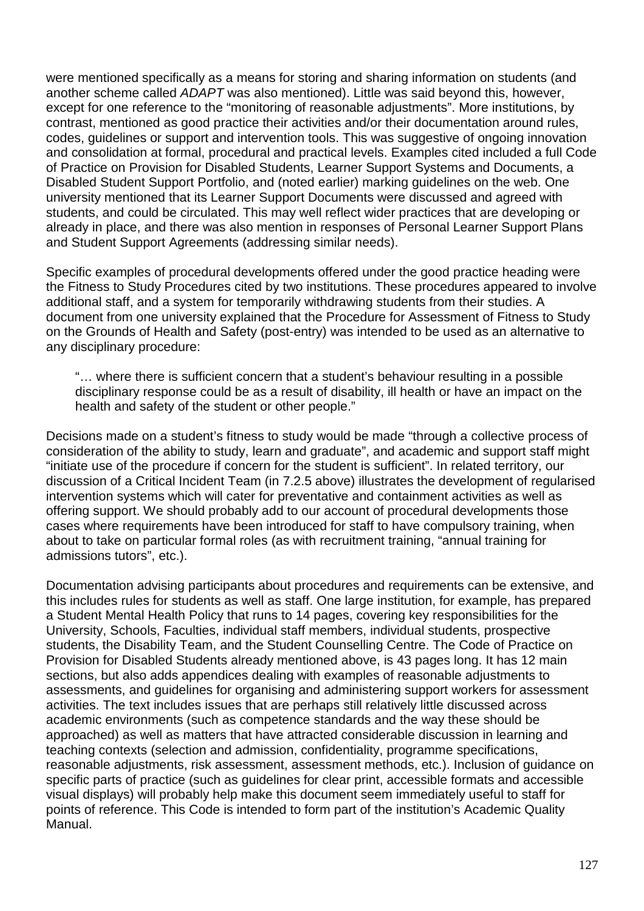were mentioned specifically as a means for storing and sharing information on students (and another scheme called *ADAPT* was also mentioned). Little was said beyond this, however, except for one reference to the "monitoring of reasonable adjustments". More institutions, by contrast, mentioned as good practice their activities and/or their documentation around rules, codes, guidelines or support and intervention tools. This was suggestive of ongoing innovation and consolidation at formal, procedural and practical levels. Examples cited included a full Code of Practice on Provision for Disabled Students, Learner Support Systems and Documents, a Disabled Student Support Portfolio, and (noted earlier) marking guidelines on the web. One university mentioned that its Learner Support Documents were discussed and agreed with students, and could be circulated. This may well reflect wider practices that are developing or already in place, and there was also mention in responses of Personal Learner Support Plans and Student Support Agreements (addressing similar needs).

Specific examples of procedural developments offered under the good practice heading were the Fitness to Study Procedures cited by two institutions. These procedures appeared to involve additional staff, and a system for temporarily withdrawing students from their studies. A document from one university explained that the Procedure for Assessment of Fitness to Study on the Grounds of Health and Safety (post-entry) was intended to be used as an alternative to any disciplinary procedure:

> "… where there is sufficient concern that a student's behaviour resulting in a possible disciplinary response could be as a result of disability, ill health or have an impact on the health and safety of the student or other people."

Decisions made on a student's fitness to study would be made "through a collective process of consideration of the ability to study, learn and graduate", and academic and support staff might "initiate use of the procedure if concern for the student is sufficient". In related territory, our discussion of a Critical Incident Team (in 7.2.5 above) illustrates the development of regularised intervention systems which will cater for preventative and containment activities as well as offering support. We should probably add to our account of procedural developments those cases where requirements have been introduced for staff to have compulsory training, when about to take on particular formal roles (as with recruitment training, "annual training for admissions tutors", etc.).

Documentation advising participants about procedures and requirements can be extensive, and this includes rules for students as well as staff. One large institution, for example, has prepared a Student Mental Health Policy that runs to 14 pages, covering key responsibilities for the University, Schools, Faculties, individual staff members, individual students, prospective students, the Disability Team, and the Student Counselling Centre. The Code of Practice on Provision for Disabled Students already mentioned above, is 43 pages long. It has 12 main sections, but also adds appendices dealing with examples of reasonable adjustments to assessments, and guidelines for organising and administering support workers for assessment activities. The text includes issues that are perhaps still relatively little discussed across academic environments (such as competence standards and the way these should be approached) as well as matters that have attracted considerable discussion in learning and teaching contexts (selection and admission, confidentiality, programme specifications, reasonable adjustments, risk assessment, assessment methods, etc.). Inclusion of guidance on specific parts of practice (such as guidelines for clear print, accessible formats and accessible visual displays) will probably help make this document seem immediately useful to staff for points of reference. This Code is intended to form part of the institution's Academic Quality Manual.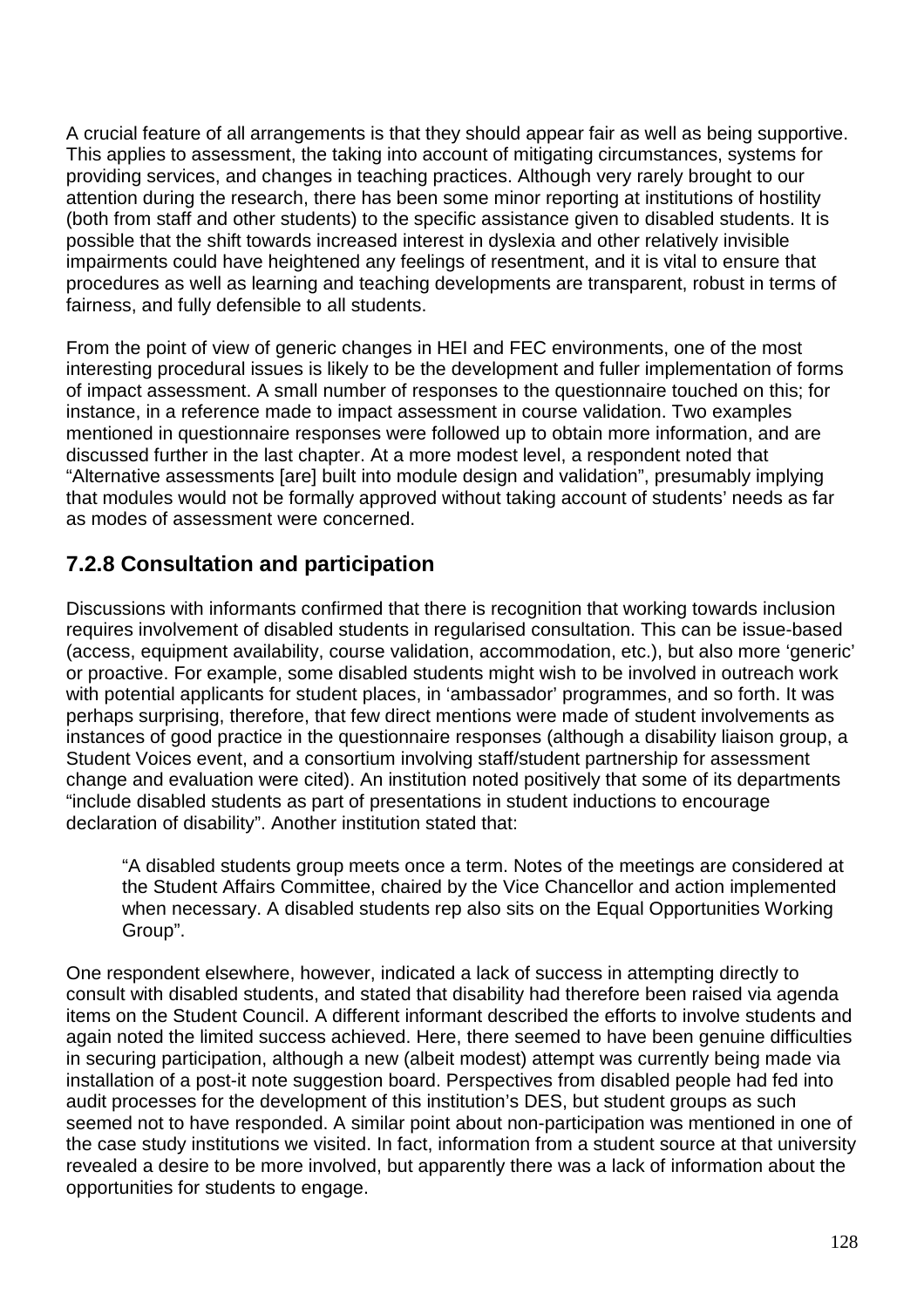A crucial feature of all arrangements is that they should appear fair as well as being supportive. This applies to assessment, the taking into account of mitigating circumstances, systems for providing services, and changes in teaching practices. Although very rarely brought to our attention during the research, there has been some minor reporting at institutions of hostility (both from staff and other students) to the specific assistance given to disabled students. It is possible that the shift towards increased interest in dyslexia and other relatively invisible impairments could have heightened any feelings of resentment, and it is vital to ensure that procedures as well as learning and teaching developments are transparent, robust in terms of fairness, and fully defensible to all students.

From the point of view of generic changes in HEI and FEC environments, one of the most interesting procedural issues is likely to be the development and fuller implementation of forms of impact assessment. A small number of responses to the questionnaire touched on this; for instance, in a reference made to impact assessment in course validation. Two examples mentioned in questionnaire responses were followed up to obtain more information, and are discussed further in the last chapter. At a more modest level, a respondent noted that "Alternative assessments [are] built into module design and validation", presumably implying that modules would not be formally approved without taking account of students' needs as far as modes of assessment were concerned.

### 7.2.8 Consultation and participation

Discussions with informants confirmed that there is recognition that working towards inclusion requires involvement of disabled students in regularised consultation. This can be issue-based (access, equipment availability, course validation, accommodation, etc.), but also more 'generic' or proactive. For example, some disabled students might wish to be involved in outreach work with potential applicants for student places, in 'ambassador' programmes, and so forth. It was perhaps surprising, therefore, that few direct mentions were made of student involvements as instances of good practice in the questionnaire responses (although a disability liaison group, a Student Voices event, and a consortium involving staff/student partnership for assessment change and evaluation were cited). An institution noted positively that some of its departments "include disabled students as part of presentations in student inductions to encourage declaration of disability". Another institution stated that:

> "A disabled students group meets once a term. Notes of the meetings are considered at the Student Affairs Committee, chaired by the Vice Chancellor and action implemented when necessary. A disabled students rep also sits on the Equal Opportunities Working Group".

One respondent elsewhere, however, indicated a lack of success in attempting directly to consult with disabled students, and stated that disability had therefore been raised via agenda items on the Student Council. A different informant described the efforts to involve students and again noted the limited success achieved. Here, there seemed to have been genuine difficulties in securing participation, although a new (albeit modest) attempt was currently being made via installation of a post-it note suggestion board. Perspectives from disabled people had fed into audit processes for the development of this institution's DES, but student groups as such seemed not to have responded. A similar point about non-participation was mentioned in one of the case study institutions we visited. In fact, information from a student source at that university revealed a desire to be more involved, but apparently there was a lack of information about the opportunities for students to engage.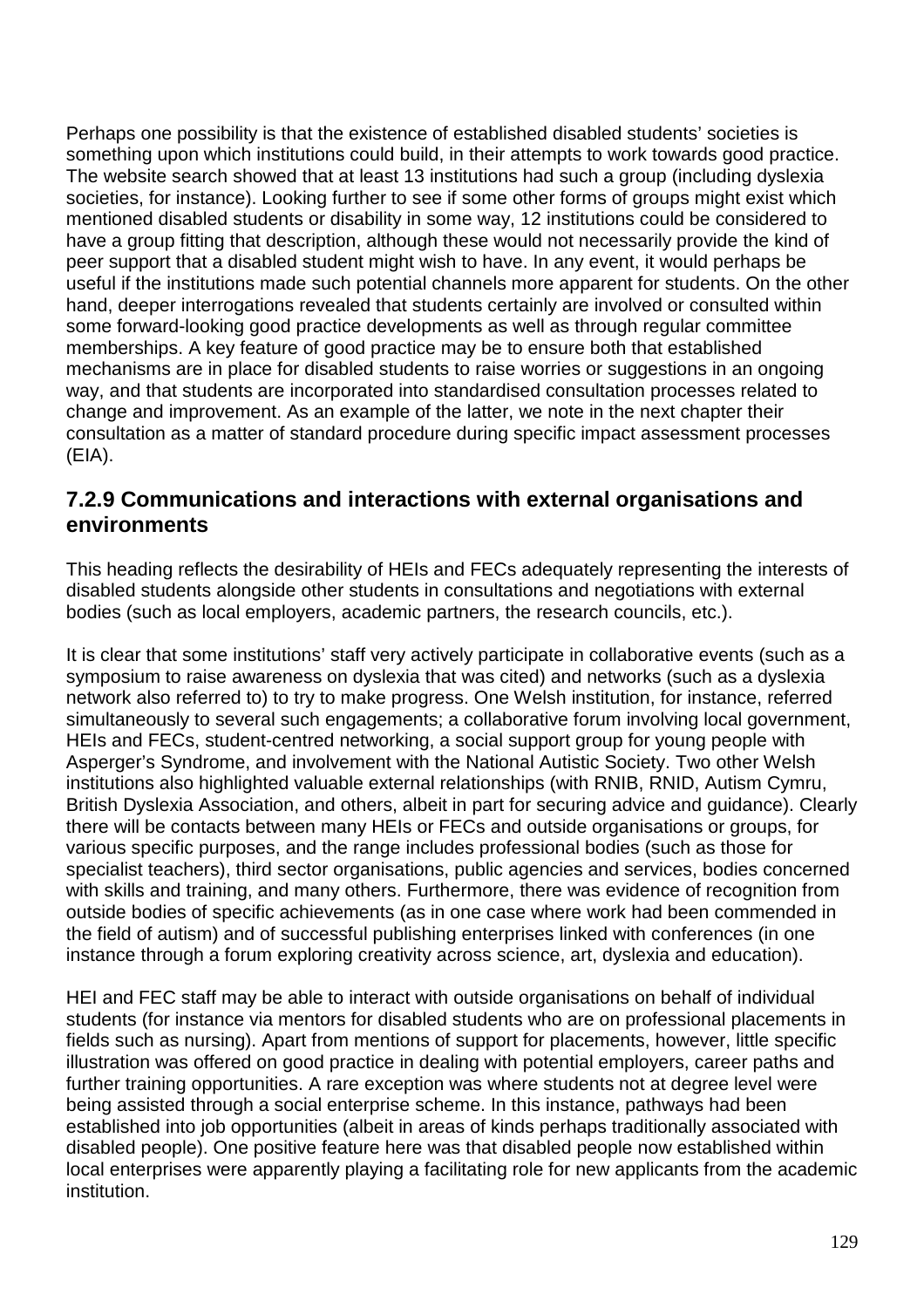Perhaps one possibility is that the existence of established disabled students' societies is something upon which institutions could build, in their attempts to work towards good practice. The website search showed that at least 13 institutions had such a group (including dyslexia societies, for instance). Looking further to see if some other forms of groups might exist which mentioned disabled students or disability in some way, 12 institutions could be considered to have a group fitting that description, although these would not necessarily provide the kind of peer support that a disabled student might wish to have. In any event, it would perhaps be useful if the institutions made such potential channels more apparent for students. On the other hand, deeper interrogations revealed that students certainly are involved or consulted within some forward-looking good practice developments as well as through regular committee memberships. A key feature of good practice may be to ensure both that established mechanisms are in place for disabled students to raise worries or suggestions in an ongoing way, and that students are incorporated into standardised consultation processes related to change and improvement. As an example of the latter, we note in the next chapter their consultation as a matter of standard procedure during specific impact assessment processes (EIA).

### 7.2.9 Communications and interactions with external organisations and environments

This heading reflects the desirability of HEIs and FECs adequately representing the interests of disabled students alongside other students in consultations and negotiations with external bodies (such as local employers, academic partners, the research councils, etc.).

It is clear that some institutions' staff very actively participate in collaborative events (such as a symposium to raise awareness on dyslexia that was cited) and networks (such as a dyslexia network also referred to) to try to make progress. One Welsh institution, for instance, referred simultaneously to several such engagements; a collaborative forum involving local government, HEIs and FECs, student-centred networking, a social support group for young people with Asperger's Syndrome, and involvement with the National Autistic Society. Two other Welsh institutions also highlighted valuable external relationships (with RNIB, RNID, Autism Cymru, British Dyslexia Association, and others, albeit in part for securing advice and guidance). Clearly there will be contacts between many HEIs or FECs and outside organisations or groups, for various specific purposes, and the range includes professional bodies (such as those for specialist teachers), third sector organisations, public agencies and services, bodies concerned with skills and training, and many others. Furthermore, there was evidence of recognition from outside bodies of specific achievements (as in one case where work had been commended in the field of autism) and of successful publishing enterprises linked with conferences (in one instance through a forum exploring creativity across science, art, dyslexia and education).

HEI and FEC staff may be able to interact with outside organisations on behalf of individual students (for instance via mentors for disabled students who are on professional placements in fields such as nursing). Apart from mentions of support for placements, however, little specific illustration was offered on good practice in dealing with potential employers, career paths and further training opportunities. A rare exception was where students not at degree level were being assisted through a social enterprise scheme. In this instance, pathways had been established into job opportunities (albeit in areas of kinds perhaps traditionally associated with disabled people). One positive feature here was that disabled people now established within local enterprises were apparently playing a facilitating role for new applicants from the academic institution.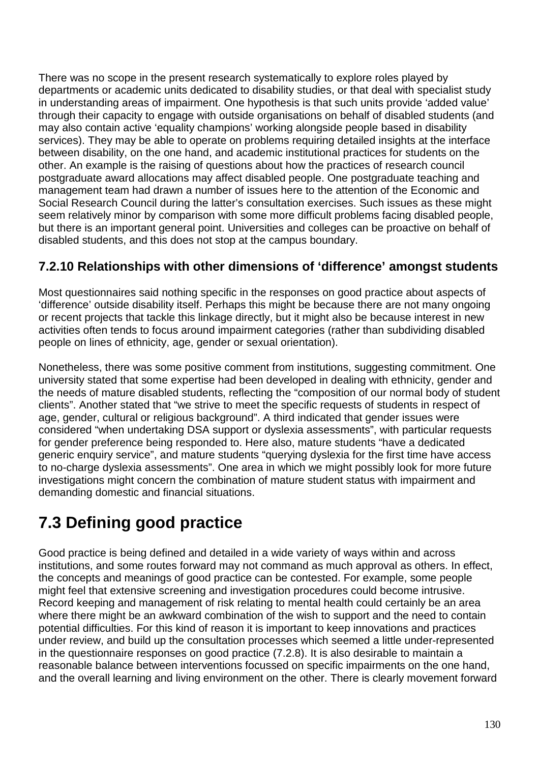There was no scope in the present research systematically to explore roles played by departments or academic units dedicated to disability studies, or that deal with specialist study in understanding areas of impairment. One hypothesis is that such units provide 'added value' through their capacity to engage with outside organisations on behalf of disabled students (and may also contain active 'equality champions' working alongside people based in disability services). They may be able to operate on problems requiring detailed insights at the interface between disability, on the one hand, and academic institutional practices for students on the other. An example is the raising of questions about how the practices of research council postgraduate award allocations may affect disabled people. One postgraduate teaching and management team had drawn a number of issues here to the attention of the Economic and Social Research Council during the latter's consultation exercises. Such issues as these might seem relatively minor by comparison with some more difficult problems facing disabled people, but there is an important general point. Universities and colleges can be proactive on behalf of disabled students, and this does not stop at the campus boundary.

### 7.2.10 Relationships with other dimensions of 'difference' amongst students

Most questionnaires said nothing specific in the responses on good practice about aspects of 'difference' outside disability itself. Perhaps this might be because there are not many ongoing or recent projects that tackle this linkage directly, but it might also be because interest in new activities often tends to focus around impairment categories (rather than subdividing disabled people on lines of ethnicity, age, gender or sexual orientation).

Nonetheless, there was some positive comment from institutions, suggesting commitment. One university stated that some expertise had been developed in dealing with ethnicity, gender and the needs of mature disabled students, reflecting the "composition of our normal body of student clients". Another stated that "we strive to meet the specific requests of students in respect of age, gender, cultural or religious background". A third indicated that gender issues were considered "when undertaking DSA support or dyslexia assessments", with particular requests for gender preference being responded to. Here also, mature students "have a dedicated generic enquiry service", and mature students "querying dyslexia for the first time have access to no-charge dyslexia assessments". One area in which we might possibly look for more future investigations might concern the combination of mature student status with impairment and demanding domestic and financial situations.

## 7.3 Defining good practice

Good practice is being defined and detailed in a wide variety of ways within and across institutions, and some routes forward may not command as much approval as others. In effect, the concepts and meanings of good practice can be contested. For example, some people might feel that extensive screening and investigation procedures could become intrusive. Record keeping and management of risk relating to mental health could certainly be an area where there might be an awkward combination of the wish to support and the need to contain potential difficulties. For this kind of reason it is important to keep innovations and practices under review, and build up the consultation processes which seemed a little under-represented in the questionnaire responses on good practice (7.2.8). It is also desirable to maintain a reasonable balance between interventions focussed on specific impairments on the one hand, and the overall learning and living environment on the other. There is clearly movement forward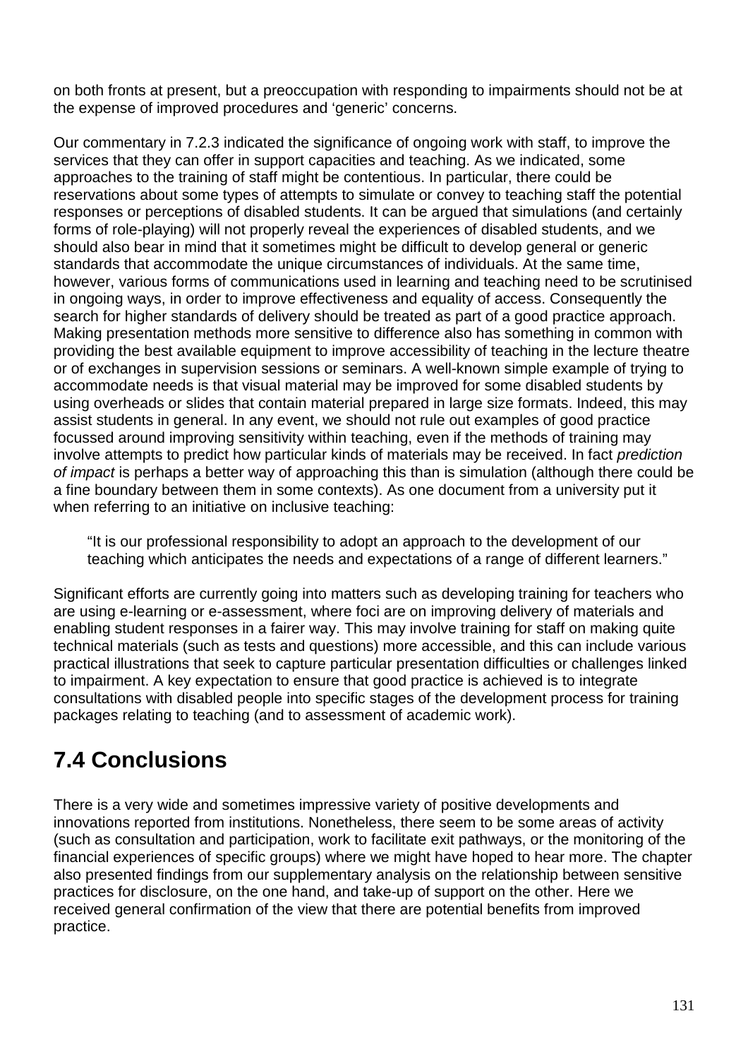on both fronts at present, but a preoccupation with responding to impairments should not be at the expense of improved procedures and 'generic' concerns.

Our commentary in 7.2.3 indicated the significance of ongoing work with staff, to improve the services that they can offer in support capacities and teaching. As we indicated, some approaches to the training of staff might be contentious. In particular, there could be reservations about some types of attempts to simulate or convey to teaching staff the potential responses or perceptions of disabled students. It can be argued that simulations (and certainly forms of role-playing) will not properly reveal the experiences of disabled students, and we should also bear in mind that it sometimes might be difficult to develop general or generic standards that accommodate the unique circumstances of individuals. At the same time, however, various forms of communications used in learning and teaching need to be scrutinised in ongoing ways, in order to improve effectiveness and equality of access. Consequently the search for higher standards of delivery should be treated as part of a good practice approach. Making presentation methods more sensitive to difference also has something in common with providing the best available equipment to improve accessibility of teaching in the lecture theatre or of exchanges in supervision sessions or seminars. A well-known simple example of trying to accommodate needs is that visual material may be improved for some disabled students by using overheads or slides that contain material prepared in large size formats. Indeed, this may assist students in general. In any event, we should not rule out examples of good practice focussed around improving sensitivity within teaching, even if the methods of training may involve attempts to predict how particular kinds of materials may be received. In fact *prediction of impact* is perhaps a better way of approaching this than is simulation (although there could be a fine boundary between them in some contexts). As one document from a university put it when referring to an initiative on inclusive teaching:

> "It is our professional responsibility to adopt an approach to the development of our teaching which anticipates the needs and expectations of a range of different learners."

Significant efforts are currently going into matters such as developing training for teachers who are using e-learning or e-assessment, where foci are on improving delivery of materials and enabling student responses in a fairer way. This may involve training for staff on making quite technical materials (such as tests and questions) more accessible, and this can include various practical illustrations that seek to capture particular presentation difficulties or challenges linked to impairment. A key expectation to ensure that good practice is achieved is to integrate consultations with disabled people into specific stages of the development process for training packages relating to teaching (and to assessment of academic work).

## 7.4 Conclusions

There is a very wide and sometimes impressive variety of positive developments and innovations reported from institutions. Nonetheless, there seem to be some areas of activity (such as consultation and participation, work to facilitate exit pathways, or the monitoring of the financial experiences of specific groups) where we might have hoped to hear more. The chapter also presented findings from our supplementary analysis on the relationship between sensitive practices for disclosure, on the one hand, and take-up of support on the other. Here we received general confirmation of the view that there are potential benefits from improved practice.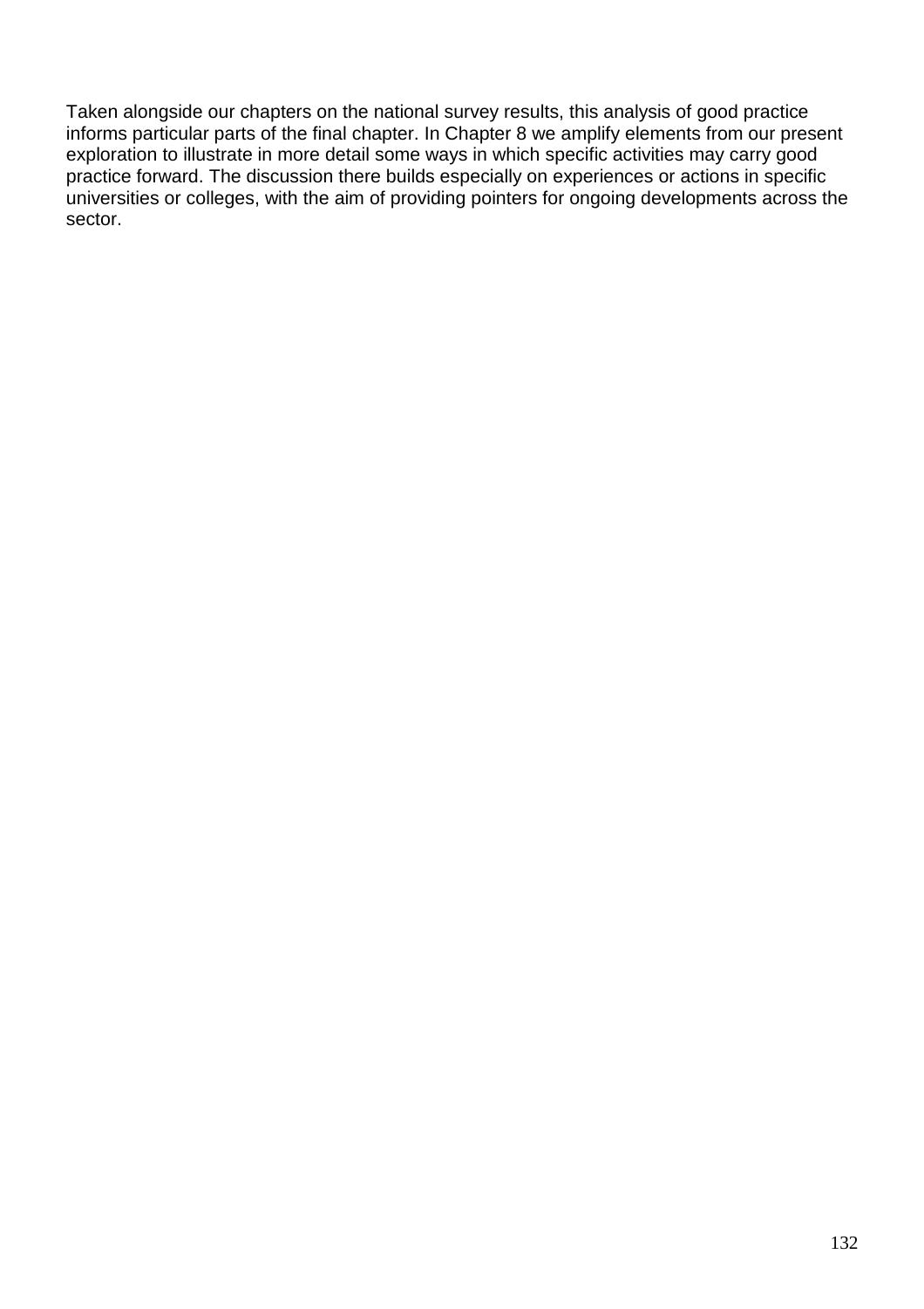Taken alongside our chapters on the national survey results, this analysis of good practice informs particular parts of the final chapter. In Chapter 8 we amplify elements from our present exploration to illustrate in more detail some ways in which specific activities may carry good practice forward. The discussion there builds especially on experiences or actions in specific universities or colleges, with the aim of providing pointers for ongoing developments across the sector.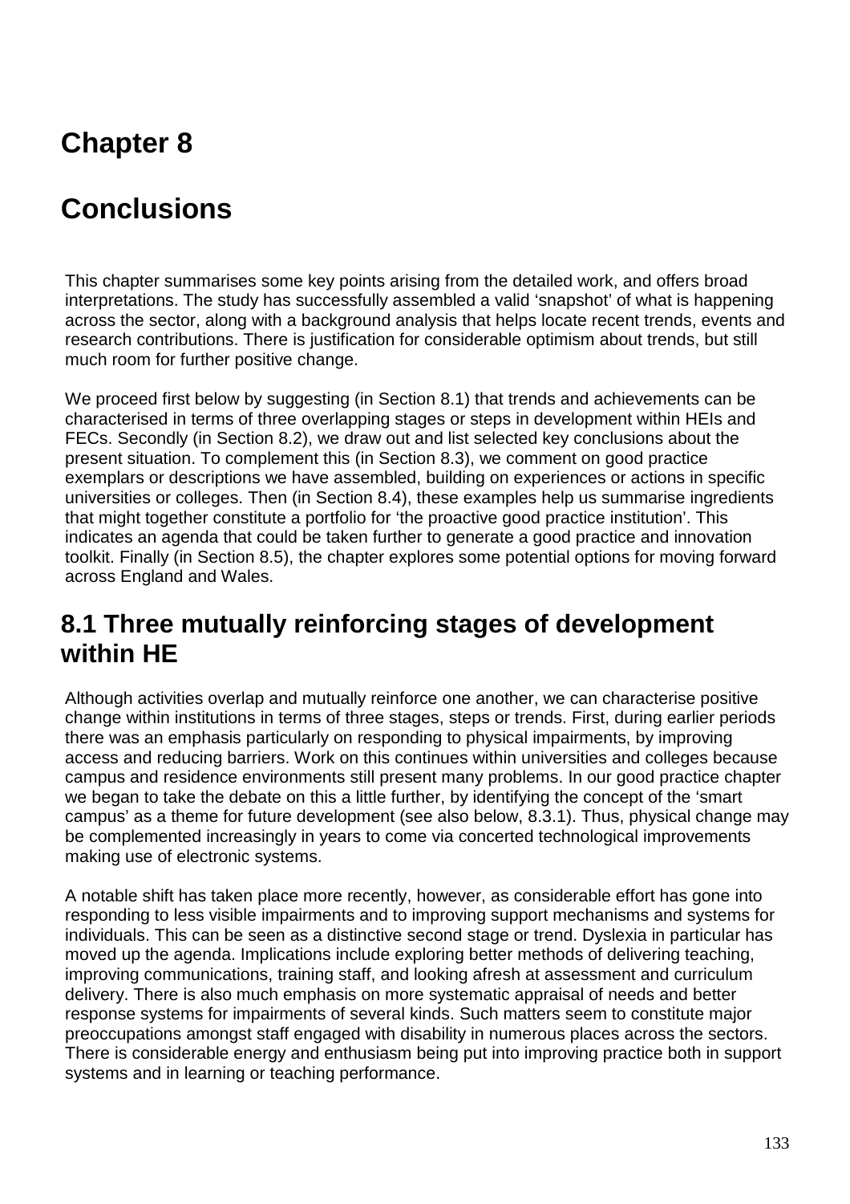# Chapter 8

# Conclusions

This chapter summarises some key points arising from the detailed work, and offers broad interpretations. The study has successfully assembled a valid 'snapshot' of what is happening across the sector, along with a background analysis that helps locate recent trends, events and research contributions. There is justification for considerable optimism about trends, but still much room for further positive change.

We proceed first below by suggesting (in Section 8.1) that trends and achievements can be characterised in terms of three overlapping stages or steps in development within HEIs and FECs. Secondly (in Section 8.2), we draw out and list selected key conclusions about the present situation. To complement this (in Section 8.3), we comment on good practice exemplars or descriptions we have assembled, building on experiences or actions in specific universities or colleges. Then (in Section 8.4), these examples help us summarise ingredients that might together constitute a portfolio for 'the proactive good practice institution'. This indicates an agenda that could be taken further to generate a good practice and innovation toolkit. Finally (in Section 8.5), the chapter explores some potential options for moving forward across England and Wales.

## 8.1 Three mutually reinforcing stages of development within HE

Although activities overlap and mutually reinforce one another, we can characterise positive change within institutions in terms of three stages, steps or trends. First, during earlier periods there was an emphasis particularly on responding to physical impairments, by improving access and reducing barriers. Work on this continues within universities and colleges because campus and residence environments still present many problems. In our good practice chapter we began to take the debate on this a little further, by identifying the concept of the 'smart campus' as a theme for future development (see also below, 8.3.1). Thus, physical change may be complemented increasingly in years to come via concerted technological improvements making use of electronic systems.

A notable shift has taken place more recently, however, as considerable effort has gone into responding to less visible impairments and to improving support mechanisms and systems for individuals. This can be seen as a distinctive second stage or trend. Dyslexia in particular has moved up the agenda. Implications include exploring better methods of delivering teaching, improving communications, training staff, and looking afresh at assessment and curriculum delivery. There is also much emphasis on more systematic appraisal of needs and better response systems for impairments of several kinds. Such matters seem to constitute major preoccupations amongst staff engaged with disability in numerous places across the sectors. There is considerable energy and enthusiasm being put into improving practice both in support systems and in learning or teaching performance.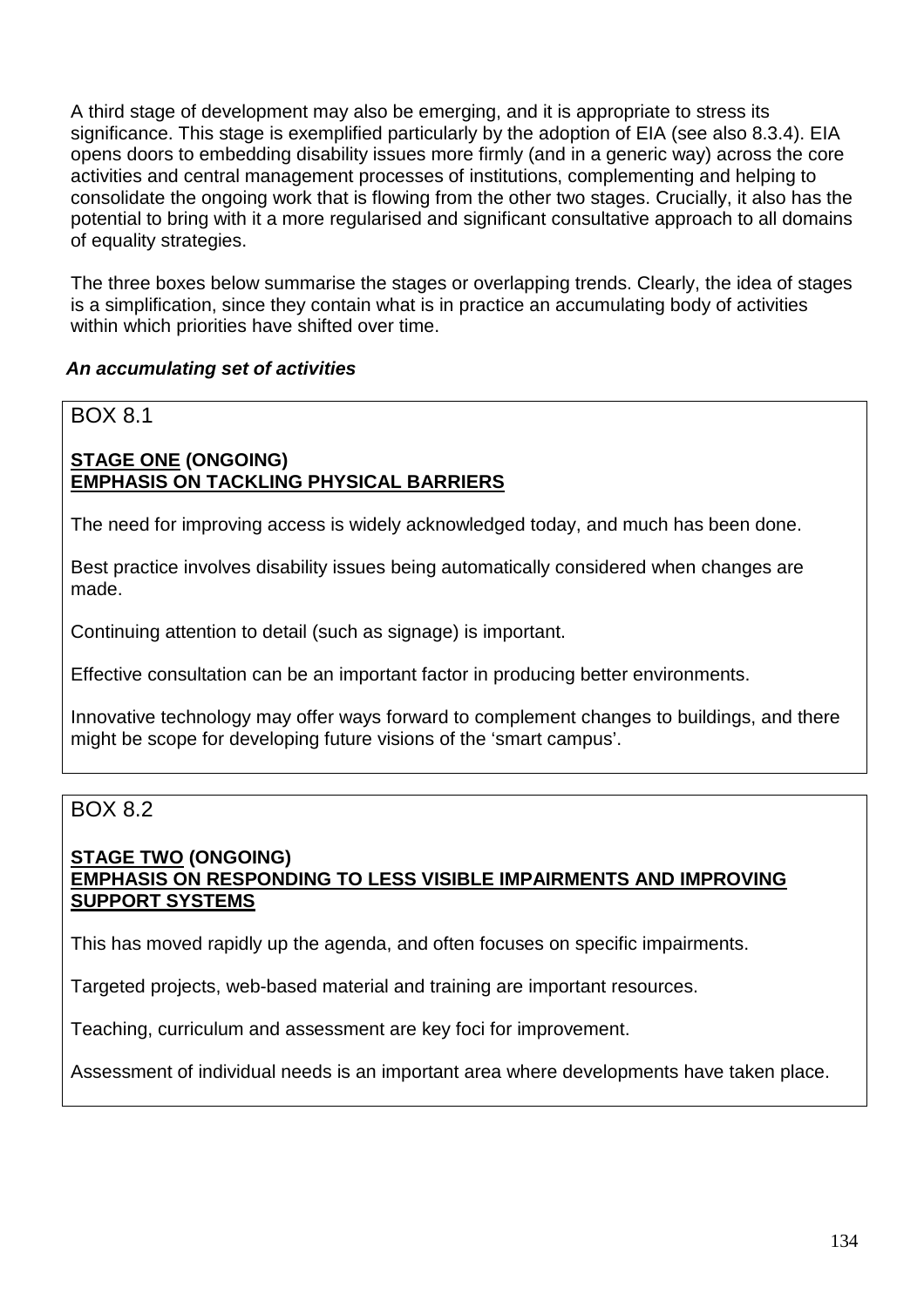A third stage of development may also be emerging, and it is appropriate to stress its significance. This stage is exemplified particularly by the adoption of EIA (see also 8.3.4). EIA opens doors to embedding disability issues more firmly (and in a generic way) across the core activities and central management processes of institutions, complementing and helping to consolidate the ongoing work that is flowing from the other two stages. Crucially, it also has the potential to bring with it a more regularised and significant consultative approach to all domains of equality strategies.

The three boxes below summarise the stages or overlapping trends. Clearly, the idea of stages is a simplification, since they contain what is in practice an accumulating body of activities within which priorities have shifted over time.

***An accumulating set of activities***

BOX 8.1

**STAGE ONE (ONGOING)**
**EMPHASIS ON TACKLING PHYSICAL BARRIERS**

The need for improving access is widely acknowledged today, and much has been done.

Best practice involves disability issues being automatically considered when changes are made.

Continuing attention to detail (such as signage) is important.

Effective consultation can be an important factor in producing better environments.

Innovative technology may offer ways forward to complement changes to buildings, and there might be scope for developing future visions of the 'smart campus'.

BOX 8.2

**STAGE TWO (ONGOING)**
**EMPHASIS ON RESPONDING TO LESS VISIBLE IMPAIRMENTS AND IMPROVING SUPPORT SYSTEMS**

This has moved rapidly up the agenda, and often focuses on specific impairments.

Targeted projects, web-based material and training are important resources.

Teaching, curriculum and assessment are key foci for improvement.

Assessment of individual needs is an important area where developments have taken place.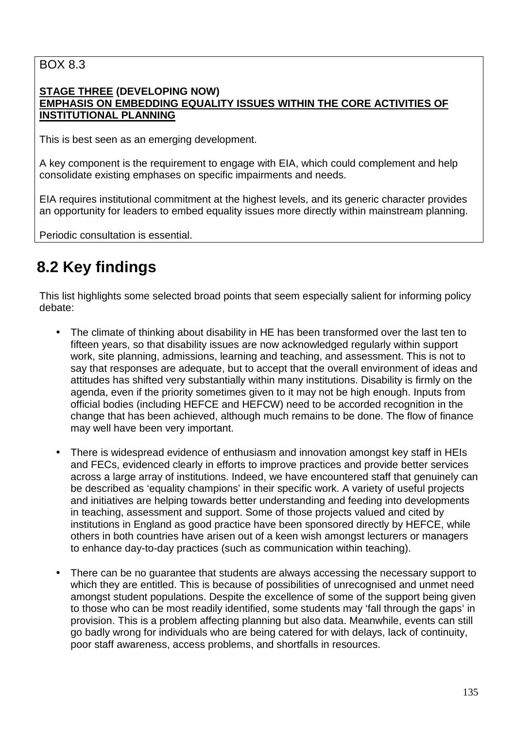BOX 8.3

**STAGE THREE (DEVELOPING NOW)**
**EMPHASIS ON EMBEDDING EQUALITY ISSUES WITHIN THE CORE ACTIVITIES OF INSTITUTIONAL PLANNING**

This is best seen as an emerging development.

A key component is the requirement to engage with EIA, which could complement and help consolidate existing emphases on specific impairments and needs.

EIA requires institutional commitment at the highest levels, and its generic character provides an opportunity for leaders to embed equality issues more directly within mainstream planning.

Periodic consultation is essential.

## 8.2 Key findings

This list highlights some selected broad points that seem especially salient for informing policy debate:

- The climate of thinking about disability in HE has been transformed over the last ten to fifteen years, so that disability issues are now acknowledged regularly within support work, site planning, admissions, learning and teaching, and assessment. This is not to say that responses are adequate, but to accept that the overall environment of ideas and attitudes has shifted very substantially within many institutions. Disability is firmly on the agenda, even if the priority sometimes given to it may not be high enough. Inputs from official bodies (including HEFCE and HEFCW) need to be accorded recognition in the change that has been achieved, although much remains to be done. The flow of finance may well have been very important.

- There is widespread evidence of enthusiasm and innovation amongst key staff in HEIs and FECs, evidenced clearly in efforts to improve practices and provide better services across a large array of institutions. Indeed, we have encountered staff that genuinely can be described as 'equality champions' in their specific work. A variety of useful projects and initiatives are helping towards better understanding and feeding into developments in teaching, assessment and support. Some of those projects valued and cited by institutions in England as good practice have been sponsored directly by HEFCE, while others in both countries have arisen out of a keen wish amongst lecturers or managers to enhance day-to-day practices (such as communication within teaching).

- There can be no guarantee that students are always accessing the necessary support to which they are entitled. This is because of possibilities of unrecognised and unmet need amongst student populations. Despite the excellence of some of the support being given to those who can be most readily identified, some students may 'fall through the gaps' in provision. This is a problem affecting planning but also data. Meanwhile, events can still go badly wrong for individuals who are being catered for with delays, lack of continuity, poor staff awareness, access problems, and shortfalls in resources.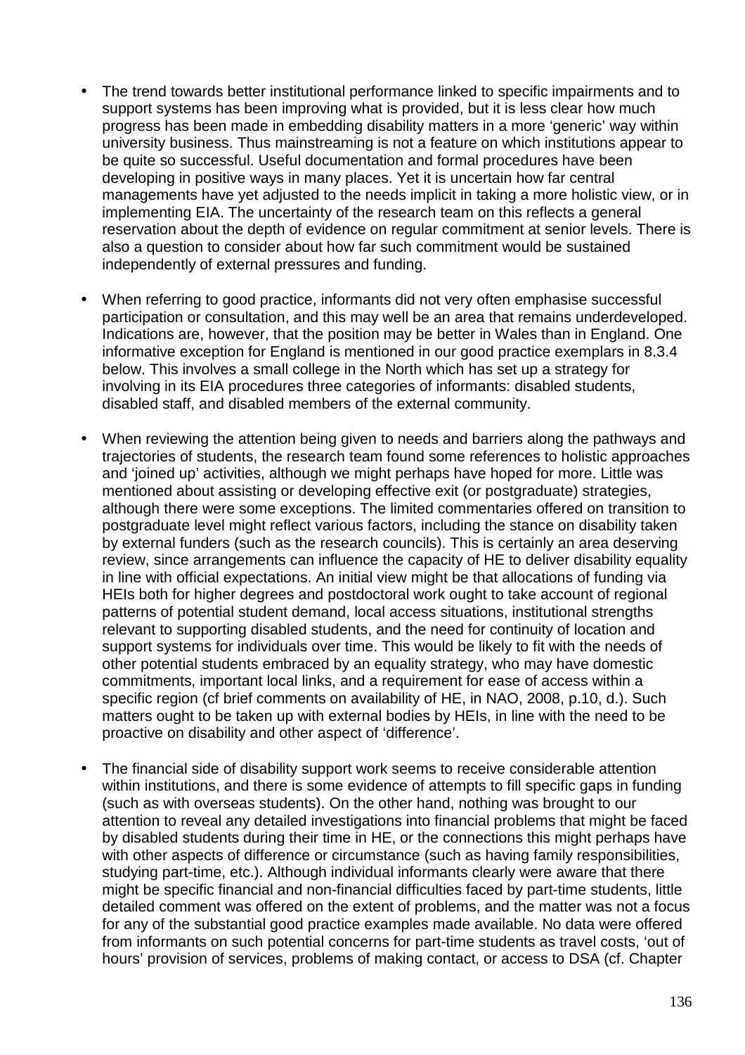- The trend towards better institutional performance linked to specific impairments and to support systems has been improving what is provided, but it is less clear how much progress has been made in embedding disability matters in a more 'generic' way within university business. Thus mainstreaming is not a feature on which institutions appear to be quite so successful. Useful documentation and formal procedures have been developing in positive ways in many places. Yet it is uncertain how far central managements have yet adjusted to the needs implicit in taking a more holistic view, or in implementing EIA. The uncertainty of the research team on this reflects a general reservation about the depth of evidence on regular commitment at senior levels. There is also a question to consider about how far such commitment would be sustained independently of external pressures and funding.

- When referring to good practice, informants did not very often emphasise successful participation or consultation, and this may well be an area that remains underdeveloped. Indications are, however, that the position may be better in Wales than in England. One informative exception for England is mentioned in our good practice exemplars in 8.3.4 below. This involves a small college in the North which has set up a strategy for involving in its EIA procedures three categories of informants: disabled students, disabled staff, and disabled members of the external community.

- When reviewing the attention being given to needs and barriers along the pathways and trajectories of students, the research team found some references to holistic approaches and 'joined up' activities, although we might perhaps have hoped for more. Little was mentioned about assisting or developing effective exit (or postgraduate) strategies, although there were some exceptions. The limited commentaries offered on transition to postgraduate level might reflect various factors, including the stance on disability taken by external funders (such as the research councils). This is certainly an area deserving review, since arrangements can influence the capacity of HE to deliver disability equality in line with official expectations. An initial view might be that allocations of funding via HEIs both for higher degrees and postdoctoral work ought to take account of regional patterns of potential student demand, local access situations, institutional strengths relevant to supporting disabled students, and the need for continuity of location and support systems for individuals over time. This would be likely to fit with the needs of other potential students embraced by an equality strategy, who may have domestic commitments, important local links, and a requirement for ease of access within a specific region (cf brief comments on availability of HE, in NAO, 2008, p.10, d.). Such matters ought to be taken up with external bodies by HEIs, in line with the need to be proactive on disability and other aspect of 'difference'.

- The financial side of disability support work seems to receive considerable attention within institutions, and there is some evidence of attempts to fill specific gaps in funding (such as with overseas students). On the other hand, nothing was brought to our attention to reveal any detailed investigations into financial problems that might be faced by disabled students during their time in HE, or the connections this might perhaps have with other aspects of difference or circumstance (such as having family responsibilities, studying part-time, etc.). Although individual informants clearly were aware that there might be specific financial and non-financial difficulties faced by part-time students, little detailed comment was offered on the extent of problems, and the matter was not a focus for any of the substantial good practice examples made available. No data were offered from informants on such potential concerns for part-time students as travel costs, 'out of hours' provision of services, problems of making contact, or access to DSA (cf. Chapter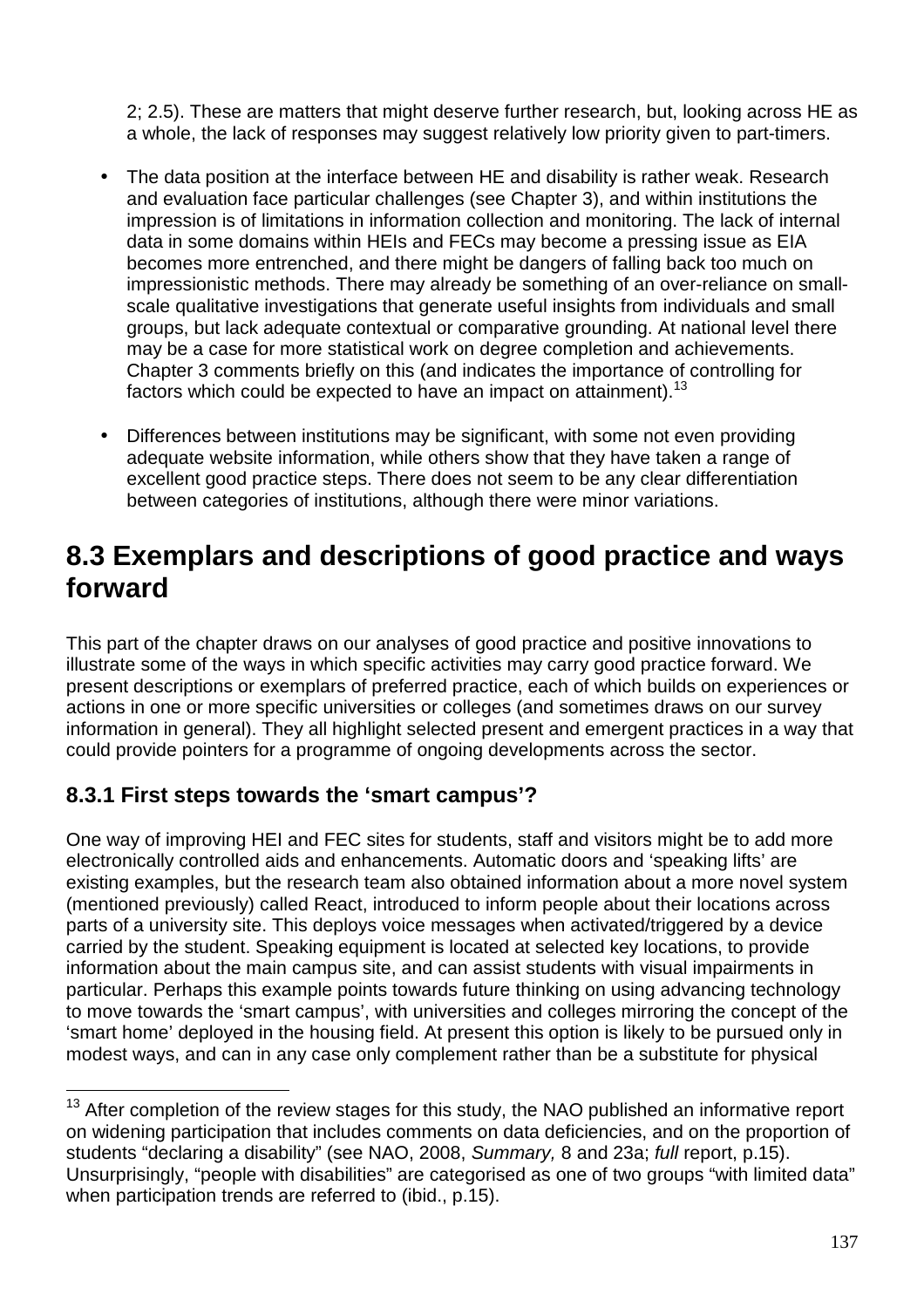2; 2.5). These are matters that might deserve further research, but, looking across HE as a whole, the lack of responses may suggest relatively low priority given to part-timers.

- The data position at the interface between HE and disability is rather weak. Research and evaluation face particular challenges (see Chapter 3), and within institutions the impression is of limitations in information collection and monitoring. The lack of internal data in some domains within HEIs and FECs may become a pressing issue as EIA becomes more entrenched, and there might be dangers of falling back too much on impressionistic methods. There may already be something of an over-reliance on small-scale qualitative investigations that generate useful insights from individuals and small groups, but lack adequate contextual or comparative grounding. At national level there may be a case for more statistical work on degree completion and achievements. Chapter 3 comments briefly on this (and indicates the importance of controlling for factors which could be expected to have an impact on attainment).[13]

- Differences between institutions may be significant, with some not even providing adequate website information, while others show that they have taken a range of excellent good practice steps. There does not seem to be any clear differentiation between categories of institutions, although there were minor variations.

## 8.3 Exemplars and descriptions of good practice and ways forward

This part of the chapter draws on our analyses of good practice and positive innovations to illustrate some of the ways in which specific activities may carry good practice forward. We present descriptions or exemplars of preferred practice, each of which builds on experiences or actions in one or more specific universities or colleges (and sometimes draws on our survey information in general). They all highlight selected present and emergent practices in a way that could provide pointers for a programme of ongoing developments across the sector.

### 8.3.1 First steps towards the 'smart campus'?

One way of improving HEI and FEC sites for students, staff and visitors might be to add more electronically controlled aids and enhancements. Automatic doors and 'speaking lifts' are existing examples, but the research team also obtained information about a more novel system (mentioned previously) called React, introduced to inform people about their locations across parts of a university site. This deploys voice messages when activated/triggered by a device carried by the student. Speaking equipment is located at selected key locations, to provide information about the main campus site, and can assist students with visual impairments in particular. Perhaps this example points towards future thinking on using advancing technology to move towards the 'smart campus', with universities and colleges mirroring the concept of the 'smart home' deployed in the housing field. At present this option is likely to be pursued only in modest ways, and can in any case only complement rather than be a substitute for physical

---

[13] After completion of the review stages for this study, the NAO published an informative report on widening participation that includes comments on data deficiencies, and on the proportion of students "declaring a disability" (see NAO, 2008, *Summary,* 8 and 23a; *full* report, p.15). Unsurprisingly, "people with disabilities" are categorised as one of two groups "with limited data" when participation trends are referred to (ibid., p.15).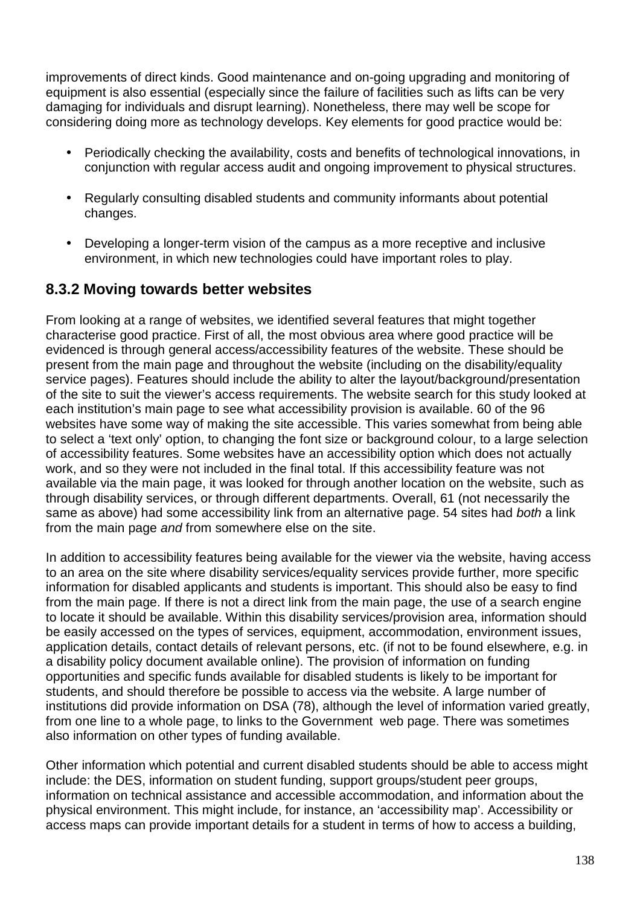improvements of direct kinds. Good maintenance and on-going upgrading and monitoring of equipment is also essential (especially since the failure of facilities such as lifts can be very damaging for individuals and disrupt learning). Nonetheless, there may well be scope for considering doing more as technology develops. Key elements for good practice would be:

- Periodically checking the availability, costs and benefits of technological innovations, in conjunction with regular access audit and ongoing improvement to physical structures.
- Regularly consulting disabled students and community informants about potential changes.
- Developing a longer-term vision of the campus as a more receptive and inclusive environment, in which new technologies could have important roles to play.

### 8.3.2 Moving towards better websites

From looking at a range of websites, we identified several features that might together characterise good practice. First of all, the most obvious area where good practice will be evidenced is through general access/accessibility features of the website. These should be present from the main page and throughout the website (including on the disability/equality service pages). Features should include the ability to alter the layout/background/presentation of the site to suit the viewer's access requirements. The website search for this study looked at each institution's main page to see what accessibility provision is available. 60 of the 96 websites have some way of making the site accessible. This varies somewhat from being able to select a 'text only' option, to changing the font size or background colour, to a large selection of accessibility features. Some websites have an accessibility option which does not actually work, and so they were not included in the final total. If this accessibility feature was not available via the main page, it was looked for through another location on the website, such as through disability services, or through different departments. Overall, 61 (not necessarily the same as above) had some accessibility link from an alternative page. 54 sites had *both* a link from the main page *and* from somewhere else on the site.

In addition to accessibility features being available for the viewer via the website, having access to an area on the site where disability services/equality services provide further, more specific information for disabled applicants and students is important. This should also be easy to find from the main page. If there is not a direct link from the main page, the use of a search engine to locate it should be available. Within this disability services/provision area, information should be easily accessed on the types of services, equipment, accommodation, environment issues, application details, contact details of relevant persons, etc. (if not to be found elsewhere, e.g. in a disability policy document available online). The provision of information on funding opportunities and specific funds available for disabled students is likely to be important for students, and should therefore be possible to access via the website. A large number of institutions did provide information on DSA (78), although the level of information varied greatly, from one line to a whole page, to links to the Government web page. There was sometimes also information on other types of funding available.

Other information which potential and current disabled students should be able to access might include: the DES, information on student funding, support groups/student peer groups, information on technical assistance and accessible accommodation, and information about the physical environment. This might include, for instance, an 'accessibility map'. Accessibility or access maps can provide important details for a student in terms of how to access a building,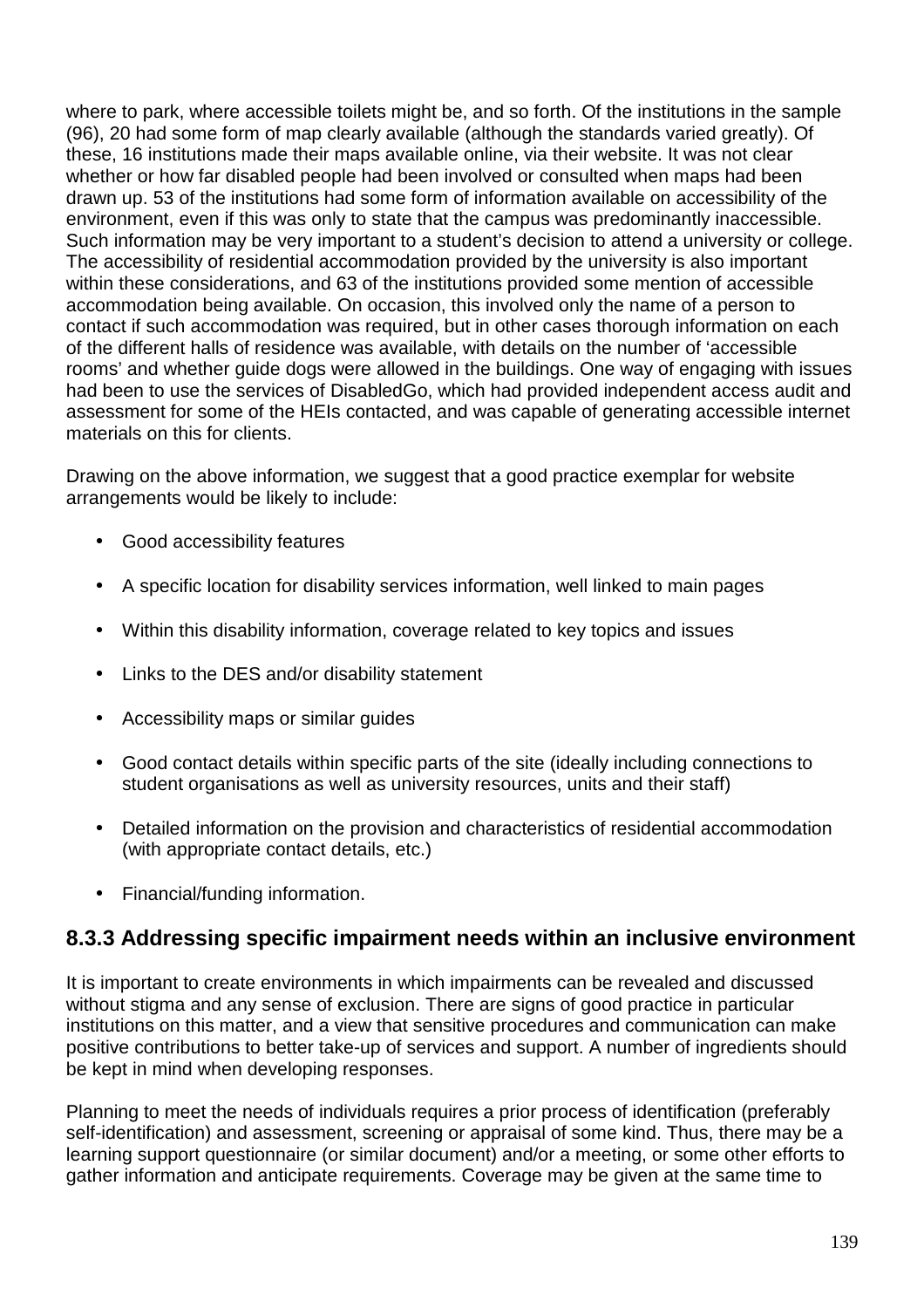where to park, where accessible toilets might be, and so forth. Of the institutions in the sample (96), 20 had some form of map clearly available (although the standards varied greatly). Of these, 16 institutions made their maps available online, via their website. It was not clear whether or how far disabled people had been involved or consulted when maps had been drawn up. 53 of the institutions had some form of information available on accessibility of the environment, even if this was only to state that the campus was predominantly inaccessible. Such information may be very important to a student's decision to attend a university or college. The accessibility of residential accommodation provided by the university is also important within these considerations, and 63 of the institutions provided some mention of accessible accommodation being available. On occasion, this involved only the name of a person to contact if such accommodation was required, but in other cases thorough information on each of the different halls of residence was available, with details on the number of 'accessible rooms' and whether guide dogs were allowed in the buildings. One way of engaging with issues had been to use the services of DisabledGo, which had provided independent access audit and assessment for some of the HEIs contacted, and was capable of generating accessible internet materials on this for clients.

Drawing on the above information, we suggest that a good practice exemplar for website arrangements would be likely to include:

- Good accessibility features
- A specific location for disability services information, well linked to main pages
- Within this disability information, coverage related to key topics and issues
- Links to the DES and/or disability statement
- Accessibility maps or similar guides
- Good contact details within specific parts of the site (ideally including connections to student organisations as well as university resources, units and their staff)
- Detailed information on the provision and characteristics of residential accommodation (with appropriate contact details, etc.)
- Financial/funding information.

### 8.3.3 Addressing specific impairment needs within an inclusive environment

It is important to create environments in which impairments can be revealed and discussed without stigma and any sense of exclusion. There are signs of good practice in particular institutions on this matter, and a view that sensitive procedures and communication can make positive contributions to better take-up of services and support. A number of ingredients should be kept in mind when developing responses.

Planning to meet the needs of individuals requires a prior process of identification (preferably self-identification) and assessment, screening or appraisal of some kind. Thus, there may be a learning support questionnaire (or similar document) and/or a meeting, or some other efforts to gather information and anticipate requirements. Coverage may be given at the same time to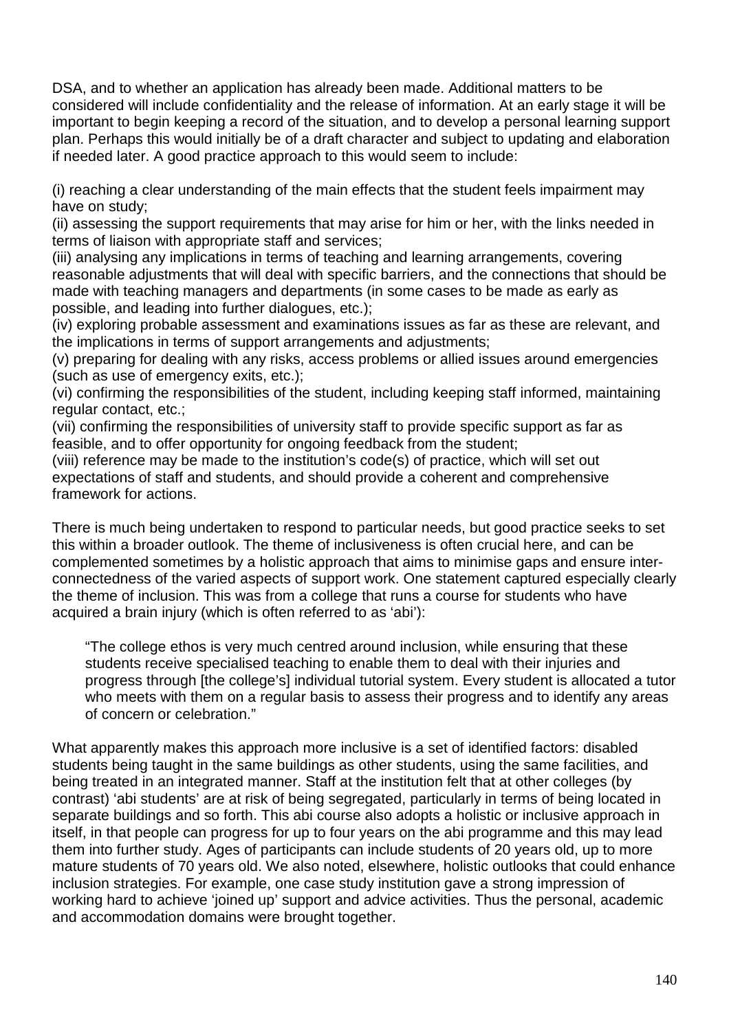DSA, and to whether an application has already been made. Additional matters to be considered will include confidentiality and the release of information. At an early stage it will be important to begin keeping a record of the situation, and to develop a personal learning support plan. Perhaps this would initially be of a draft character and subject to updating and elaboration if needed later. A good practice approach to this would seem to include:

(i) reaching a clear understanding of the main effects that the student feels impairment may have on study;
(ii) assessing the support requirements that may arise for him or her, with the links needed in terms of liaison with appropriate staff and services;
(iii) analysing any implications in terms of teaching and learning arrangements, covering reasonable adjustments that will deal with specific barriers, and the connections that should be made with teaching managers and departments (in some cases to be made as early as possible, and leading into further dialogues, etc.);
(iv) exploring probable assessment and examinations issues as far as these are relevant, and the implications in terms of support arrangements and adjustments;
(v) preparing for dealing with any risks, access problems or allied issues around emergencies (such as use of emergency exits, etc.);
(vi) confirming the responsibilities of the student, including keeping staff informed, maintaining regular contact, etc.;
(vii) confirming the responsibilities of university staff to provide specific support as far as feasible, and to offer opportunity for ongoing feedback from the student;
(viii) reference may be made to the institution's code(s) of practice, which will set out expectations of staff and students, and should provide a coherent and comprehensive framework for actions.

There is much being undertaken to respond to particular needs, but good practice seeks to set this within a broader outlook. The theme of inclusiveness is often crucial here, and can be complemented sometimes by a holistic approach that aims to minimise gaps and ensure inter-connectedness of the varied aspects of support work. One statement captured especially clearly the theme of inclusion. This was from a college that runs a course for students who have acquired a brain injury (which is often referred to as 'abi'):

> "The college ethos is very much centred around inclusion, while ensuring that these students receive specialised teaching to enable them to deal with their injuries and progress through [the college's] individual tutorial system. Every student is allocated a tutor who meets with them on a regular basis to assess their progress and to identify any areas of concern or celebration."

What apparently makes this approach more inclusive is a set of identified factors: disabled students being taught in the same buildings as other students, using the same facilities, and being treated in an integrated manner. Staff at the institution felt that at other colleges (by contrast) 'abi students' are at risk of being segregated, particularly in terms of being located in separate buildings and so forth. This abi course also adopts a holistic or inclusive approach in itself, in that people can progress for up to four years on the abi programme and this may lead them into further study. Ages of participants can include students of 20 years old, up to more mature students of 70 years old. We also noted, elsewhere, holistic outlooks that could enhance inclusion strategies. For example, one case study institution gave a strong impression of working hard to achieve 'joined up' support and advice activities. Thus the personal, academic and accommodation domains were brought together.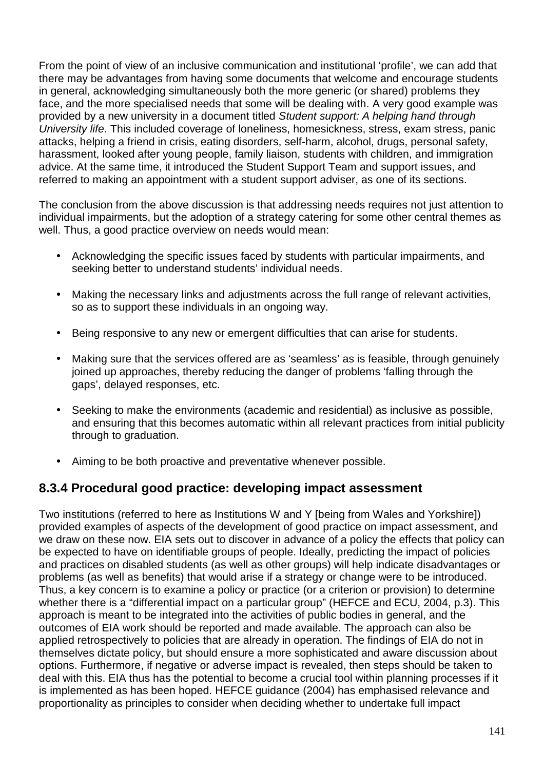From the point of view of an inclusive communication and institutional 'profile', we can add that there may be advantages from having some documents that welcome and encourage students in general, acknowledging simultaneously both the more generic (or shared) problems they face, and the more specialised needs that some will be dealing with. A very good example was provided by a new university in a document titled *Student support: A helping hand through University life*. This included coverage of loneliness, homesickness, stress, exam stress, panic attacks, helping a friend in crisis, eating disorders, self-harm, alcohol, drugs, personal safety, harassment, looked after young people, family liaison, students with children, and immigration advice. At the same time, it introduced the Student Support Team and support issues, and referred to making an appointment with a student support adviser, as one of its sections.

The conclusion from the above discussion is that addressing needs requires not just attention to individual impairments, but the adoption of a strategy catering for some other central themes as well. Thus, a good practice overview on needs would mean:

- Acknowledging the specific issues faced by students with particular impairments, and seeking better to understand students' individual needs.
- Making the necessary links and adjustments across the full range of relevant activities, so as to support these individuals in an ongoing way.
- Being responsive to any new or emergent difficulties that can arise for students.
- Making sure that the services offered are as 'seamless' as is feasible, through genuinely joined up approaches, thereby reducing the danger of problems 'falling through the gaps', delayed responses, etc.
- Seeking to make the environments (academic and residential) as inclusive as possible, and ensuring that this becomes automatic within all relevant practices from initial publicity through to graduation.
- Aiming to be both proactive and preventative whenever possible.

### 8.3.4 Procedural good practice: developing impact assessment

Two institutions (referred to here as Institutions W and Y [being from Wales and Yorkshire]) provided examples of aspects of the development of good practice on impact assessment, and we draw on these now. EIA sets out to discover in advance of a policy the effects that policy can be expected to have on identifiable groups of people. Ideally, predicting the impact of policies and practices on disabled students (as well as other groups) will help indicate disadvantages or problems (as well as benefits) that would arise if a strategy or change were to be introduced. Thus, a key concern is to examine a policy or practice (or a criterion or provision) to determine whether there is a "differential impact on a particular group" (HEFCE and ECU, 2004, p.3). This approach is meant to be integrated into the activities of public bodies in general, and the outcomes of EIA work should be reported and made available. The approach can also be applied retrospectively to policies that are already in operation. The findings of EIA do not in themselves dictate policy, but should ensure a more sophisticated and aware discussion about options. Furthermore, if negative or adverse impact is revealed, then steps should be taken to deal with this. EIA thus has the potential to become a crucial tool within planning processes if it is implemented as has been hoped. HEFCE guidance (2004) has emphasised relevance and proportionality as principles to consider when deciding whether to undertake full impact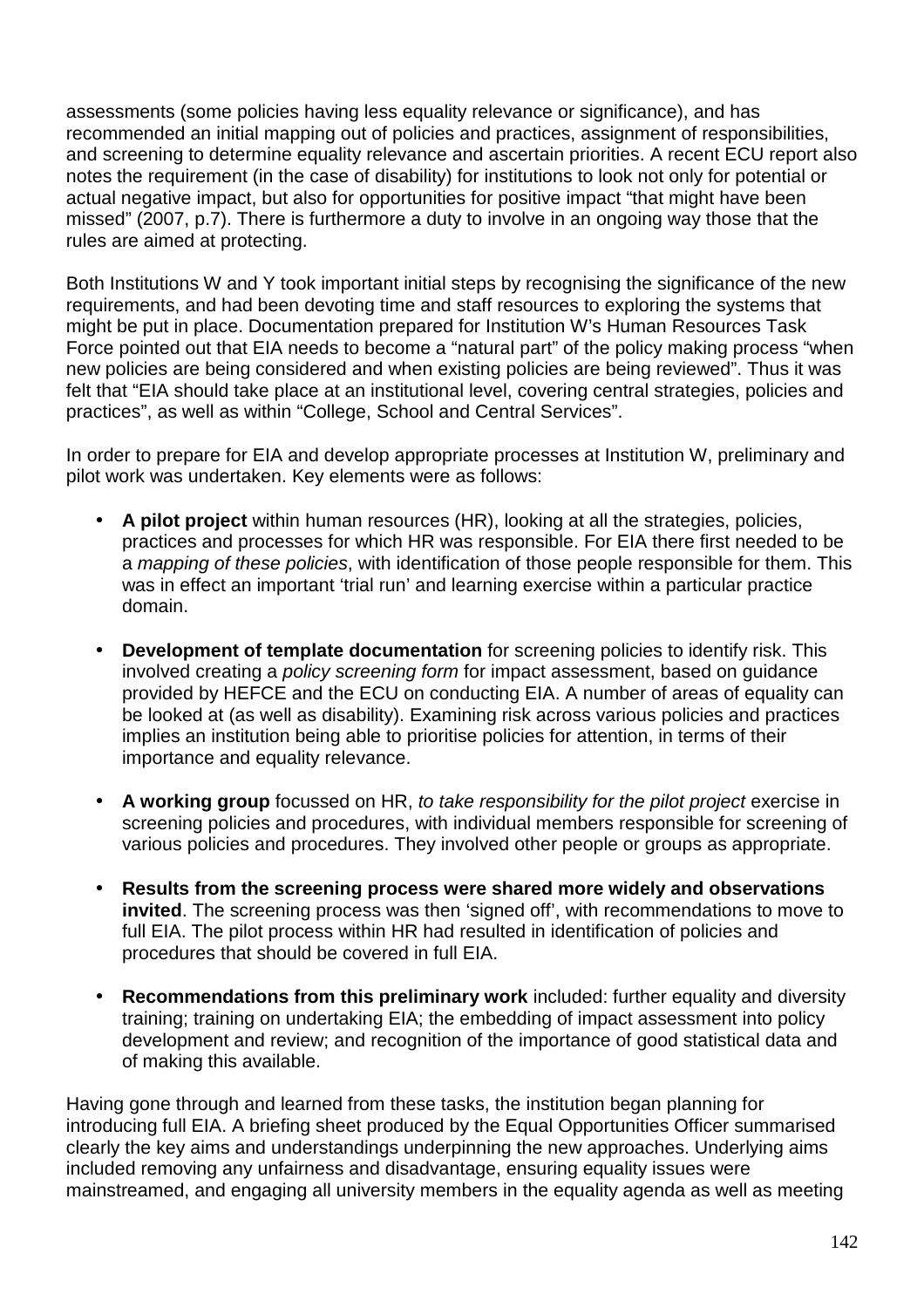assessments (some policies having less equality relevance or significance), and has recommended an initial mapping out of policies and practices, assignment of responsibilities, and screening to determine equality relevance and ascertain priorities. A recent ECU report also notes the requirement (in the case of disability) for institutions to look not only for potential or actual negative impact, but also for opportunities for positive impact "that might have been missed" (2007, p.7). There is furthermore a duty to involve in an ongoing way those that the rules are aimed at protecting.

Both Institutions W and Y took important initial steps by recognising the significance of the new requirements, and had been devoting time and staff resources to exploring the systems that might be put in place. Documentation prepared for Institution W's Human Resources Task Force pointed out that EIA needs to become a "natural part" of the policy making process "when new policies are being considered and when existing policies are being reviewed". Thus it was felt that "EIA should take place at an institutional level, covering central strategies, policies and practices", as well as within "College, School and Central Services".

In order to prepare for EIA and develop appropriate processes at Institution W, preliminary and pilot work was undertaken. Key elements were as follows:

- **A pilot project** within human resources (HR), looking at all the strategies, policies, practices and processes for which HR was responsible. For EIA there first needed to be a *mapping of these policies*, with identification of those people responsible for them. This was in effect an important 'trial run' and learning exercise within a particular practice domain.

- **Development of template documentation** for screening policies to identify risk. This involved creating a *policy screening form* for impact assessment, based on guidance provided by HEFCE and the ECU on conducting EIA. A number of areas of equality can be looked at (as well as disability). Examining risk across various policies and practices implies an institution being able to prioritise policies for attention, in terms of their importance and equality relevance.

- **A working group** focussed on HR, *to take responsibility for the pilot project* exercise in screening policies and procedures, with individual members responsible for screening of various policies and procedures. They involved other people or groups as appropriate.

- **Results from the screening process were shared more widely and observations invited**. The screening process was then 'signed off', with recommendations to move to full EIA. The pilot process within HR had resulted in identification of policies and procedures that should be covered in full EIA.

- **Recommendations from this preliminary work** included: further equality and diversity training; training on undertaking EIA; the embedding of impact assessment into policy development and review; and recognition of the importance of good statistical data and of making this available.

Having gone through and learned from these tasks, the institution began planning for introducing full EIA. A briefing sheet produced by the Equal Opportunities Officer summarised clearly the key aims and understandings underpinning the new approaches. Underlying aims included removing any unfairness and disadvantage, ensuring equality issues were mainstreamed, and engaging all university members in the equality agenda as well as meeting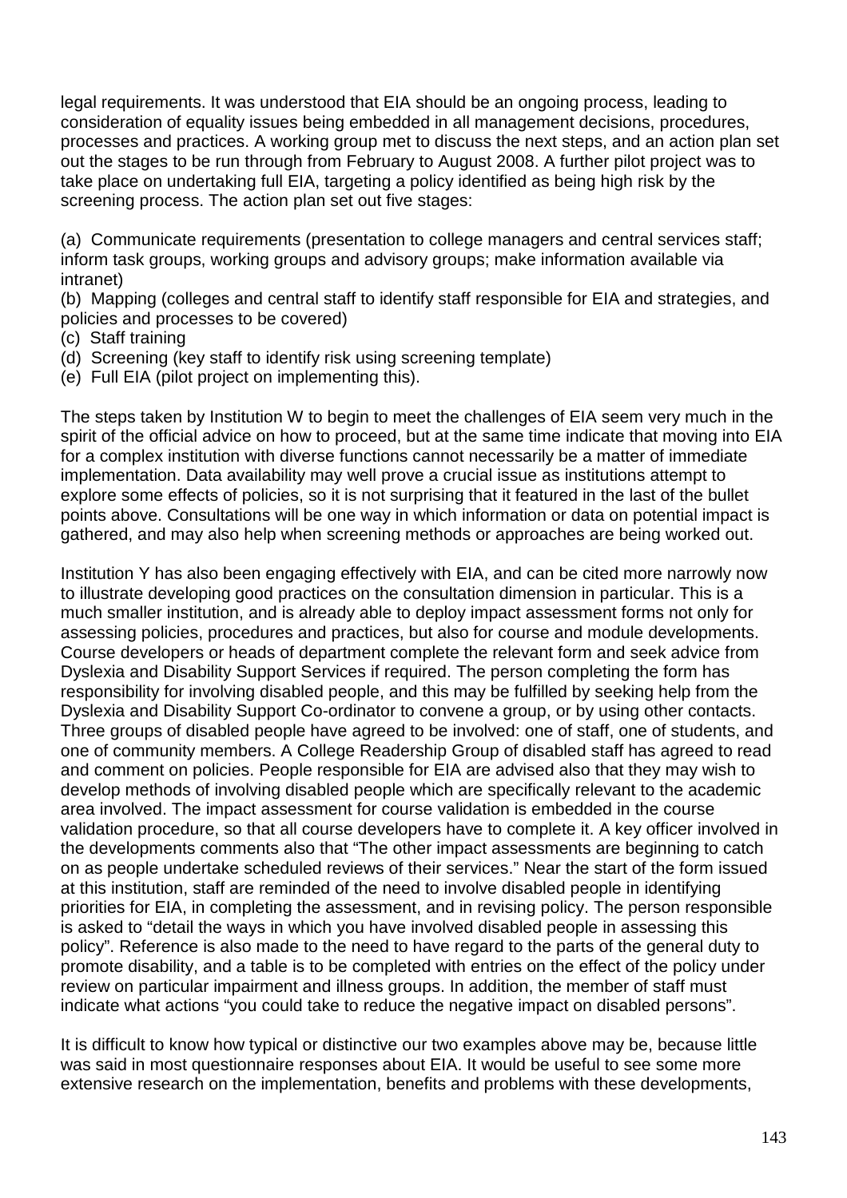legal requirements. It was understood that EIA should be an ongoing process, leading to consideration of equality issues being embedded in all management decisions, procedures, processes and practices. A working group met to discuss the next steps, and an action plan set out the stages to be run through from February to August 2008. A further pilot project was to take place on undertaking full EIA, targeting a policy identified as being high risk by the screening process. The action plan set out five stages:

(a) Communicate requirements (presentation to college managers and central services staff; inform task groups, working groups and advisory groups; make information available via intranet)
(b) Mapping (colleges and central staff to identify staff responsible for EIA and strategies, and policies and processes to be covered)
(c) Staff training
(d) Screening (key staff to identify risk using screening template)
(e) Full EIA (pilot project on implementing this).

The steps taken by Institution W to begin to meet the challenges of EIA seem very much in the spirit of the official advice on how to proceed, but at the same time indicate that moving into EIA for a complex institution with diverse functions cannot necessarily be a matter of immediate implementation. Data availability may well prove a crucial issue as institutions attempt to explore some effects of policies, so it is not surprising that it featured in the last of the bullet points above. Consultations will be one way in which information or data on potential impact is gathered, and may also help when screening methods or approaches are being worked out.

Institution Y has also been engaging effectively with EIA, and can be cited more narrowly now to illustrate developing good practices on the consultation dimension in particular. This is a much smaller institution, and is already able to deploy impact assessment forms not only for assessing policies, procedures and practices, but also for course and module developments. Course developers or heads of department complete the relevant form and seek advice from Dyslexia and Disability Support Services if required. The person completing the form has responsibility for involving disabled people, and this may be fulfilled by seeking help from the Dyslexia and Disability Support Co-ordinator to convene a group, or by using other contacts. Three groups of disabled people have agreed to be involved: one of staff, one of students, and one of community members. A College Readership Group of disabled staff has agreed to read and comment on policies. People responsible for EIA are advised also that they may wish to develop methods of involving disabled people which are specifically relevant to the academic area involved. The impact assessment for course validation is embedded in the course validation procedure, so that all course developers have to complete it. A key officer involved in the developments comments also that "The other impact assessments are beginning to catch on as people undertake scheduled reviews of their services." Near the start of the form issued at this institution, staff are reminded of the need to involve disabled people in identifying priorities for EIA, in completing the assessment, and in revising policy. The person responsible is asked to "detail the ways in which you have involved disabled people in assessing this policy". Reference is also made to the need to have regard to the parts of the general duty to promote disability, and a table is to be completed with entries on the effect of the policy under review on particular impairment and illness groups. In addition, the member of staff must indicate what actions "you could take to reduce the negative impact on disabled persons".

It is difficult to know how typical or distinctive our two examples above may be, because little was said in most questionnaire responses about EIA. It would be useful to see some more extensive research on the implementation, benefits and problems with these developments,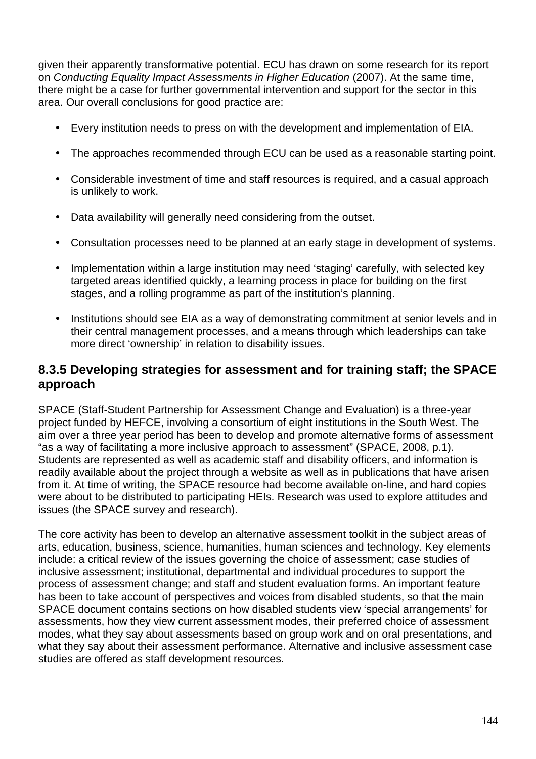given their apparently transformative potential. ECU has drawn on some research for its report on *Conducting Equality Impact Assessments in Higher Education* (2007). At the same time, there might be a case for further governmental intervention and support for the sector in this area. Our overall conclusions for good practice are:

- Every institution needs to press on with the development and implementation of EIA.
- The approaches recommended through ECU can be used as a reasonable starting point.
- Considerable investment of time and staff resources is required, and a casual approach is unlikely to work.
- Data availability will generally need considering from the outset.
- Consultation processes need to be planned at an early stage in development of systems.
- Implementation within a large institution may need 'staging' carefully, with selected key targeted areas identified quickly, a learning process in place for building on the first stages, and a rolling programme as part of the institution's planning.
- Institutions should see EIA as a way of demonstrating commitment at senior levels and in their central management processes, and a means through which leaderships can take more direct 'ownership' in relation to disability issues.

### 8.3.5 Developing strategies for assessment and for training staff; the SPACE approach

SPACE (Staff-Student Partnership for Assessment Change and Evaluation) is a three-year project funded by HEFCE, involving a consortium of eight institutions in the South West. The aim over a three year period has been to develop and promote alternative forms of assessment "as a way of facilitating a more inclusive approach to assessment" (SPACE, 2008, p.1). Students are represented as well as academic staff and disability officers, and information is readily available about the project through a website as well as in publications that have arisen from it. At time of writing, the SPACE resource had become available on-line, and hard copies were about to be distributed to participating HEIs. Research was used to explore attitudes and issues (the SPACE survey and research).

The core activity has been to develop an alternative assessment toolkit in the subject areas of arts, education, business, science, humanities, human sciences and technology. Key elements include: a critical review of the issues governing the choice of assessment; case studies of inclusive assessment; institutional, departmental and individual procedures to support the process of assessment change; and staff and student evaluation forms. An important feature has been to take account of perspectives and voices from disabled students, so that the main SPACE document contains sections on how disabled students view 'special arrangements' for assessments, how they view current assessment modes, their preferred choice of assessment modes, what they say about assessments based on group work and on oral presentations, and what they say about their assessment performance. Alternative and inclusive assessment case studies are offered as staff development resources.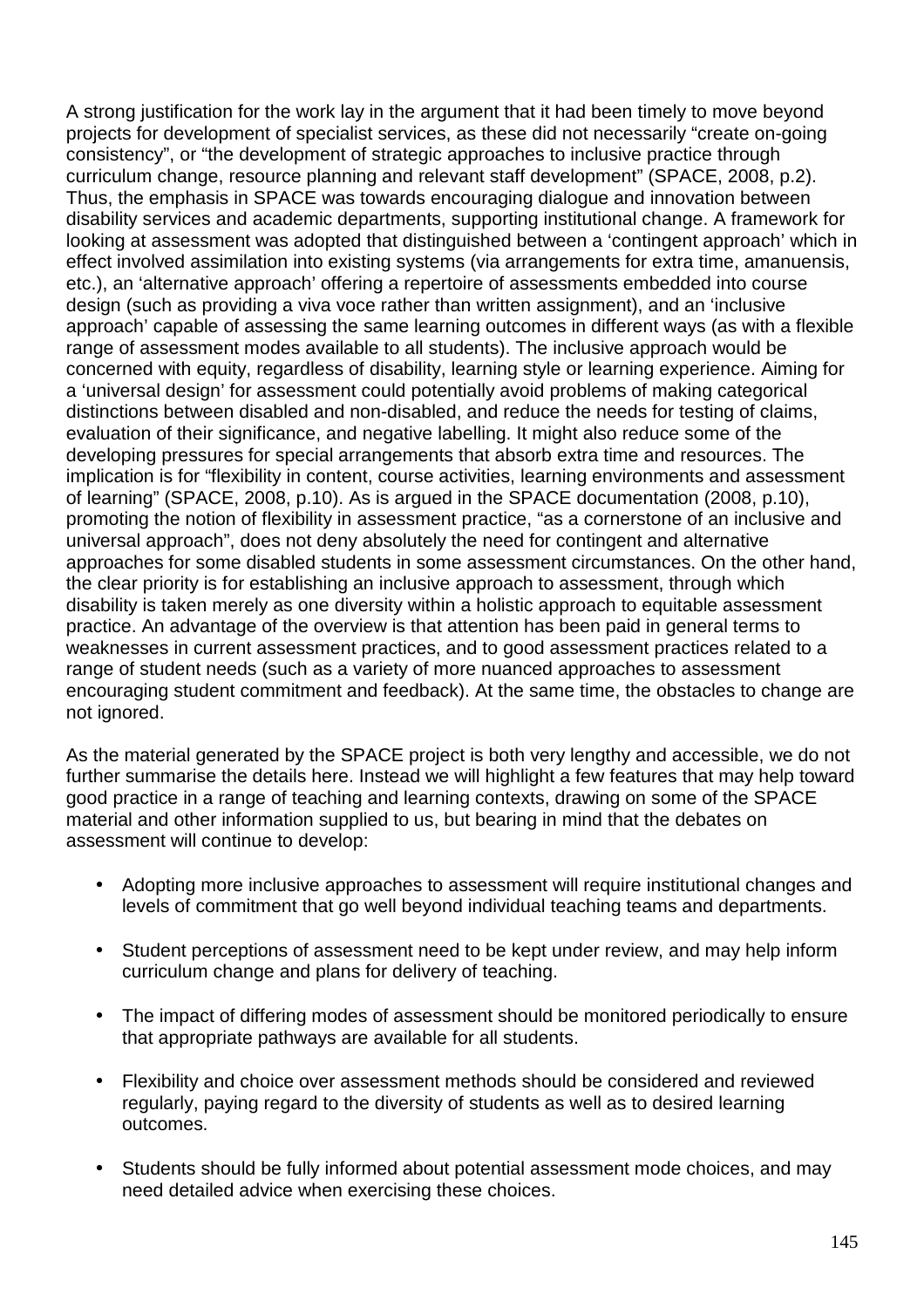A strong justification for the work lay in the argument that it had been timely to move beyond projects for development of specialist services, as these did not necessarily “create on-going consistency”, or “the development of strategic approaches to inclusive practice through curriculum change, resource planning and relevant staff development” (SPACE, 2008, p.2). Thus, the emphasis in SPACE was towards encouraging dialogue and innovation between disability services and academic departments, supporting institutional change. A framework for looking at assessment was adopted that distinguished between a ‘contingent approach’ which in effect involved assimilation into existing systems (via arrangements for extra time, amanuensis, etc.), an ‘alternative approach’ offering a repertoire of assessments embedded into course design (such as providing a viva voce rather than written assignment), and an ‘inclusive approach’ capable of assessing the same learning outcomes in different ways (as with a flexible range of assessment modes available to all students). The inclusive approach would be concerned with equity, regardless of disability, learning style or learning experience. Aiming for a ‘universal design’ for assessment could potentially avoid problems of making categorical distinctions between disabled and non-disabled, and reduce the needs for testing of claims, evaluation of their significance, and negative labelling. It might also reduce some of the developing pressures for special arrangements that absorb extra time and resources. The implication is for “flexibility in content, course activities, learning environments and assessment of learning” (SPACE, 2008, p.10). As is argued in the SPACE documentation (2008, p.10), promoting the notion of flexibility in assessment practice, “as a cornerstone of an inclusive and universal approach”, does not deny absolutely the need for contingent and alternative approaches for some disabled students in some assessment circumstances. On the other hand, the clear priority is for establishing an inclusive approach to assessment, through which disability is taken merely as one diversity within a holistic approach to equitable assessment practice. An advantage of the overview is that attention has been paid in general terms to weaknesses in current assessment practices, and to good assessment practices related to a range of student needs (such as a variety of more nuanced approaches to assessment encouraging student commitment and feedback). At the same time, the obstacles to change are not ignored.

As the material generated by the SPACE project is both very lengthy and accessible, we do not further summarise the details here. Instead we will highlight a few features that may help toward good practice in a range of teaching and learning contexts, drawing on some of the SPACE material and other information supplied to us, but bearing in mind that the debates on assessment will continue to develop:

- Adopting more inclusive approaches to assessment will require institutional changes and levels of commitment that go well beyond individual teaching teams and departments.
- Student perceptions of assessment need to be kept under review, and may help inform curriculum change and plans for delivery of teaching.
- The impact of differing modes of assessment should be monitored periodically to ensure that appropriate pathways are available for all students.
- Flexibility and choice over assessment methods should be considered and reviewed regularly, paying regard to the diversity of students as well as to desired learning outcomes.
- Students should be fully informed about potential assessment mode choices, and may need detailed advice when exercising these choices.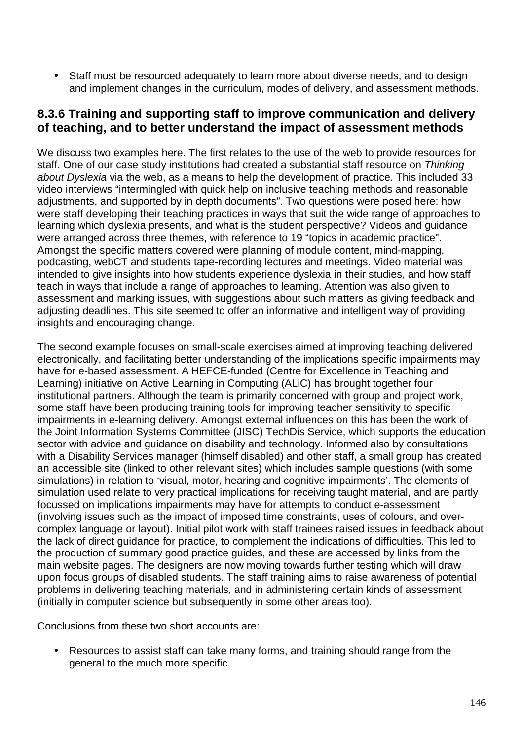- Staff must be resourced adequately to learn more about diverse needs, and to design and implement changes in the curriculum, modes of delivery, and assessment methods.

### 8.3.6 Training and supporting staff to improve communication and delivery of teaching, and to better understand the impact of assessment methods

We discuss two examples here. The first relates to the use of the web to provide resources for staff. One of our case study institutions had created a substantial staff resource on *Thinking about Dyslexia* via the web, as a means to help the development of practice. This included 33 video interviews "intermingled with quick help on inclusive teaching methods and reasonable adjustments, and supported by in depth documents". Two questions were posed here: how were staff developing their teaching practices in ways that suit the wide range of approaches to learning which dyslexia presents, and what is the student perspective? Videos and guidance were arranged across three themes, with reference to 19 "topics in academic practice". Amongst the specific matters covered were planning of module content, mind-mapping, podcasting, webCT and students tape-recording lectures and meetings. Video material was intended to give insights into how students experience dyslexia in their studies, and how staff teach in ways that include a range of approaches to learning. Attention was also given to assessment and marking issues, with suggestions about such matters as giving feedback and adjusting deadlines. This site seemed to offer an informative and intelligent way of providing insights and encouraging change.

The second example focuses on small-scale exercises aimed at improving teaching delivered electronically, and facilitating better understanding of the implications specific impairments may have for e-based assessment. A HEFCE-funded (Centre for Excellence in Teaching and Learning) initiative on Active Learning in Computing (ALiC) has brought together four institutional partners. Although the team is primarily concerned with group and project work, some staff have been producing training tools for improving teacher sensitivity to specific impairments in e-learning delivery. Amongst external influences on this has been the work of the Joint Information Systems Committee (JISC) TechDis Service, which supports the education sector with advice and guidance on disability and technology. Informed also by consultations with a Disability Services manager (himself disabled) and other staff, a small group has created an accessible site (linked to other relevant sites) which includes sample questions (with some simulations) in relation to 'visual, motor, hearing and cognitive impairments'. The elements of simulation used relate to very practical implications for receiving taught material, and are partly focussed on implications impairments may have for attempts to conduct e-assessment (involving issues such as the impact of imposed time constraints, uses of colours, and over-complex language or layout). Initial pilot work with staff trainees raised issues in feedback about the lack of direct guidance for practice, to complement the indications of difficulties. This led to the production of summary good practice guides, and these are accessed by links from the main website pages. The designers are now moving towards further testing which will draw upon focus groups of disabled students. The staff training aims to raise awareness of potential problems in delivering teaching materials, and in administering certain kinds of assessment (initially in computer science but subsequently in some other areas too).

Conclusions from these two short accounts are:

- Resources to assist staff can take many forms, and training should range from the general to the much more specific.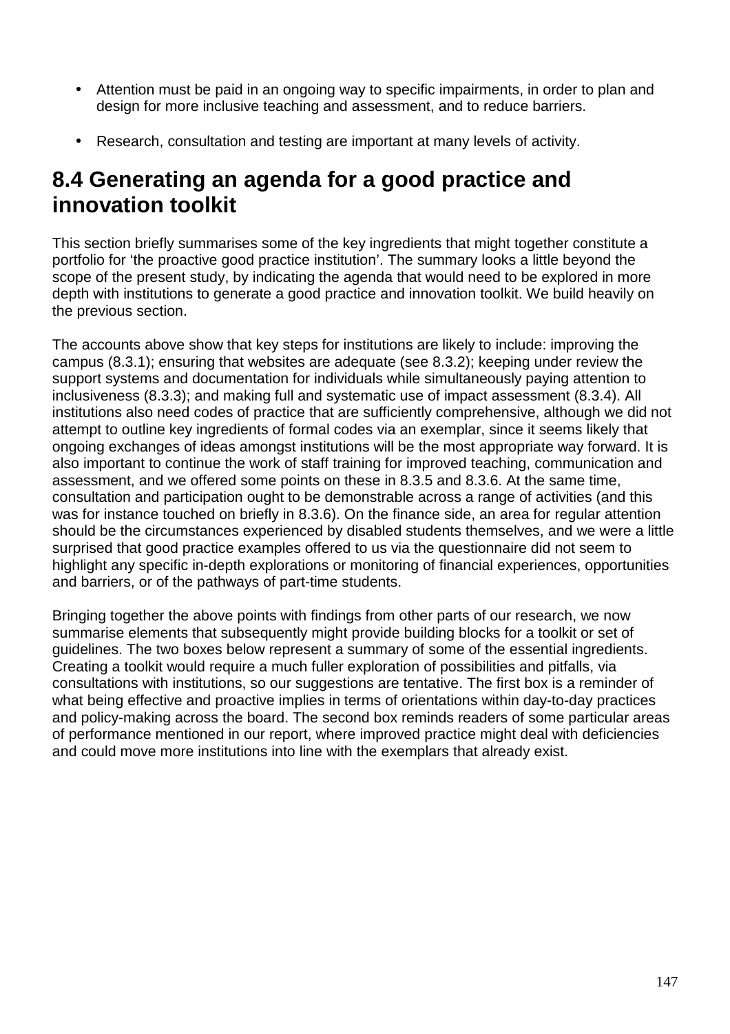- Attention must be paid in an ongoing way to specific impairments, in order to plan and design for more inclusive teaching and assessment, and to reduce barriers.

- Research, consultation and testing are important at many levels of activity.

## 8.4 Generating an agenda for a good practice and innovation toolkit

This section briefly summarises some of the key ingredients that might together constitute a portfolio for 'the proactive good practice institution'. The summary looks a little beyond the scope of the present study, by indicating the agenda that would need to be explored in more depth with institutions to generate a good practice and innovation toolkit. We build heavily on the previous section.

The accounts above show that key steps for institutions are likely to include: improving the campus (8.3.1); ensuring that websites are adequate (see 8.3.2); keeping under review the support systems and documentation for individuals while simultaneously paying attention to inclusiveness (8.3.3); and making full and systematic use of impact assessment (8.3.4). All institutions also need codes of practice that are sufficiently comprehensive, although we did not attempt to outline key ingredients of formal codes via an exemplar, since it seems likely that ongoing exchanges of ideas amongst institutions will be the most appropriate way forward. It is also important to continue the work of staff training for improved teaching, communication and assessment, and we offered some points on these in 8.3.5 and 8.3.6. At the same time, consultation and participation ought to be demonstrable across a range of activities (and this was for instance touched on briefly in 8.3.6). On the finance side, an area for regular attention should be the circumstances experienced by disabled students themselves, and we were a little surprised that good practice examples offered to us via the questionnaire did not seem to highlight any specific in-depth explorations or monitoring of financial experiences, opportunities and barriers, or of the pathways of part-time students.

Bringing together the above points with findings from other parts of our research, we now summarise elements that subsequently might provide building blocks for a toolkit or set of guidelines. The two boxes below represent a summary of some of the essential ingredients. Creating a toolkit would require a much fuller exploration of possibilities and pitfalls, via consultations with institutions, so our suggestions are tentative. The first box is a reminder of what being effective and proactive implies in terms of orientations within day-to-day practices and policy-making across the board. The second box reminds readers of some particular areas of performance mentioned in our report, where improved practice might deal with deficiencies and could move more institutions into line with the exemplars that already exist.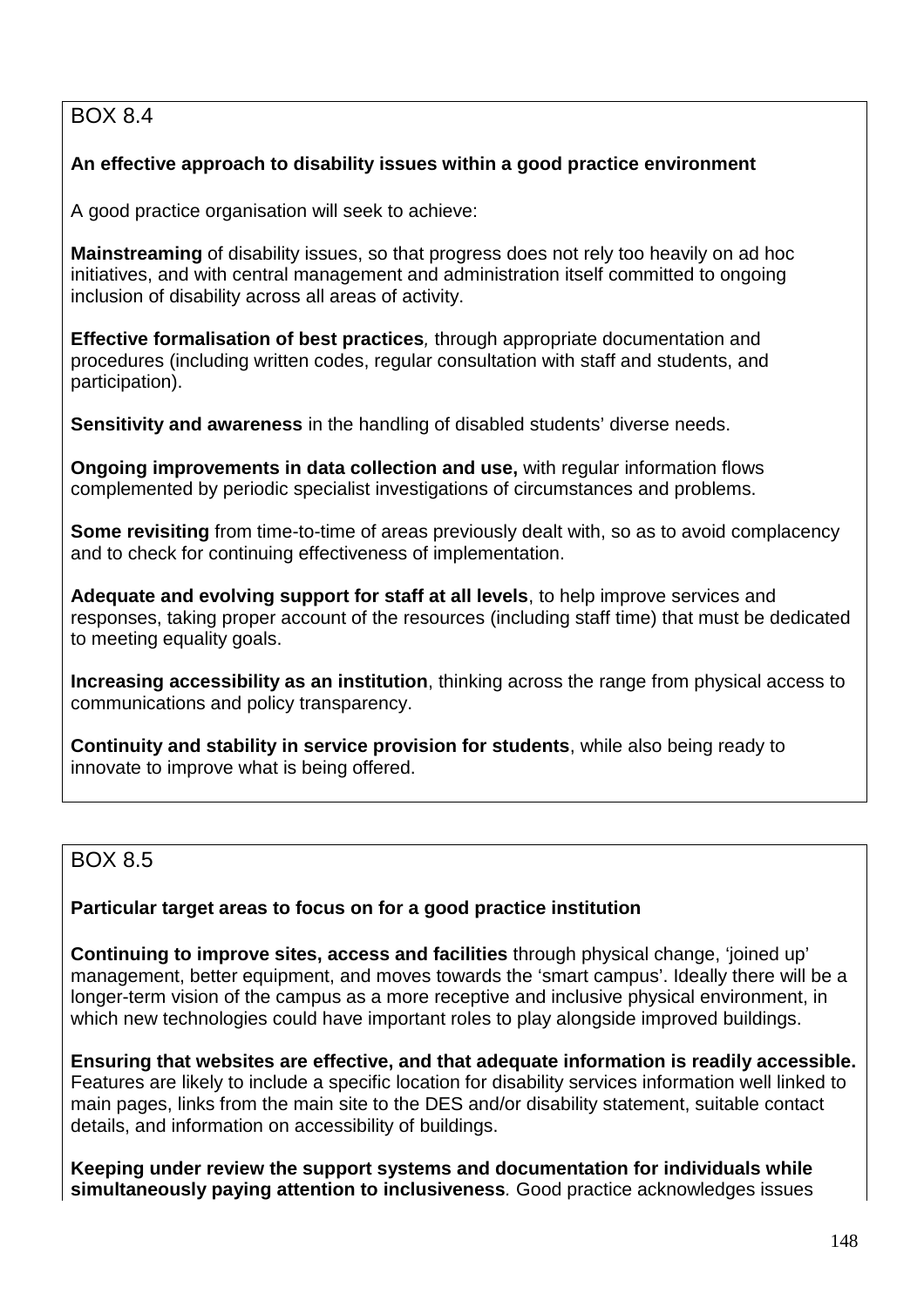BOX 8.4

**An effective approach to disability issues within a good practice environment**

A good practice organisation will seek to achieve:

**Mainstreaming** of disability issues, so that progress does not rely too heavily on ad hoc initiatives, and with central management and administration itself committed to ongoing inclusion of disability across all areas of activity.

**Effective formalisation of best practices***,* through appropriate documentation and procedures (including written codes, regular consultation with staff and students, and participation).

**Sensitivity and awareness** in the handling of disabled students' diverse needs.

**Ongoing improvements in data collection and use,** with regular information flows complemented by periodic specialist investigations of circumstances and problems.

**Some revisiting** from time-to-time of areas previously dealt with, so as to avoid complacency and to check for continuing effectiveness of implementation.

**Adequate and evolving support for staff at all levels**, to help improve services and responses, taking proper account of the resources (including staff time) that must be dedicated to meeting equality goals.

**Increasing accessibility as an institution**, thinking across the range from physical access to communications and policy transparency.

**Continuity and stability in service provision for students**, while also being ready to innovate to improve what is being offered.

BOX 8.5

**Particular target areas to focus on for a good practice institution**

**Continuing to improve sites, access and facilities** through physical change, 'joined up' management, better equipment, and moves towards the 'smart campus'. Ideally there will be a longer-term vision of the campus as a more receptive and inclusive physical environment, in which new technologies could have important roles to play alongside improved buildings.

**Ensuring that websites are effective, and that adequate information is readily accessible.** Features are likely to include a specific location for disability services information well linked to main pages, links from the main site to the DES and/or disability statement, suitable contact details, and information on accessibility of buildings.

**Keeping under review the support systems and documentation for individuals while simultaneously paying attention to inclusiveness***.* Good practice acknowledges issues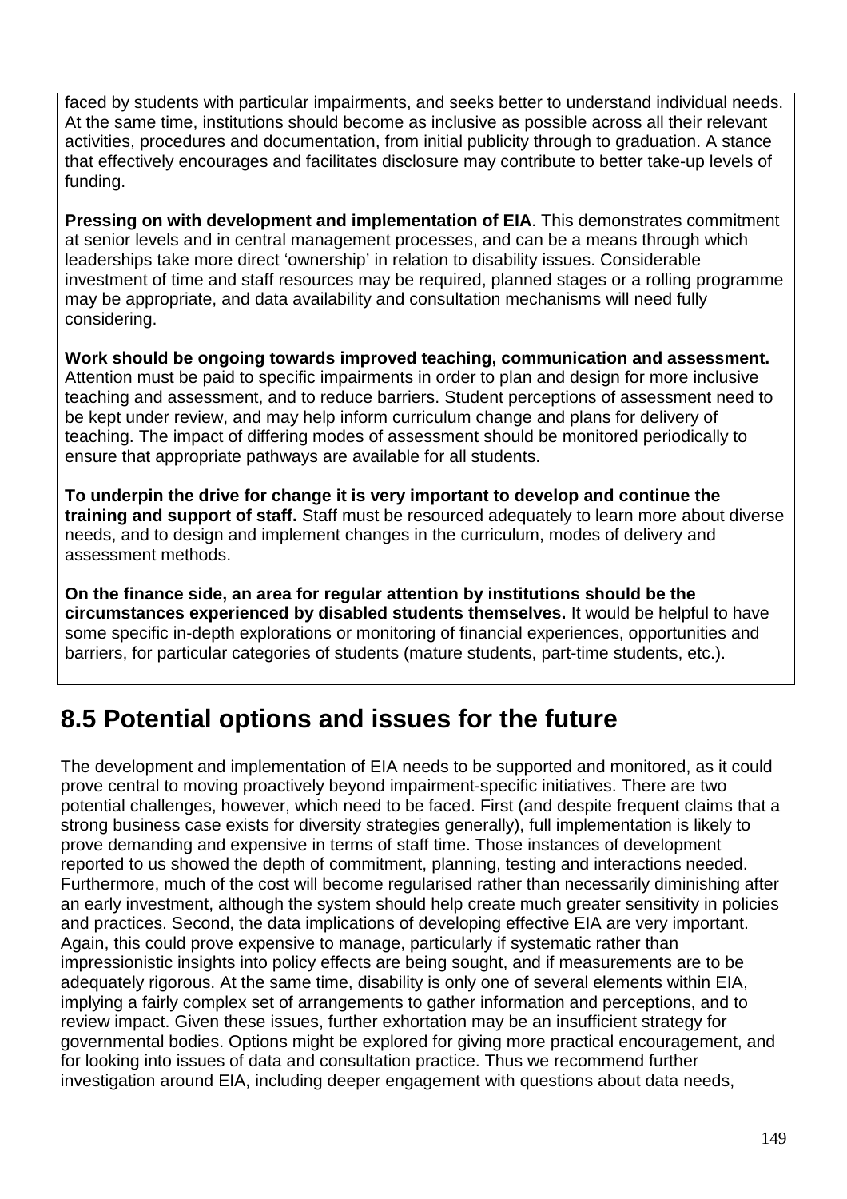faced by students with particular impairments, and seeks better to understand individual needs. At the same time, institutions should become as inclusive as possible across all their relevant activities, procedures and documentation, from initial publicity through to graduation. A stance that effectively encourages and facilitates disclosure may contribute to better take-up levels of funding.

**Pressing on with development and implementation of EIA**. This demonstrates commitment at senior levels and in central management processes, and can be a means through which leaderships take more direct 'ownership' in relation to disability issues. Considerable investment of time and staff resources may be required, planned stages or a rolling programme may be appropriate, and data availability and consultation mechanisms will need fully considering.

**Work should be ongoing towards improved teaching, communication and assessment.** Attention must be paid to specific impairments in order to plan and design for more inclusive teaching and assessment, and to reduce barriers. Student perceptions of assessment need to be kept under review, and may help inform curriculum change and plans for delivery of teaching. The impact of differing modes of assessment should be monitored periodically to ensure that appropriate pathways are available for all students.

**To underpin the drive for change it is very important to develop and continue the training and support of staff.** Staff must be resourced adequately to learn more about diverse needs, and to design and implement changes in the curriculum, modes of delivery and assessment methods.

**On the finance side, an area for regular attention by institutions should be the circumstances experienced by disabled students themselves.** It would be helpful to have some specific in-depth explorations or monitoring of financial experiences, opportunities and barriers, for particular categories of students (mature students, part-time students, etc.).

## 8.5 Potential options and issues for the future

The development and implementation of EIA needs to be supported and monitored, as it could prove central to moving proactively beyond impairment-specific initiatives. There are two potential challenges, however, which need to be faced. First (and despite frequent claims that a strong business case exists for diversity strategies generally), full implementation is likely to prove demanding and expensive in terms of staff time. Those instances of development reported to us showed the depth of commitment, planning, testing and interactions needed. Furthermore, much of the cost will become regularised rather than necessarily diminishing after an early investment, although the system should help create much greater sensitivity in policies and practices. Second, the data implications of developing effective EIA are very important. Again, this could prove expensive to manage, particularly if systematic rather than impressionistic insights into policy effects are being sought, and if measurements are to be adequately rigorous. At the same time, disability is only one of several elements within EIA, implying a fairly complex set of arrangements to gather information and perceptions, and to review impact. Given these issues, further exhortation may be an insufficient strategy for governmental bodies. Options might be explored for giving more practical encouragement, and for looking into issues of data and consultation practice. Thus we recommend further investigation around EIA, including deeper engagement with questions about data needs,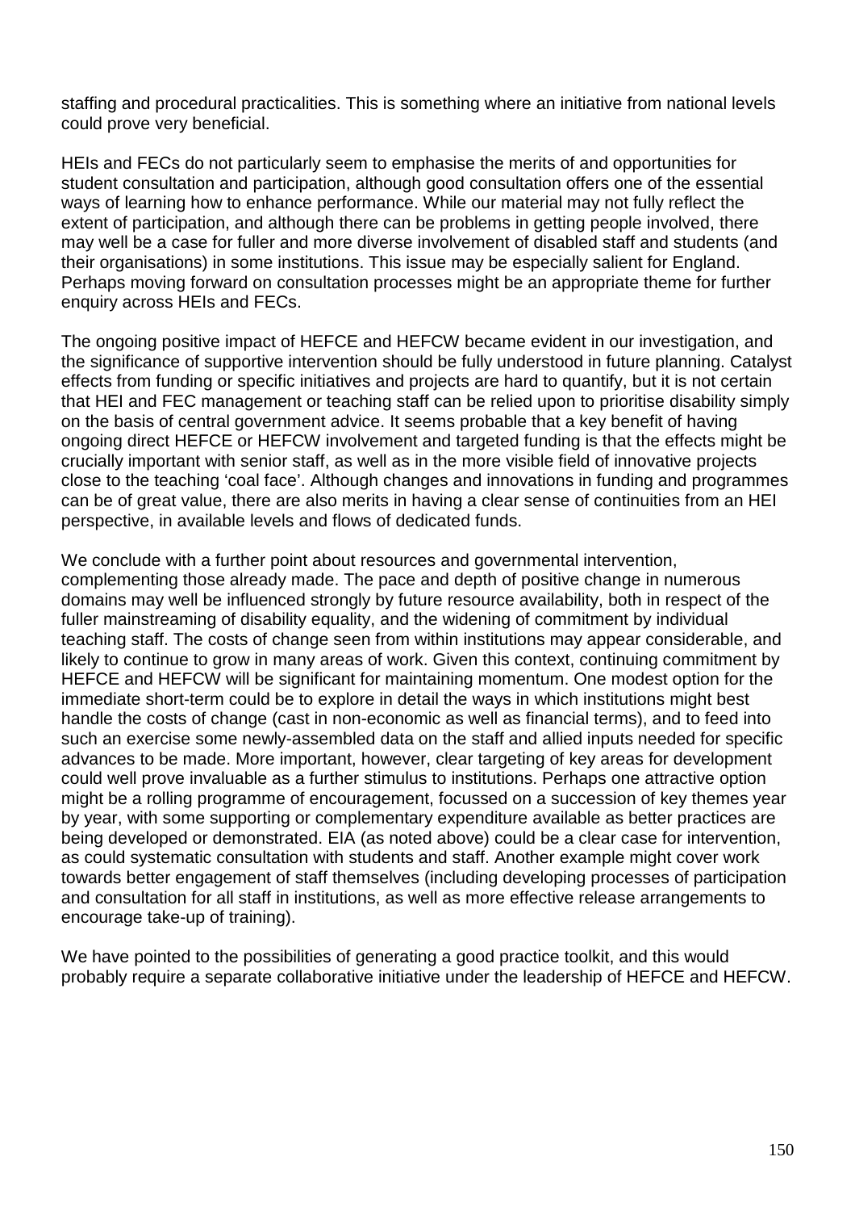staffing and procedural practicalities. This is something where an initiative from national levels could prove very beneficial.

HEIs and FECs do not particularly seem to emphasise the merits of and opportunities for student consultation and participation, although good consultation offers one of the essential ways of learning how to enhance performance. While our material may not fully reflect the extent of participation, and although there can be problems in getting people involved, there may well be a case for fuller and more diverse involvement of disabled staff and students (and their organisations) in some institutions. This issue may be especially salient for England. Perhaps moving forward on consultation processes might be an appropriate theme for further enquiry across HEIs and FECs.

The ongoing positive impact of HEFCE and HEFCW became evident in our investigation, and the significance of supportive intervention should be fully understood in future planning. Catalyst effects from funding or specific initiatives and projects are hard to quantify, but it is not certain that HEI and FEC management or teaching staff can be relied upon to prioritise disability simply on the basis of central government advice. It seems probable that a key benefit of having ongoing direct HEFCE or HEFCW involvement and targeted funding is that the effects might be crucially important with senior staff, as well as in the more visible field of innovative projects close to the teaching 'coal face'. Although changes and innovations in funding and programmes can be of great value, there are also merits in having a clear sense of continuities from an HEI perspective, in available levels and flows of dedicated funds.

We conclude with a further point about resources and governmental intervention, complementing those already made. The pace and depth of positive change in numerous domains may well be influenced strongly by future resource availability, both in respect of the fuller mainstreaming of disability equality, and the widening of commitment by individual teaching staff. The costs of change seen from within institutions may appear considerable, and likely to continue to grow in many areas of work. Given this context, continuing commitment by HEFCE and HEFCW will be significant for maintaining momentum. One modest option for the immediate short-term could be to explore in detail the ways in which institutions might best handle the costs of change (cast in non-economic as well as financial terms), and to feed into such an exercise some newly-assembled data on the staff and allied inputs needed for specific advances to be made. More important, however, clear targeting of key areas for development could well prove invaluable as a further stimulus to institutions. Perhaps one attractive option might be a rolling programme of encouragement, focussed on a succession of key themes year by year, with some supporting or complementary expenditure available as better practices are being developed or demonstrated. EIA (as noted above) could be a clear case for intervention, as could systematic consultation with students and staff. Another example might cover work towards better engagement of staff themselves (including developing processes of participation and consultation for all staff in institutions, as well as more effective release arrangements to encourage take-up of training).

We have pointed to the possibilities of generating a good practice toolkit, and this would probably require a separate collaborative initiative under the leadership of HEFCE and HEFCW.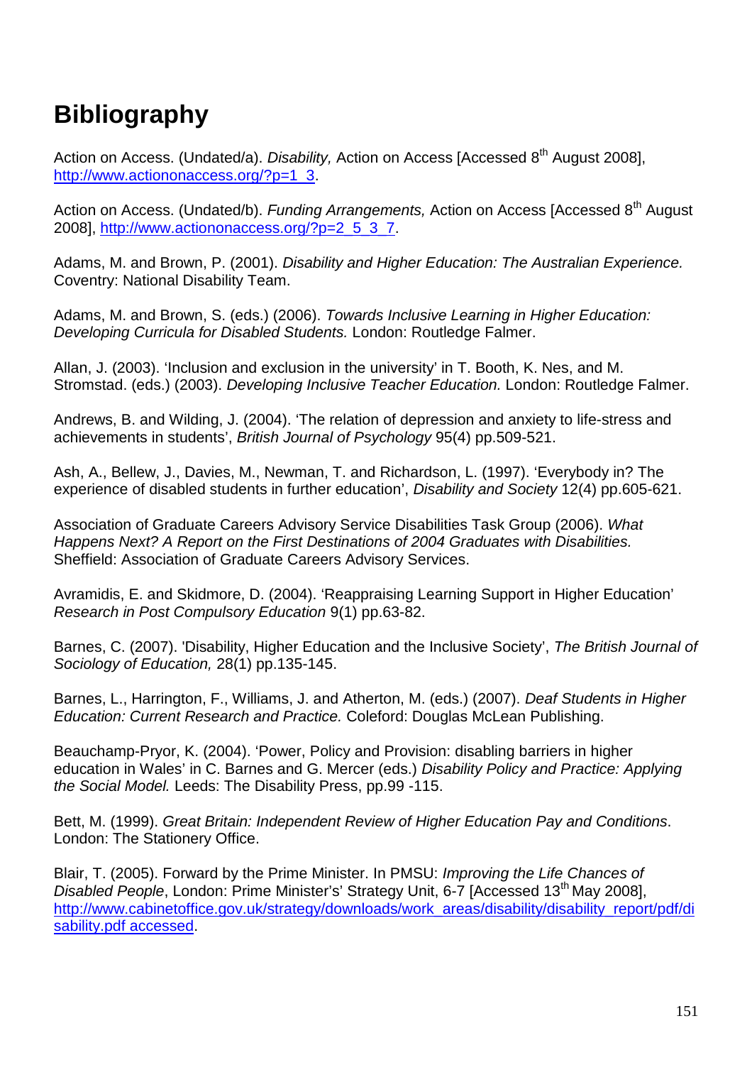# Bibliography

Action on Access. (Undated/a). *Disability,* Action on Access [Accessed 8th August 2008], http://www.actiononaccess.org/?p=1_3.

Action on Access. (Undated/b). *Funding Arrangements,* Action on Access [Accessed 8th August 2008], http://www.actiononaccess.org/?p=2_5_3_7.

Adams, M. and Brown, P. (2001). *Disability and Higher Education: The Australian Experience.* Coventry: National Disability Team.

Adams, M. and Brown, S. (eds.) (2006). *Towards Inclusive Learning in Higher Education: Developing Curricula for Disabled Students.* London: Routledge Falmer.

Allan, J. (2003). 'Inclusion and exclusion in the university' in T. Booth, K. Nes, and M. Stromstad. (eds.) (2003). *Developing Inclusive Teacher Education.* London: Routledge Falmer.

Andrews, B. and Wilding, J. (2004). 'The relation of depression and anxiety to life-stress and achievements in students', *British Journal of Psychology* 95(4) pp.509-521.

Ash, A., Bellew, J., Davies, M., Newman, T. and Richardson, L. (1997). 'Everybody in? The experience of disabled students in further education', *Disability and Society* 12(4) pp.605-621.

Association of Graduate Careers Advisory Service Disabilities Task Group (2006). *What Happens Next? A Report on the First Destinations of 2004 Graduates with Disabilities.* Sheffield: Association of Graduate Careers Advisory Services.

Avramidis, E. and Skidmore, D. (2004). 'Reappraising Learning Support in Higher Education' *Research in Post Compulsory Education* 9(1) pp.63-82.

Barnes, C. (2007). 'Disability, Higher Education and the Inclusive Society', *The British Journal of Sociology of Education,* 28(1) pp.135-145.

Barnes, L., Harrington, F., Williams, J. and Atherton, M. (eds.) (2007). *Deaf Students in Higher Education: Current Research and Practice.* Coleford: Douglas McLean Publishing.

Beauchamp-Pryor, K. (2004). 'Power, Policy and Provision: disabling barriers in higher education in Wales' in C. Barnes and G. Mercer (eds.) *Disability Policy and Practice: Applying the Social Model.* Leeds: The Disability Press, pp.99 -115.

Bett, M. (1999). *Great Britain: Independent Review of Higher Education Pay and Conditions*. London: The Stationery Office.

Blair, T. (2005). Forward by the Prime Minister. In PMSU: *Improving the Life Chances of Disabled People*, London: Prime Minister's' Strategy Unit, 6-7 [Accessed 13th May 2008], http://www.cabinetoffice.gov.uk/strategy/downloads/work_areas/disability/disability_report/pdf/disability.pdf accessed.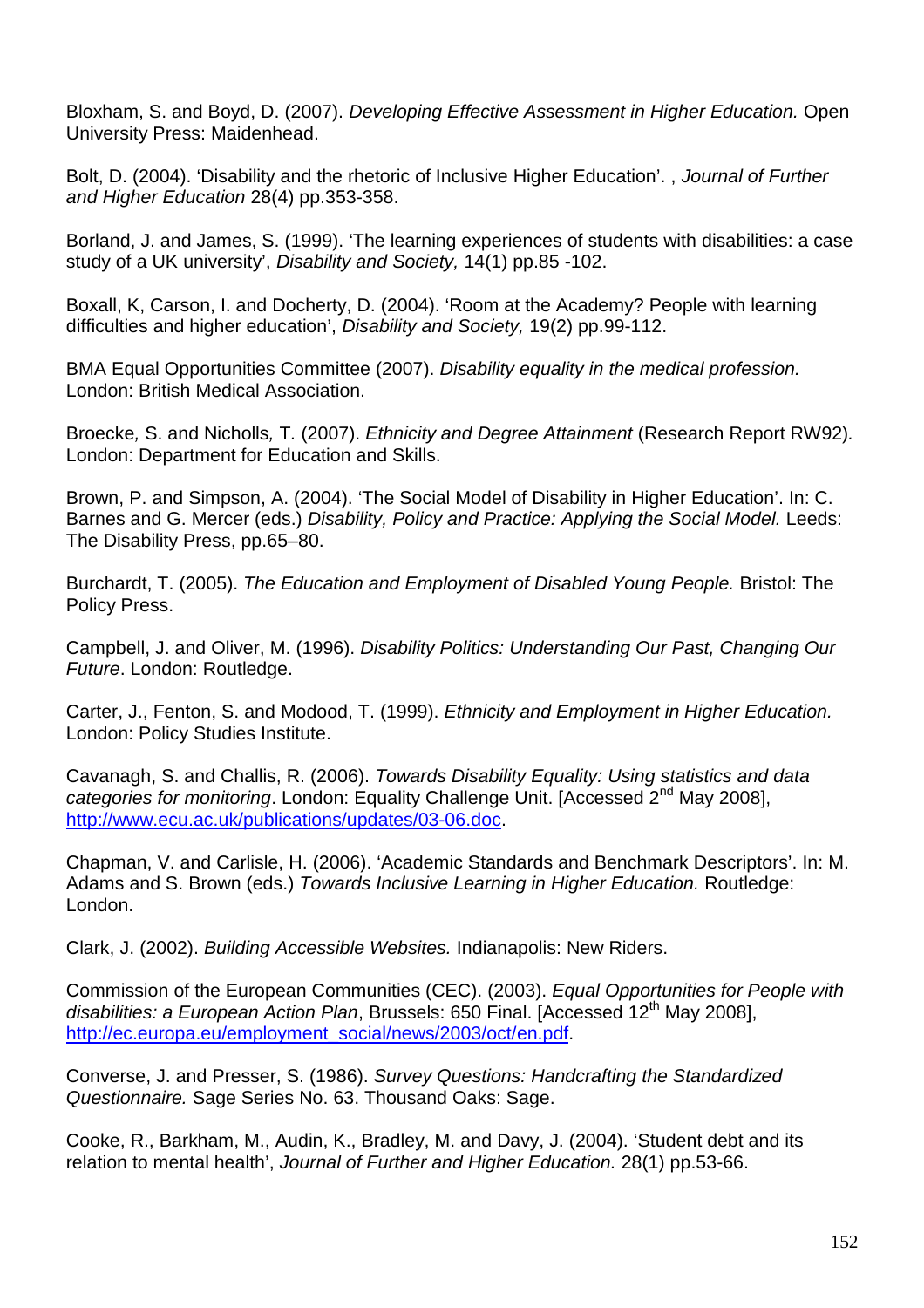Bloxham, S. and Boyd, D. (2007). *Developing Effective Assessment in Higher Education.* Open University Press: Maidenhead.

Bolt, D. (2004). 'Disability and the rhetoric of Inclusive Higher Education'. , *Journal of Further and Higher Education* 28(4) pp.353-358.

Borland, J. and James, S. (1999). 'The learning experiences of students with disabilities: a case study of a UK university', *Disability and Society,* 14(1) pp.85 -102.

Boxall, K, Carson, I. and Docherty, D. (2004). 'Room at the Academy? People with learning difficulties and higher education', *Disability and Society,* 19(2) pp.99-112.

BMA Equal Opportunities Committee (2007). *Disability equality in the medical profession.* London: British Medical Association.

Broecke, S. and Nicholls, T. (2007). *Ethnicity and Degree Attainment* (Research Report RW92). London: Department for Education and Skills.

Brown, P. and Simpson, A. (2004). 'The Social Model of Disability in Higher Education'. In: C. Barnes and G. Mercer (eds.) *Disability, Policy and Practice: Applying the Social Model.* Leeds: The Disability Press, pp.65–80.

Burchardt, T. (2005). *The Education and Employment of Disabled Young People.* Bristol: The Policy Press.

Campbell, J. and Oliver, M. (1996). *Disability Politics: Understanding Our Past, Changing Our Future*. London: Routledge.

Carter, J., Fenton, S. and Modood, T. (1999). *Ethnicity and Employment in Higher Education.* London: Policy Studies Institute.

Cavanagh, S. and Challis, R. (2006). *Towards Disability Equality: Using statistics and data categories for monitoring*. London: Equality Challenge Unit. [Accessed 2nd May 2008], http://www.ecu.ac.uk/publications/updates/03-06.doc.

Chapman, V. and Carlisle, H. (2006). 'Academic Standards and Benchmark Descriptors'. In: M. Adams and S. Brown (eds.) *Towards Inclusive Learning in Higher Education.* Routledge: London.

Clark, J. (2002). *Building Accessible Websites.* Indianapolis: New Riders.

Commission of the European Communities (CEC). (2003). *Equal Opportunities for People with disabilities: a European Action Plan*, Brussels: 650 Final. [Accessed 12th May 2008], http://ec.europa.eu/employment_social/news/2003/oct/en.pdf.

Converse, J. and Presser, S. (1986). *Survey Questions: Handcrafting the Standardized Questionnaire.* Sage Series No. 63. Thousand Oaks: Sage.

Cooke, R., Barkham, M., Audin, K., Bradley, M. and Davy, J. (2004). 'Student debt and its relation to mental health', *Journal of Further and Higher Education.* 28(1) pp.53-66.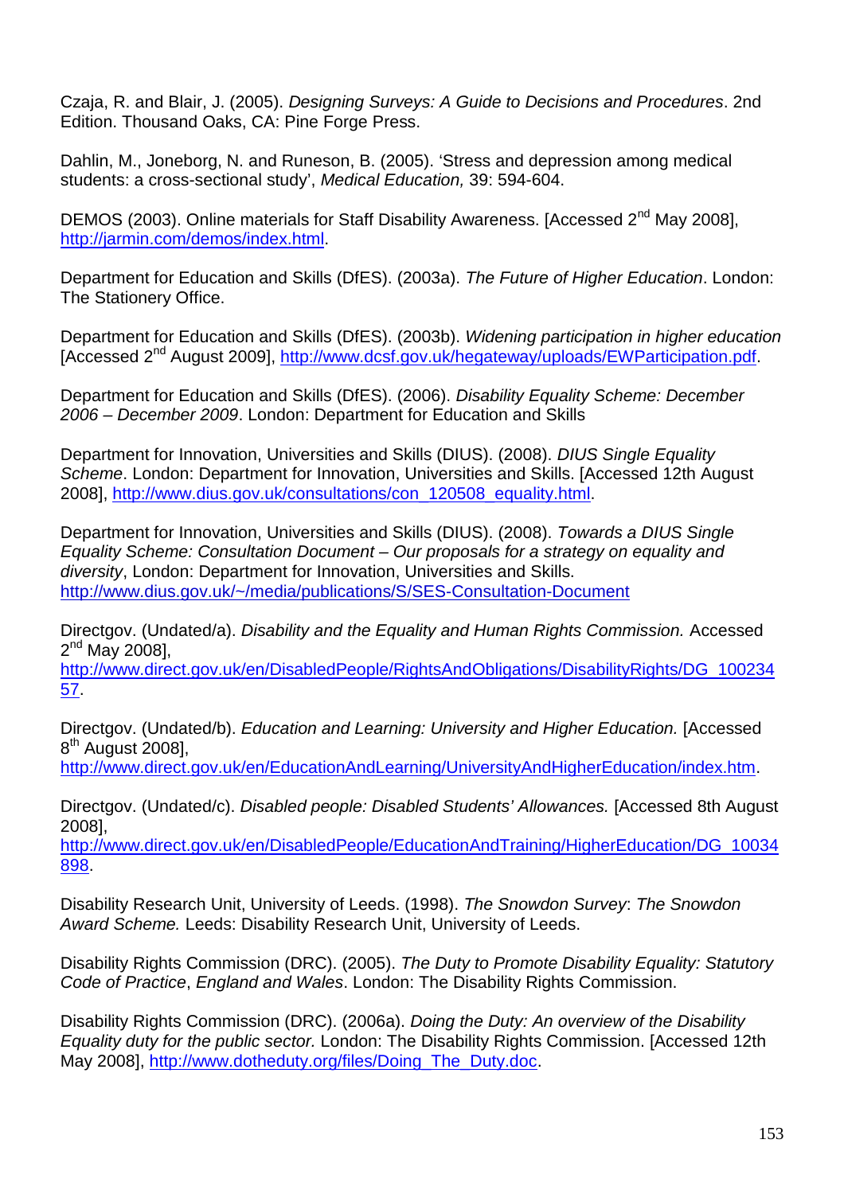Czaja, R. and Blair, J. (2005). *Designing Surveys: A Guide to Decisions and Procedures*. 2nd Edition. Thousand Oaks, CA: Pine Forge Press.

Dahlin, M., Joneborg, N. and Runeson, B. (2005). 'Stress and depression among medical students: a cross-sectional study', *Medical Education,* 39: 594-604.

DEMOS (2003). Online materials for Staff Disability Awareness. [Accessed 2nd May 2008], http://jarmin.com/demos/index.html.

Department for Education and Skills (DfES). (2003a). *The Future of Higher Education*. London: The Stationery Office.

Department for Education and Skills (DfES). (2003b). *Widening participation in higher education* [Accessed 2nd August 2009], http://www.dcsf.gov.uk/hegateway/uploads/EWParticipation.pdf.

Department for Education and Skills (DfES). (2006). *Disability Equality Scheme: December 2006 – December 2009*. London: Department for Education and Skills

Department for Innovation, Universities and Skills (DIUS). (2008). *DIUS Single Equality Scheme*. London: Department for Innovation, Universities and Skills. [Accessed 12th August 2008], http://www.dius.gov.uk/consultations/con_120508_equality.html.

Department for Innovation, Universities and Skills (DIUS). (2008). *Towards a DIUS Single Equality Scheme: Consultation Document – Our proposals for a strategy on equality and diversity*, London: Department for Innovation, Universities and Skills. http://www.dius.gov.uk/~/media/publications/S/SES-Consultation-Document

Directgov. (Undated/a). *Disability and the Equality and Human Rights Commission.* Accessed 2nd May 2008], http://www.direct.gov.uk/en/DisabledPeople/RightsAndObligations/DisabilityRights/DG_10023457.

Directgov. (Undated/b). *Education and Learning: University and Higher Education.* [Accessed 8th August 2008], http://www.direct.gov.uk/en/EducationAndLearning/UniversityAndHigherEducation/index.htm.

Directgov. (Undated/c). *Disabled people: Disabled Students' Allowances.* [Accessed 8th August 2008], http://www.direct.gov.uk/en/DisabledPeople/EducationAndTraining/HigherEducation/DG_10034898.

Disability Research Unit, University of Leeds. (1998). *The Snowdon Survey*: *The Snowdon Award Scheme.* Leeds: Disability Research Unit, University of Leeds.

Disability Rights Commission (DRC). (2005). *The Duty to Promote Disability Equality: Statutory Code of Practice*, *England and Wales*. London: The Disability Rights Commission.

Disability Rights Commission (DRC). (2006a). *Doing the Duty: An overview of the Disability Equality duty for the public sector.* London: The Disability Rights Commission. [Accessed 12th May 2008], http://www.dotheduty.org/files/Doing_The_Duty.doc.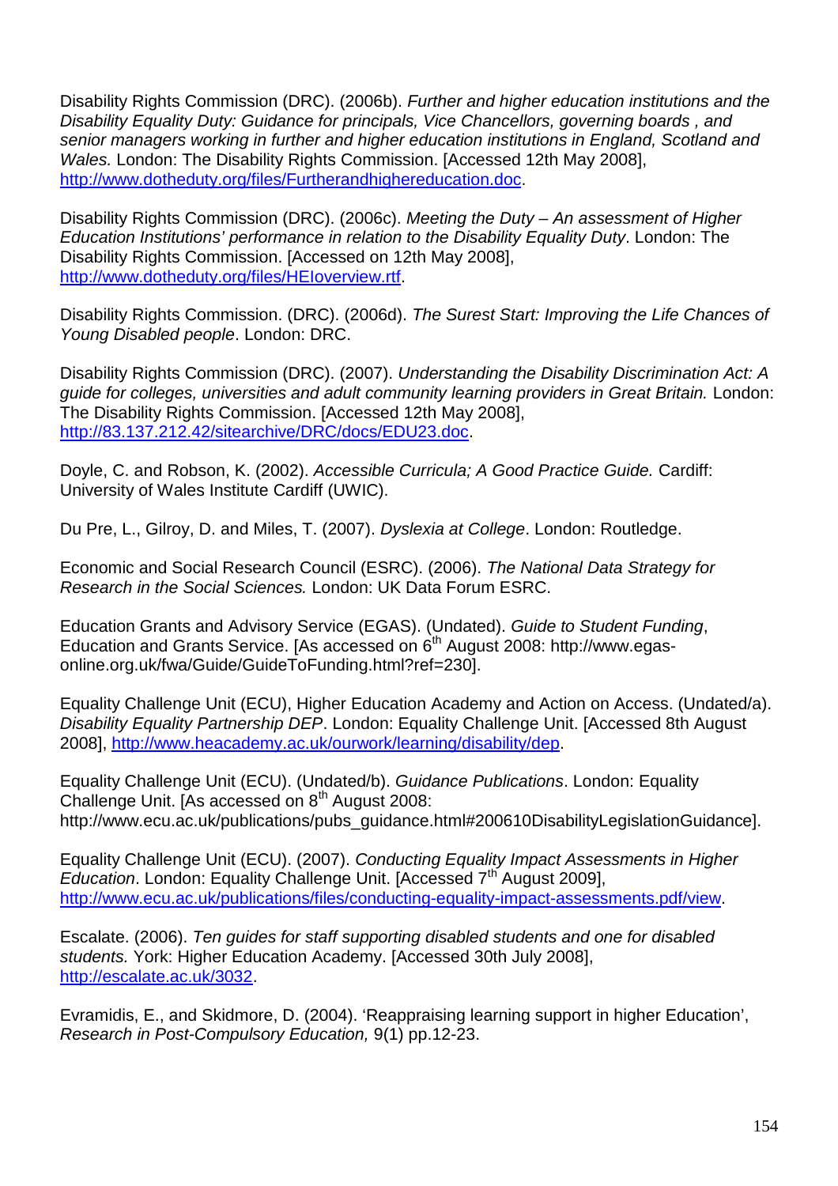Disability Rights Commission (DRC). (2006b). *Further and higher education institutions and the Disability Equality Duty: Guidance for principals, Vice Chancellors, governing boards , and senior managers working in further and higher education institutions in England, Scotland and Wales.* London: The Disability Rights Commission. [Accessed 12th May 2008], http://www.dotheduty.org/files/Furtherandhighereducation.doc.

Disability Rights Commission (DRC). (2006c). *Meeting the Duty – An assessment of Higher Education Institutions' performance in relation to the Disability Equality Duty*. London: The Disability Rights Commission. [Accessed on 12th May 2008], http://www.dotheduty.org/files/HEIoverview.rtf.

Disability Rights Commission. (DRC). (2006d). *The Surest Start: Improving the Life Chances of Young Disabled people*. London: DRC.

Disability Rights Commission (DRC). (2007). *Understanding the Disability Discrimination Act: A guide for colleges, universities and adult community learning providers in Great Britain.* London: The Disability Rights Commission. [Accessed 12th May 2008], http://83.137.212.42/sitearchive/DRC/docs/EDU23.doc.

Doyle, C. and Robson, K. (2002). *Accessible Curricula; A Good Practice Guide.* Cardiff: University of Wales Institute Cardiff (UWIC).

Du Pre, L., Gilroy, D. and Miles, T. (2007). *Dyslexia at College*. London: Routledge.

Economic and Social Research Council (ESRC). (2006). *The National Data Strategy for Research in the Social Sciences.* London: UK Data Forum ESRC.

Education Grants and Advisory Service (EGAS). (Undated). *Guide to Student Funding*, Education and Grants Service. [As accessed on 6th August 2008: http://www.egas-online.org.uk/fwa/Guide/GuideToFunding.html?ref=230].

Equality Challenge Unit (ECU), Higher Education Academy and Action on Access. (Undated/a). *Disability Equality Partnership DEP*. London: Equality Challenge Unit. [Accessed 8th August 2008], http://www.heacademy.ac.uk/ourwork/learning/disability/dep.

Equality Challenge Unit (ECU). (Undated/b). *Guidance Publications*. London: Equality Challenge Unit. [As accessed on 8th August 2008: http://www.ecu.ac.uk/publications/pubs_guidance.html#200610DisabilityLegislationGuidance].

Equality Challenge Unit (ECU). (2007). *Conducting Equality Impact Assessments in Higher Education*. London: Equality Challenge Unit. [Accessed 7th August 2009], http://www.ecu.ac.uk/publications/files/conducting-equality-impact-assessments.pdf/view.

Escalate. (2006). *Ten guides for staff supporting disabled students and one for disabled students.* York: Higher Education Academy. [Accessed 30th July 2008], http://escalate.ac.uk/3032.

Evramidis, E., and Skidmore, D. (2004). 'Reappraising learning support in higher Education', *Research in Post-Compulsory Education,* 9(1) pp.12-23.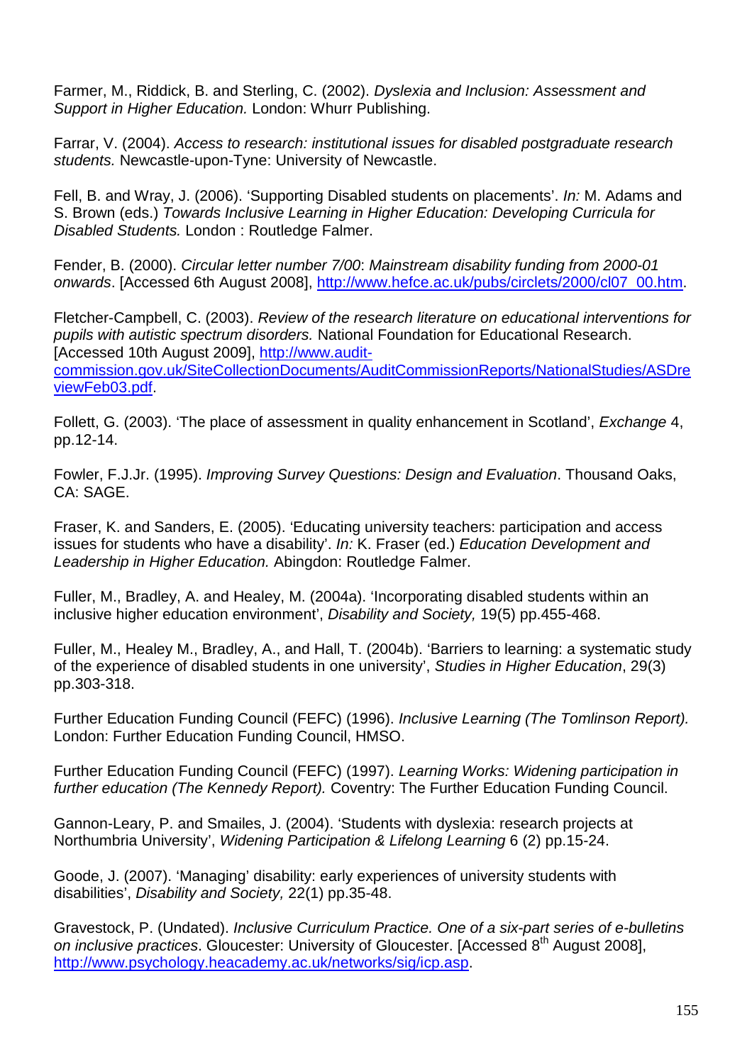Farmer, M., Riddick, B. and Sterling, C. (2002). *Dyslexia and Inclusion: Assessment and Support in Higher Education.* London: Whurr Publishing.

Farrar, V. (2004). *Access to research: institutional issues for disabled postgraduate research students.* Newcastle-upon-Tyne: University of Newcastle.

Fell, B. and Wray, J. (2006). 'Supporting Disabled students on placements'. *In:* M. Adams and S. Brown (eds.) *Towards Inclusive Learning in Higher Education: Developing Curricula for Disabled Students.* London : Routledge Falmer.

Fender, B. (2000). *Circular letter number 7/00*: *Mainstream disability funding from 2000-01 onwards*. [Accessed 6th August 2008], http://www.hefce.ac.uk/pubs/circlets/2000/cl07_00.htm.

Fletcher-Campbell, C. (2003). *Review of the research literature on educational interventions for pupils with autistic spectrum disorders.* National Foundation for Educational Research. [Accessed 10th August 2009], http://www.audit-commission.gov.uk/SiteCollectionDocuments/AuditCommissionReports/NationalStudies/ASDreviewFeb03.pdf.

Follett, G. (2003). 'The place of assessment in quality enhancement in Scotland', *Exchange* 4, pp.12-14.

Fowler, F.J.Jr. (1995). *Improving Survey Questions: Design and Evaluation*. Thousand Oaks, CA: SAGE.

Fraser, K. and Sanders, E. (2005). 'Educating university teachers: participation and access issues for students who have a disability'. *In:* K. Fraser (ed.) *Education Development and Leadership in Higher Education.* Abingdon: Routledge Falmer.

Fuller, M., Bradley, A. and Healey, M. (2004a). 'Incorporating disabled students within an inclusive higher education environment', *Disability and Society,* 19(5) pp.455-468.

Fuller, M., Healey M., Bradley, A., and Hall, T. (2004b). 'Barriers to learning: a systematic study of the experience of disabled students in one university', *Studies in Higher Education*, 29(3) pp.303-318.

Further Education Funding Council (FEFC) (1996). *Inclusive Learning (The Tomlinson Report).* London: Further Education Funding Council, HMSO.

Further Education Funding Council (FEFC) (1997). *Learning Works: Widening participation in further education (The Kennedy Report).* Coventry: The Further Education Funding Council.

Gannon-Leary, P. and Smailes, J. (2004). 'Students with dyslexia: research projects at Northumbria University', *Widening Participation & Lifelong Learning* 6 (2) pp.15-24.

Goode, J. (2007). 'Managing' disability: early experiences of university students with disabilities', *Disability and Society,* 22(1) pp.35-48.

Gravestock, P. (Undated). *Inclusive Curriculum Practice. One of a six-part series of e-bulletins on inclusive practices*. Gloucester: University of Gloucester. [Accessed 8th August 2008], http://www.psychology.heacademy.ac.uk/networks/sig/icp.asp.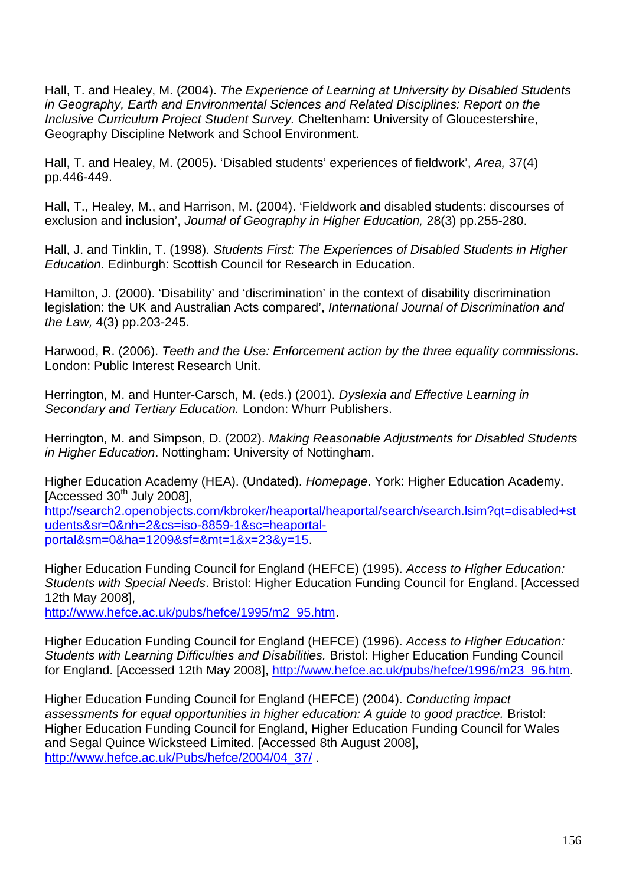Hall, T. and Healey, M. (2004). *The Experience of Learning at University by Disabled Students in Geography, Earth and Environmental Sciences and Related Disciplines: Report on the Inclusive Curriculum Project Student Survey.* Cheltenham: University of Gloucestershire, Geography Discipline Network and School Environment.

Hall, T. and Healey, M. (2005). 'Disabled students' experiences of fieldwork', *Area,* 37(4) pp.446-449.

Hall, T., Healey, M., and Harrison, M. (2004). 'Fieldwork and disabled students: discourses of exclusion and inclusion', *Journal of Geography in Higher Education,* 28(3) pp.255-280.

Hall, J. and Tinklin, T. (1998). *Students First: The Experiences of Disabled Students in Higher Education.* Edinburgh: Scottish Council for Research in Education.

Hamilton, J. (2000). 'Disability' and 'discrimination' in the context of disability discrimination legislation: the UK and Australian Acts compared', *International Journal of Discrimination and the Law,* 4(3) pp.203-245.

Harwood, R. (2006). *Teeth and the Use: Enforcement action by the three equality commissions*. London: Public Interest Research Unit.

Herrington, M. and Hunter-Carsch, M. (eds.) (2001). *Dyslexia and Effective Learning in Secondary and Tertiary Education.* London: Whurr Publishers.

Herrington, M. and Simpson, D. (2002). *Making Reasonable Adjustments for Disabled Students in Higher Education*. Nottingham: University of Nottingham.

Higher Education Academy (HEA). (Undated). *Homepage*. York: Higher Education Academy. [Accessed 30th July 2008], http://search2.openobjects.com/kbroker/heaportal/heaportal/search/search.lsim?qt=disabled+students&sr=0&nh=2&cs=iso-8859-1&sc=heaportal-portal&sm=0&ha=1209&sf=&mt=1&x=23&y=15.

Higher Education Funding Council for England (HEFCE) (1995). *Access to Higher Education: Students with Special Needs*. Bristol: Higher Education Funding Council for England. [Accessed 12th May 2008], http://www.hefce.ac.uk/pubs/hefce/1995/m2_95.htm.

Higher Education Funding Council for England (HEFCE) (1996). *Access to Higher Education: Students with Learning Difficulties and Disabilities.* Bristol: Higher Education Funding Council for England. [Accessed 12th May 2008], http://www.hefce.ac.uk/pubs/hefce/1996/m23_96.htm.

Higher Education Funding Council for England (HEFCE) (2004). *Conducting impact assessments for equal opportunities in higher education: A guide to good practice.* Bristol: Higher Education Funding Council for England, Higher Education Funding Council for Wales and Segal Quince Wicksteed Limited. [Accessed 8th August 2008], http://www.hefce.ac.uk/Pubs/hefce/2004/04_37/ .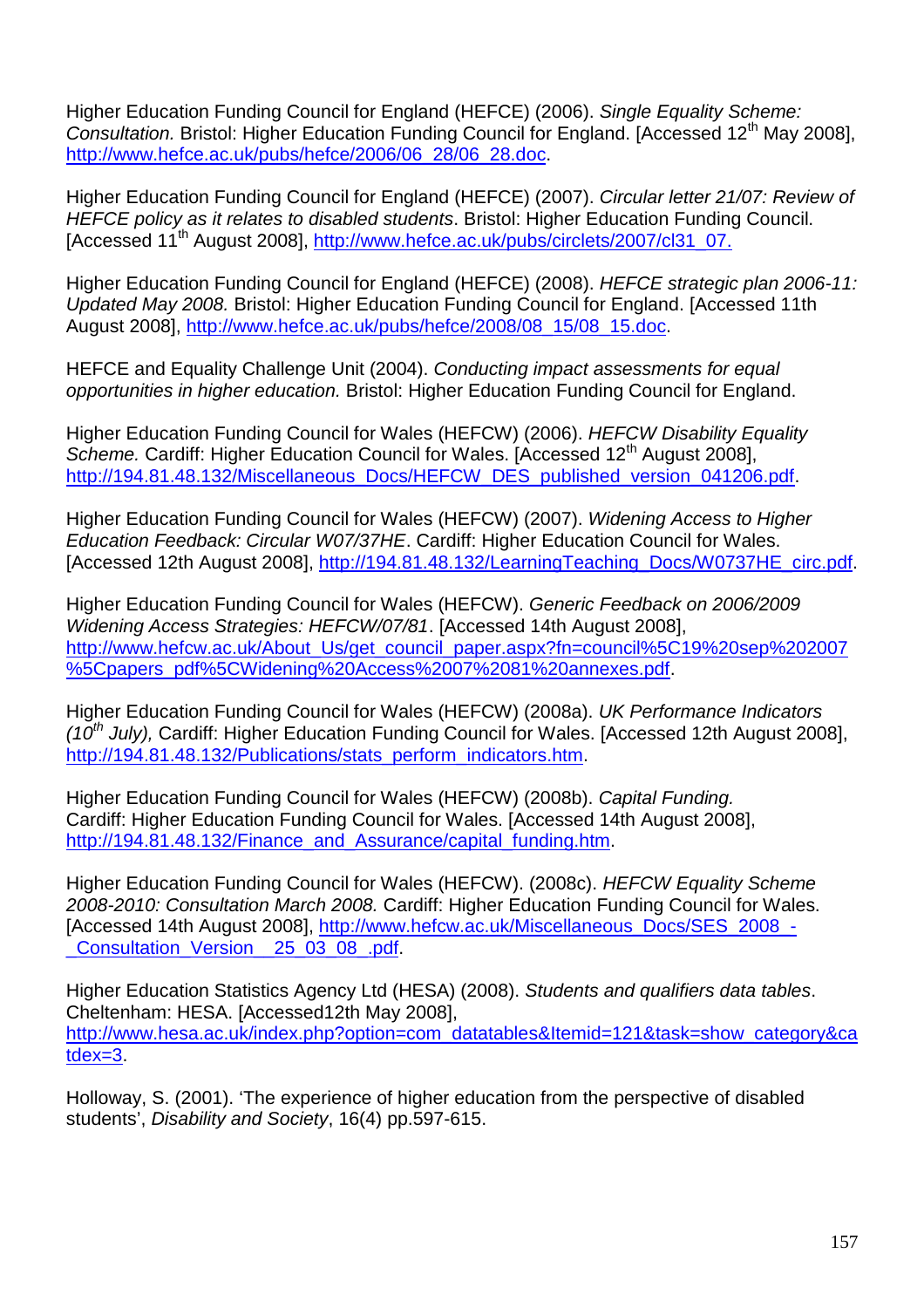Higher Education Funding Council for England (HEFCE) (2006). *Single Equality Scheme: Consultation.* Bristol: Higher Education Funding Council for England. [Accessed 12th May 2008], http://www.hefce.ac.uk/pubs/hefce/2006/06_28/06_28.doc.

Higher Education Funding Council for England (HEFCE) (2007). *Circular letter 21/07: Review of HEFCE policy as it relates to disabled students*. Bristol: Higher Education Funding Council. [Accessed 11th August 2008], http://www.hefce.ac.uk/pubs/circlets/2007/cl31_07.

Higher Education Funding Council for England (HEFCE) (2008). *HEFCE strategic plan 2006-11: Updated May 2008.* Bristol: Higher Education Funding Council for England. [Accessed 11th August 2008], http://www.hefce.ac.uk/pubs/hefce/2008/08_15/08_15.doc.

HEFCE and Equality Challenge Unit (2004). *Conducting impact assessments for equal opportunities in higher education.* Bristol: Higher Education Funding Council for England.

Higher Education Funding Council for Wales (HEFCW) (2006). *HEFCW Disability Equality Scheme.* Cardiff: Higher Education Council for Wales. [Accessed 12th August 2008], http://194.81.48.132/Miscellaneous_Docs/HEFCW_DES_published_version_041206.pdf.

Higher Education Funding Council for Wales (HEFCW) (2007). *Widening Access to Higher Education Feedback: Circular W07/37HE*. Cardiff: Higher Education Council for Wales. [Accessed 12th August 2008], http://194.81.48.132/LearningTeaching_Docs/W0737HE_circ.pdf.

Higher Education Funding Council for Wales (HEFCW). *Generic Feedback on 2006/2009 Widening Access Strategies: HEFCW/07/81*. [Accessed 14th August 2008], http://www.hefcw.ac.uk/About_Us/get_council_paper.aspx?fn=council%5C19%20sep%202007%5Cpapers_pdf%5CWidening%20Access%2007%2081%20annexes.pdf.

Higher Education Funding Council for Wales (HEFCW) (2008a). *UK Performance Indicators (10th July),* Cardiff: Higher Education Funding Council for Wales. [Accessed 12th August 2008], http://194.81.48.132/Publications/stats_perform_indicators.htm.

Higher Education Funding Council for Wales (HEFCW) (2008b). *Capital Funding.* Cardiff: Higher Education Funding Council for Wales. [Accessed 14th August 2008], http://194.81.48.132/Finance_and_Assurance/capital_funding.htm.

Higher Education Funding Council for Wales (HEFCW). (2008c). *HEFCW Equality Scheme 2008-2010: Consultation March 2008.* Cardiff: Higher Education Funding Council for Wales. [Accessed 14th August 2008], http://www.hefcw.ac.uk/Miscellaneous_Docs/SES_2008_-_Consultation_Version__25_03_08_.pdf.

Higher Education Statistics Agency Ltd (HESA) (2008). *Students and qualifiers data tables*. Cheltenham: HESA. [Accessed12th May 2008], http://www.hesa.ac.uk/index.php?option=com_datatables&Itemid=121&task=show_category&catdex=3.

Holloway, S. (2001). 'The experience of higher education from the perspective of disabled students', *Disability and Society*, 16(4) pp.597-615.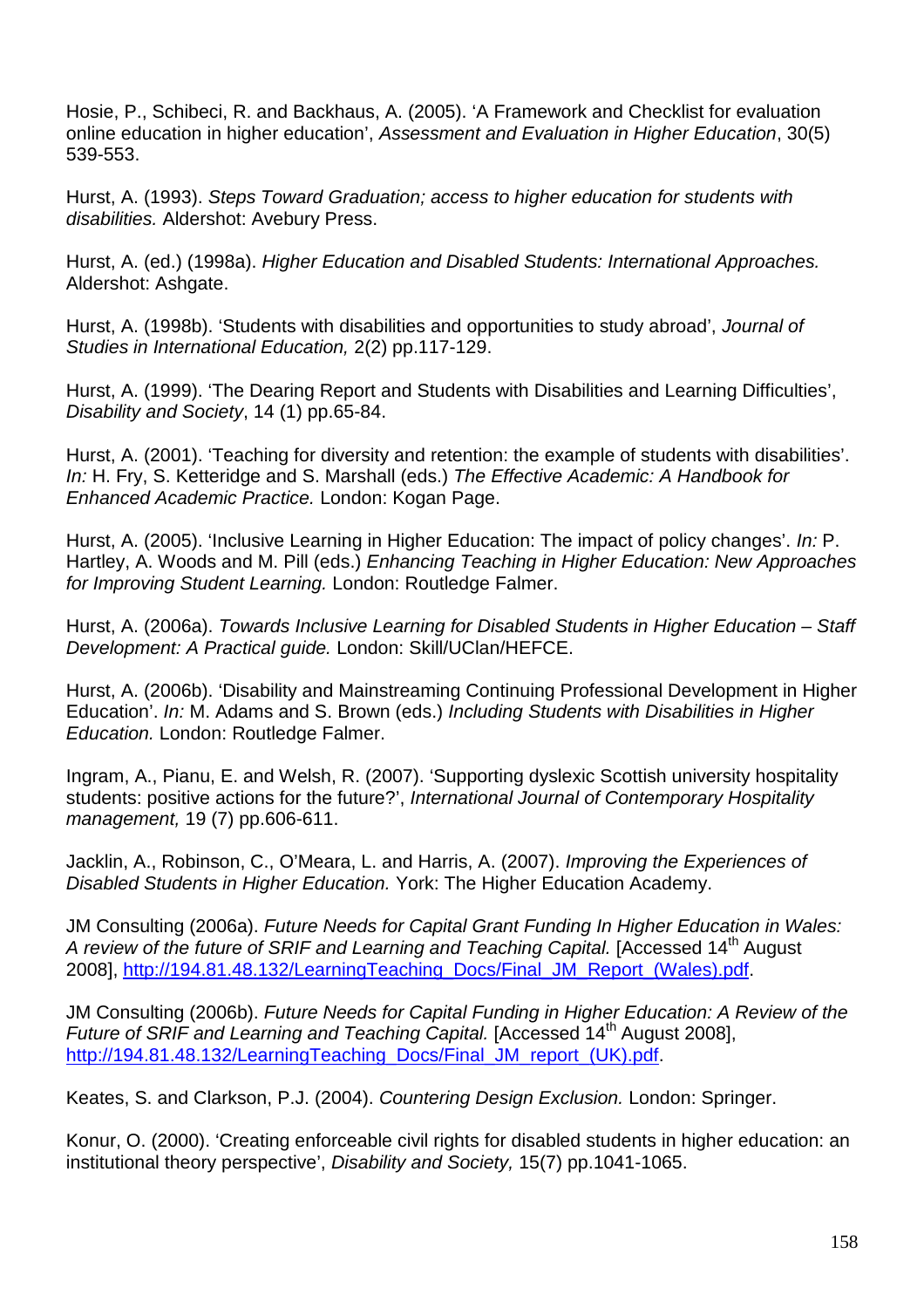Hosie, P., Schibeci, R. and Backhaus, A. (2005). 'A Framework and Checklist for evaluation online education in higher education', *Assessment and Evaluation in Higher Education*, 30(5) 539-553.

Hurst, A. (1993). *Steps Toward Graduation; access to higher education for students with disabilities.* Aldershot: Avebury Press.

Hurst, A. (ed.) (1998a). *Higher Education and Disabled Students: International Approaches.* Aldershot: Ashgate.

Hurst, A. (1998b). 'Students with disabilities and opportunities to study abroad', *Journal of Studies in International Education,* 2(2) pp.117-129.

Hurst, A. (1999). 'The Dearing Report and Students with Disabilities and Learning Difficulties', *Disability and Society*, 14 (1) pp.65-84.

Hurst, A. (2001). 'Teaching for diversity and retention: the example of students with disabilities'. *In:* H. Fry, S. Ketteridge and S. Marshall (eds.) *The Effective Academic: A Handbook for Enhanced Academic Practice.* London: Kogan Page.

Hurst, A. (2005). 'Inclusive Learning in Higher Education: The impact of policy changes'. *In:* P. Hartley, A. Woods and M. Pill (eds.) *Enhancing Teaching in Higher Education: New Approaches for Improving Student Learning.* London: Routledge Falmer.

Hurst, A. (2006a). *Towards Inclusive Learning for Disabled Students in Higher Education – Staff Development: A Practical guide.* London: Skill/UClan/HEFCE.

Hurst, A. (2006b). 'Disability and Mainstreaming Continuing Professional Development in Higher Education'. *In:* M. Adams and S. Brown (eds.) *Including Students with Disabilities in Higher Education.* London: Routledge Falmer.

Ingram, A., Pianu, E. and Welsh, R. (2007). 'Supporting dyslexic Scottish university hospitality students: positive actions for the future?', *International Journal of Contemporary Hospitality management,* 19 (7) pp.606-611.

Jacklin, A., Robinson, C., O'Meara, L. and Harris, A. (2007). *Improving the Experiences of Disabled Students in Higher Education.* York: The Higher Education Academy.

JM Consulting (2006a). *Future Needs for Capital Grant Funding In Higher Education in Wales: A review of the future of SRIF and Learning and Teaching Capital.* [Accessed 14th August 2008], http://194.81.48.132/LearningTeaching_Docs/Final_JM_Report_(Wales).pdf.

JM Consulting (2006b). *Future Needs for Capital Funding in Higher Education: A Review of the Future of SRIF and Learning and Teaching Capital.* [Accessed 14th August 2008], http://194.81.48.132/LearningTeaching_Docs/Final_JM_report_(UK).pdf.

Keates, S. and Clarkson, P.J. (2004). *Countering Design Exclusion.* London: Springer.

Konur, O. (2000). 'Creating enforceable civil rights for disabled students in higher education: an institutional theory perspective', *Disability and Society,* 15(7) pp.1041-1065.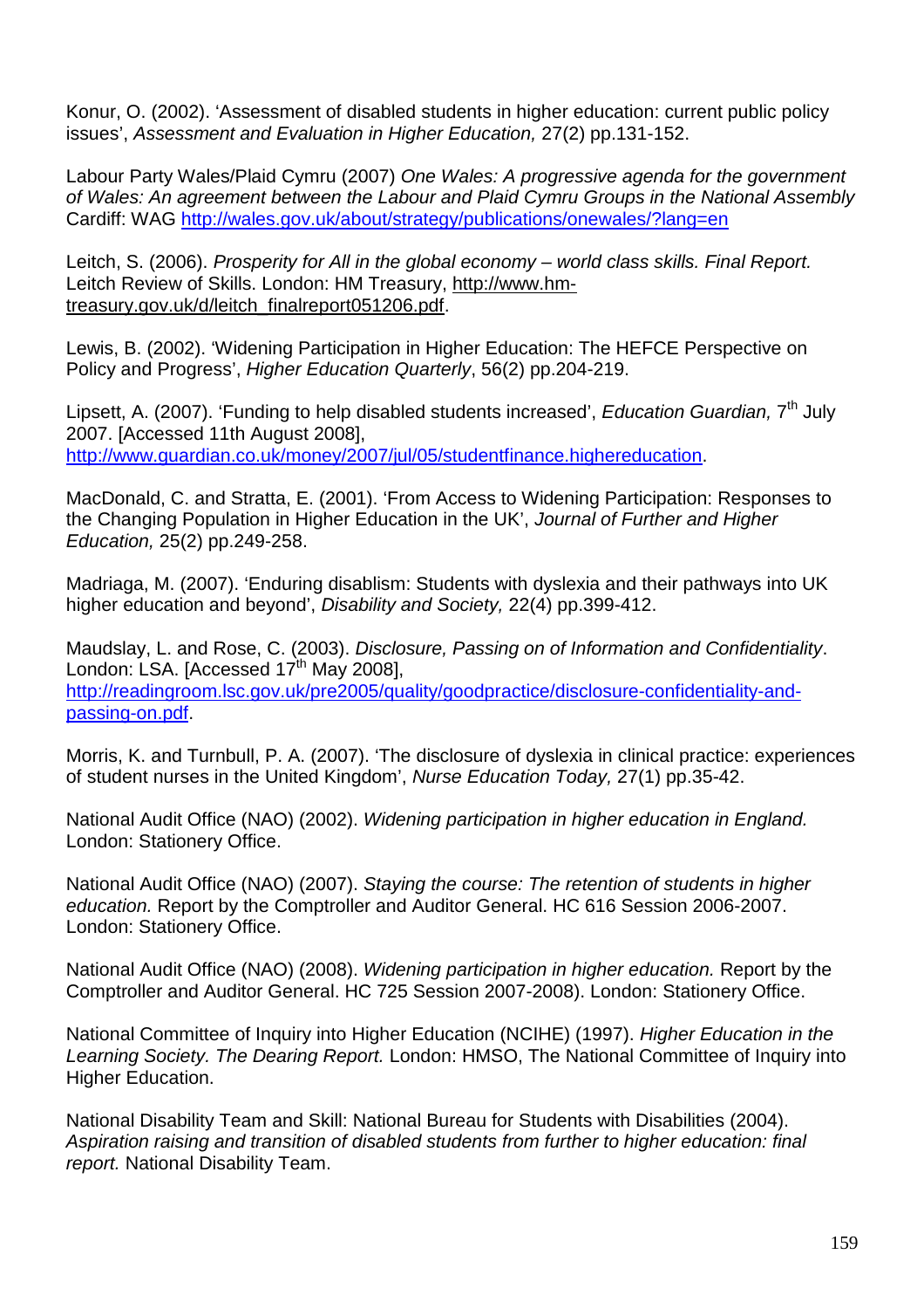Konur, O. (2002). 'Assessment of disabled students in higher education: current public policy issues', *Assessment and Evaluation in Higher Education,* 27(2) pp.131-152.

Labour Party Wales/Plaid Cymru (2007) *One Wales: A progressive agenda for the government of Wales: An agreement between the Labour and Plaid Cymru Groups in the National Assembly* Cardiff: WAG http://wales.gov.uk/about/strategy/publications/onewales/?lang=en

Leitch, S. (2006). *Prosperity for All in the global economy – world class skills. Final Report.* Leitch Review of Skills. London: HM Treasury, http://www.hm-treasury.gov.uk/d/leitch_finalreport051206.pdf.

Lewis, B. (2002). 'Widening Participation in Higher Education: The HEFCE Perspective on Policy and Progress', *Higher Education Quarterly*, 56(2) pp.204-219.

Lipsett, A. (2007). 'Funding to help disabled students increased', *Education Guardian,* 7th July 2007. [Accessed 11th August 2008], http://www.guardian.co.uk/money/2007/jul/05/studentfinance.highereducation.

MacDonald, C. and Stratta, E. (2001). 'From Access to Widening Participation: Responses to the Changing Population in Higher Education in the UK', *Journal of Further and Higher Education,* 25(2) pp.249-258.

Madriaga, M. (2007). 'Enduring disablism: Students with dyslexia and their pathways into UK higher education and beyond', *Disability and Society,* 22(4) pp.399-412.

Maudslay, L. and Rose, C. (2003). *Disclosure, Passing on of Information and Confidentiality*. London: LSA. [Accessed 17th May 2008], http://readingroom.lsc.gov.uk/pre2005/quality/goodpractice/disclosure-confidentiality-and-passing-on.pdf.

Morris, K. and Turnbull, P. A. (2007). 'The disclosure of dyslexia in clinical practice: experiences of student nurses in the United Kingdom', *Nurse Education Today,* 27(1) pp.35-42.

National Audit Office (NAO) (2002). *Widening participation in higher education in England.* London: Stationery Office.

National Audit Office (NAO) (2007). *Staying the course: The retention of students in higher education.* Report by the Comptroller and Auditor General. HC 616 Session 2006-2007. London: Stationery Office.

National Audit Office (NAO) (2008). *Widening participation in higher education.* Report by the Comptroller and Auditor General. HC 725 Session 2007-2008). London: Stationery Office.

National Committee of Inquiry into Higher Education (NCIHE) (1997). *Higher Education in the Learning Society. The Dearing Report.* London: HMSO, The National Committee of Inquiry into Higher Education.

National Disability Team and Skill: National Bureau for Students with Disabilities (2004). *Aspiration raising and transition of disabled students from further to higher education: final report.* National Disability Team.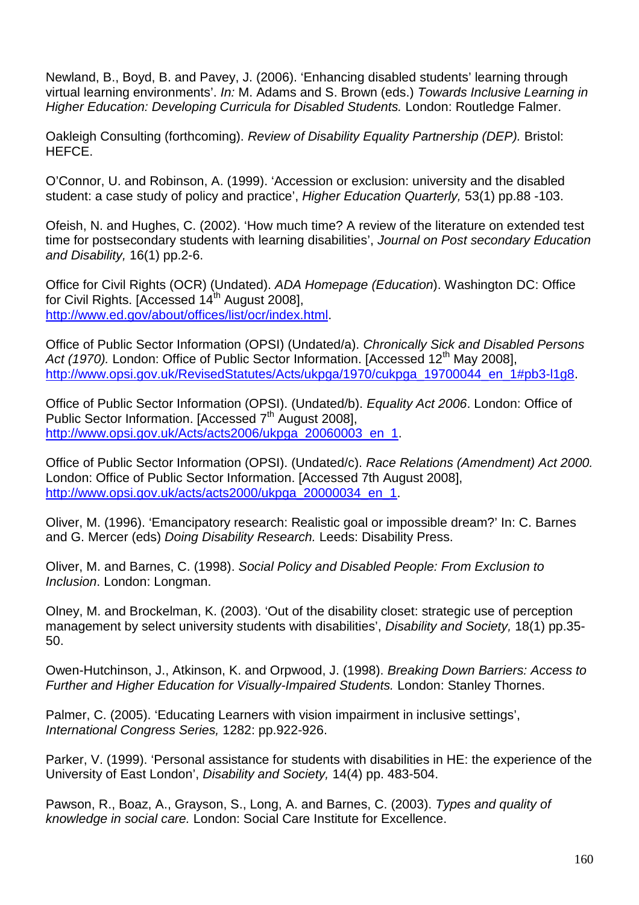Newland, B., Boyd, B. and Pavey, J. (2006). ‘Enhancing disabled students’ learning through virtual learning environments’. *In:* M. Adams and S. Brown (eds.) *Towards Inclusive Learning in Higher Education: Developing Curricula for Disabled Students.* London: Routledge Falmer.

Oakleigh Consulting (forthcoming). *Review of Disability Equality Partnership (DEP).* Bristol: HEFCE.

O’Connor, U. and Robinson, A. (1999). ‘Accession or exclusion: university and the disabled student: a case study of policy and practice’, *Higher Education Quarterly,* 53(1) pp.88 -103.

Ofeish, N. and Hughes, C. (2002). ‘How much time? A review of the literature on extended test time for postsecondary students with learning disabilities’, *Journal on Post secondary Education and Disability,* 16(1) pp.2-6.

Office for Civil Rights (OCR) (Undated). *ADA Homepage (Education*). Washington DC: Office for Civil Rights. [Accessed 14th August 2008], http://www.ed.gov/about/offices/list/ocr/index.html.

Office of Public Sector Information (OPSI) (Undated/a). *Chronically Sick and Disabled Persons Act (1970).* London: Office of Public Sector Information. [Accessed 12th May 2008], http://www.opsi.gov.uk/RevisedStatutes/Acts/ukpga/1970/cukpga_19700044_en_1#pb3-l1g8.

Office of Public Sector Information (OPSI). (Undated/b). *Equality Act 2006*. London: Office of Public Sector Information. [Accessed 7th August 2008], http://www.opsi.gov.uk/Acts/acts2006/ukpga_20060003_en_1.

Office of Public Sector Information (OPSI). (Undated/c). *Race Relations (Amendment) Act 2000.* London: Office of Public Sector Information. [Accessed 7th August 2008], http://www.opsi.gov.uk/acts/acts2000/ukpga_20000034_en_1.

Oliver, M. (1996). ‘Emancipatory research: Realistic goal or impossible dream?’ In: C. Barnes and G. Mercer (eds) *Doing Disability Research.* Leeds: Disability Press.

Oliver, M. and Barnes, C. (1998). *Social Policy and Disabled People: From Exclusion to Inclusion*. London: Longman.

Olney, M. and Brockelman, K. (2003). ‘Out of the disability closet: strategic use of perception management by select university students with disabilities’, *Disability and Society,* 18(1) pp.35-50.

Owen-Hutchinson, J., Atkinson, K. and Orpwood, J. (1998). *Breaking Down Barriers: Access to Further and Higher Education for Visually-Impaired Students.* London: Stanley Thornes.

Palmer, C. (2005). ‘Educating Learners with vision impairment in inclusive settings’, *International Congress Series,* 1282: pp.922-926.

Parker, V. (1999). ‘Personal assistance for students with disabilities in HE: the experience of the University of East London’, *Disability and Society,* 14(4) pp. 483-504.

Pawson, R., Boaz, A., Grayson, S., Long, A. and Barnes, C. (2003). *Types and quality of knowledge in social care.* London: Social Care Institute for Excellence.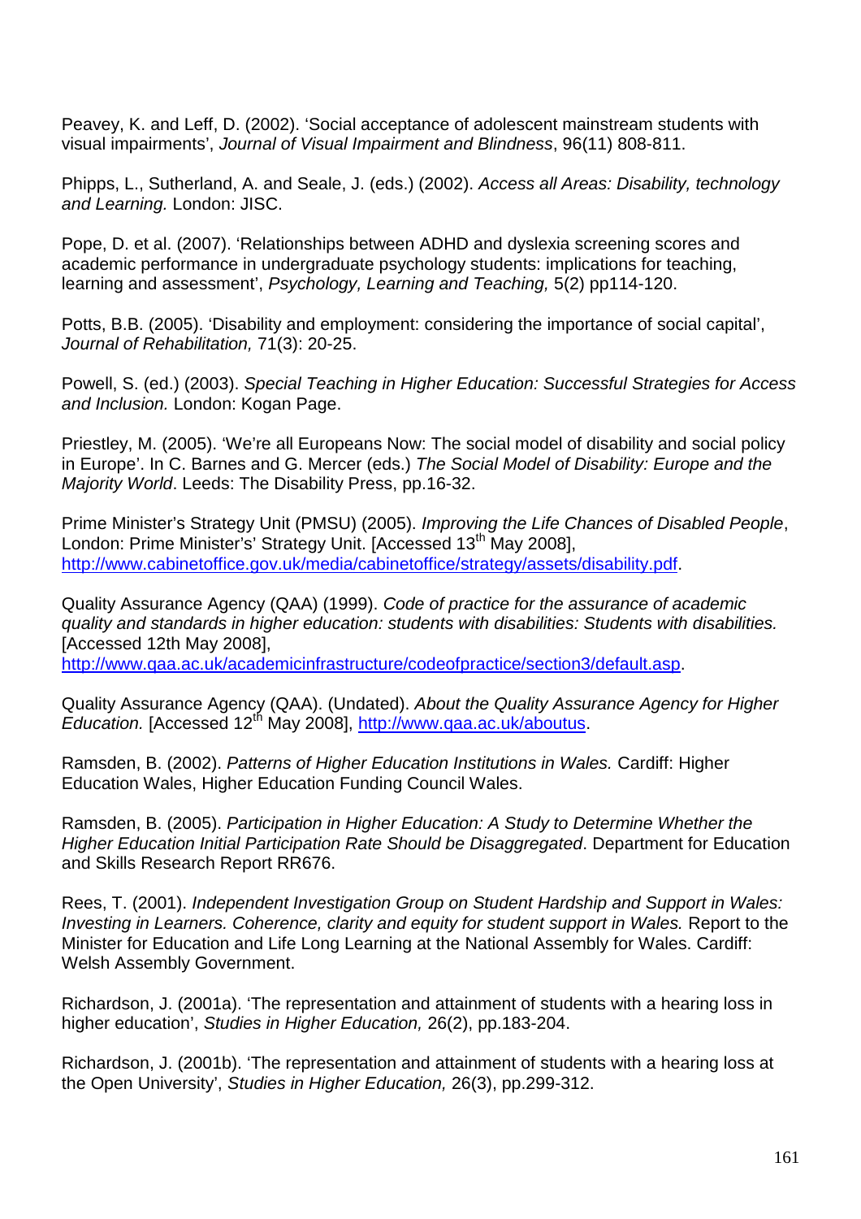Peavey, K. and Leff, D. (2002). 'Social acceptance of adolescent mainstream students with visual impairments', *Journal of Visual Impairment and Blindness*, 96(11) 808-811.

Phipps, L., Sutherland, A. and Seale, J. (eds.) (2002). *Access all Areas: Disability, technology and Learning.* London: JISC.

Pope, D. et al. (2007). 'Relationships between ADHD and dyslexia screening scores and academic performance in undergraduate psychology students: implications for teaching, learning and assessment', *Psychology, Learning and Teaching,* 5(2) pp114-120.

Potts, B.B. (2005). 'Disability and employment: considering the importance of social capital', *Journal of Rehabilitation,* 71(3): 20-25.

Powell, S. (ed.) (2003). *Special Teaching in Higher Education: Successful Strategies for Access and Inclusion.* London: Kogan Page.

Priestley, M. (2005). 'We're all Europeans Now: The social model of disability and social policy in Europe'. In C. Barnes and G. Mercer (eds.) *The Social Model of Disability: Europe and the Majority World*. Leeds: The Disability Press, pp.16-32.

Prime Minister's Strategy Unit (PMSU) (2005). *Improving the Life Chances of Disabled People*, London: Prime Minister's' Strategy Unit. [Accessed 13th May 2008], http://www.cabinetoffice.gov.uk/media/cabinetoffice/strategy/assets/disability.pdf.

Quality Assurance Agency (QAA) (1999). *Code of practice for the assurance of academic quality and standards in higher education: students with disabilities: Students with disabilities.* [Accessed 12th May 2008], http://www.qaa.ac.uk/academicinfrastructure/codeofpractice/section3/default.asp.

Quality Assurance Agency (QAA). (Undated). *About the Quality Assurance Agency for Higher Education.* [Accessed 12th May 2008], http://www.qaa.ac.uk/aboutus.

Ramsden, B. (2002). *Patterns of Higher Education Institutions in Wales.* Cardiff: Higher Education Wales, Higher Education Funding Council Wales.

Ramsden, B. (2005). *Participation in Higher Education: A Study to Determine Whether the Higher Education Initial Participation Rate Should be Disaggregated*. Department for Education and Skills Research Report RR676.

Rees, T. (2001). *Independent Investigation Group on Student Hardship and Support in Wales: Investing in Learners. Coherence, clarity and equity for student support in Wales.* Report to the Minister for Education and Life Long Learning at the National Assembly for Wales. Cardiff: Welsh Assembly Government.

Richardson, J. (2001a). 'The representation and attainment of students with a hearing loss in higher education', *Studies in Higher Education,* 26(2), pp.183-204.

Richardson, J. (2001b). 'The representation and attainment of students with a hearing loss at the Open University', *Studies in Higher Education,* 26(3), pp.299-312.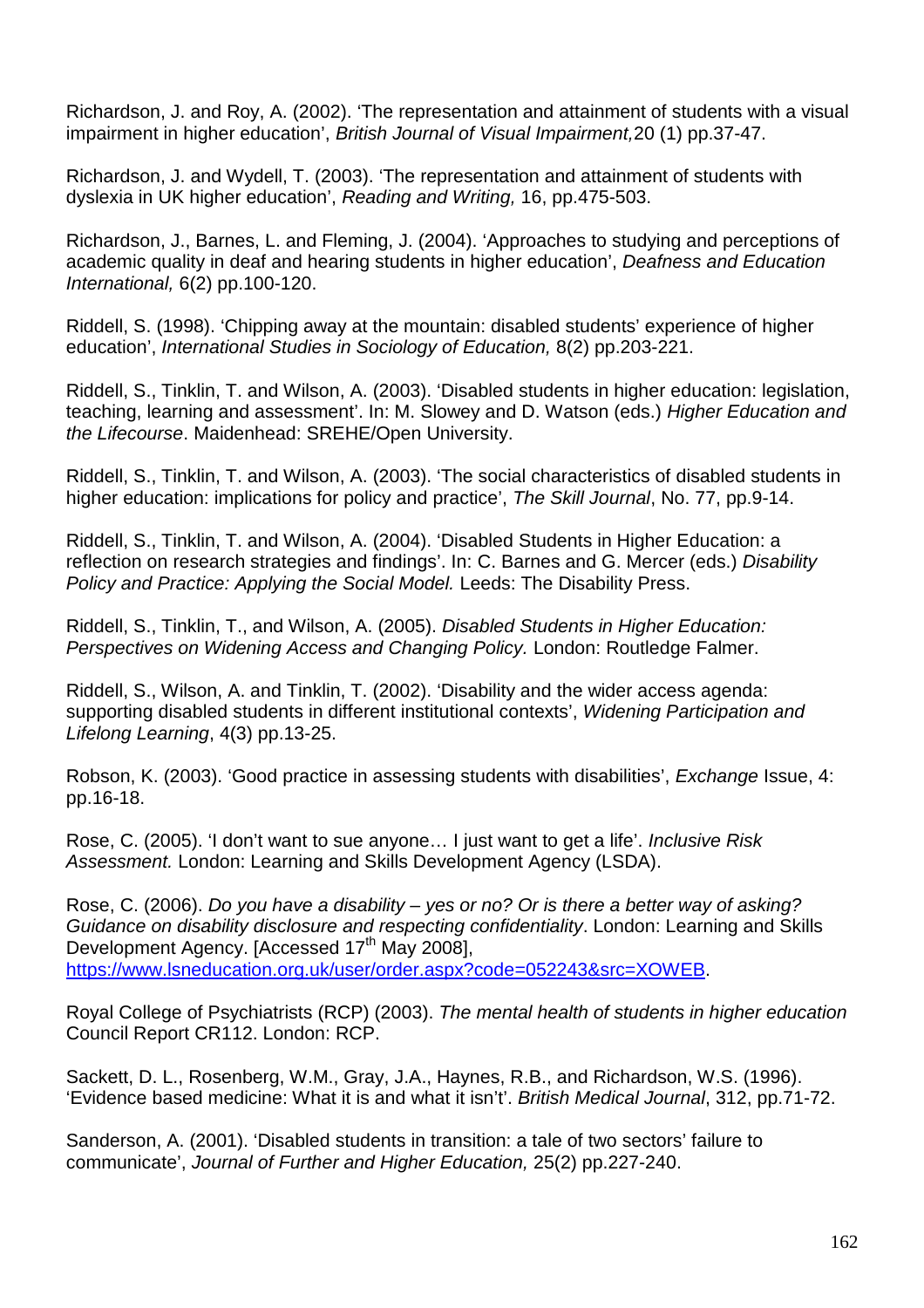Richardson, J. and Roy, A. (2002). 'The representation and attainment of students with a visual impairment in higher education', *British Journal of Visual Impairment,*20 (1) pp.37-47.

Richardson, J. and Wydell, T. (2003). 'The representation and attainment of students with dyslexia in UK higher education', *Reading and Writing,* 16, pp.475-503.

Richardson, J., Barnes, L. and Fleming, J. (2004). 'Approaches to studying and perceptions of academic quality in deaf and hearing students in higher education', *Deafness and Education International,* 6(2) pp.100-120.

Riddell, S. (1998). 'Chipping away at the mountain: disabled students' experience of higher education', *International Studies in Sociology of Education,* 8(2) pp.203-221.

Riddell, S., Tinklin, T. and Wilson, A. (2003). 'Disabled students in higher education: legislation, teaching, learning and assessment'. In: M. Slowey and D. Watson (eds.) *Higher Education and the Lifecourse*. Maidenhead: SREHE/Open University.

Riddell, S., Tinklin, T. and Wilson, A. (2003). 'The social characteristics of disabled students in higher education: implications for policy and practice', *The Skill Journal*, No. 77, pp.9-14.

Riddell, S., Tinklin, T. and Wilson, A. (2004). 'Disabled Students in Higher Education: a reflection on research strategies and findings'. In: C. Barnes and G. Mercer (eds.) *Disability Policy and Practice: Applying the Social Model.* Leeds: The Disability Press.

Riddell, S., Tinklin, T., and Wilson, A. (2005). *Disabled Students in Higher Education: Perspectives on Widening Access and Changing Policy.* London: Routledge Falmer.

Riddell, S., Wilson, A. and Tinklin, T. (2002). 'Disability and the wider access agenda: supporting disabled students in different institutional contexts', *Widening Participation and Lifelong Learning*, 4(3) pp.13-25.

Robson, K. (2003). 'Good practice in assessing students with disabilities', *Exchange* Issue, 4: pp.16-18.

Rose, C. (2005). 'I don't want to sue anyone… I just want to get a life'. *Inclusive Risk Assessment.* London: Learning and Skills Development Agency (LSDA).

Rose, C. (2006). *Do you have a disability – yes or no? Or is there a better way of asking? Guidance on disability disclosure and respecting confidentiality*. London: Learning and Skills Development Agency. [Accessed 17th May 2008], https://www.lsneducation.org.uk/user/order.aspx?code=052243&src=XOWEB.

Royal College of Psychiatrists (RCP) (2003). *The mental health of students in higher education* Council Report CR112. London: RCP.

Sackett, D. L., Rosenberg, W.M., Gray, J.A., Haynes, R.B., and Richardson, W.S. (1996). 'Evidence based medicine: What it is and what it isn't'. *British Medical Journal*, 312, pp.71-72.

Sanderson, A. (2001). 'Disabled students in transition: a tale of two sectors' failure to communicate', *Journal of Further and Higher Education,* 25(2) pp.227-240.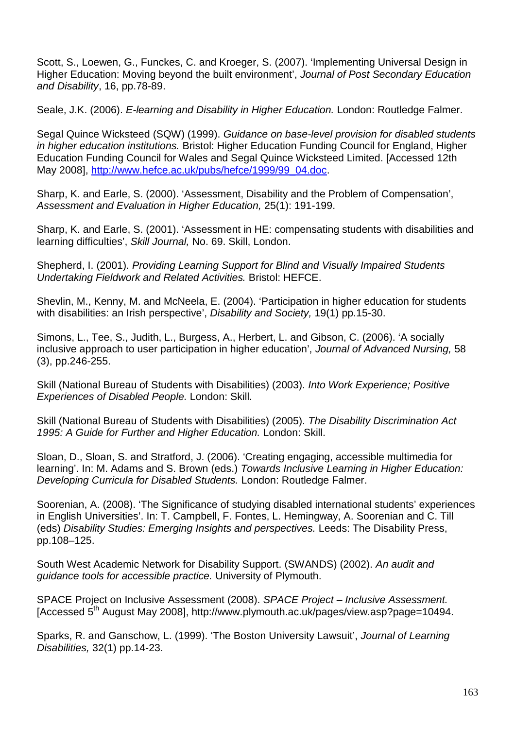Scott, S., Loewen, G., Funckes, C. and Kroeger, S. (2007). 'Implementing Universal Design in Higher Education: Moving beyond the built environment', *Journal of Post Secondary Education and Disability*, 16, pp.78-89.

Seale, J.K. (2006). *E-learning and Disability in Higher Education.* London: Routledge Falmer.

Segal Quince Wicksteed (SQW) (1999). *Guidance on base-level provision for disabled students in higher education institutions.* Bristol: Higher Education Funding Council for England, Higher Education Funding Council for Wales and Segal Quince Wicksteed Limited. [Accessed 12th May 2008], http://www.hefce.ac.uk/pubs/hefce/1999/99_04.doc.

Sharp, K. and Earle, S. (2000). 'Assessment, Disability and the Problem of Compensation', *Assessment and Evaluation in Higher Education,* 25(1): 191-199.

Sharp, K. and Earle, S. (2001). 'Assessment in HE: compensating students with disabilities and learning difficulties', *Skill Journal,* No. 69. Skill, London.

Shepherd, I. (2001). *Providing Learning Support for Blind and Visually Impaired Students Undertaking Fieldwork and Related Activities.* Bristol: HEFCE.

Shevlin, M., Kenny, M. and McNeela, E. (2004). 'Participation in higher education for students with disabilities: an Irish perspective', *Disability and Society,* 19(1) pp.15-30.

Simons, L., Tee, S., Judith, L., Burgess, A., Herbert, L. and Gibson, C. (2006). 'A socially inclusive approach to user participation in higher education', *Journal of Advanced Nursing,* 58 (3), pp.246-255.

Skill (National Bureau of Students with Disabilities) (2003). *Into Work Experience; Positive Experiences of Disabled People.* London: Skill.

Skill (National Bureau of Students with Disabilities) (2005). *The Disability Discrimination Act 1995: A Guide for Further and Higher Education.* London: Skill.

Sloan, D., Sloan, S. and Stratford, J. (2006). 'Creating engaging, accessible multimedia for learning'. In: M. Adams and S. Brown (eds.) *Towards Inclusive Learning in Higher Education: Developing Curricula for Disabled Students.* London: Routledge Falmer.

Soorenian, A. (2008). 'The Significance of studying disabled international students' experiences in English Universities'. In: T. Campbell, F. Fontes, L. Hemingway, A. Soorenian and C. Till (eds) *Disability Studies: Emerging Insights and perspectives.* Leeds: The Disability Press, pp.108–125.

South West Academic Network for Disability Support. (SWANDS) (2002). *An audit and guidance tools for accessible practice.* University of Plymouth.

SPACE Project on Inclusive Assessment (2008). *SPACE Project – Inclusive Assessment.* [Accessed 5th August May 2008], http://www.plymouth.ac.uk/pages/view.asp?page=10494.

Sparks, R. and Ganschow, L. (1999). 'The Boston University Lawsuit', *Journal of Learning Disabilities,* 32(1) pp.14-23.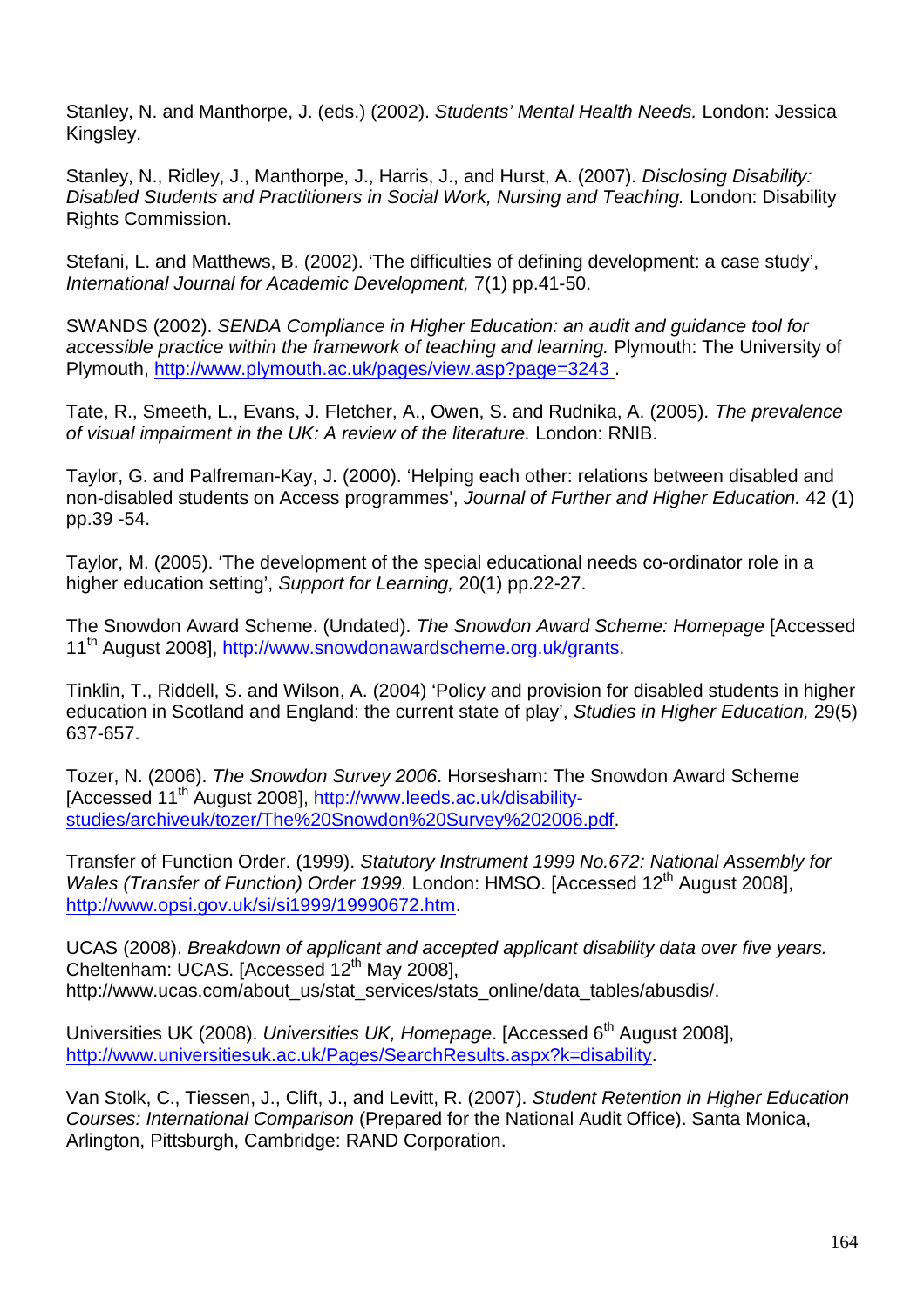Stanley, N. and Manthorpe, J. (eds.) (2002). *Students' Mental Health Needs.* London: Jessica Kingsley.

Stanley, N., Ridley, J., Manthorpe, J., Harris, J., and Hurst, A. (2007). *Disclosing Disability: Disabled Students and Practitioners in Social Work, Nursing and Teaching.* London: Disability Rights Commission.

Stefani, L. and Matthews, B. (2002). 'The difficulties of defining development: a case study', *International Journal for Academic Development,* 7(1) pp.41-50.

SWANDS (2002). *SENDA Compliance in Higher Education: an audit and guidance tool for accessible practice within the framework of teaching and learning.* Plymouth: The University of Plymouth, http://www.plymouth.ac.uk/pages/view.asp?page=3243 .

Tate, R., Smeeth, L., Evans, J. Fletcher, A., Owen, S. and Rudnika, A. (2005). *The prevalence of visual impairment in the UK: A review of the literature.* London: RNIB.

Taylor, G. and Palfreman-Kay, J. (2000). 'Helping each other: relations between disabled and non-disabled students on Access programmes', *Journal of Further and Higher Education.* 42 (1) pp.39 -54.

Taylor, M. (2005). 'The development of the special educational needs co-ordinator role in a higher education setting', *Support for Learning,* 20(1) pp.22-27.

The Snowdon Award Scheme. (Undated). *The Snowdon Award Scheme: Homepage* [Accessed 11th August 2008], http://www.snowdonawardscheme.org.uk/grants.

Tinklin, T., Riddell, S. and Wilson, A. (2004) 'Policy and provision for disabled students in higher education in Scotland and England: the current state of play', *Studies in Higher Education,* 29(5) 637-657.

Tozer, N. (2006). *The Snowdon Survey 2006*. Horsesham: The Snowdon Award Scheme [Accessed 11th August 2008], http://www.leeds.ac.uk/disability-studies/archiveuk/tozer/The%20Snowdon%20Survey%202006.pdf.

Transfer of Function Order. (1999). *Statutory Instrument 1999 No.672: National Assembly for Wales (Transfer of Function) Order 1999.* London: HMSO. [Accessed 12th August 2008], http://www.opsi.gov.uk/si/si1999/19990672.htm.

UCAS (2008). *Breakdown of applicant and accepted applicant disability data over five years.* Cheltenham: UCAS. [Accessed 12th May 2008], http://www.ucas.com/about_us/stat_services/stats_online/data_tables/abusdis/.

Universities UK (2008). *Universities UK, Homepage*. [Accessed 6th August 2008], http://www.universitiesuk.ac.uk/Pages/SearchResults.aspx?k=disability.

Van Stolk, C., Tiessen, J., Clift, J., and Levitt, R. (2007). *Student Retention in Higher Education Courses: International Comparison* (Prepared for the National Audit Office). Santa Monica, Arlington, Pittsburgh, Cambridge: RAND Corporation.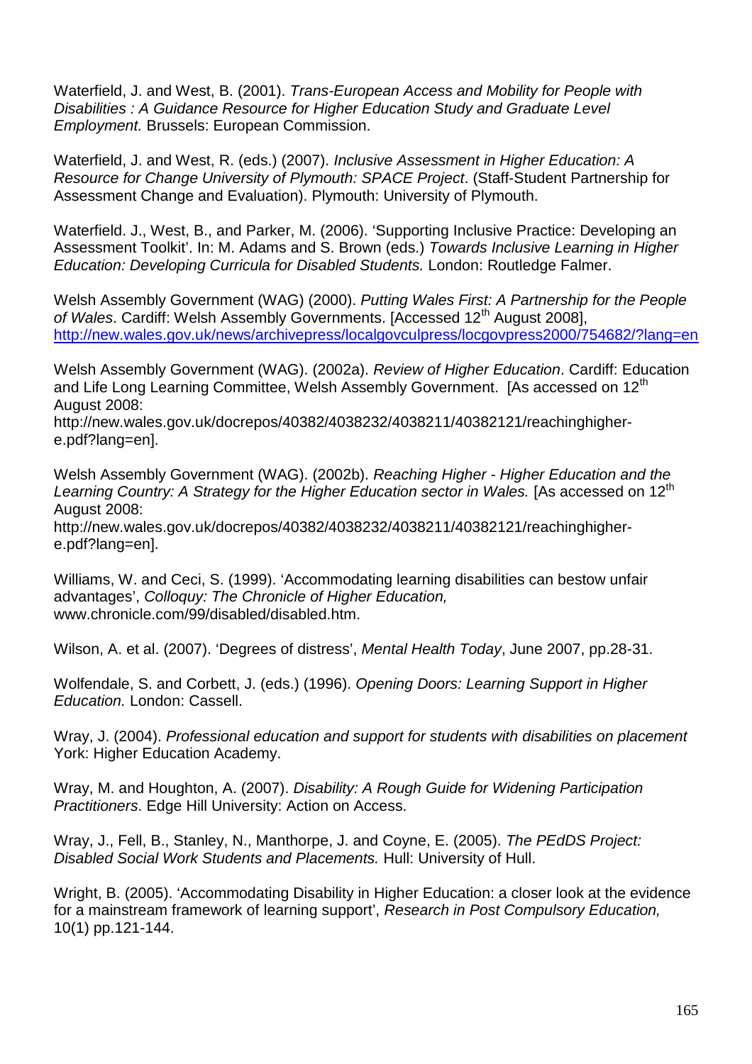Waterfield, J. and West, B. (2001). *Trans-European Access and Mobility for People with Disabilities : A Guidance Resource for Higher Education Study and Graduate Level Employment.* Brussels: European Commission.

Waterfield, J. and West, R. (eds.) (2007). *Inclusive Assessment in Higher Education: A Resource for Change University of Plymouth: SPACE Project*. (Staff-Student Partnership for Assessment Change and Evaluation). Plymouth: University of Plymouth.

Waterfield. J., West, B., and Parker, M. (2006). 'Supporting Inclusive Practice: Developing an Assessment Toolkit'. In: M. Adams and S. Brown (eds.) *Towards Inclusive Learning in Higher Education: Developing Curricula for Disabled Students.* London: Routledge Falmer.

Welsh Assembly Government (WAG) (2000). *Putting Wales First: A Partnership for the People of Wales*. Cardiff: Welsh Assembly Governments. [Accessed 12th August 2008], http://new.wales.gov.uk/news/archivepress/localgovculpress/locgovpress2000/754682/?lang=en

Welsh Assembly Government (WAG). (2002a). *Review of Higher Education*. Cardiff: Education and Life Long Learning Committee, Welsh Assembly Government. [As accessed on 12th August 2008: http://new.wales.gov.uk/docrepos/40382/4038232/4038211/40382121/reachinghigher-e.pdf?lang=en].

Welsh Assembly Government (WAG). (2002b). *Reaching Higher - Higher Education and the Learning Country: A Strategy for the Higher Education sector in Wales.* [As accessed on 12th August 2008: http://new.wales.gov.uk/docrepos/40382/4038232/4038211/40382121/reachinghigher-e.pdf?lang=en].

Williams, W. and Ceci, S. (1999). 'Accommodating learning disabilities can bestow unfair advantages', *Colloquy: The Chronicle of Higher Education,* www.chronicle.com/99/disabled/disabled.htm.

Wilson, A. et al. (2007). 'Degrees of distress', *Mental Health Today*, June 2007, pp.28-31.

Wolfendale, S. and Corbett, J. (eds.) (1996). *Opening Doors: Learning Support in Higher Education.* London: Cassell.

Wray, J. (2004). *Professional education and support for students with disabilities on placement* York: Higher Education Academy.

Wray, M. and Houghton, A. (2007). *Disability: A Rough Guide for Widening Participation Practitioners*. Edge Hill University: Action on Access.

Wray, J., Fell, B., Stanley, N., Manthorpe, J. and Coyne, E. (2005). *The PEdDS Project: Disabled Social Work Students and Placements.* Hull: University of Hull.

Wright, B. (2005). 'Accommodating Disability in Higher Education: a closer look at the evidence for a mainstream framework of learning support', *Research in Post Compulsory Education,* 10(1) pp.121-144.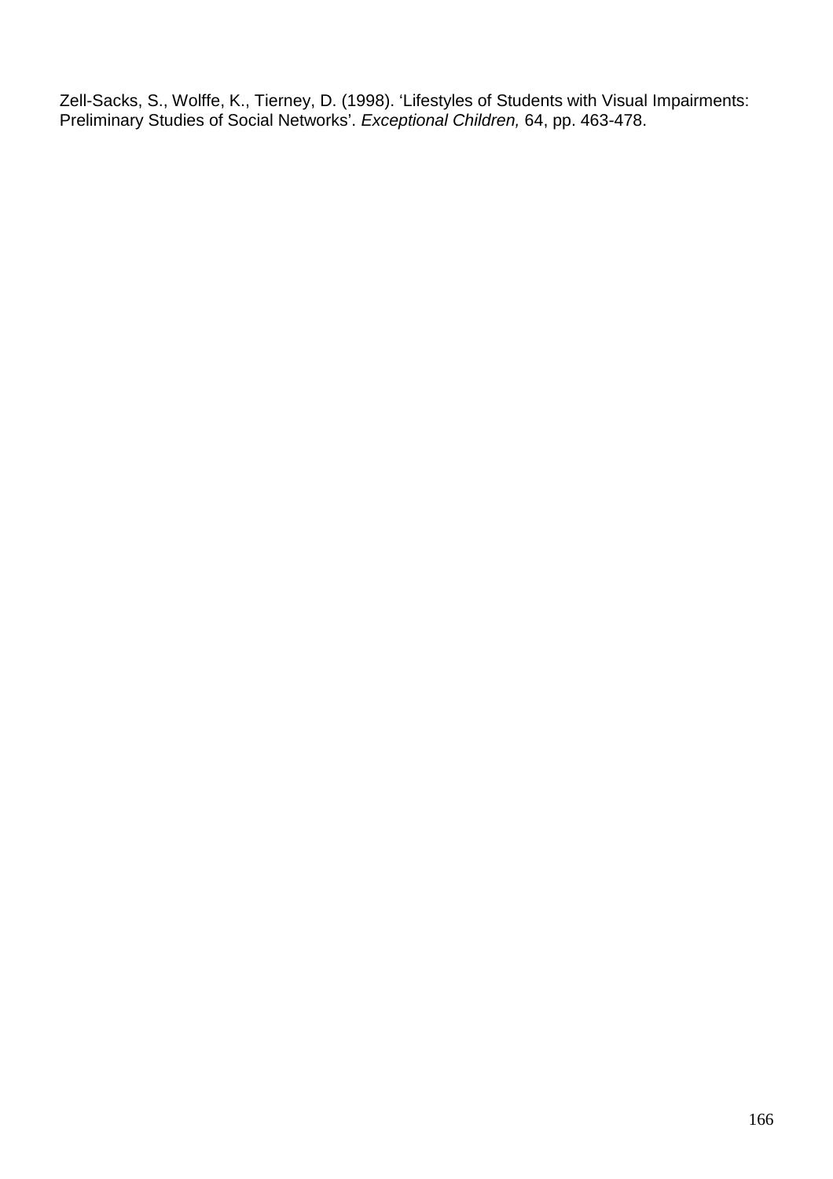Zell-Sacks, S., Wolffe, K., Tierney, D. (1998). 'Lifestyles of Students with Visual Impairments: Preliminary Studies of Social Networks'. *Exceptional Children,* 64, pp. 463-478.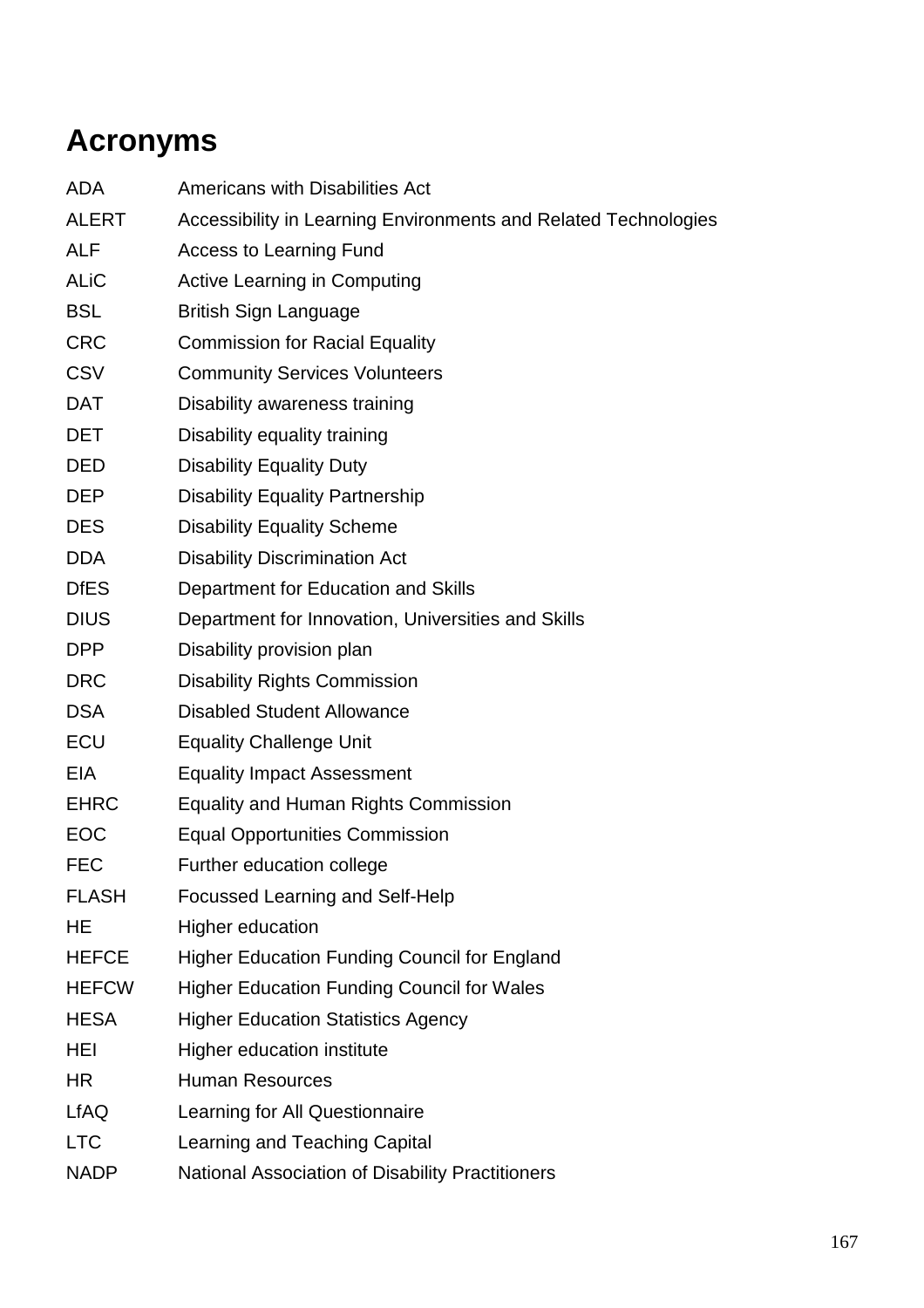# Acronyms

| | |
|---|---|
| ADA | Americans with Disabilities Act |
| ALERT | Accessibility in Learning Environments and Related Technologies |
| ALF | Access to Learning Fund |
| ALiC | Active Learning in Computing |
| BSL | British Sign Language |
| CRC | Commission for Racial Equality |
| CSV | Community Services Volunteers |
| DAT | Disability awareness training |
| DET | Disability equality training |
| DED | Disability Equality Duty |
| DEP | Disability Equality Partnership |
| DES | Disability Equality Scheme |
| DDA | Disability Discrimination Act |
| DfES | Department for Education and Skills |
| DIUS | Department for Innovation, Universities and Skills |
| DPP | Disability provision plan |
| DRC | Disability Rights Commission |
| DSA | Disabled Student Allowance |
| ECU | Equality Challenge Unit |
| EIA | Equality Impact Assessment |
| EHRC | Equality and Human Rights Commission |
| EOC | Equal Opportunities Commission |
| FEC | Further education college |
| FLASH | Focussed Learning and Self-Help |
| HE | Higher education |
| HEFCE | Higher Education Funding Council for England |
| HEFCW | Higher Education Funding Council for Wales |
| HESA | Higher Education Statistics Agency |
| HEI | Higher education institute |
| HR | Human Resources |
| LfAQ | Learning for All Questionnaire |
| LTC | Learning and Teaching Capital |
| NADP | National Association of Disability Practitioners |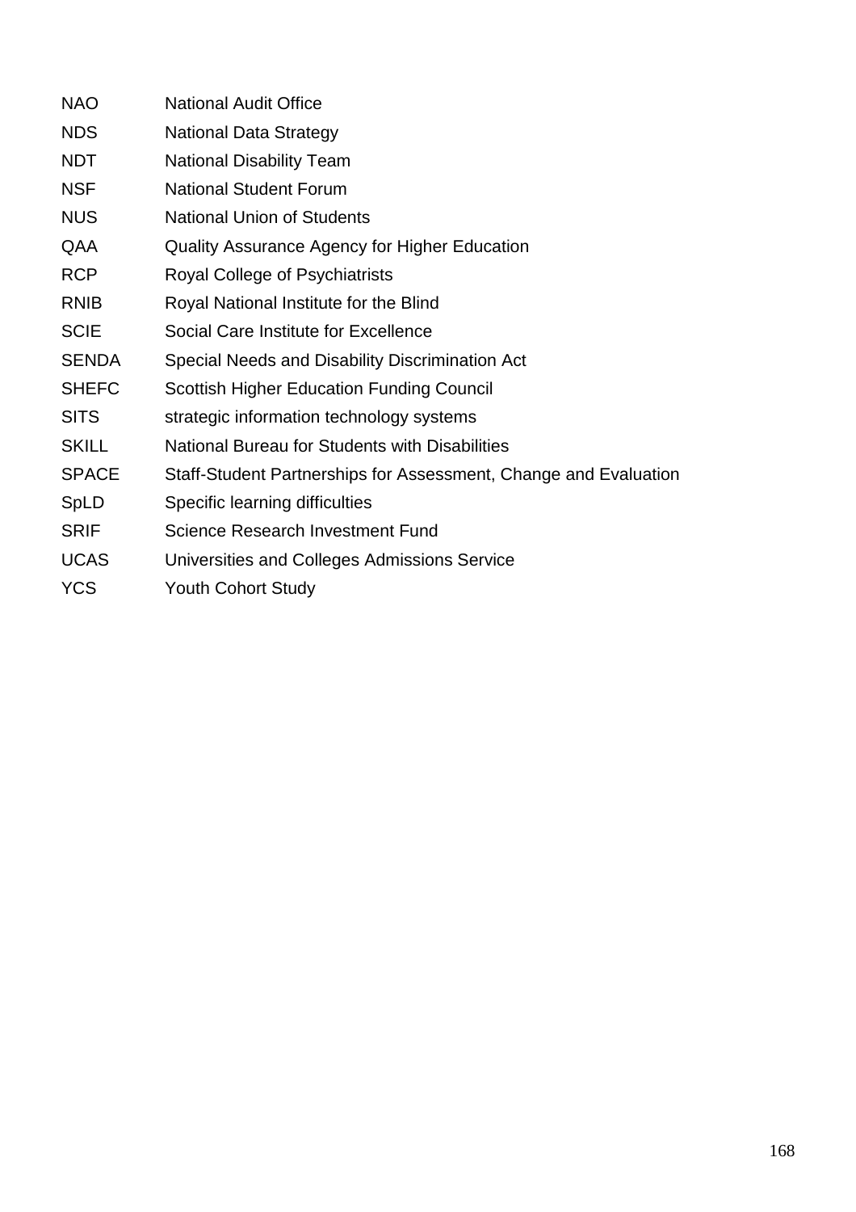| | |
|---|---|
| NAO | National Audit Office |
| NDS | National Data Strategy |
| NDT | National Disability Team |
| NSF | National Student Forum |
| NUS | National Union of Students |
| QAA | Quality Assurance Agency for Higher Education |
| RCP | Royal College of Psychiatrists |
| RNIB | Royal National Institute for the Blind |
| SCIE | Social Care Institute for Excellence |
| SENDA | Special Needs and Disability Discrimination Act |
| SHEFC | Scottish Higher Education Funding Council |
| SITS | strategic information technology systems |
| SKILL | National Bureau for Students with Disabilities |
| SPACE | Staff-Student Partnerships for Assessment, Change and Evaluation |
| SpLD | Specific learning difficulties |
| SRIF | Science Research Investment Fund |
| UCAS | Universities and Colleges Admissions Service |
| YCS | Youth Cohort Study |